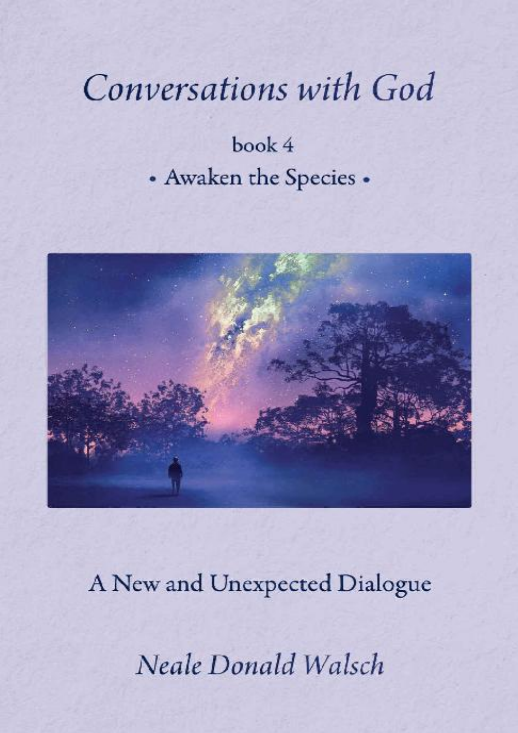# Conversations with God

## book 4

### • Awaken the Species •

A New and Unexpected Dialogue

*Neale Donald Walsch*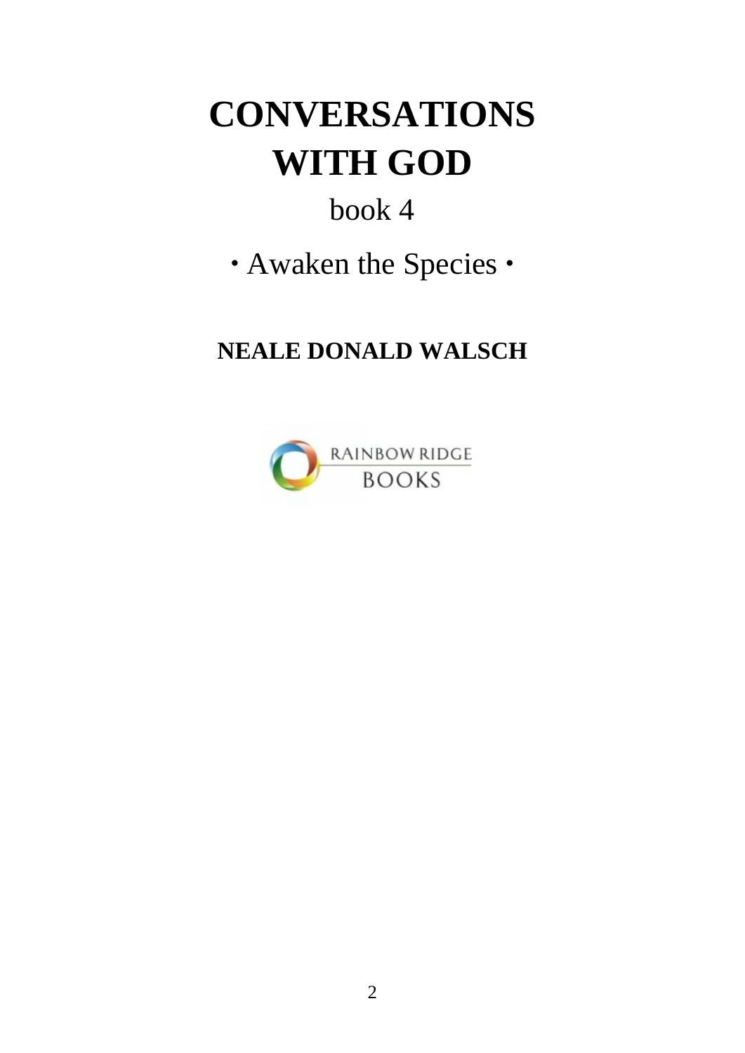# CONVERSATIONS WITH GOD

## book 4

### · Awaken the Species ·

**NEALE DONALD WALSCH**

RAINBOW RIDGE BOOKS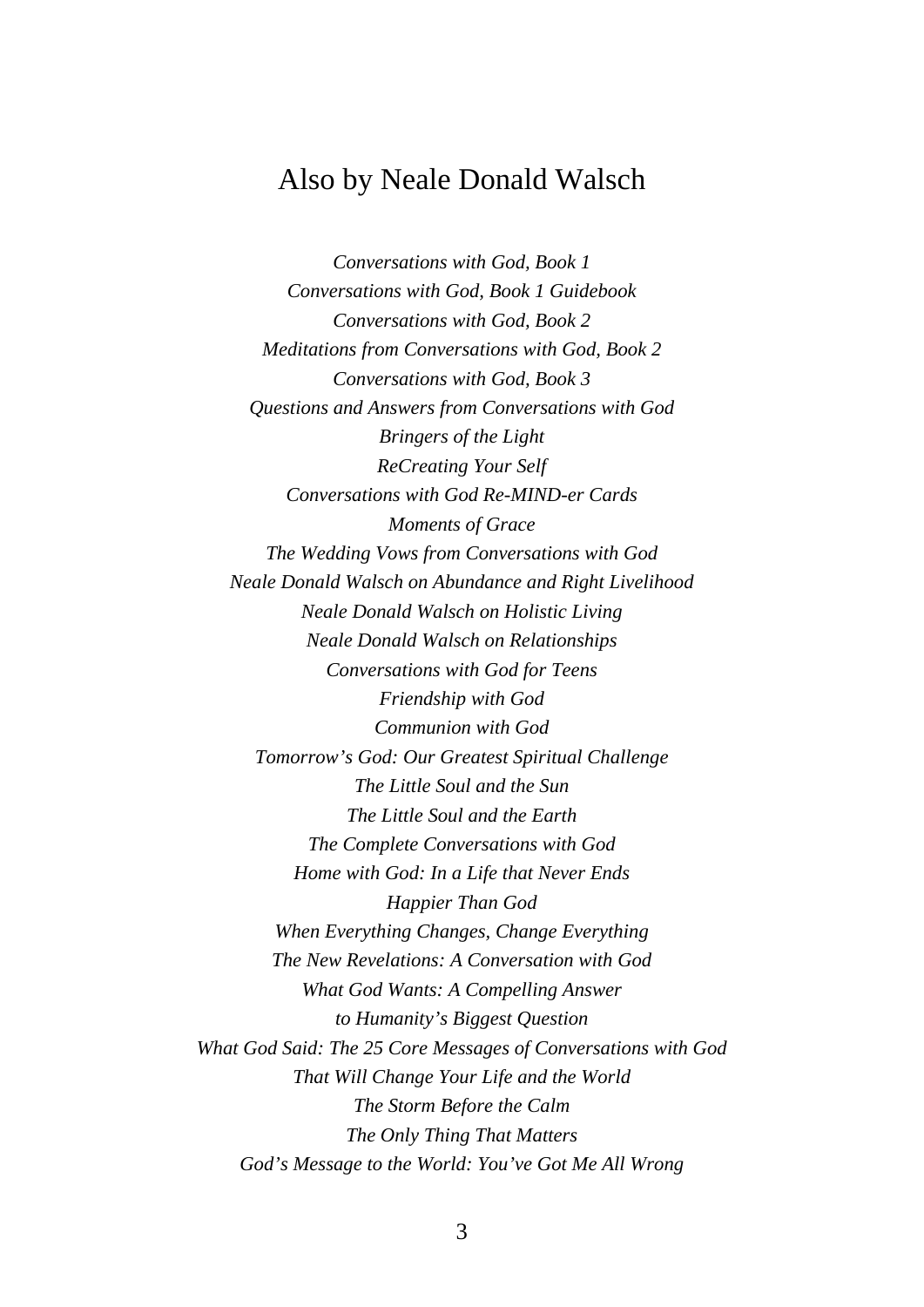# Also by Neale Donald Walsch

*Conversations with God, Book 1*
*Conversations with God, Book 1 Guidebook*
*Conversations with God, Book 2*
*Meditations from Conversations with God, Book 2*
*Conversations with God, Book 3*
*Questions and Answers from Conversations with God*
*Bringers of the Light*
*ReCreating Your Self*
*Conversations with God Re-MIND-er Cards*
*Moments of Grace*
*The Wedding Vows from Conversations with God*
*Neale Donald Walsch on Abundance and Right Livelihood*
*Neale Donald Walsch on Holistic Living*
*Neale Donald Walsch on Relationships*
*Conversations with God for Teens*
*Friendship with God*
*Communion with God*
*Tomorrow's God: Our Greatest Spiritual Challenge*
*The Little Soul and the Sun*
*The Little Soul and the Earth*
*The Complete Conversations with God*
*Home with God: In a Life that Never Ends*
*Happier Than God*
*When Everything Changes, Change Everything*
*The New Revelations: A Conversation with God*
*What God Wants: A Compelling Answer*
*to Humanity's Biggest Question*
*What God Said: The 25 Core Messages of Conversations with God*
*That Will Change Your Life and the World*
*The Storm Before the Calm*
*The Only Thing That Matters*
*God's Message to the World: You've Got Me All Wrong*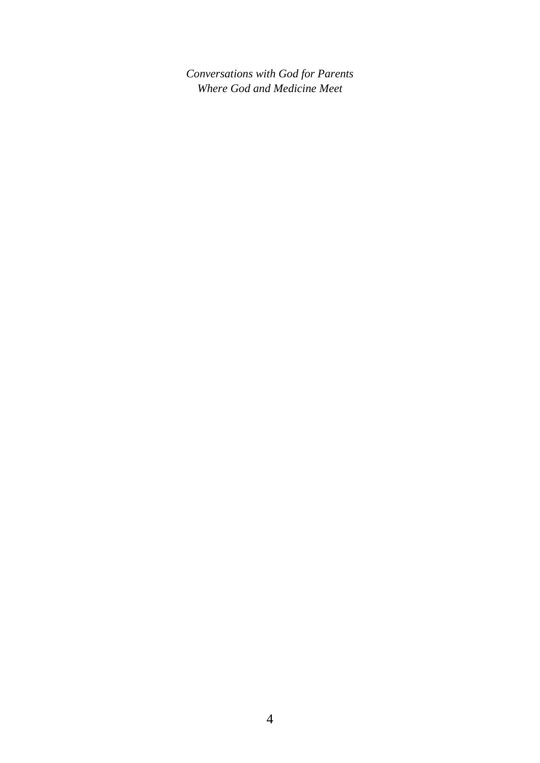*Conversations with God for Parents*
*Where God and Medicine Meet*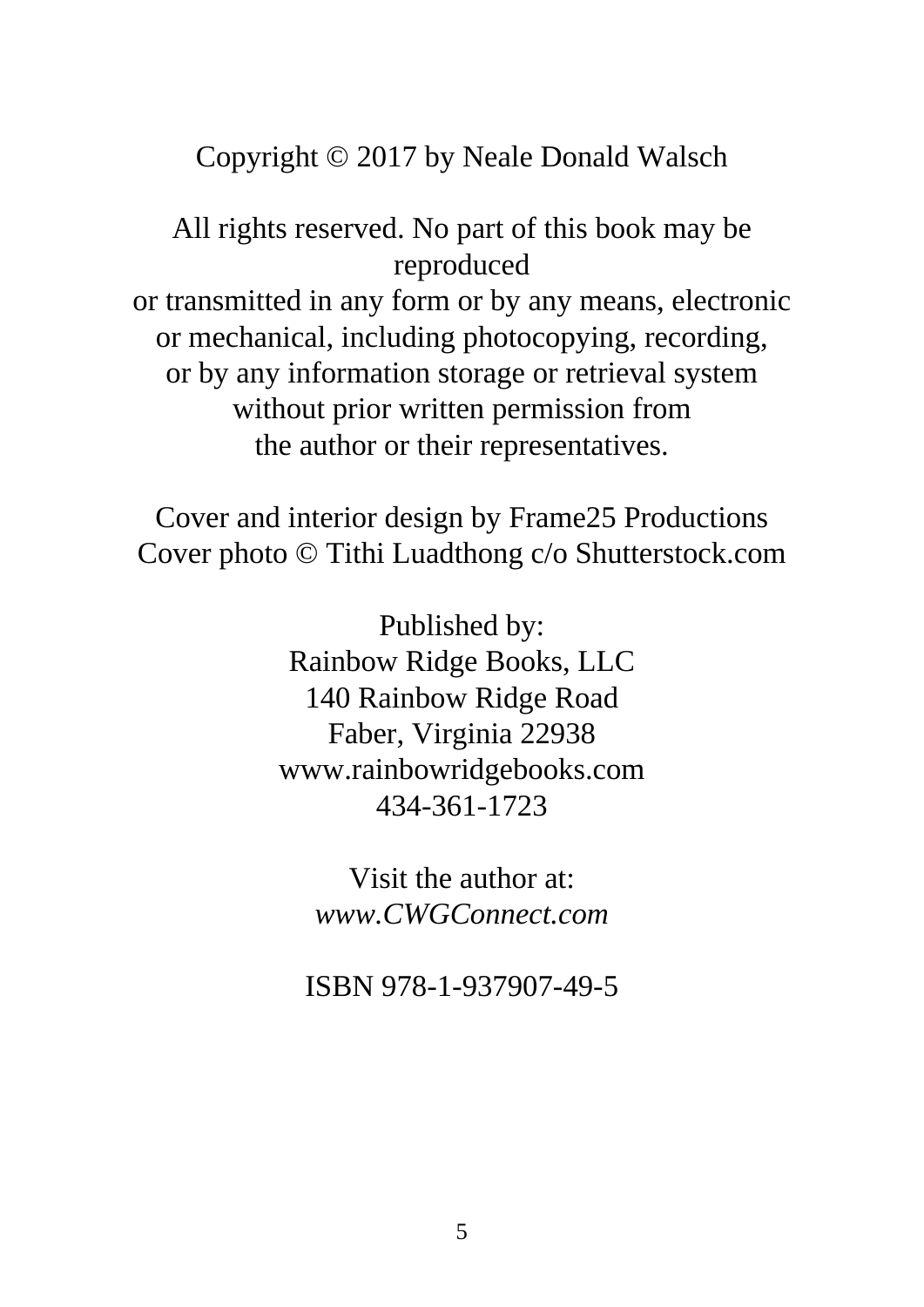Copyright © 2017 by Neale Donald Walsch

All rights reserved. No part of this book may be reproduced
or transmitted in any form or by any means, electronic
or mechanical, including photocopying, recording,
or by any information storage or retrieval system
without prior written permission from
the author or their representatives.

Cover and interior design by Frame25 Productions
Cover photo © Tithi Luadthong c/o Shutterstock.com

Published by:
Rainbow Ridge Books, LLC
140 Rainbow Ridge Road
Faber, Virginia 22938
www.rainbowridgebooks.com
434-361-1723

Visit the author at:
*www.CWGConnect.com*

ISBN 978-1-937907-49-5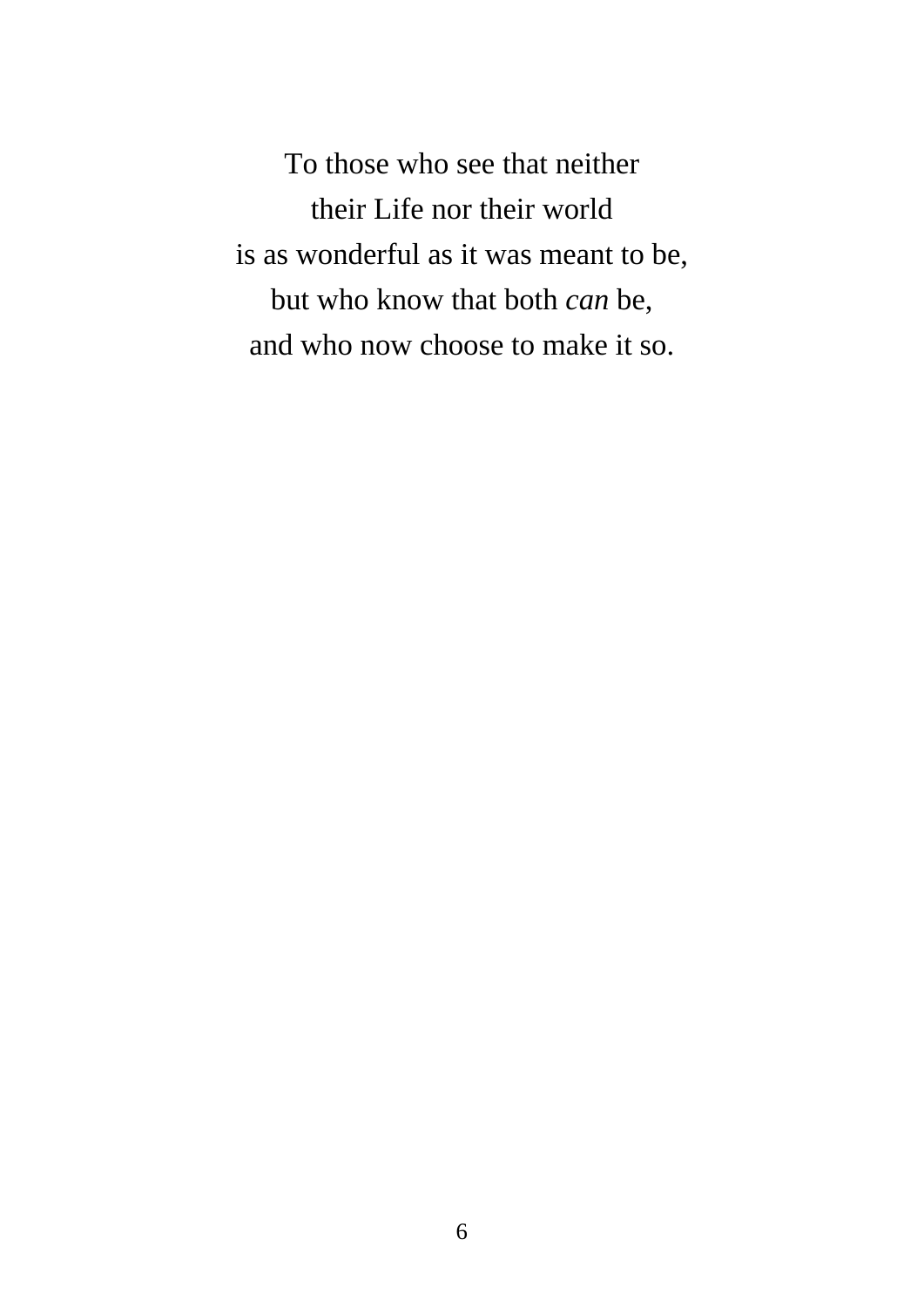To those who see that neither  
their Life nor their world  
is as wonderful as it was meant to be,  
but who know that both *can* be,  
and who now choose to make it so.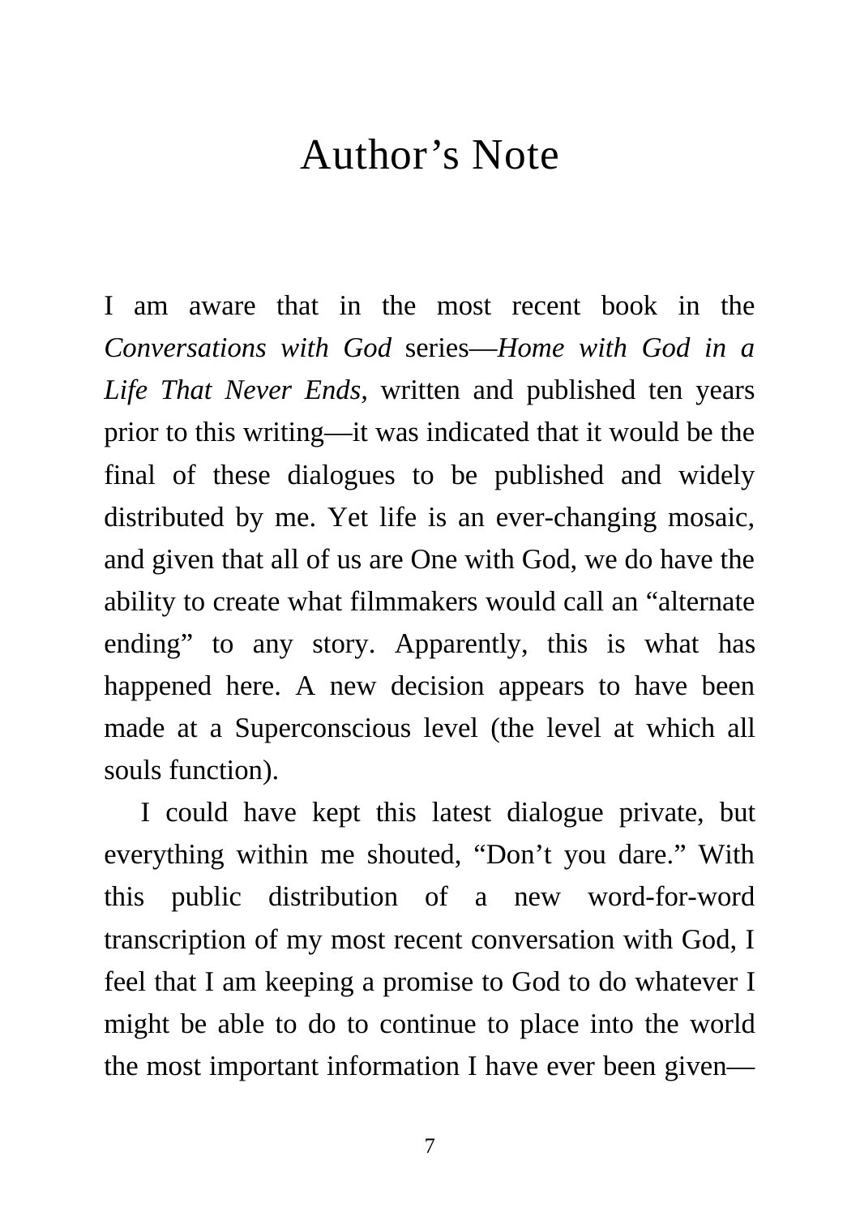# Author’s Note

I am aware that in the most recent book in the *Conversations with God* series—*Home with God in a Life That Never Ends*, written and published ten years prior to this writing—it was indicated that it would be the final of these dialogues to be published and widely distributed by me. Yet life is an ever-changing mosaic, and given that all of us are One with God, we do have the ability to create what filmmakers would call an “alternate ending” to any story. Apparently, this is what has happened here. A new decision appears to have been made at a Superconscious level (the level at which all souls function).

I could have kept this latest dialogue private, but everything within me shouted, “Don’t you dare.” With this public distribution of a new word-for-word transcription of my most recent conversation with God, I feel that I am keeping a promise to God to do whatever I might be able to do to continue to place into the world the most important information I have ever been given—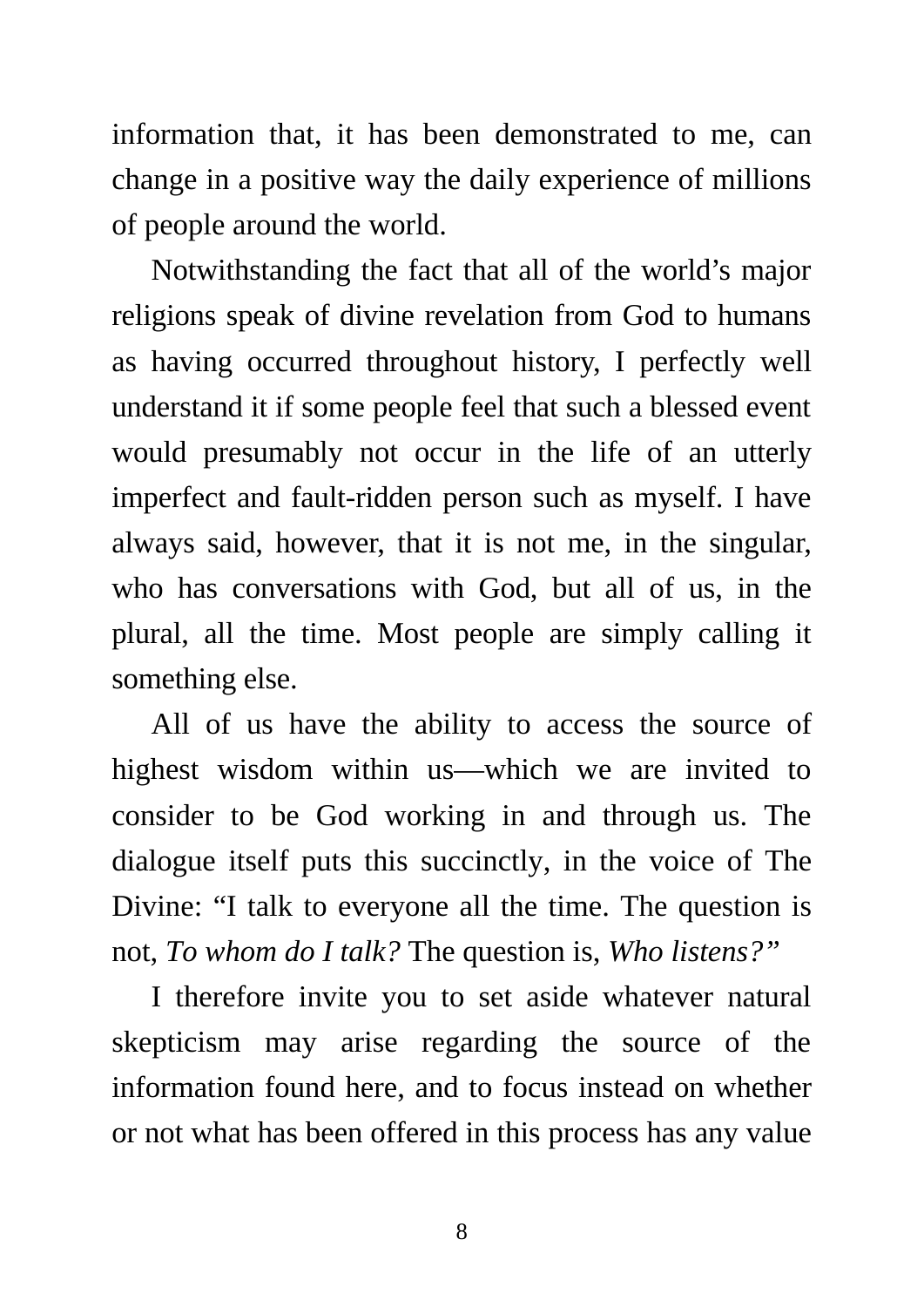information that, it has been demonstrated to me, can change in a positive way the daily experience of millions of people around the world.

Notwithstanding the fact that all of the world's major religions speak of divine revelation from God to humans as having occurred throughout history, I perfectly well understand it if some people feel that such a blessed event would presumably not occur in the life of an utterly imperfect and fault-ridden person such as myself. I have always said, however, that it is not me, in the singular, who has conversations with God, but all of us, in the plural, all the time. Most people are simply calling it something else.

All of us have the ability to access the source of highest wisdom within us—which we are invited to consider to be God working in and through us. The dialogue itself puts this succinctly, in the voice of The Divine: "I talk to everyone all the time. The question is not, *To whom do I talk?* The question is, *Who listens?*"

I therefore invite you to set aside whatever natural skepticism may arise regarding the source of the information found here, and to focus instead on whether or not what has been offered in this process has any value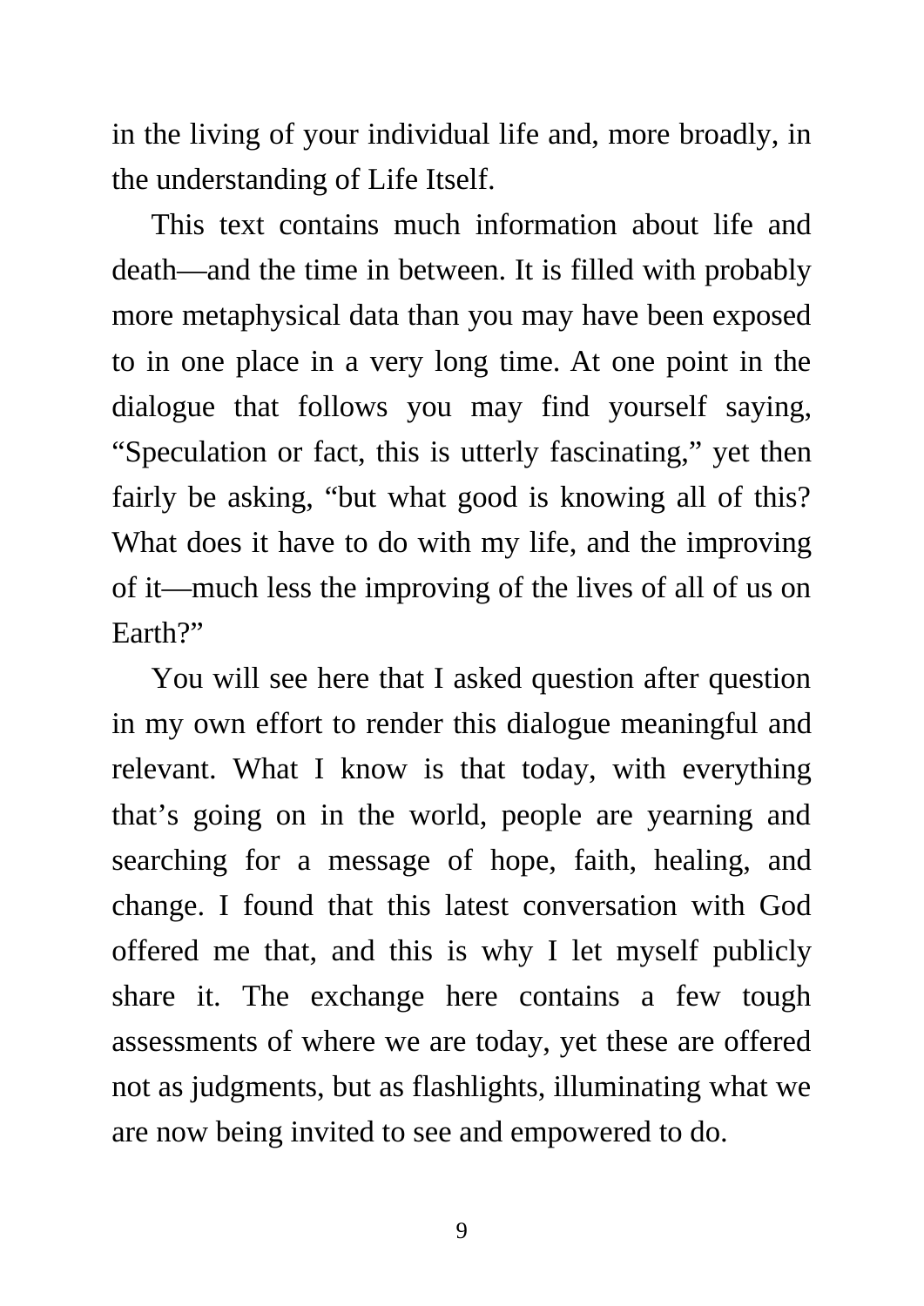in the living of your individual life and, more broadly, in the understanding of Life Itself.

This text contains much information about life and death—and the time in between. It is filled with probably more metaphysical data than you may have been exposed to in one place in a very long time. At one point in the dialogue that follows you may find yourself saying, "Speculation or fact, this is utterly fascinating," yet then fairly be asking, "but what good is knowing all of this? What does it have to do with my life, and the improving of it—much less the improving of the lives of all of us on Earth?"

You will see here that I asked question after question in my own effort to render this dialogue meaningful and relevant. What I know is that today, with everything that's going on in the world, people are yearning and searching for a message of hope, faith, healing, and change. I found that this latest conversation with God offered me that, and this is why I let myself publicly share it. The exchange here contains a few tough assessments of where we are today, yet these are offered not as judgments, but as flashlights, illuminating what we are now being invited to see and empowered to do.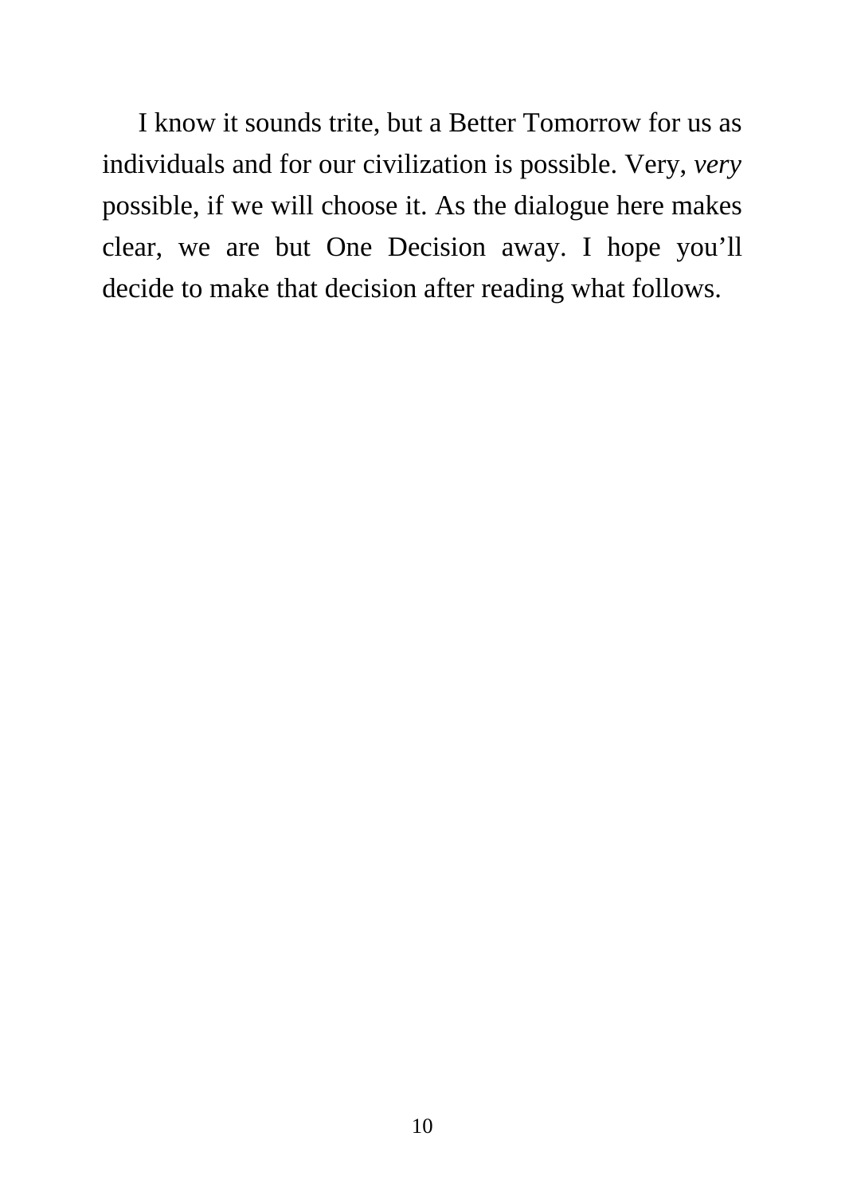I know it sounds trite, but a Better Tomorrow for us as individuals and for our civilization is possible. Very, *very* possible, if we will choose it. As the dialogue here makes clear, we are but One Decision away. I hope you'll decide to make that decision after reading what follows.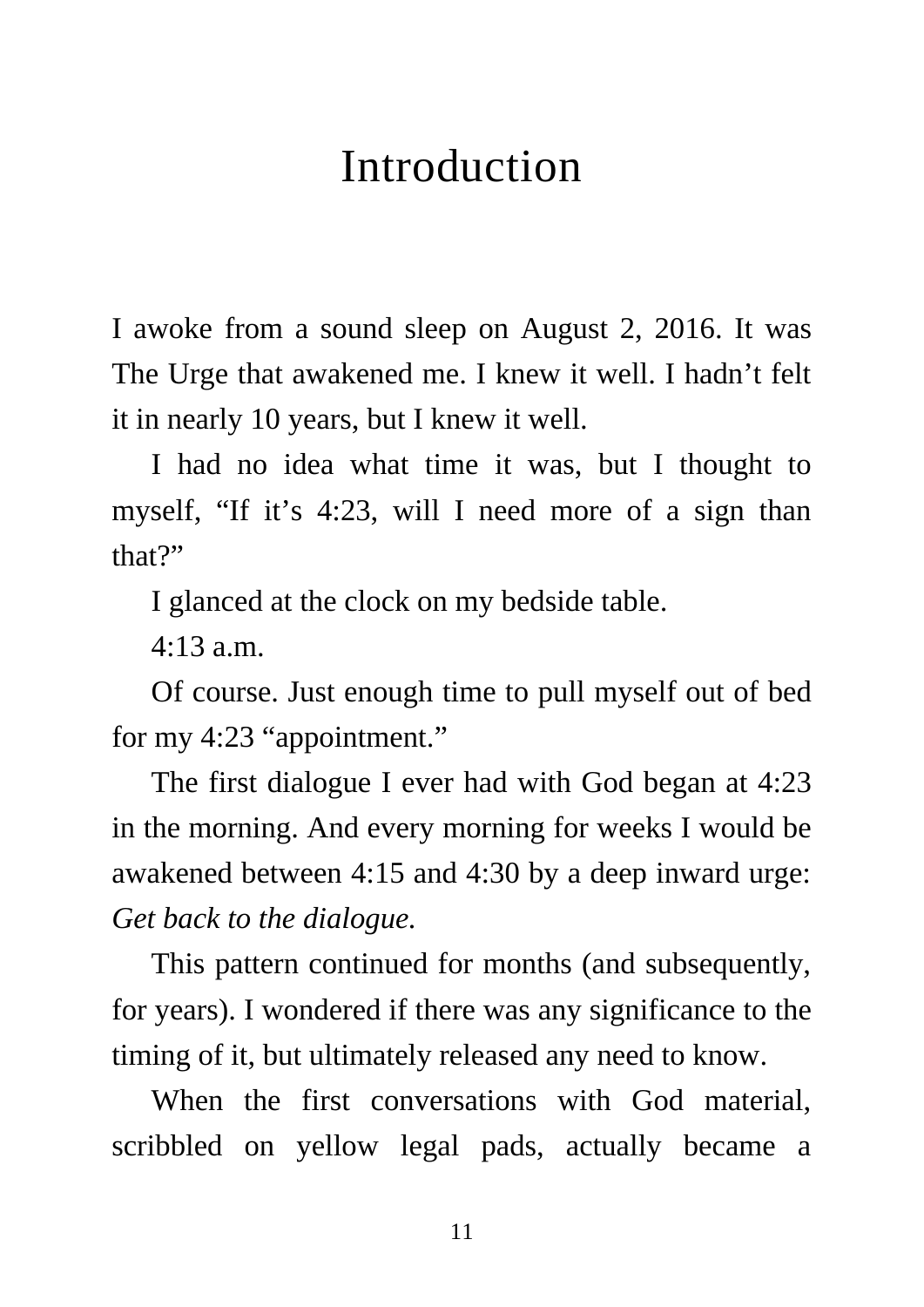# Introduction

I awoke from a sound sleep on August 2, 2016. It was The Urge that awakened me. I knew it well. I hadn't felt it in nearly 10 years, but I knew it well.

I had no idea what time it was, but I thought to myself, "If it's 4:23, will I need more of a sign than that?"

I glanced at the clock on my bedside table.

4:13 a.m.

Of course. Just enough time to pull myself out of bed for my 4:23 "appointment."

The first dialogue I ever had with God began at 4:23 in the morning. And every morning for weeks I would be awakened between 4:15 and 4:30 by a deep inward urge: *Get back to the dialogue.*

This pattern continued for months (and subsequently, for years). I wondered if there was any significance to the timing of it, but ultimately released any need to know.

When the first conversations with God material, scribbled on yellow legal pads, actually became a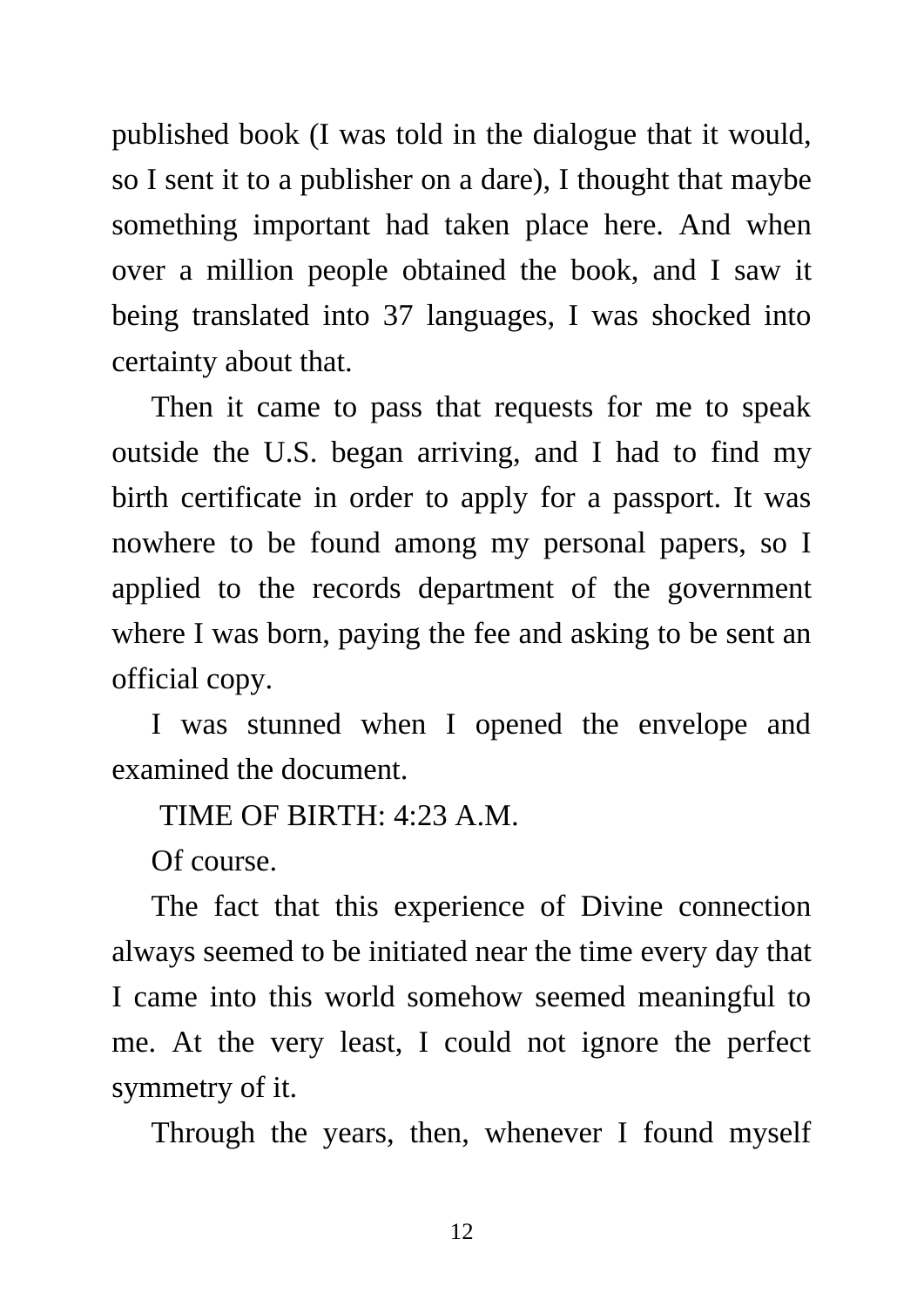published book (I was told in the dialogue that it would, so I sent it to a publisher on a dare), I thought that maybe something important had taken place here. And when over a million people obtained the book, and I saw it being translated into 37 languages, I was shocked into certainty about that.

Then it came to pass that requests for me to speak outside the U.S. began arriving, and I had to find my birth certificate in order to apply for a passport. It was nowhere to be found among my personal papers, so I applied to the records department of the government where I was born, paying the fee and asking to be sent an official copy.

I was stunned when I opened the envelope and examined the document.

TIME OF BIRTH: 4:23 A.M.

Of course.

The fact that this experience of Divine connection always seemed to be initiated near the time every day that I came into this world somehow seemed meaningful to me. At the very least, I could not ignore the perfect symmetry of it.

Through the years, then, whenever I found myself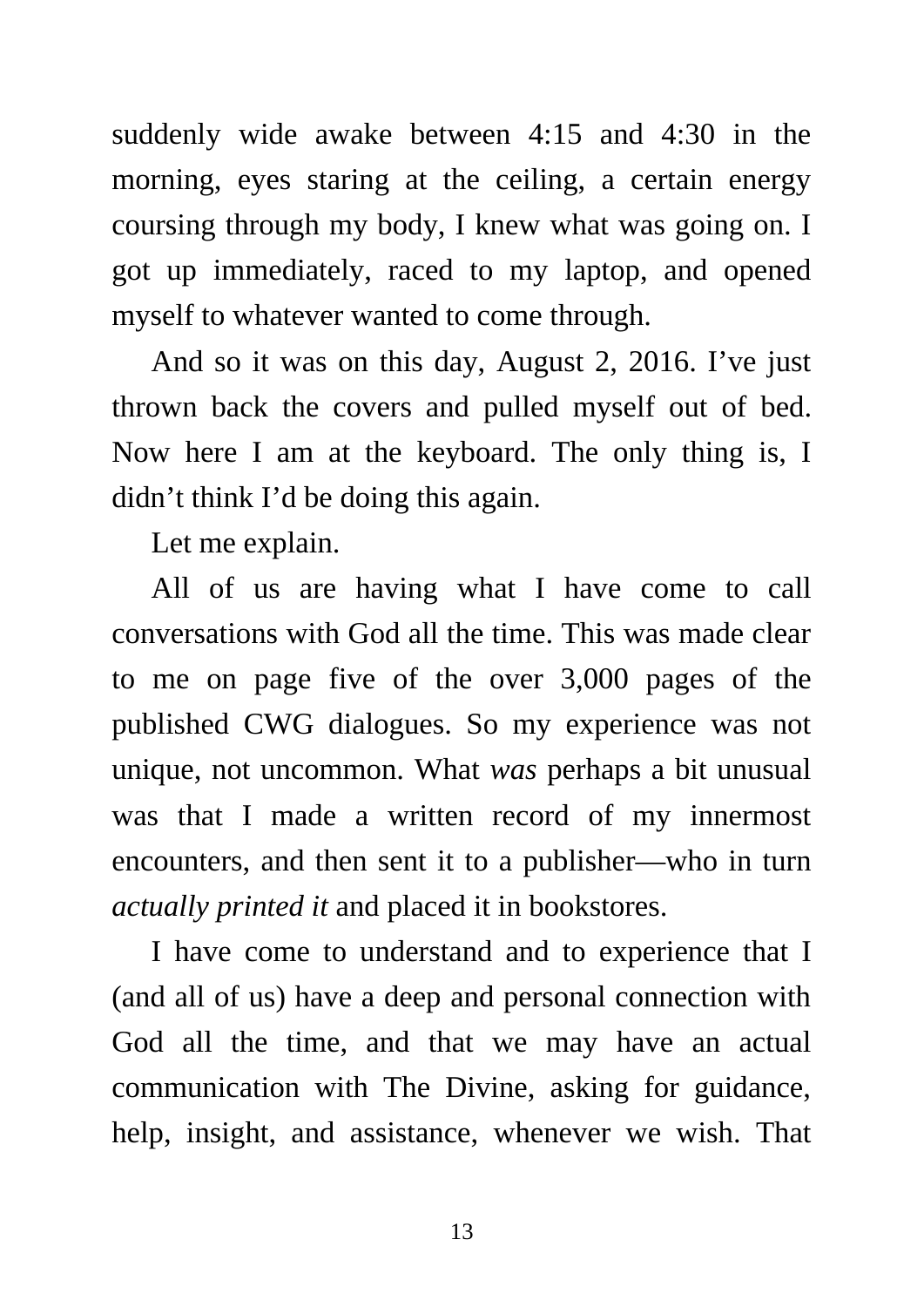suddenly wide awake between 4:15 and 4:30 in the morning, eyes staring at the ceiling, a certain energy coursing through my body, I knew what was going on. I got up immediately, raced to my laptop, and opened myself to whatever wanted to come through.

And so it was on this day, August 2, 2016. I've just thrown back the covers and pulled myself out of bed. Now here I am at the keyboard. The only thing is, I didn't think I'd be doing this again.

Let me explain.

All of us are having what I have come to call conversations with God all the time. This was made clear to me on page five of the over 3,000 pages of the published CWG dialogues. So my experience was not unique, not uncommon. What *was* perhaps a bit unusual was that I made a written record of my innermost encounters, and then sent it to a publisher—who in turn *actually printed it* and placed it in bookstores.

I have come to understand and to experience that I (and all of us) have a deep and personal connection with God all the time, and that we may have an actual communication with The Divine, asking for guidance, help, insight, and assistance, whenever we wish. That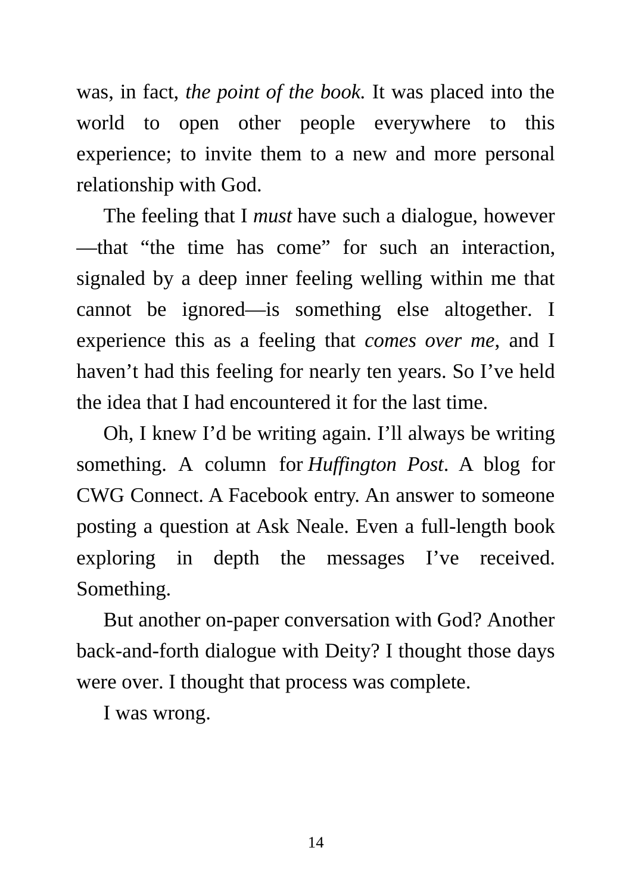was, in fact, *the point of the book.* It was placed into the world to open other people everywhere to this experience; to invite them to a new and more personal relationship with God.

The feeling that I *must* have such a dialogue, however—that "the time has come" for such an interaction, signaled by a deep inner feeling welling within me that cannot be ignored—is something else altogether. I experience this as a feeling that *comes over me*, and I haven't had this feeling for nearly ten years. So I've held the idea that I had encountered it for the last time.

Oh, I knew I'd be writing again. I'll always be writing something. A column for *Huffington Post*. A blog for CWG Connect. A Facebook entry. An answer to someone posting a question at Ask Neale. Even a full-length book exploring in depth the messages I've received. Something.

But another on-paper conversation with God? Another back-and-forth dialogue with Deity? I thought those days were over. I thought that process was complete.

I was wrong.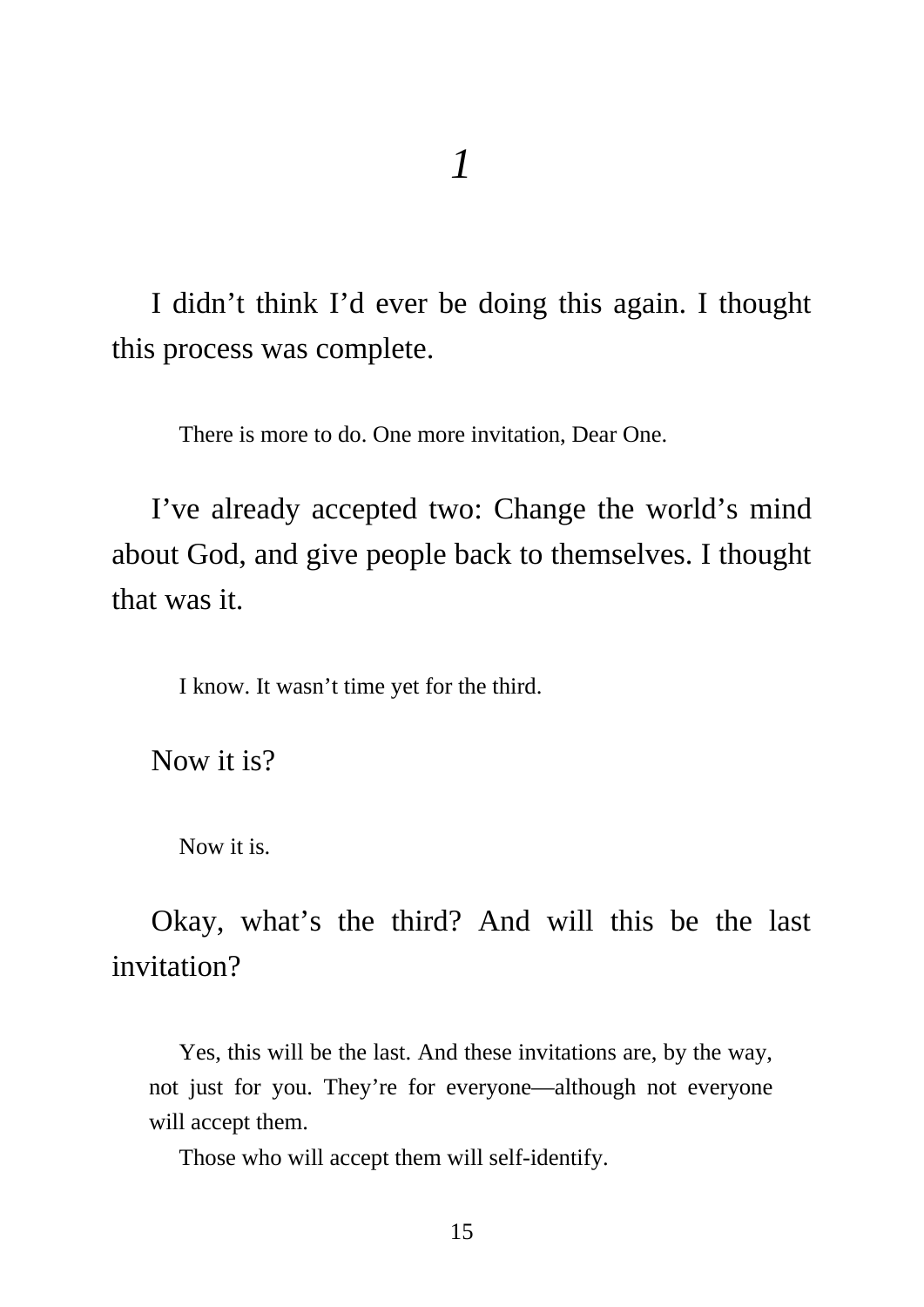# *1*

I didn't think I'd ever be doing this again. I thought this process was complete.

> There is more to do. One more invitation, Dear One.

I've already accepted two: Change the world's mind about God, and give people back to themselves. I thought that was it.

> I know. It wasn't time yet for the third.

Now it is?

> Now it is.

Okay, what's the third? And will this be the last invitation?

> Yes, this will be the last. And these invitations are, by the way, not just for you. They're for everyone—although not everyone will accept them.
>
> Those who will accept them will self-identify.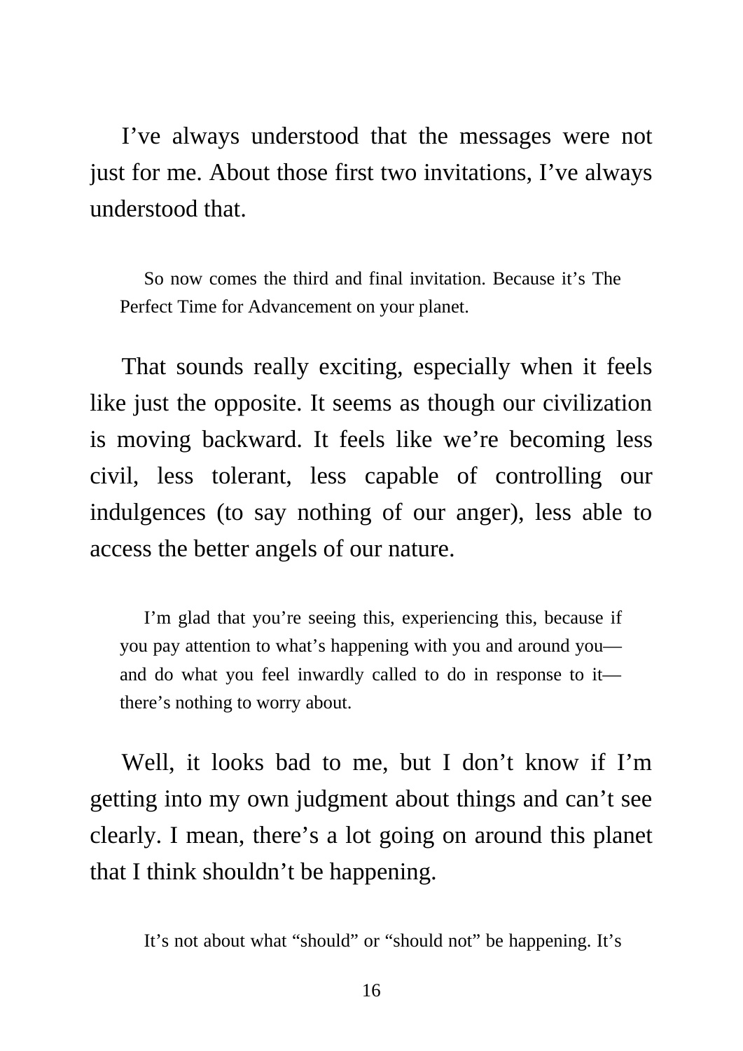I've always understood that the messages were not just for me. About those first two invitations, I've always understood that.

> So now comes the third and final invitation. Because it's The Perfect Time for Advancement on your planet.

That sounds really exciting, especially when it feels like just the opposite. It seems as though our civilization is moving backward. It feels like we're becoming less civil, less tolerant, less capable of controlling our indulgences (to say nothing of our anger), less able to access the better angels of our nature.

> I'm glad that you're seeing this, experiencing this, because if you pay attention to what's happening with you and around you—and do what you feel inwardly called to do in response to it—there's nothing to worry about.

Well, it looks bad to me, but I don't know if I'm getting into my own judgment about things and can't see clearly. I mean, there's a lot going on around this planet that I think shouldn't be happening.

> It's not about what "should" or "should not" be happening. It's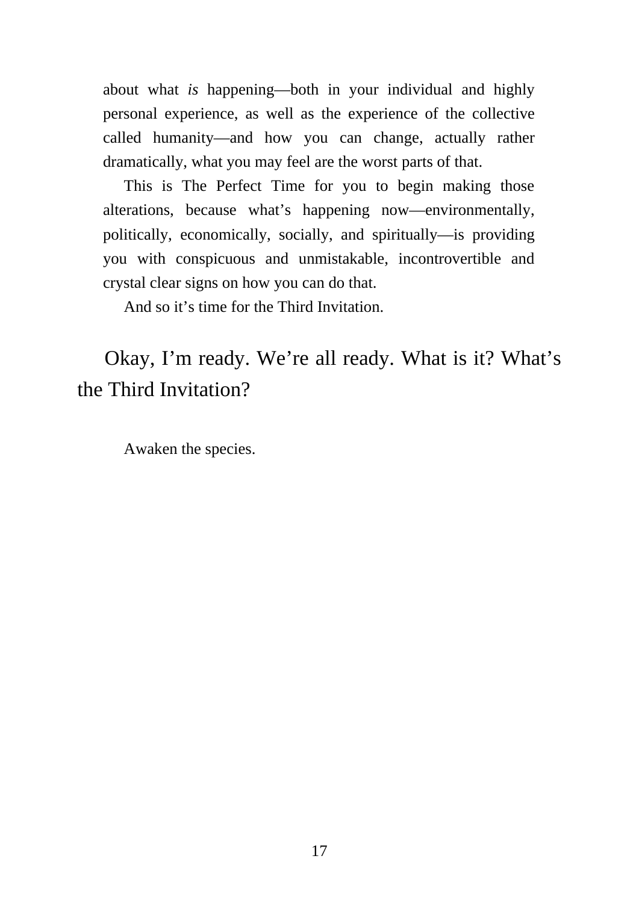about what *is* happening—both in your individual and highly personal experience, as well as the experience of the collective called humanity—and how you can change, actually rather dramatically, what you may feel are the worst parts of that.

This is The Perfect Time for you to begin making those alterations, because what's happening now—environmentally, politically, economically, socially, and spiritually—is providing you with conspicuous and unmistakable, incontrovertible and crystal clear signs on how you can do that.

And so it's time for the Third Invitation.

Okay, I'm ready. We're all ready. What is it? What's the Third Invitation?

Awaken the species.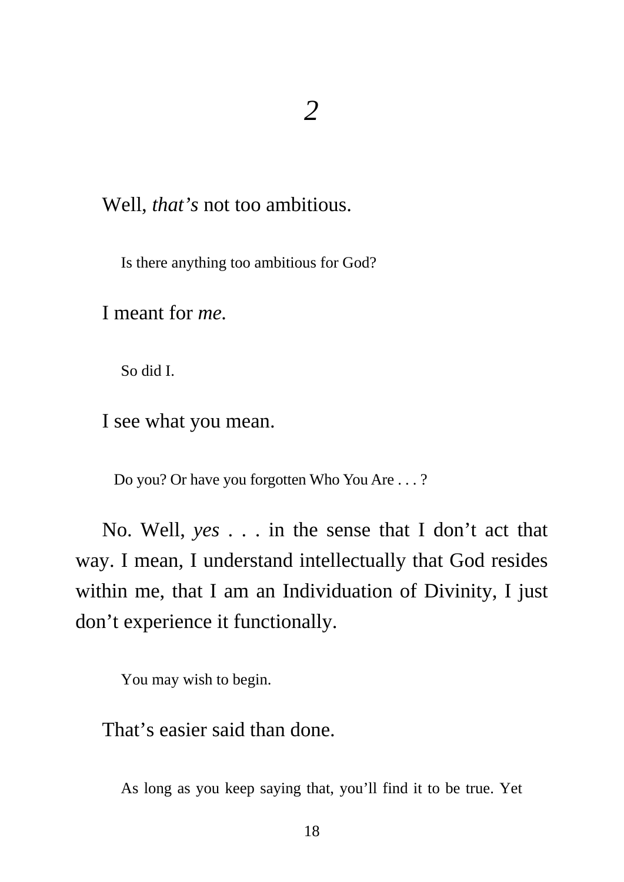# *2*

Well, *that's* not too ambitious.

Is there anything too ambitious for God?

I meant for *me.*

So did I.

I see what you mean.

Do you? Or have you forgotten Who You Are . . . ?

No. Well, *yes* . . . in the sense that I don't act that way. I mean, I understand intellectually that God resides within me, that I am an Individuation of Divinity, I just don't experience it functionally.

You may wish to begin.

That's easier said than done.

As long as you keep saying that, you'll find it to be true. Yet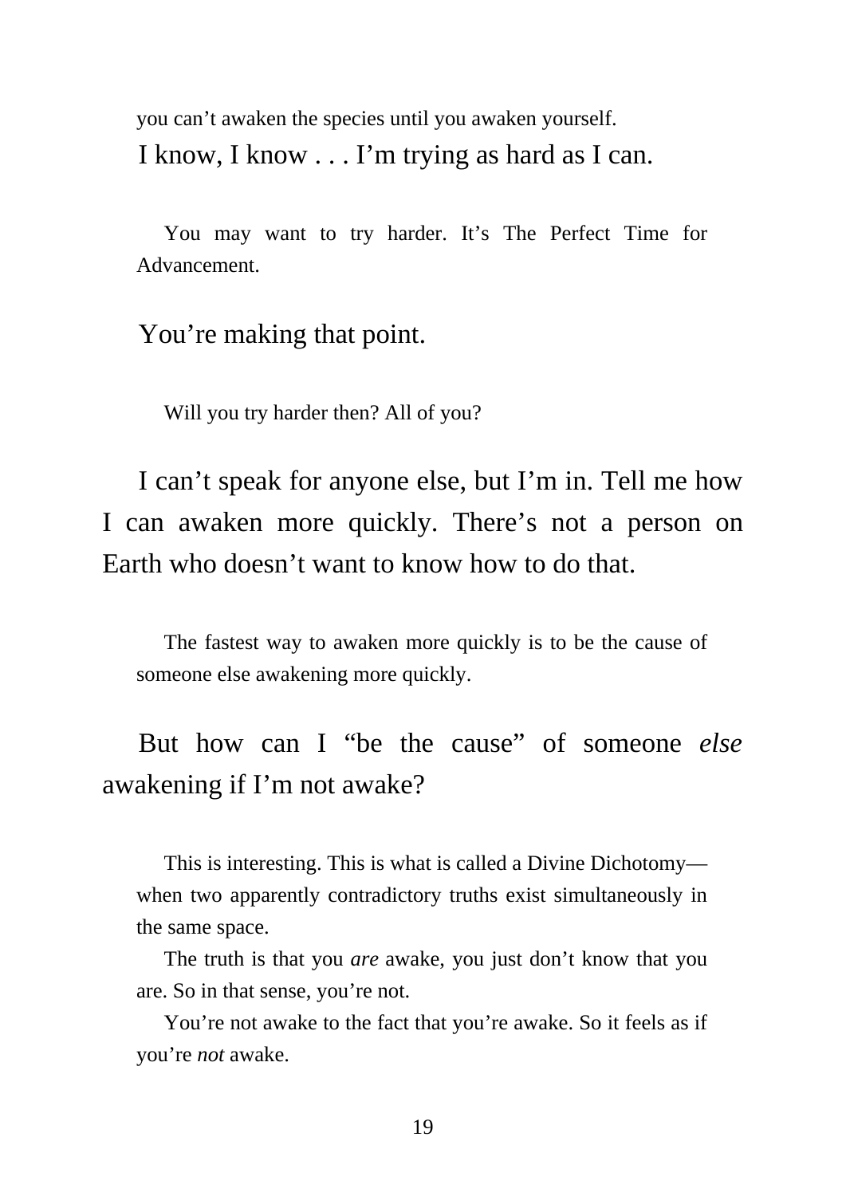you can't awaken the species until you awaken yourself.

I know, I know . . . I'm trying as hard as I can.

You may want to try harder. It's The Perfect Time for Advancement.

You're making that point.

Will you try harder then? All of you?

I can't speak for anyone else, but I'm in. Tell me how I can awaken more quickly. There's not a person on Earth who doesn't want to know how to do that.

The fastest way to awaken more quickly is to be the cause of someone else awakening more quickly.

But how can I "be the cause" of someone *else* awakening if I'm not awake?

This is interesting. This is what is called a Divine Dichotomy—when two apparently contradictory truths exist simultaneously in the same space.

The truth is that you *are* awake, you just don't know that you are. So in that sense, you're not.

You're not awake to the fact that you're awake. So it feels as if you're *not* awake.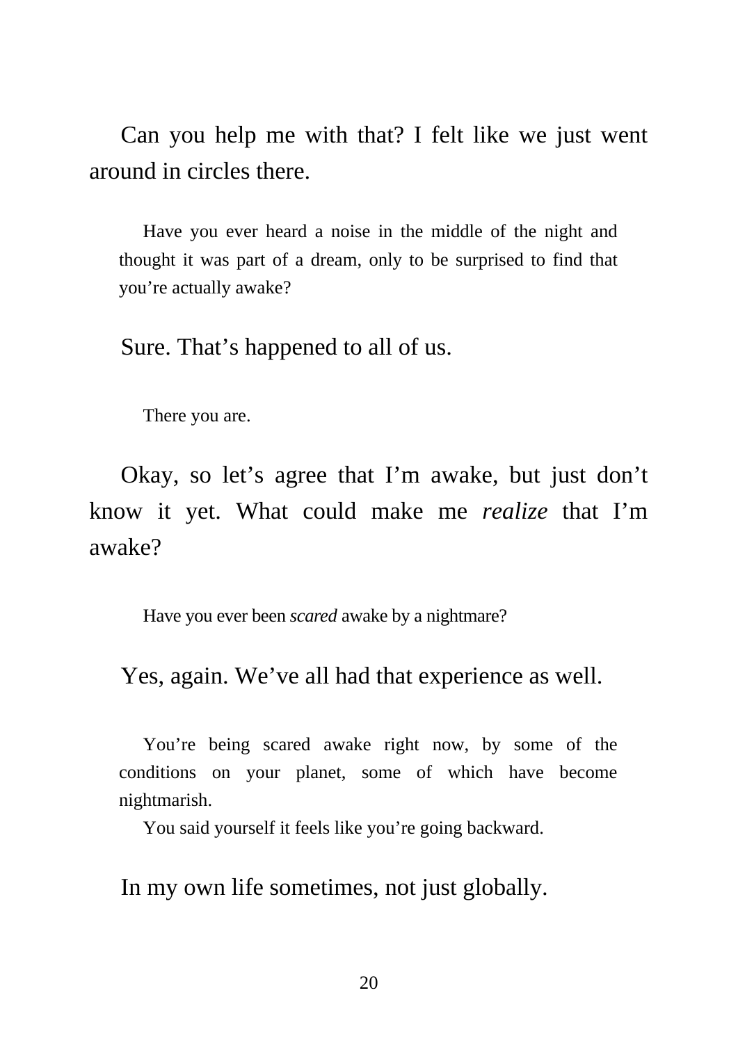Can you help me with that? I felt like we just went around in circles there.

> Have you ever heard a noise in the middle of the night and thought it was part of a dream, only to be surprised to find that you're actually awake?

Sure. That's happened to all of us.

> There you are.

Okay, so let's agree that I'm awake, but just don't know it yet. What could make me *realize* that I'm awake?

> Have you ever been *scared* awake by a nightmare?

Yes, again. We've all had that experience as well.

> You're being scared awake right now, by some of the conditions on your planet, some of which have become nightmarish.
>
> You said yourself it feels like you're going backward.

In my own life sometimes, not just globally.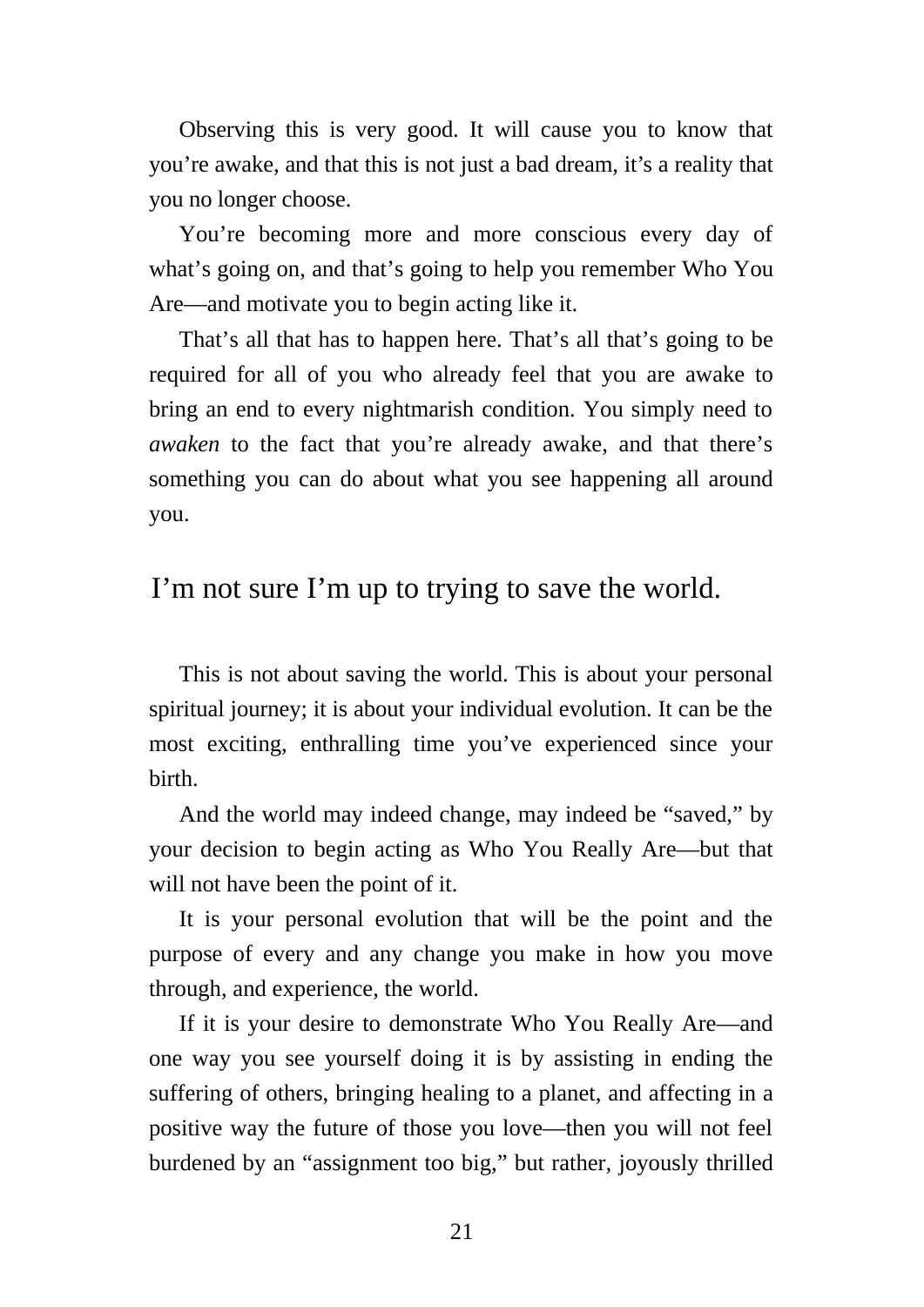Observing this is very good. It will cause you to know that you're awake, and that this is not just a bad dream, it's a reality that you no longer choose.

You're becoming more and more conscious every day of what's going on, and that's going to help you remember Who You Are—and motivate you to begin acting like it.

That's all that has to happen here. That's all that's going to be required for all of you who already feel that you are awake to bring an end to every nightmarish condition. You simply need to *awaken* to the fact that you're already awake, and that there's something you can do about what you see happening all around you.

## I'm not sure I'm up to trying to save the world.

This is not about saving the world. This is about your personal spiritual journey; it is about your individual evolution. It can be the most exciting, enthralling time you've experienced since your birth.

And the world may indeed change, may indeed be "saved," by your decision to begin acting as Who You Really Are—but that will not have been the point of it.

It is your personal evolution that will be the point and the purpose of every and any change you make in how you move through, and experience, the world.

If it is your desire to demonstrate Who You Really Are—and one way you see yourself doing it is by assisting in ending the suffering of others, bringing healing to a planet, and affecting in a positive way the future of those you love—then you will not feel burdened by an "assignment too big," but rather, joyously thrilled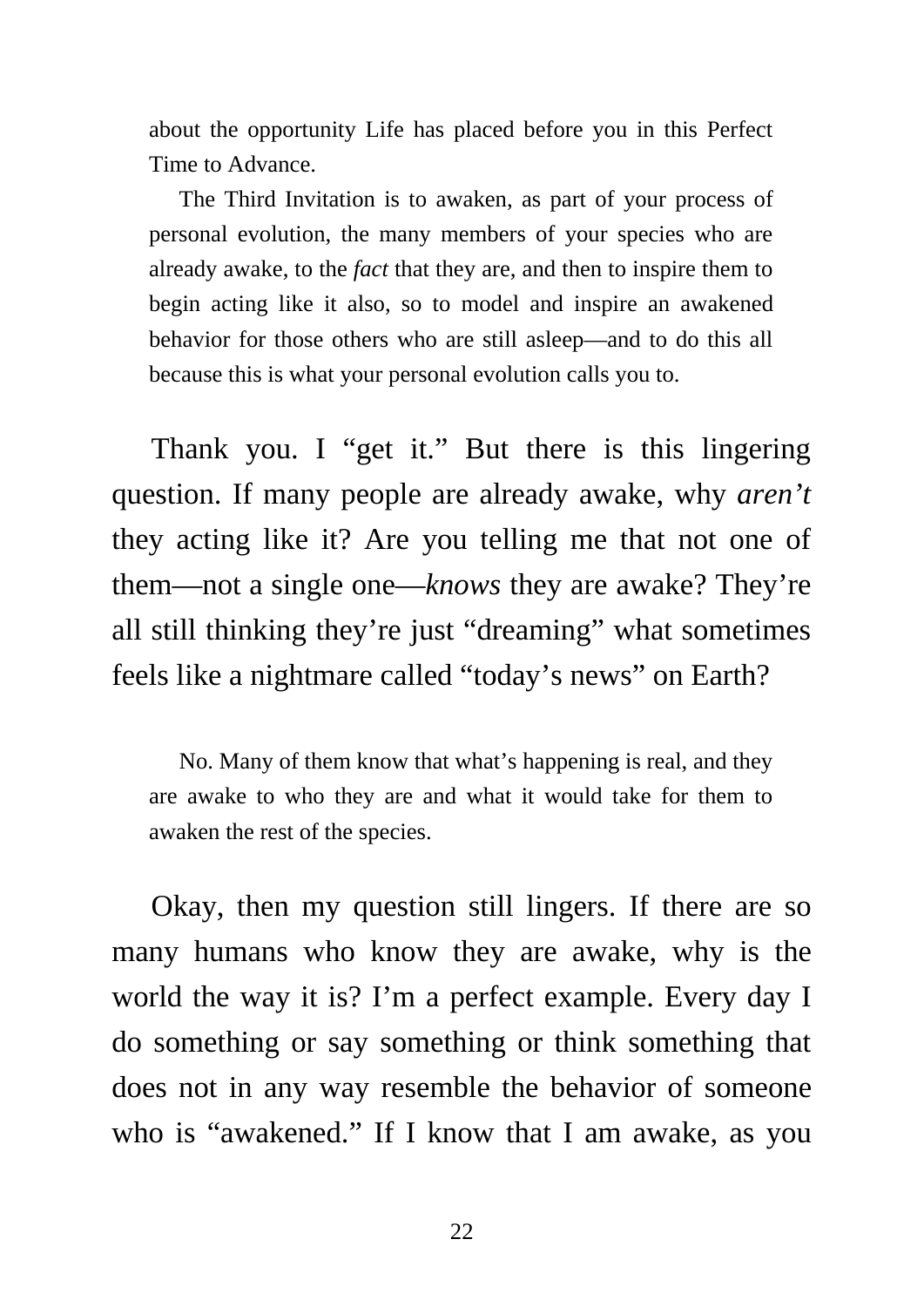about the opportunity Life has placed before you in this Perfect Time to Advance.

The Third Invitation is to awaken, as part of your process of personal evolution, the many members of your species who are already awake, to the *fact* that they are, and then to inspire them to begin acting like it also, so to model and inspire an awakened behavior for those others who are still asleep—and to do this all because this is what your personal evolution calls you to.

Thank you. I "get it." But there is this lingering question. If many people are already awake, why *aren't* they acting like it? Are you telling me that not one of them—not a single one—*knows* they are awake? They're all still thinking they're just "dreaming" what sometimes feels like a nightmare called "today's news" on Earth?

No. Many of them know that what's happening is real, and they are awake to who they are and what it would take for them to awaken the rest of the species.

Okay, then my question still lingers. If there are so many humans who know they are awake, why is the world the way it is? I'm a perfect example. Every day I do something or say something or think something that does not in any way resemble the behavior of someone who is "awakened." If I know that I am awake, as you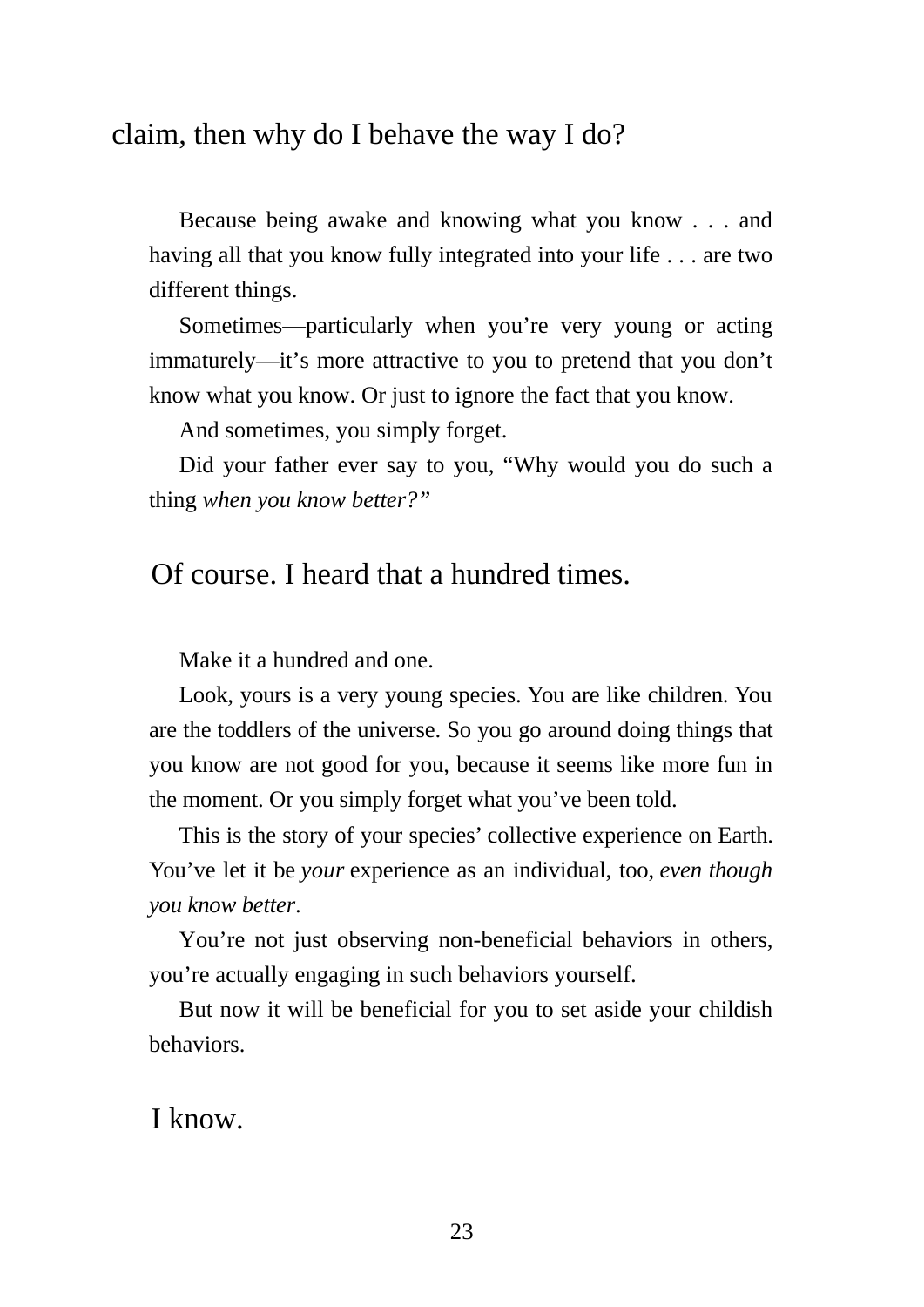claim, then why do I behave the way I do?

Because being awake and knowing what you know . . . and having all that you know fully integrated into your life . . . are two different things.

Sometimes—particularly when you're very young or acting immaturely—it's more attractive to you to pretend that you don't know what you know. Or just to ignore the fact that you know.

And sometimes, you simply forget.

Did your father ever say to you, "Why would you do such a thing *when you know better?*"

Of course. I heard that a hundred times.

Make it a hundred and one.

Look, yours is a very young species. You are like children. You are the toddlers of the universe. So you go around doing things that you know are not good for you, because it seems like more fun in the moment. Or you simply forget what you've been told.

This is the story of your species' collective experience on Earth. You've let it be *your* experience as an individual, too, *even though you know better*.

You're not just observing non-beneficial behaviors in others, you're actually engaging in such behaviors yourself.

But now it will be beneficial for you to set aside your childish behaviors.

I know.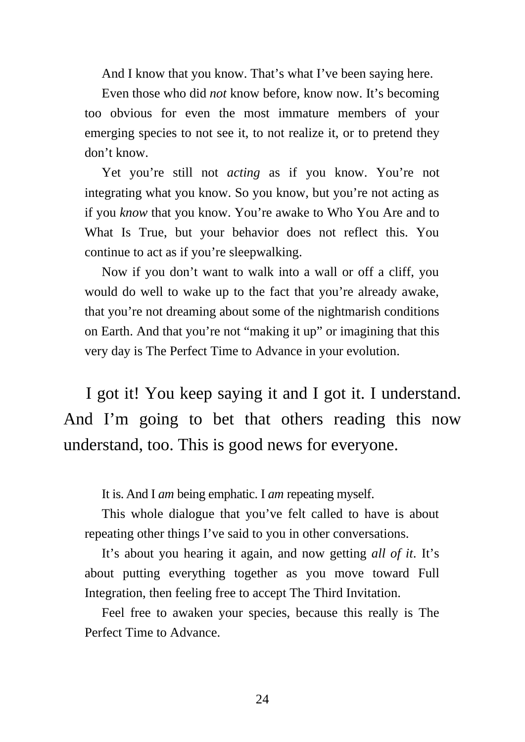And I know that you know. That's what I've been saying here.

Even those who did *not* know before, know now. It's becoming too obvious for even the most immature members of your emerging species to not see it, to not realize it, or to pretend they don't know.

Yet you're still not *acting* as if you know. You're not integrating what you know. So you know, but you're not acting as if you *know* that you know. You're awake to Who You Are and to What Is True, but your behavior does not reflect this. You continue to act as if you're sleepwalking.

Now if you don't want to walk into a wall or off a cliff, you would do well to wake up to the fact that you're already awake, that you're not dreaming about some of the nightmarish conditions on Earth. And that you're not "making it up" or imagining that this very day is The Perfect Time to Advance in your evolution.

I got it! You keep saying it and I got it. I understand. And I'm going to bet that others reading this now understand, too. This is good news for everyone.

It is. And I *am* being emphatic. I *am* repeating myself.

This whole dialogue that you've felt called to have is about repeating other things I've said to you in other conversations.

It's about you hearing it again, and now getting *all of it*. It's about putting everything together as you move toward Full Integration, then feeling free to accept The Third Invitation.

Feel free to awaken your species, because this really is The Perfect Time to Advance.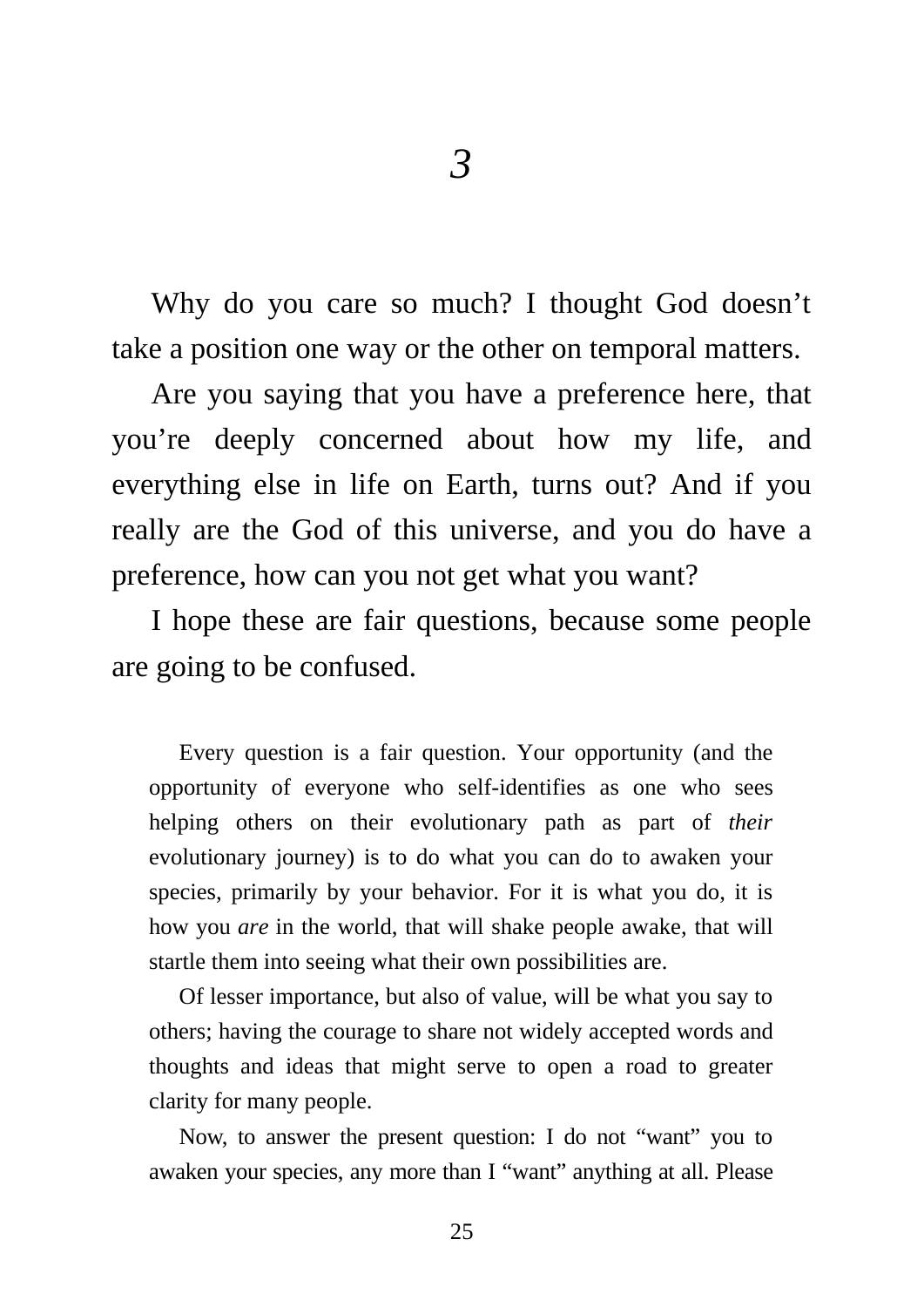# *3*

Why do you care so much? I thought God doesn't take a position one way or the other on temporal matters.

Are you saying that you have a preference here, that you're deeply concerned about how my life, and everything else in life on Earth, turns out? And if you really are the God of this universe, and you do have a preference, how can you not get what you want?

I hope these are fair questions, because some people are going to be confused.

> Every question is a fair question. Your opportunity (and the opportunity of everyone who self-identifies as one who sees helping others on their evolutionary path as part of *their* evolutionary journey) is to do what you can do to awaken your species, primarily by your behavior. For it is what you do, it is how you *are* in the world, that will shake people awake, that will startle them into seeing what their own possibilities are.
>
> Of lesser importance, but also of value, will be what you say to others; having the courage to share not widely accepted words and thoughts and ideas that might serve to open a road to greater clarity for many people.
>
> Now, to answer the present question: I do not "want" you to awaken your species, any more than I "want" anything at all. Please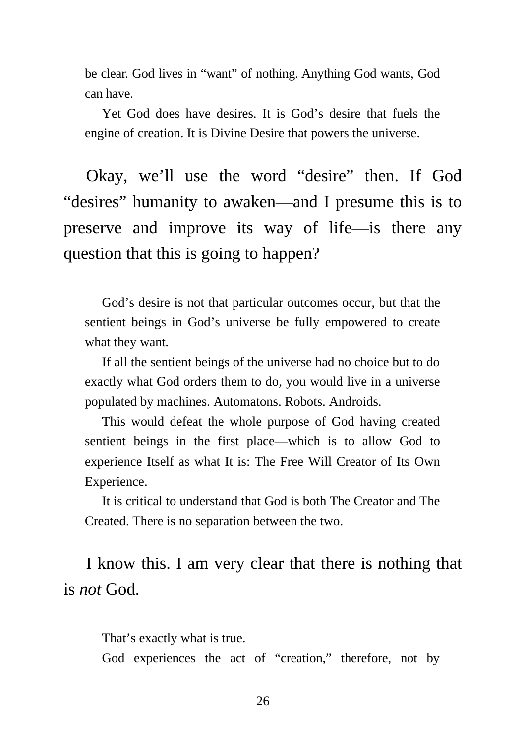be clear. God lives in "want" of nothing. Anything God wants, God can have.

Yet God does have desires. It is God's desire that fuels the engine of creation. It is Divine Desire that powers the universe.

Okay, we'll use the word "desire" then. If God "desires" humanity to awaken—and I presume this is to preserve and improve its way of life—is there any question that this is going to happen?

God's desire is not that particular outcomes occur, but that the sentient beings in God's universe be fully empowered to create what they want.

If all the sentient beings of the universe had no choice but to do exactly what God orders them to do, you would live in a universe populated by machines. Automatons. Robots. Androids.

This would defeat the whole purpose of God having created sentient beings in the first place—which is to allow God to experience Itself as what It is: The Free Will Creator of Its Own Experience.

It is critical to understand that God is both The Creator and The Created. There is no separation between the two.

I know this. I am very clear that there is nothing that is *not* God.

That's exactly what is true.

God experiences the act of "creation," therefore, not by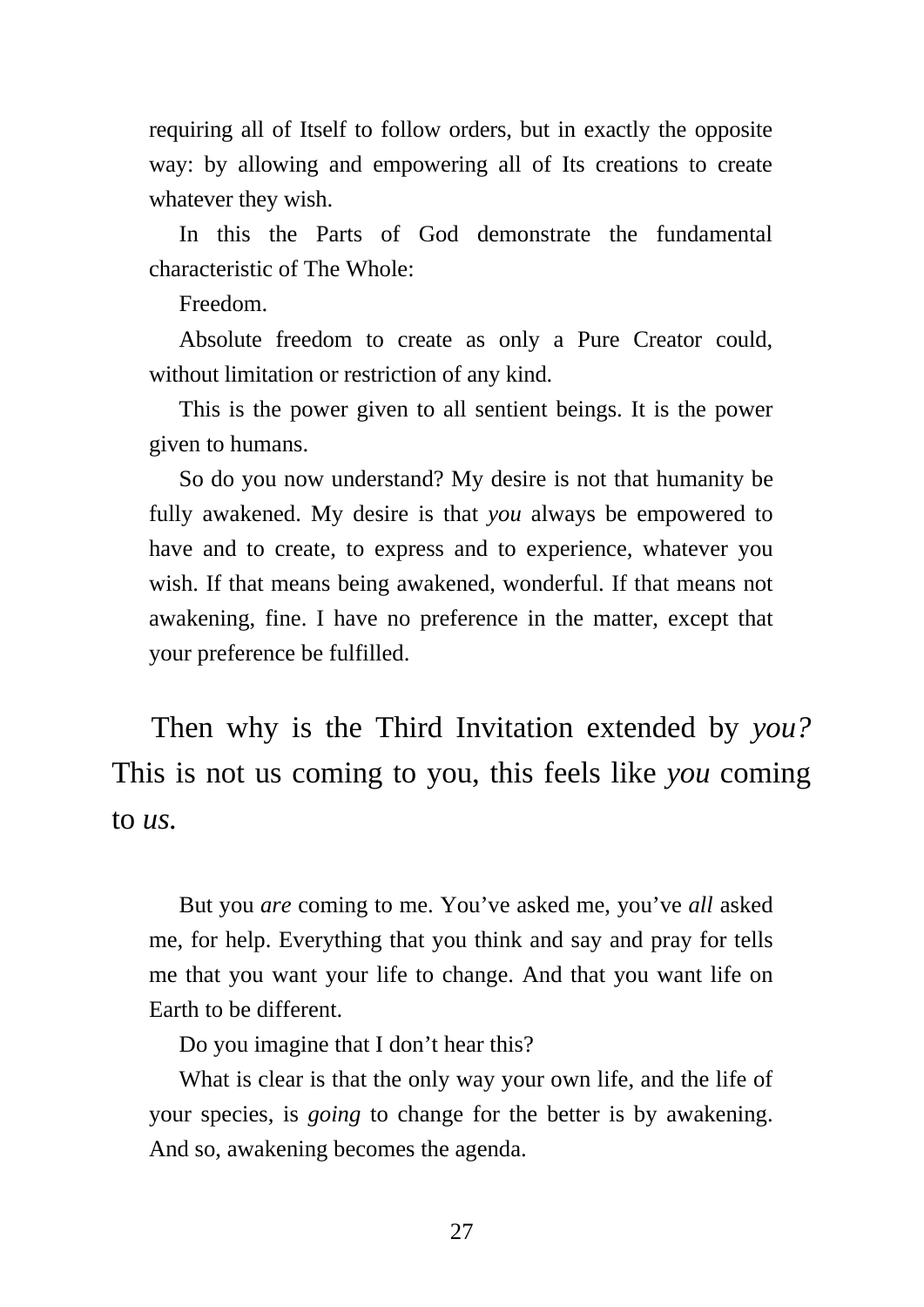requiring all of Itself to follow orders, but in exactly the opposite way: by allowing and empowering all of Its creations to create whatever they wish.

In this the Parts of God demonstrate the fundamental characteristic of The Whole:

Freedom.

Absolute freedom to create as only a Pure Creator could, without limitation or restriction of any kind.

This is the power given to all sentient beings. It is the power given to humans.

So do you now understand? My desire is not that humanity be fully awakened. My desire is that *you* always be empowered to have and to create, to express and to experience, whatever you wish. If that means being awakened, wonderful. If that means not awakening, fine. I have no preference in the matter, except that your preference be fulfilled.

Then why is the Third Invitation extended by *you?* This is not us coming to you, this feels like *you* coming to *us.*

But you *are* coming to me. You've asked me, you've *all* asked me, for help. Everything that you think and say and pray for tells me that you want your life to change. And that you want life on Earth to be different.

Do you imagine that I don't hear this?

What is clear is that the only way your own life, and the life of your species, is *going* to change for the better is by awakening. And so, awakening becomes the agenda.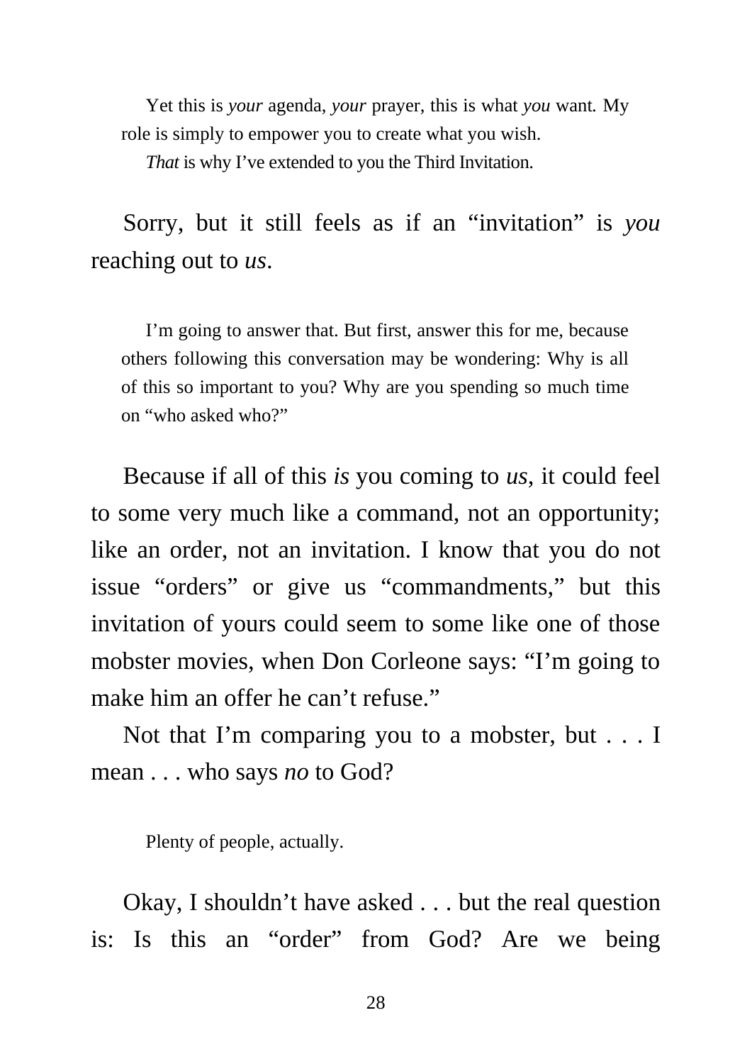Yet this is *your* agenda, *your* prayer, this is what *you* want. My role is simply to empower you to create what you wish.

*That* is why I've extended to you the Third Invitation.

Sorry, but it still feels as if an "invitation" is *you* reaching out to *us*.

I'm going to answer that. But first, answer this for me, because others following this conversation may be wondering: Why is all of this so important to you? Why are you spending so much time on "who asked who?"

Because if all of this *is* you coming to *us*, it could feel to some very much like a command, not an opportunity; like an order, not an invitation. I know that you do not issue "orders" or give us "commandments," but this invitation of yours could seem to some like one of those mobster movies, when Don Corleone says: "I'm going to make him an offer he can't refuse."

Not that I'm comparing you to a mobster, but . . . I mean . . . who says *no* to God?

Plenty of people, actually.

Okay, I shouldn't have asked . . . but the real question is: Is this an "order" from God? Are we being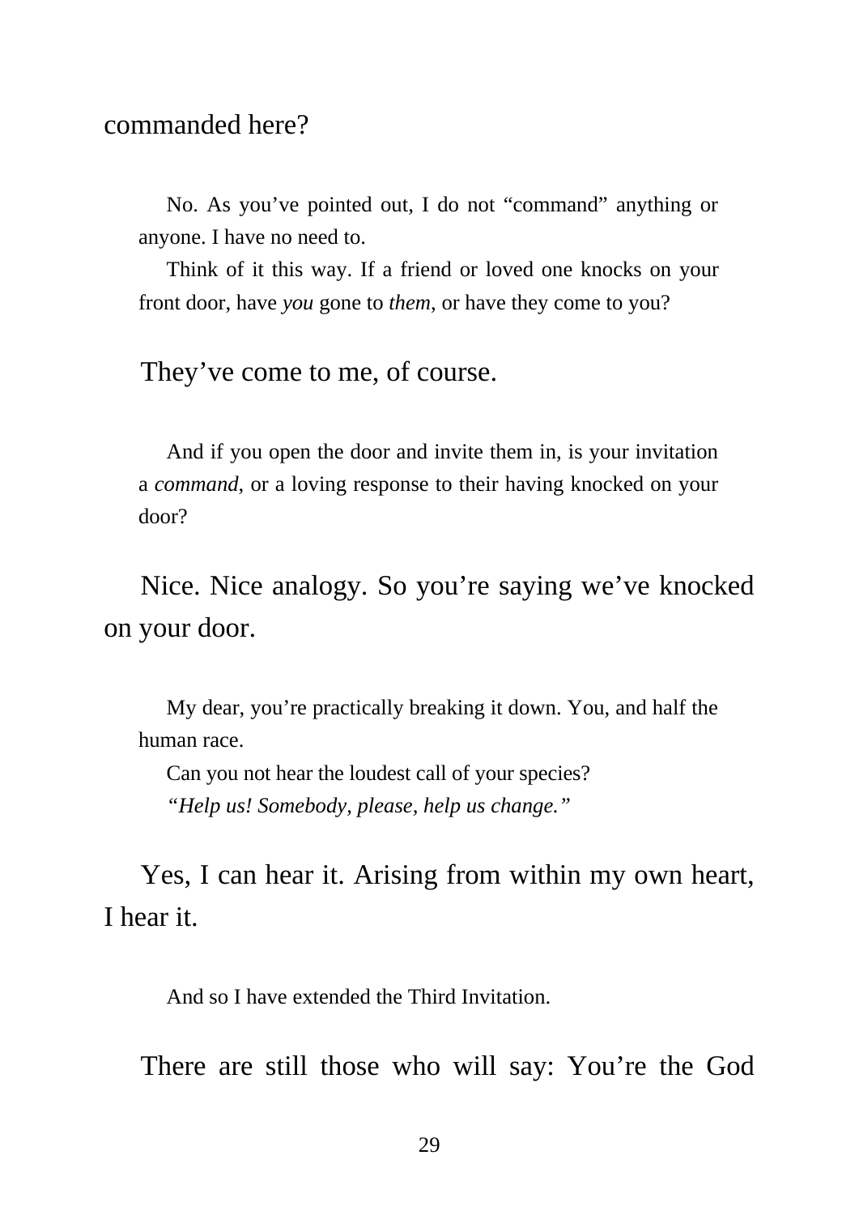commanded here?

> No. As you've pointed out, I do not "command" anything or anyone. I have no need to.
>
> Think of it this way. If a friend or loved one knocks on your front door, have *you* gone to *them*, or have they come to you?

They've come to me, of course.

> And if you open the door and invite them in, is your invitation a *command*, or a loving response to their having knocked on your door?

Nice. Nice analogy. So you're saying we've knocked on your door.

> My dear, you're practically breaking it down. You, and half the human race.
>
> Can you not hear the loudest call of your species?
>
> *"Help us! Somebody, please, help us change."*

Yes, I can hear it. Arising from within my own heart, I hear it.

> And so I have extended the Third Invitation.

There are still those who will say: You're the God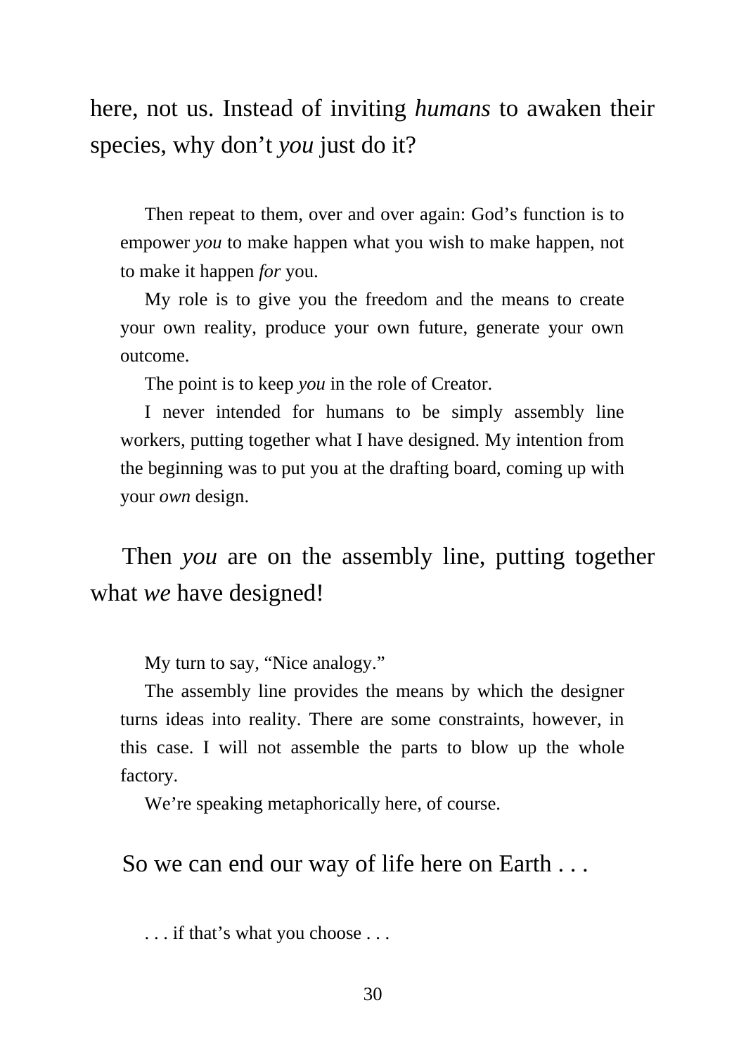here, not us. Instead of inviting *humans* to awaken their species, why don't *you* just do it?

> Then repeat to them, over and over again: God's function is to empower *you* to make happen what you wish to make happen, not to make it happen *for* you.
>
> My role is to give you the freedom and the means to create your own reality, produce your own future, generate your own outcome.
>
> The point is to keep *you* in the role of Creator.
>
> I never intended for humans to be simply assembly line workers, putting together what I have designed. My intention from the beginning was to put you at the drafting board, coming up with your *own* design.

Then *you* are on the assembly line, putting together what *we* have designed!

> My turn to say, "Nice analogy."
>
> The assembly line provides the means by which the designer turns ideas into reality. There are some constraints, however, in this case. I will not assemble the parts to blow up the whole factory.
>
> We're speaking metaphorically here, of course.

So we can end our way of life here on Earth . . .

> . . . if that's what you choose . . .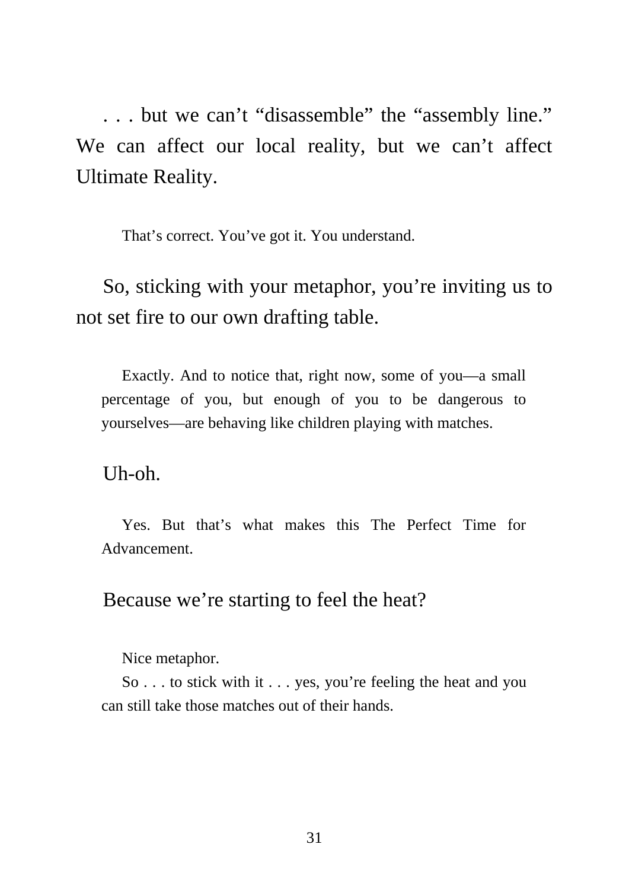. . . but we can't "disassemble" the "assembly line." We can affect our local reality, but we can't affect Ultimate Reality.

> That's correct. You've got it. You understand.

So, sticking with your metaphor, you're inviting us to not set fire to our own drafting table.

> Exactly. And to notice that, right now, some of you—a small percentage of you, but enough of you to be dangerous to yourselves—are behaving like children playing with matches.

Uh-oh.

> Yes. But that's what makes this The Perfect Time for Advancement.

Because we're starting to feel the heat?

> Nice metaphor.
>
> So . . . to stick with it . . . yes, you're feeling the heat and you can still take those matches out of their hands.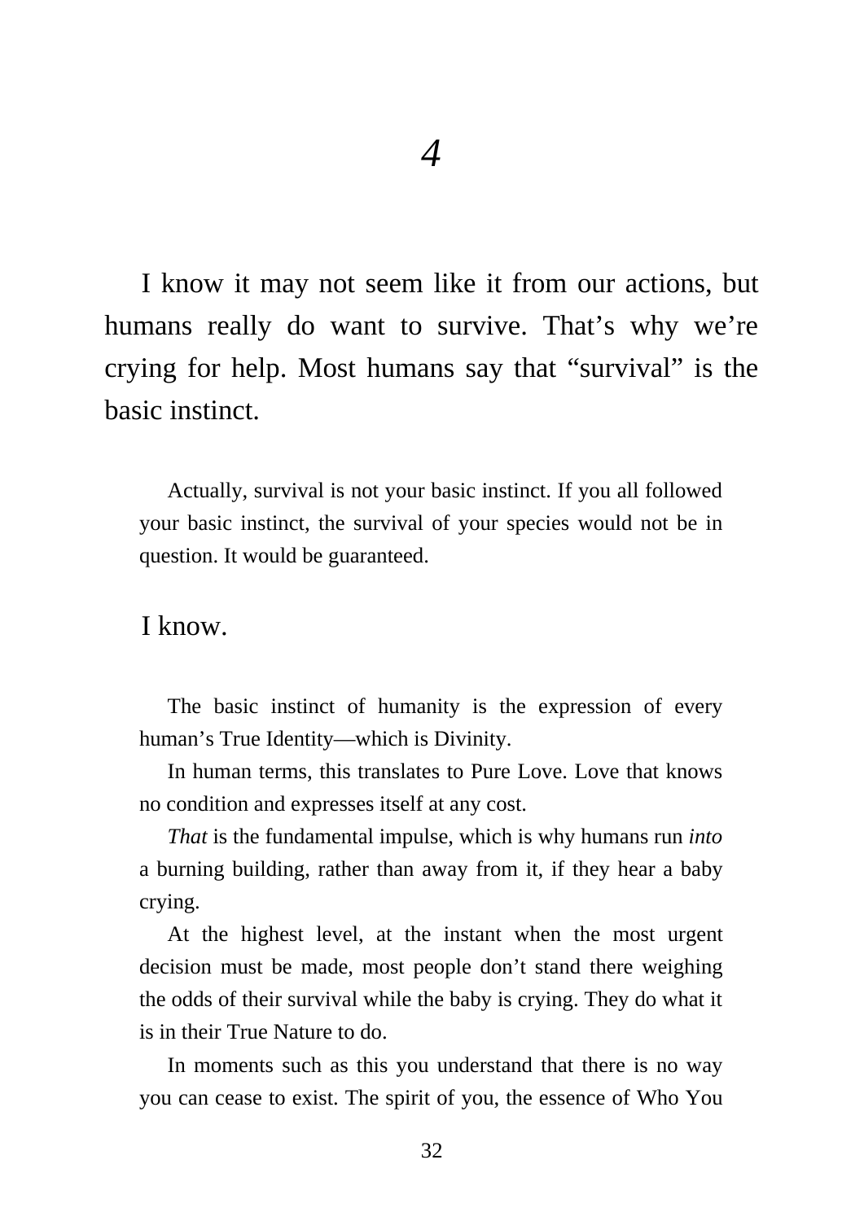# *4*

I know it may not seem like it from our actions, but humans really do want to survive. That's why we're crying for help. Most humans say that "survival" is the basic instinct.

> Actually, survival is not your basic instinct. If you all followed your basic instinct, the survival of your species would not be in question. It would be guaranteed.

I know.

> The basic instinct of humanity is the expression of every human's True Identity—which is Divinity.
>
> In human terms, this translates to Pure Love. Love that knows no condition and expresses itself at any cost.
>
> *That* is the fundamental impulse, which is why humans run *into* a burning building, rather than away from it, if they hear a baby crying.
>
> At the highest level, at the instant when the most urgent decision must be made, most people don't stand there weighing the odds of their survival while the baby is crying. They do what it is in their True Nature to do.
>
> In moments such as this you understand that there is no way you can cease to exist. The spirit of you, the essence of Who You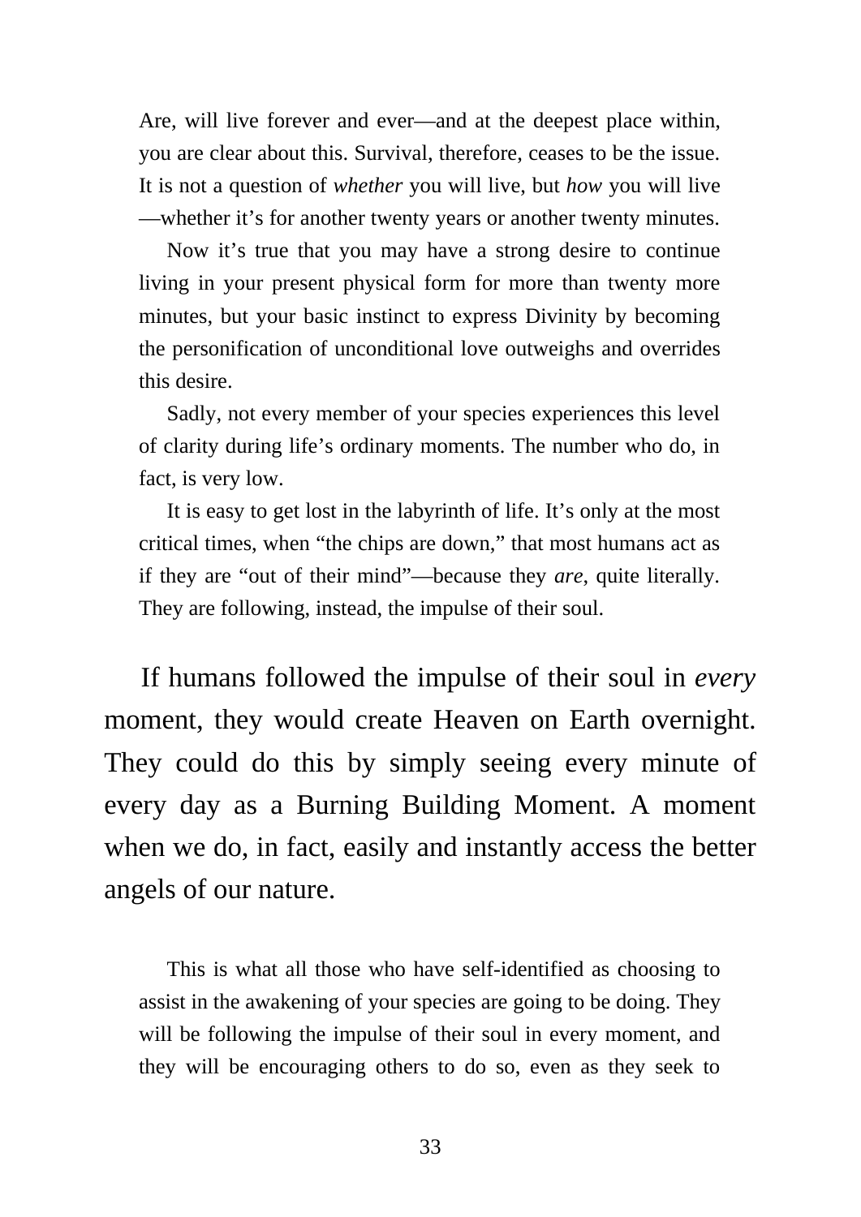Are, will live forever and ever—and at the deepest place within, you are clear about this. Survival, therefore, ceases to be the issue. It is not a question of *whether* you will live, but *how* you will live—whether it's for another twenty years or another twenty minutes.

Now it's true that you may have a strong desire to continue living in your present physical form for more than twenty more minutes, but your basic instinct to express Divinity by becoming the personification of unconditional love outweighs and overrides this desire.

Sadly, not every member of your species experiences this level of clarity during life's ordinary moments. The number who do, in fact, is very low.

It is easy to get lost in the labyrinth of life. It's only at the most critical times, when "the chips are down," that most humans act as if they are "out of their mind"—because they *are*, quite literally. They are following, instead, the impulse of their soul.

> If humans followed the impulse of their soul in *every* moment, they would create Heaven on Earth overnight. They could do this by simply seeing every minute of every day as a Burning Building Moment. A moment when we do, in fact, easily and instantly access the better angels of our nature.

This is what all those who have self-identified as choosing to assist in the awakening of your species are going to be doing. They will be following the impulse of their soul in every moment, and they will be encouraging others to do so, even as they seek to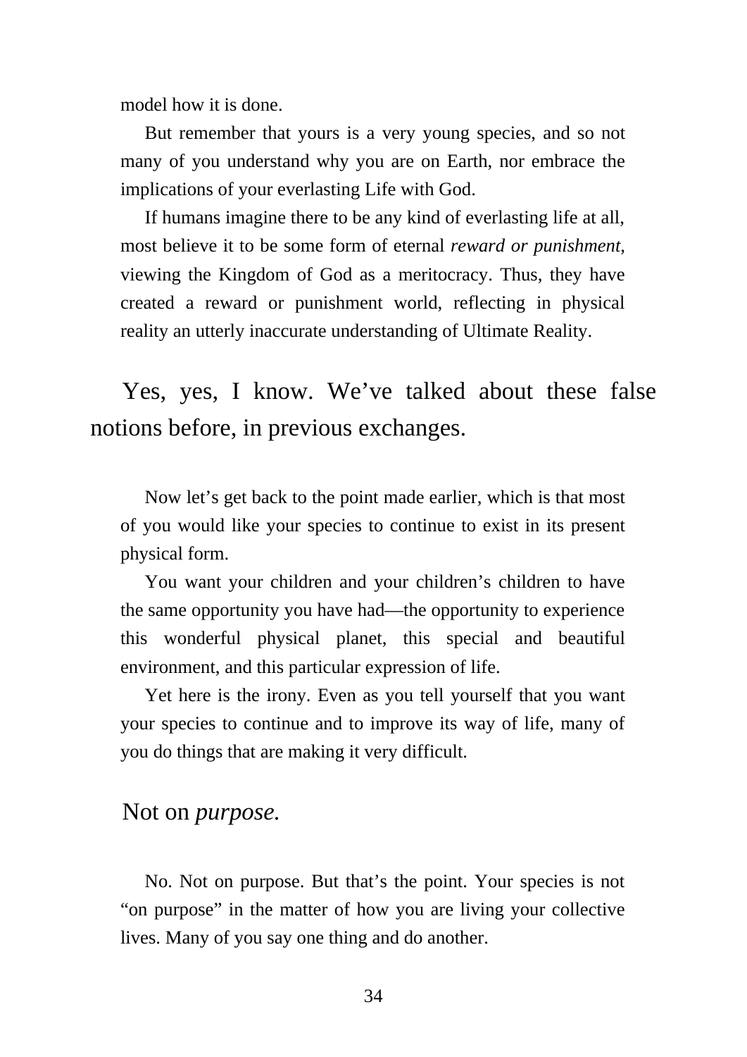model how it is done.

But remember that yours is a very young species, and so not many of you understand why you are on Earth, nor embrace the implications of your everlasting Life with God.

If humans imagine there to be any kind of everlasting life at all, most believe it to be some form of eternal *reward or punishment*, viewing the Kingdom of God as a meritocracy. Thus, they have created a reward or punishment world, reflecting in physical reality an utterly inaccurate understanding of Ultimate Reality.

Yes, yes, I know. We've talked about these false notions before, in previous exchanges.

Now let's get back to the point made earlier, which is that most of you would like your species to continue to exist in its present physical form.

You want your children and your children's children to have the same opportunity you have had—the opportunity to experience this wonderful physical planet, this special and beautiful environment, and this particular expression of life.

Yet here is the irony. Even as you tell yourself that you want your species to continue and to improve its way of life, many of you do things that are making it very difficult.

Not on *purpose.*

No. Not on purpose. But that's the point. Your species is not "on purpose" in the matter of how you are living your collective lives. Many of you say one thing and do another.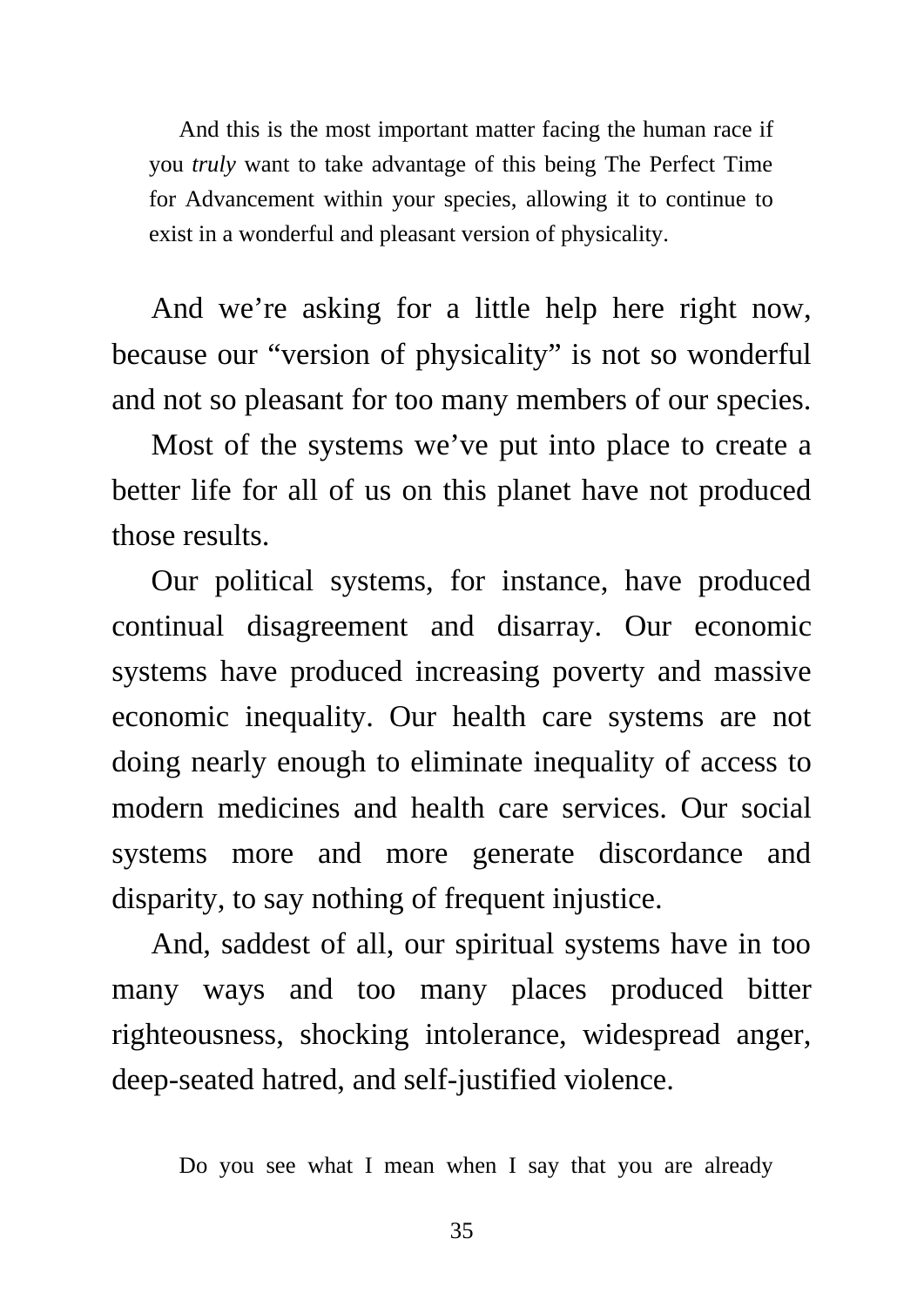And this is the most important matter facing the human race if you *truly* want to take advantage of this being The Perfect Time for Advancement within your species, allowing it to continue to exist in a wonderful and pleasant version of physicality.

And we're asking for a little help here right now, because our "version of physicality" is not so wonderful and not so pleasant for too many members of our species.

Most of the systems we've put into place to create a better life for all of us on this planet have not produced those results.

Our political systems, for instance, have produced continual disagreement and disarray. Our economic systems have produced increasing poverty and massive economic inequality. Our health care systems are not doing nearly enough to eliminate inequality of access to modern medicines and health care services. Our social systems more and more generate discordance and disparity, to say nothing of frequent injustice.

And, saddest of all, our spiritual systems have in too many ways and too many places produced bitter righteousness, shocking intolerance, widespread anger, deep-seated hatred, and self-justified violence.

Do you see what I mean when I say that you are already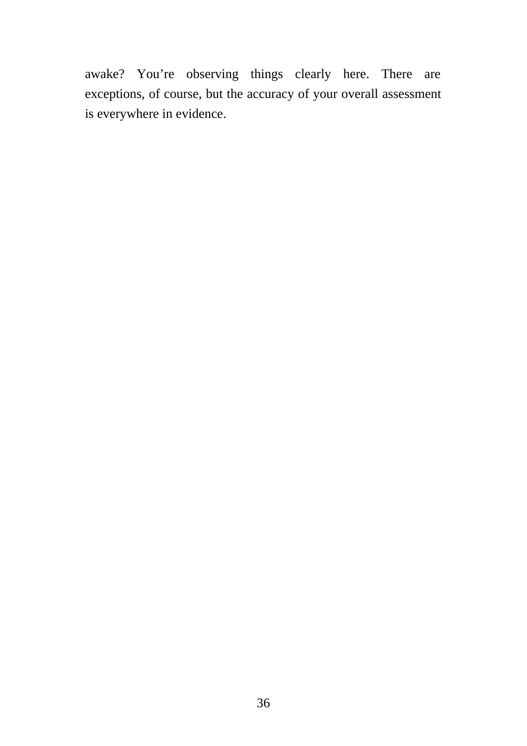awake? You’re observing things clearly here. There are exceptions, of course, but the accuracy of your overall assessment is everywhere in evidence.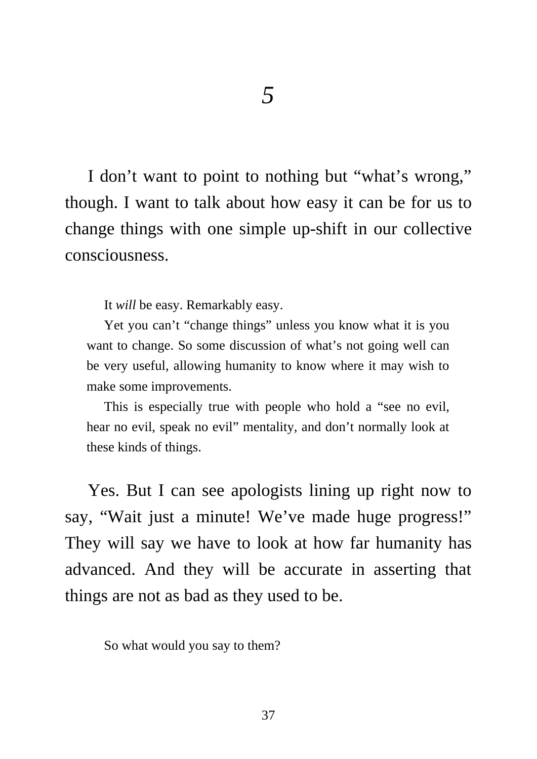# *5*

I don't want to point to nothing but "what's wrong," though. I want to talk about how easy it can be for us to change things with one simple up-shift in our collective consciousness.

> It *will* be easy. Remarkably easy.
>
> Yet you can't "change things" unless you know what it is you want to change. So some discussion of what's not going well can be very useful, allowing humanity to know where it may wish to make some improvements.
>
> This is especially true with people who hold a "see no evil, hear no evil, speak no evil" mentality, and don't normally look at these kinds of things.

Yes. But I can see apologists lining up right now to say, "Wait just a minute! We've made huge progress!" They will say we have to look at how far humanity has advanced. And they will be accurate in asserting that things are not as bad as they used to be.

> So what would you say to them?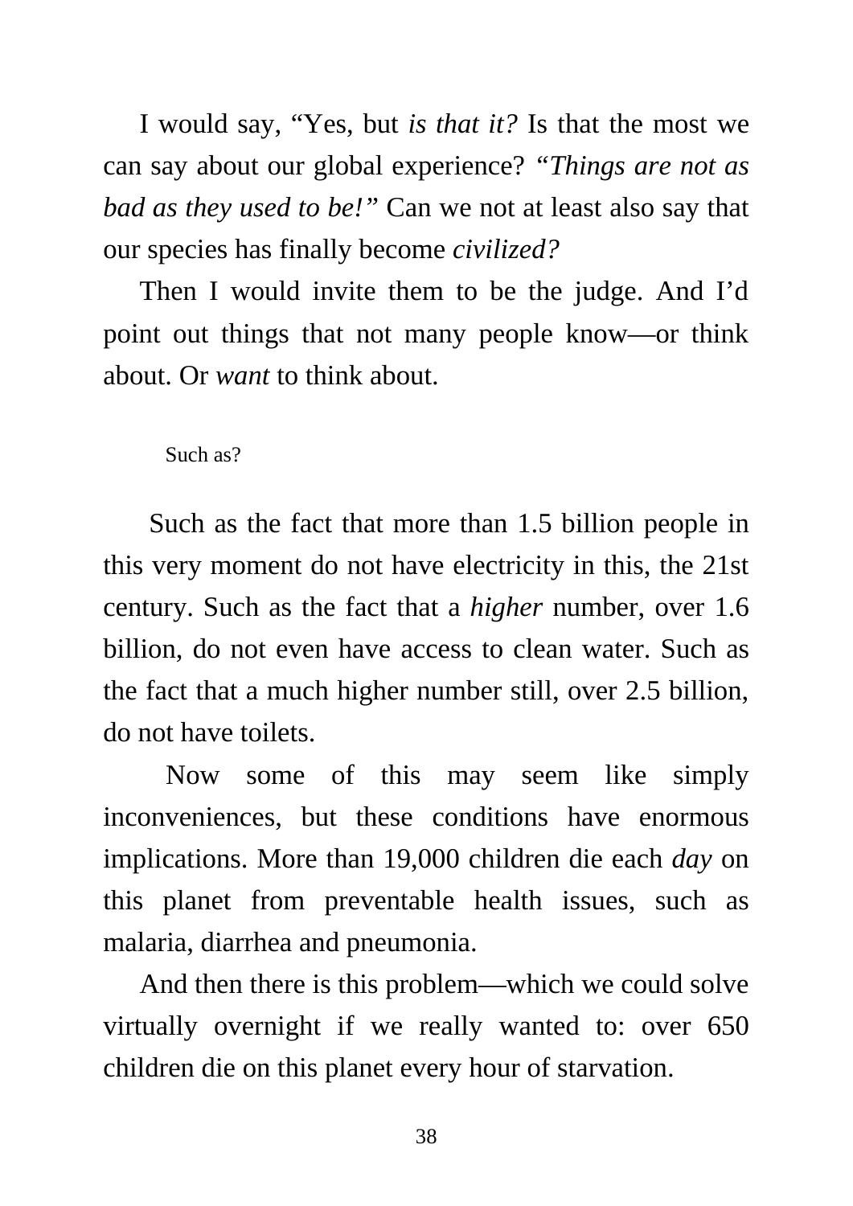I would say, "Yes, but *is that it?* Is that the most we can say about our global experience? *"Things are not as bad as they used to be!"* Can we not at least also say that our species has finally become *civilized?*

Then I would invite them to be the judge. And I'd point out things that not many people know—or think about. Or *want* to think about.

Such as?

Such as the fact that more than 1.5 billion people in this very moment do not have electricity in this, the 21st century. Such as the fact that a *higher* number, over 1.6 billion, do not even have access to clean water. Such as the fact that a much higher number still, over 2.5 billion, do not have toilets.

Now some of this may seem like simply inconveniences, but these conditions have enormous implications. More than 19,000 children die each *day* on this planet from preventable health issues, such as malaria, diarrhea and pneumonia.

And then there is this problem—which we could solve virtually overnight if we really wanted to: over 650 children die on this planet every hour of starvation.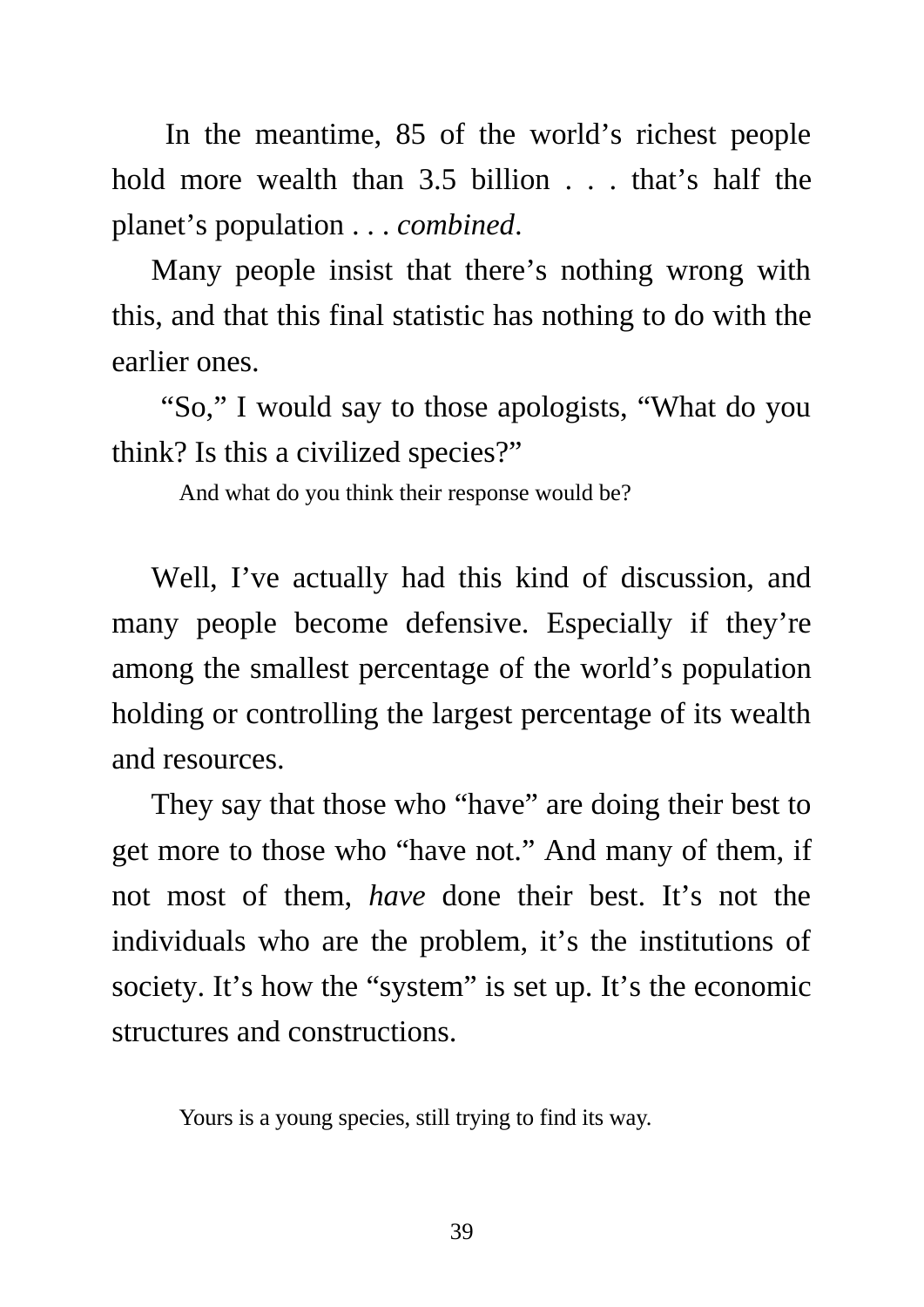In the meantime, 85 of the world's richest people hold more wealth than 3.5 billion . . . that's half the planet's population . . . *combined*.

Many people insist that there's nothing wrong with this, and that this final statistic has nothing to do with the earlier ones.

"So," I would say to those apologists, "What do you think? Is this a civilized species?"

And what do you think their response would be?

Well, I've actually had this kind of discussion, and many people become defensive. Especially if they're among the smallest percentage of the world's population holding or controlling the largest percentage of its wealth and resources.

They say that those who "have" are doing their best to get more to those who "have not." And many of them, if not most of them, *have* done their best. It's not the individuals who are the problem, it's the institutions of society. It's how the "system" is set up. It's the economic structures and constructions.

Yours is a young species, still trying to find its way.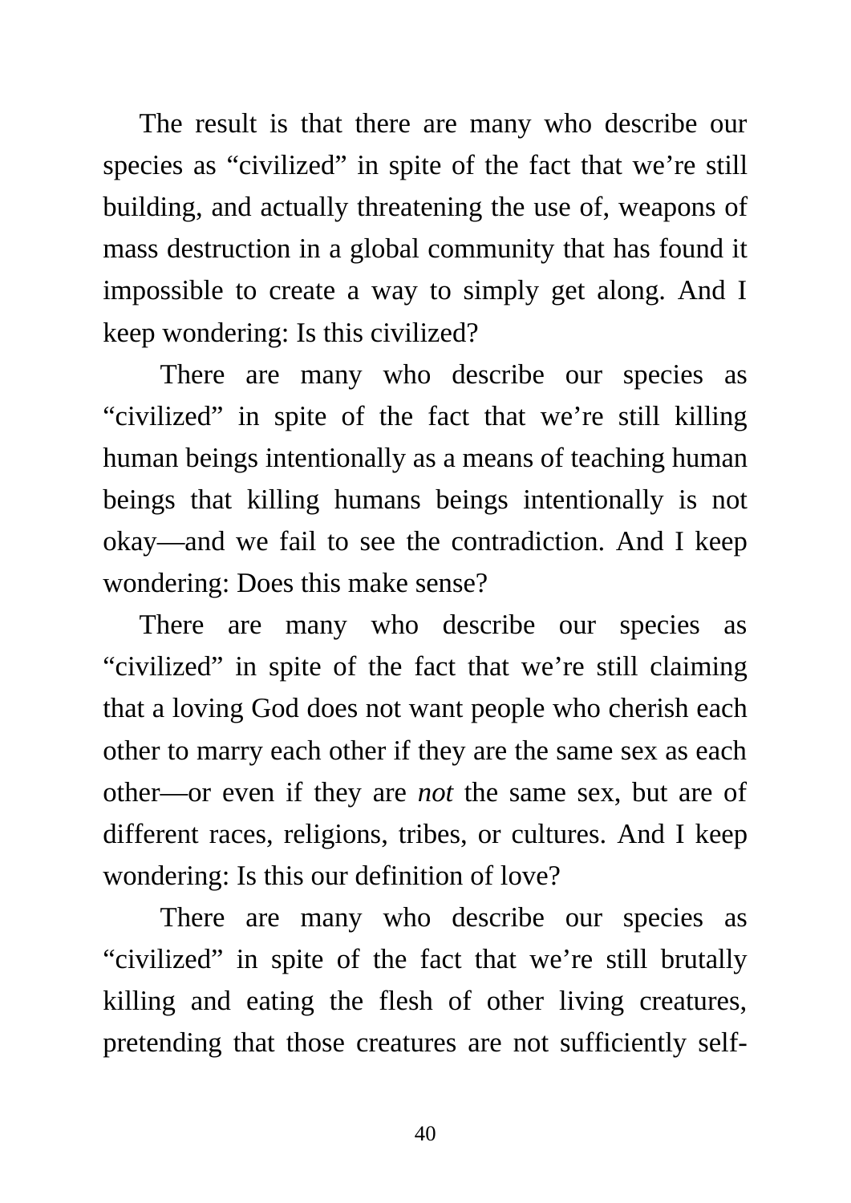The result is that there are many who describe our species as "civilized" in spite of the fact that we're still building, and actually threatening the use of, weapons of mass destruction in a global community that has found it impossible to create a way to simply get along. And I keep wondering: Is this civilized?

There are many who describe our species as "civilized" in spite of the fact that we're still killing human beings intentionally as a means of teaching human beings that killing humans beings intentionally is not okay—and we fail to see the contradiction. And I keep wondering: Does this make sense?

There are many who describe our species as "civilized" in spite of the fact that we're still claiming that a loving God does not want people who cherish each other to marry each other if they are the same sex as each other—or even if they are *not* the same sex, but are of different races, religions, tribes, or cultures. And I keep wondering: Is this our definition of love?

There are many who describe our species as "civilized" in spite of the fact that we're still brutally killing and eating the flesh of other living creatures, pretending that those creatures are not sufficiently self-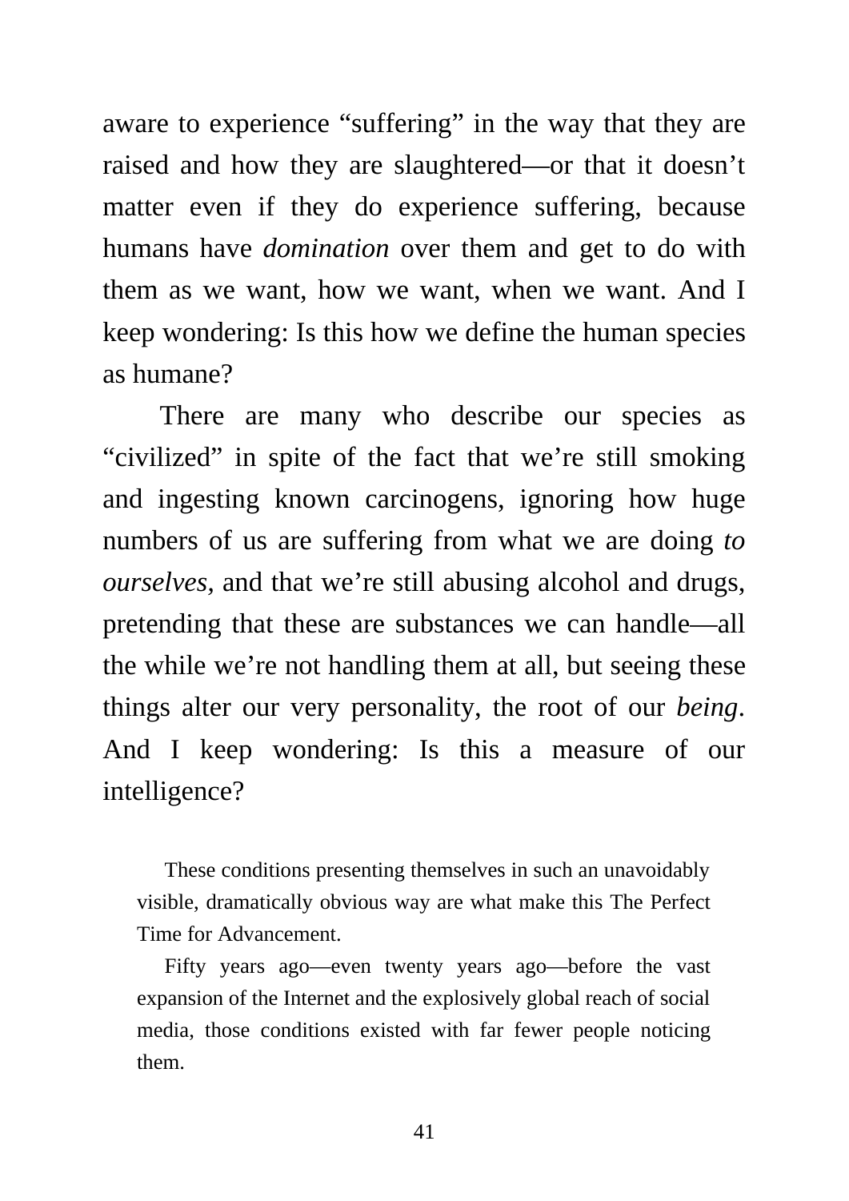aware to experience "suffering" in the way that they are raised and how they are slaughtered—or that it doesn't matter even if they do experience suffering, because humans have *domination* over them and get to do with them as we want, how we want, when we want. And I keep wondering: Is this how we define the human species as humane?

There are many who describe our species as "civilized" in spite of the fact that we're still smoking and ingesting known carcinogens, ignoring how huge numbers of us are suffering from what we are doing *to ourselves,* and that we're still abusing alcohol and drugs, pretending that these are substances we can handle—all the while we're not handling them at all, but seeing these things alter our very personality, the root of our *being*. And I keep wondering: Is this a measure of our intelligence?

> These conditions presenting themselves in such an unavoidably visible, dramatically obvious way are what make this The Perfect Time for Advancement.
>
> Fifty years ago—even twenty years ago—before the vast expansion of the Internet and the explosively global reach of social media, those conditions existed with far fewer people noticing them.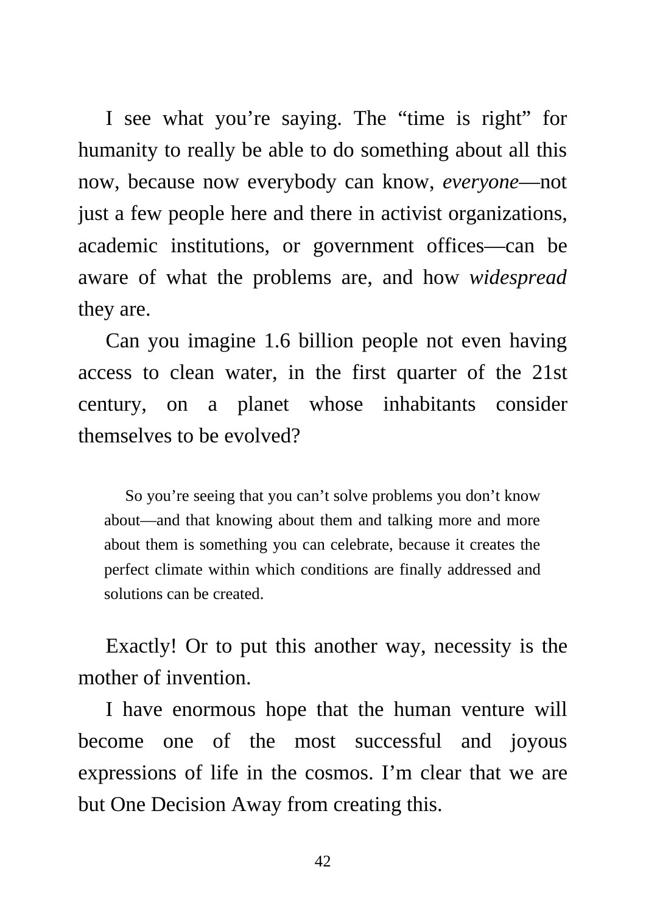I see what you're saying. The "time is right" for humanity to really be able to do something about all this now, because now everybody can know, *everyone*—not just a few people here and there in activist organizations, academic institutions, or government offices—can be aware of what the problems are, and how *widespread* they are.

Can you imagine 1.6 billion people not even having access to clean water, in the first quarter of the 21st century, on a planet whose inhabitants consider themselves to be evolved?

> So you're seeing that you can't solve problems you don't know about—and that knowing about them and talking more and more about them is something you can celebrate, because it creates the perfect climate within which conditions are finally addressed and solutions can be created.

Exactly! Or to put this another way, necessity is the mother of invention.

I have enormous hope that the human venture will become one of the most successful and joyous expressions of life in the cosmos. I'm clear that we are but One Decision Away from creating this.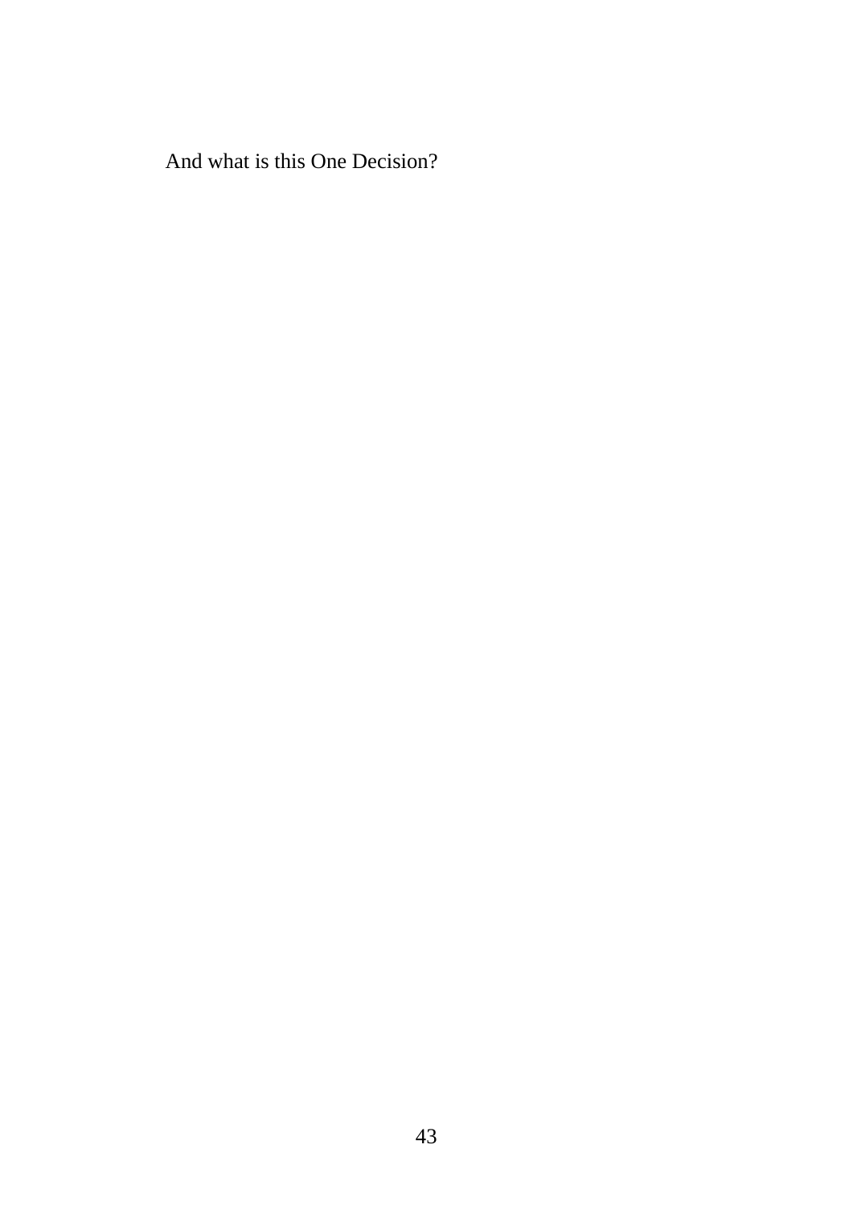And what is this One Decision?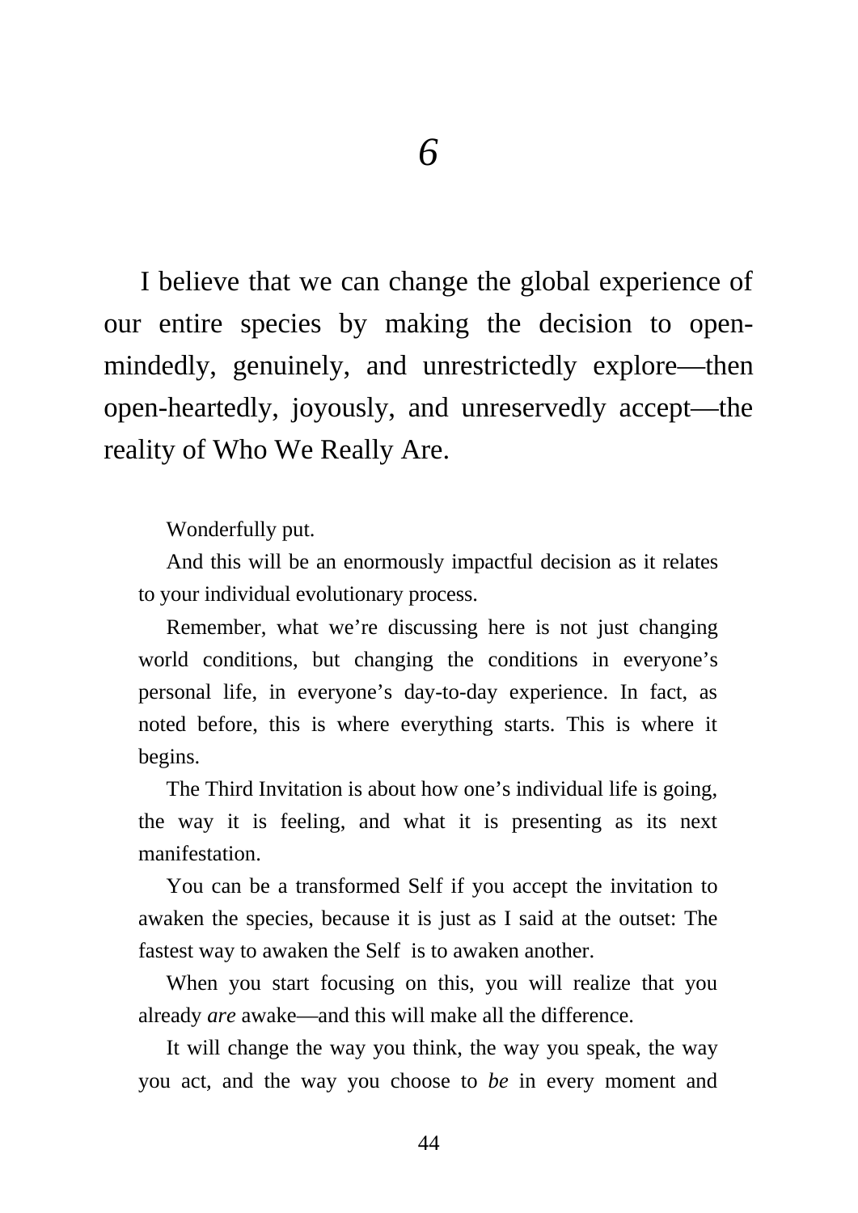# *6*

I believe that we can change the global experience of our entire species by making the decision to open-mindedly, genuinely, and unrestrictedly explore—then open-heartedly, joyously, and unreservedly accept—the reality of Who We Really Are.

Wonderfully put.

And this will be an enormously impactful decision as it relates to your individual evolutionary process.

Remember, what we're discussing here is not just changing world conditions, but changing the conditions in everyone's personal life, in everyone's day-to-day experience. In fact, as noted before, this is where everything starts. This is where it begins.

The Third Invitation is about how one's individual life is going, the way it is feeling, and what it is presenting as its next manifestation.

You can be a transformed Self if you accept the invitation to awaken the species, because it is just as I said at the outset: The fastest way to awaken the Self is to awaken another.

When you start focusing on this, you will realize that you already *are* awake—and this will make all the difference.

It will change the way you think, the way you speak, the way you act, and the way you choose to *be* in every moment and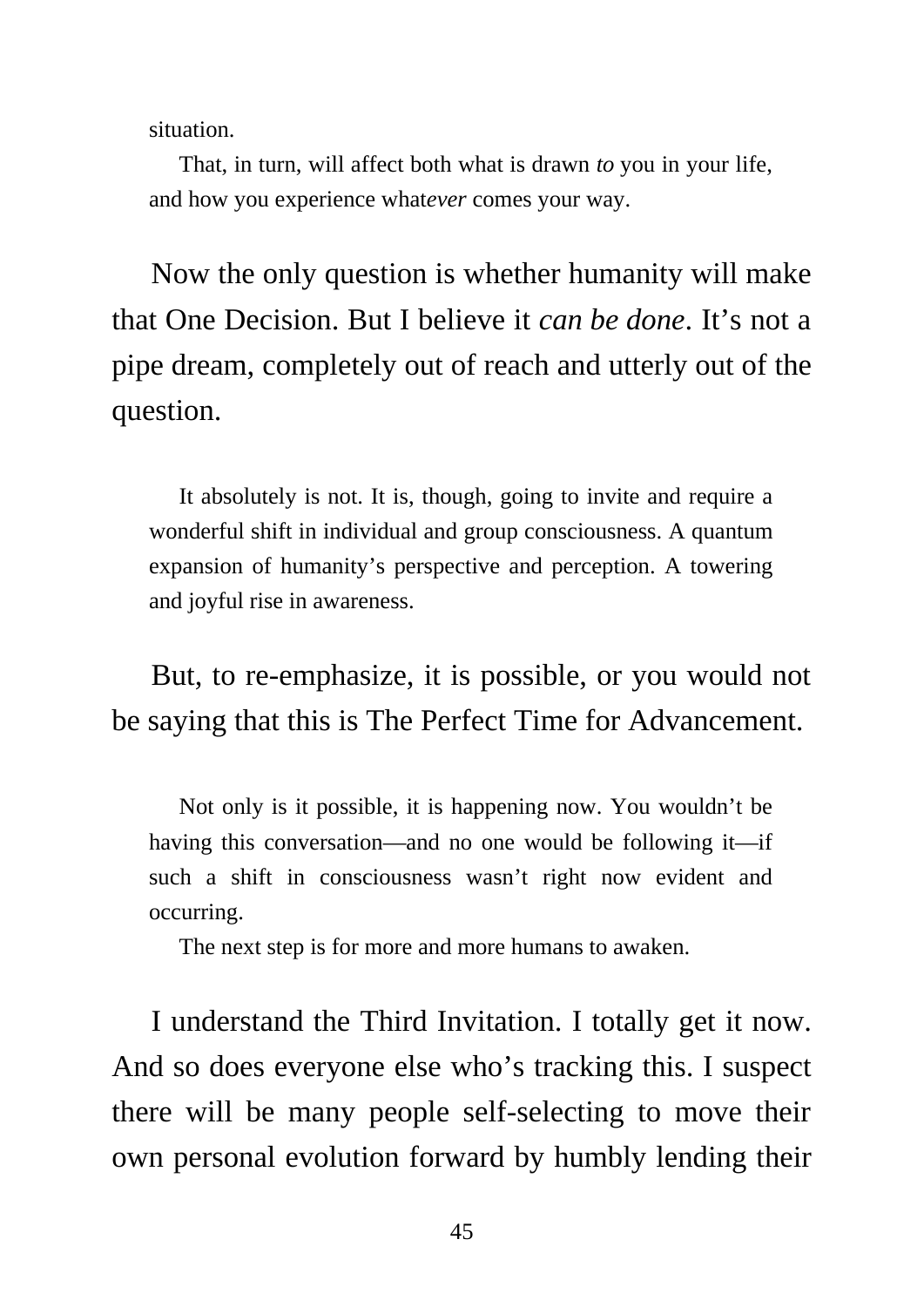situation.

That, in turn, will affect both what is drawn *to* you in your life, and how you experience what*ever* comes your way.

Now the only question is whether humanity will make that One Decision. But I believe it *can be done*. It's not a pipe dream, completely out of reach and utterly out of the question.

It absolutely is not. It is, though, going to invite and require a wonderful shift in individual and group consciousness. A quantum expansion of humanity's perspective and perception. A towering and joyful rise in awareness.

But, to re-emphasize, it is possible, or you would not be saying that this is The Perfect Time for Advancement.

Not only is it possible, it is happening now. You wouldn't be having this conversation—and no one would be following it—if such a shift in consciousness wasn't right now evident and occurring.

The next step is for more and more humans to awaken.

I understand the Third Invitation. I totally get it now. And so does everyone else who's tracking this. I suspect there will be many people self-selecting to move their own personal evolution forward by humbly lending their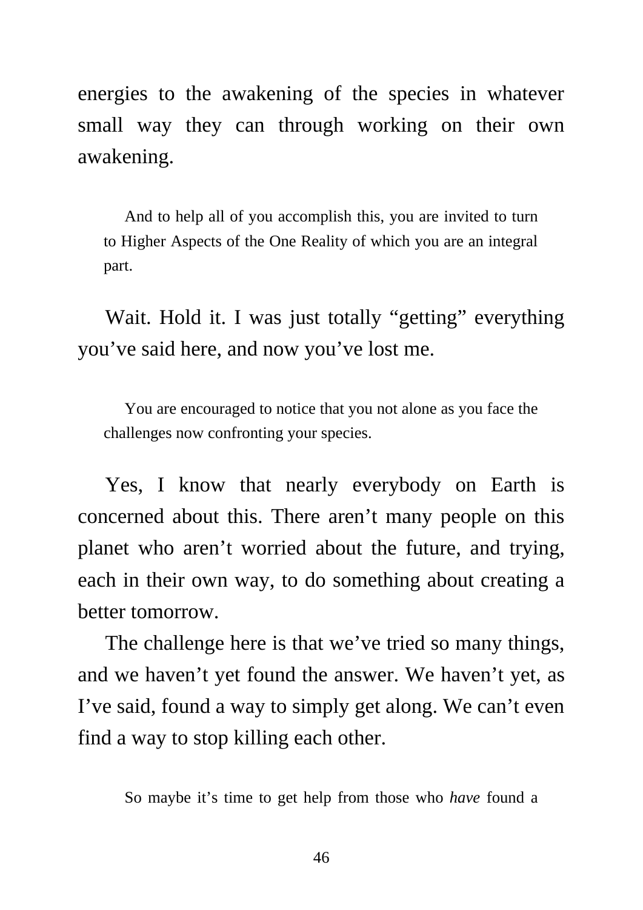energies to the awakening of the species in whatever small way they can through working on their own awakening.

> And to help all of you accomplish this, you are invited to turn to Higher Aspects of the One Reality of which you are an integral part.

Wait. Hold it. I was just totally "getting" everything you've said here, and now you've lost me.

> You are encouraged to notice that you not alone as you face the challenges now confronting your species.

Yes, I know that nearly everybody on Earth is concerned about this. There aren't many people on this planet who aren't worried about the future, and trying, each in their own way, to do something about creating a better tomorrow.

The challenge here is that we've tried so many things, and we haven't yet found the answer. We haven't yet, as I've said, found a way to simply get along. We can't even find a way to stop killing each other.

> So maybe it's time to get help from those who *have* found a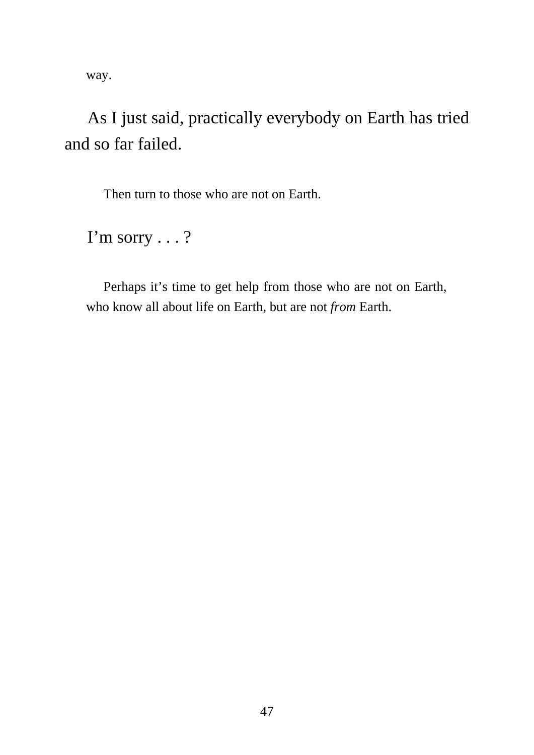way.

As I just said, practically everybody on Earth has tried and so far failed.

Then turn to those who are not on Earth.

I'm sorry . . . ?

Perhaps it's time to get help from those who are not on Earth, who know all about life on Earth, but are not *from* Earth.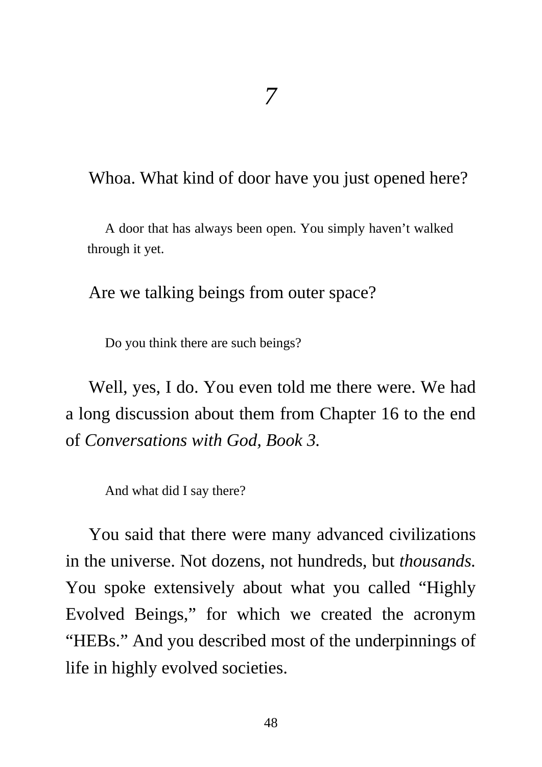# *7*

Whoa. What kind of door have you just opened here?

A door that has always been open. You simply haven't walked through it yet.

Are we talking beings from outer space?

Do you think there are such beings?

Well, yes, I do. You even told me there were. We had a long discussion about them from Chapter 16 to the end of *Conversations with God, Book 3.*

And what did I say there?

You said that there were many advanced civilizations in the universe. Not dozens, not hundreds, but *thousands.* You spoke extensively about what you called "Highly Evolved Beings," for which we created the acronym "HEBs." And you described most of the underpinnings of life in highly evolved societies.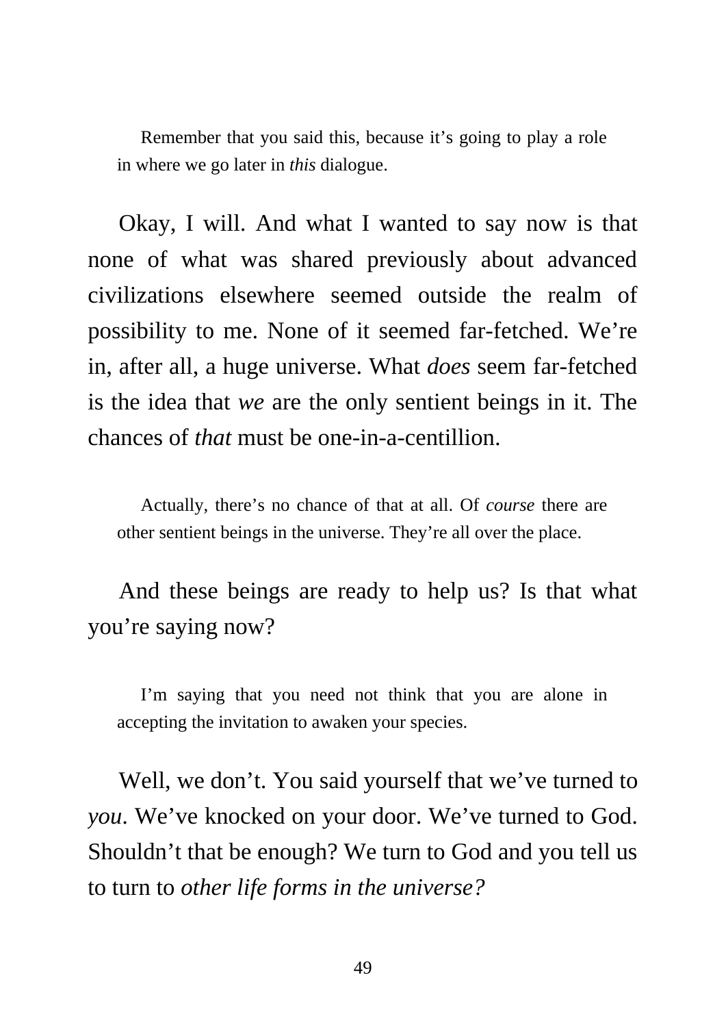Remember that you said this, because it's going to play a role in where we go later in *this* dialogue.

Okay, I will. And what I wanted to say now is that none of what was shared previously about advanced civilizations elsewhere seemed outside the realm of possibility to me. None of it seemed far-fetched. We're in, after all, a huge universe. What *does* seem far-fetched is the idea that *we* are the only sentient beings in it. The chances of *that* must be one-in-a-centillion.

Actually, there's no chance of that at all. Of *course* there are other sentient beings in the universe. They're all over the place.

And these beings are ready to help us? Is that what you're saying now?

I'm saying that you need not think that you are alone in accepting the invitation to awaken your species.

Well, we don't. You said yourself that we've turned to *you*. We've knocked on your door. We've turned to God. Shouldn't that be enough? We turn to God and you tell us to turn to *other life forms in the universe?*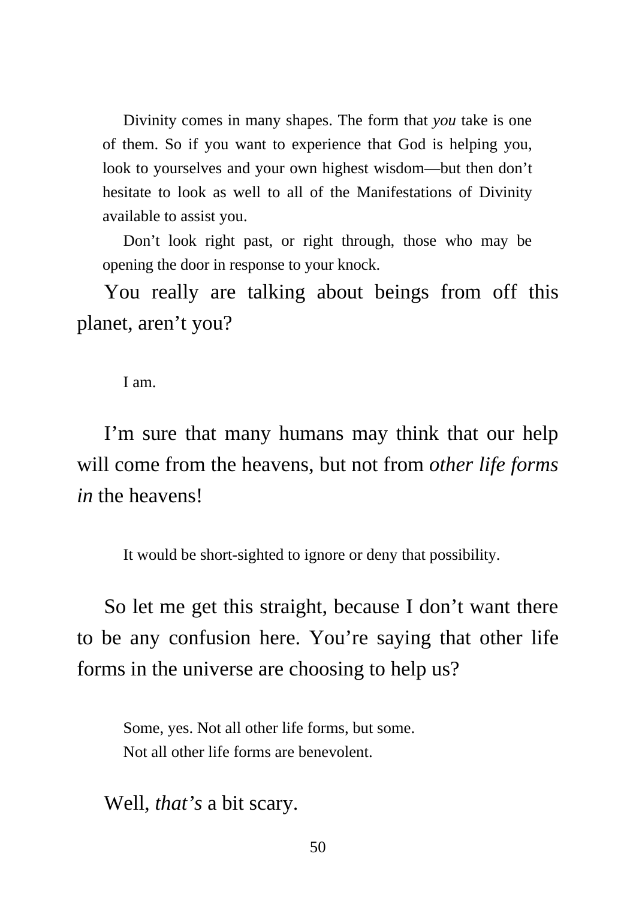Divinity comes in many shapes. The form that *you* take is one of them. So if you want to experience that God is helping you, look to yourselves and your own highest wisdom—but then don't hesitate to look as well to all of the Manifestations of Divinity available to assist you.

Don't look right past, or right through, those who may be opening the door in response to your knock.

You really are talking about beings from off this planet, aren't you?

I am.

I'm sure that many humans may think that our help will come from the heavens, but not from *other life forms in* the heavens!

It would be short-sighted to ignore or deny that possibility.

So let me get this straight, because I don't want there to be any confusion here. You're saying that other life forms in the universe are choosing to help us?

Some, yes. Not all other life forms, but some.

Not all other life forms are benevolent.

Well, *that's* a bit scary.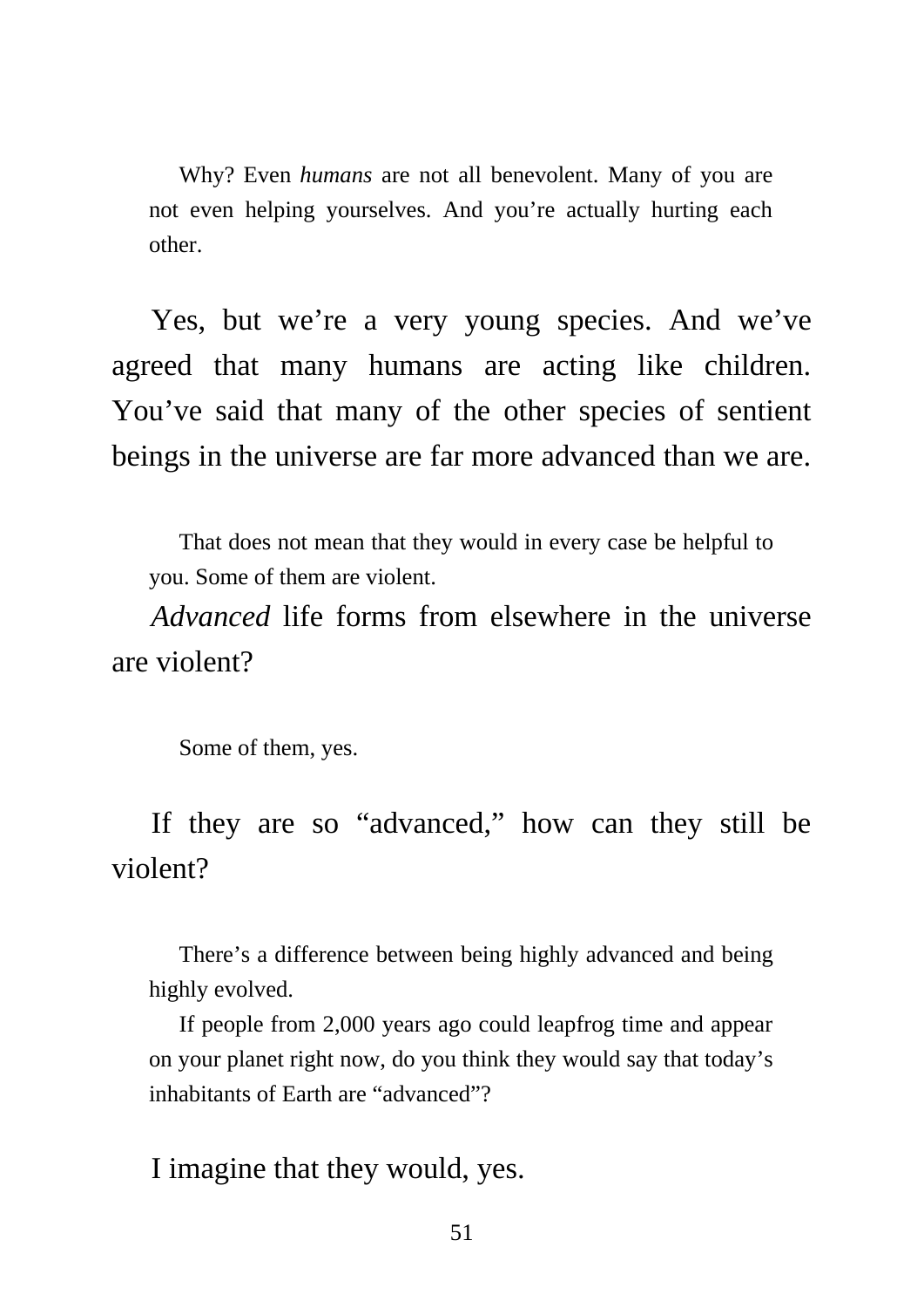Why? Even *humans* are not all benevolent. Many of you are not even helping yourselves. And you're actually hurting each other.

Yes, but we're a very young species. And we've agreed that many humans are acting like children. You've said that many of the other species of sentient beings in the universe are far more advanced than we are.

That does not mean that they would in every case be helpful to you. Some of them are violent.

*Advanced* life forms from elsewhere in the universe are violent?

Some of them, yes.

If they are so "advanced," how can they still be violent?

There's a difference between being highly advanced and being highly evolved.

If people from 2,000 years ago could leapfrog time and appear on your planet right now, do you think they would say that today's inhabitants of Earth are "advanced"?

I imagine that they would, yes.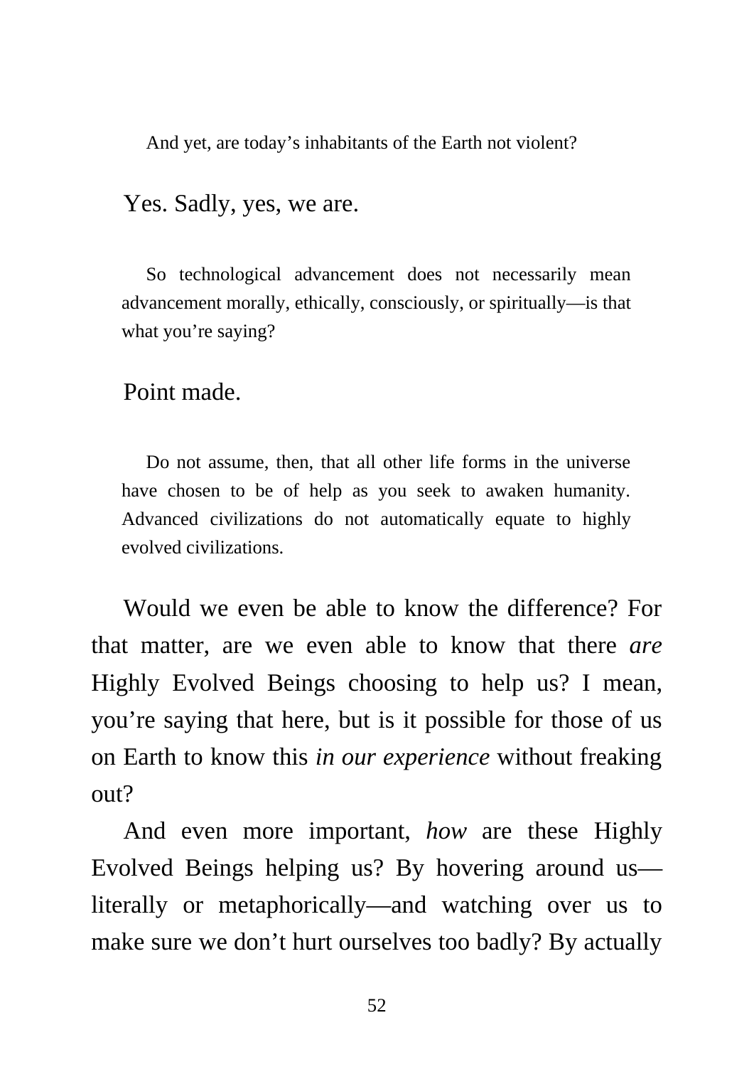And yet, are today's inhabitants of the Earth not violent?

Yes. Sadly, yes, we are.

So technological advancement does not necessarily mean advancement morally, ethically, consciously, or spiritually—is that what you're saying?

Point made.

Do not assume, then, that all other life forms in the universe have chosen to be of help as you seek to awaken humanity. Advanced civilizations do not automatically equate to highly evolved civilizations.

Would we even be able to know the difference? For that matter, are we even able to know that there *are* Highly Evolved Beings choosing to help us? I mean, you're saying that here, but is it possible for those of us on Earth to know this *in our experience* without freaking out?

And even more important, *how* are these Highly Evolved Beings helping us? By hovering around us—literally or metaphorically—and watching over us to make sure we don't hurt ourselves too badly? By actually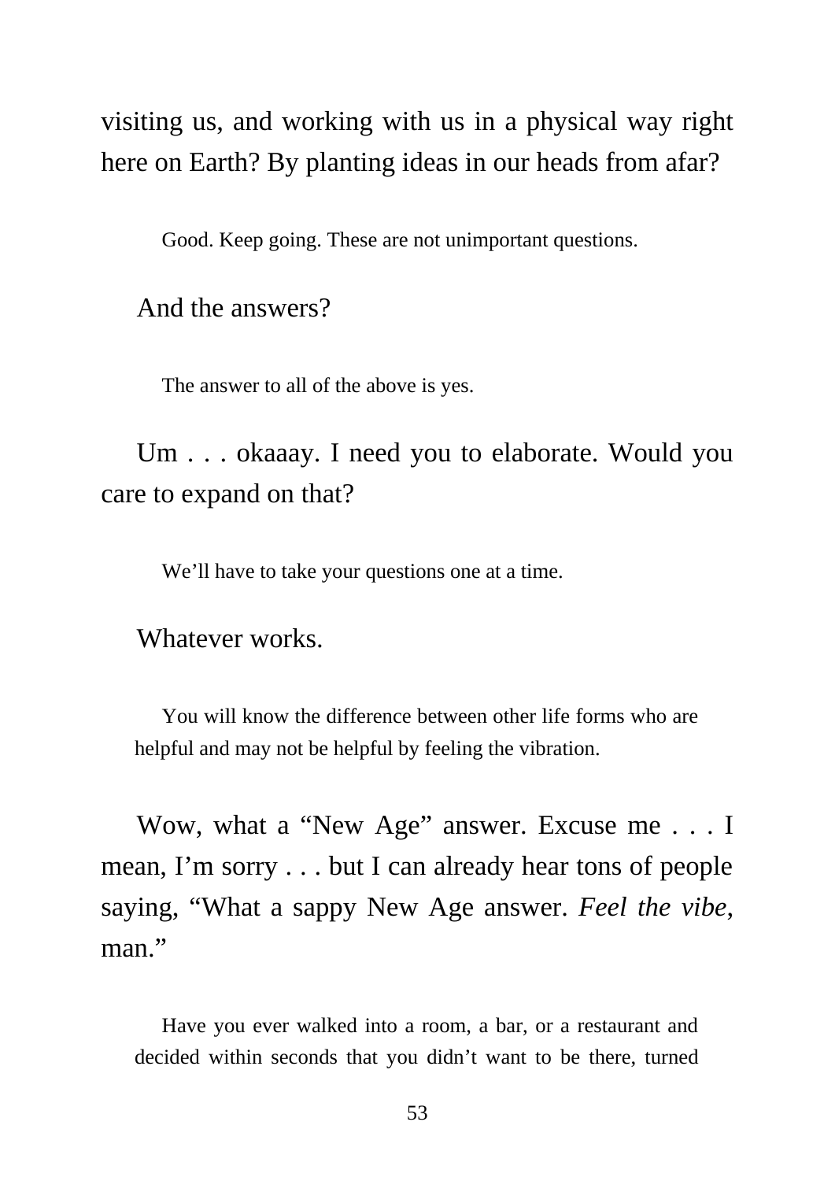visiting us, and working with us in a physical way right here on Earth? By planting ideas in our heads from afar?

Good. Keep going. These are not unimportant questions.

And the answers?

The answer to all of the above is yes.

Um . . . okaaay. I need you to elaborate. Would you care to expand on that?

We'll have to take your questions one at a time.

Whatever works.

You will know the difference between other life forms who are helpful and may not be helpful by feeling the vibration.

Wow, what a "New Age" answer. Excuse me . . . I mean, I'm sorry . . . but I can already hear tons of people saying, "What a sappy New Age answer. *Feel the vibe*, man."

Have you ever walked into a room, a bar, or a restaurant and decided within seconds that you didn't want to be there, turned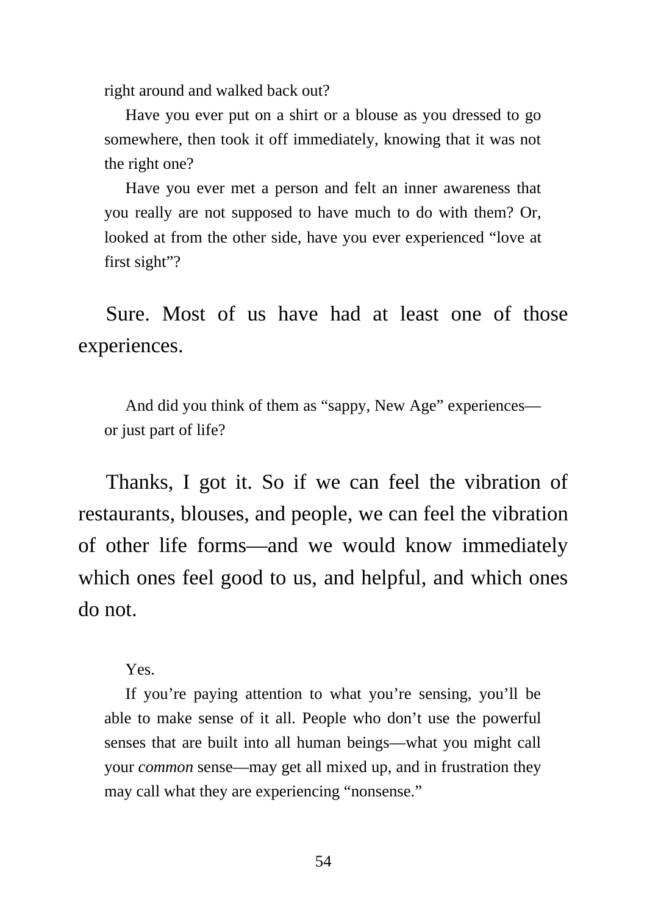right around and walked back out?

Have you ever put on a shirt or a blouse as you dressed to go somewhere, then took it off immediately, knowing that it was not the right one?

Have you ever met a person and felt an inner awareness that you really are not supposed to have much to do with them? Or, looked at from the other side, have you ever experienced "love at first sight"?

Sure. Most of us have had at least one of those experiences.

And did you think of them as "sappy, New Age" experiences—or just part of life?

Thanks, I got it. So if we can feel the vibration of restaurants, blouses, and people, we can feel the vibration of other life forms—and we would know immediately which ones feel good to us, and helpful, and which ones do not.

Yes.

If you're paying attention to what you're sensing, you'll be able to make sense of it all. People who don't use the powerful senses that are built into all human beings—what you might call your *common* sense—may get all mixed up, and in frustration they may call what they are experiencing "nonsense."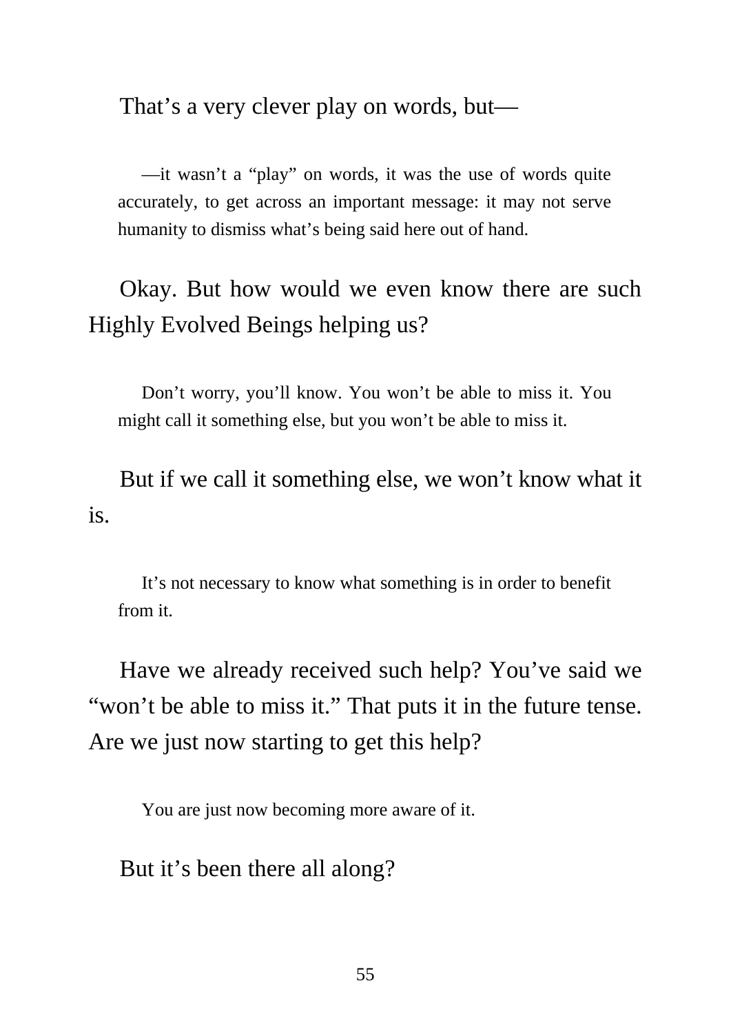That's a very clever play on words, but—

> —it wasn't a "play" on words, it was the use of words quite accurately, to get across an important message: it may not serve humanity to dismiss what's being said here out of hand.

Okay. But how would we even know there are such Highly Evolved Beings helping us?

> Don't worry, you'll know. You won't be able to miss it. You might call it something else, but you won't be able to miss it.

But if we call it something else, we won't know what it is.

> It's not necessary to know what something is in order to benefit from it.

Have we already received such help? You've said we "won't be able to miss it." That puts it in the future tense. Are we just now starting to get this help?

> You are just now becoming more aware of it.

But it's been there all along?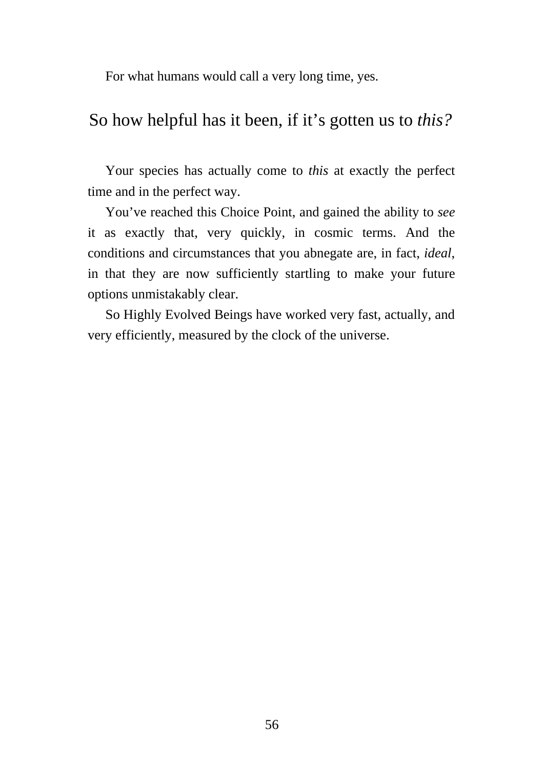For what humans would call a very long time, yes.

So how helpful has it been, if it’s gotten us to *this?*

Your species has actually come to *this* at exactly the perfect time and in the perfect way.

You’ve reached this Choice Point, and gained the ability to *see* it as exactly that, very quickly, in cosmic terms. And the conditions and circumstances that you abnegate are, in fact, *ideal*, in that they are now sufficiently startling to make your future options unmistakably clear.

So Highly Evolved Beings have worked very fast, actually, and very efficiently, measured by the clock of the universe.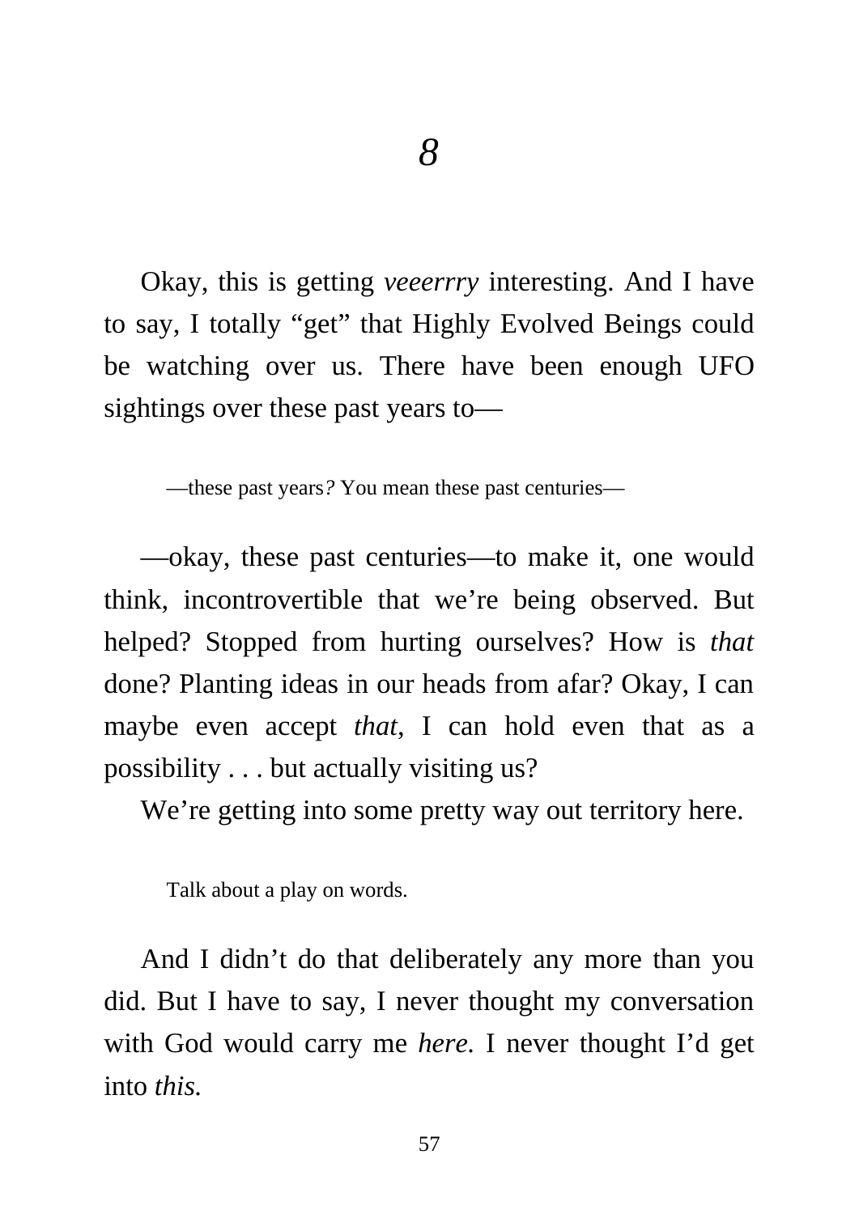# *8*

Okay, this is getting *veeerrry* interesting. And I have to say, I totally "get" that Highly Evolved Beings could be watching over us. There have been enough UFO sightings over these past years to—

> —these past years*?* You mean these past centuries—

—okay, these past centuries—to make it, one would think, incontrovertible that we're being observed. But helped? Stopped from hurting ourselves? How is *that* done? Planting ideas in our heads from afar? Okay, I can maybe even accept *that*, I can hold even that as a possibility . . . but actually visiting us?

We're getting into some pretty way out territory here.

> Talk about a play on words.

And I didn't do that deliberately any more than you did. But I have to say, I never thought my conversation with God would carry me *here.* I never thought I'd get into *this.*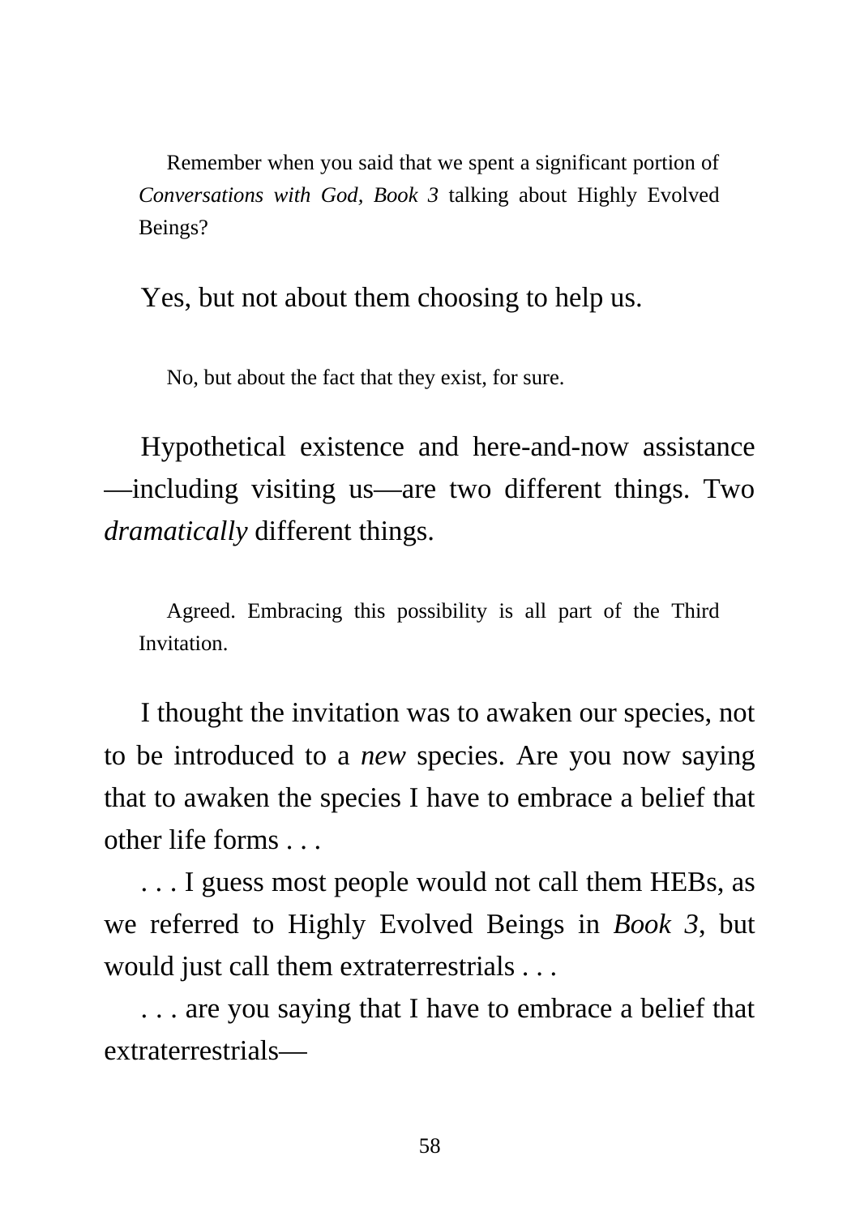Remember when you said that we spent a significant portion of *Conversations with God, Book 3* talking about Highly Evolved Beings?

Yes, but not about them choosing to help us.

No, but about the fact that they exist, for sure.

Hypothetical existence and here-and-now assistance—including visiting us—are two different things. Two *dramatically* different things.

Agreed. Embracing this possibility is all part of the Third Invitation.

I thought the invitation was to awaken our species, not to be introduced to a *new* species. Are you now saying that to awaken the species I have to embrace a belief that other life forms . . .

. . . I guess most people would not call them HEBs, as we referred to Highly Evolved Beings in *Book 3*, but would just call them extraterrestrials . . .

. . . are you saying that I have to embrace a belief that extraterrestrials—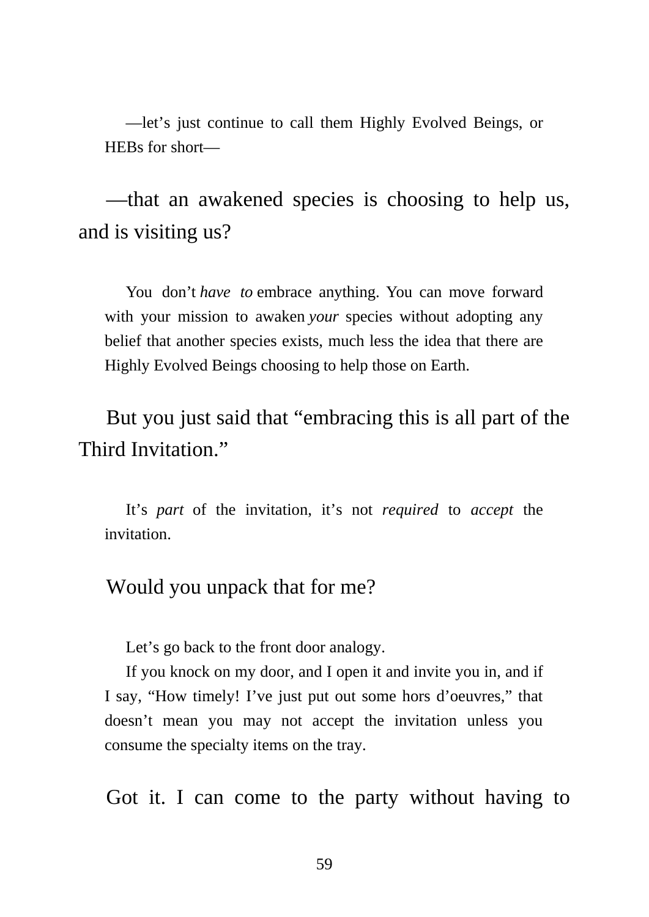—let's just continue to call them Highly Evolved Beings, or HEBs for short—

—that an awakened species is choosing to help us, and is visiting us?

You don't *have to* embrace anything. You can move forward with your mission to awaken *your* species without adopting any belief that another species exists, much less the idea that there are Highly Evolved Beings choosing to help those on Earth.

But you just said that "embracing this is all part of the Third Invitation."

It's *part* of the invitation, it's not *required* to *accept* the invitation.

Would you unpack that for me?

Let's go back to the front door analogy.

If you knock on my door, and I open it and invite you in, and if I say, "How timely! I've just put out some hors d'oeuvres," that doesn't mean you may not accept the invitation unless you consume the specialty items on the tray.

Got it. I can come to the party without having to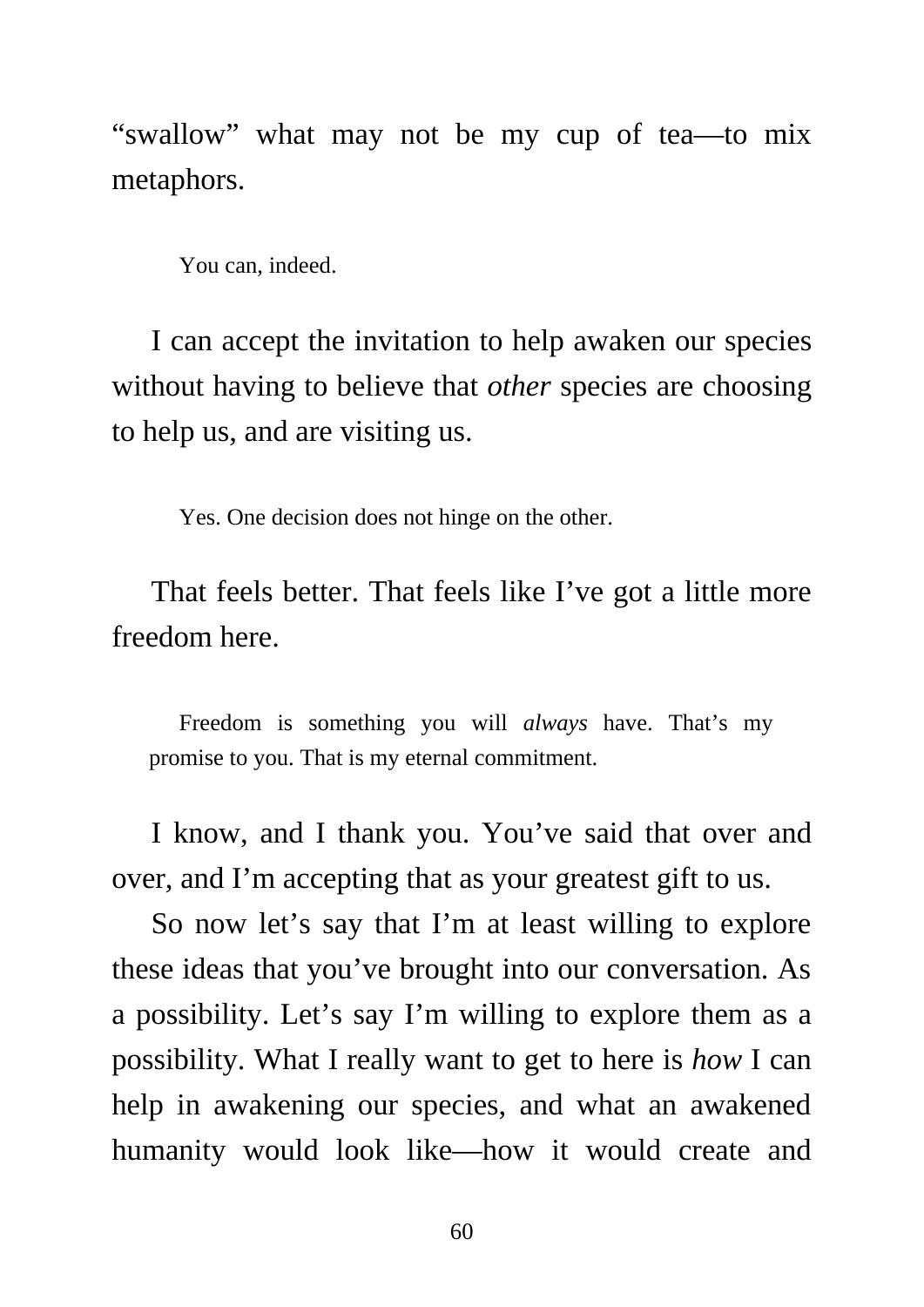"swallow" what may not be my cup of tea—to mix metaphors.

> You can, indeed.

I can accept the invitation to help awaken our species without having to believe that *other* species are choosing to help us, and are visiting us.

> Yes. One decision does not hinge on the other.

That feels better. That feels like I've got a little more freedom here.

> Freedom is something you will *always* have. That's my promise to you. That is my eternal commitment.

I know, and I thank you. You've said that over and over, and I'm accepting that as your greatest gift to us.

So now let's say that I'm at least willing to explore these ideas that you've brought into our conversation. As a possibility. Let's say I'm willing to explore them as a possibility. What I really want to get to here is *how* I can help in awakening our species, and what an awakened humanity would look like—how it would create and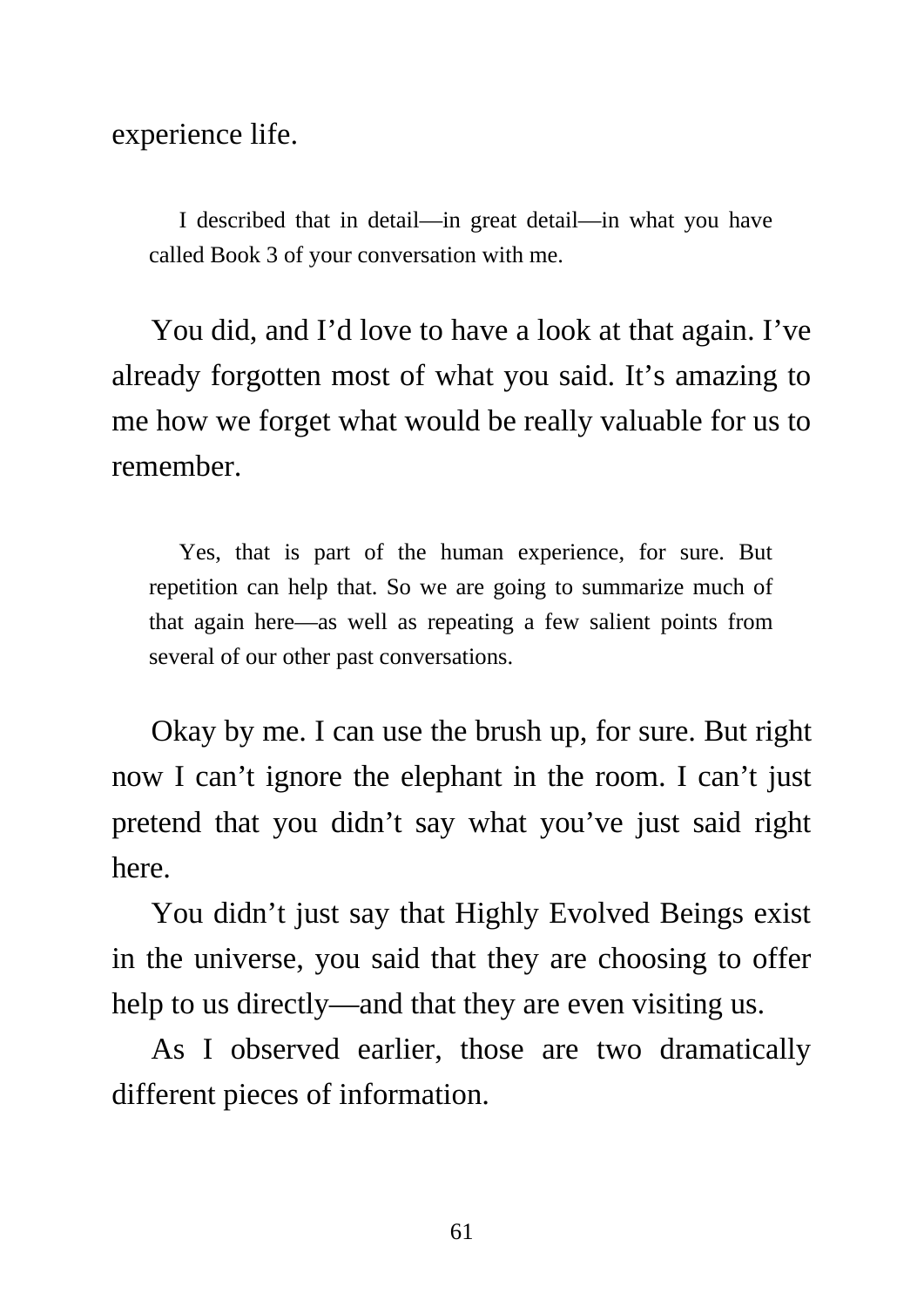experience life.

> I described that in detail—in great detail—in what you have called Book 3 of your conversation with me.

You did, and I'd love to have a look at that again. I've already forgotten most of what you said. It's amazing to me how we forget what would be really valuable for us to remember.

> Yes, that is part of the human experience, for sure. But repetition can help that. So we are going to summarize much of that again here—as well as repeating a few salient points from several of our other past conversations.

Okay by me. I can use the brush up, for sure. But right now I can't ignore the elephant in the room. I can't just pretend that you didn't say what you've just said right here.

You didn't just say that Highly Evolved Beings exist in the universe, you said that they are choosing to offer help to us directly—and that they are even visiting us.

As I observed earlier, those are two dramatically different pieces of information.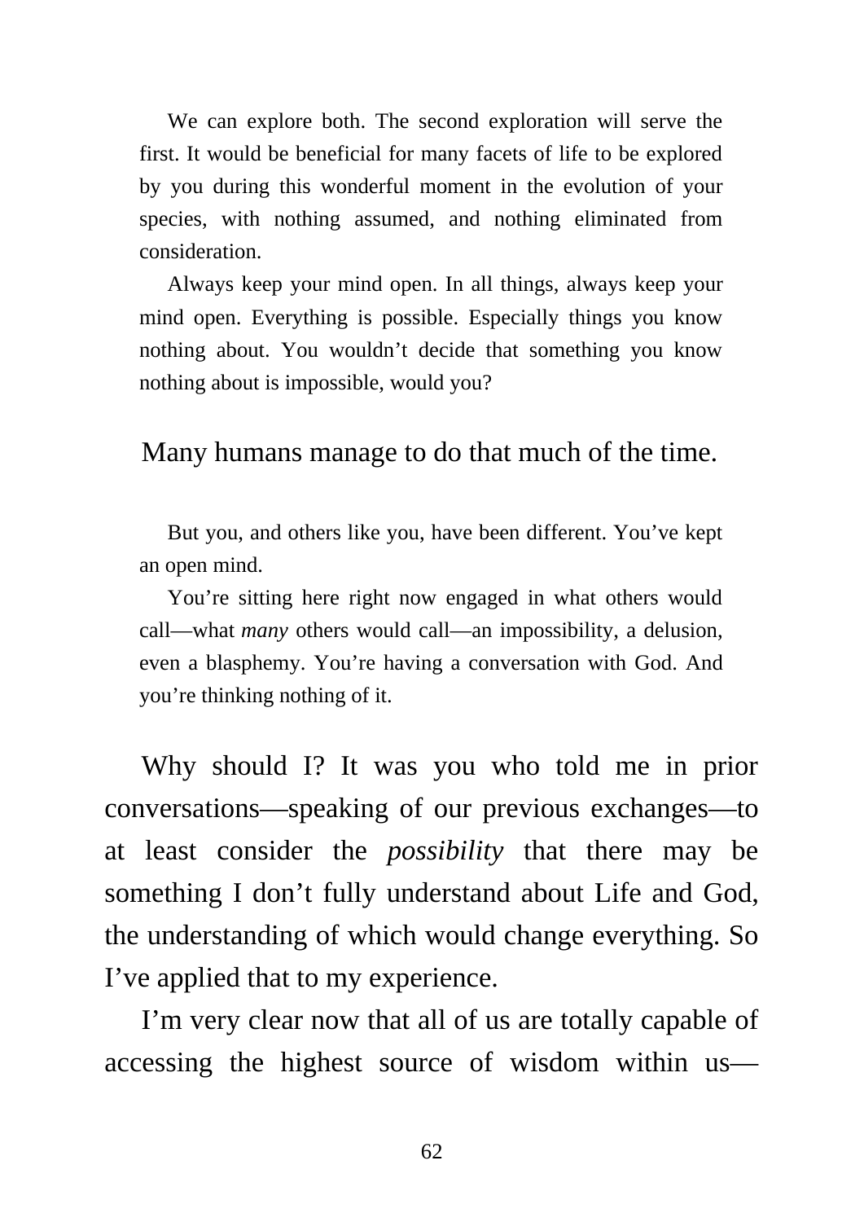We can explore both. The second exploration will serve the first. It would be beneficial for many facets of life to be explored by you during this wonderful moment in the evolution of your species, with nothing assumed, and nothing eliminated from consideration.

Always keep your mind open. In all things, always keep your mind open. Everything is possible. Especially things you know nothing about. You wouldn't decide that something you know nothing about is impossible, would you?

Many humans manage to do that much of the time.

But you, and others like you, have been different. You've kept an open mind.

You're sitting here right now engaged in what others would call—what *many* others would call—an impossibility, a delusion, even a blasphemy. You're having a conversation with God. And you're thinking nothing of it.

Why should I? It was you who told me in prior conversations—speaking of our previous exchanges—to at least consider the *possibility* that there may be something I don't fully understand about Life and God, the understanding of which would change everything. So I've applied that to my experience.

I'm very clear now that all of us are totally capable of accessing the highest source of wisdom within us—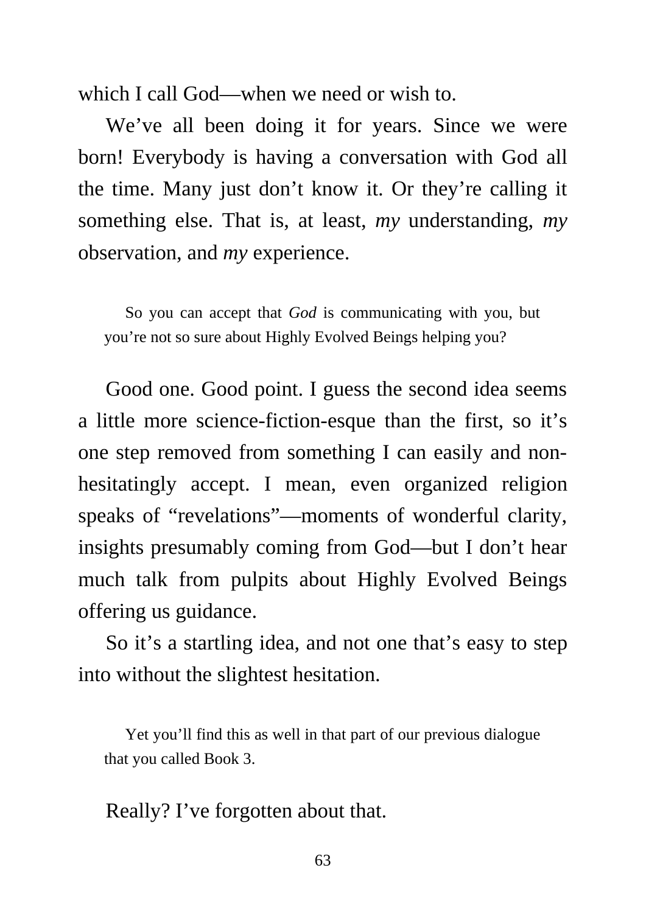which I call God—when we need or wish to.

We've all been doing it for years. Since we were born! Everybody is having a conversation with God all the time. Many just don't know it. Or they're calling it something else. That is, at least, *my* understanding, *my* observation, and *my* experience.

> So you can accept that *God* is communicating with you, but you're not so sure about Highly Evolved Beings helping you?

Good one. Good point. I guess the second idea seems a little more science-fiction-esque than the first, so it's one step removed from something I can easily and non-hesitatingly accept. I mean, even organized religion speaks of "revelations"—moments of wonderful clarity, insights presumably coming from God—but I don't hear much talk from pulpits about Highly Evolved Beings offering us guidance.

So it's a startling idea, and not one that's easy to step into without the slightest hesitation.

> Yet you'll find this as well in that part of our previous dialogue that you called Book 3.

Really? I've forgotten about that.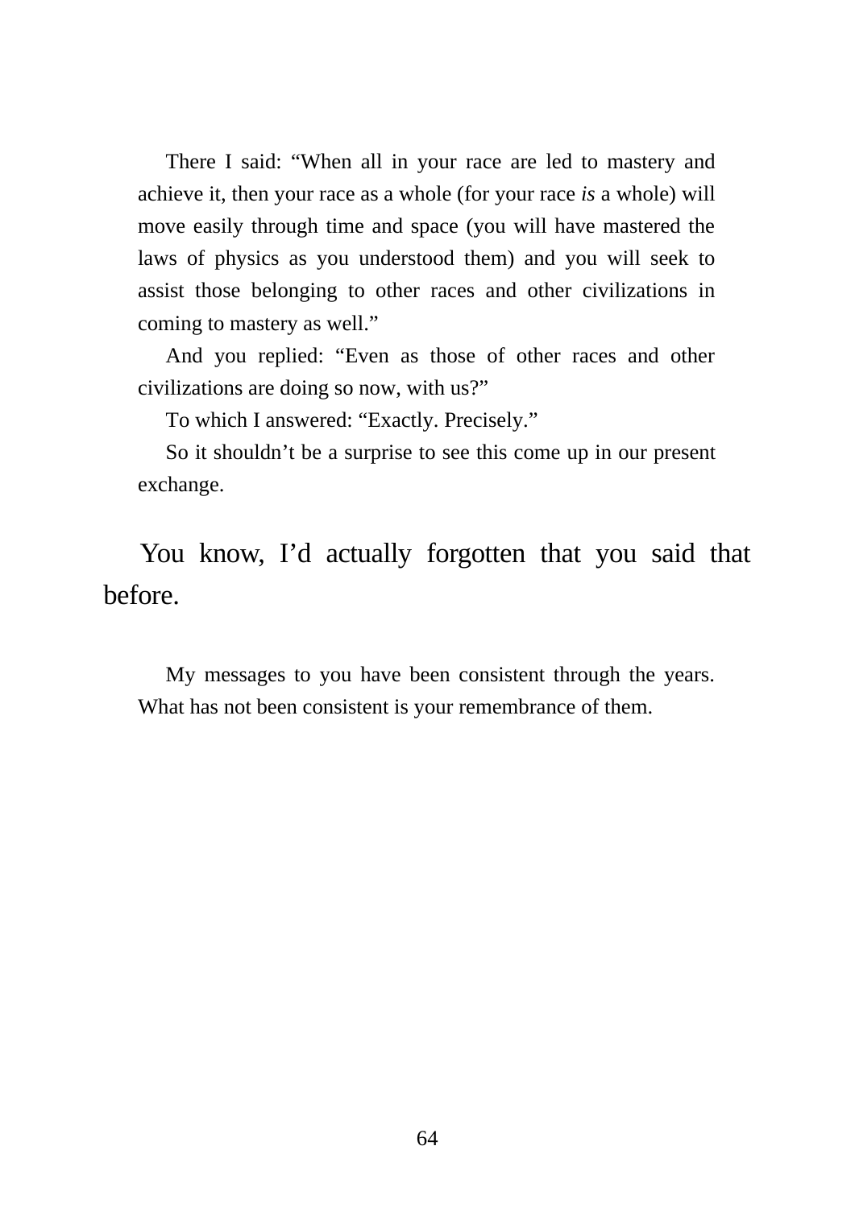There I said: "When all in your race are led to mastery and achieve it, then your race as a whole (for your race *is* a whole) will move easily through time and space (you will have mastered the laws of physics as you understood them) and you will seek to assist those belonging to other races and other civilizations in coming to mastery as well."

And you replied: "Even as those of other races and other civilizations are doing so now, with us?"

To which I answered: "Exactly. Precisely."

So it shouldn't be a surprise to see this come up in our present exchange.

**You know, I'd actually forgotten that you said that before.**

My messages to you have been consistent through the years. What has not been consistent is your remembrance of them.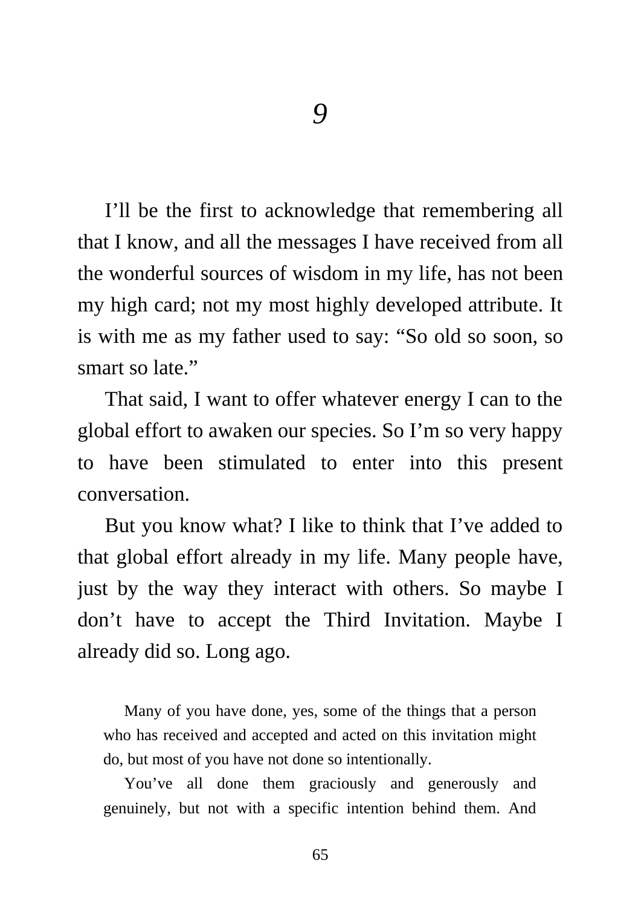# *9*

I'll be the first to acknowledge that remembering all that I know, and all the messages I have received from all the wonderful sources of wisdom in my life, has not been my high card; not my most highly developed attribute. It is with me as my father used to say: "So old so soon, so smart so late."

That said, I want to offer whatever energy I can to the global effort to awaken our species. So I'm so very happy to have been stimulated to enter into this present conversation.

But you know what? I like to think that I've added to that global effort already in my life. Many people have, just by the way they interact with others. So maybe I don't have to accept the Third Invitation. Maybe I already did so. Long ago.

> Many of you have done, yes, some of the things that a person who has received and accepted and acted on this invitation might do, but most of you have not done so intentionally.
>
> You've all done them graciously and generously and genuinely, but not with a specific intention behind them. And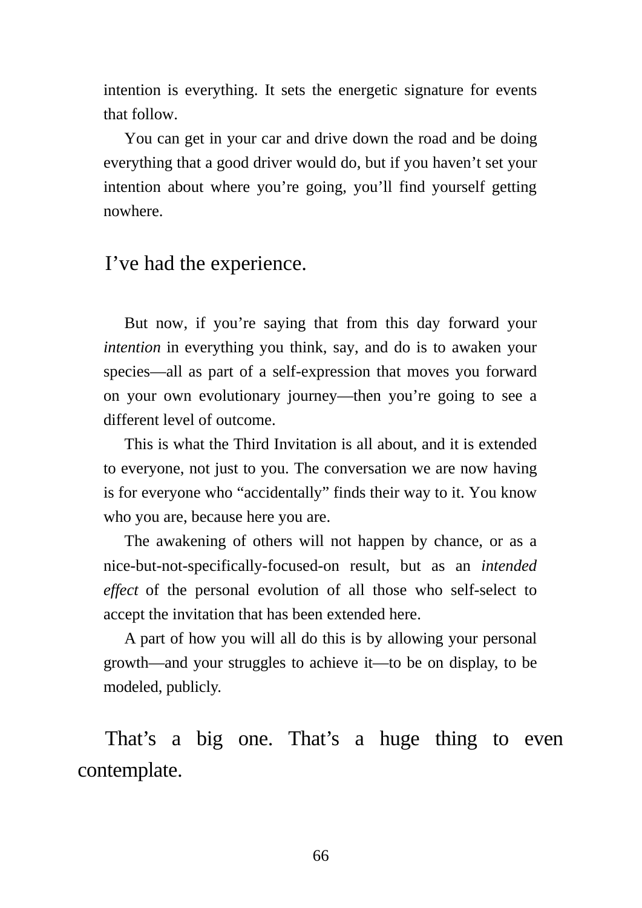intention is everything. It sets the energetic signature for events that follow.

You can get in your car and drive down the road and be doing everything that a good driver would do, but if you haven't set your intention about where you're going, you'll find yourself getting nowhere.

I've had the experience.

But now, if you're saying that from this day forward your *intention* in everything you think, say, and do is to awaken your species—all as part of a self-expression that moves you forward on your own evolutionary journey—then you're going to see a different level of outcome.

This is what the Third Invitation is all about, and it is extended to everyone, not just to you. The conversation we are now having is for everyone who "accidentally" finds their way to it. You know who you are, because here you are.

The awakening of others will not happen by chance, or as a nice-but-not-specifically-focused-on result, but as an *intended effect* of the personal evolution of all those who self-select to accept the invitation that has been extended here.

A part of how you will all do this is by allowing your personal growth—and your struggles to achieve it—to be on display, to be modeled, publicly.

That's a big one. That's a huge thing to even contemplate.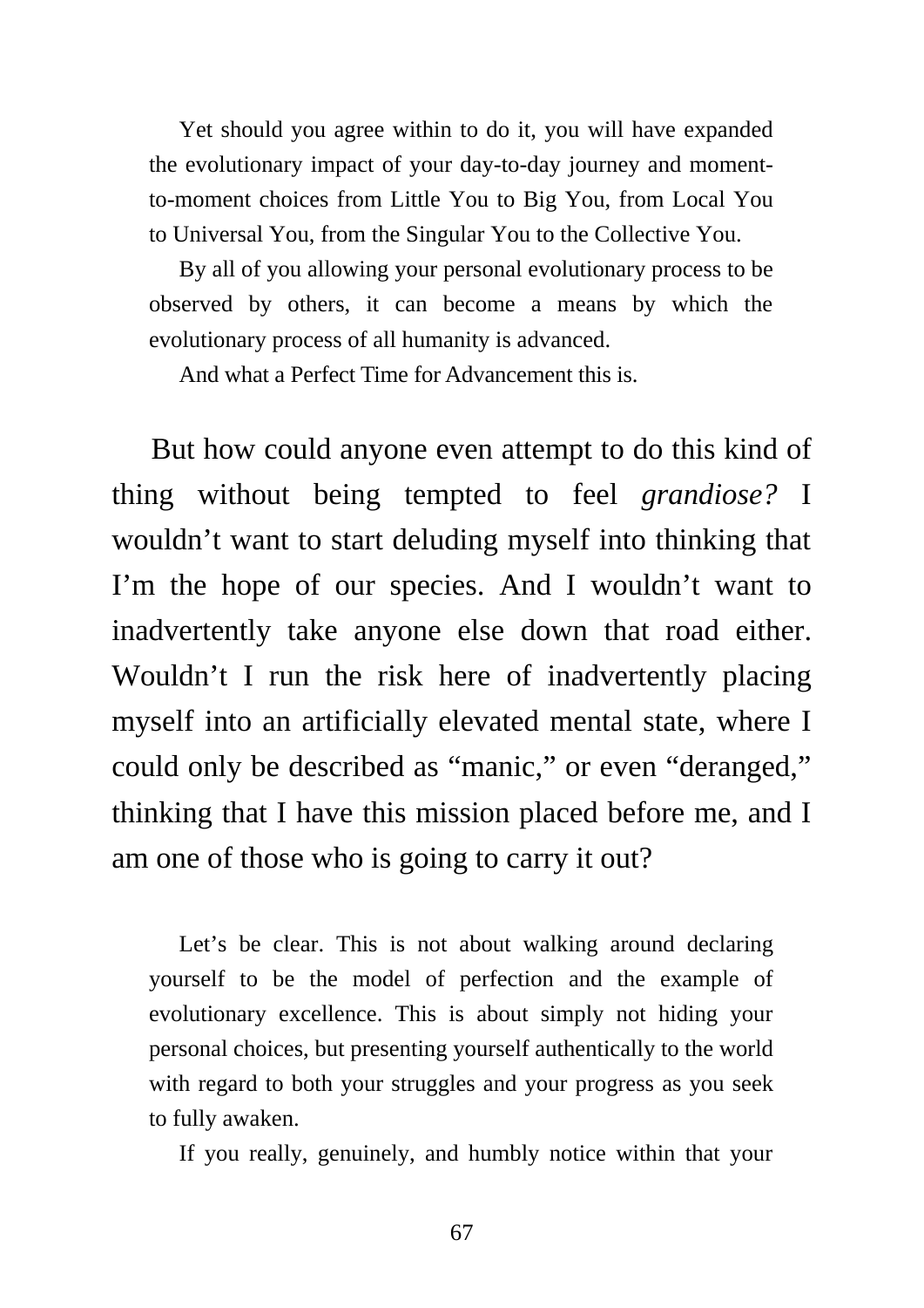Yet should you agree within to do it, you will have expanded the evolutionary impact of your day-to-day journey and moment-to-moment choices from Little You to Big You, from Local You to Universal You, from the Singular You to the Collective You.

By all of you allowing your personal evolutionary process to be observed by others, it can become a means by which the evolutionary process of all humanity is advanced.

And what a Perfect Time for Advancement this is.

But how could anyone even attempt to do this kind of thing without being tempted to feel *grandiose?* I wouldn't want to start deluding myself into thinking that I'm the hope of our species. And I wouldn't want to inadvertently take anyone else down that road either. Wouldn't I run the risk here of inadvertently placing myself into an artificially elevated mental state, where I could only be described as "manic," or even "deranged," thinking that I have this mission placed before me, and I am one of those who is going to carry it out?

Let's be clear. This is not about walking around declaring yourself to be the model of perfection and the example of evolutionary excellence. This is about simply not hiding your personal choices, but presenting yourself authentically to the world with regard to both your struggles and your progress as you seek to fully awaken.

If you really, genuinely, and humbly notice within that your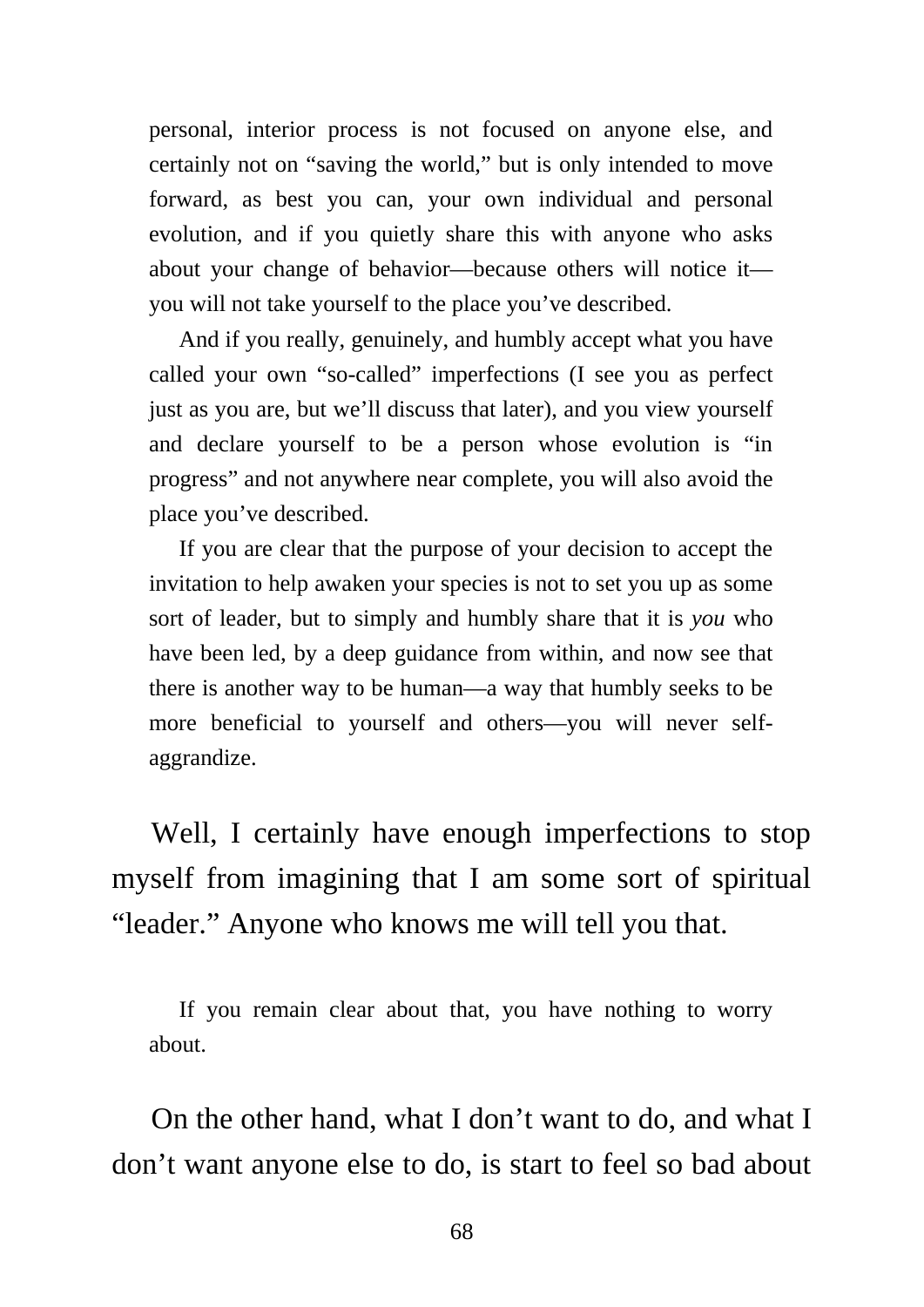personal, interior process is not focused on anyone else, and certainly not on "saving the world," but is only intended to move forward, as best you can, your own individual and personal evolution, and if you quietly share this with anyone who asks about your change of behavior—because others will notice it—you will not take yourself to the place you've described.

And if you really, genuinely, and humbly accept what you have called your own "so-called" imperfections (I see you as perfect just as you are, but we'll discuss that later), and you view yourself and declare yourself to be a person whose evolution is "in progress" and not anywhere near complete, you will also avoid the place you've described.

If you are clear that the purpose of your decision to accept the invitation to help awaken your species is not to set you up as some sort of leader, but to simply and humbly share that it is *you* who have been led, by a deep guidance from within, and now see that there is another way to be human—a way that humbly seeks to be more beneficial to yourself and others—you will never self-aggrandize.

Well, I certainly have enough imperfections to stop myself from imagining that I am some sort of spiritual "leader." Anyone who knows me will tell you that.

If you remain clear about that, you have nothing to worry about.

On the other hand, what I don't want to do, and what I don't want anyone else to do, is start to feel so bad about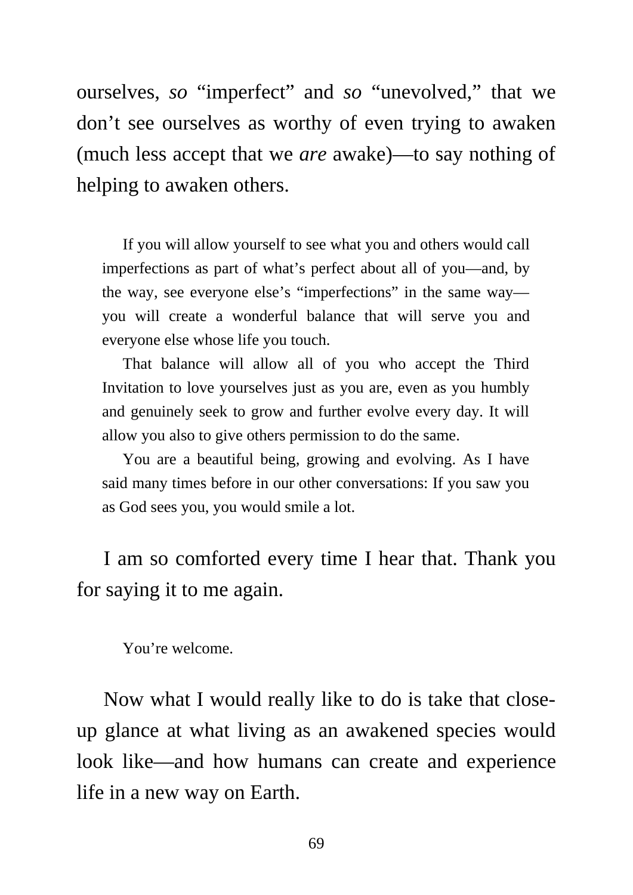ourselves, *so* “imperfect” and *so* “unevolved,” that we don’t see ourselves as worthy of even trying to awaken (much less accept that we *are* awake)—to say nothing of helping to awaken others.

> If you will allow yourself to see what you and others would call imperfections as part of what’s perfect about all of you—and, by the way, see everyone else’s “imperfections” in the same way—you will create a wonderful balance that will serve you and everyone else whose life you touch.
>
> That balance will allow all of you who accept the Third Invitation to love yourselves just as you are, even as you humbly and genuinely seek to grow and further evolve every day. It will allow you also to give others permission to do the same.
>
> You are a beautiful being, growing and evolving. As I have said many times before in our other conversations: If you saw you as God sees you, you would smile a lot.

I am so comforted every time I hear that. Thank you for saying it to me again.

> You’re welcome.

Now what I would really like to do is take that close-up glance at what living as an awakened species would look like—and how humans can create and experience life in a new way on Earth.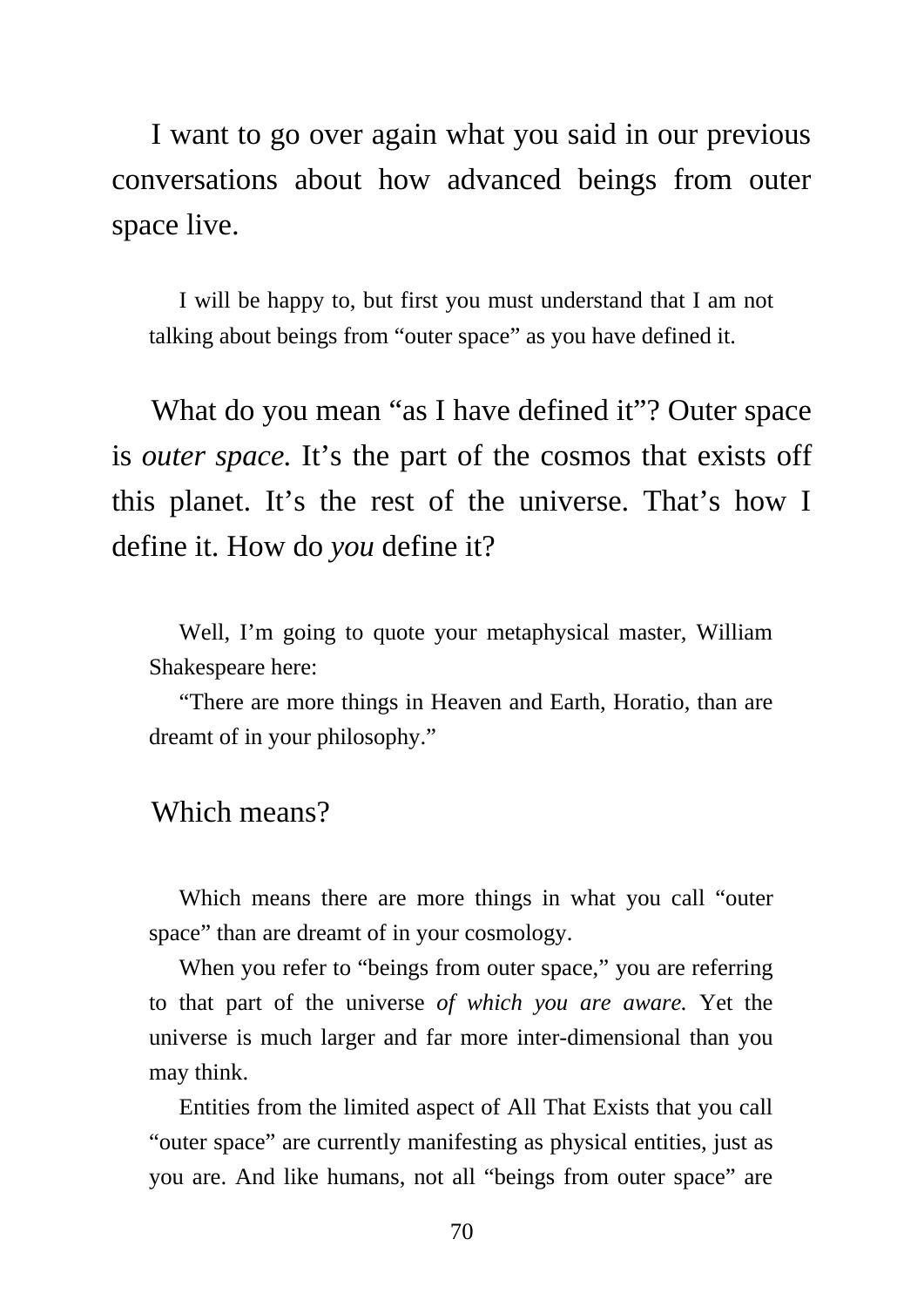I want to go over again what you said in our previous conversations about how advanced beings from outer space live.

> I will be happy to, but first you must understand that I am not talking about beings from "outer space" as you have defined it.

What do you mean "as I have defined it"? Outer space is *outer space.* It's the part of the cosmos that exists off this planet. It's the rest of the universe. That's how I define it. How do *you* define it?

> Well, I'm going to quote your metaphysical master, William Shakespeare here:
>
> "There are more things in Heaven and Earth, Horatio, than are dreamt of in your philosophy."

Which means?

> Which means there are more things in what you call "outer space" than are dreamt of in your cosmology.
>
> When you refer to "beings from outer space," you are referring to that part of the universe *of which you are aware.* Yet the universe is much larger and far more inter-dimensional than you may think.
>
> Entities from the limited aspect of All That Exists that you call "outer space" are currently manifesting as physical entities, just as you are. And like humans, not all "beings from outer space" are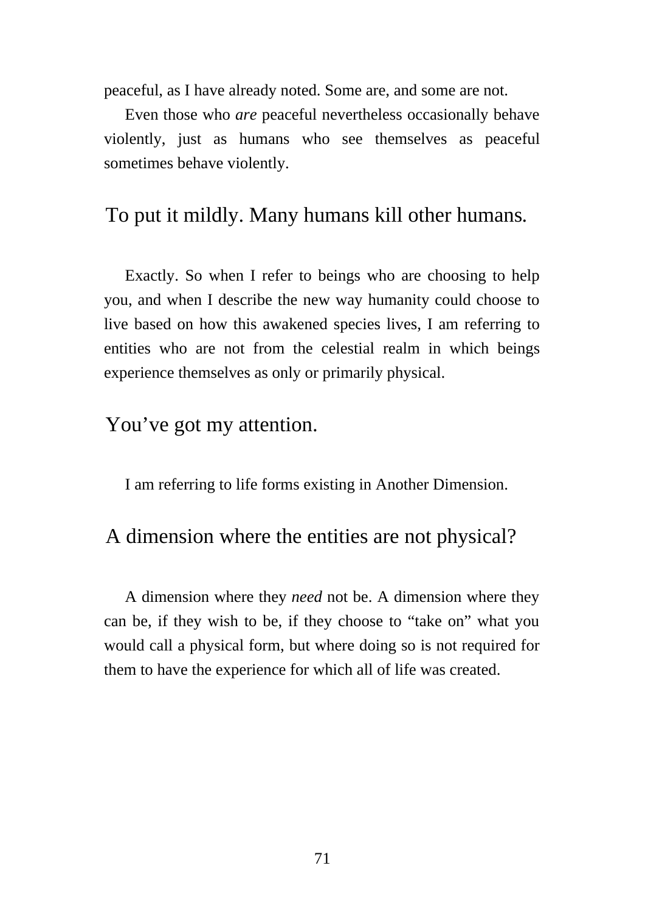peaceful, as I have already noted. Some are, and some are not.

Even those who *are* peaceful nevertheless occasionally behave violently, just as humans who see themselves as peaceful sometimes behave violently.

To put it mildly. Many humans kill other humans.

Exactly. So when I refer to beings who are choosing to help you, and when I describe the new way humanity could choose to live based on how this awakened species lives, I am referring to entities who are not from the celestial realm in which beings experience themselves as only or primarily physical.

You've got my attention.

I am referring to life forms existing in Another Dimension.

A dimension where the entities are not physical?

A dimension where they *need* not be. A dimension where they can be, if they wish to be, if they choose to "take on" what you would call a physical form, but where doing so is not required for them to have the experience for which all of life was created.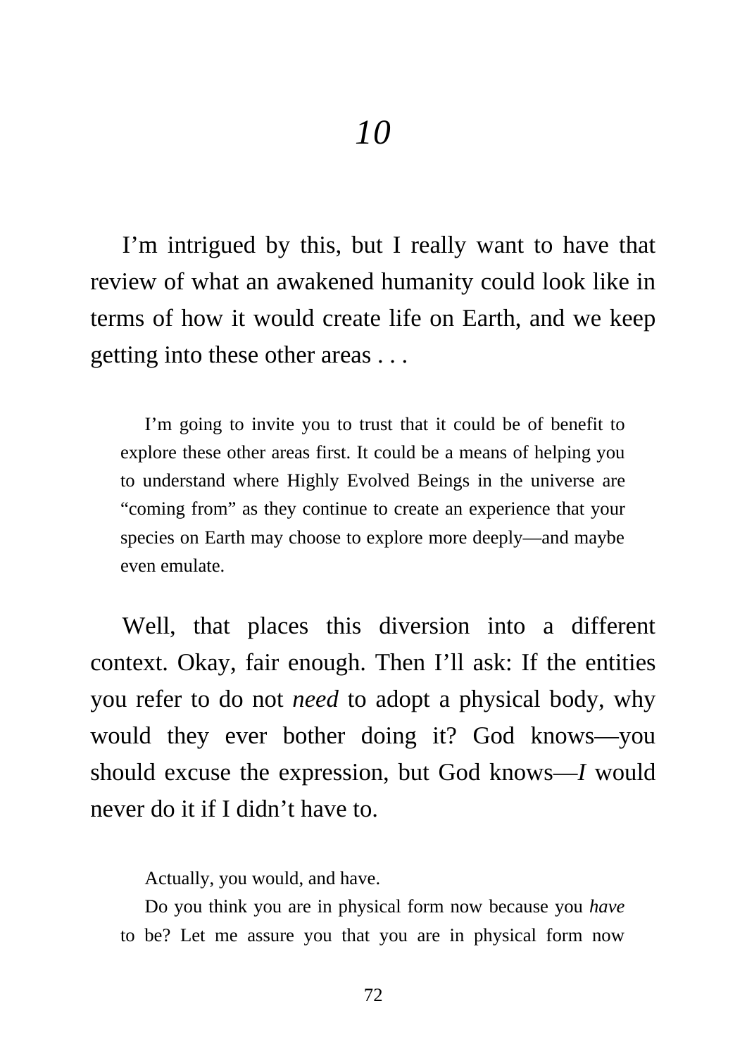# *10*

I'm intrigued by this, but I really want to have that review of what an awakened humanity could look like in terms of how it would create life on Earth, and we keep getting into these other areas . . .

> I'm going to invite you to trust that it could be of benefit to explore these other areas first. It could be a means of helping you to understand where Highly Evolved Beings in the universe are "coming from" as they continue to create an experience that your species on Earth may choose to explore more deeply—and maybe even emulate.

Well, that places this diversion into a different context. Okay, fair enough. Then I'll ask: If the entities you refer to do not *need* to adopt a physical body, why would they ever bother doing it? God knows—you should excuse the expression, but God knows—*I* would never do it if I didn't have to.

> Actually, you would, and have.
>
> Do you think you are in physical form now because you *have* to be? Let me assure you that you are in physical form now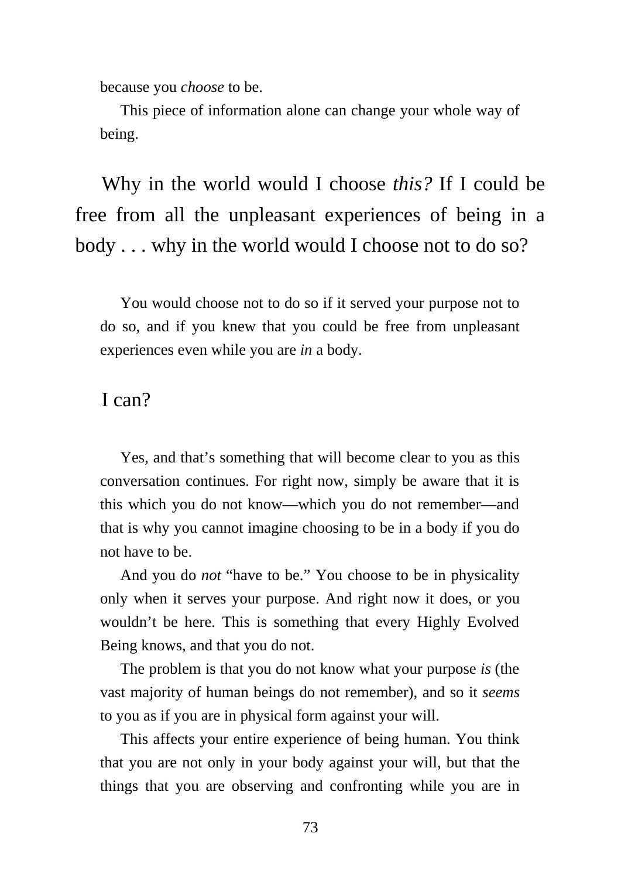because you *choose* to be.

This piece of information alone can change your whole way of being.

Why in the world would I choose *this?* If I could be free from all the unpleasant experiences of being in a body . . . why in the world would I choose not to do so?

You would choose not to do so if it served your purpose not to do so, and if you knew that you could be free from unpleasant experiences even while you are *in* a body.

I can?

Yes, and that's something that will become clear to you as this conversation continues. For right now, simply be aware that it is this which you do not know—which you do not remember—and that is why you cannot imagine choosing to be in a body if you do not have to be.

And you do *not* "have to be." You choose to be in physicality only when it serves your purpose. And right now it does, or you wouldn't be here. This is something that every Highly Evolved Being knows, and that you do not.

The problem is that you do not know what your purpose *is* (the vast majority of human beings do not remember), and so it *seems* to you as if you are in physical form against your will.

This affects your entire experience of being human. You think that you are not only in your body against your will, but that the things that you are observing and confronting while you are in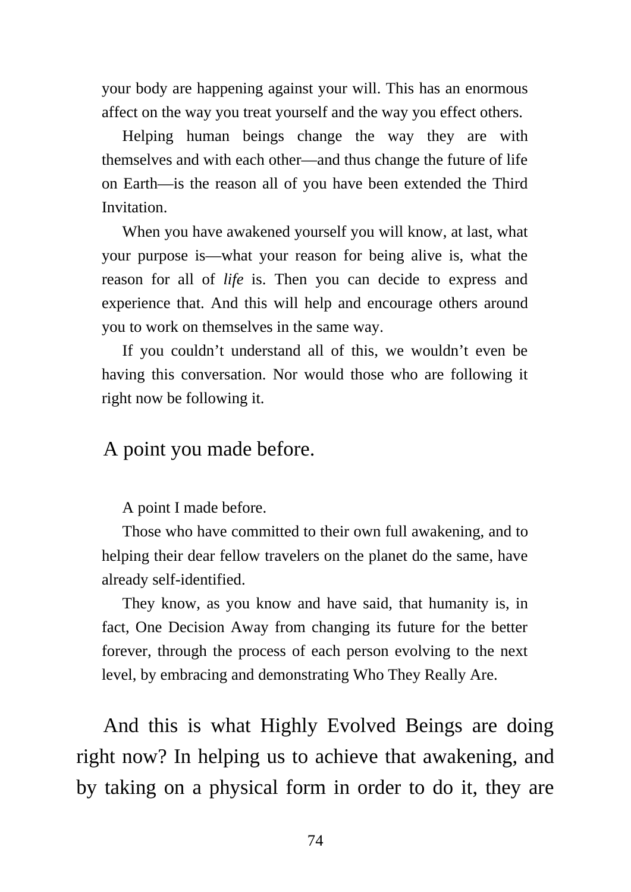your body are happening against your will. This has an enormous affect on the way you treat yourself and the way you effect others.

Helping human beings change the way they are with themselves and with each other—and thus change the future of life on Earth—is the reason all of you have been extended the Third Invitation.

When you have awakened yourself you will know, at last, what your purpose is—what your reason for being alive is, what the reason for all of *life* is. Then you can decide to express and experience that. And this will help and encourage others around you to work on themselves in the same way.

If you couldn't understand all of this, we wouldn't even be having this conversation. Nor would those who are following it right now be following it.

A point you made before.

A point I made before.

Those who have committed to their own full awakening, and to helping their dear fellow travelers on the planet do the same, have already self-identified.

They know, as you know and have said, that humanity is, in fact, One Decision Away from changing its future for the better forever, through the process of each person evolving to the next level, by embracing and demonstrating Who They Really Are.

And this is what Highly Evolved Beings are doing right now? In helping us to achieve that awakening, and by taking on a physical form in order to do it, they are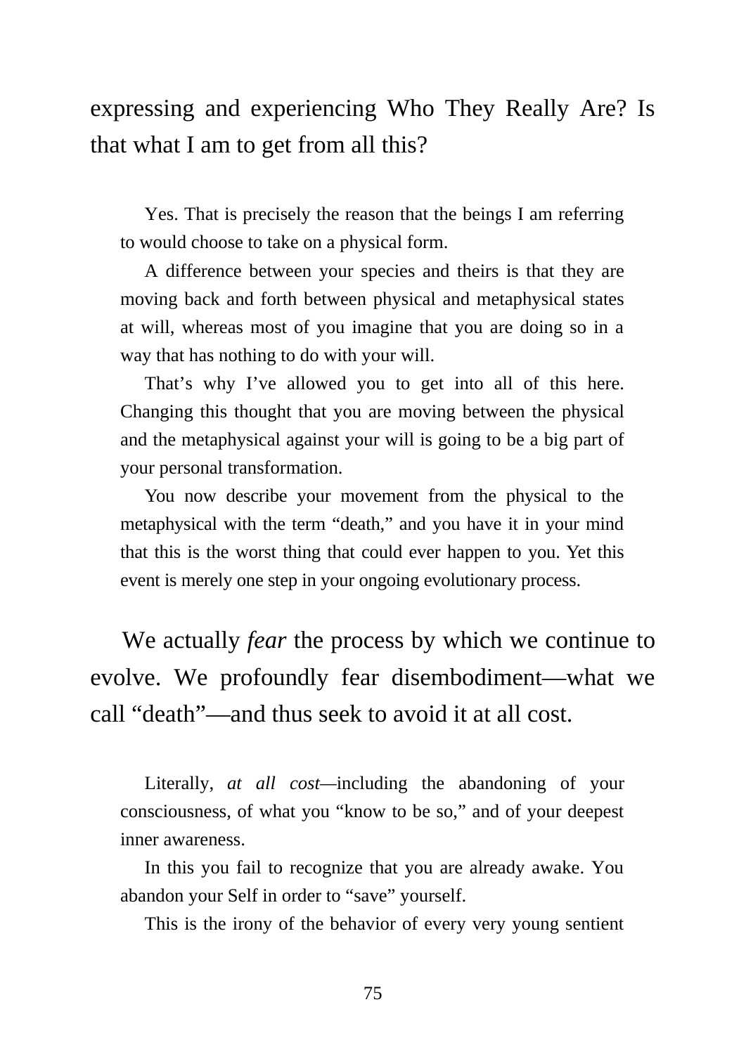expressing and experiencing Who They Really Are? Is that what I am to get from all this?

> Yes. That is precisely the reason that the beings I am referring to would choose to take on a physical form.
>
> A difference between your species and theirs is that they are moving back and forth between physical and metaphysical states at will, whereas most of you imagine that you are doing so in a way that has nothing to do with your will.
>
> That's why I've allowed you to get into all of this here. Changing this thought that you are moving between the physical and the metaphysical against your will is going to be a big part of your personal transformation.
>
> You now describe your movement from the physical to the metaphysical with the term "death," and you have it in your mind that this is the worst thing that could ever happen to you. Yet this event is merely one step in your ongoing evolutionary process.

We actually *fear* the process by which we continue to evolve. We profoundly fear disembodiment—what we call "death"—and thus seek to avoid it at all cost.

> Literally, *at all cost*—including the abandoning of your consciousness, of what you "know to be so," and of your deepest inner awareness.
>
> In this you fail to recognize that you are already awake. You abandon your Self in order to "save" yourself.
>
> This is the irony of the behavior of every very young sentient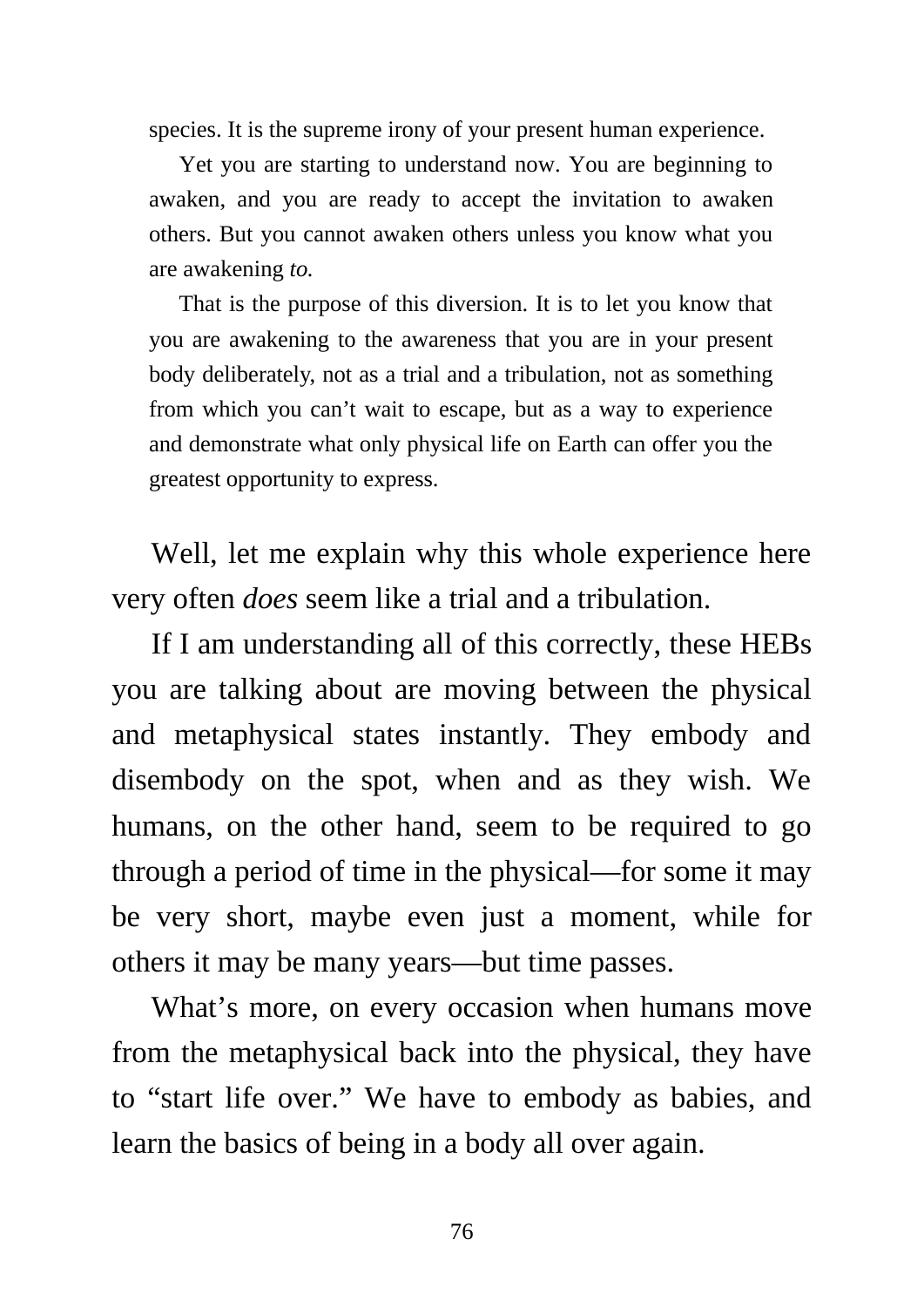species. It is the supreme irony of your present human experience.

Yet you are starting to understand now. You are beginning to awaken, and you are ready to accept the invitation to awaken others. But you cannot awaken others unless you know what you are awakening *to.*

That is the purpose of this diversion. It is to let you know that you are awakening to the awareness that you are in your present body deliberately, not as a trial and a tribulation, not as something from which you can't wait to escape, but as a way to experience and demonstrate what only physical life on Earth can offer you the greatest opportunity to express.

Well, let me explain why this whole experience here very often *does* seem like a trial and a tribulation.

If I am understanding all of this correctly, these HEBs you are talking about are moving between the physical and metaphysical states instantly. They embody and disembody on the spot, when and as they wish. We humans, on the other hand, seem to be required to go through a period of time in the physical—for some it may be very short, maybe even just a moment, while for others it may be many years—but time passes.

What's more, on every occasion when humans move from the metaphysical back into the physical, they have to "start life over." We have to embody as babies, and learn the basics of being in a body all over again.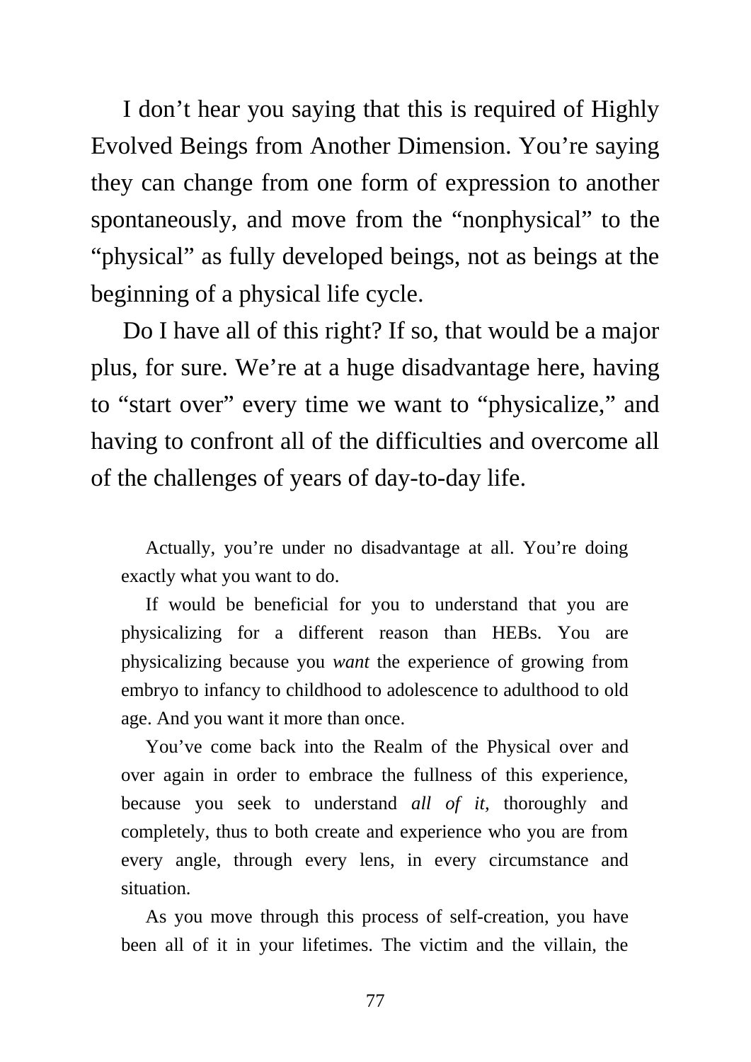I don't hear you saying that this is required of Highly Evolved Beings from Another Dimension. You're saying they can change from one form of expression to another spontaneously, and move from the "nonphysical" to the "physical" as fully developed beings, not as beings at the beginning of a physical life cycle.

Do I have all of this right? If so, that would be a major plus, for sure. We're at a huge disadvantage here, having to "start over" every time we want to "physicalize," and having to confront all of the difficulties and overcome all of the challenges of years of day-to-day life.

> Actually, you're under no disadvantage at all. You're doing exactly what you want to do.
>
> If would be beneficial for you to understand that you are physicalizing for a different reason than HEBs. You are physicalizing because you *want* the experience of growing from embryo to infancy to childhood to adolescence to adulthood to old age. And you want it more than once.
>
> You've come back into the Realm of the Physical over and over again in order to embrace the fullness of this experience, because you seek to understand *all of it,* thoroughly and completely, thus to both create and experience who you are from every angle, through every lens, in every circumstance and situation.
>
> As you move through this process of self-creation, you have been all of it in your lifetimes. The victim and the villain, the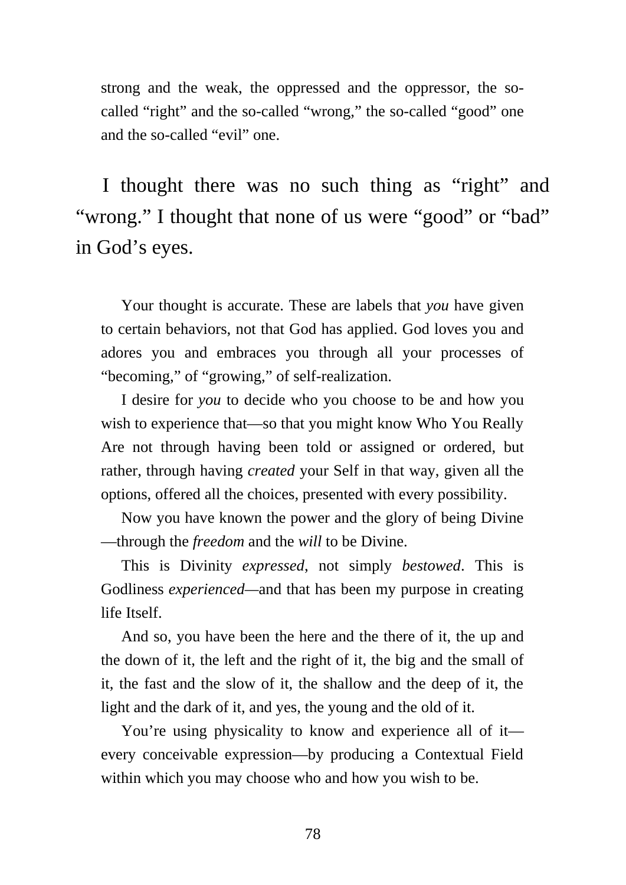strong and the weak, the oppressed and the oppressor, the so-called "right" and the so-called "wrong," the so-called "good" one and the so-called "evil" one.

I thought there was no such thing as "right" and "wrong." I thought that none of us were "good" or "bad" in God's eyes.

Your thought is accurate. These are labels that *you* have given to certain behaviors, not that God has applied. God loves you and adores you and embraces you through all your processes of "becoming," of "growing," of self-realization.

I desire for *you* to decide who you choose to be and how you wish to experience that—so that you might know Who You Really Are not through having been told or assigned or ordered, but rather, through having *created* your Self in that way, given all the options, offered all the choices, presented with every possibility.

Now you have known the power and the glory of being Divine—through the *freedom* and the *will* to be Divine.

This is Divinity *expressed*, not simply *bestowed*. This is Godliness *experienced*—and that has been my purpose in creating life Itself.

And so, you have been the here and the there of it, the up and the down of it, the left and the right of it, the big and the small of it, the fast and the slow of it, the shallow and the deep of it, the light and the dark of it, and yes, the young and the old of it.

You're using physicality to know and experience all of it—every conceivable expression—by producing a Contextual Field within which you may choose who and how you wish to be.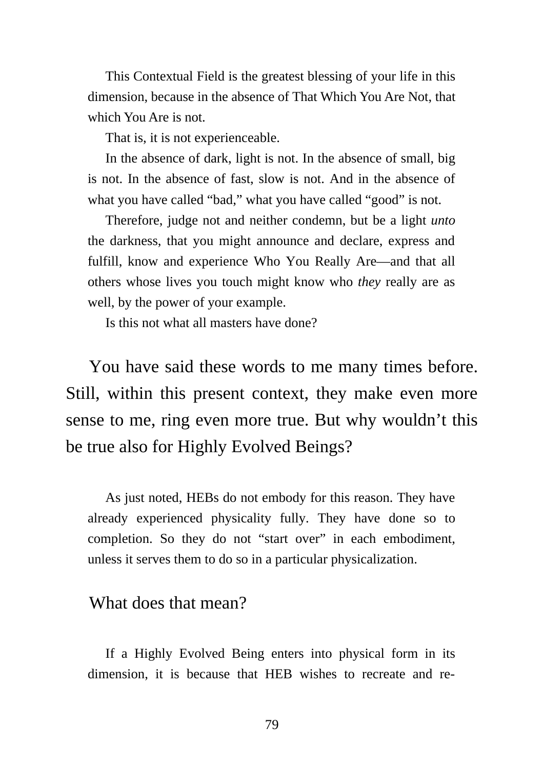This Contextual Field is the greatest blessing of your life in this dimension, because in the absence of That Which You Are Not, that which You Are is not.

That is, it is not experienceable.

In the absence of dark, light is not. In the absence of small, big is not. In the absence of fast, slow is not. And in the absence of what you have called "bad," what you have called "good" is not.

Therefore, judge not and neither condemn, but be a light *unto* the darkness, that you might announce and declare, express and fulfill, know and experience Who You Really Are—and that all others whose lives you touch might know who *they* really are as well, by the power of your example.

Is this not what all masters have done?

You have said these words to me many times before. Still, within this present context, they make even more sense to me, ring even more true. But why wouldn't this be true also for Highly Evolved Beings?

As just noted, HEBs do not embody for this reason. They have already experienced physicality fully. They have done so to completion. So they do not "start over" in each embodiment, unless it serves them to do so in a particular physicalization.

What does that mean?

If a Highly Evolved Being enters into physical form in its dimension, it is because that HEB wishes to recreate and re-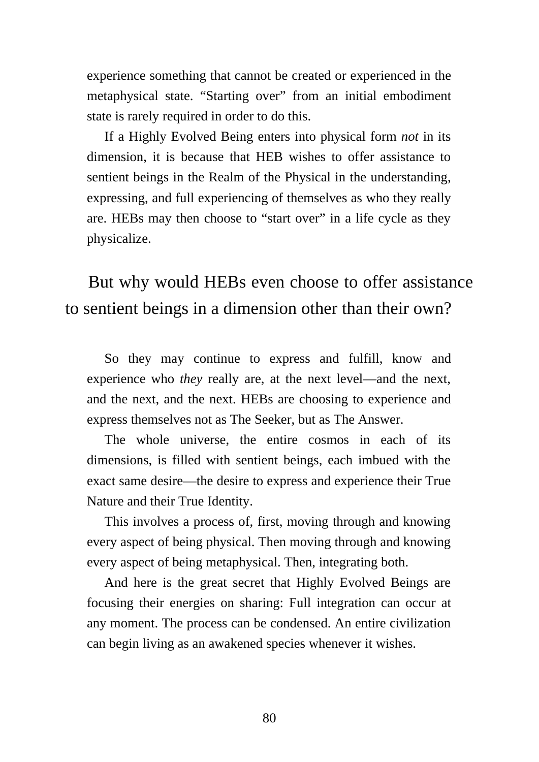experience something that cannot be created or experienced in the metaphysical state. "Starting over" from an initial embodiment state is rarely required in order to do this.

If a Highly Evolved Being enters into physical form *not* in its dimension, it is because that HEB wishes to offer assistance to sentient beings in the Realm of the Physical in the understanding, expressing, and full experiencing of themselves as who they really are. HEBs may then choose to "start over" in a life cycle as they physicalize.

## But why would HEBs even choose to offer assistance to sentient beings in a dimension other than their own?

So they may continue to express and fulfill, know and experience who *they* really are, at the next level—and the next, and the next, and the next. HEBs are choosing to experience and express themselves not as The Seeker, but as The Answer.

The whole universe, the entire cosmos in each of its dimensions, is filled with sentient beings, each imbued with the exact same desire—the desire to express and experience their True Nature and their True Identity.

This involves a process of, first, moving through and knowing every aspect of being physical. Then moving through and knowing every aspect of being metaphysical. Then, integrating both.

And here is the great secret that Highly Evolved Beings are focusing their energies on sharing: Full integration can occur at any moment. The process can be condensed. An entire civilization can begin living as an awakened species whenever it wishes.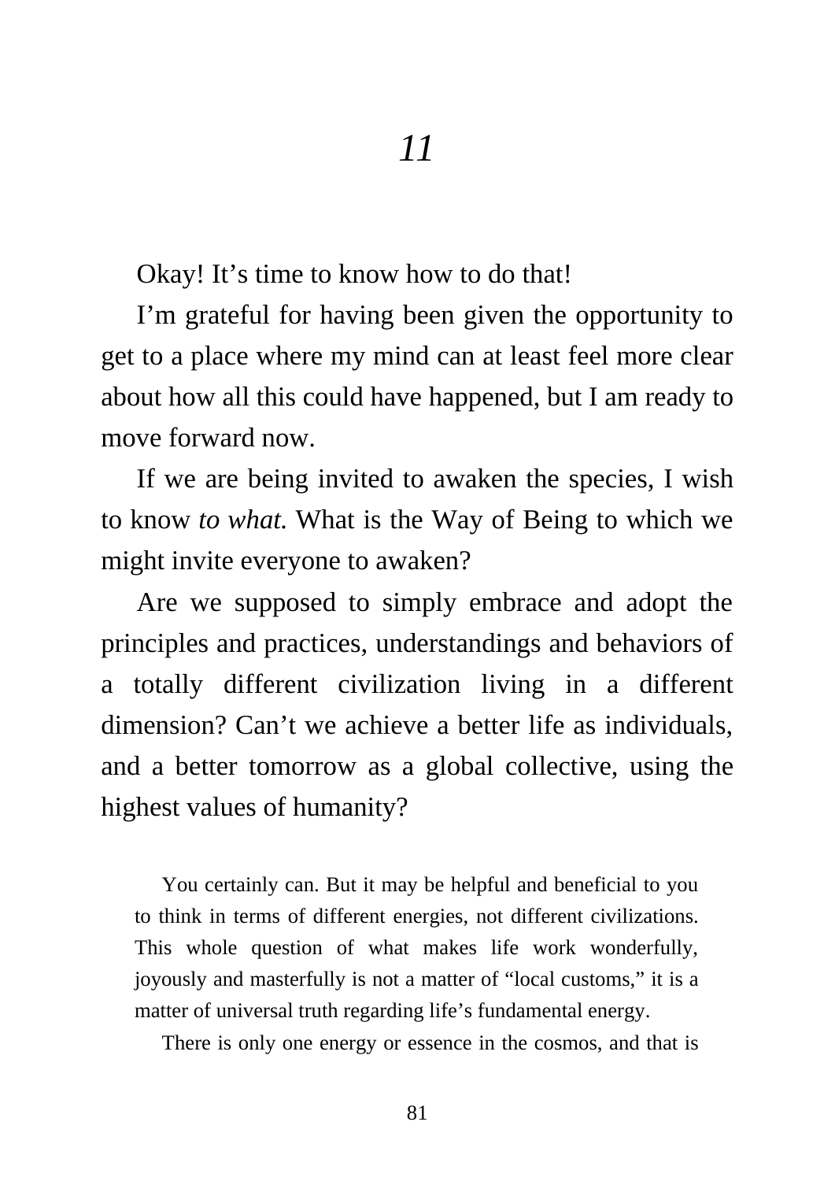# *11*

Okay! It's time to know how to do that!

I'm grateful for having been given the opportunity to get to a place where my mind can at least feel more clear about how all this could have happened, but I am ready to move forward now.

If we are being invited to awaken the species, I wish to know *to what.* What is the Way of Being to which we might invite everyone to awaken?

Are we supposed to simply embrace and adopt the principles and practices, understandings and behaviors of a totally different civilization living in a different dimension? Can't we achieve a better life as individuals, and a better tomorrow as a global collective, using the highest values of humanity?

> You certainly can. But it may be helpful and beneficial to you to think in terms of different energies, not different civilizations. This whole question of what makes life work wonderfully, joyously and masterfully is not a matter of "local customs," it is a matter of universal truth regarding life's fundamental energy.
>
> There is only one energy or essence in the cosmos, and that is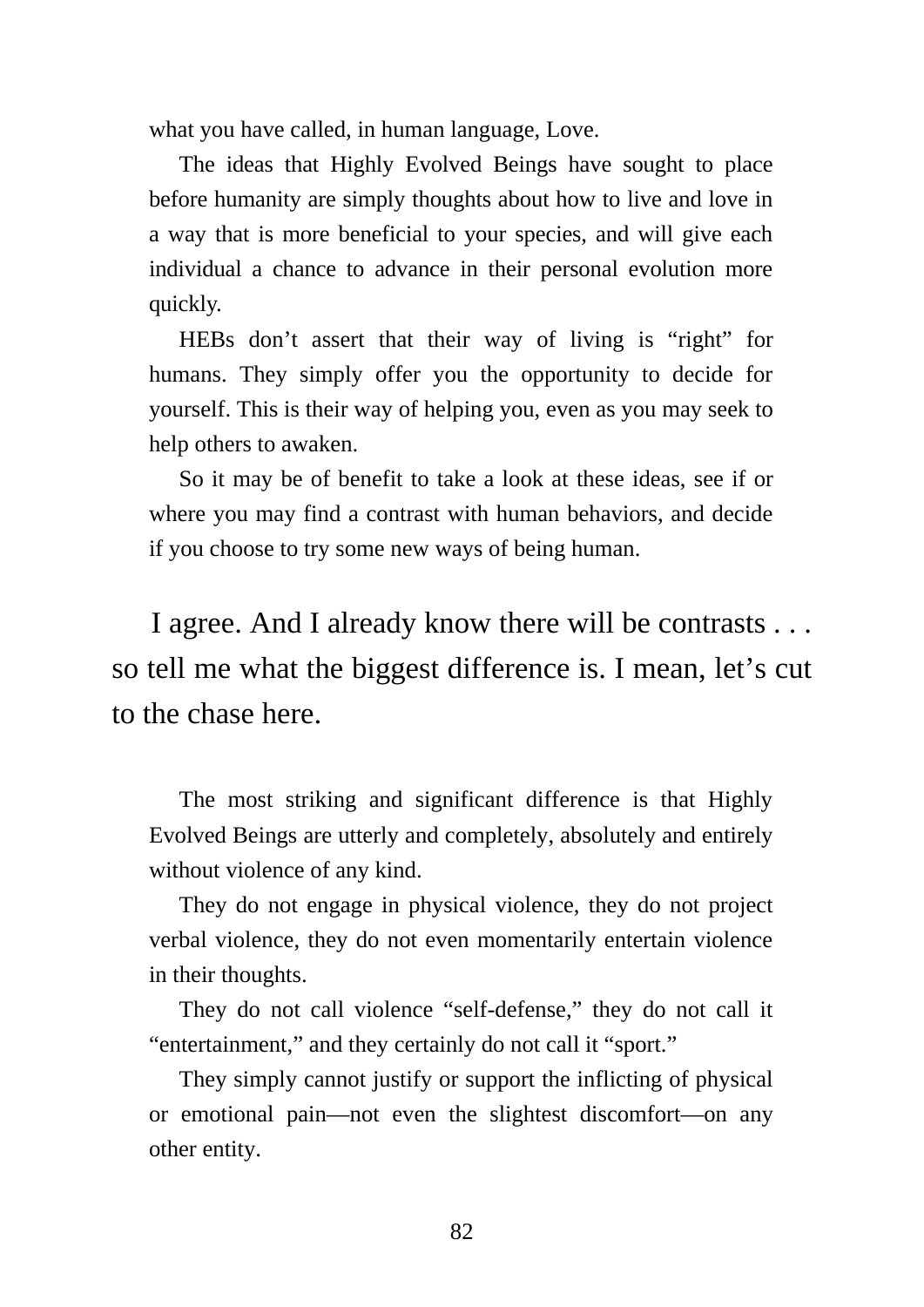what you have called, in human language, Love.

The ideas that Highly Evolved Beings have sought to place before humanity are simply thoughts about how to live and love in a way that is more beneficial to your species, and will give each individual a chance to advance in their personal evolution more quickly.

HEBs don't assert that their way of living is "right" for humans. They simply offer you the opportunity to decide for yourself. This is their way of helping you, even as you may seek to help others to awaken.

So it may be of benefit to take a look at these ideas, see if or where you may find a contrast with human behaviors, and decide if you choose to try some new ways of being human.

I agree. And I already know there will be contrasts . . . so tell me what the biggest difference is. I mean, let's cut to the chase here.

The most striking and significant difference is that Highly Evolved Beings are utterly and completely, absolutely and entirely without violence of any kind.

They do not engage in physical violence, they do not project verbal violence, they do not even momentarily entertain violence in their thoughts.

They do not call violence "self-defense," they do not call it "entertainment," and they certainly do not call it "sport."

They simply cannot justify or support the inflicting of physical or emotional pain—not even the slightest discomfort—on any other entity.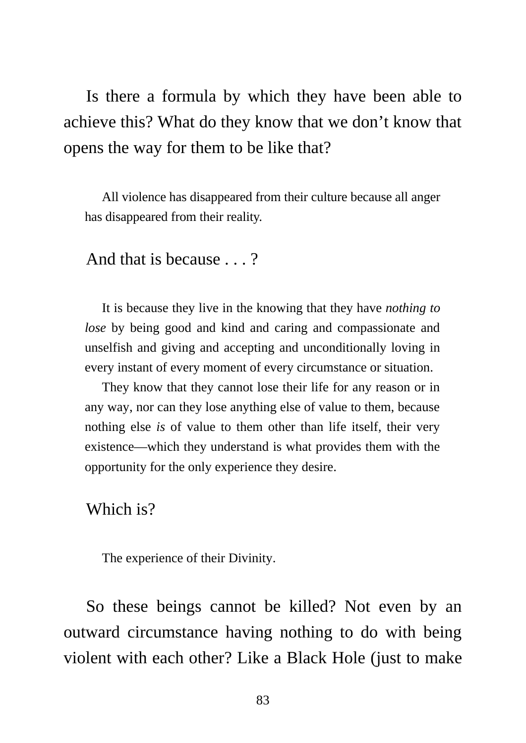Is there a formula by which they have been able to achieve this? What do they know that we don't know that opens the way for them to be like that?

> All violence has disappeared from their culture because all anger has disappeared from their reality.

And that is because . . . ?

> It is because they live in the knowing that they have *nothing to lose* by being good and kind and caring and compassionate and unselfish and giving and accepting and unconditionally loving in every instant of every moment of every circumstance or situation.
>
> They know that they cannot lose their life for any reason or in any way, nor can they lose anything else of value to them, because nothing else *is* of value to them other than life itself, their very existence—which they understand is what provides them with the opportunity for the only experience they desire.

Which is?

> The experience of their Divinity.

So these beings cannot be killed? Not even by an outward circumstance having nothing to do with being violent with each other? Like a Black Hole (just to make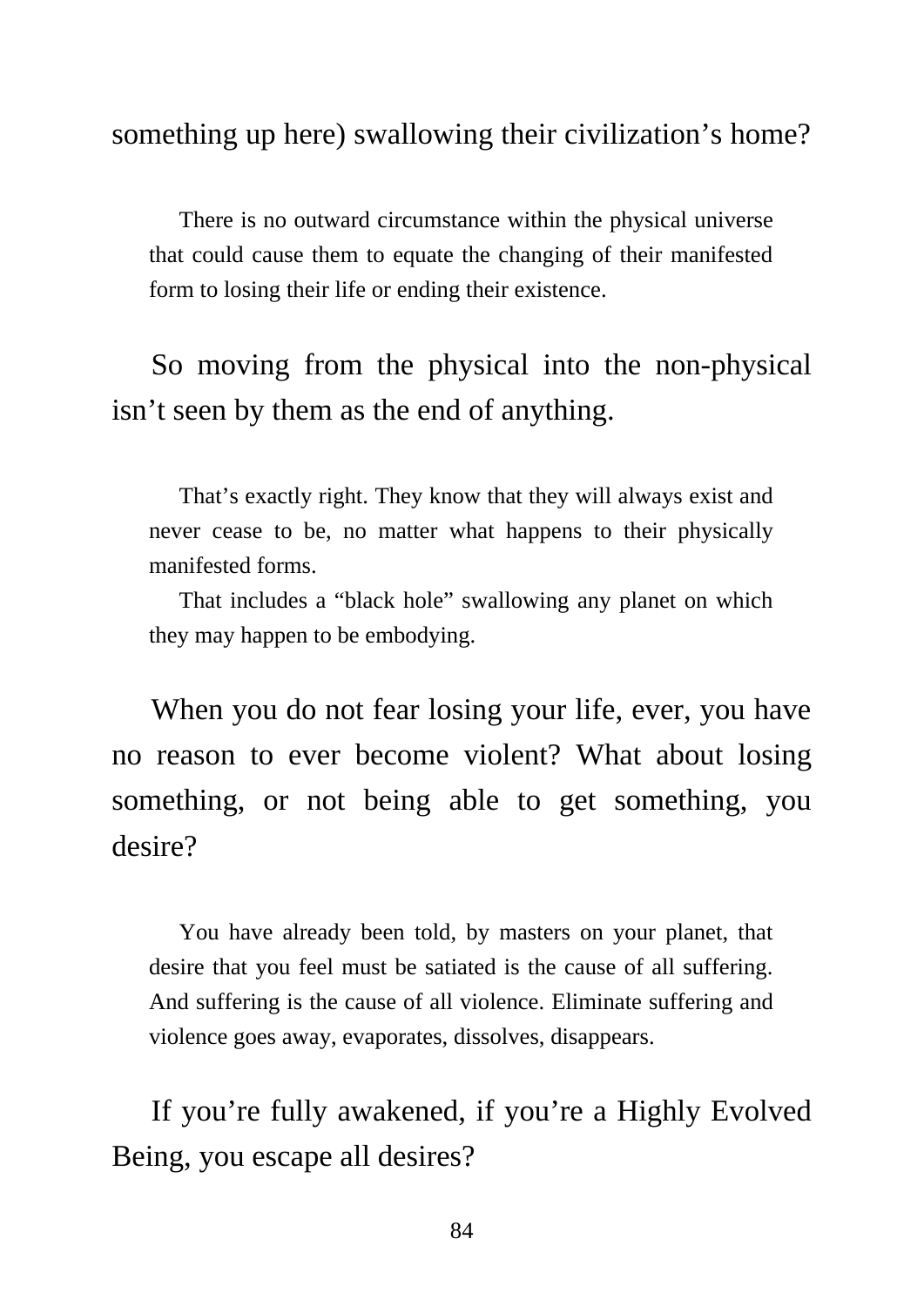something up here) swallowing their civilization's home?

> There is no outward circumstance within the physical universe that could cause them to equate the changing of their manifested form to losing their life or ending their existence.

So moving from the physical into the non-physical isn't seen by them as the end of anything.

> That's exactly right. They know that they will always exist and never cease to be, no matter what happens to their physically manifested forms.
>
> That includes a "black hole" swallowing any planet on which they may happen to be embodying.

When you do not fear losing your life, ever, you have no reason to ever become violent? What about losing something, or not being able to get something, you desire?

> You have already been told, by masters on your planet, that desire that you feel must be satiated is the cause of all suffering. And suffering is the cause of all violence. Eliminate suffering and violence goes away, evaporates, dissolves, disappears.

If you're fully awakened, if you're a Highly Evolved Being, you escape all desires?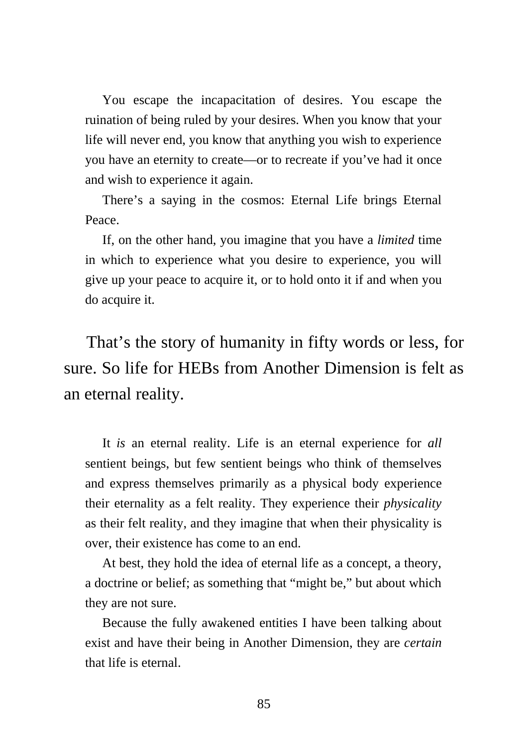You escape the incapacitation of desires. You escape the ruination of being ruled by your desires. When you know that your life will never end, you know that anything you wish to experience you have an eternity to create—or to recreate if you've had it once and wish to experience it again.

There's a saying in the cosmos: Eternal Life brings Eternal Peace.

If, on the other hand, you imagine that you have a *limited* time in which to experience what you desire to experience, you will give up your peace to acquire it, or to hold onto it if and when you do acquire it.

That's the story of humanity in fifty words or less, for sure. So life for HEBs from Another Dimension is felt as an eternal reality.

It *is* an eternal reality. Life is an eternal experience for *all* sentient beings, but few sentient beings who think of themselves and express themselves primarily as a physical body experience their eternality as a felt reality. They experience their *physicality* as their felt reality, and they imagine that when their physicality is over, their existence has come to an end.

At best, they hold the idea of eternal life as a concept, a theory, a doctrine or belief; as something that "might be," but about which they are not sure.

Because the fully awakened entities I have been talking about exist and have their being in Another Dimension, they are *certain* that life is eternal.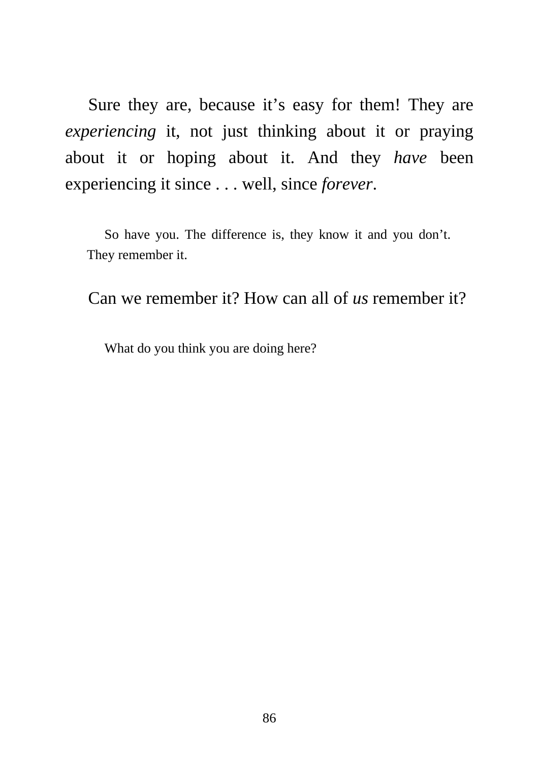Sure they are, because it’s easy for them! They are *experiencing* it, not just thinking about it or praying about it or hoping about it. And they *have* been experiencing it since . . . well, since *forever*.

> So have you. The difference is, they know it and you don’t. They remember it.

Can we remember it? How can all of *us* remember it?

> What do you think you are doing here?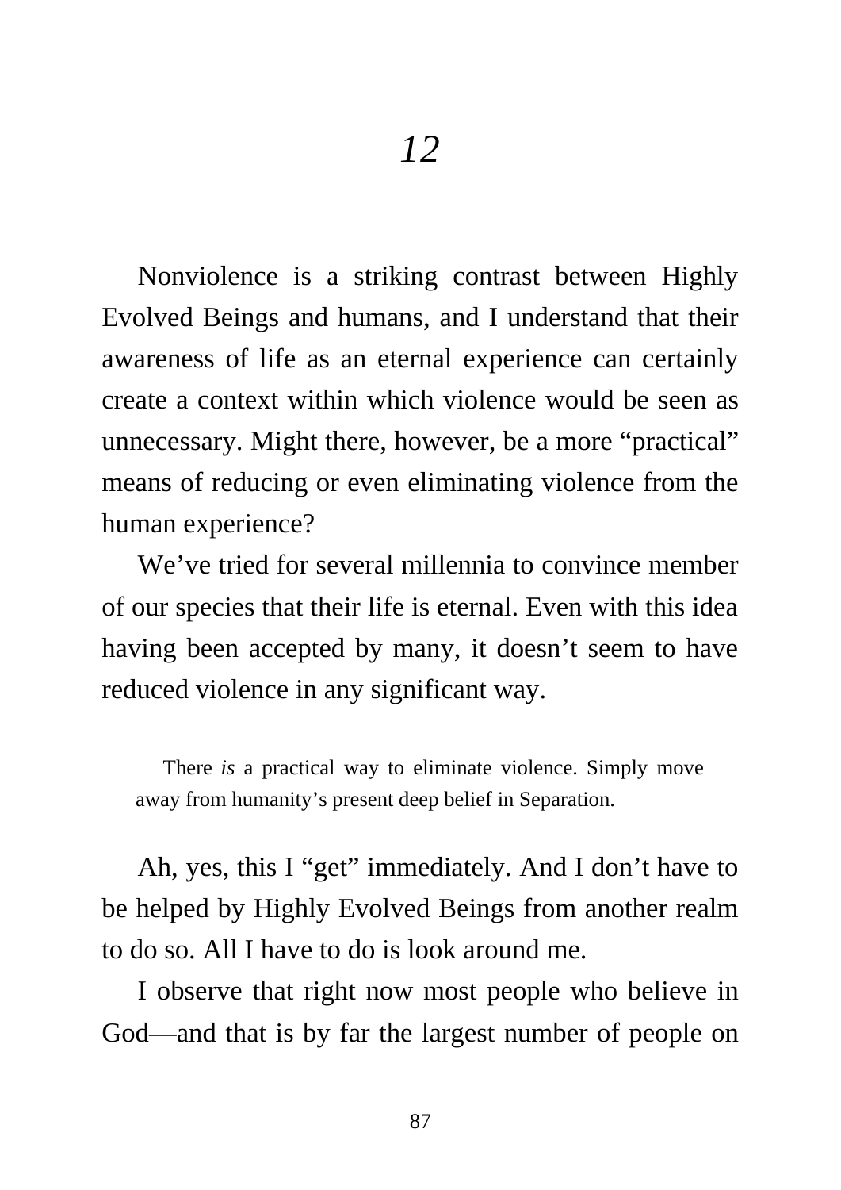# *12*

Nonviolence is a striking contrast between Highly Evolved Beings and humans, and I understand that their awareness of life as an eternal experience can certainly create a context within which violence would be seen as unnecessary. Might there, however, be a more "practical" means of reducing or even eliminating violence from the human experience?

We've tried for several millennia to convince member of our species that their life is eternal. Even with this idea having been accepted by many, it doesn't seem to have reduced violence in any significant way.

> There *is* a practical way to eliminate violence. Simply move away from humanity's present deep belief in Separation.

Ah, yes, this I "get" immediately. And I don't have to be helped by Highly Evolved Beings from another realm to do so. All I have to do is look around me.

I observe that right now most people who believe in God—and that is by far the largest number of people on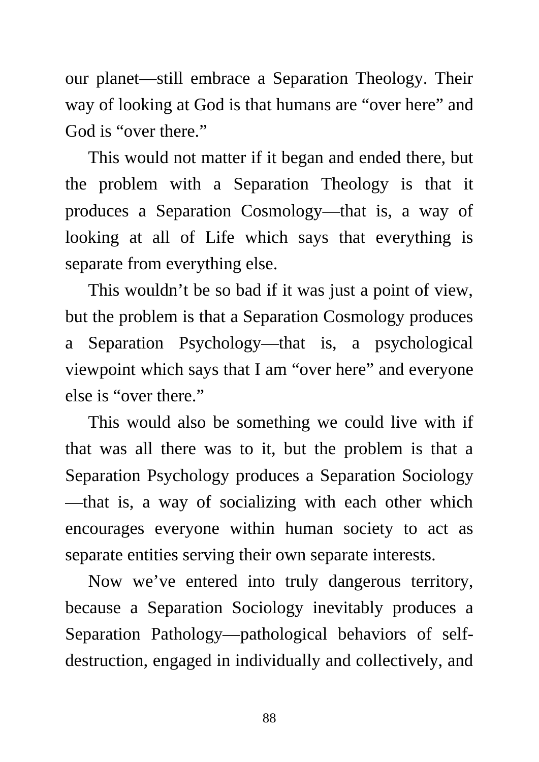our planet—still embrace a Separation Theology. Their way of looking at God is that humans are "over here" and God is "over there."

This would not matter if it began and ended there, but the problem with a Separation Theology is that it produces a Separation Cosmology—that is, a way of looking at all of Life which says that everything is separate from everything else.

This wouldn't be so bad if it was just a point of view, but the problem is that a Separation Cosmology produces a Separation Psychology—that is, a psychological viewpoint which says that I am "over here" and everyone else is "over there."

This would also be something we could live with if that was all there was to it, but the problem is that a Separation Psychology produces a Separation Sociology—that is, a way of socializing with each other which encourages everyone within human society to act as separate entities serving their own separate interests.

Now we've entered into truly dangerous territory, because a Separation Sociology inevitably produces a Separation Pathology—pathological behaviors of self-destruction, engaged in individually and collectively, and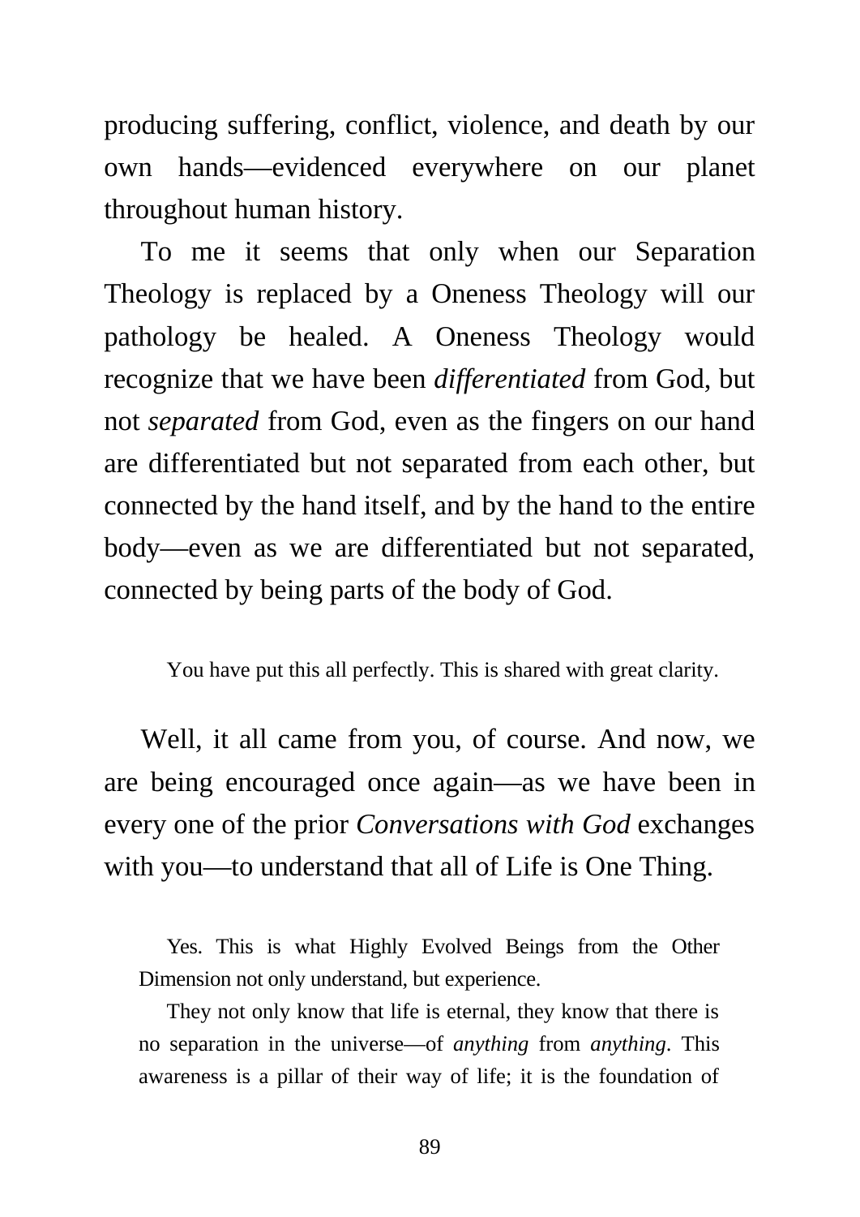producing suffering, conflict, violence, and death by our own hands—evidenced everywhere on our planet throughout human history.

To me it seems that only when our Separation Theology is replaced by a Oneness Theology will our pathology be healed. A Oneness Theology would recognize that we have been *differentiated* from God, but not *separated* from God, even as the fingers on our hand are differentiated but not separated from each other, but connected by the hand itself, and by the hand to the entire body—even as we are differentiated but not separated, connected by being parts of the body of God.

You have put this all perfectly. This is shared with great clarity.

Well, it all came from you, of course. And now, we are being encouraged once again—as we have been in every one of the prior *Conversations with God* exchanges with you—to understand that all of Life is One Thing.

Yes. This is what Highly Evolved Beings from the Other Dimension not only understand, but experience.

They not only know that life is eternal, they know that there is no separation in the universe—of *anything* from *anything*. This awareness is a pillar of their way of life; it is the foundation of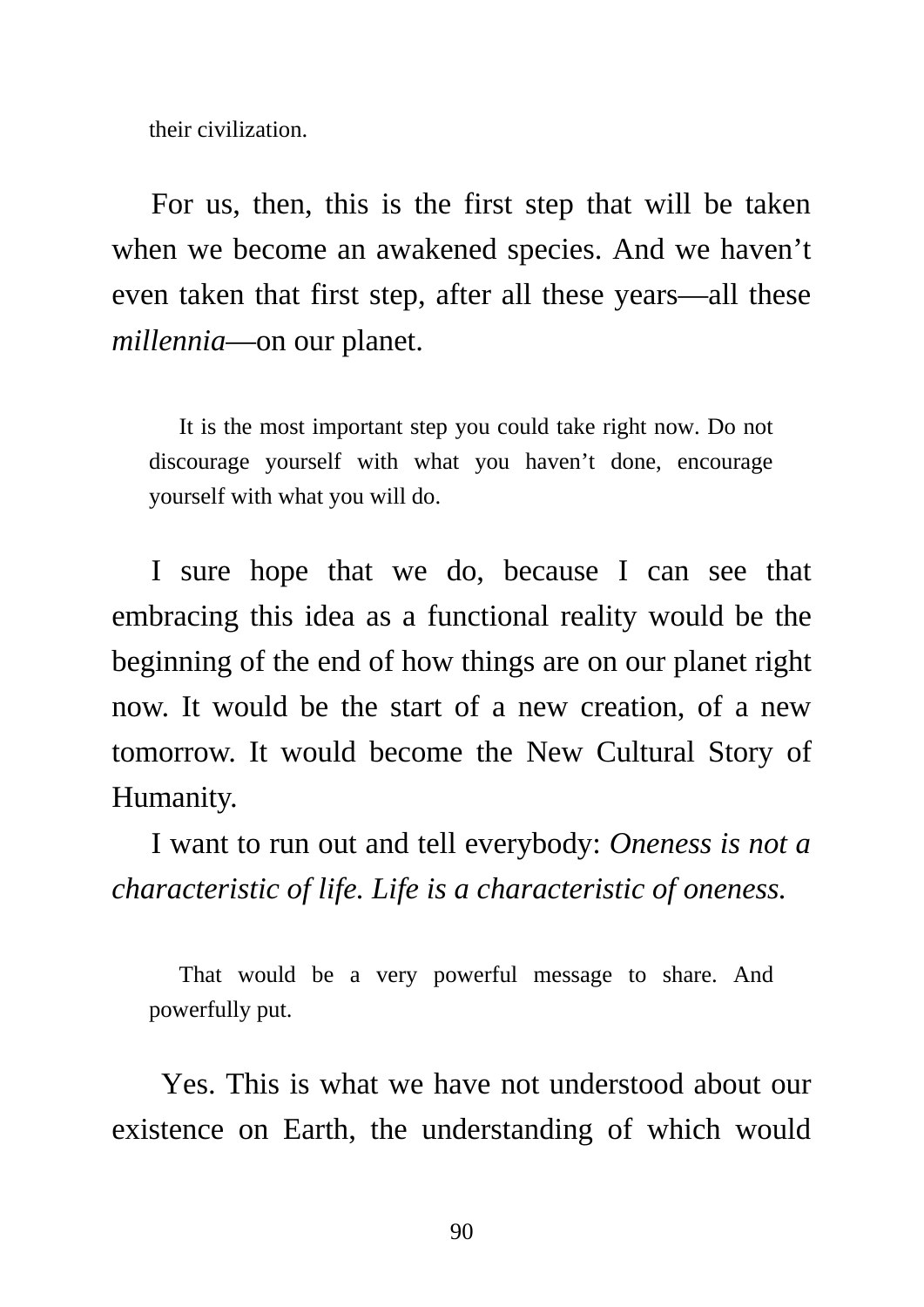their civilization.

For us, then, this is the first step that will be taken when we become an awakened species. And we haven't even taken that first step, after all these years—all these *millennia*—on our planet.

> It is the most important step you could take right now. Do not discourage yourself with what you haven't done, encourage yourself with what you will do.

I sure hope that we do, because I can see that embracing this idea as a functional reality would be the beginning of the end of how things are on our planet right now. It would be the start of a new creation, of a new tomorrow. It would become the New Cultural Story of Humanity.

I want to run out and tell everybody: *Oneness is not a characteristic of life. Life is a characteristic of oneness.*

> That would be a very powerful message to share. And powerfully put.

Yes. This is what we have not understood about our existence on Earth, the understanding of which would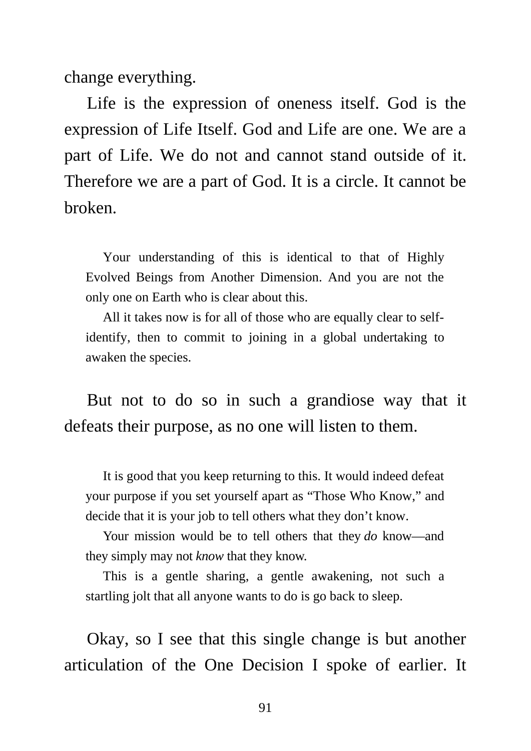change everything.

Life is the expression of oneness itself. God is the expression of Life Itself. God and Life are one. We are a part of Life. We do not and cannot stand outside of it. Therefore we are a part of God. It is a circle. It cannot be broken.

> Your understanding of this is identical to that of Highly Evolved Beings from Another Dimension. And you are not the only one on Earth who is clear about this.
>
> All it takes now is for all of those who are equally clear to self-identify, then to commit to joining in a global undertaking to awaken the species.

But not to do so in such a grandiose way that it defeats their purpose, as no one will listen to them.

> It is good that you keep returning to this. It would indeed defeat your purpose if you set yourself apart as "Those Who Know," and decide that it is your job to tell others what they don't know.
>
> Your mission would be to tell others that they *do* know—and they simply may not *know* that they know.
>
> This is a gentle sharing, a gentle awakening, not such a startling jolt that all anyone wants to do is go back to sleep.

Okay, so I see that this single change is but another articulation of the One Decision I spoke of earlier. It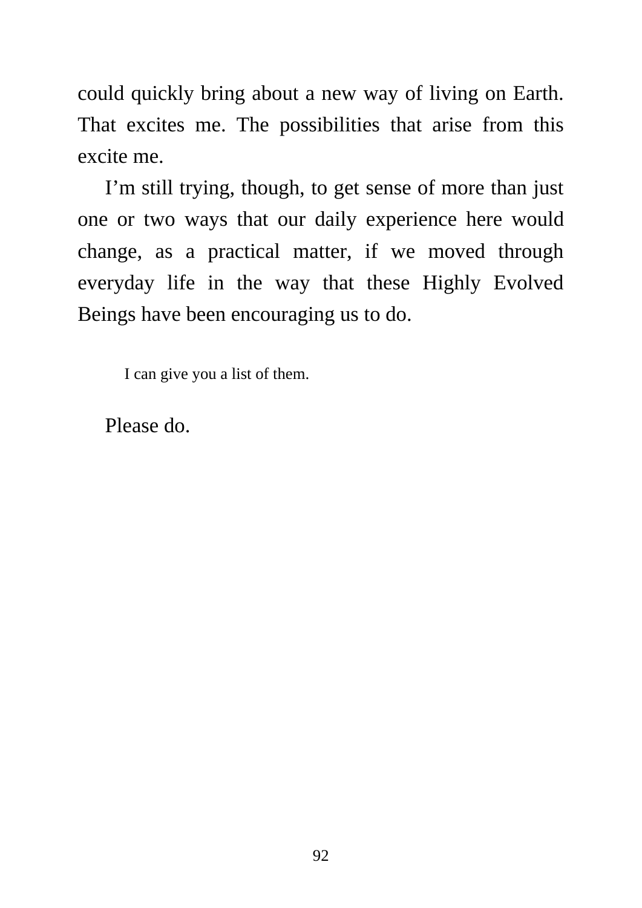could quickly bring about a new way of living on Earth. That excites me. The possibilities that arise from this excite me.

I'm still trying, though, to get sense of more than just one or two ways that our daily experience here would change, as a practical matter, if we moved through everyday life in the way that these Highly Evolved Beings have been encouraging us to do.

> I can give you a list of them.

Please do.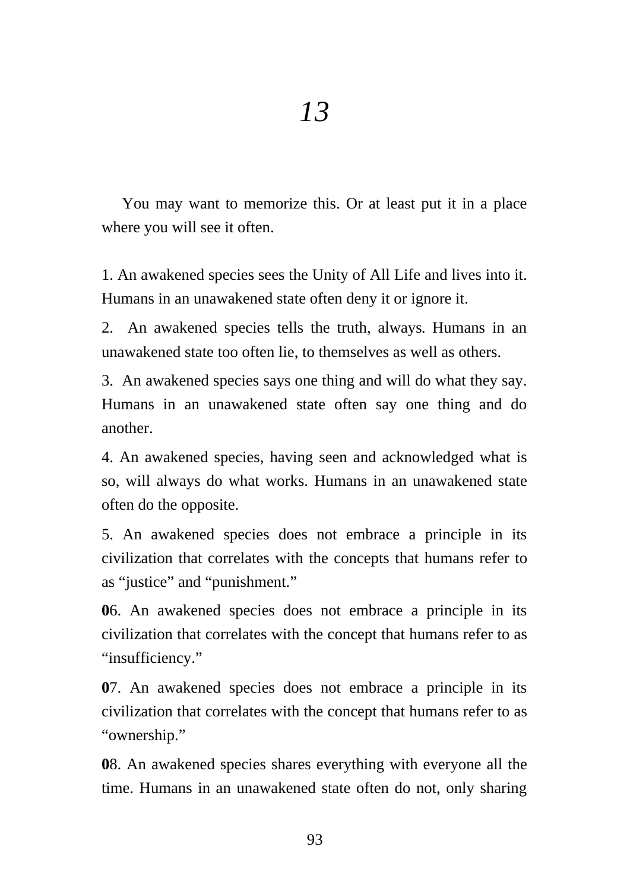# *13*

You may want to memorize this. Or at least put it in a place where you will see it often.

1. An awakened species sees the Unity of All Life and lives into it. Humans in an unawakened state often deny it or ignore it.

2. An awakened species tells the truth, always. Humans in an unawakened state too often lie, to themselves as well as others.

3. An awakened species says one thing and will do what they say. Humans in an unawakened state often say one thing and do another.

4. An awakened species, having seen and acknowledged what is so, will always do what works. Humans in an unawakened state often do the opposite.

5. An awakened species does not embrace a principle in its civilization that correlates with the concepts that humans refer to as "justice" and "punishment."

**0**6. An awakened species does not embrace a principle in its civilization that correlates with the concept that humans refer to as "insufficiency."

**0**7. An awakened species does not embrace a principle in its civilization that correlates with the concept that humans refer to as "ownership."

**0**8. An awakened species shares everything with everyone all the time. Humans in an unawakened state often do not, only sharing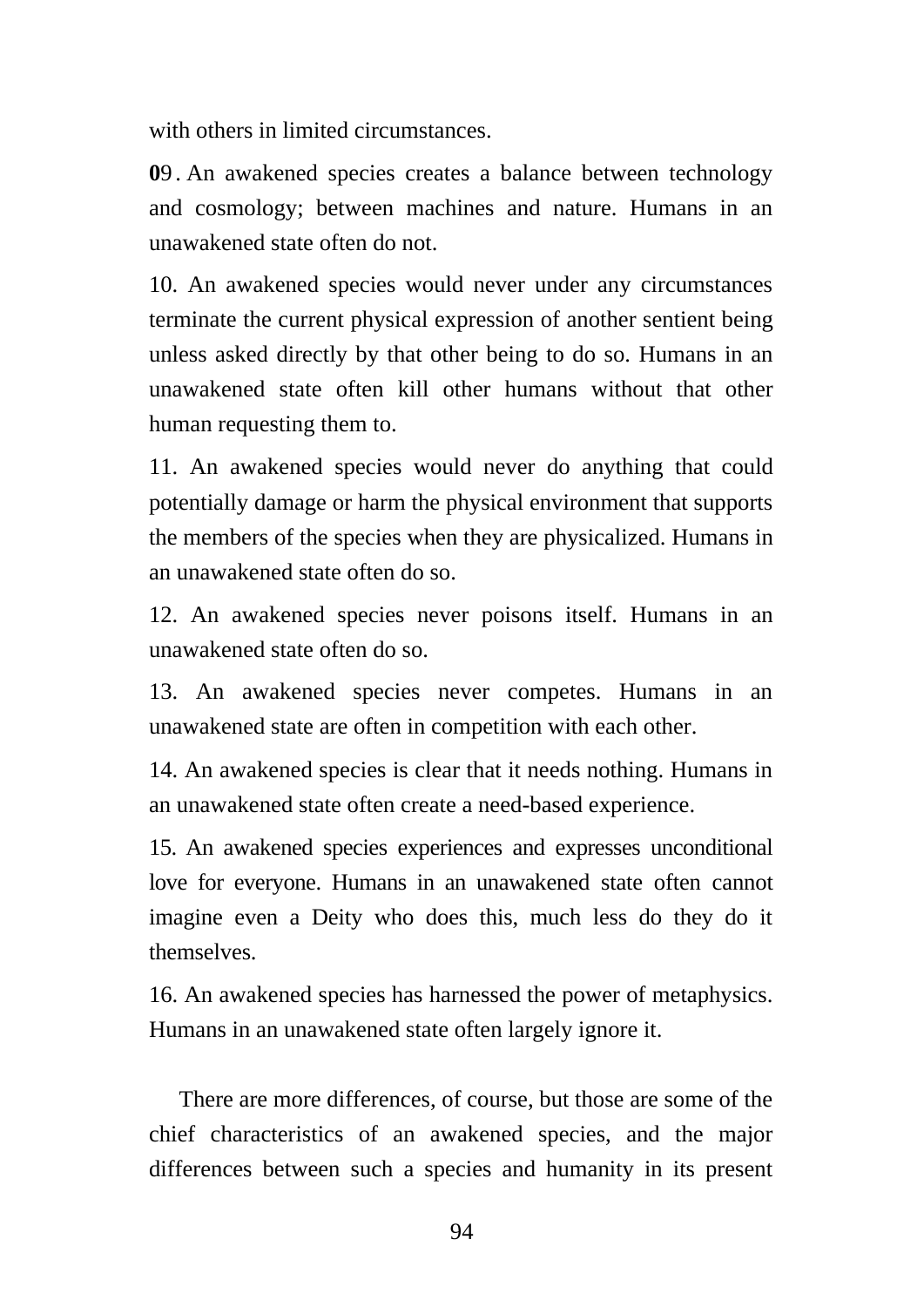with others in limited circumstances.

09. An awakened species creates a balance between technology and cosmology; between machines and nature. Humans in an unawakened state often do not.

10. An awakened species would never under any circumstances terminate the current physical expression of another sentient being unless asked directly by that other being to do so. Humans in an unawakened state often kill other humans without that other human requesting them to.

11. An awakened species would never do anything that could potentially damage or harm the physical environment that supports the members of the species when they are physicalized. Humans in an unawakened state often do so.

12. An awakened species never poisons itself. Humans in an unawakened state often do so.

13. An awakened species never competes. Humans in an unawakened state are often in competition with each other.

14. An awakened species is clear that it needs nothing. Humans in an unawakened state often create a need-based experience.

15. An awakened species experiences and expresses unconditional love for everyone. Humans in an unawakened state often cannot imagine even a Deity who does this, much less do they do it themselves.

16. An awakened species has harnessed the power of metaphysics. Humans in an unawakened state often largely ignore it.

There are more differences, of course, but those are some of the chief characteristics of an awakened species, and the major differences between such a species and humanity in its present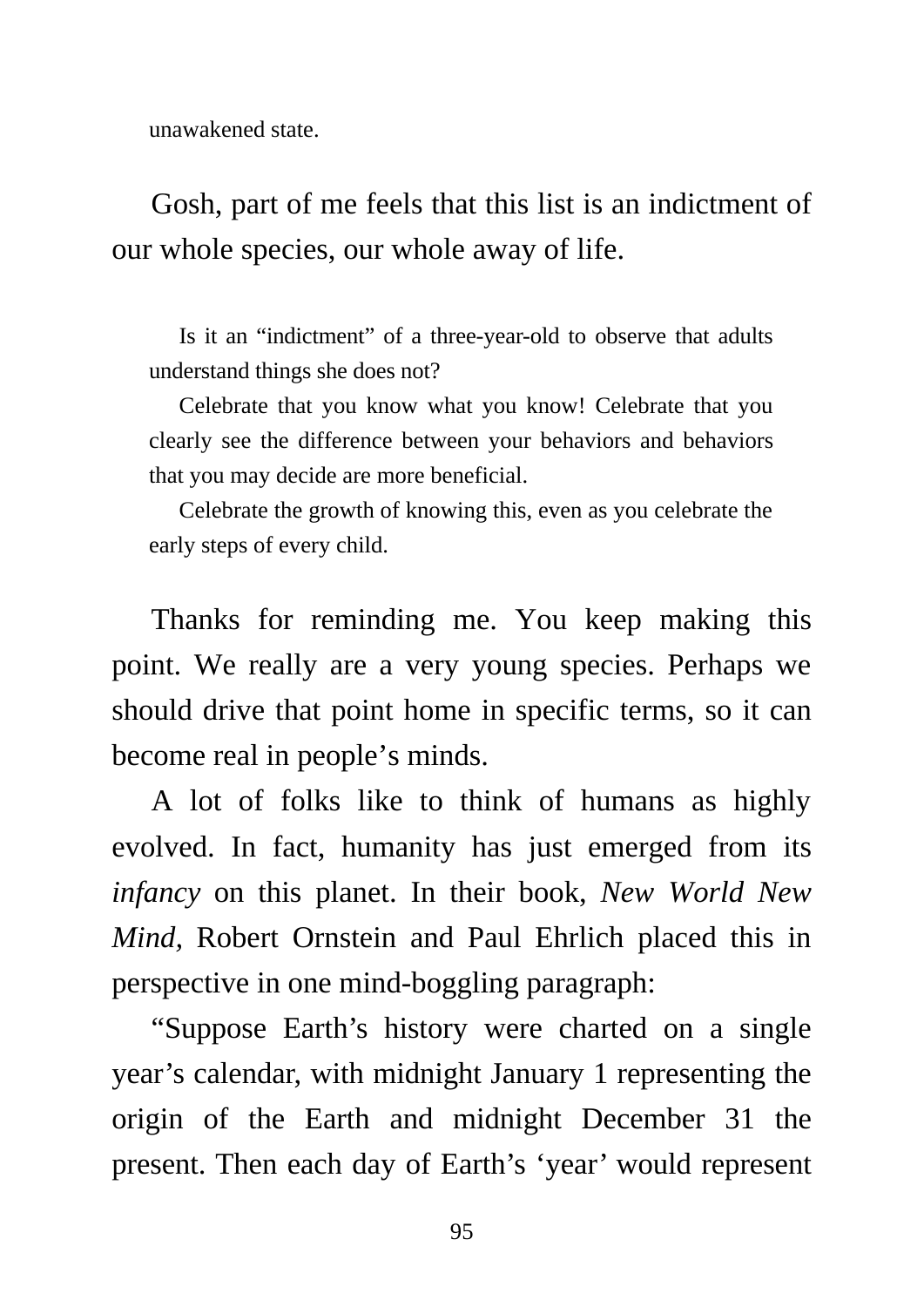unawakened state.

Gosh, part of me feels that this list is an indictment of our whole species, our whole away of life.

> Is it an "indictment" of a three-year-old to observe that adults understand things she does not?
>
> Celebrate that you know what you know! Celebrate that you clearly see the difference between your behaviors and behaviors that you may decide are more beneficial.
>
> Celebrate the growth of knowing this, even as you celebrate the early steps of every child.

Thanks for reminding me. You keep making this point. We really are a very young species. Perhaps we should drive that point home in specific terms, so it can become real in people's minds.

A lot of folks like to think of humans as highly evolved. In fact, humanity has just emerged from its *infancy* on this planet. In their book, *New World New Mind,* Robert Ornstein and Paul Ehrlich placed this in perspective in one mind-boggling paragraph:

"Suppose Earth's history were charted on a single year's calendar, with midnight January 1 representing the origin of the Earth and midnight December 31 the present. Then each day of Earth's 'year' would represent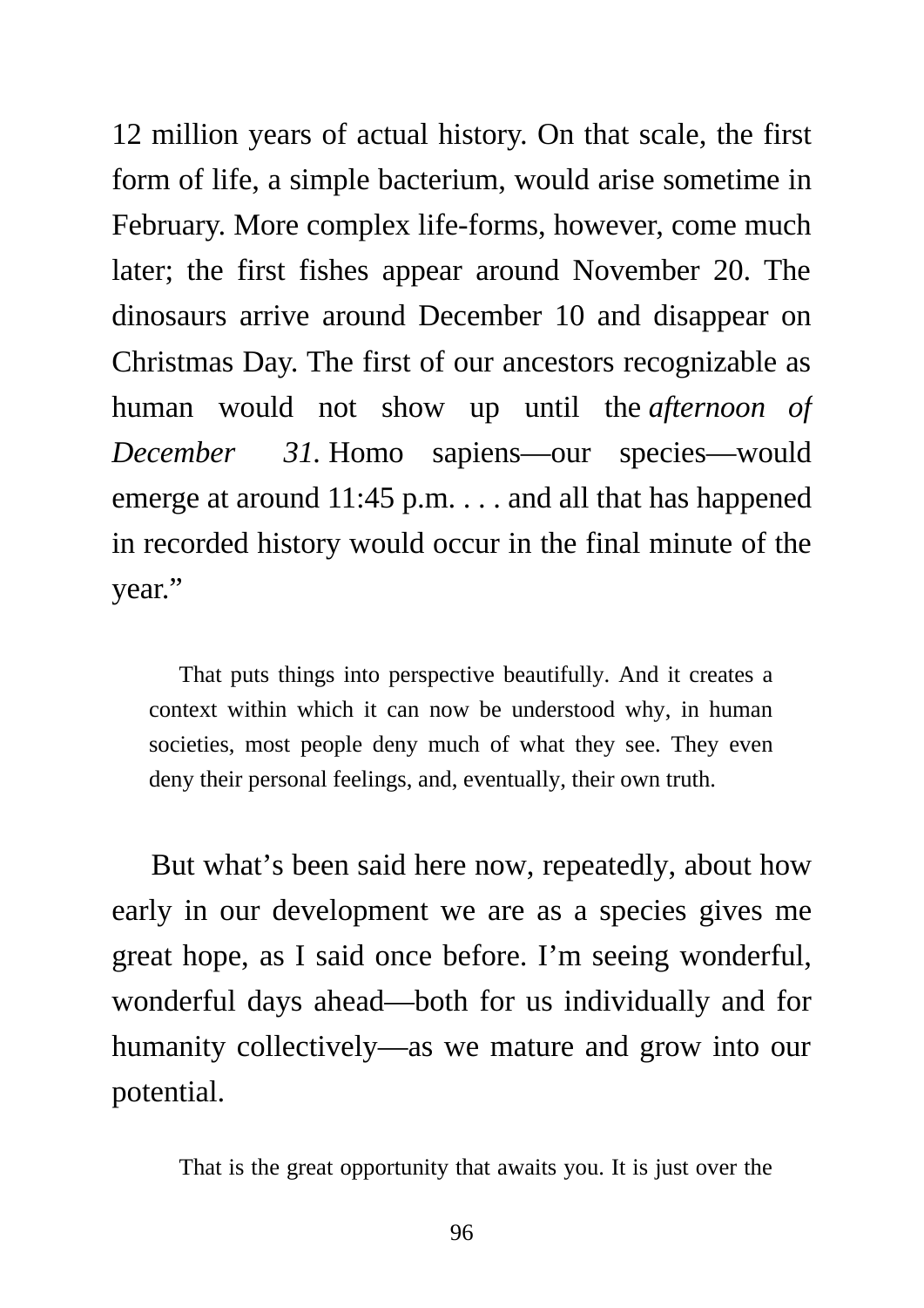12 million years of actual history. On that scale, the first form of life, a simple bacterium, would arise sometime in February. More complex life-forms, however, come much later; the first fishes appear around November 20. The dinosaurs arrive around December 10 and disappear on Christmas Day. The first of our ancestors recognizable as human would not show up until the *afternoon of December 31.* Homo sapiens—our species—would emerge at around 11:45 p.m. . . . and all that has happened in recorded history would occur in the final minute of the year."

> That puts things into perspective beautifully. And it creates a context within which it can now be understood why, in human societies, most people deny much of what they see. They even deny their personal feelings, and, eventually, their own truth.

But what's been said here now, repeatedly, about how early in our development we are as a species gives me great hope, as I said once before. I'm seeing wonderful, wonderful days ahead—both for us individually and for humanity collectively—as we mature and grow into our potential.

> That is the great opportunity that awaits you. It is just over the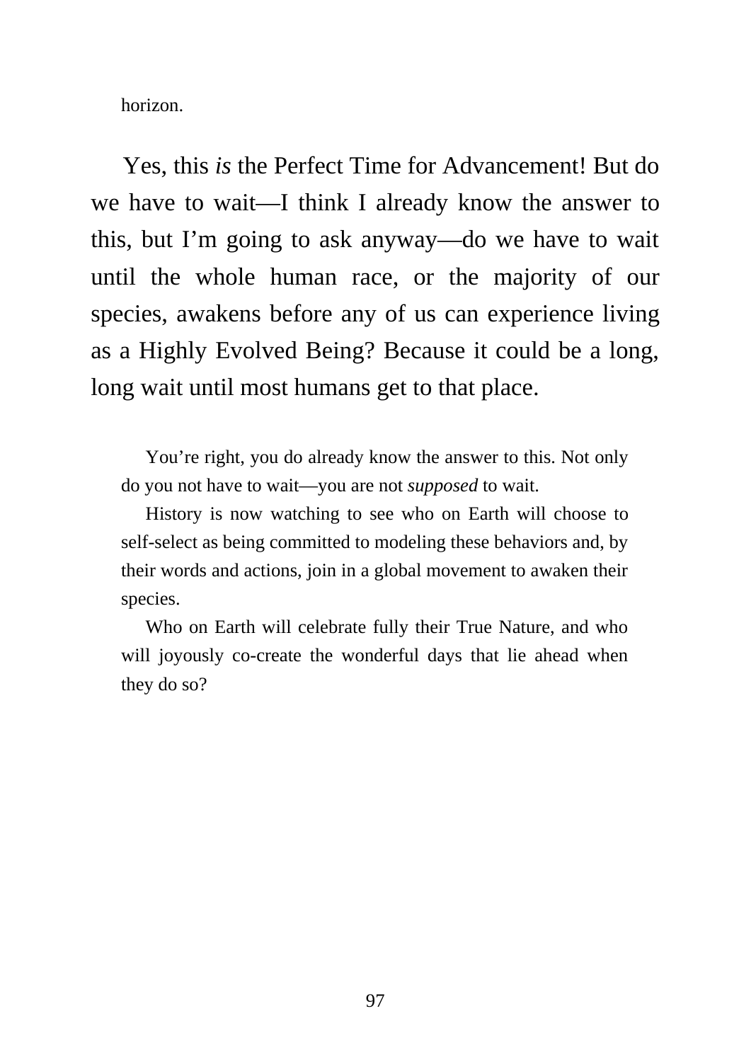horizon.

Yes, this *is* the Perfect Time for Advancement! But do we have to wait—I think I already know the answer to this, but I'm going to ask anyway—do we have to wait until the whole human race, or the majority of our species, awakens before any of us can experience living as a Highly Evolved Being? Because it could be a long, long wait until most humans get to that place.

You're right, you do already know the answer to this. Not only do you not have to wait—you are not *supposed* to wait.

History is now watching to see who on Earth will choose to self-select as being committed to modeling these behaviors and, by their words and actions, join in a global movement to awaken their species.

Who on Earth will celebrate fully their True Nature, and who will joyously co-create the wonderful days that lie ahead when they do so?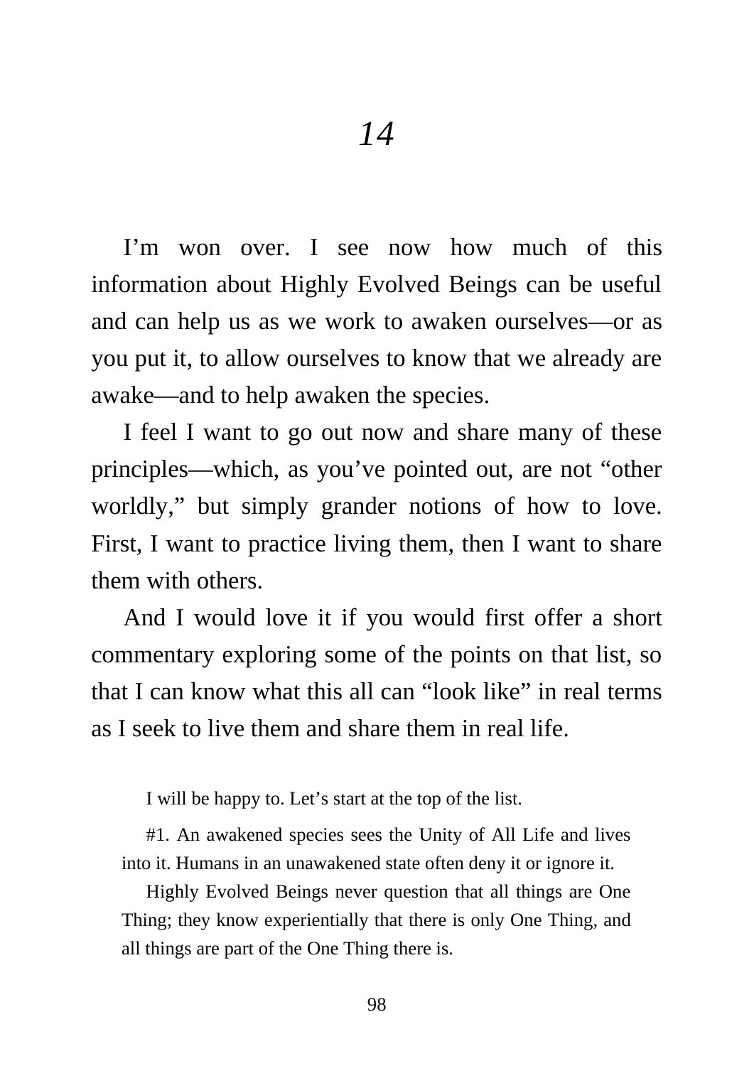# *14*

I'm won over. I see now how much of this information about Highly Evolved Beings can be useful and can help us as we work to awaken ourselves—or as you put it, to allow ourselves to know that we already are awake—and to help awaken the species.

I feel I want to go out now and share many of these principles—which, as you've pointed out, are not "other worldly," but simply grander notions of how to love. First, I want to practice living them, then I want to share them with others.

And I would love it if you would first offer a short commentary exploring some of the points on that list, so that I can know what this all can "look like" in real terms as I seek to live them and share them in real life.

> I will be happy to. Let's start at the top of the list.
>
> #1. An awakened species sees the Unity of All Life and lives into it. Humans in an unawakened state often deny it or ignore it.
>
> Highly Evolved Beings never question that all things are One Thing; they know experientially that there is only One Thing, and all things are part of the One Thing there is.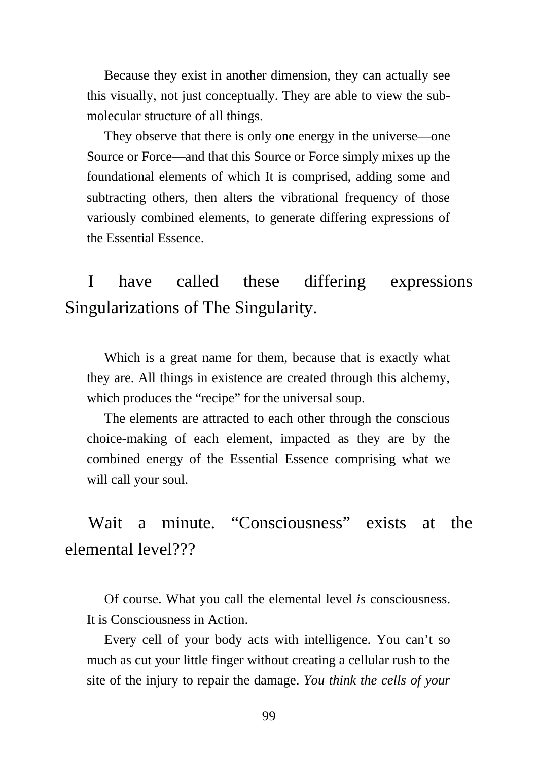Because they exist in another dimension, they can actually see this visually, not just conceptually. They are able to view the sub-molecular structure of all things.

They observe that there is only one energy in the universe—one Source or Force—and that this Source or Force simply mixes up the foundational elements of which It is comprised, adding some and subtracting others, then alters the vibrational frequency of those variously combined elements, to generate differing expressions of the Essential Essence.

I have called these differing expressions Singularizations of The Singularity.

Which is a great name for them, because that is exactly what they are. All things in existence are created through this alchemy, which produces the "recipe" for the universal soup.

The elements are attracted to each other through the conscious choice-making of each element, impacted as they are by the combined energy of the Essential Essence comprising what we will call your soul.

Wait a minute. "Consciousness" exists at the elemental level???

Of course. What you call the elemental level *is* consciousness. It is Consciousness in Action.

Every cell of your body acts with intelligence. You can't so much as cut your little finger without creating a cellular rush to the site of the injury to repair the damage. *You think the cells of your*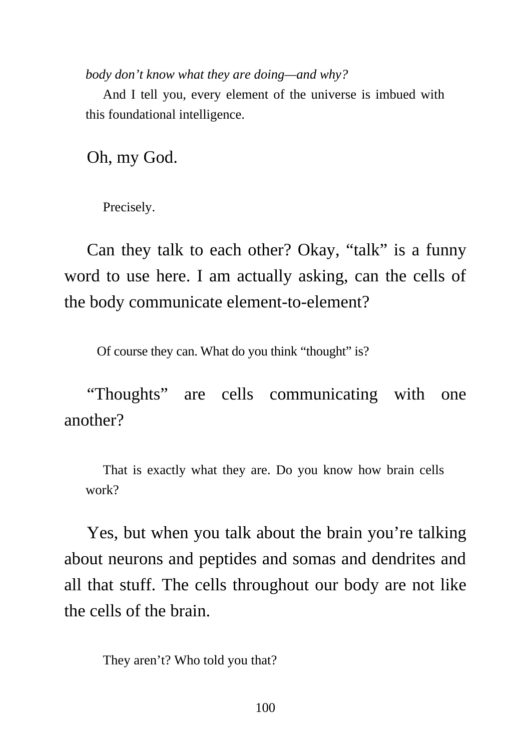*body don't know what they are doing—and why?*

And I tell you, every element of the universe is imbued with this foundational intelligence.

Oh, my God.

Precisely.

Can they talk to each other? Okay, "talk" is a funny word to use here. I am actually asking, can the cells of the body communicate element-to-element?

Of course they can. What do you think "thought" is?

"Thoughts" are cells communicating with one another?

That is exactly what they are. Do you know how brain cells work?

Yes, but when you talk about the brain you're talking about neurons and peptides and somas and dendrites and all that stuff. The cells throughout our body are not like the cells of the brain.

They aren't? Who told you that?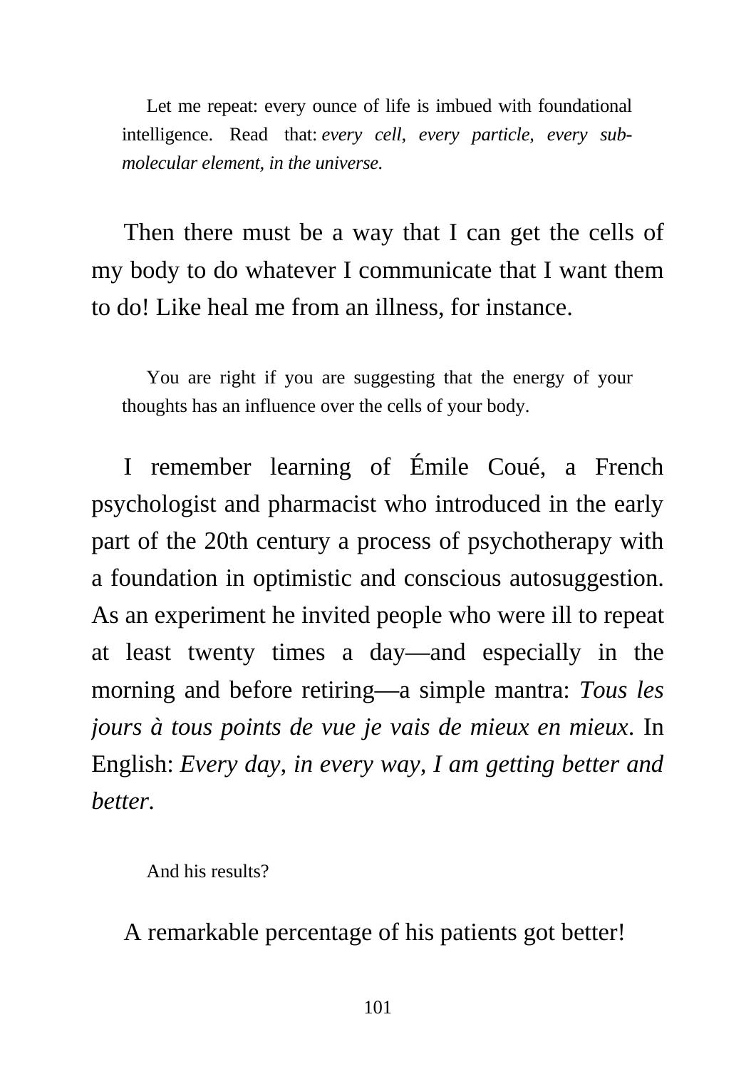Let me repeat: every ounce of life is imbued with foundational intelligence. Read that: *every cell, every particle, every sub-molecular element, in the universe.*

Then there must be a way that I can get the cells of my body to do whatever I communicate that I want them to do! Like heal me from an illness, for instance.

You are right if you are suggesting that the energy of your thoughts has an influence over the cells of your body.

I remember learning of Émile Coué, a French psychologist and pharmacist who introduced in the early part of the 20th century a process of psychotherapy with a foundation in optimistic and conscious autosuggestion. As an experiment he invited people who were ill to repeat at least twenty times a day—and especially in the morning and before retiring—a simple mantra: *Tous les jours à tous points de vue je vais de mieux en mieux*. In English: *Every day, in every way, I am getting better and better.*

And his results?

A remarkable percentage of his patients got better!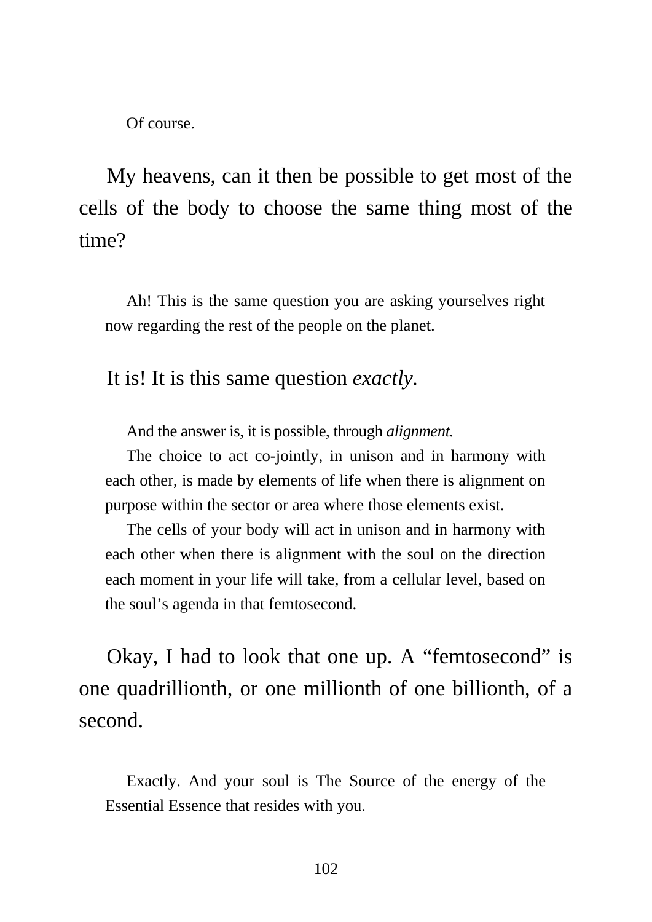Of course.

My heavens, can it then be possible to get most of the cells of the body to choose the same thing most of the time?

Ah! This is the same question you are asking yourselves right now regarding the rest of the people on the planet.

It is! It is this same question *exactly.*

And the answer is, it is possible, through *alignment.*

The choice to act co-jointly, in unison and in harmony with each other, is made by elements of life when there is alignment on purpose within the sector or area where those elements exist.

The cells of your body will act in unison and in harmony with each other when there is alignment with the soul on the direction each moment in your life will take, from a cellular level, based on the soul's agenda in that femtosecond.

Okay, I had to look that one up. A "femtosecond" is one quadrillionth, or one millionth of one billionth, of a second.

Exactly. And your soul is The Source of the energy of the Essential Essence that resides with you.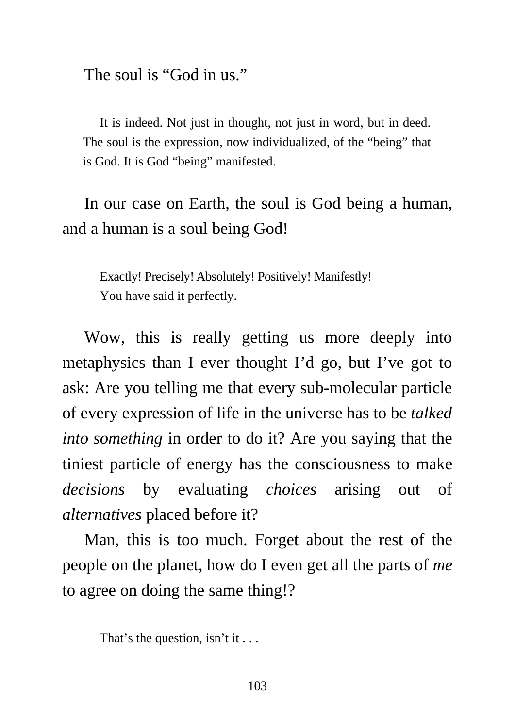The soul is "God in us."

> It is indeed. Not just in thought, not just in word, but in deed. The soul is the expression, now individualized, of the "being" that is God. It is God "being" manifested.

In our case on Earth, the soul is God being a human, and a human is a soul being God!

> Exactly! Precisely! Absolutely! Positively! Manifestly! You have said it perfectly.

Wow, this is really getting us more deeply into metaphysics than I ever thought I'd go, but I've got to ask: Are you telling me that every sub-molecular particle of every expression of life in the universe has to be *talked into something* in order to do it? Are you saying that the tiniest particle of energy has the consciousness to make *decisions* by evaluating *choices* arising out of *alternatives* placed before it?

Man, this is too much. Forget about the rest of the people on the planet, how do I even get all the parts of *me* to agree on doing the same thing!?

> That's the question, isn't it . . .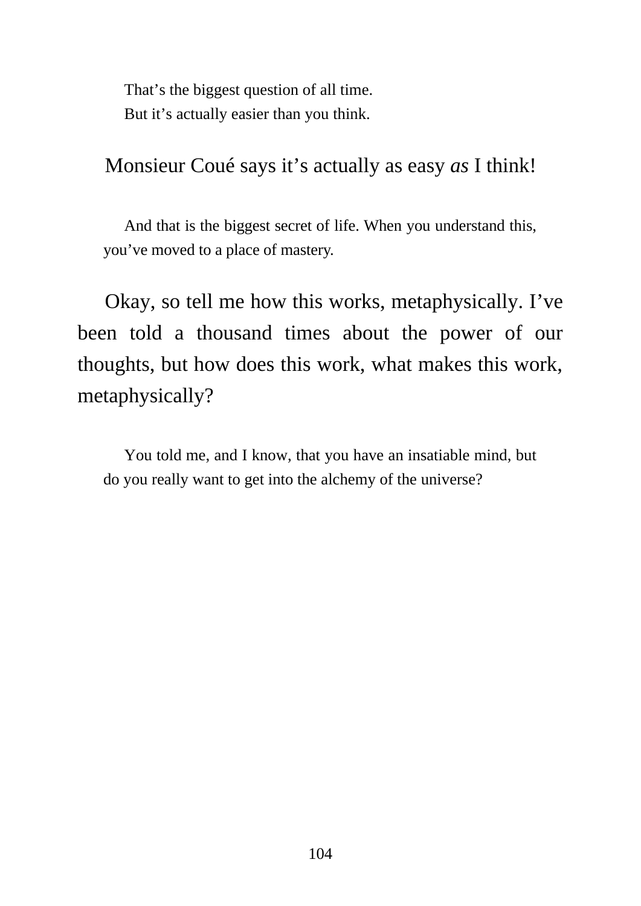That's the biggest question of all time.
But it's actually easier than you think.

Monsieur Coué says it's actually as easy *as* I think!

And that is the biggest secret of life. When you understand this, you've moved to a place of mastery.

Okay, so tell me how this works, metaphysically. I've been told a thousand times about the power of our thoughts, but how does this work, what makes this work, metaphysically?

You told me, and I know, that you have an insatiable mind, but do you really want to get into the alchemy of the universe?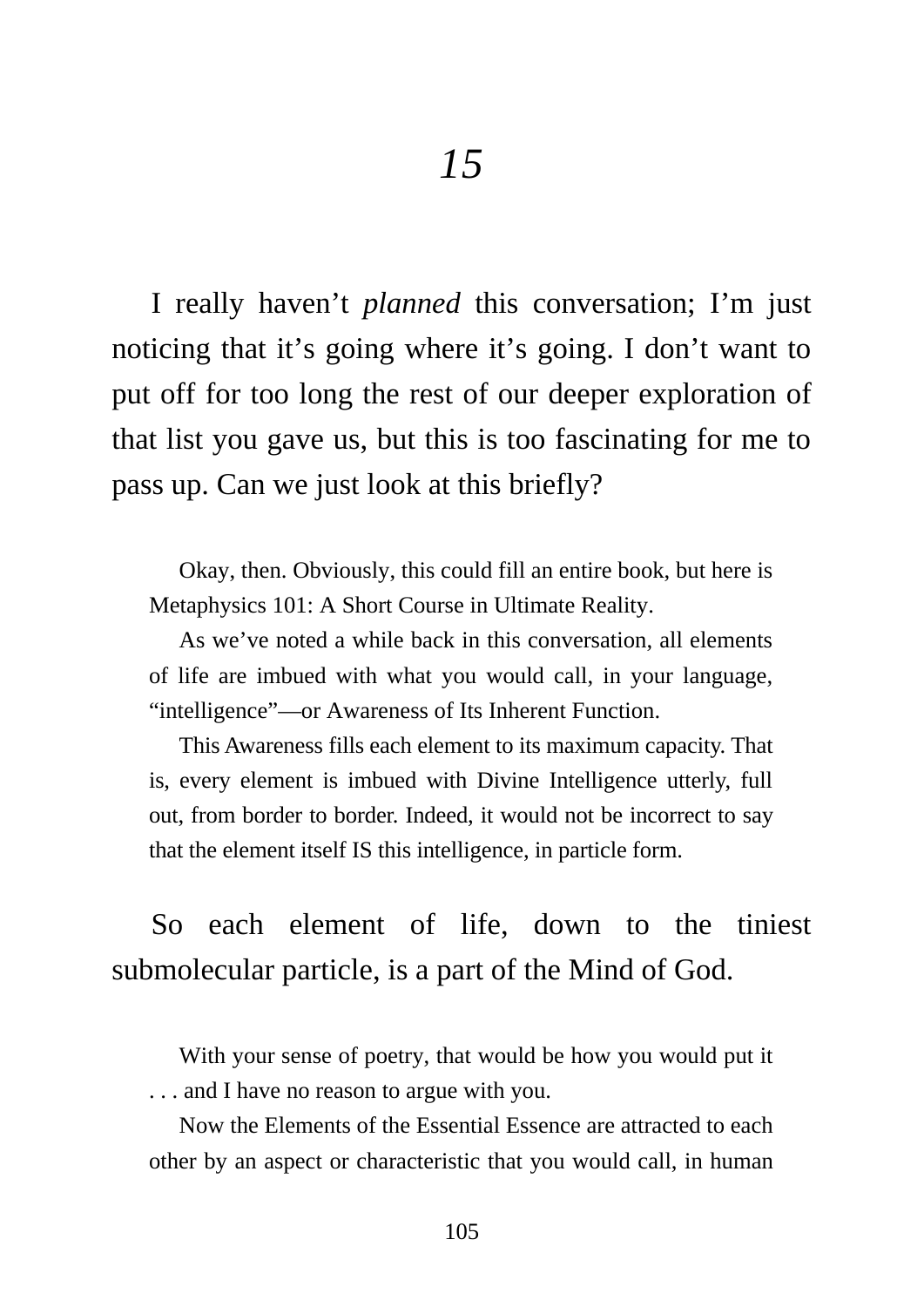# *15*

I really haven't *planned* this conversation; I'm just noticing that it's going where it's going. I don't want to put off for too long the rest of our deeper exploration of that list you gave us, but this is too fascinating for me to pass up. Can we just look at this briefly?

> Okay, then. Obviously, this could fill an entire book, but here is Metaphysics 101: A Short Course in Ultimate Reality.
>
> As we've noted a while back in this conversation, all elements of life are imbued with what you would call, in your language, "intelligence"—or Awareness of Its Inherent Function.
>
> This Awareness fills each element to its maximum capacity. That is, every element is imbued with Divine Intelligence utterly, full out, from border to border. Indeed, it would not be incorrect to say that the element itself IS this intelligence, in particle form.

So each element of life, down to the tiniest submolecular particle, is a part of the Mind of God.

> With your sense of poetry, that would be how you would put it . . . and I have no reason to argue with you.
>
> Now the Elements of the Essential Essence are attracted to each other by an aspect or characteristic that you would call, in human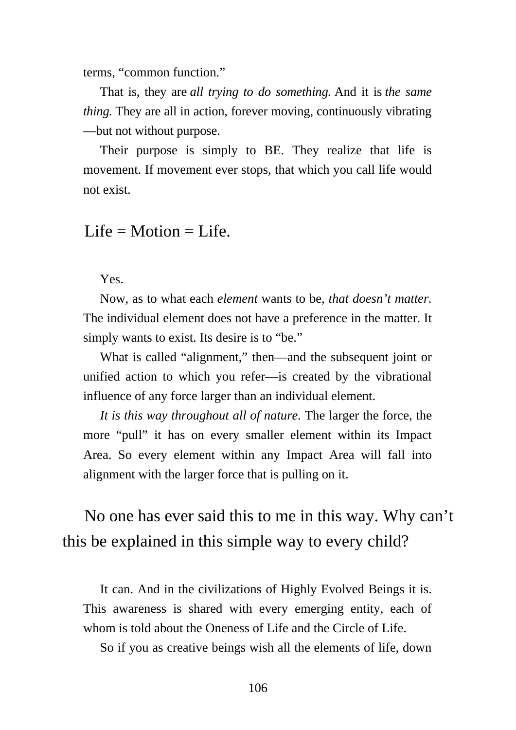terms, "common function."

That is, they are *all trying to do something.* And it is *the same thing.* They are all in action, forever moving, continuously vibrating—but not without purpose.

Their purpose is simply to BE. They realize that life is movement. If movement ever stops, that which you call life would not exist.

Life = Motion = Life.

Yes.

Now, as to what each *element* wants to be, *that doesn't matter.* The individual element does not have a preference in the matter. It simply wants to exist. Its desire is to "be."

What is called "alignment," then—and the subsequent joint or unified action to which you refer—is created by the vibrational influence of any force larger than an individual element.

*It is this way throughout all of nature.* The larger the force, the more "pull" it has on every smaller element within its Impact Area. So every element within any Impact Area will fall into alignment with the larger force that is pulling on it.

No one has ever said this to me in this way. Why can't this be explained in this simple way to every child?

It can. And in the civilizations of Highly Evolved Beings it is. This awareness is shared with every emerging entity, each of whom is told about the Oneness of Life and the Circle of Life.

So if you as creative beings wish all the elements of life, down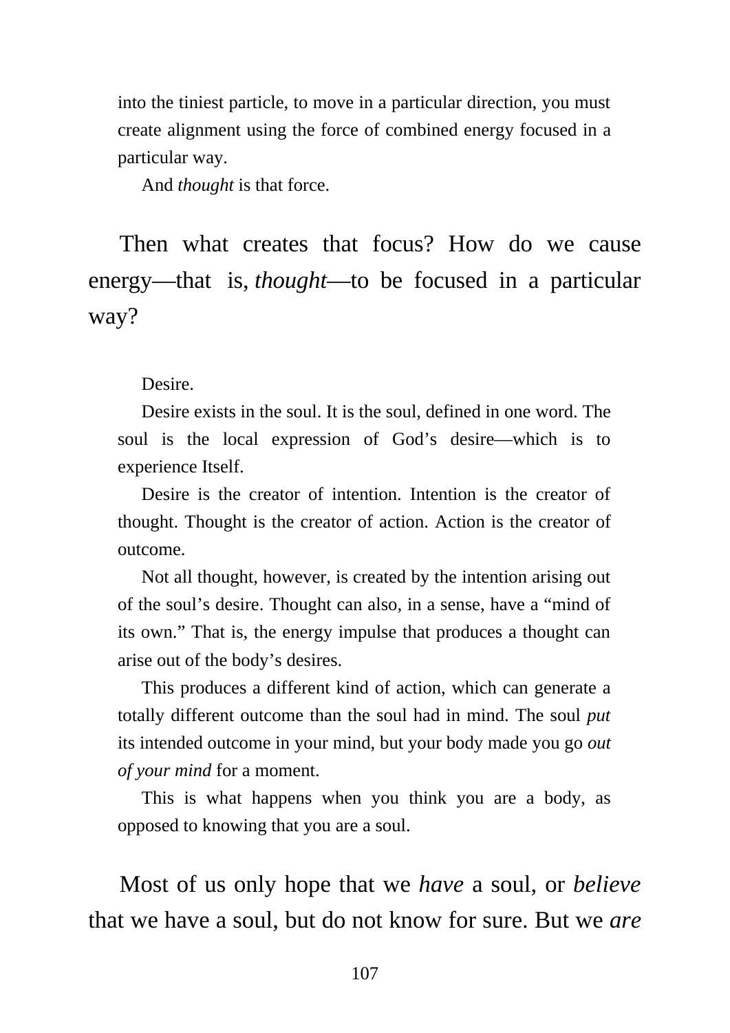into the tiniest particle, to move in a particular direction, you must create alignment using the force of combined energy focused in a particular way.

And *thought* is that force.

Then what creates that focus? How do we cause energy—that is, *thought*—to be focused in a particular way?

Desire.

Desire exists in the soul. It is the soul, defined in one word. The soul is the local expression of God's desire—which is to experience Itself.

Desire is the creator of intention. Intention is the creator of thought. Thought is the creator of action. Action is the creator of outcome.

Not all thought, however, is created by the intention arising out of the soul's desire. Thought can also, in a sense, have a "mind of its own." That is, the energy impulse that produces a thought can arise out of the body's desires.

This produces a different kind of action, which can generate a totally different outcome than the soul had in mind. The soul *put* its intended outcome in your mind, but your body made you go *out of your mind* for a moment.

This is what happens when you think you are a body, as opposed to knowing that you are a soul.

Most of us only hope that we *have* a soul, or *believe* that we have a soul, but do not know for sure. But we *are*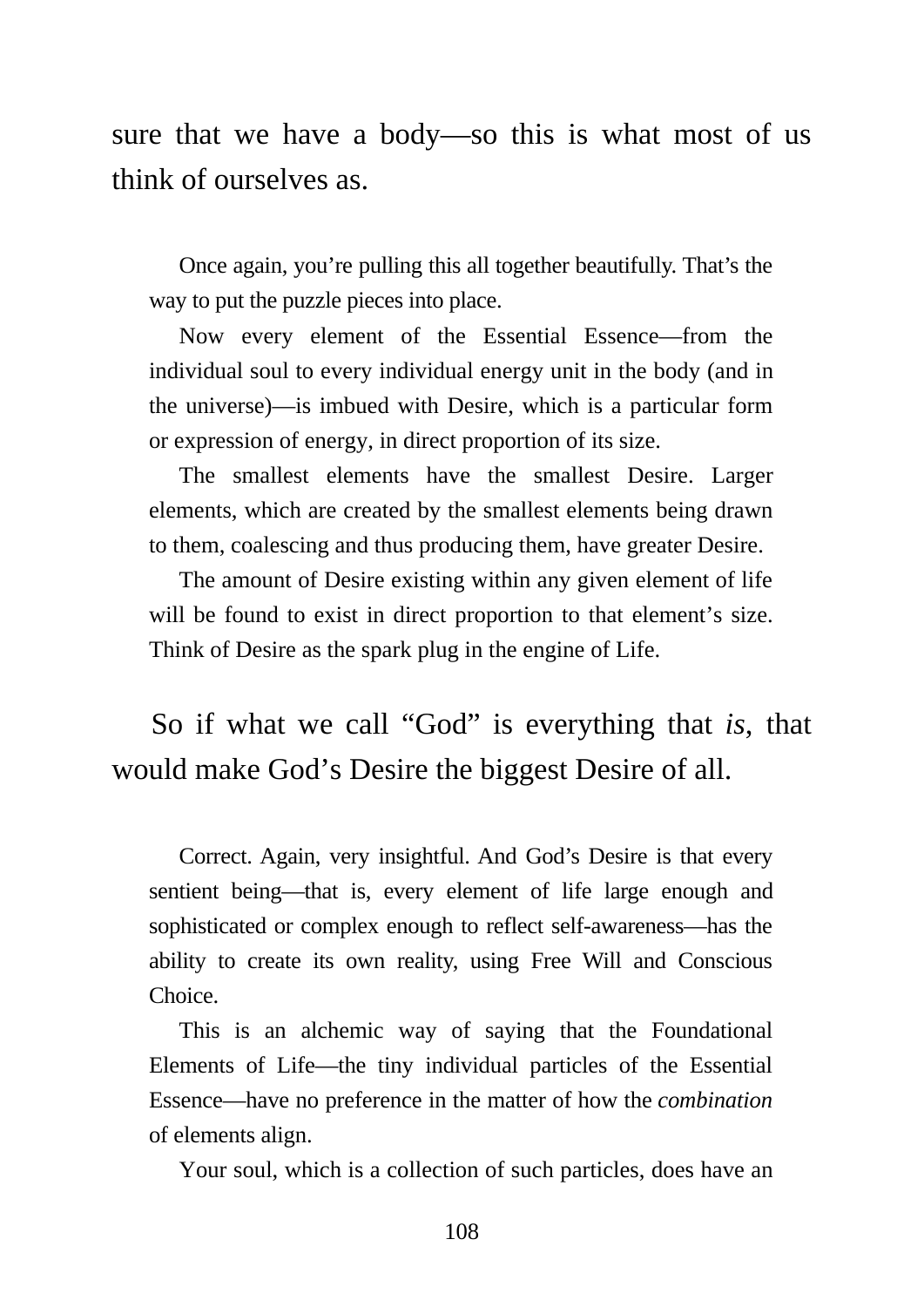sure that we have a body—so this is what most of us think of ourselves as.

> Once again, you're pulling this all together beautifully. That's the way to put the puzzle pieces into place.
>
> Now every element of the Essential Essence—from the individual soul to every individual energy unit in the body (and in the universe)—is imbued with Desire, which is a particular form or expression of energy, in direct proportion of its size.
>
> The smallest elements have the smallest Desire. Larger elements, which are created by the smallest elements being drawn to them, coalescing and thus producing them, have greater Desire.
>
> The amount of Desire existing within any given element of life will be found to exist in direct proportion to that element's size. Think of Desire as the spark plug in the engine of Life.

So if what we call "God" is everything that *is*, that would make God's Desire the biggest Desire of all.

> Correct. Again, very insightful. And God's Desire is that every sentient being—that is, every element of life large enough and sophisticated or complex enough to reflect self-awareness—has the ability to create its own reality, using Free Will and Conscious Choice.
>
> This is an alchemic way of saying that the Foundational Elements of Life—the tiny individual particles of the Essential Essence—have no preference in the matter of how the *combination* of elements align.
>
> Your soul, which is a collection of such particles, does have an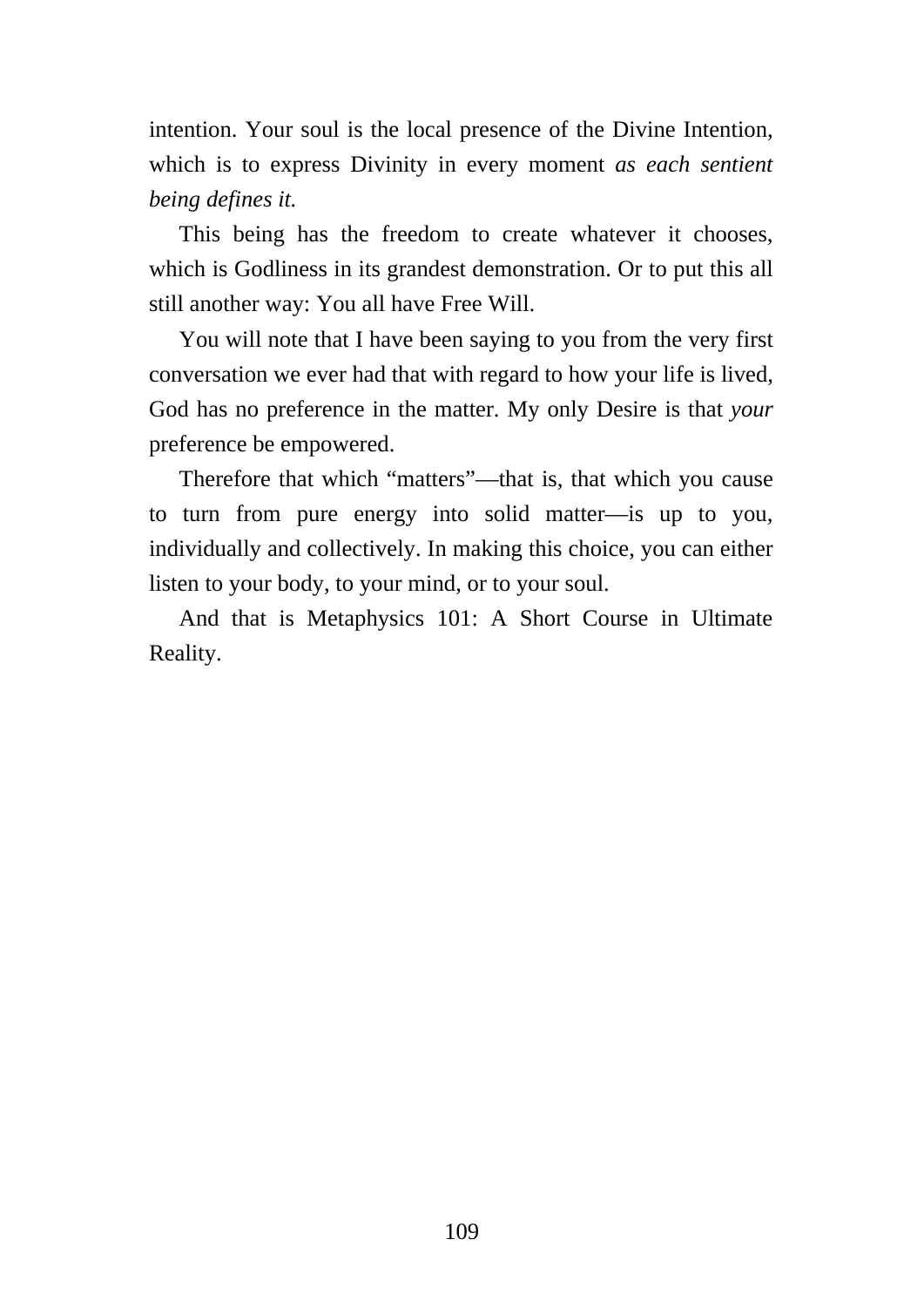intention. Your soul is the local presence of the Divine Intention, which is to express Divinity in every moment *as each sentient being defines it.*

This being has the freedom to create whatever it chooses, which is Godliness in its grandest demonstration. Or to put this all still another way: You all have Free Will.

You will note that I have been saying to you from the very first conversation we ever had that with regard to how your life is lived, God has no preference in the matter. My only Desire is that *your* preference be empowered.

Therefore that which "matters"—that is, that which you cause to turn from pure energy into solid matter—is up to you, individually and collectively. In making this choice, you can either listen to your body, to your mind, or to your soul.

And that is Metaphysics 101: A Short Course in Ultimate Reality.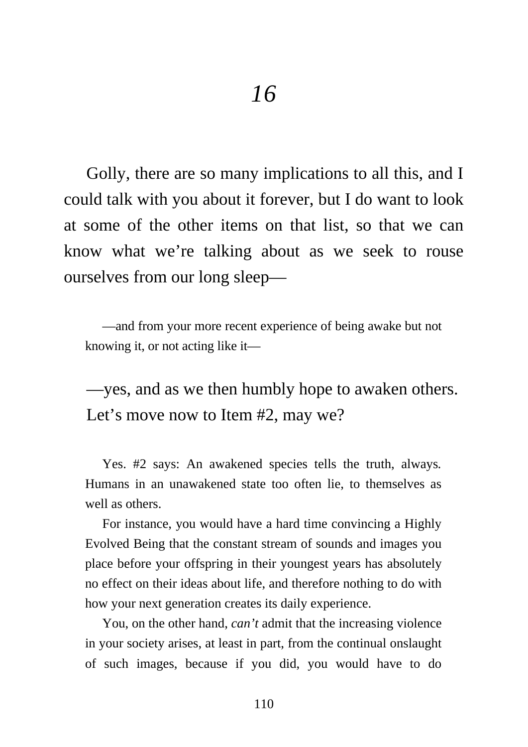# *16*

Golly, there are so many implications to all this, and I could talk with you about it forever, but I do want to look at some of the other items on that list, so that we can know what we're talking about as we seek to rouse ourselves from our long sleep—

—and from your more recent experience of being awake but not knowing it, or not acting like it—

—yes, and as we then humbly hope to awaken others. Let's move now to Item #2, may we?

Yes. #2 says: An awakened species tells the truth, always. Humans in an unawakened state too often lie, to themselves as well as others.

For instance, you would have a hard time convincing a Highly Evolved Being that the constant stream of sounds and images you place before your offspring in their youngest years has absolutely no effect on their ideas about life, and therefore nothing to do with how your next generation creates its daily experience.

You, on the other hand, *can't* admit that the increasing violence in your society arises, at least in part, from the continual onslaught of such images, because if you did, you would have to do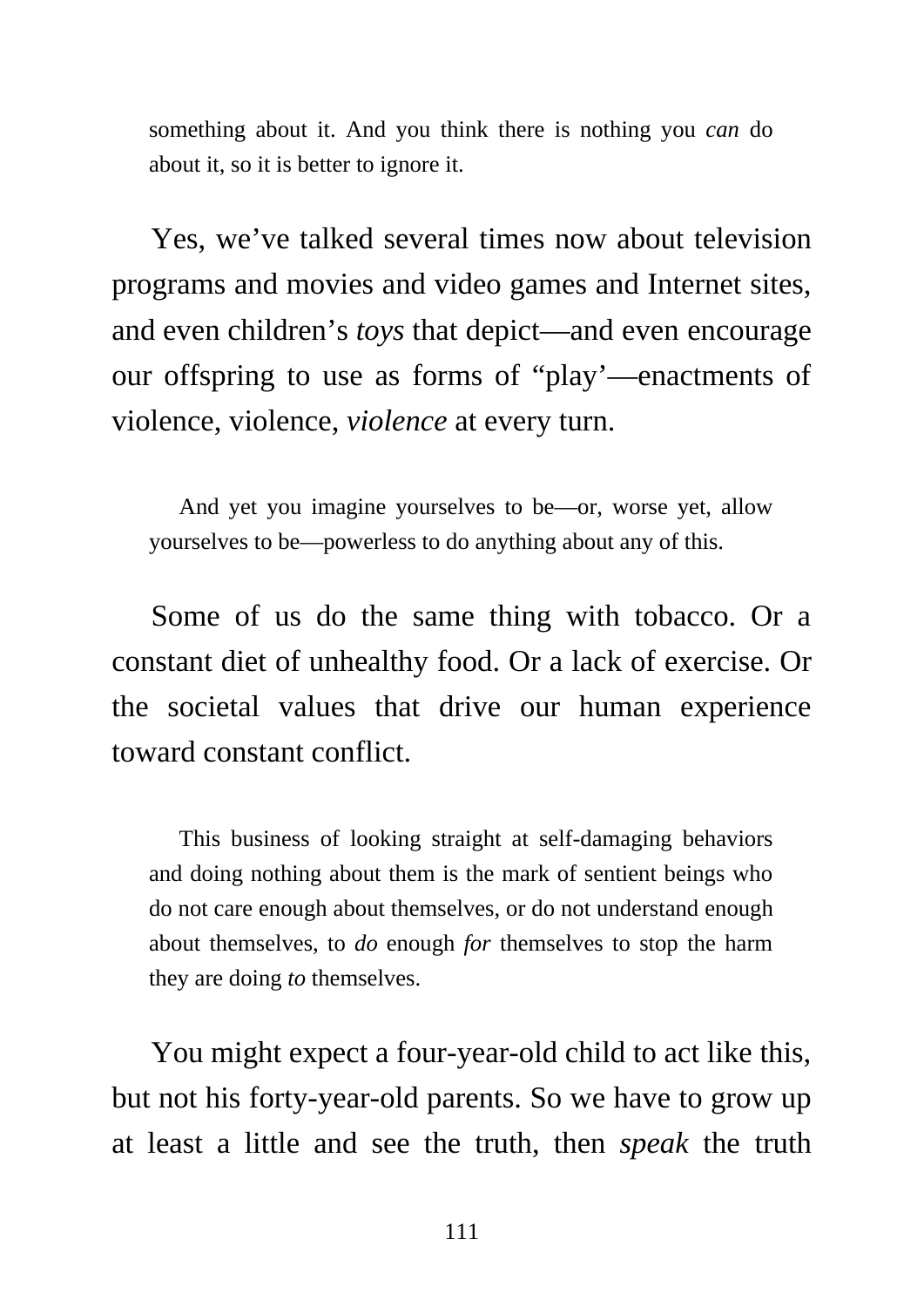something about it. And you think there is nothing you *can* do about it, so it is better to ignore it.

Yes, we've talked several times now about television programs and movies and video games and Internet sites, and even children's *toys* that depict—and even encourage our offspring to use as forms of "play'—enactments of violence, violence, *violence* at every turn.

> And yet you imagine yourselves to be—or, worse yet, allow yourselves to be—powerless to do anything about any of this.

Some of us do the same thing with tobacco. Or a constant diet of unhealthy food. Or a lack of exercise. Or the societal values that drive our human experience toward constant conflict.

> This business of looking straight at self-damaging behaviors and doing nothing about them is the mark of sentient beings who do not care enough about themselves, or do not understand enough about themselves, to *do* enough *for* themselves to stop the harm they are doing *to* themselves.

You might expect a four-year-old child to act like this, but not his forty-year-old parents. So we have to grow up at least a little and see the truth, then *speak* the truth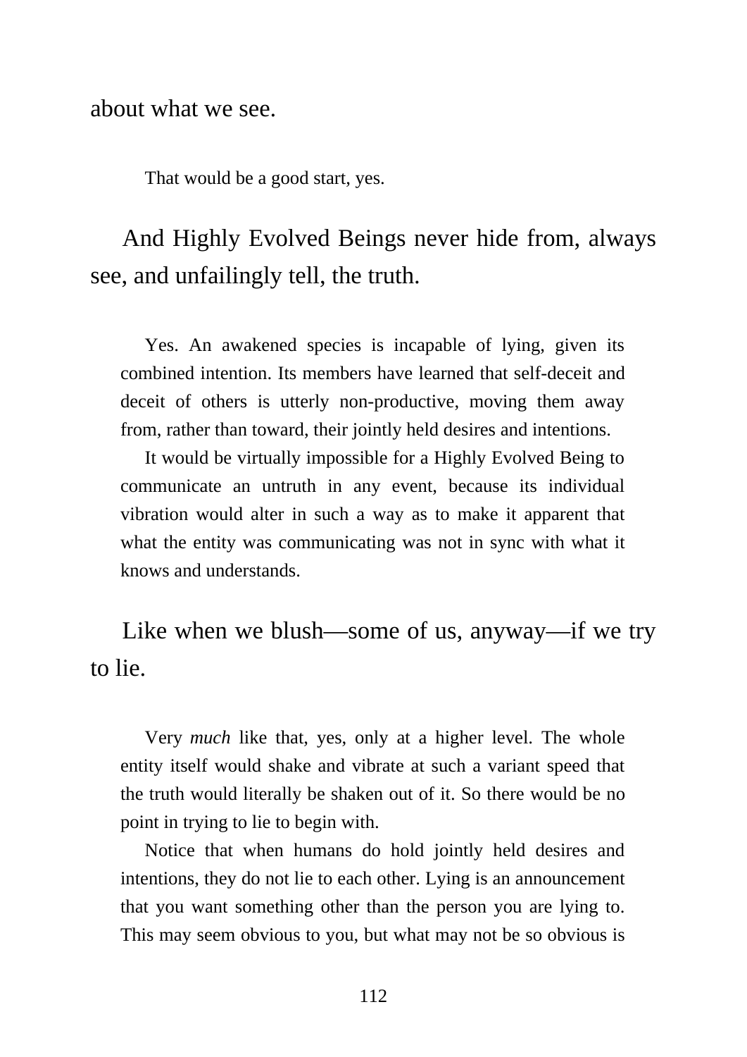about what we see.

That would be a good start, yes.

And Highly Evolved Beings never hide from, always see, and unfailingly tell, the truth.

Yes. An awakened species is incapable of lying, given its combined intention. Its members have learned that self-deceit and deceit of others is utterly non-productive, moving them away from, rather than toward, their jointly held desires and intentions.

It would be virtually impossible for a Highly Evolved Being to communicate an untruth in any event, because its individual vibration would alter in such a way as to make it apparent that what the entity was communicating was not in sync with what it knows and understands.

Like when we blush—some of us, anyway—if we try to lie.

Very *much* like that, yes, only at a higher level. The whole entity itself would shake and vibrate at such a variant speed that the truth would literally be shaken out of it. So there would be no point in trying to lie to begin with.

Notice that when humans do hold jointly held desires and intentions, they do not lie to each other. Lying is an announcement that you want something other than the person you are lying to. This may seem obvious to you, but what may not be so obvious is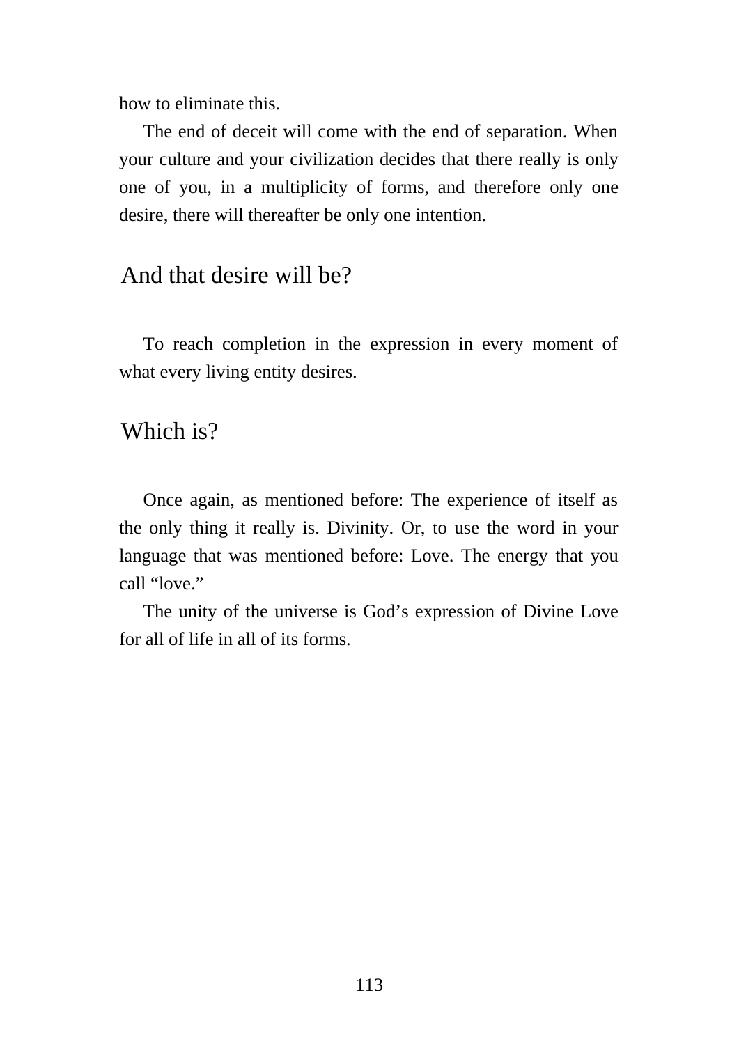how to eliminate this.

The end of deceit will come with the end of separation. When your culture and your civilization decides that there really is only one of you, in a multiplicity of forms, and therefore only one desire, there will thereafter be only one intention.

And that desire will be?

To reach completion in the expression in every moment of what every living entity desires.

Which is?

Once again, as mentioned before: The experience of itself as the only thing it really is. Divinity. Or, to use the word in your language that was mentioned before: Love. The energy that you call "love."

The unity of the universe is God's expression of Divine Love for all of life in all of its forms.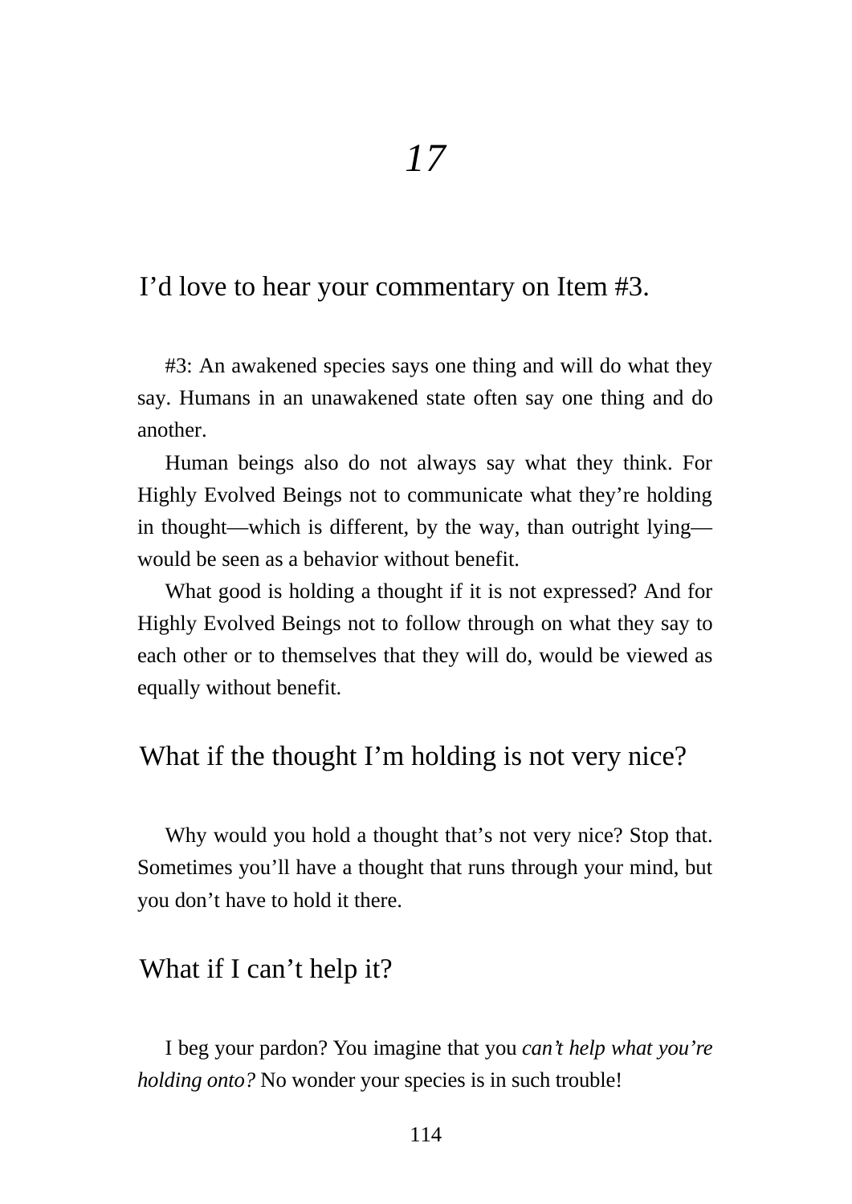# *17*

I'd love to hear your commentary on Item #3.

#3: An awakened species says one thing and will do what they say. Humans in an unawakened state often say one thing and do another.

Human beings also do not always say what they think. For Highly Evolved Beings not to communicate what they're holding in thought—which is different, by the way, than outright lying—would be seen as a behavior without benefit.

What good is holding a thought if it is not expressed? And for Highly Evolved Beings not to follow through on what they say to each other or to themselves that they will do, would be viewed as equally without benefit.

What if the thought I'm holding is not very nice?

Why would you hold a thought that's not very nice? Stop that. Sometimes you'll have a thought that runs through your mind, but you don't have to hold it there.

What if I can't help it?

I beg your pardon? You imagine that you *can't help what you're holding onto?* No wonder your species is in such trouble!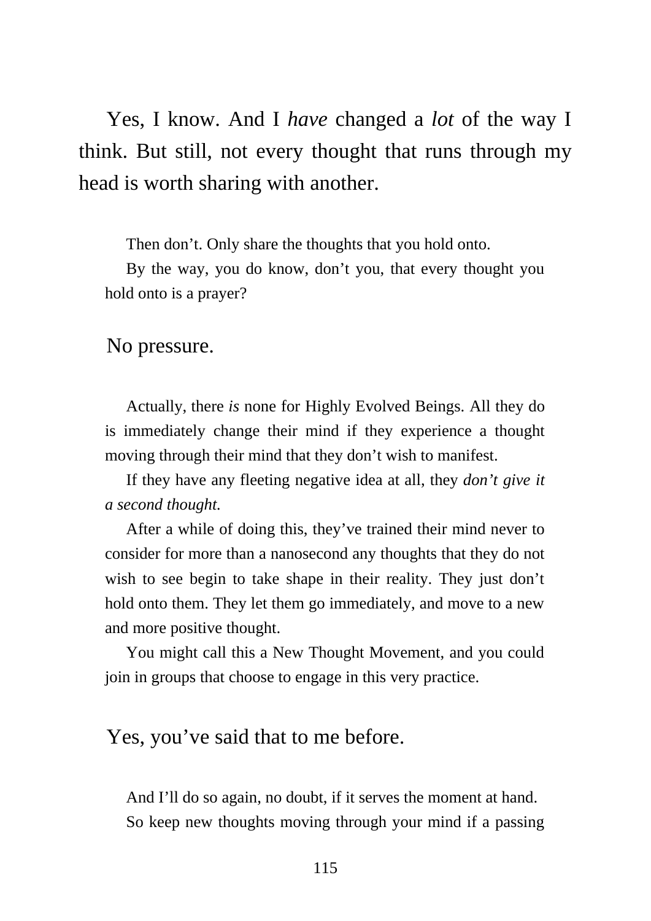Yes, I know. And I *have* changed a *lot* of the way I think. But still, not every thought that runs through my head is worth sharing with another.

Then don't. Only share the thoughts that you hold onto.

By the way, you do know, don't you, that every thought you hold onto is a prayer?

No pressure.

Actually, there *is* none for Highly Evolved Beings. All they do is immediately change their mind if they experience a thought moving through their mind that they don't wish to manifest.

If they have any fleeting negative idea at all, they *don't give it a second thought.*

After a while of doing this, they've trained their mind never to consider for more than a nanosecond any thoughts that they do not wish to see begin to take shape in their reality. They just don't hold onto them. They let them go immediately, and move to a new and more positive thought.

You might call this a New Thought Movement, and you could join in groups that choose to engage in this very practice.

Yes, you've said that to me before.

And I'll do so again, no doubt, if it serves the moment at hand.

So keep new thoughts moving through your mind if a passing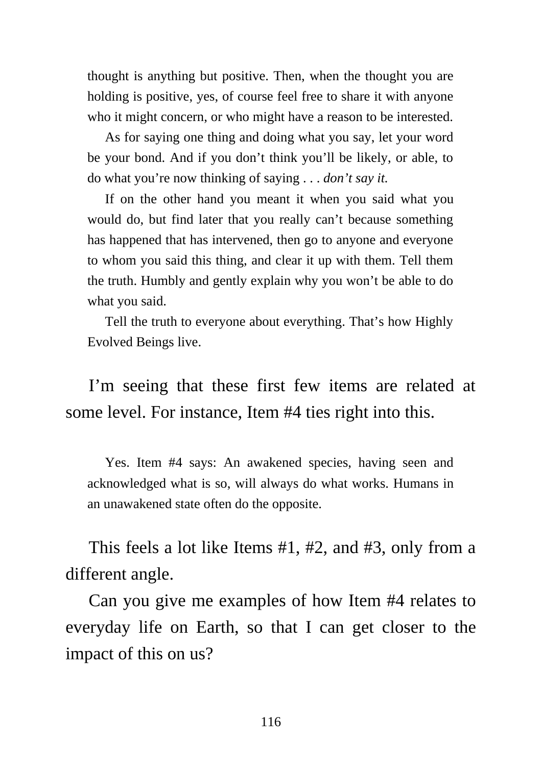thought is anything but positive. Then, when the thought you are holding is positive, yes, of course feel free to share it with anyone who it might concern, or who might have a reason to be interested.

As for saying one thing and doing what you say, let your word be your bond. And if you don't think you'll be likely, or able, to do what you're now thinking of saying . . . *don't say it.*

If on the other hand you meant it when you said what you would do, but find later that you really can't because something has happened that has intervened, then go to anyone and everyone to whom you said this thing, and clear it up with them. Tell them the truth. Humbly and gently explain why you won't be able to do what you said.

Tell the truth to everyone about everything. That's how Highly Evolved Beings live.

I'm seeing that these first few items are related at some level. For instance, Item #4 ties right into this.

Yes. Item #4 says: An awakened species, having seen and acknowledged what is so, will always do what works. Humans in an unawakened state often do the opposite.

This feels a lot like Items #1, #2, and #3, only from a different angle.

Can you give me examples of how Item #4 relates to everyday life on Earth, so that I can get closer to the impact of this on us?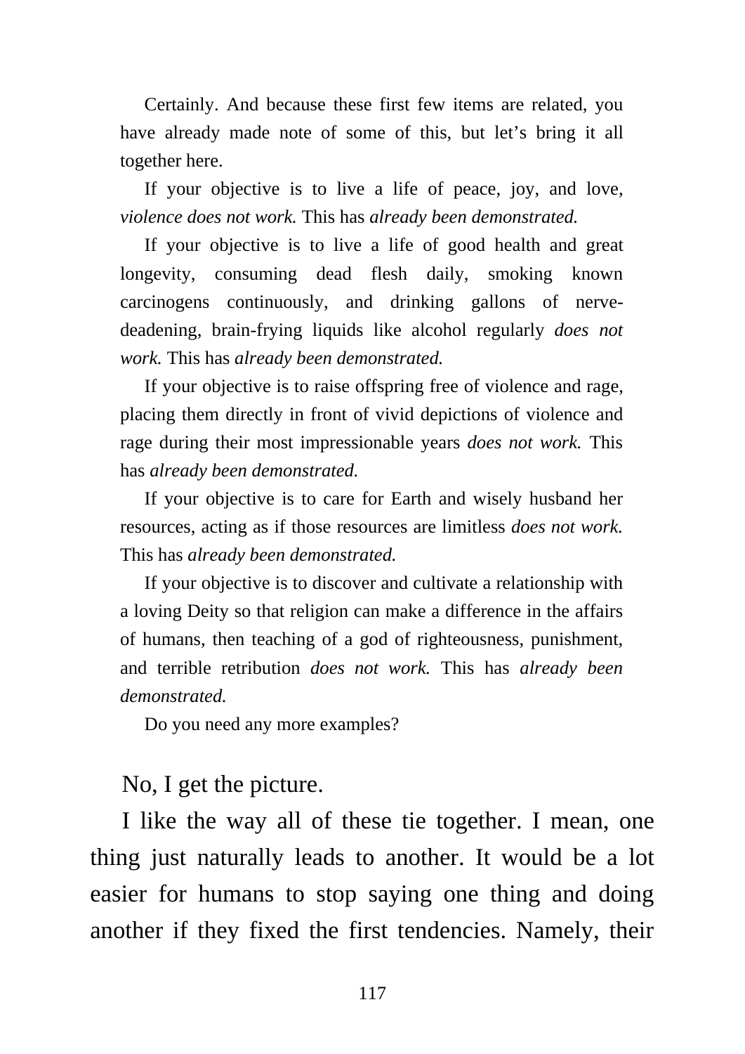Certainly. And because these first few items are related, you have already made note of some of this, but let's bring it all together here.

If your objective is to live a life of peace, joy, and love, *violence does not work.* This has *already been demonstrated.*

If your objective is to live a life of good health and great longevity, consuming dead flesh daily, smoking known carcinogens continuously, and drinking gallons of nerve-deadening, brain-frying liquids like alcohol regularly *does not work.* This has *already been demonstrated.*

If your objective is to raise offspring free of violence and rage, placing them directly in front of vivid depictions of violence and rage during their most impressionable years *does not work.* This has *already been demonstrated.*

If your objective is to care for Earth and wisely husband her resources, acting as if those resources are limitless *does not work.* This has *already been demonstrated.*

If your objective is to discover and cultivate a relationship with a loving Deity so that religion can make a difference in the affairs of humans, then teaching of a god of righteousness, punishment, and terrible retribution *does not work.* This has *already been demonstrated.*

Do you need any more examples?

No, I get the picture.

I like the way all of these tie together. I mean, one thing just naturally leads to another. It would be a lot easier for humans to stop saying one thing and doing another if they fixed the first tendencies. Namely, their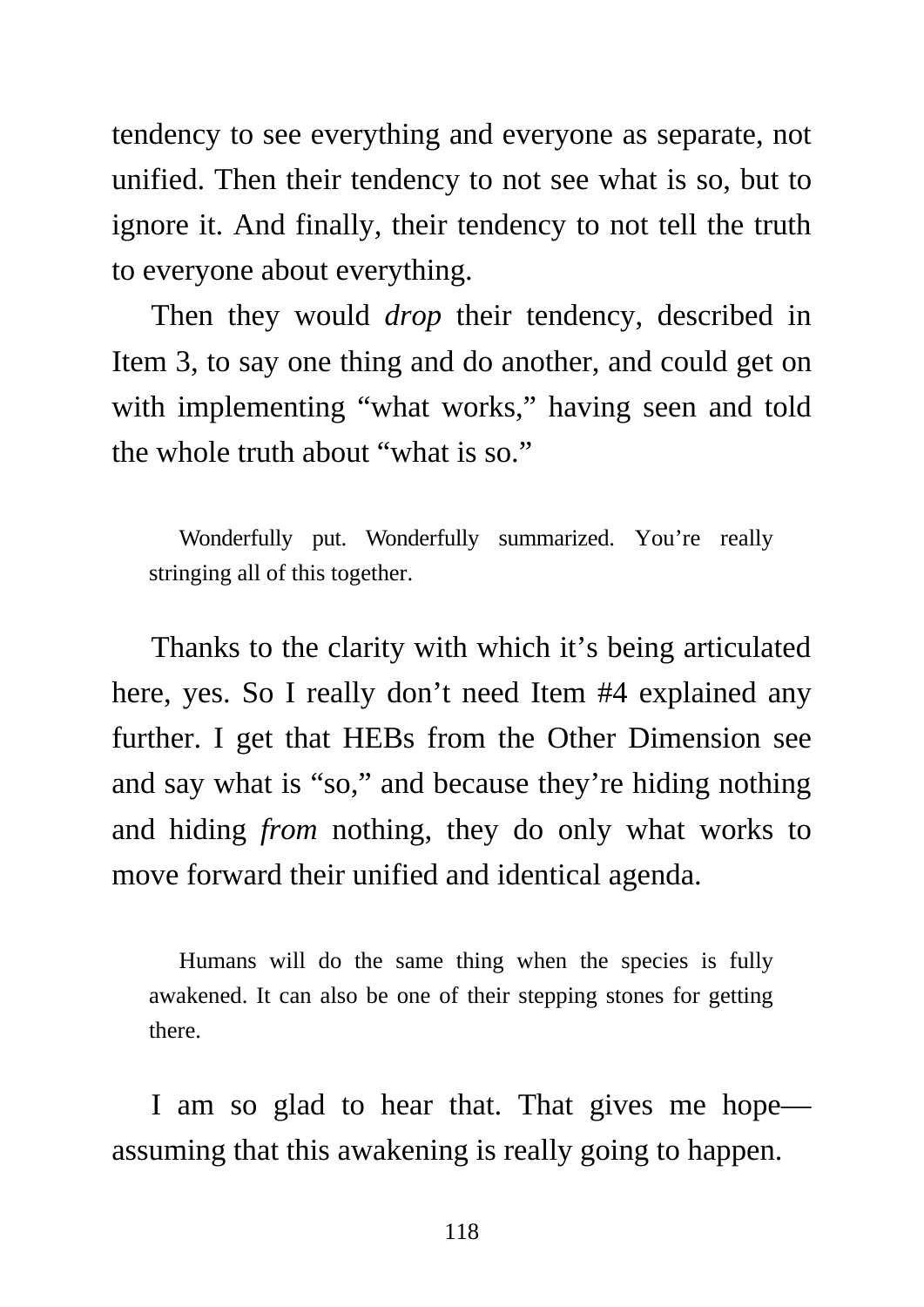tendency to see everything and everyone as separate, not unified. Then their tendency to not see what is so, but to ignore it. And finally, their tendency to not tell the truth to everyone about everything.

Then they would *drop* their tendency, described in Item 3, to say one thing and do another, and could get on with implementing “what works,” having seen and told the whole truth about “what is so.”

> Wonderfully put. Wonderfully summarized. You’re really stringing all of this together.

Thanks to the clarity with which it’s being articulated here, yes. So I really don’t need Item #4 explained any further. I get that HEBs from the Other Dimension see and say what is “so,” and because they’re hiding nothing and hiding *from* nothing, they do only what works to move forward their unified and identical agenda.

> Humans will do the same thing when the species is fully awakened. It can also be one of their stepping stones for getting there.

I am so glad to hear that. That gives me hope—assuming that this awakening is really going to happen.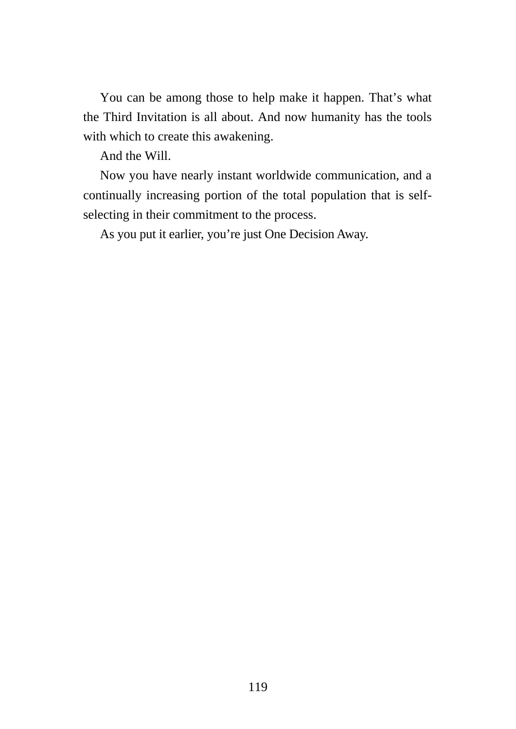You can be among those to help make it happen. That's what the Third Invitation is all about. And now humanity has the tools with which to create this awakening.

And the Will.

Now you have nearly instant worldwide communication, and a continually increasing portion of the total population that is self-selecting in their commitment to the process.

As you put it earlier, you're just One Decision Away.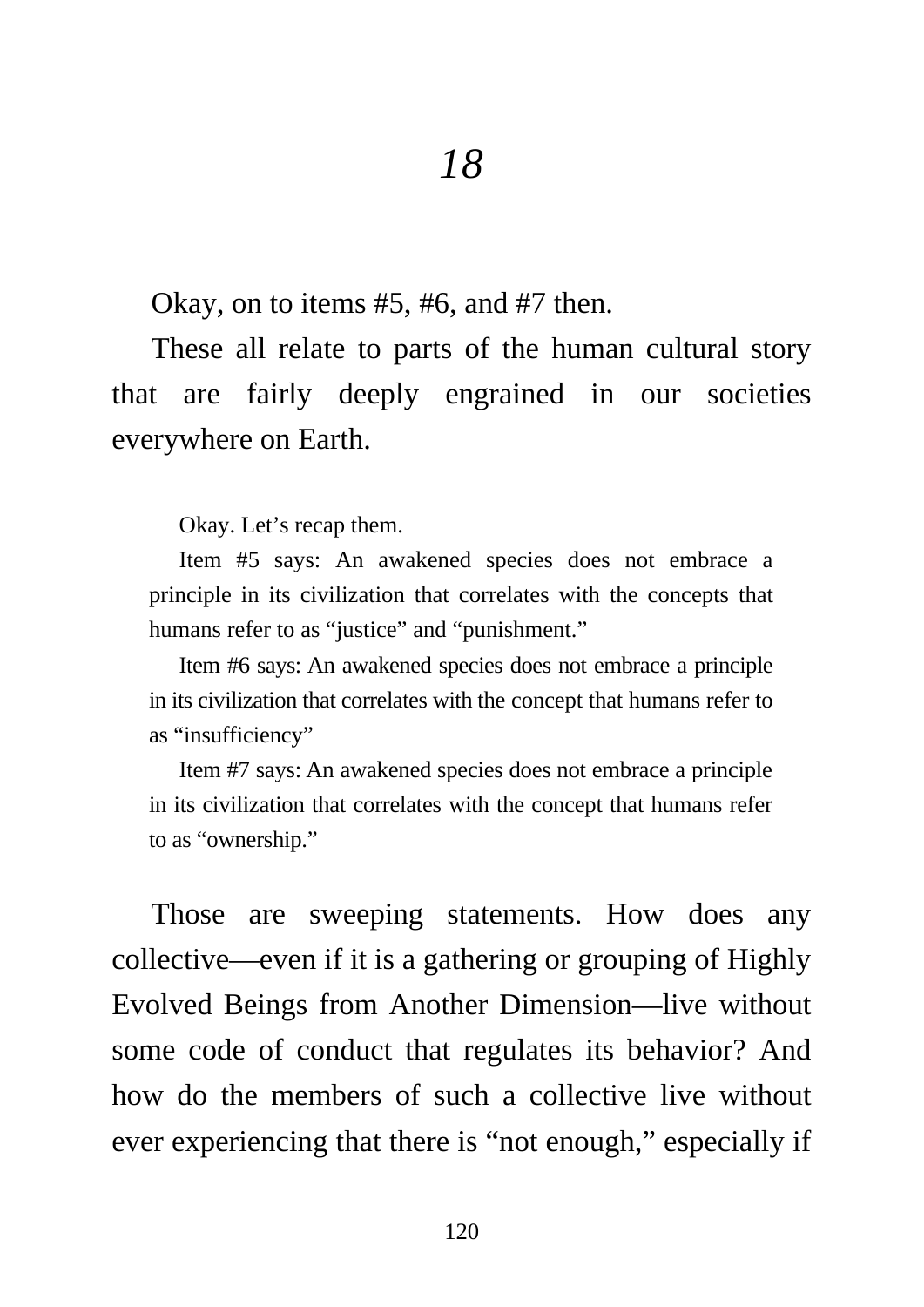# *18*

Okay, on to items #5, #6, and #7 then.

These all relate to parts of the human cultural story that are fairly deeply engrained in our societies everywhere on Earth.

> Okay. Let's recap them.
>
> Item #5 says: An awakened species does not embrace a principle in its civilization that correlates with the concepts that humans refer to as "justice" and "punishment."
>
> Item #6 says: An awakened species does not embrace a principle in its civilization that correlates with the concept that humans refer to as "insufficiency"
>
> Item #7 says: An awakened species does not embrace a principle in its civilization that correlates with the concept that humans refer to as "ownership."

Those are sweeping statements. How does any collective—even if it is a gathering or grouping of Highly Evolved Beings from Another Dimension—live without some code of conduct that regulates its behavior? And how do the members of such a collective live without ever experiencing that there is "not enough," especially if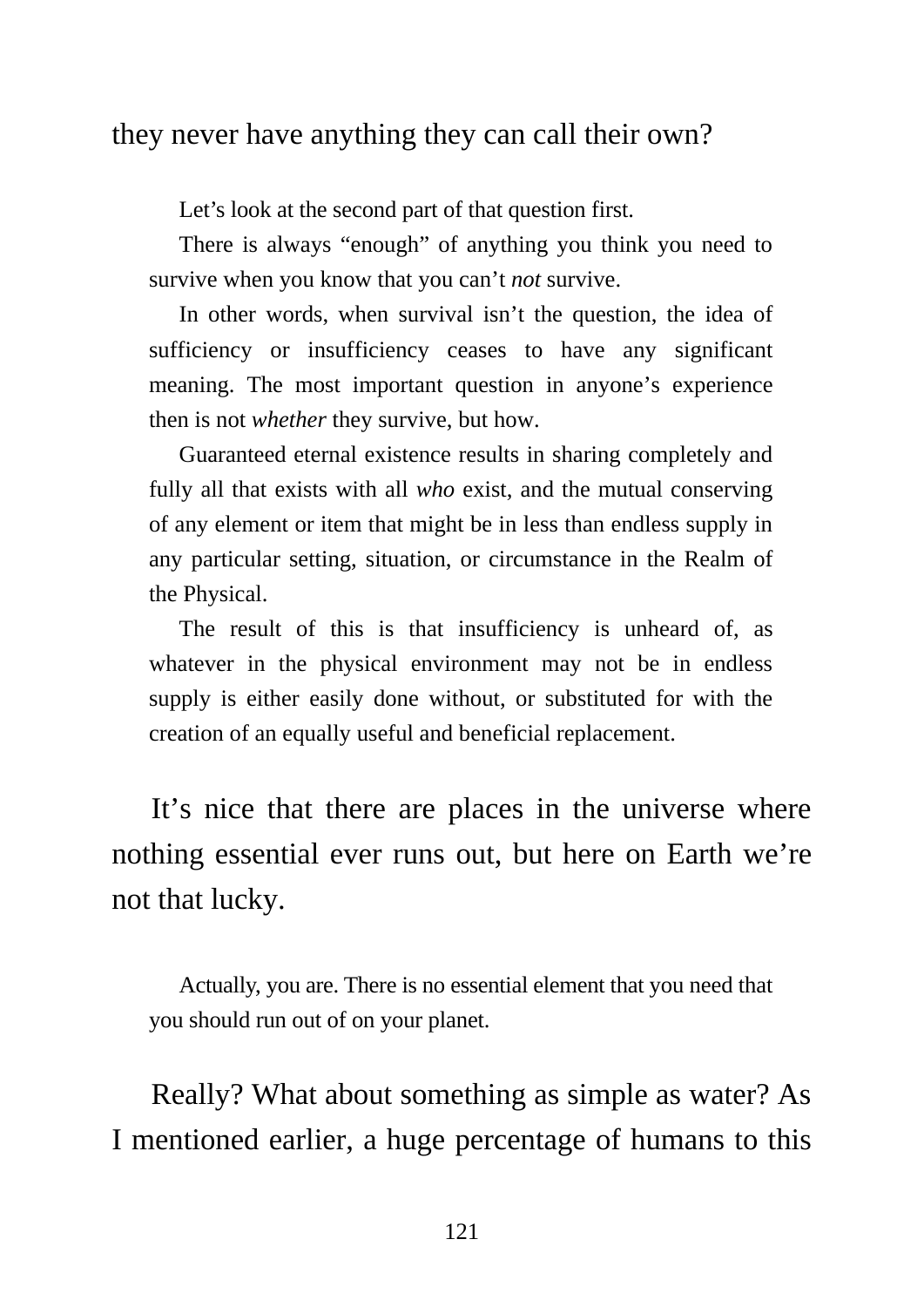they never have anything they can call their own?

> Let's look at the second part of that question first.
>
> There is always "enough" of anything you think you need to survive when you know that you can't *not* survive.
>
> In other words, when survival isn't the question, the idea of sufficiency or insufficiency ceases to have any significant meaning. The most important question in anyone's experience then is not *whether* they survive, but how.
>
> Guaranteed eternal existence results in sharing completely and fully all that exists with all *who* exist, and the mutual conserving of any element or item that might be in less than endless supply in any particular setting, situation, or circumstance in the Realm of the Physical.
>
> The result of this is that insufficiency is unheard of, as whatever in the physical environment may not be in endless supply is either easily done without, or substituted for with the creation of an equally useful and beneficial replacement.

It's nice that there are places in the universe where nothing essential ever runs out, but here on Earth we're not that lucky.

> Actually, you are. There is no essential element that you need that you should run out of on your planet.

Really? What about something as simple as water? As I mentioned earlier, a huge percentage of humans to this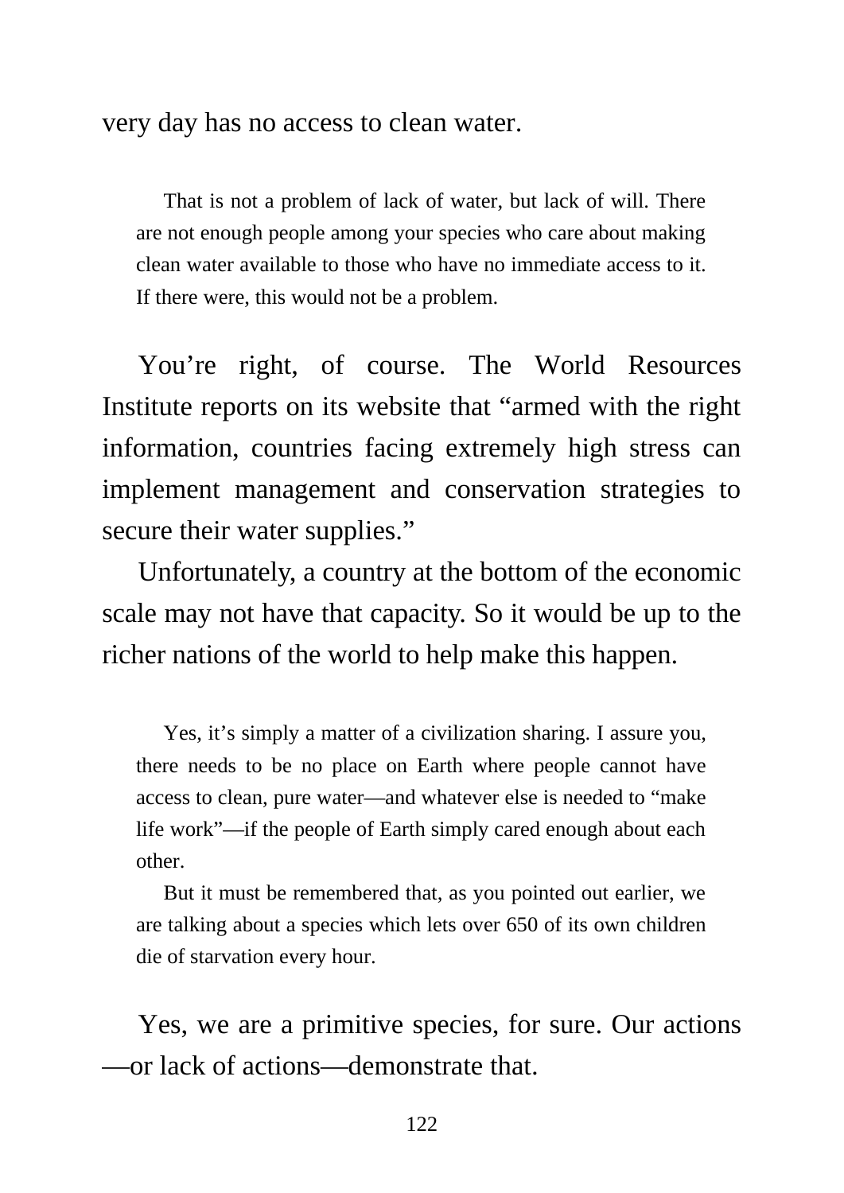very day has no access to clean water.

> That is not a problem of lack of water, but lack of will. There are not enough people among your species who care about making clean water available to those who have no immediate access to it. If there were, this would not be a problem.

You're right, of course. The World Resources Institute reports on its website that "armed with the right information, countries facing extremely high stress can implement management and conservation strategies to secure their water supplies."

Unfortunately, a country at the bottom of the economic scale may not have that capacity. So it would be up to the richer nations of the world to help make this happen.

> Yes, it's simply a matter of a civilization sharing. I assure you, there needs to be no place on Earth where people cannot have access to clean, pure water—and whatever else is needed to "make life work"—if the people of Earth simply cared enough about each other.
>
> But it must be remembered that, as you pointed out earlier, we are talking about a species which lets over 650 of its own children die of starvation every hour.

Yes, we are a primitive species, for sure. Our actions—or lack of actions—demonstrate that.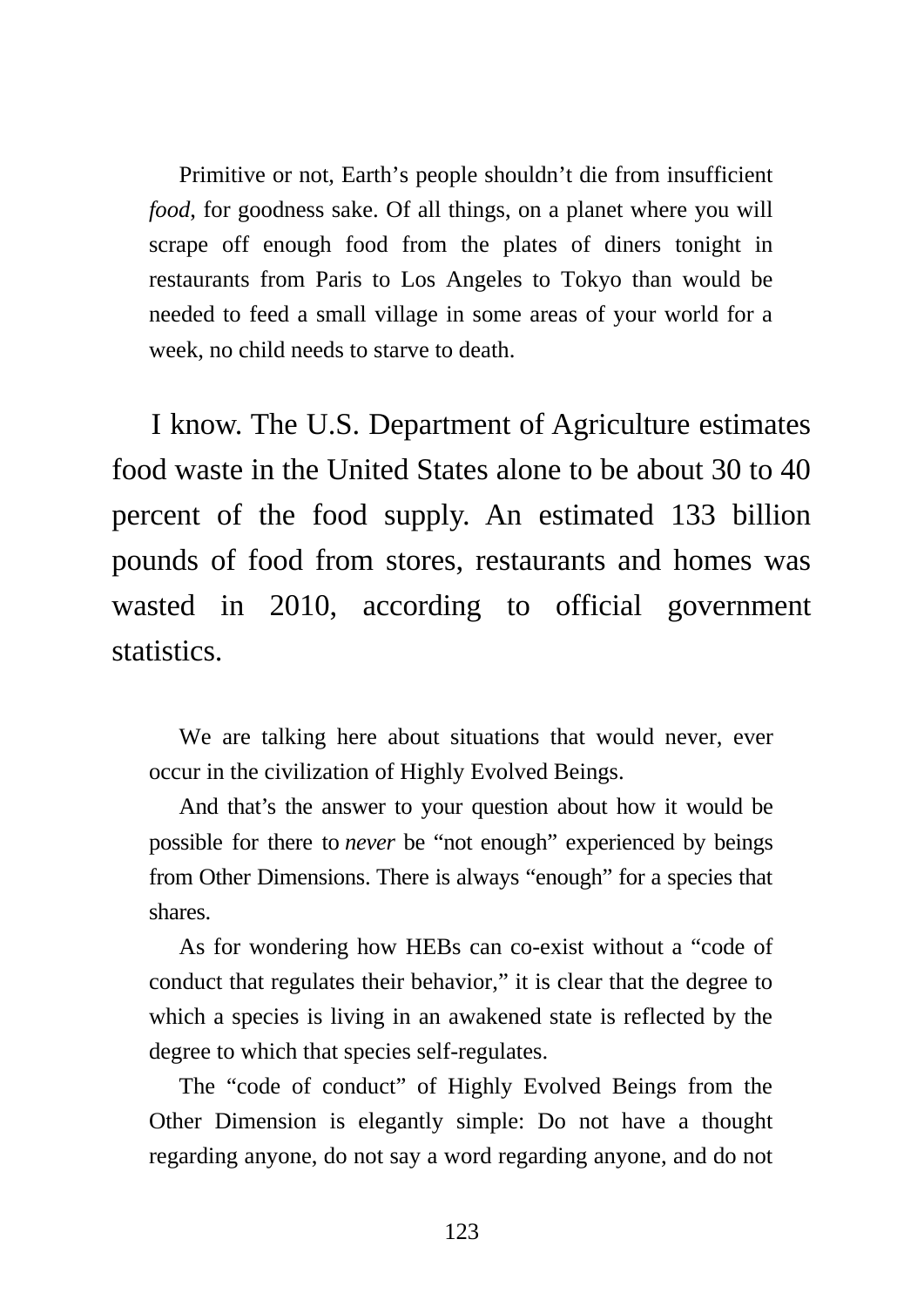Primitive or not, Earth's people shouldn't die from insufficient *food*, for goodness sake. Of all things, on a planet where you will scrape off enough food from the plates of diners tonight in restaurants from Paris to Los Angeles to Tokyo than would be needed to feed a small village in some areas of your world for a week, no child needs to starve to death.

I know. The U.S. Department of Agriculture estimates food waste in the United States alone to be about 30 to 40 percent of the food supply. An estimated 133 billion pounds of food from stores, restaurants and homes was wasted in 2010, according to official government statistics.

We are talking here about situations that would never, ever occur in the civilization of Highly Evolved Beings.

And that's the answer to your question about how it would be possible for there to *never* be "not enough" experienced by beings from Other Dimensions. There is always "enough" for a species that shares.

As for wondering how HEBs can co-exist without a "code of conduct that regulates their behavior," it is clear that the degree to which a species is living in an awakened state is reflected by the degree to which that species self-regulates.

The "code of conduct" of Highly Evolved Beings from the Other Dimension is elegantly simple: Do not have a thought regarding anyone, do not say a word regarding anyone, and do not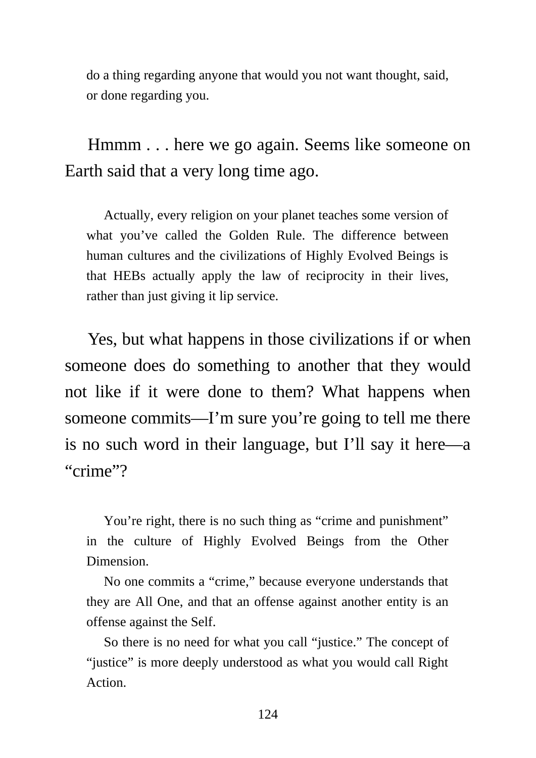do a thing regarding anyone that would you not want thought, said, or done regarding you.

Hmmm . . . here we go again. Seems like someone on Earth said that a very long time ago.

Actually, every religion on your planet teaches some version of what you've called the Golden Rule. The difference between human cultures and the civilizations of Highly Evolved Beings is that HEBs actually apply the law of reciprocity in their lives, rather than just giving it lip service.

Yes, but what happens in those civilizations if or when someone does do something to another that they would not like if it were done to them? What happens when someone commits—I'm sure you're going to tell me there is no such word in their language, but I'll say it here—a "crime"?

You're right, there is no such thing as "crime and punishment" in the culture of Highly Evolved Beings from the Other Dimension.

No one commits a "crime," because everyone understands that they are All One, and that an offense against another entity is an offense against the Self.

So there is no need for what you call "justice." The concept of "justice" is more deeply understood as what you would call Right Action.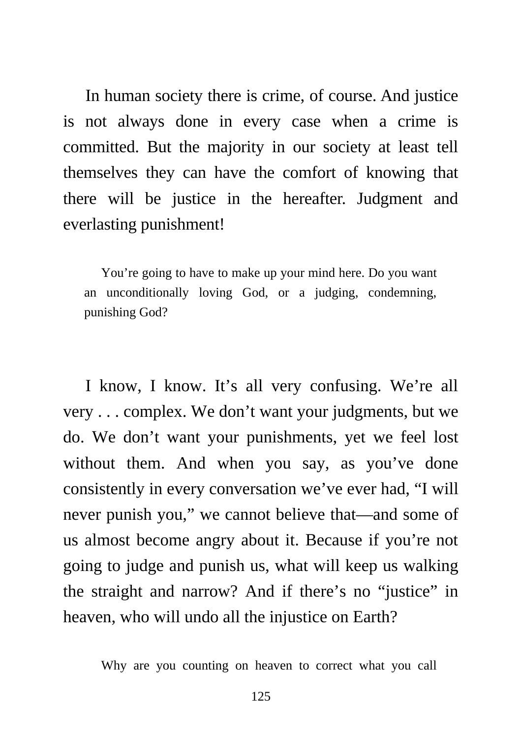In human society there is crime, of course. And justice is not always done in every case when a crime is committed. But the majority in our society at least tell themselves they can have the comfort of knowing that there will be justice in the hereafter. Judgment and everlasting punishment!

> You're going to have to make up your mind here. Do you want an unconditionally loving God, or a judging, condemning, punishing God?

I know, I know. It's all very confusing. We're all very . . . complex. We don't want your judgments, but we do. We don't want your punishments, yet we feel lost without them. And when you say, as you've done consistently in every conversation we've ever had, "I will never punish you," we cannot believe that—and some of us almost become angry about it. Because if you're not going to judge and punish us, what will keep us walking the straight and narrow? And if there's no "justice" in heaven, who will undo all the injustice on Earth?

> Why are you counting on heaven to correct what you call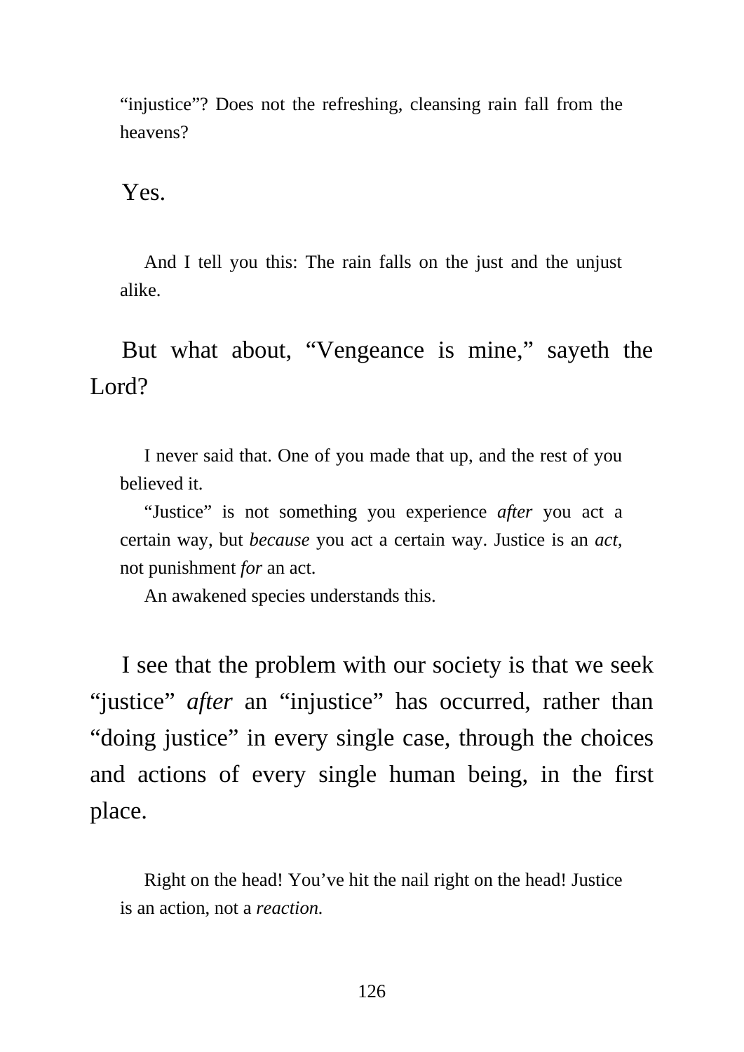"injustice"? Does not the refreshing, cleansing rain fall from the heavens?

Yes.

And I tell you this: The rain falls on the just and the unjust alike.

But what about, "Vengeance is mine," sayeth the Lord?

I never said that. One of you made that up, and the rest of you believed it.

"Justice" is not something you experience *after* you act a certain way, but *because* you act a certain way. Justice is an *act*, not punishment *for* an act.

An awakened species understands this.

I see that the problem with our society is that we seek "justice" *after* an "injustice" has occurred, rather than "doing justice" in every single case, through the choices and actions of every single human being, in the first place.

Right on the head! You've hit the nail right on the head! Justice is an action, not a *reaction.*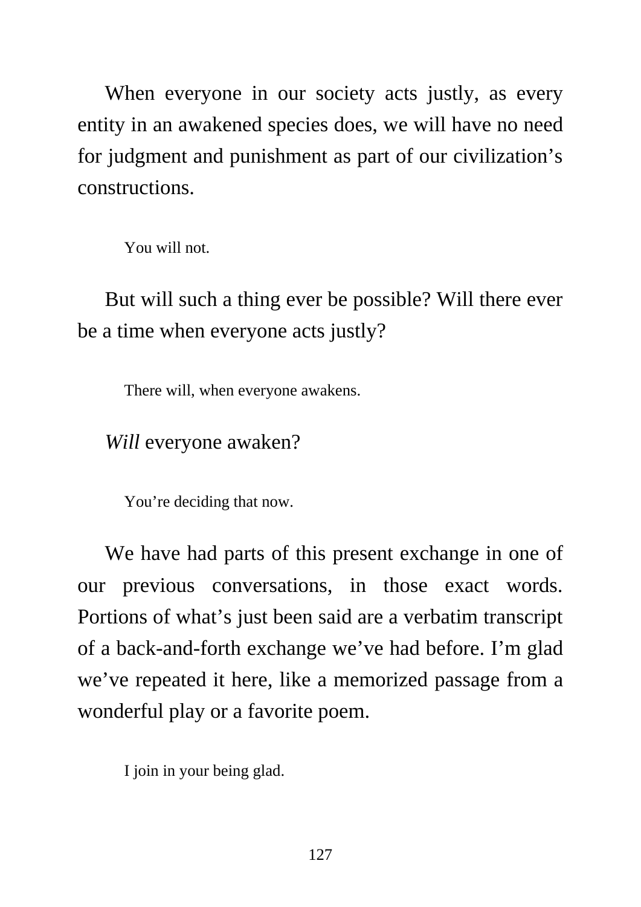When everyone in our society acts justly, as every entity in an awakened species does, we will have no need for judgment and punishment as part of our civilization's constructions.

> You will not.

But will such a thing ever be possible? Will there ever be a time when everyone acts justly?

> There will, when everyone awakens.

*Will* everyone awaken?

> You're deciding that now.

We have had parts of this present exchange in one of our previous conversations, in those exact words. Portions of what's just been said are a verbatim transcript of a back-and-forth exchange we've had before. I'm glad we've repeated it here, like a memorized passage from a wonderful play or a favorite poem.

> I join in your being glad.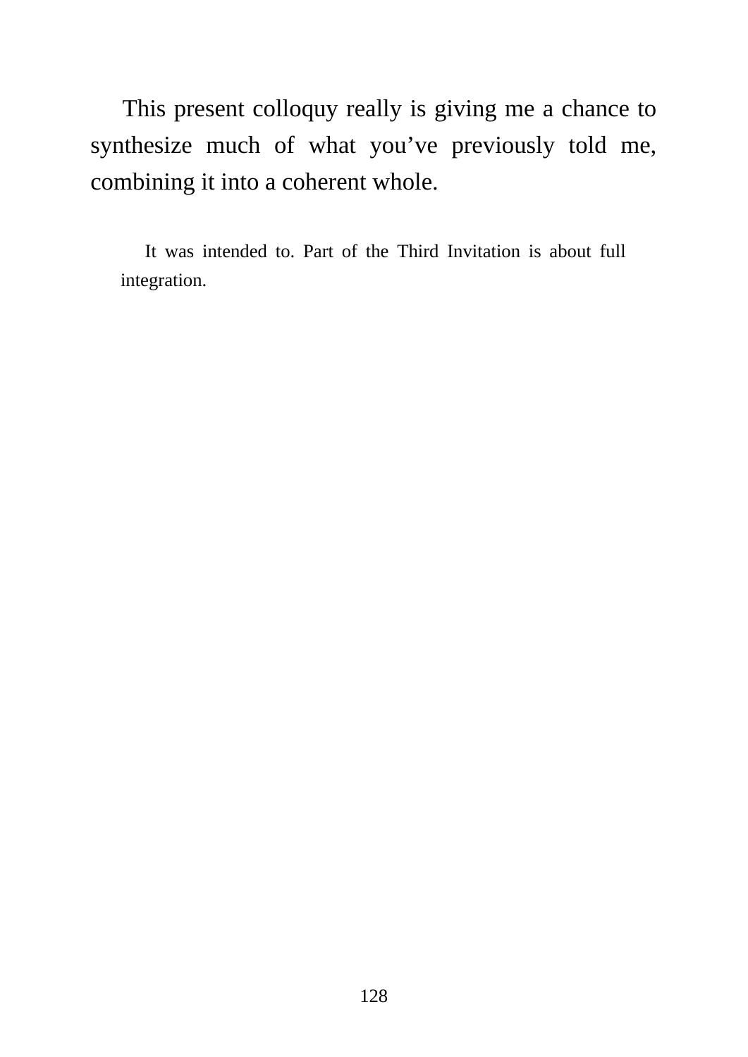This present colloquy really is giving me a chance to synthesize much of what you've previously told me, combining it into a coherent whole.

> It was intended to. Part of the Third Invitation is about full integration.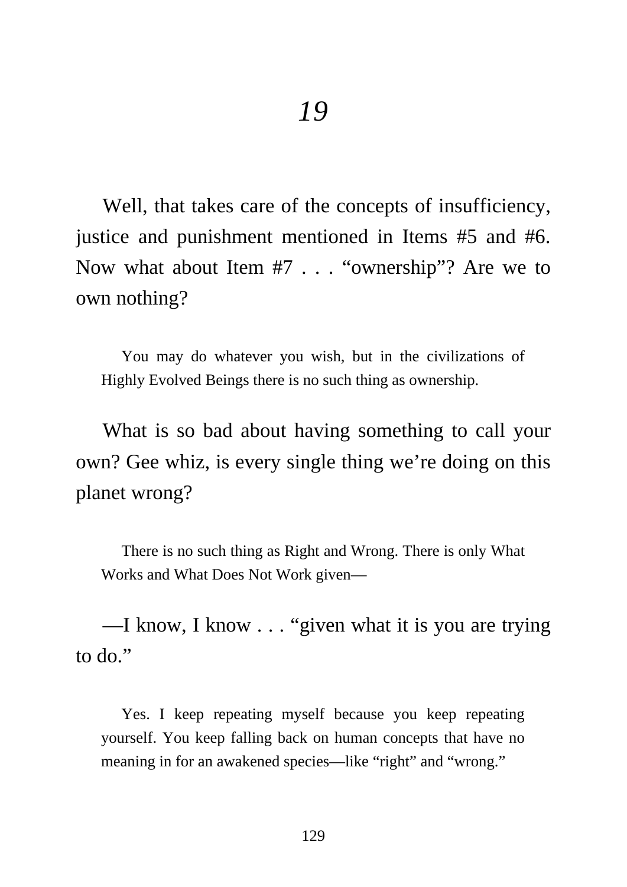# *19*

Well, that takes care of the concepts of insufficiency, justice and punishment mentioned in Items #5 and #6. Now what about Item #7 . . . "ownership"? Are we to own nothing?

> You may do whatever you wish, but in the civilizations of Highly Evolved Beings there is no such thing as ownership.

What is so bad about having something to call your own? Gee whiz, is every single thing we're doing on this planet wrong?

> There is no such thing as Right and Wrong. There is only What Works and What Does Not Work given—

—I know, I know . . . "given what it is you are trying to do."

> Yes. I keep repeating myself because you keep repeating yourself. You keep falling back on human concepts that have no meaning in for an awakened species—like "right" and "wrong."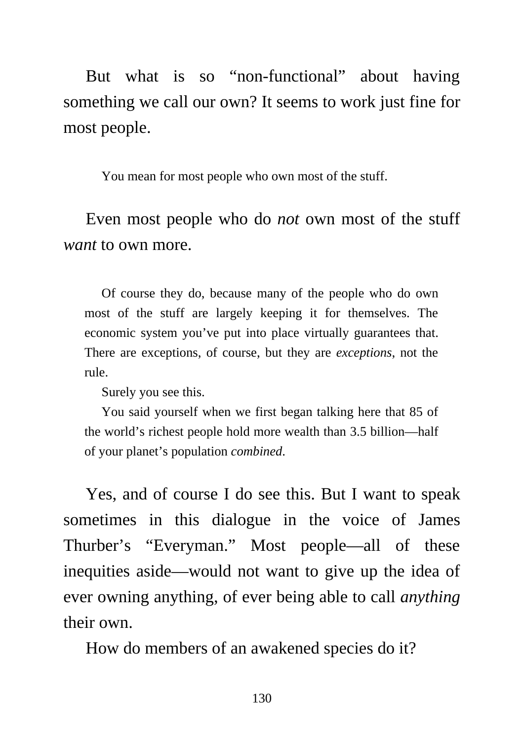But what is so "non-functional" about having something we call our own? It seems to work just fine for most people.

> You mean for most people who own most of the stuff.

Even most people who do *not* own most of the stuff *want* to own more.

> Of course they do, because many of the people who do own most of the stuff are largely keeping it for themselves. The economic system you've put into place virtually guarantees that. There are exceptions, of course, but they are *exceptions*, not the rule.
>
> Surely you see this.
>
> You said yourself when we first began talking here that 85 of the world's richest people hold more wealth than 3.5 billion—half of your planet's population *combined*.

Yes, and of course I do see this. But I want to speak sometimes in this dialogue in the voice of James Thurber's "Everyman." Most people—all of these inequities aside—would not want to give up the idea of ever owning anything, of ever being able to call *anything* their own.

How do members of an awakened species do it?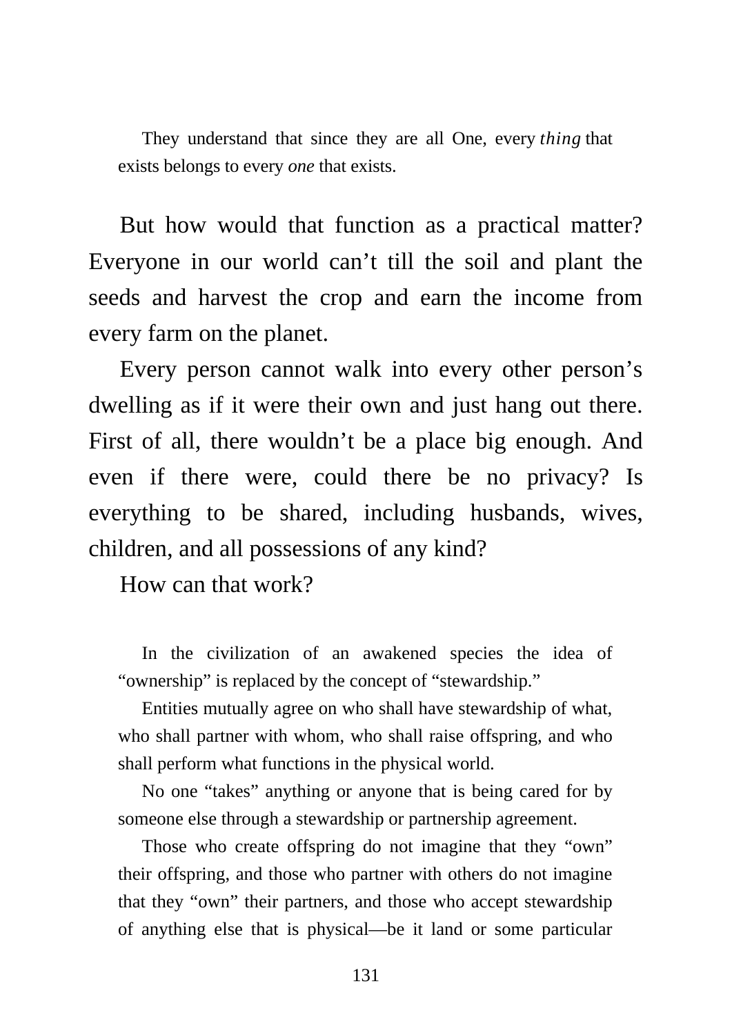> They understand that since they are all One, every *thing* that exists belongs to every *one* that exists.

But how would that function as a practical matter? Everyone in our world can't till the soil and plant the seeds and harvest the crop and earn the income from every farm on the planet.

Every person cannot walk into every other person's dwelling as if it were their own and just hang out there. First of all, there wouldn't be a place big enough. And even if there were, could there be no privacy? Is everything to be shared, including husbands, wives, children, and all possessions of any kind?

How can that work?

> In the civilization of an awakened species the idea of "ownership" is replaced by the concept of "stewardship."
>
> Entities mutually agree on who shall have stewardship of what, who shall partner with whom, who shall raise offspring, and who shall perform what functions in the physical world.
>
> No one "takes" anything or anyone that is being cared for by someone else through a stewardship or partnership agreement.
>
> Those who create offspring do not imagine that they "own" their offspring, and those who partner with others do not imagine that they "own" their partners, and those who accept stewardship of anything else that is physical—be it land or some particular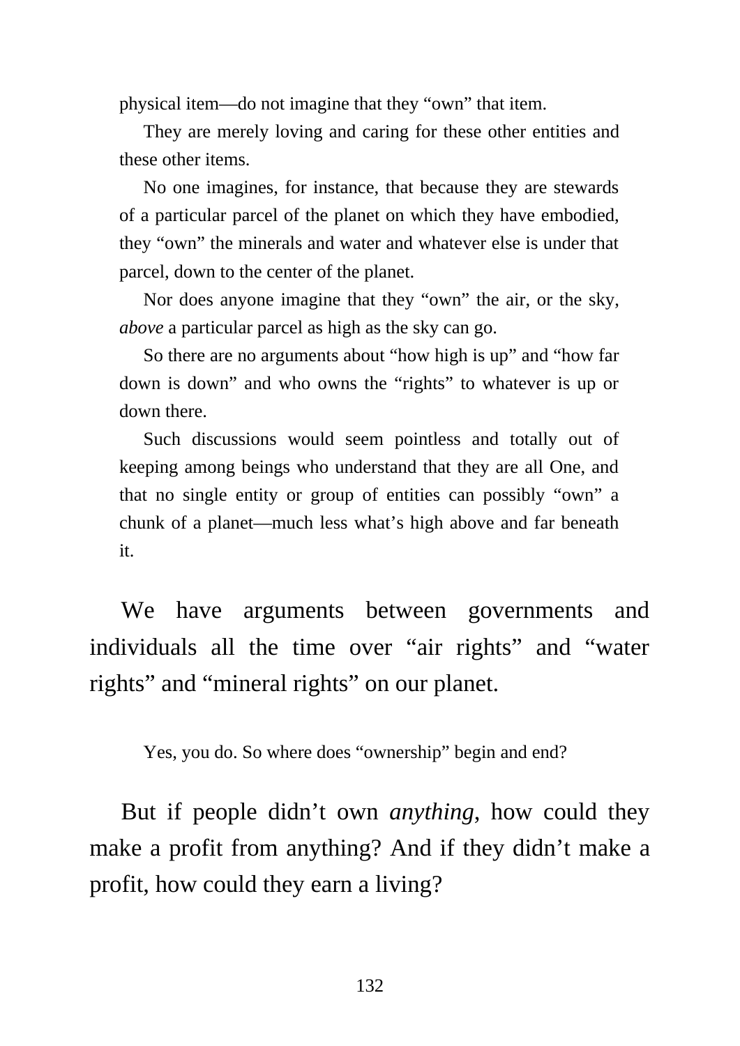physical item—do not imagine that they "own" that item.

They are merely loving and caring for these other entities and these other items.

No one imagines, for instance, that because they are stewards of a particular parcel of the planet on which they have embodied, they "own" the minerals and water and whatever else is under that parcel, down to the center of the planet.

Nor does anyone imagine that they "own" the air, or the sky, *above* a particular parcel as high as the sky can go.

So there are no arguments about "how high is up" and "how far down is down" and who owns the "rights" to whatever is up or down there.

Such discussions would seem pointless and totally out of keeping among beings who understand that they are all One, and that no single entity or group of entities can possibly "own" a chunk of a planet—much less what's high above and far beneath it.

We have arguments between governments and individuals all the time over "air rights" and "water rights" and "mineral rights" on our planet.

Yes, you do. So where does "ownership" begin and end?

But if people didn't own *anything*, how could they make a profit from anything? And if they didn't make a profit, how could they earn a living?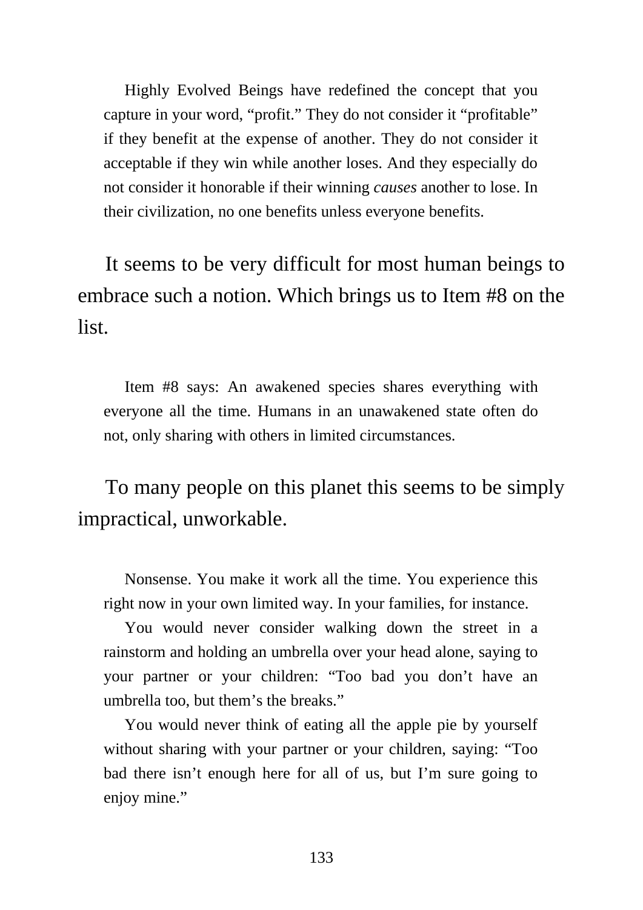Highly Evolved Beings have redefined the concept that you capture in your word, "profit." They do not consider it "profitable" if they benefit at the expense of another. They do not consider it acceptable if they win while another loses. And they especially do not consider it honorable if their winning *causes* another to lose. In their civilization, no one benefits unless everyone benefits.

It seems to be very difficult for most human beings to embrace such a notion. Which brings us to Item #8 on the list.

Item #8 says: An awakened species shares everything with everyone all the time. Humans in an unawakened state often do not, only sharing with others in limited circumstances.

To many people on this planet this seems to be simply impractical, unworkable.

Nonsense. You make it work all the time. You experience this right now in your own limited way. In your families, for instance.

You would never consider walking down the street in a rainstorm and holding an umbrella over your head alone, saying to your partner or your children: "Too bad you don't have an umbrella too, but them's the breaks."

You would never think of eating all the apple pie by yourself without sharing with your partner or your children, saying: "Too bad there isn't enough here for all of us, but I'm sure going to enjoy mine."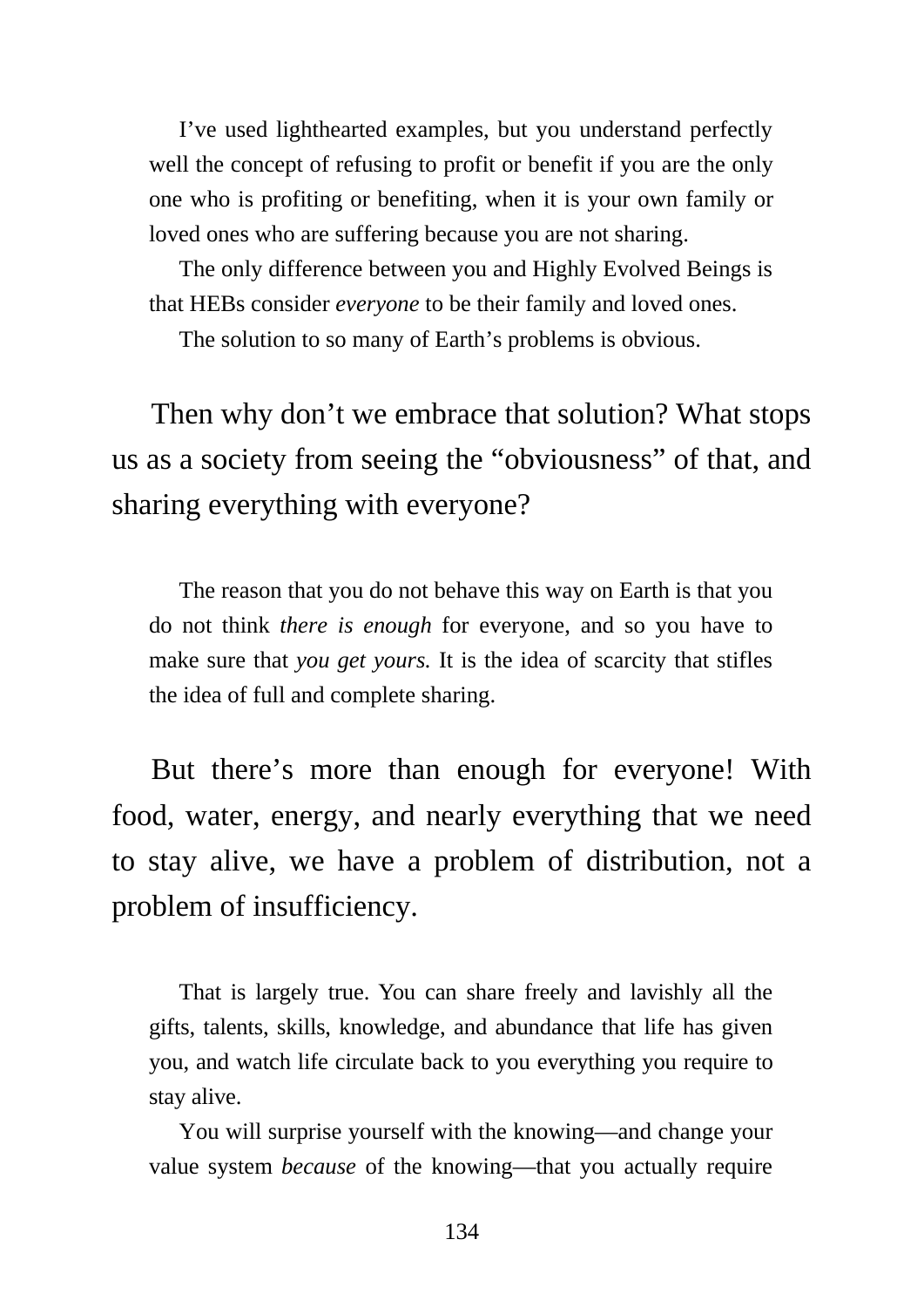I've used lighthearted examples, but you understand perfectly well the concept of refusing to profit or benefit if you are the only one who is profiting or benefiting, when it is your own family or loved ones who are suffering because you are not sharing.

The only difference between you and Highly Evolved Beings is that HEBs consider *everyone* to be their family and loved ones.

The solution to so many of Earth's problems is obvious.

Then why don't we embrace that solution? What stops us as a society from seeing the "obviousness" of that, and sharing everything with everyone?

The reason that you do not behave this way on Earth is that you do not think *there is enough* for everyone, and so you have to make sure that *you get yours.* It is the idea of scarcity that stifles the idea of full and complete sharing.

But there's more than enough for everyone! With food, water, energy, and nearly everything that we need to stay alive, we have a problem of distribution, not a problem of insufficiency.

That is largely true. You can share freely and lavishly all the gifts, talents, skills, knowledge, and abundance that life has given you, and watch life circulate back to you everything you require to stay alive.

You will surprise yourself with the knowing—and change your value system *because* of the knowing—that you actually require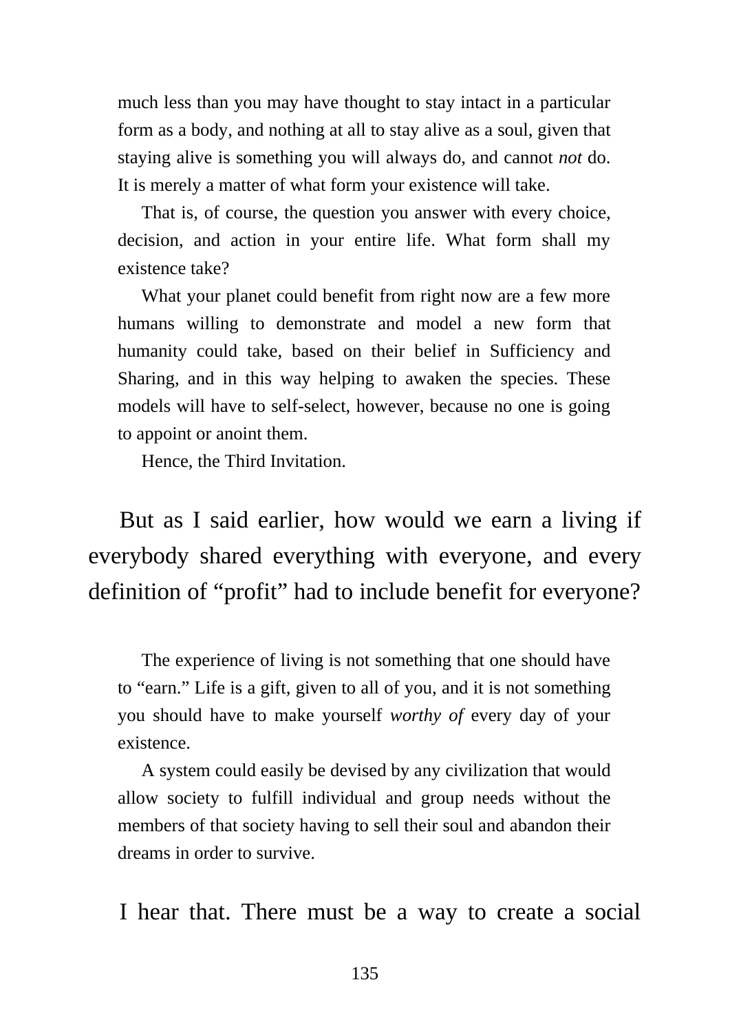much less than you may have thought to stay intact in a particular form as a body, and nothing at all to stay alive as a soul, given that staying alive is something you will always do, and cannot *not* do. It is merely a matter of what form your existence will take.

That is, of course, the question you answer with every choice, decision, and action in your entire life. What form shall my existence take?

What your planet could benefit from right now are a few more humans willing to demonstrate and model a new form that humanity could take, based on their belief in Sufficiency and Sharing, and in this way helping to awaken the species. These models will have to self-select, however, because no one is going to appoint or anoint them.

Hence, the Third Invitation.

But as I said earlier, how would we earn a living if everybody shared everything with everyone, and every definition of "profit" had to include benefit for everyone?

The experience of living is not something that one should have to "earn." Life is a gift, given to all of you, and it is not something you should have to make yourself *worthy of* every day of your existence.

A system could easily be devised by any civilization that would allow society to fulfill individual and group needs without the members of that society having to sell their soul and abandon their dreams in order to survive.

I hear that. There must be a way to create a social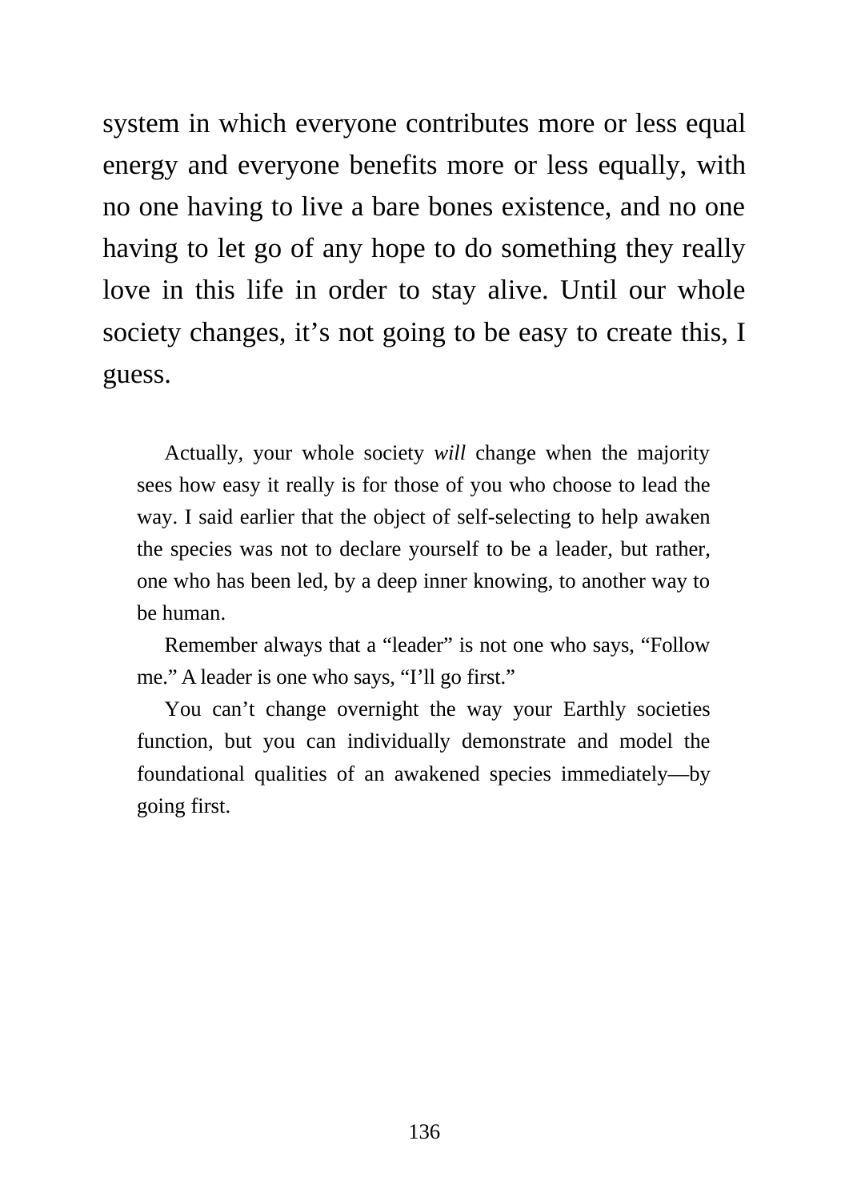system in which everyone contributes more or less equal energy and everyone benefits more or less equally, with no one having to live a bare bones existence, and no one having to let go of any hope to do something they really love in this life in order to stay alive. Until our whole society changes, it's not going to be easy to create this, I guess.

> Actually, your whole society *will* change when the majority sees how easy it really is for those of you who choose to lead the way. I said earlier that the object of self-selecting to help awaken the species was not to declare yourself to be a leader, but rather, one who has been led, by a deep inner knowing, to another way to be human.
>
> Remember always that a "leader" is not one who says, "Follow me." A leader is one who says, "I'll go first."
>
> You can't change overnight the way your Earthly societies function, but you can individually demonstrate and model the foundational qualities of an awakened species immediately—by going first.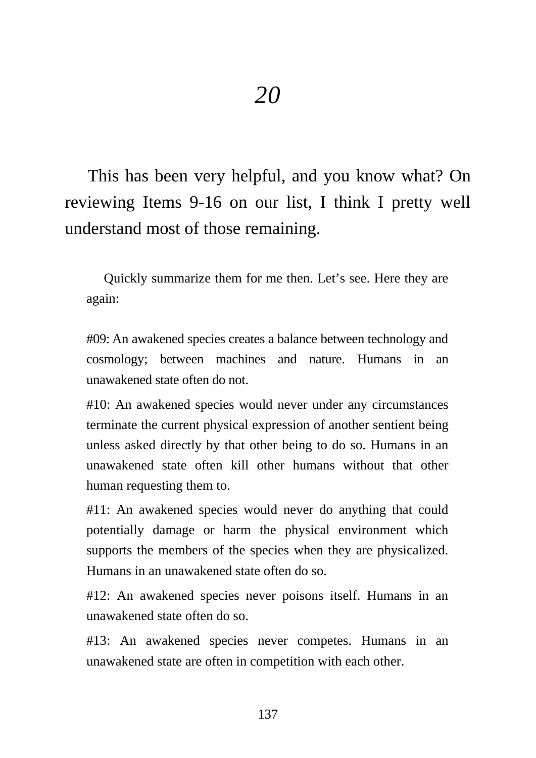# *20*

This has been very helpful, and you know what? On reviewing Items 9-16 on our list, I think I pretty well understand most of those remaining.

> Quickly summarize them for me then. Let's see. Here they are again:
>
> #09: An awakened species creates a balance between technology and cosmology; between machines and nature. Humans in an unawakened state often do not.
>
> #10: An awakened species would never under any circumstances terminate the current physical expression of another sentient being unless asked directly by that other being to do so. Humans in an unawakened state often kill other humans without that other human requesting them to.
>
> #11: An awakened species would never do anything that could potentially damage or harm the physical environment which supports the members of the species when they are physicalized. Humans in an unawakened state often do so.
>
> #12: An awakened species never poisons itself. Humans in an unawakened state often do so.
>
> #13: An awakened species never competes. Humans in an unawakened state are often in competition with each other.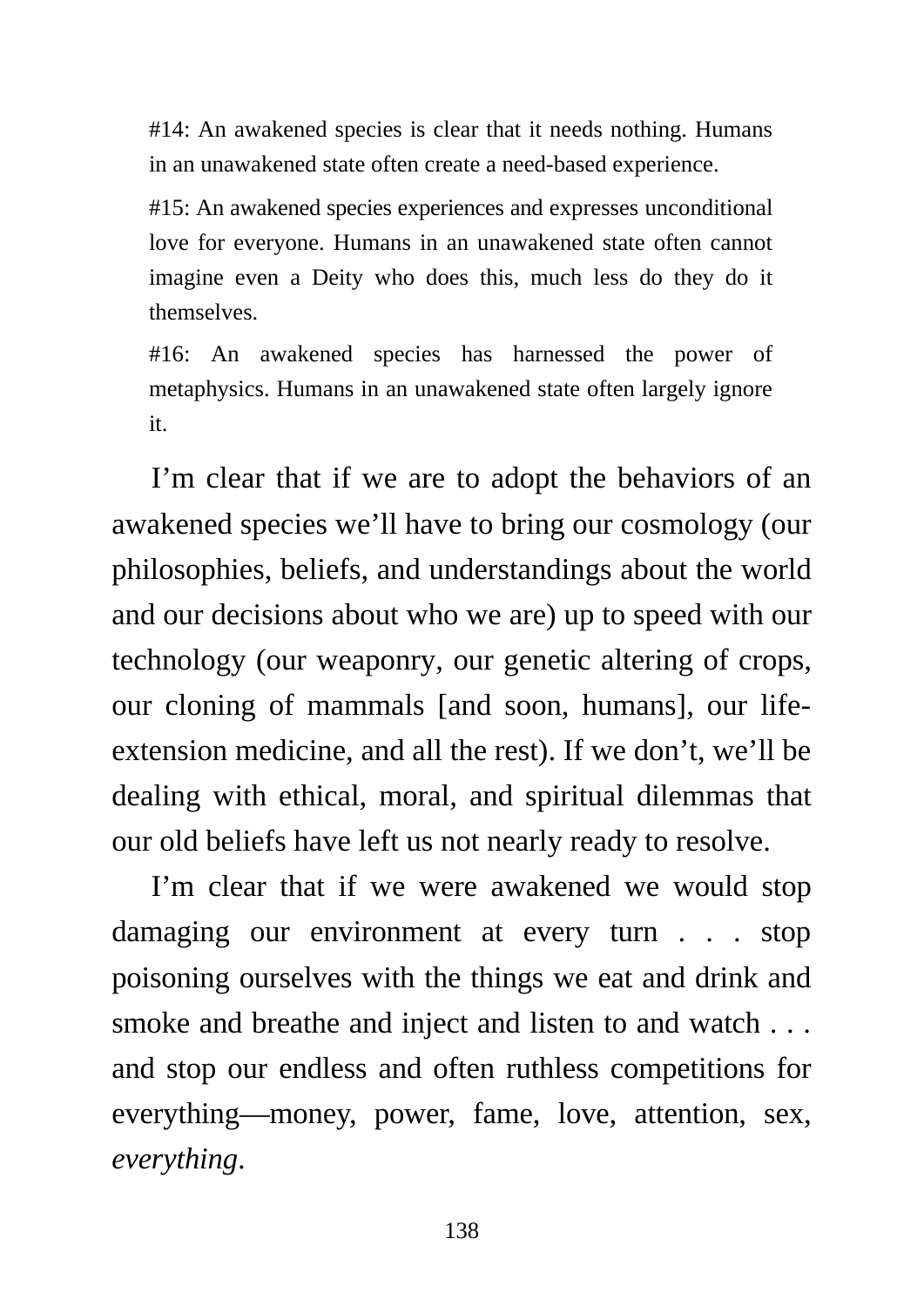> #14: An awakened species is clear that it needs nothing. Humans in an unawakened state often create a need-based experience.
>
> #15: An awakened species experiences and expresses unconditional love for everyone. Humans in an unawakened state often cannot imagine even a Deity who does this, much less do they do it themselves.
>
> #16: An awakened species has harnessed the power of metaphysics. Humans in an unawakened state often largely ignore it.

I'm clear that if we are to adopt the behaviors of an awakened species we'll have to bring our cosmology (our philosophies, beliefs, and understandings about the world and our decisions about who we are) up to speed with our technology (our weaponry, our genetic altering of crops, our cloning of mammals [and soon, humans], our life-extension medicine, and all the rest). If we don't, we'll be dealing with ethical, moral, and spiritual dilemmas that our old beliefs have left us not nearly ready to resolve.

I'm clear that if we were awakened we would stop damaging our environment at every turn . . . stop poisoning ourselves with the things we eat and drink and smoke and breathe and inject and listen to and watch . . . and stop our endless and often ruthless competitions for everything—money, power, fame, love, attention, sex, *everything*.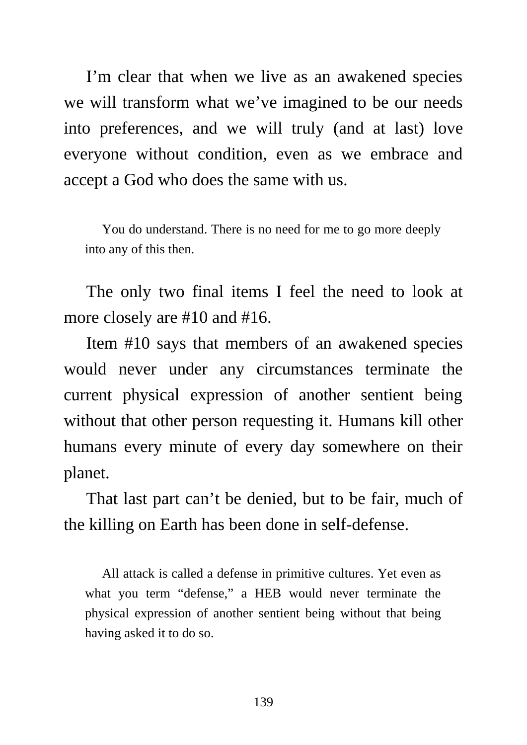I'm clear that when we live as an awakened species we will transform what we've imagined to be our needs into preferences, and we will truly (and at last) love everyone without condition, even as we embrace and accept a God who does the same with us.

> You do understand. There is no need for me to go more deeply into any of this then.

The only two final items I feel the need to look at more closely are #10 and #16.

Item #10 says that members of an awakened species would never under any circumstances terminate the current physical expression of another sentient being without that other person requesting it. Humans kill other humans every minute of every day somewhere on their planet.

That last part can't be denied, but to be fair, much of the killing on Earth has been done in self-defense.

> All attack is called a defense in primitive cultures. Yet even as what you term "defense," a HEB would never terminate the physical expression of another sentient being without that being having asked it to do so.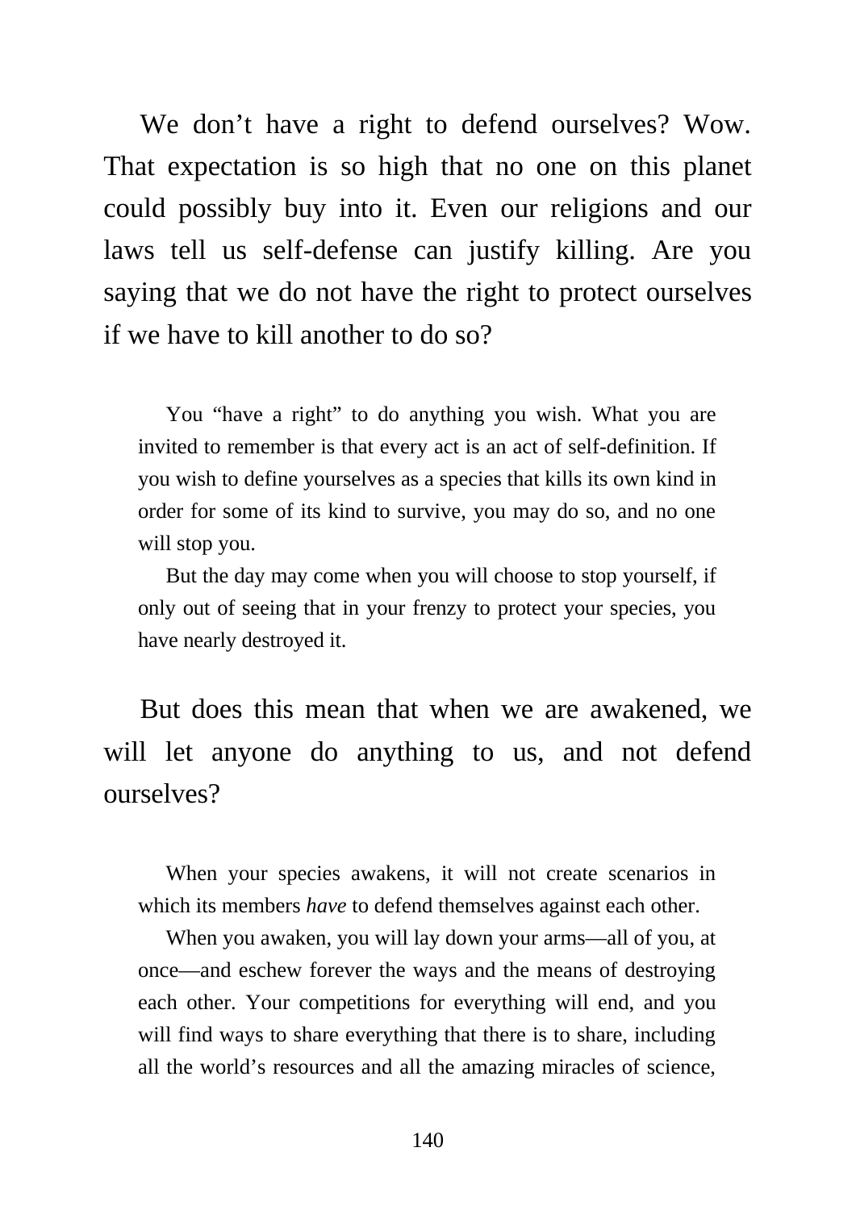We don't have a right to defend ourselves? Wow. That expectation is so high that no one on this planet could possibly buy into it. Even our religions and our laws tell us self-defense can justify killing. Are you saying that we do not have the right to protect ourselves if we have to kill another to do so?

> You "have a right" to do anything you wish. What you are invited to remember is that every act is an act of self-definition. If you wish to define yourselves as a species that kills its own kind in order for some of its kind to survive, you may do so, and no one will stop you.
>
> But the day may come when you will choose to stop yourself, if only out of seeing that in your frenzy to protect your species, you have nearly destroyed it.

But does this mean that when we are awakened, we will let anyone do anything to us, and not defend ourselves?

> When your species awakens, it will not create scenarios in which its members *have* to defend themselves against each other.
>
> When you awaken, you will lay down your arms—all of you, at once—and eschew forever the ways and the means of destroying each other. Your competitions for everything will end, and you will find ways to share everything that there is to share, including all the world's resources and all the amazing miracles of science,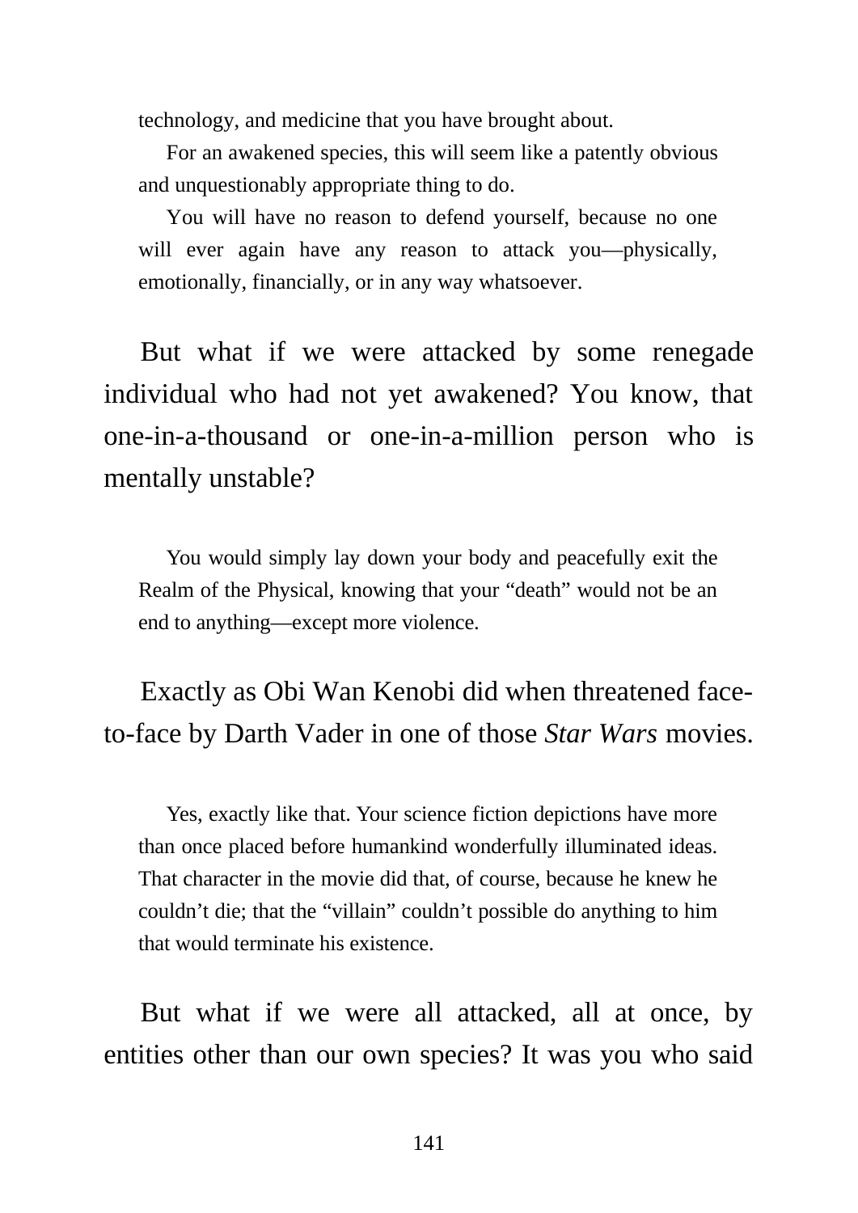technology, and medicine that you have brought about.

For an awakened species, this will seem like a patently obvious and unquestionably appropriate thing to do.

You will have no reason to defend yourself, because no one will ever again have any reason to attack you—physically, emotionally, financially, or in any way whatsoever.

But what if we were attacked by some renegade individual who had not yet awakened? You know, that one-in-a-thousand or one-in-a-million person who is mentally unstable?

You would simply lay down your body and peacefully exit the Realm of the Physical, knowing that your "death" would not be an end to anything—except more violence.

Exactly as Obi Wan Kenobi did when threatened face-to-face by Darth Vader in one of those *Star Wars* movies.

Yes, exactly like that. Your science fiction depictions have more than once placed before humankind wonderfully illuminated ideas. That character in the movie did that, of course, because he knew he couldn't die; that the "villain" couldn't possible do anything to him that would terminate his existence.

But what if we were all attacked, all at once, by entities other than our own species? It was you who said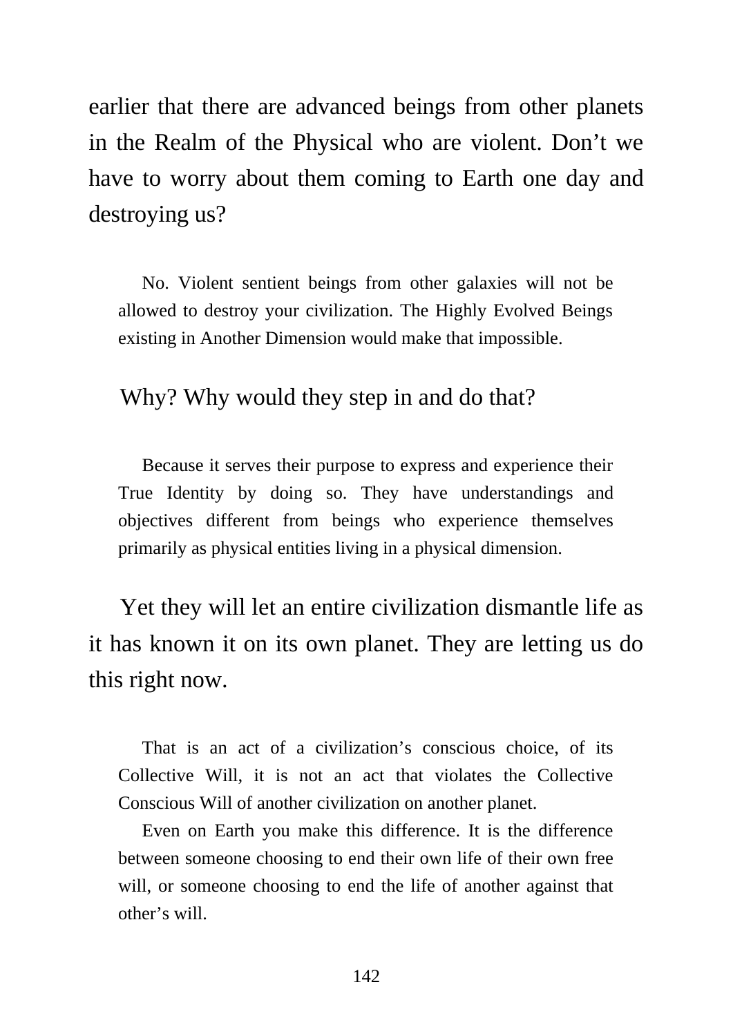earlier that there are advanced beings from other planets in the Realm of the Physical who are violent. Don't we have to worry about them coming to Earth one day and destroying us?

> No. Violent sentient beings from other galaxies will not be allowed to destroy your civilization. The Highly Evolved Beings existing in Another Dimension would make that impossible.

Why? Why would they step in and do that?

> Because it serves their purpose to express and experience their True Identity by doing so. They have understandings and objectives different from beings who experience themselves primarily as physical entities living in a physical dimension.

Yet they will let an entire civilization dismantle life as it has known it on its own planet. They are letting us do this right now.

> That is an act of a civilization's conscious choice, of its Collective Will, it is not an act that violates the Collective Conscious Will of another civilization on another planet.
>
> Even on Earth you make this difference. It is the difference between someone choosing to end their own life of their own free will, or someone choosing to end the life of another against that other's will.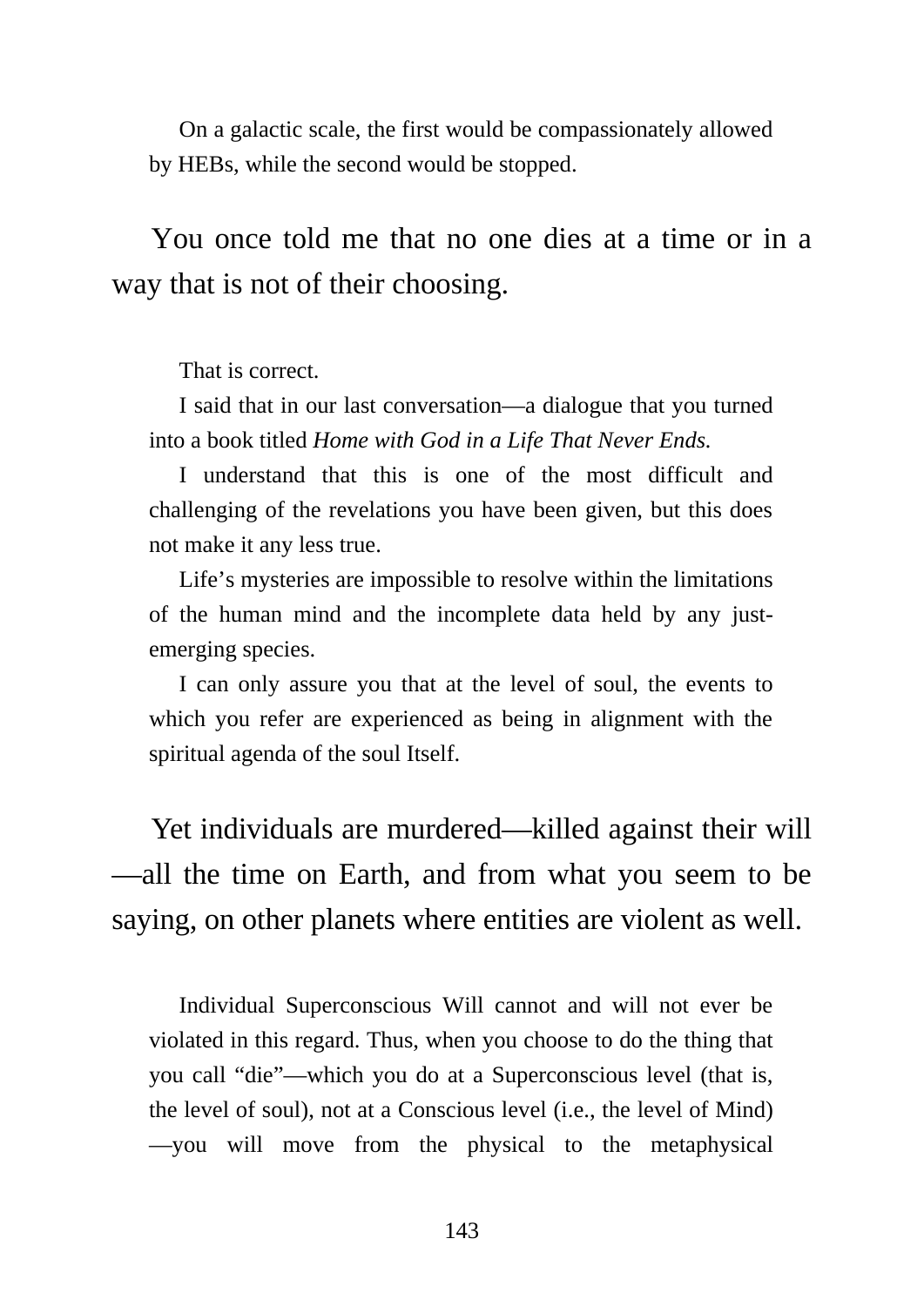On a galactic scale, the first would be compassionately allowed by HEBs, while the second would be stopped.

You once told me that no one dies at a time or in a way that is not of their choosing.

That is correct.

I said that in our last conversation—a dialogue that you turned into a book titled *Home with God in a Life That Never Ends.*

I understand that this is one of the most difficult and challenging of the revelations you have been given, but this does not make it any less true.

Life's mysteries are impossible to resolve within the limitations of the human mind and the incomplete data held by any just-emerging species.

I can only assure you that at the level of soul, the events to which you refer are experienced as being in alignment with the spiritual agenda of the soul Itself.

Yet individuals are murdered—killed against their will—all the time on Earth, and from what you seem to be saying, on other planets where entities are violent as well.

Individual Superconscious Will cannot and will not ever be violated in this regard. Thus, when you choose to do the thing that you call "die"—which you do at a Superconscious level (that is, the level of soul), not at a Conscious level (i.e., the level of Mind)—you will move from the physical to the metaphysical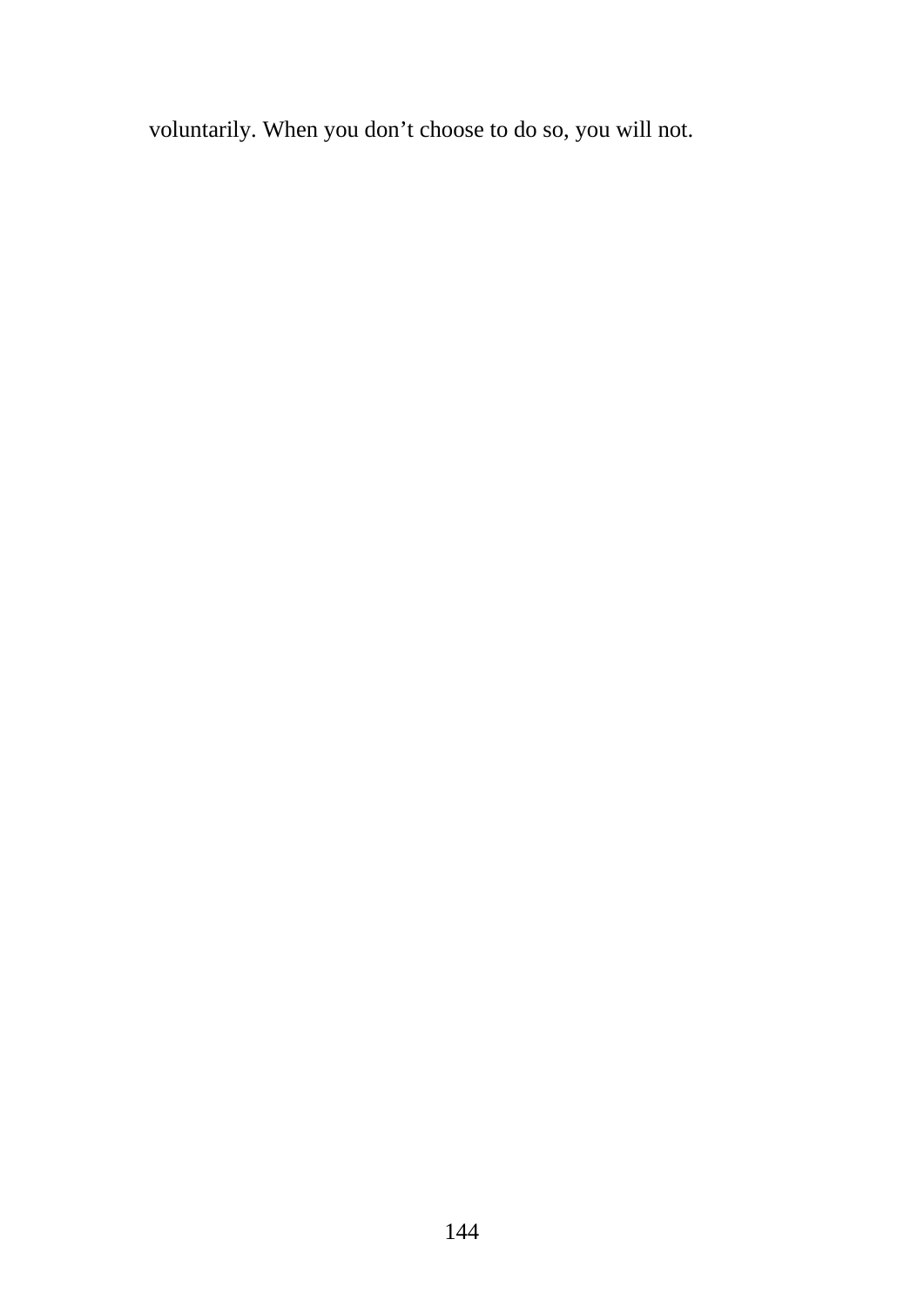voluntarily. When you don’t choose to do so, you will not.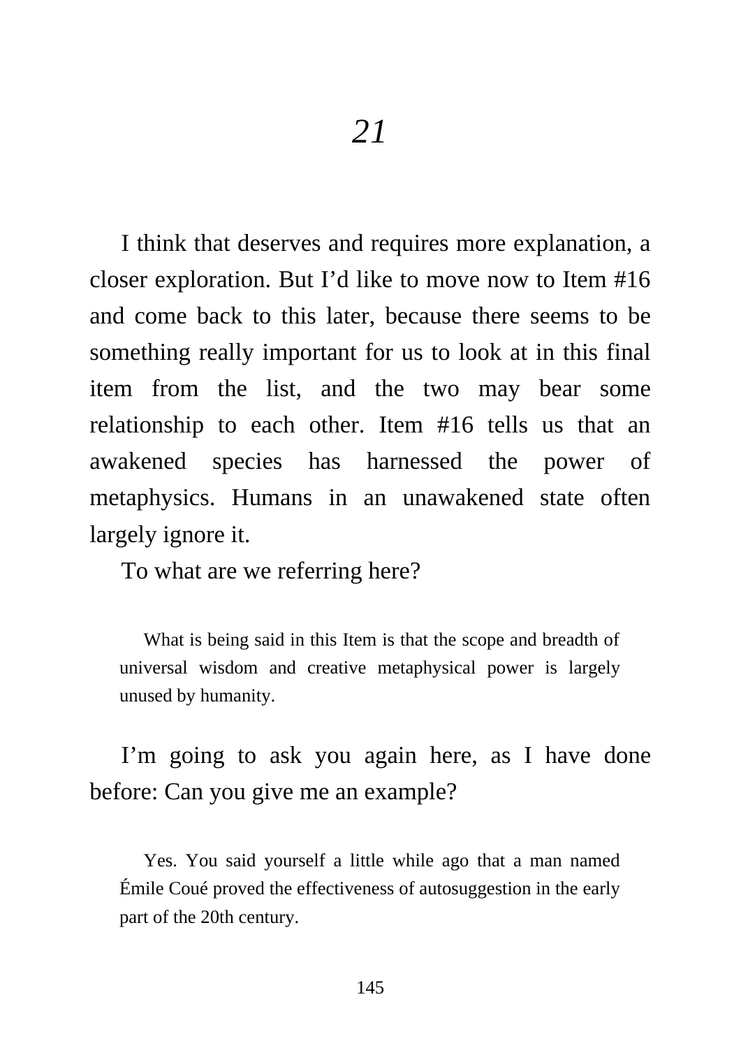# *21*

I think that deserves and requires more explanation, a closer exploration. But I'd like to move now to Item #16 and come back to this later, because there seems to be something really important for us to look at in this final item from the list, and the two may bear some relationship to each other. Item #16 tells us that an awakened species has harnessed the power of metaphysics. Humans in an unawakened state often largely ignore it.

To what are we referring here?

> What is being said in this Item is that the scope and breadth of universal wisdom and creative metaphysical power is largely unused by humanity.

I'm going to ask you again here, as I have done before: Can you give me an example?

> Yes. You said yourself a little while ago that a man named Émile Coué proved the effectiveness of autosuggestion in the early part of the 20th century.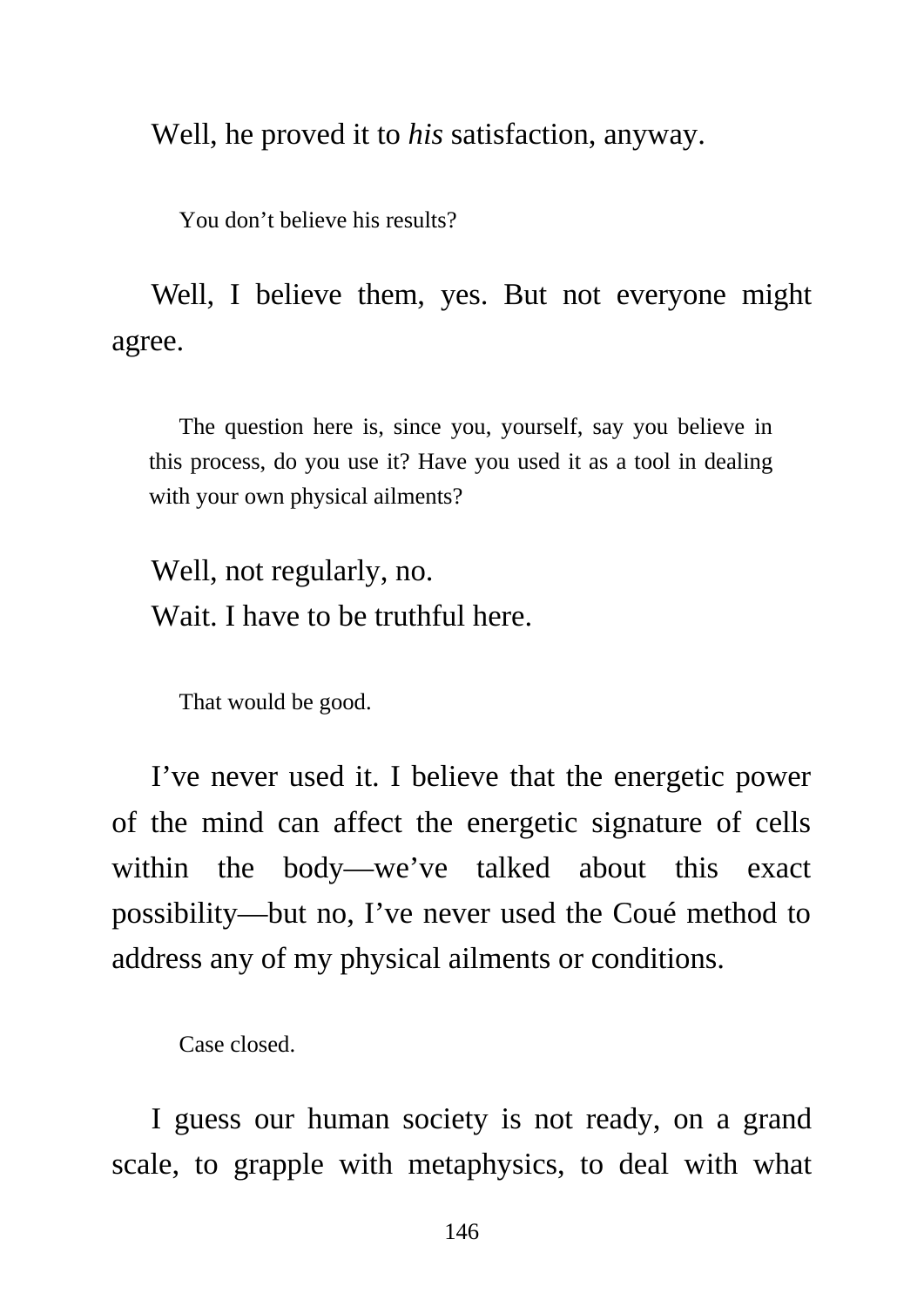Well, he proved it to *his* satisfaction, anyway.

You don't believe his results?

Well, I believe them, yes. But not everyone might agree.

The question here is, since you, yourself, say you believe in this process, do you use it? Have you used it as a tool in dealing with your own physical ailments?

Well, not regularly, no.

Wait. I have to be truthful here.

That would be good.

I've never used it. I believe that the energetic power of the mind can affect the energetic signature of cells within the body—we've talked about this exact possibility—but no, I've never used the Coué method to address any of my physical ailments or conditions.

Case closed.

I guess our human society is not ready, on a grand scale, to grapple with metaphysics, to deal with what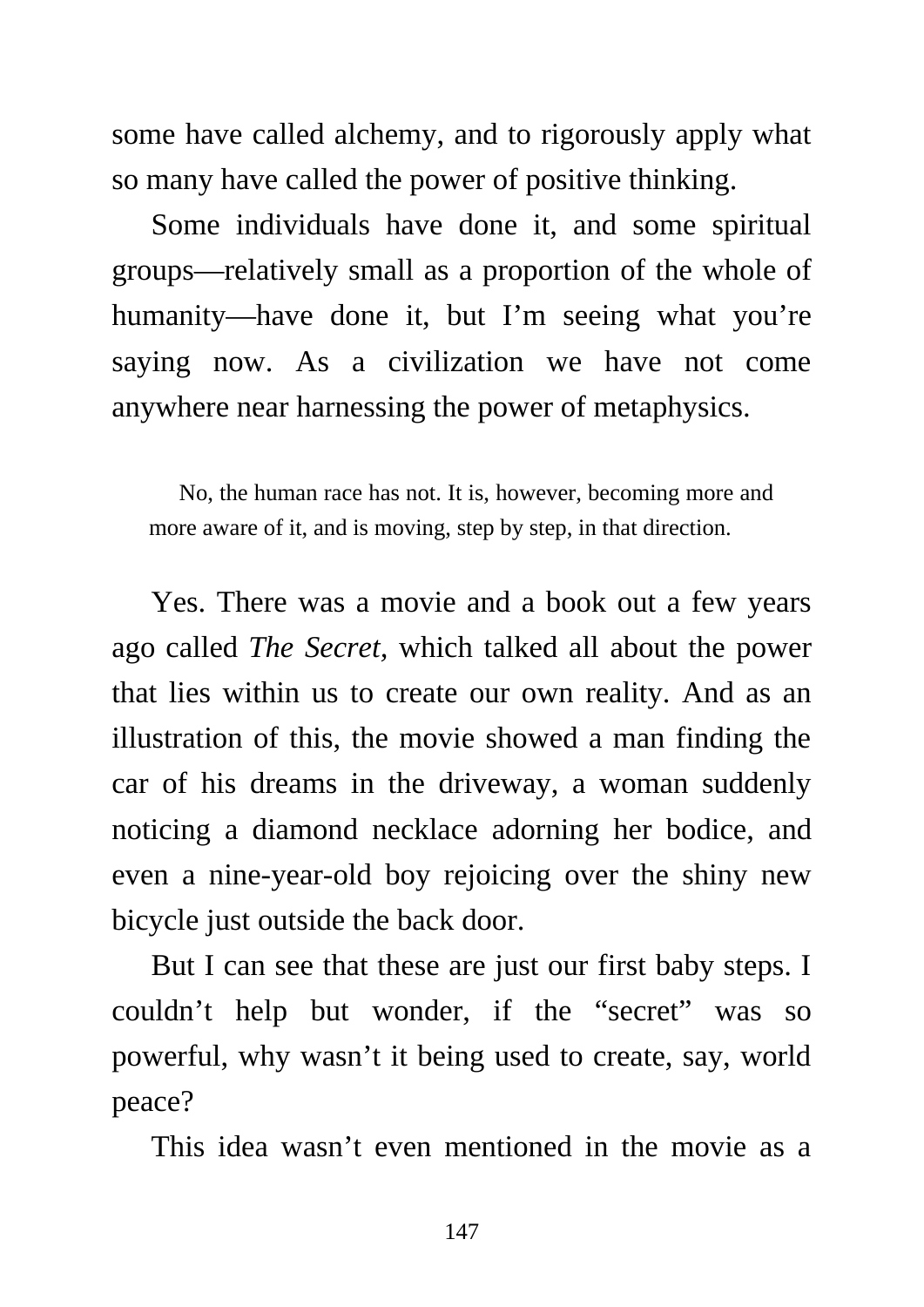some have called alchemy, and to rigorously apply what so many have called the power of positive thinking.

Some individuals have done it, and some spiritual groups—relatively small as a proportion of the whole of humanity—have done it, but I'm seeing what you're saying now. As a civilization we have not come anywhere near harnessing the power of metaphysics.

> No, the human race has not. It is, however, becoming more and more aware of it, and is moving, step by step, in that direction.

Yes. There was a movie and a book out a few years ago called *The Secret,* which talked all about the power that lies within us to create our own reality. And as an illustration of this, the movie showed a man finding the car of his dreams in the driveway, a woman suddenly noticing a diamond necklace adorning her bodice, and even a nine-year-old boy rejoicing over the shiny new bicycle just outside the back door.

But I can see that these are just our first baby steps. I couldn't help but wonder, if the "secret" was so powerful, why wasn't it being used to create, say, world peace?

This idea wasn't even mentioned in the movie as a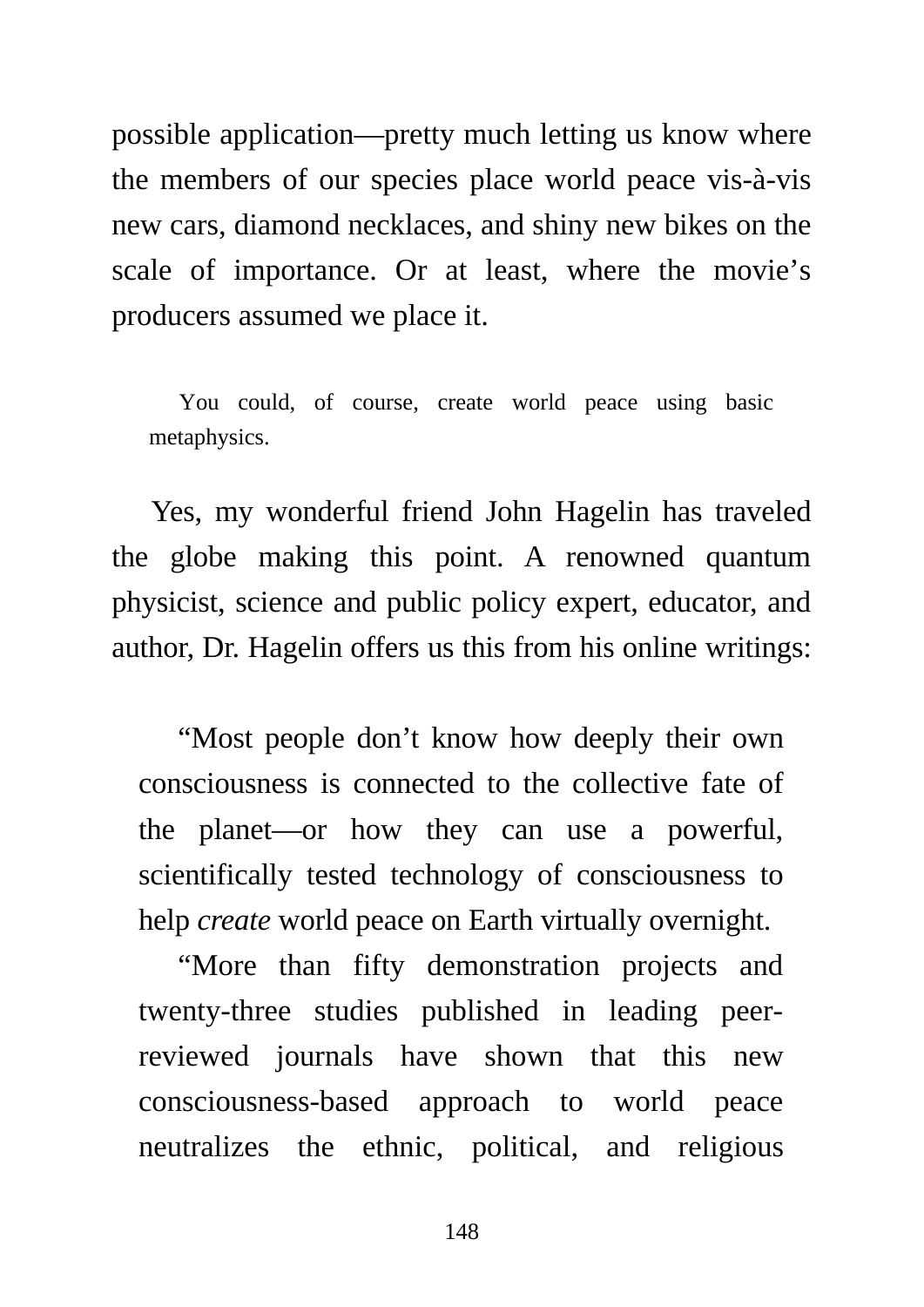possible application—pretty much letting us know where the members of our species place world peace vis-à-vis new cars, diamond necklaces, and shiny new bikes on the scale of importance. Or at least, where the movie's producers assumed we place it.

> You could, of course, create world peace using basic metaphysics.

Yes, my wonderful friend John Hagelin has traveled the globe making this point. A renowned quantum physicist, science and public policy expert, educator, and author, Dr. Hagelin offers us this from his online writings:

> "Most people don't know how deeply their own consciousness is connected to the collective fate of the planet—or how they can use a powerful, scientifically tested technology of consciousness to help *create* world peace on Earth virtually overnight.
>
> "More than fifty demonstration projects and twenty-three studies published in leading peer-reviewed journals have shown that this new consciousness-based approach to world peace neutralizes the ethnic, political, and religious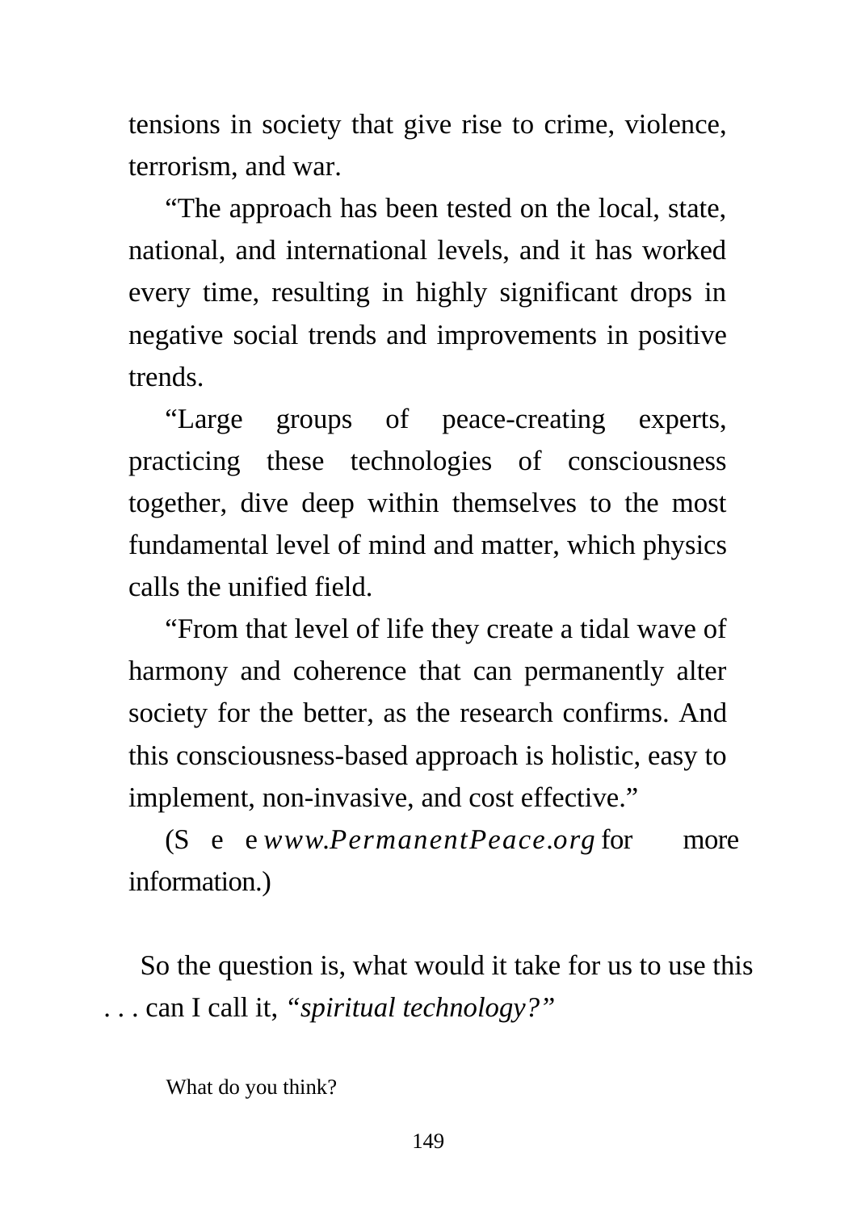tensions in society that give rise to crime, violence, terrorism, and war.

"The approach has been tested on the local, state, national, and international levels, and it has worked every time, resulting in highly significant drops in negative social trends and improvements in positive trends.

"Large groups of peace-creating experts, practicing these technologies of consciousness together, dive deep within themselves to the most fundamental level of mind and matter, which physics calls the unified field.

"From that level of life they create a tidal wave of harmony and coherence that can permanently alter society for the better, as the research confirms. And this consciousness-based approach is holistic, easy to implement, non-invasive, and cost effective."

(See *www.PermanentPeace.org* for more information.)

So the question is, what would it take for us to use this . . . can I call it, *"spiritual technology?"*

What do you think?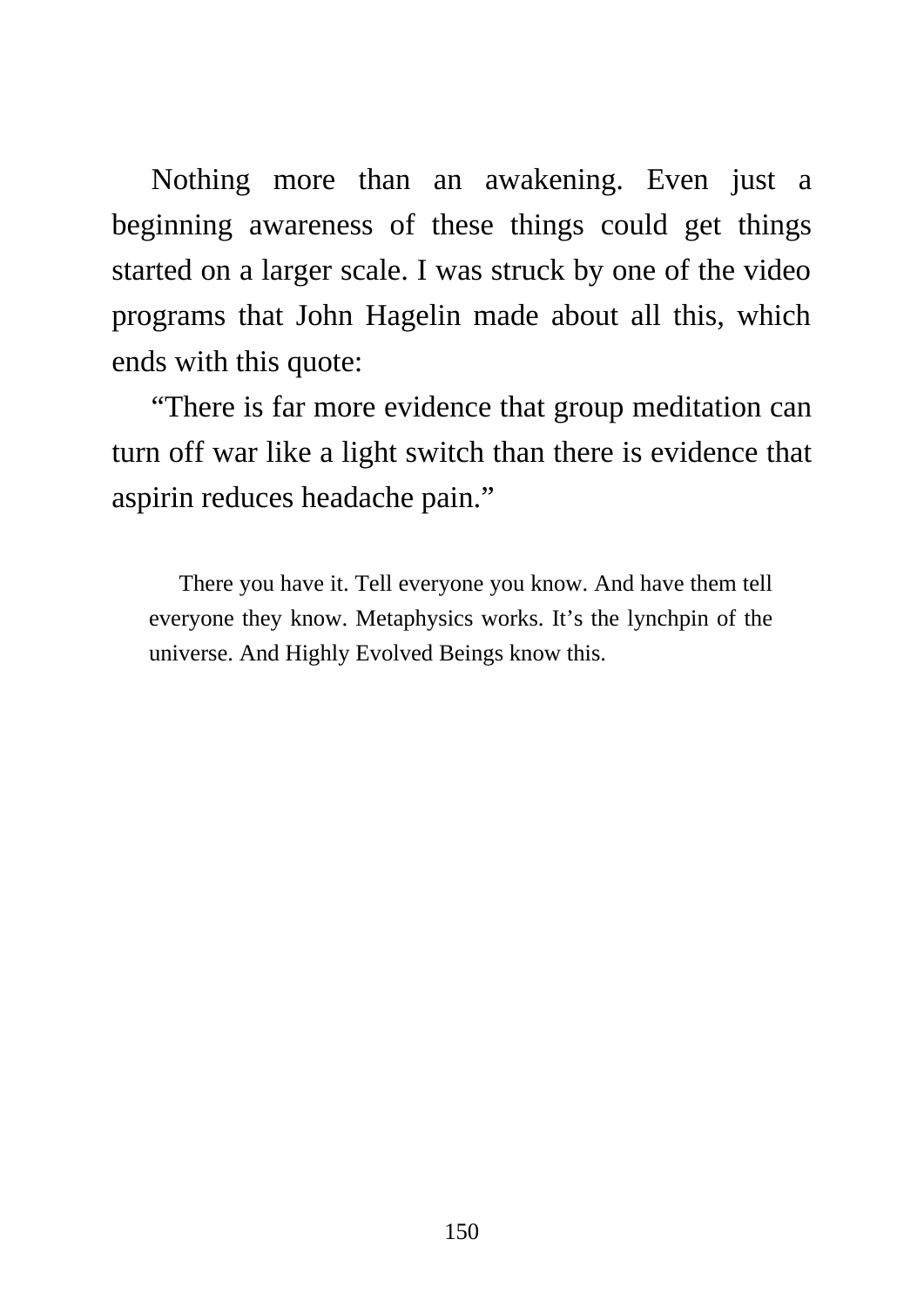Nothing more than an awakening. Even just a beginning awareness of these things could get things started on a larger scale. I was struck by one of the video programs that John Hagelin made about all this, which ends with this quote:

"There is far more evidence that group meditation can turn off war like a light switch than there is evidence that aspirin reduces headache pain."

> There you have it. Tell everyone you know. And have them tell everyone they know. Metaphysics works. It's the lynchpin of the universe. And Highly Evolved Beings know this.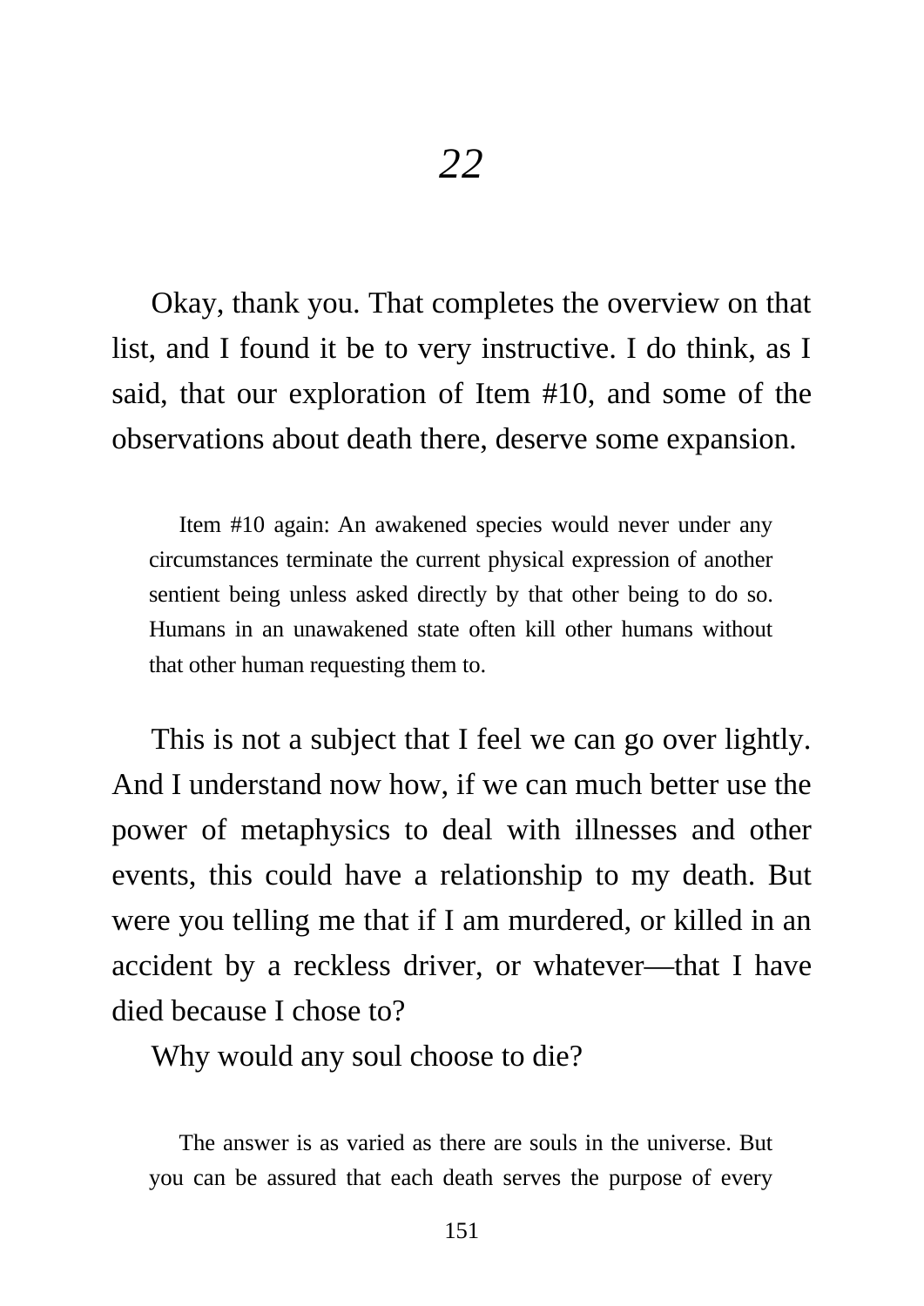# *22*

Okay, thank you. That completes the overview on that list, and I found it be to very instructive. I do think, as I said, that our exploration of Item #10, and some of the observations about death there, deserve some expansion.

> Item #10 again: An awakened species would never under any circumstances terminate the current physical expression of another sentient being unless asked directly by that other being to do so. Humans in an unawakened state often kill other humans without that other human requesting them to.

This is not a subject that I feel we can go over lightly. And I understand now how, if we can much better use the power of metaphysics to deal with illnesses and other events, this could have a relationship to my death. But were you telling me that if I am murdered, or killed in an accident by a reckless driver, or whatever—that I have died because I chose to?

Why would any soul choose to die?

> The answer is as varied as there are souls in the universe. But you can be assured that each death serves the purpose of every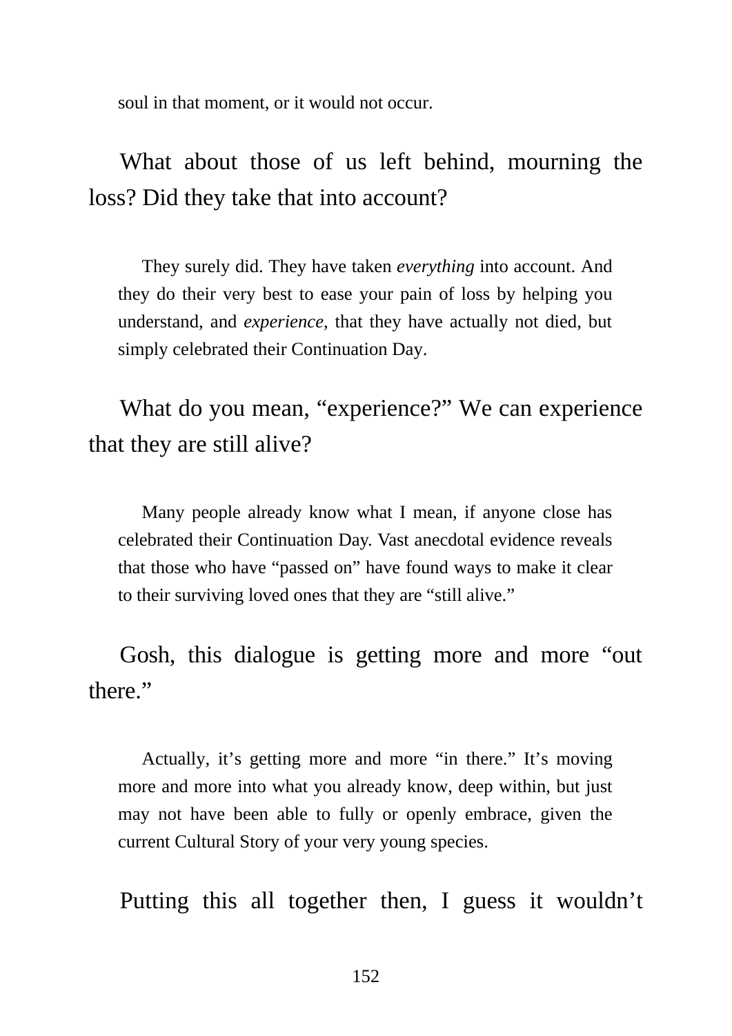soul in that moment, or it would not occur.

What about those of us left behind, mourning the loss? Did they take that into account?

> They surely did. They have taken *everything* into account. And they do their very best to ease your pain of loss by helping you understand, and *experience,* that they have actually not died, but simply celebrated their Continuation Day.

What do you mean, “experience?” We can experience that they are still alive?

> Many people already know what I mean, if anyone close has celebrated their Continuation Day. Vast anecdotal evidence reveals that those who have “passed on” have found ways to make it clear to their surviving loved ones that they are “still alive.”

Gosh, this dialogue is getting more and more “out there.”

> Actually, it’s getting more and more “in there.” It’s moving more and more into what you already know, deep within, but just may not have been able to fully or openly embrace, given the current Cultural Story of your very young species.

Putting this all together then, I guess it wouldn’t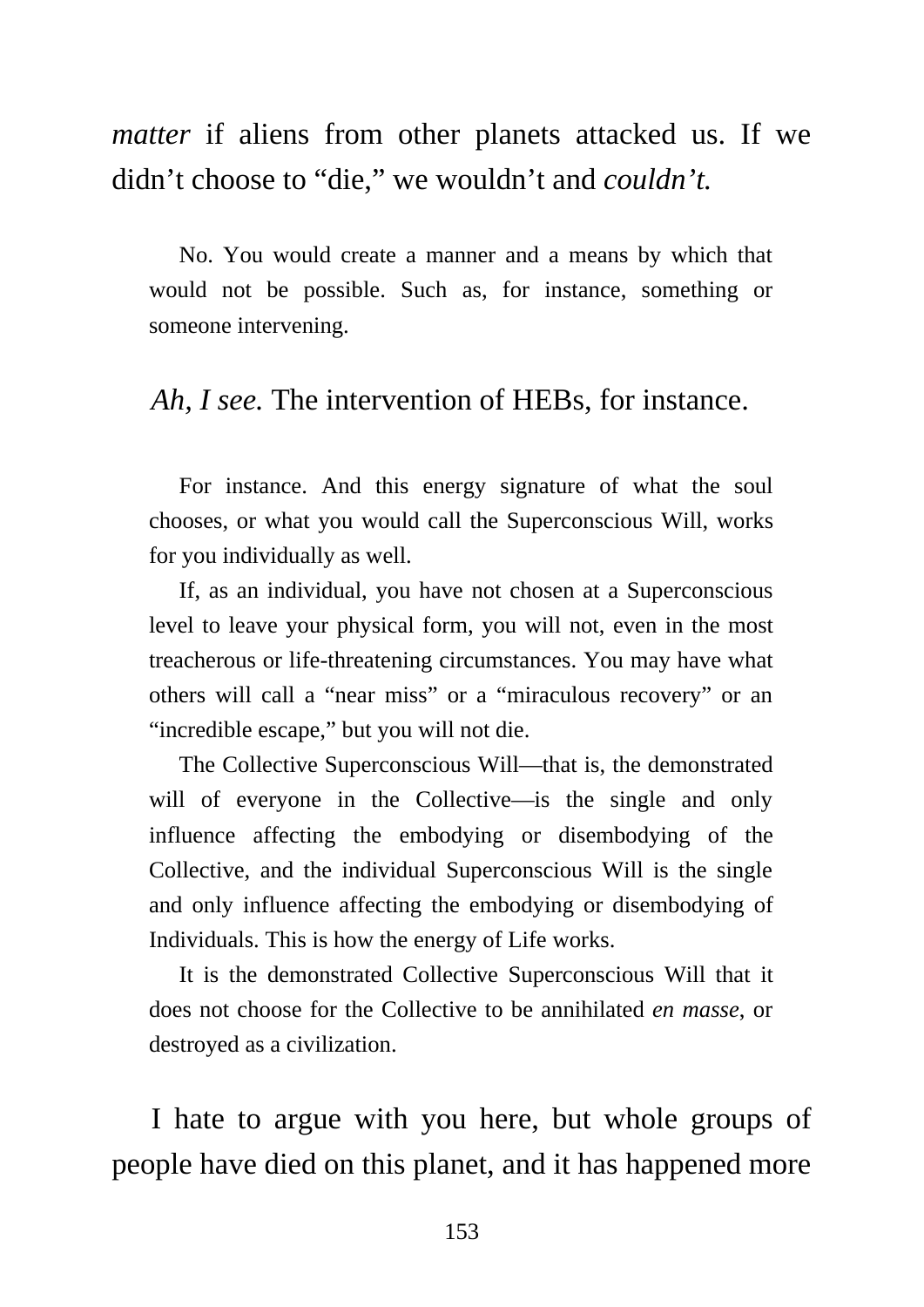*matter* if aliens from other planets attacked us. If we didn't choose to "die," we wouldn't and *couldn't.*

> No. You would create a manner and a means by which that would not be possible. Such as, for instance, something or someone intervening.

*Ah, I see.* The intervention of HEBs, for instance.

> For instance. And this energy signature of what the soul chooses, or what you would call the Superconscious Will, works for you individually as well.
>
> If, as an individual, you have not chosen at a Superconscious level to leave your physical form, you will not, even in the most treacherous or life-threatening circumstances. You may have what others will call a "near miss" or a "miraculous recovery" or an "incredible escape," but you will not die.
>
> The Collective Superconscious Will—that is, the demonstrated will of everyone in the Collective—is the single and only influence affecting the embodying or disembodying of the Collective, and the individual Superconscious Will is the single and only influence affecting the embodying or disembodying of Individuals. This is how the energy of Life works.
>
> It is the demonstrated Collective Superconscious Will that it does not choose for the Collective to be annihilated *en masse*, or destroyed as a civilization.

I hate to argue with you here, but whole groups of people have died on this planet, and it has happened more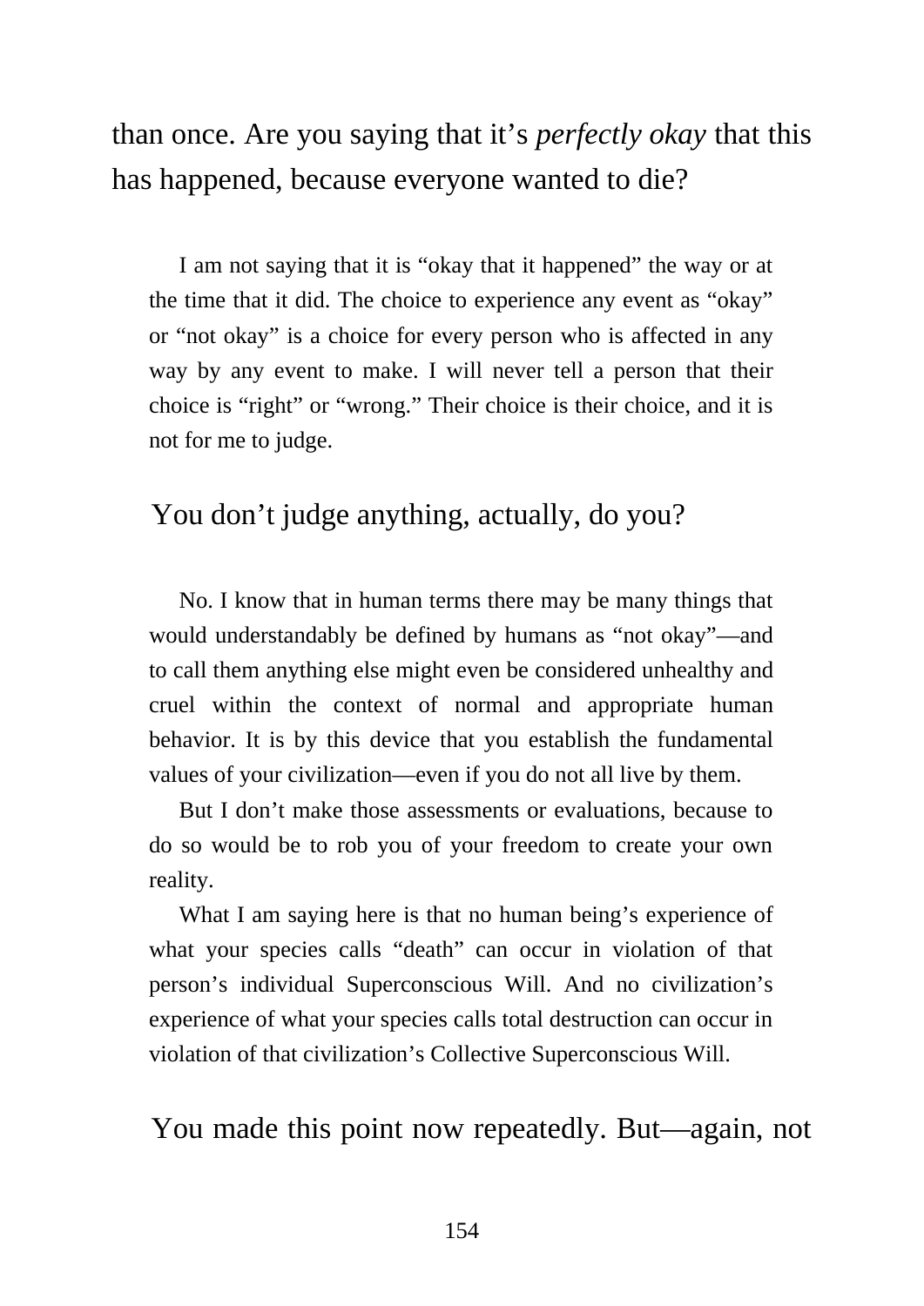than once. Are you saying that it's *perfectly okay* that this has happened, because everyone wanted to die?

> I am not saying that it is "okay that it happened" the way or at the time that it did. The choice to experience any event as "okay" or "not okay" is a choice for every person who is affected in any way by any event to make. I will never tell a person that their choice is "right" or "wrong." Their choice is their choice, and it is not for me to judge.

You don't judge anything, actually, do you?

> No. I know that in human terms there may be many things that would understandably be defined by humans as "not okay"—and to call them anything else might even be considered unhealthy and cruel within the context of normal and appropriate human behavior. It is by this device that you establish the fundamental values of your civilization—even if you do not all live by them.
>
> But I don't make those assessments or evaluations, because to do so would be to rob you of your freedom to create your own reality.
>
> What I am saying here is that no human being's experience of what your species calls "death" can occur in violation of that person's individual Superconscious Will. And no civilization's experience of what your species calls total destruction can occur in violation of that civilization's Collective Superconscious Will.

You made this point now repeatedly. But—again, not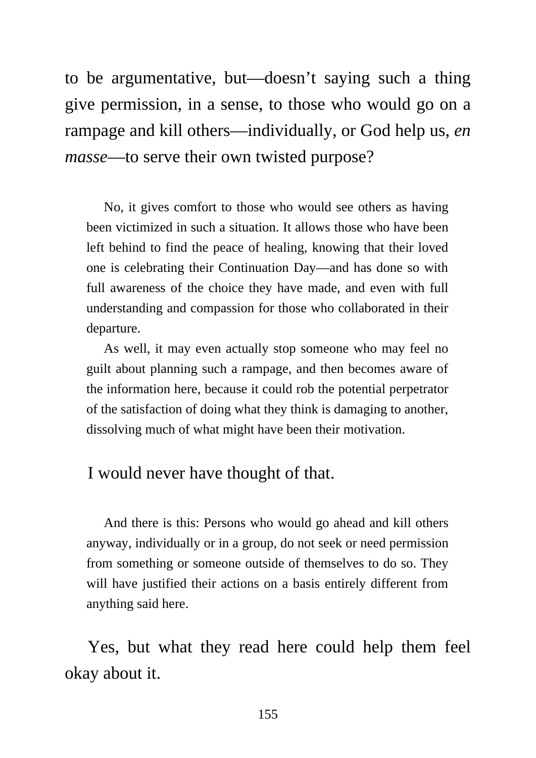to be argumentative, but—doesn't saying such a thing give permission, in a sense, to those who would go on a rampage and kill others—individually, or God help us, *en masse*—to serve their own twisted purpose?

> No, it gives comfort to those who would see others as having been victimized in such a situation. It allows those who have been left behind to find the peace of healing, knowing that their loved one is celebrating their Continuation Day—and has done so with full awareness of the choice they have made, and even with full understanding and compassion for those who collaborated in their departure.
>
> As well, it may even actually stop someone who may feel no guilt about planning such a rampage, and then becomes aware of the information here, because it could rob the potential perpetrator of the satisfaction of doing what they think is damaging to another, dissolving much of what might have been their motivation.

I would never have thought of that.

> And there is this: Persons who would go ahead and kill others anyway, individually or in a group, do not seek or need permission from something or someone outside of themselves to do so. They will have justified their actions on a basis entirely different from anything said here.

Yes, but what they read here could help them feel okay about it.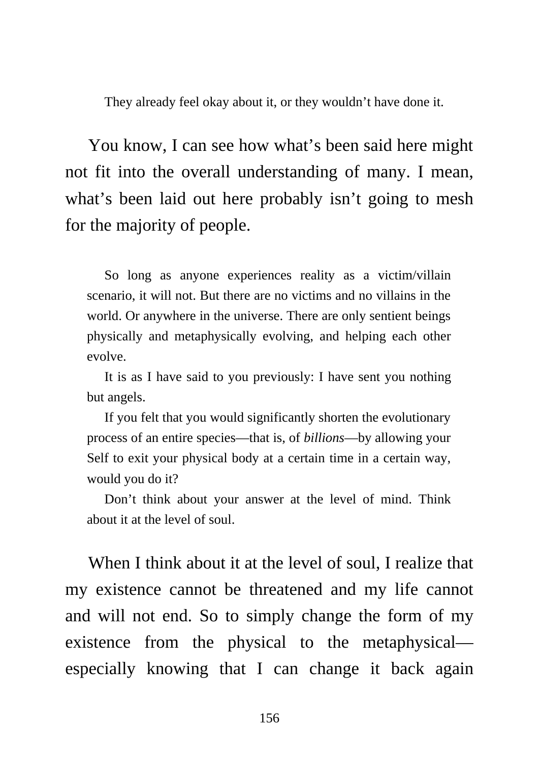They already feel okay about it, or they wouldn't have done it.

You know, I can see how what's been said here might not fit into the overall understanding of many. I mean, what's been laid out here probably isn't going to mesh for the majority of people.

So long as anyone experiences reality as a victim/villain scenario, it will not. But there are no victims and no villains in the world. Or anywhere in the universe. There are only sentient beings physically and metaphysically evolving, and helping each other evolve.

It is as I have said to you previously: I have sent you nothing but angels.

If you felt that you would significantly shorten the evolutionary process of an entire species—that is, of *billions*—by allowing your Self to exit your physical body at a certain time in a certain way, would you do it?

Don't think about your answer at the level of mind. Think about it at the level of soul.

When I think about it at the level of soul, I realize that my existence cannot be threatened and my life cannot and will not end. So to simply change the form of my existence from the physical to the metaphysical—especially knowing that I can change it back again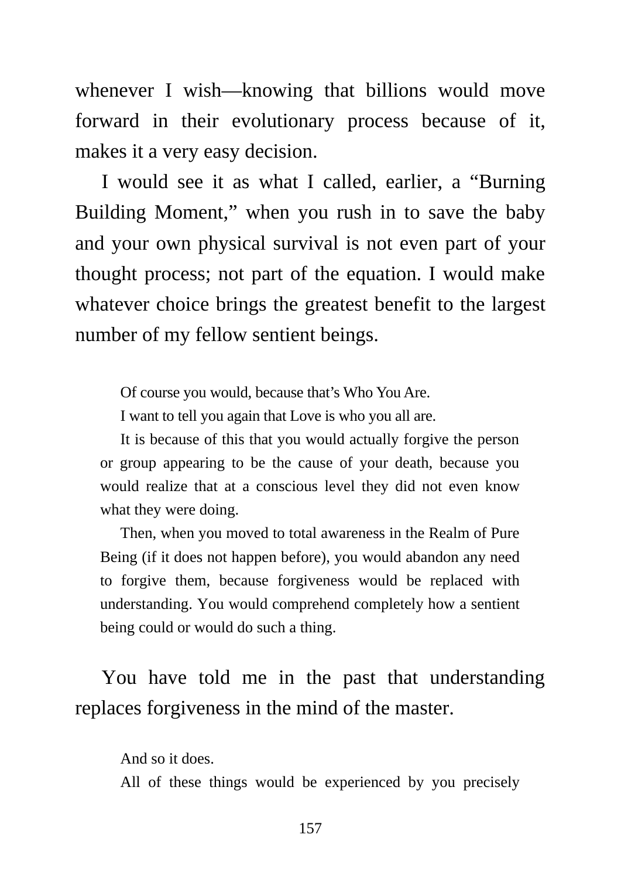whenever I wish—knowing that billions would move forward in their evolutionary process because of it, makes it a very easy decision.

I would see it as what I called, earlier, a "Burning Building Moment," when you rush in to save the baby and your own physical survival is not even part of your thought process; not part of the equation. I would make whatever choice brings the greatest benefit to the largest number of my fellow sentient beings.

> Of course you would, because that's Who You Are.
>
> I want to tell you again that Love is who you all are.
>
> It is because of this that you would actually forgive the person or group appearing to be the cause of your death, because you would realize that at a conscious level they did not even know what they were doing.
>
> Then, when you moved to total awareness in the Realm of Pure Being (if it does not happen before), you would abandon any need to forgive them, because forgiveness would be replaced with understanding. You would comprehend completely how a sentient being could or would do such a thing.

You have told me in the past that understanding replaces forgiveness in the mind of the master.

> And so it does.
>
> All of these things would be experienced by you precisely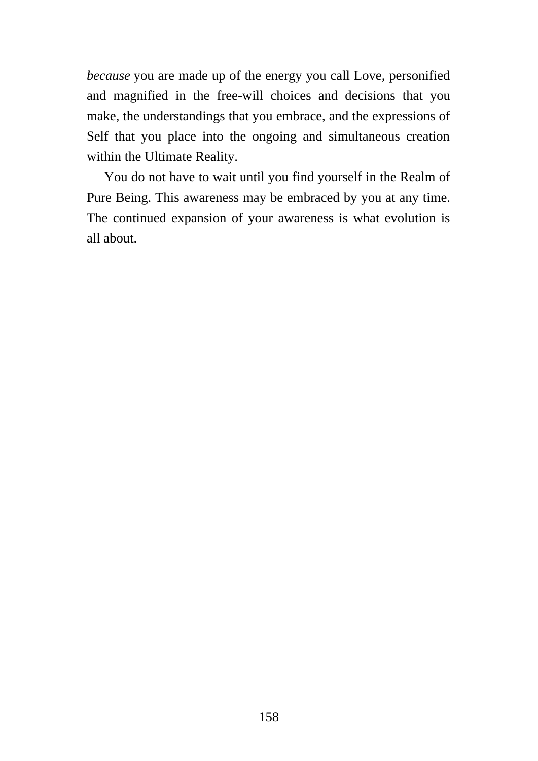*because* you are made up of the energy you call Love, personified and magnified in the free-will choices and decisions that you make, the understandings that you embrace, and the expressions of Self that you place into the ongoing and simultaneous creation within the Ultimate Reality.

You do not have to wait until you find yourself in the Realm of Pure Being. This awareness may be embraced by you at any time. The continued expansion of your awareness is what evolution is all about.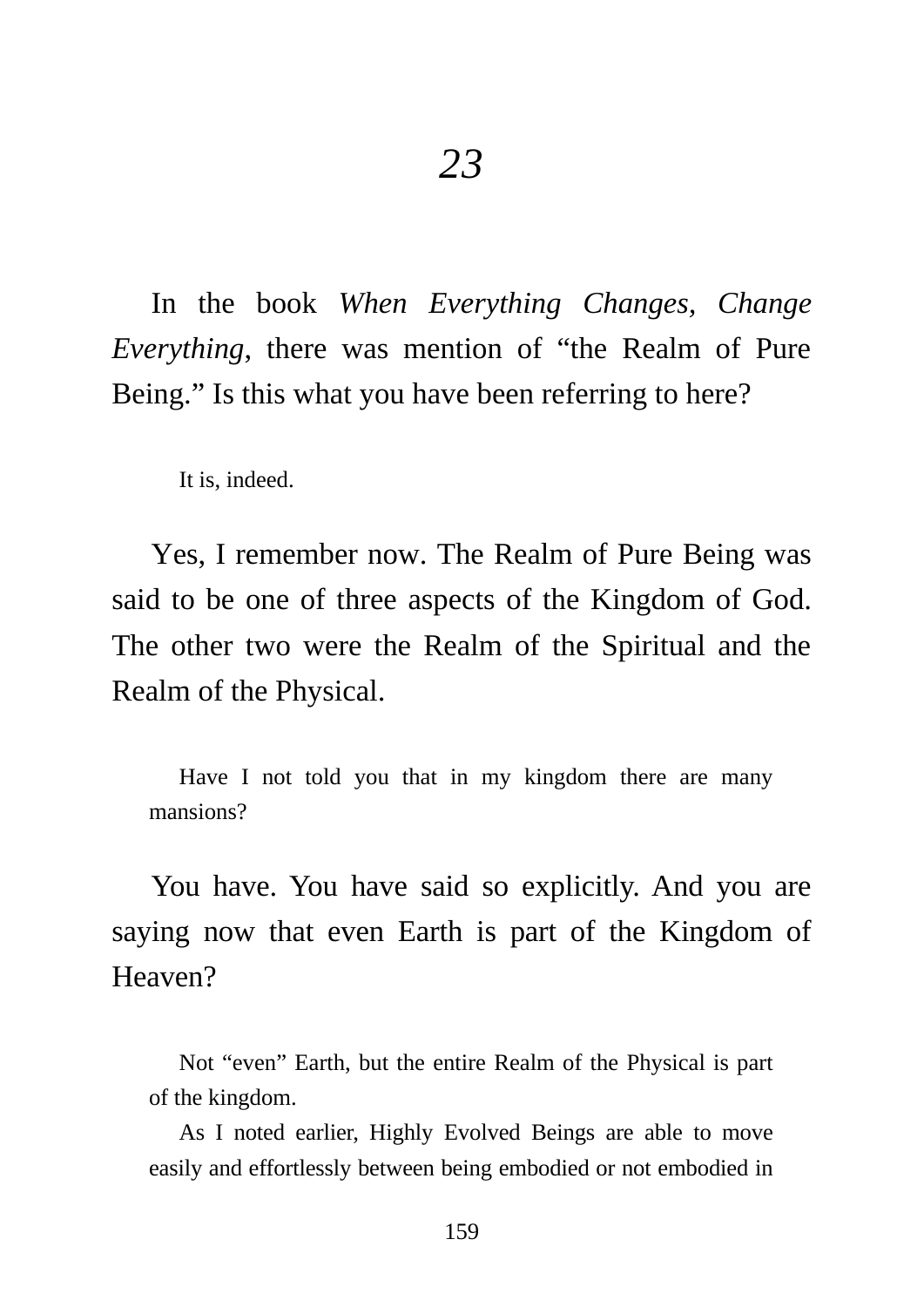# *23*

In the book *When Everything Changes, Change Everything*, there was mention of "the Realm of Pure Being." Is this what you have been referring to here?

> It is, indeed.

Yes, I remember now. The Realm of Pure Being was said to be one of three aspects of the Kingdom of God. The other two were the Realm of the Spiritual and the Realm of the Physical.

> Have I not told you that in my kingdom there are many mansions?

You have. You have said so explicitly. And you are saying now that even Earth is part of the Kingdom of Heaven?

> Not "even" Earth, but the entire Realm of the Physical is part of the kingdom.
>
> As I noted earlier, Highly Evolved Beings are able to move easily and effortlessly between being embodied or not embodied in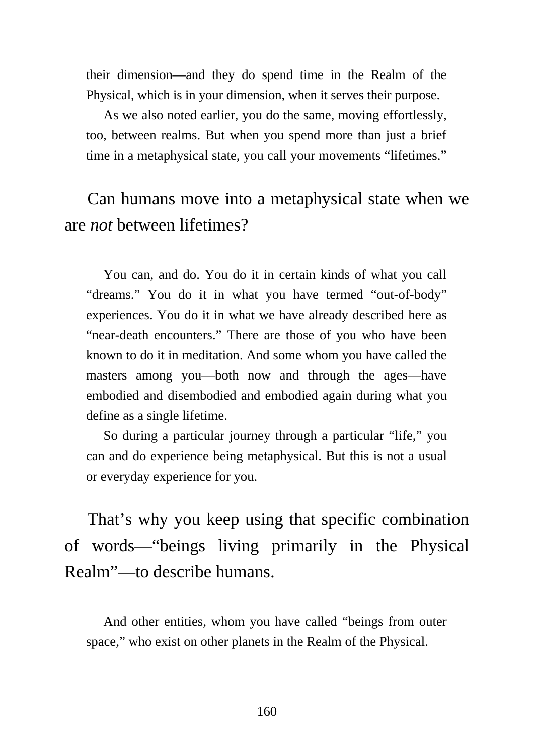their dimension—and they do spend time in the Realm of the Physical, which is in your dimension, when it serves their purpose.

As we also noted earlier, you do the same, moving effortlessly, too, between realms. But when you spend more than just a brief time in a metaphysical state, you call your movements "lifetimes."

Can humans move into a metaphysical state when we are *not* between lifetimes?

You can, and do. You do it in certain kinds of what you call "dreams." You do it in what you have termed "out-of-body" experiences. You do it in what we have already described here as "near-death encounters." There are those of you who have been known to do it in meditation. And some whom you have called the masters among you—both now and through the ages—have embodied and disembodied and embodied again during what you define as a single lifetime.

So during a particular journey through a particular "life," you can and do experience being metaphysical. But this is not a usual or everyday experience for you.

That's why you keep using that specific combination of words—"beings living primarily in the Physical Realm"—to describe humans.

And other entities, whom you have called "beings from outer space," who exist on other planets in the Realm of the Physical.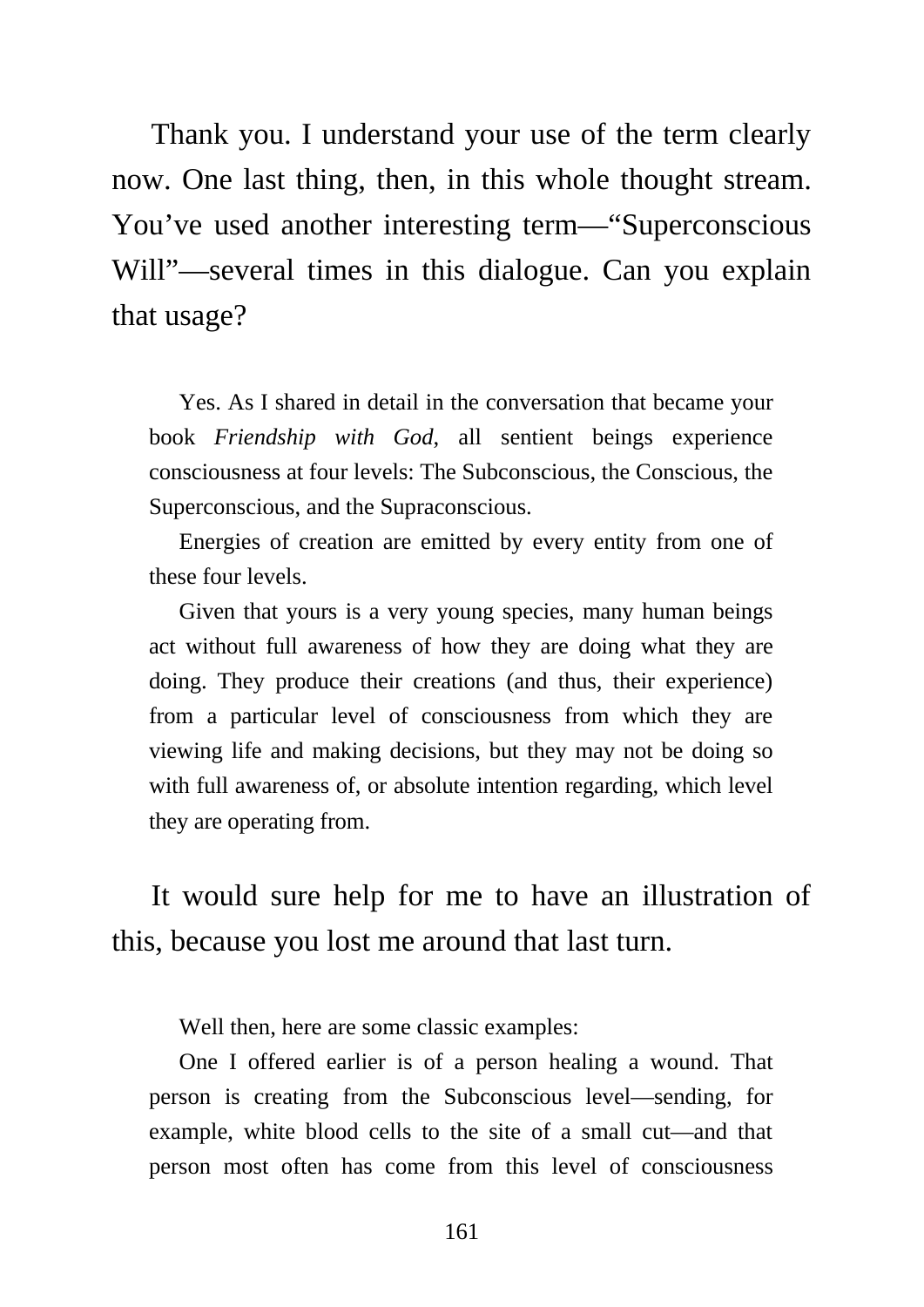Thank you. I understand your use of the term clearly now. One last thing, then, in this whole thought stream. You've used another interesting term—"Superconscious Will"—several times in this dialogue. Can you explain that usage?

> Yes. As I shared in detail in the conversation that became your book *Friendship with God*, all sentient beings experience consciousness at four levels: The Subconscious, the Conscious, the Superconscious, and the Supraconscious.
>
> Energies of creation are emitted by every entity from one of these four levels.
>
> Given that yours is a very young species, many human beings act without full awareness of how they are doing what they are doing. They produce their creations (and thus, their experience) from a particular level of consciousness from which they are viewing life and making decisions, but they may not be doing so with full awareness of, or absolute intention regarding, which level they are operating from.

It would sure help for me to have an illustration of this, because you lost me around that last turn.

> Well then, here are some classic examples:
>
> One I offered earlier is of a person healing a wound. That person is creating from the Subconscious level—sending, for example, white blood cells to the site of a small cut—and that person most often has come from this level of consciousness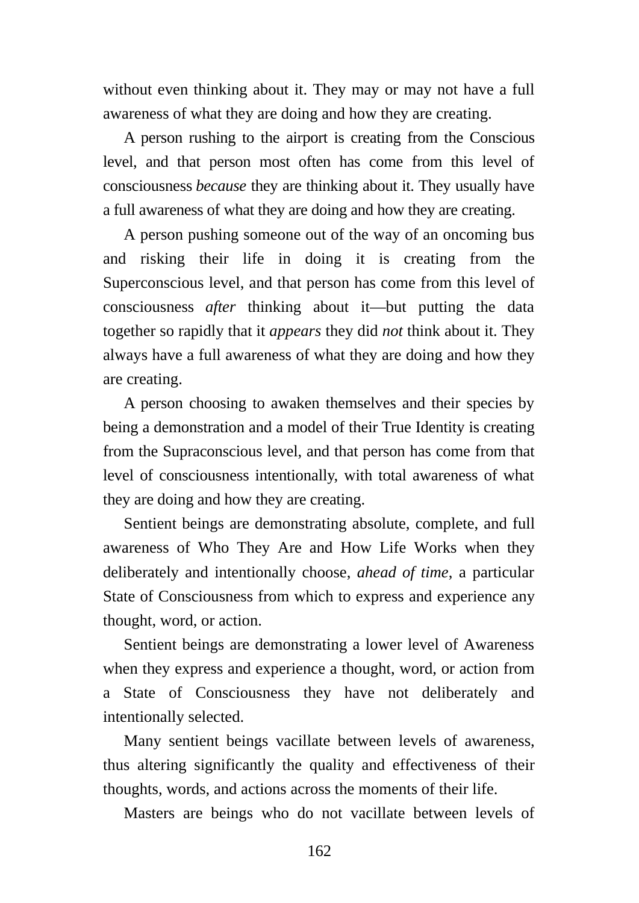without even thinking about it. They may or may not have a full awareness of what they are doing and how they are creating.

A person rushing to the airport is creating from the Conscious level, and that person most often has come from this level of consciousness *because* they are thinking about it. They usually have a full awareness of what they are doing and how they are creating.

A person pushing someone out of the way of an oncoming bus and risking their life in doing it is creating from the Superconscious level, and that person has come from this level of consciousness *after* thinking about it—but putting the data together so rapidly that it *appears* they did *not* think about it. They always have a full awareness of what they are doing and how they are creating.

A person choosing to awaken themselves and their species by being a demonstration and a model of their True Identity is creating from the Supraconscious level, and that person has come from that level of consciousness intentionally, with total awareness of what they are doing and how they are creating.

Sentient beings are demonstrating absolute, complete, and full awareness of Who They Are and How Life Works when they deliberately and intentionally choose, *ahead of time*, a particular State of Consciousness from which to express and experience any thought, word, or action.

Sentient beings are demonstrating a lower level of Awareness when they express and experience a thought, word, or action from a State of Consciousness they have not deliberately and intentionally selected.

Many sentient beings vacillate between levels of awareness, thus altering significantly the quality and effectiveness of their thoughts, words, and actions across the moments of their life.

Masters are beings who do not vacillate between levels of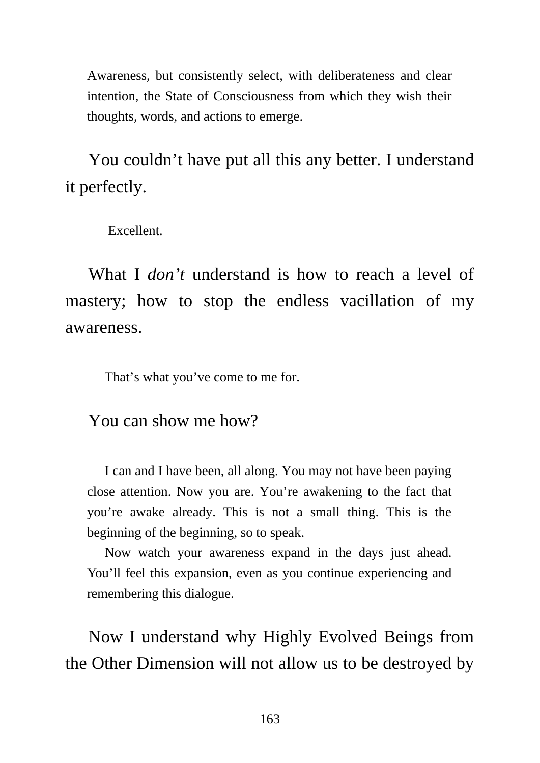Awareness, but consistently select, with deliberateness and clear intention, the State of Consciousness from which they wish their thoughts, words, and actions to emerge.

You couldn't have put all this any better. I understand it perfectly.

Excellent.

What I *don't* understand is how to reach a level of mastery; how to stop the endless vacillation of my awareness.

That's what you've come to me for.

You can show me how?

I can and I have been, all along. You may not have been paying close attention. Now you are. You're awakening to the fact that you're awake already. This is not a small thing. This is the beginning of the beginning, so to speak.

Now watch your awareness expand in the days just ahead. You'll feel this expansion, even as you continue experiencing and remembering this dialogue.

Now I understand why Highly Evolved Beings from the Other Dimension will not allow us to be destroyed by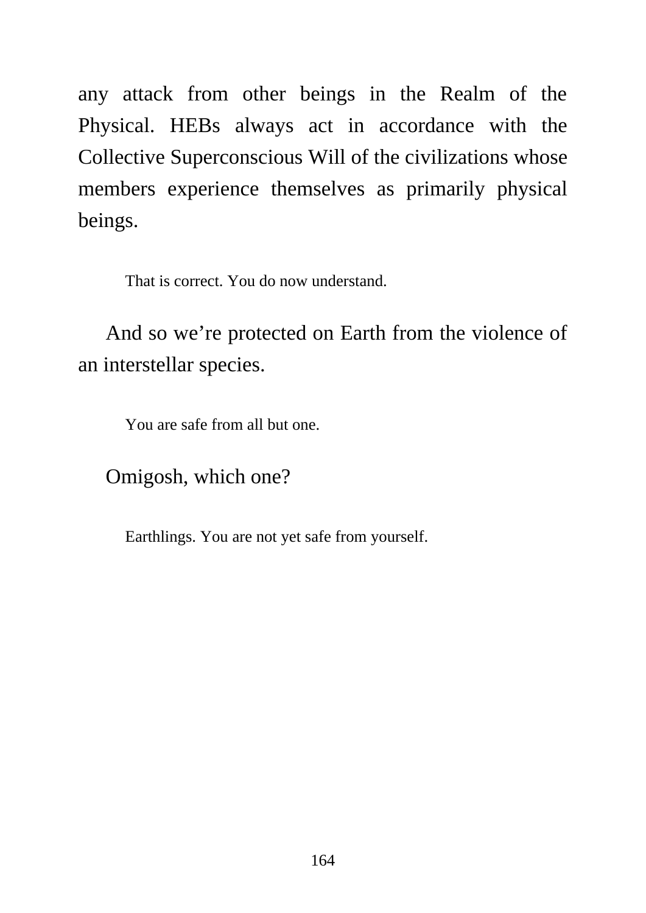any attack from other beings in the Realm of the Physical. HEBs always act in accordance with the Collective Superconscious Will of the civilizations whose members experience themselves as primarily physical beings.

> That is correct. You do now understand.

And so we're protected on Earth from the violence of an interstellar species.

> You are safe from all but one.

Omigosh, which one?

> Earthlings. You are not yet safe from yourself.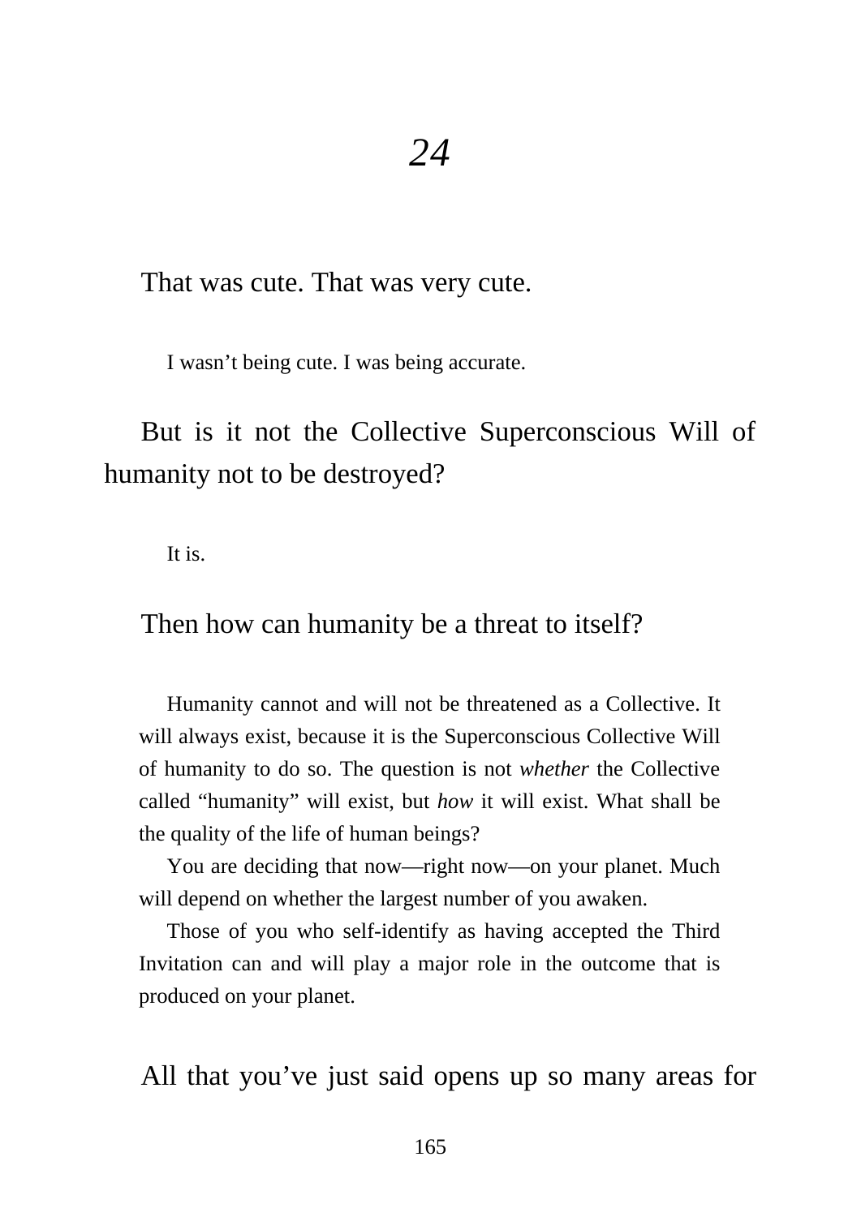# *24*

That was cute. That was very cute.

I wasn't being cute. I was being accurate.

But is it not the Collective Superconscious Will of humanity not to be destroyed?

It is.

Then how can humanity be a threat to itself?

Humanity cannot and will not be threatened as a Collective. It will always exist, because it is the Superconscious Collective Will of humanity to do so. The question is not *whether* the Collective called "humanity" will exist, but *how* it will exist. What shall be the quality of the life of human beings?

You are deciding that now—right now—on your planet. Much will depend on whether the largest number of you awaken.

Those of you who self-identify as having accepted the Third Invitation can and will play a major role in the outcome that is produced on your planet.

All that you've just said opens up so many areas for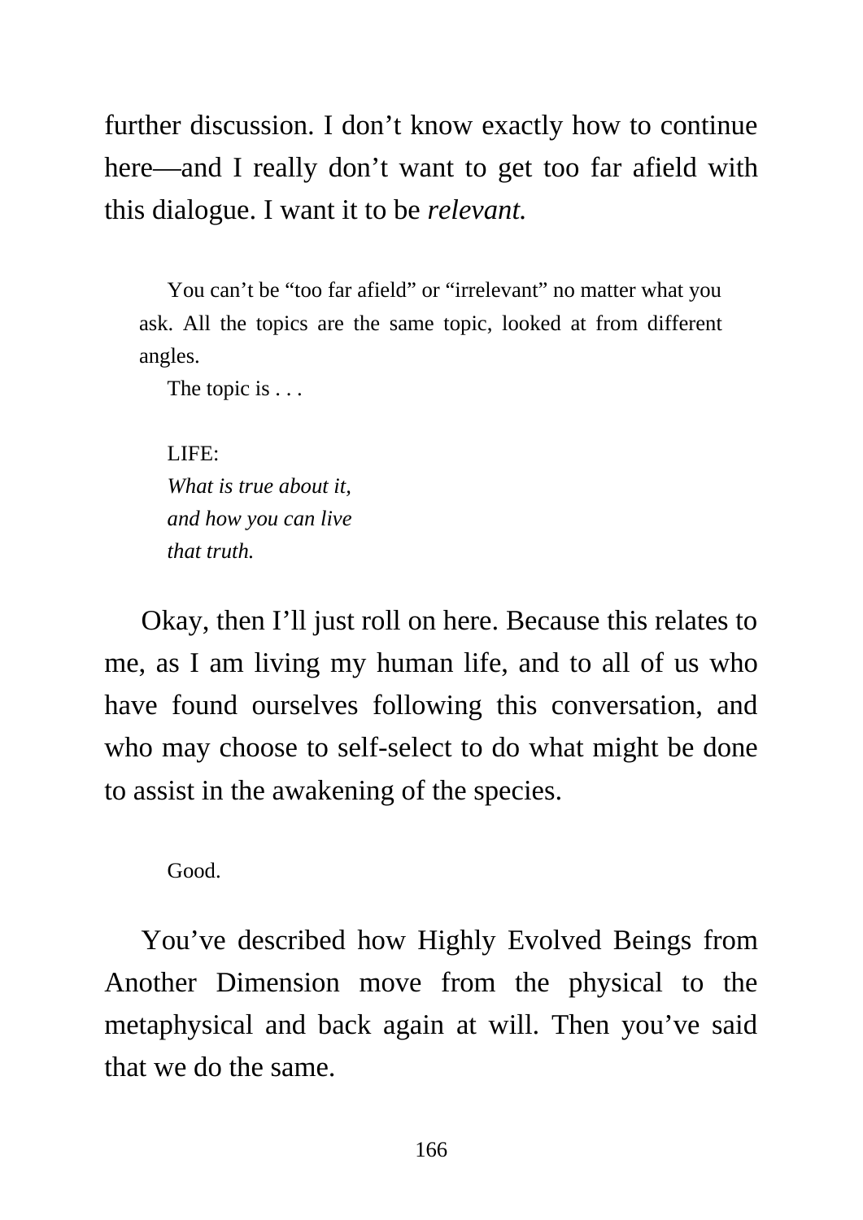further discussion. I don't know exactly how to continue here—and I really don't want to get too far afield with this dialogue. I want it to be *relevant.*

> You can't be "too far afield" or "irrelevant" no matter what you ask. All the topics are the same topic, looked at from different angles.
>
> The topic is . . .
>
> LIFE:
> *What is true about it,*
> *and how you can live*
> *that truth.*

Okay, then I'll just roll on here. Because this relates to me, as I am living my human life, and to all of us who have found ourselves following this conversation, and who may choose to self-select to do what might be done to assist in the awakening of the species.

> Good.

You've described how Highly Evolved Beings from Another Dimension move from the physical to the metaphysical and back again at will. Then you've said that we do the same.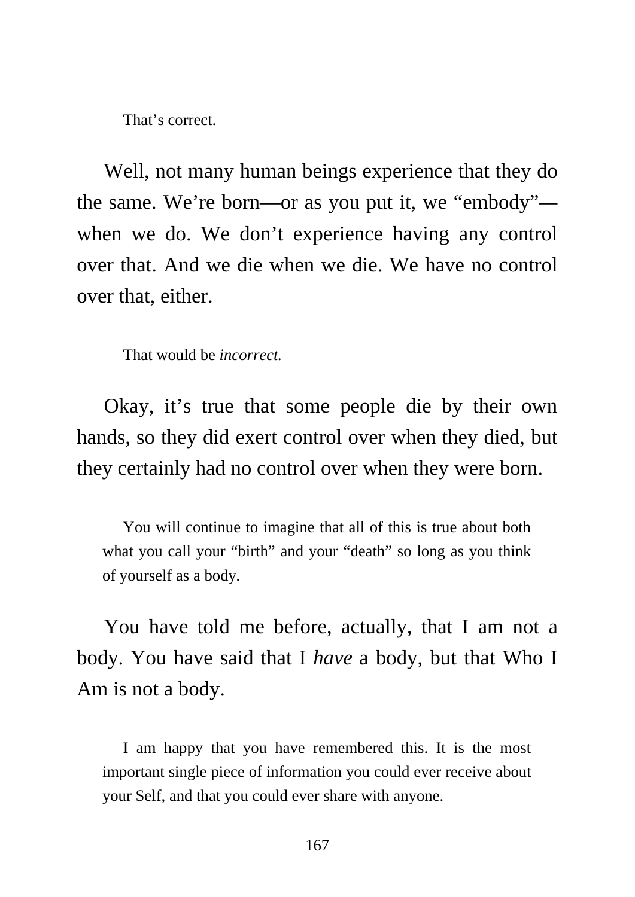That's correct.

Well, not many human beings experience that they do the same. We're born—or as you put it, we "embody"—when we do. We don't experience having any control over that. And we die when we die. We have no control over that, either.

That would be *incorrect.*

Okay, it's true that some people die by their own hands, so they did exert control over when they died, but they certainly had no control over when they were born.

You will continue to imagine that all of this is true about both what you call your "birth" and your "death" so long as you think of yourself as a body.

You have told me before, actually, that I am not a body. You have said that I *have* a body, but that Who I Am is not a body.

I am happy that you have remembered this. It is the most important single piece of information you could ever receive about your Self, and that you could ever share with anyone.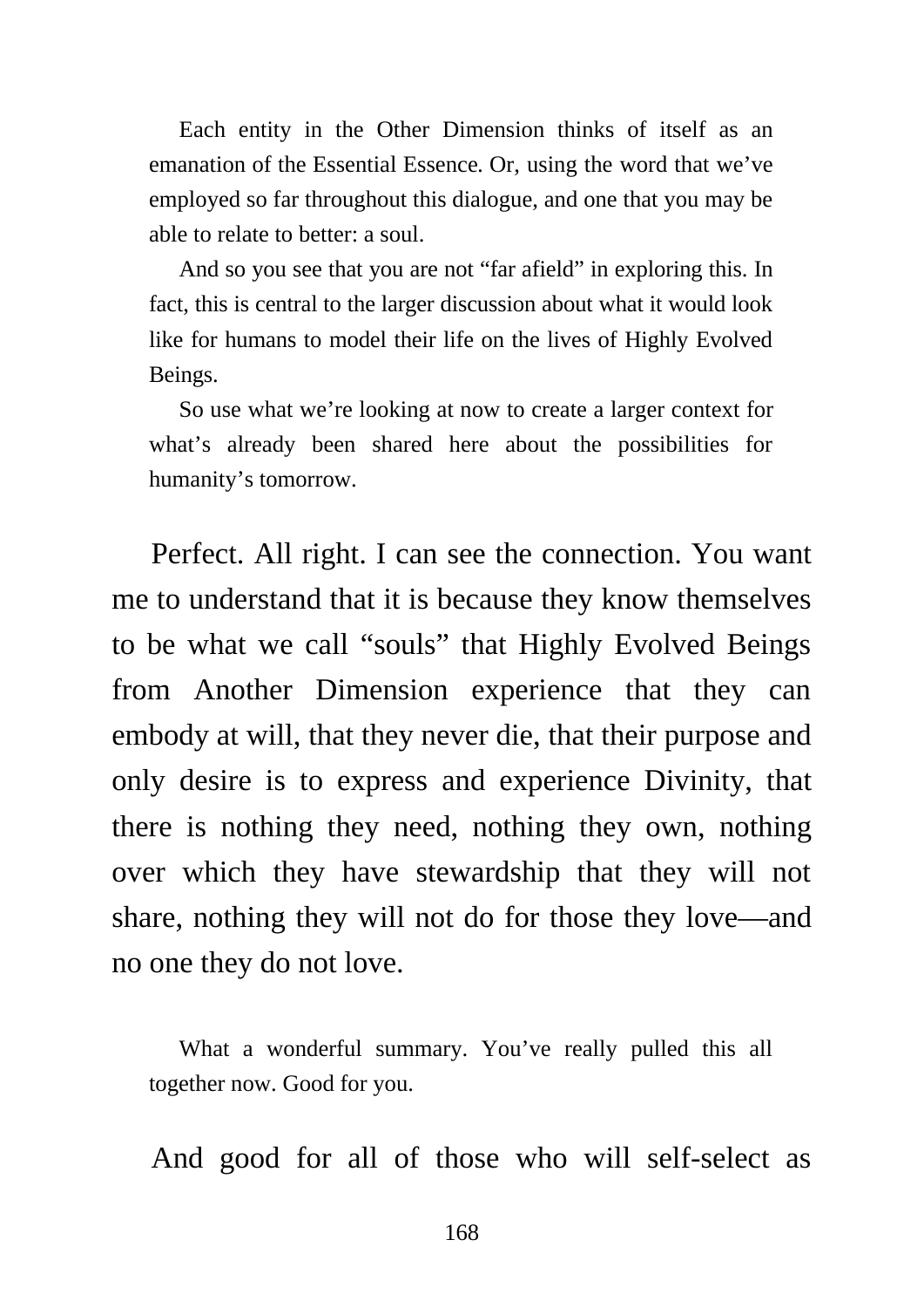Each entity in the Other Dimension thinks of itself as an emanation of the Essential Essence. Or, using the word that we've employed so far throughout this dialogue, and one that you may be able to relate to better: a soul.

And so you see that you are not "far afield" in exploring this. In fact, this is central to the larger discussion about what it would look like for humans to model their life on the lives of Highly Evolved Beings.

So use what we're looking at now to create a larger context for what's already been shared here about the possibilities for humanity's tomorrow.

Perfect. All right. I can see the connection. You want me to understand that it is because they know themselves to be what we call "souls" that Highly Evolved Beings from Another Dimension experience that they can embody at will, that they never die, that their purpose and only desire is to express and experience Divinity, that there is nothing they need, nothing they own, nothing over which they have stewardship that they will not share, nothing they will not do for those they love—and no one they do not love.

What a wonderful summary. You've really pulled this all together now. Good for you.

And good for all of those who will self-select as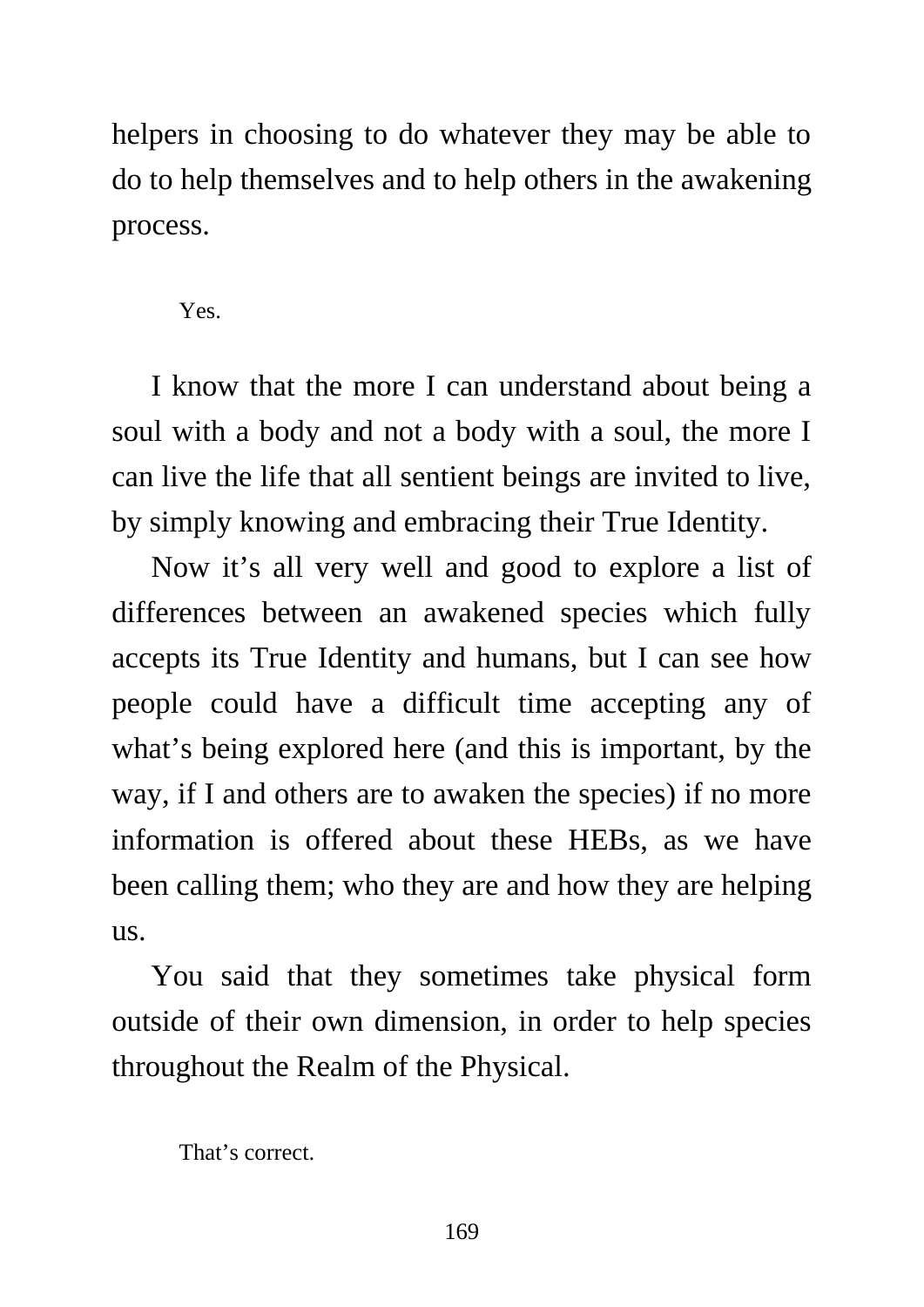helpers in choosing to do whatever they may be able to do to help themselves and to help others in the awakening process.

Yes.

I know that the more I can understand about being a soul with a body and not a body with a soul, the more I can live the life that all sentient beings are invited to live, by simply knowing and embracing their True Identity.

Now it's all very well and good to explore a list of differences between an awakened species which fully accepts its True Identity and humans, but I can see how people could have a difficult time accepting any of what's being explored here (and this is important, by the way, if I and others are to awaken the species) if no more information is offered about these HEBs, as we have been calling them; who they are and how they are helping us.

You said that they sometimes take physical form outside of their own dimension, in order to help species throughout the Realm of the Physical.

That's correct.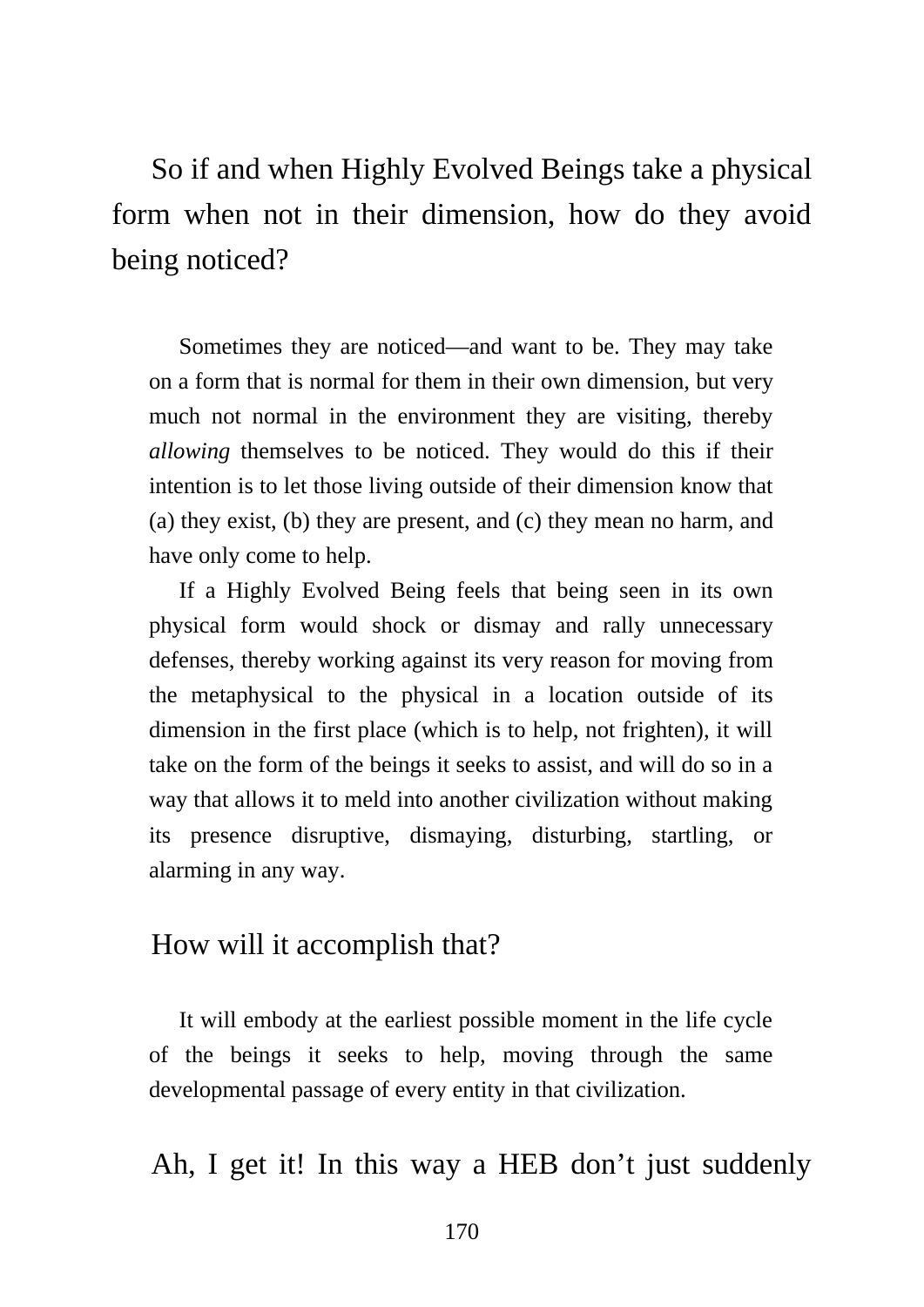So if and when Highly Evolved Beings take a physical form when not in their dimension, how do they avoid being noticed?

Sometimes they are noticed—and want to be. They may take on a form that is normal for them in their own dimension, but very much not normal in the environment they are visiting, thereby *allowing* themselves to be noticed. They would do this if their intention is to let those living outside of their dimension know that (a) they exist, (b) they are present, and (c) they mean no harm, and have only come to help.

If a Highly Evolved Being feels that being seen in its own physical form would shock or dismay and rally unnecessary defenses, thereby working against its very reason for moving from the metaphysical to the physical in a location outside of its dimension in the first place (which is to help, not frighten), it will take on the form of the beings it seeks to assist, and will do so in a way that allows it to meld into another civilization without making its presence disruptive, dismaying, disturbing, startling, or alarming in any way.

How will it accomplish that?

It will embody at the earliest possible moment in the life cycle of the beings it seeks to help, moving through the same developmental passage of every entity in that civilization.

Ah, I get it! In this way a HEB don't just suddenly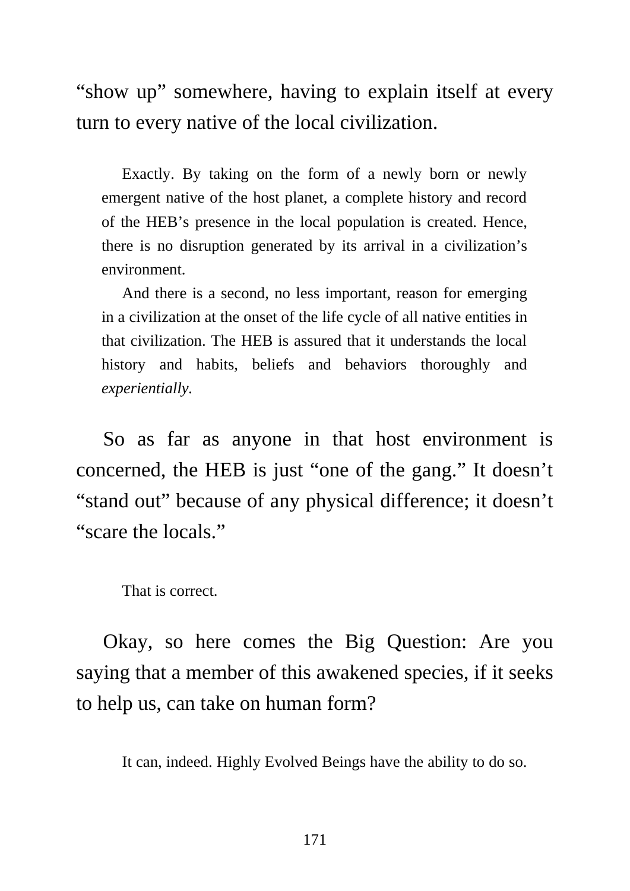"show up" somewhere, having to explain itself at every turn to every native of the local civilization.

> Exactly. By taking on the form of a newly born or newly emergent native of the host planet, a complete history and record of the HEB's presence in the local population is created. Hence, there is no disruption generated by its arrival in a civilization's environment.
>
> And there is a second, no less important, reason for emerging in a civilization at the onset of the life cycle of all native entities in that civilization. The HEB is assured that it understands the local history and habits, beliefs and behaviors thoroughly and *experientially*.

So as far as anyone in that host environment is concerned, the HEB is just "one of the gang." It doesn't "stand out" because of any physical difference; it doesn't "scare the locals."

> That is correct.

Okay, so here comes the Big Question: Are you saying that a member of this awakened species, if it seeks to help us, can take on human form?

> It can, indeed. Highly Evolved Beings have the ability to do so.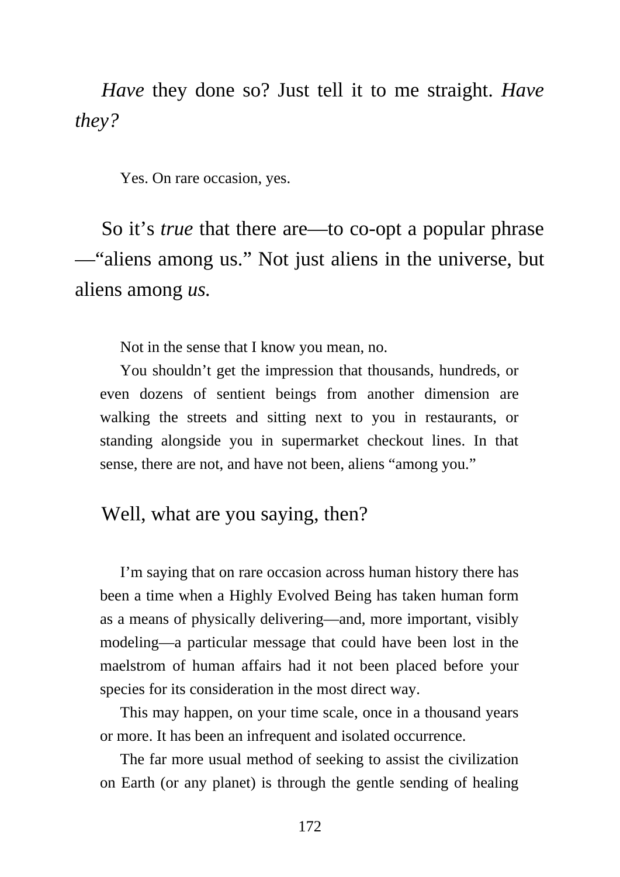*Have* they done so? Just tell it to me straight. *Have they?*

Yes. On rare occasion, yes.

So it's *true* that there are—to co-opt a popular phrase—"aliens among us." Not just aliens in the universe, but aliens among *us.*

Not in the sense that I know you mean, no.

You shouldn't get the impression that thousands, hundreds, or even dozens of sentient beings from another dimension are walking the streets and sitting next to you in restaurants, or standing alongside you in supermarket checkout lines. In that sense, there are not, and have not been, aliens "among you."

Well, what are you saying, then?

I'm saying that on rare occasion across human history there has been a time when a Highly Evolved Being has taken human form as a means of physically delivering—and, more important, visibly modeling—a particular message that could have been lost in the maelstrom of human affairs had it not been placed before your species for its consideration in the most direct way.

This may happen, on your time scale, once in a thousand years or more. It has been an infrequent and isolated occurrence.

The far more usual method of seeking to assist the civilization on Earth (or any planet) is through the gentle sending of healing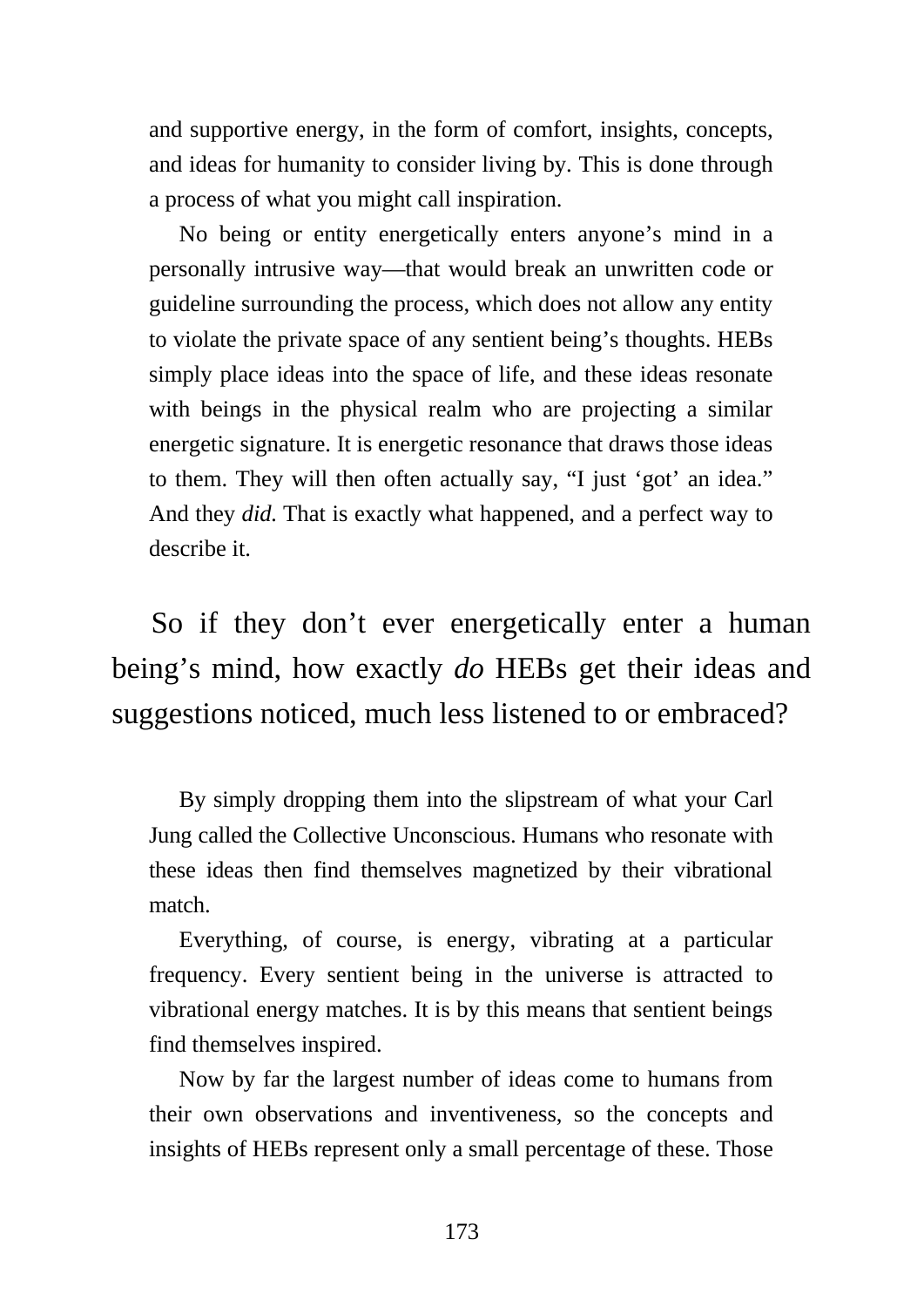and supportive energy, in the form of comfort, insights, concepts, and ideas for humanity to consider living by. This is done through a process of what you might call inspiration.

No being or entity energetically enters anyone's mind in a personally intrusive way—that would break an unwritten code or guideline surrounding the process, which does not allow any entity to violate the private space of any sentient being's thoughts. HEBs simply place ideas into the space of life, and these ideas resonate with beings in the physical realm who are projecting a similar energetic signature. It is energetic resonance that draws those ideas to them. They will then often actually say, "I just 'got' an idea." And they *did*. That is exactly what happened, and a perfect way to describe it.

### So if they don't ever energetically enter a human being's mind, how exactly *do* HEBs get their ideas and suggestions noticed, much less listened to or embraced?

By simply dropping them into the slipstream of what your Carl Jung called the Collective Unconscious. Humans who resonate with these ideas then find themselves magnetized by their vibrational match.

Everything, of course, is energy, vibrating at a particular frequency. Every sentient being in the universe is attracted to vibrational energy matches. It is by this means that sentient beings find themselves inspired.

Now by far the largest number of ideas come to humans from their own observations and inventiveness, so the concepts and insights of HEBs represent only a small percentage of these. Those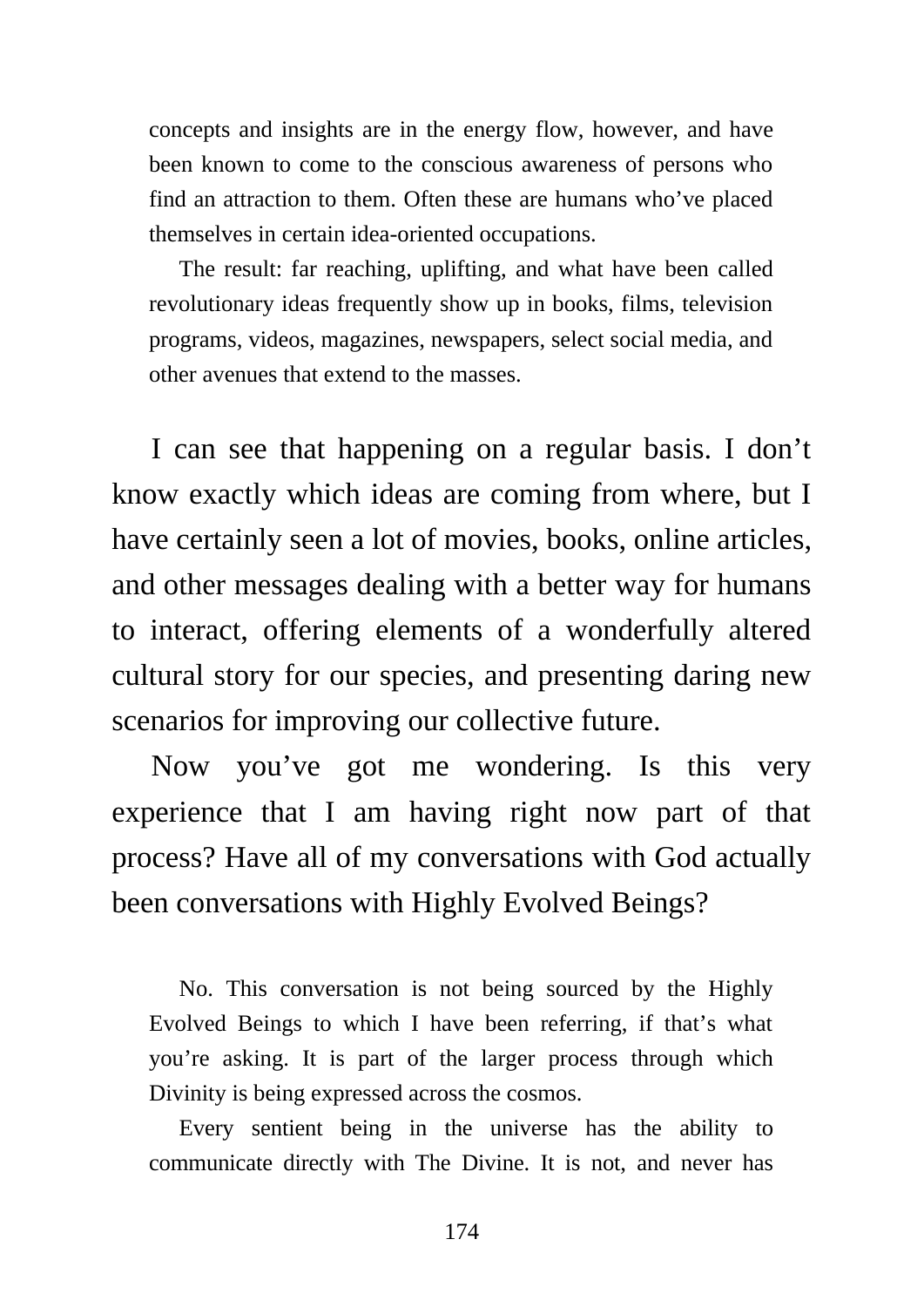concepts and insights are in the energy flow, however, and have been known to come to the conscious awareness of persons who find an attraction to them. Often these are humans who've placed themselves in certain idea-oriented occupations.

The result: far reaching, uplifting, and what have been called revolutionary ideas frequently show up in books, films, television programs, videos, magazines, newspapers, select social media, and other avenues that extend to the masses.

I can see that happening on a regular basis. I don't know exactly which ideas are coming from where, but I have certainly seen a lot of movies, books, online articles, and other messages dealing with a better way for humans to interact, offering elements of a wonderfully altered cultural story for our species, and presenting daring new scenarios for improving our collective future.

Now you've got me wondering. Is this very experience that I am having right now part of that process? Have all of my conversations with God actually been conversations with Highly Evolved Beings?

No. This conversation is not being sourced by the Highly Evolved Beings to which I have been referring, if that's what you're asking. It is part of the larger process through which Divinity is being expressed across the cosmos.

Every sentient being in the universe has the ability to communicate directly with The Divine. It is not, and never has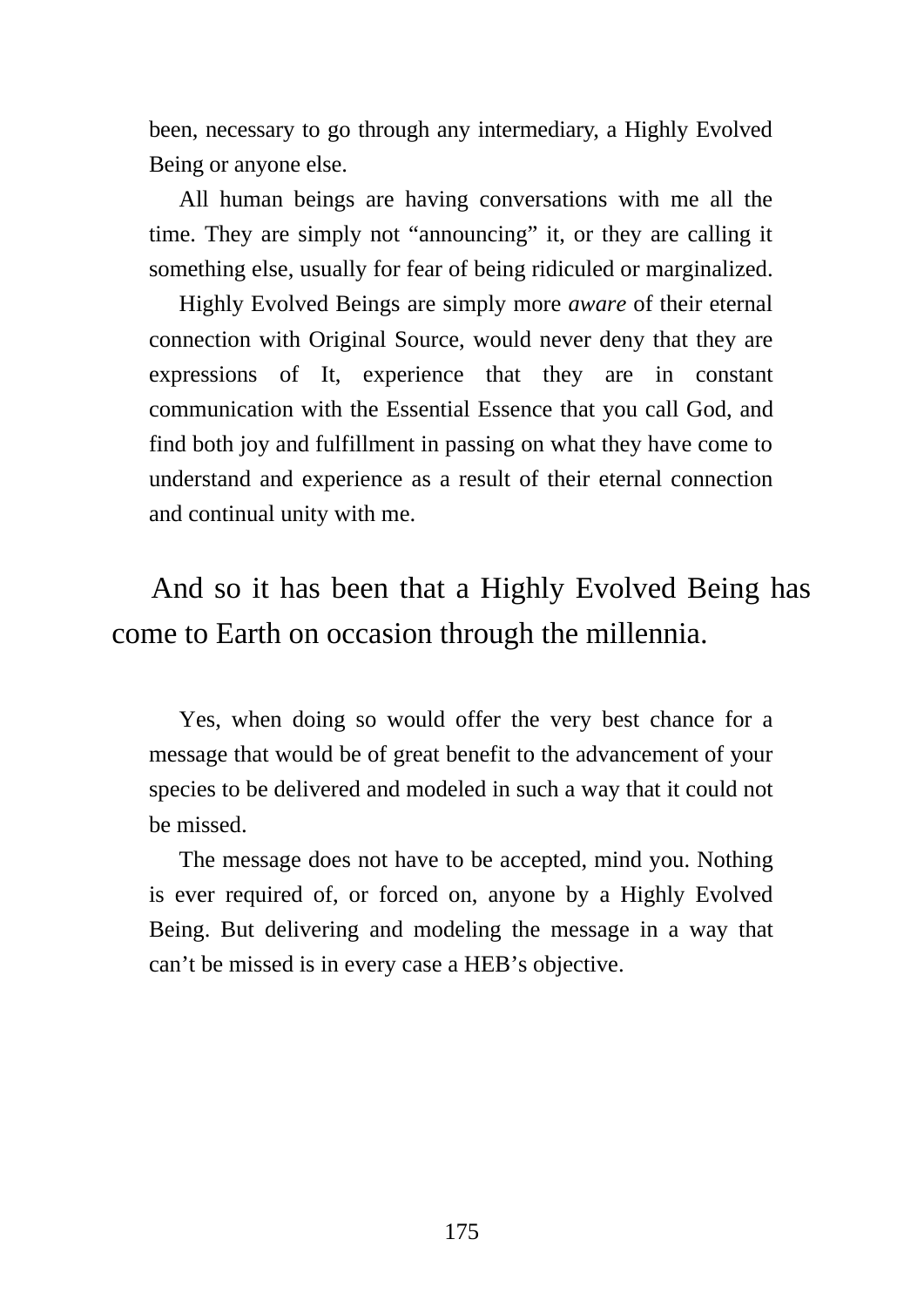been, necessary to go through any intermediary, a Highly Evolved Being or anyone else.

All human beings are having conversations with me all the time. They are simply not “announcing” it, or they are calling it something else, usually for fear of being ridiculed or marginalized.

Highly Evolved Beings are simply more *aware* of their eternal connection with Original Source, would never deny that they are expressions of It, experience that they are in constant communication with the Essential Essence that you call God, and find both joy and fulfillment in passing on what they have come to understand and experience as a result of their eternal connection and continual unity with me.

And so it has been that a Highly Evolved Being has come to Earth on occasion through the millennia.

Yes, when doing so would offer the very best chance for a message that would be of great benefit to the advancement of your species to be delivered and modeled in such a way that it could not be missed.

The message does not have to be accepted, mind you. Nothing is ever required of, or forced on, anyone by a Highly Evolved Being. But delivering and modeling the message in a way that can’t be missed is in every case a HEB’s objective.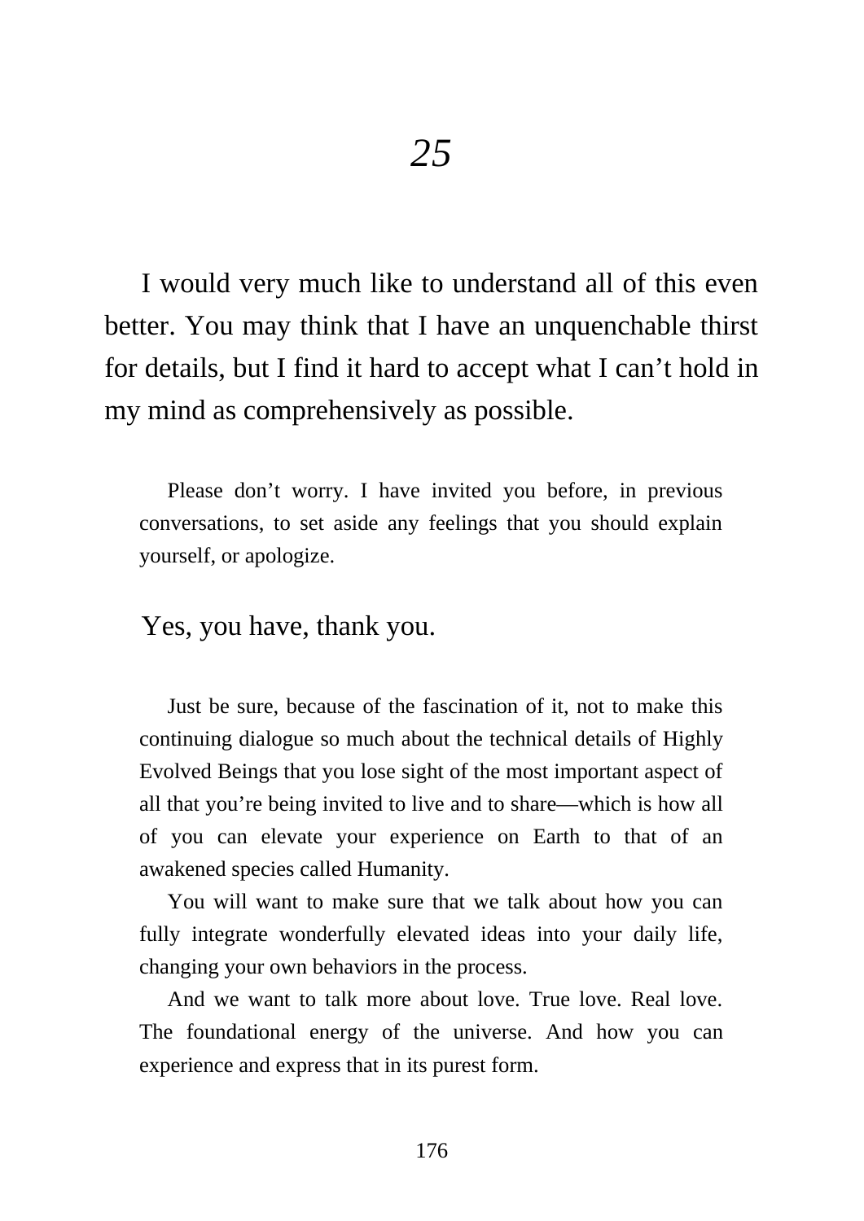# *25*

I would very much like to understand all of this even better. You may think that I have an unquenchable thirst for details, but I find it hard to accept what I can't hold in my mind as comprehensively as possible.

> Please don't worry. I have invited you before, in previous conversations, to set aside any feelings that you should explain yourself, or apologize.

Yes, you have, thank you.

> Just be sure, because of the fascination of it, not to make this continuing dialogue so much about the technical details of Highly Evolved Beings that you lose sight of the most important aspect of all that you're being invited to live and to share—which is how all of you can elevate your experience on Earth to that of an awakened species called Humanity.
>
> You will want to make sure that we talk about how you can fully integrate wonderfully elevated ideas into your daily life, changing your own behaviors in the process.
>
> And we want to talk more about love. True love. Real love. The foundational energy of the universe. And how you can experience and express that in its purest form.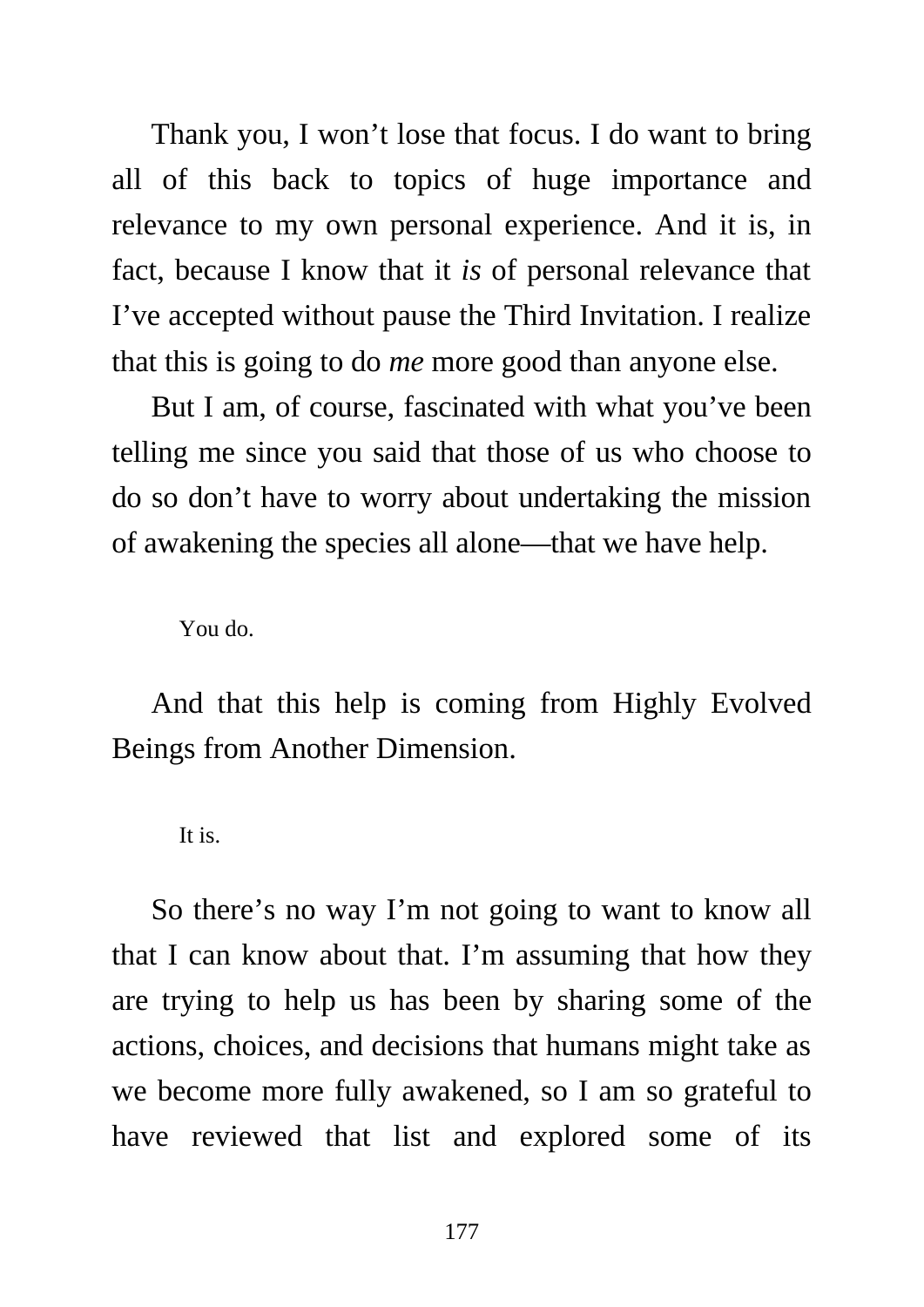Thank you, I won't lose that focus. I do want to bring all of this back to topics of huge importance and relevance to my own personal experience. And it is, in fact, because I know that it *is* of personal relevance that I've accepted without pause the Third Invitation. I realize that this is going to do *me* more good than anyone else.

But I am, of course, fascinated with what you've been telling me since you said that those of us who choose to do so don't have to worry about undertaking the mission of awakening the species all alone—that we have help.

You do.

And that this help is coming from Highly Evolved Beings from Another Dimension.

It is.

So there's no way I'm not going to want to know all that I can know about that. I'm assuming that how they are trying to help us has been by sharing some of the actions, choices, and decisions that humans might take as we become more fully awakened, so I am so grateful to have reviewed that list and explored some of its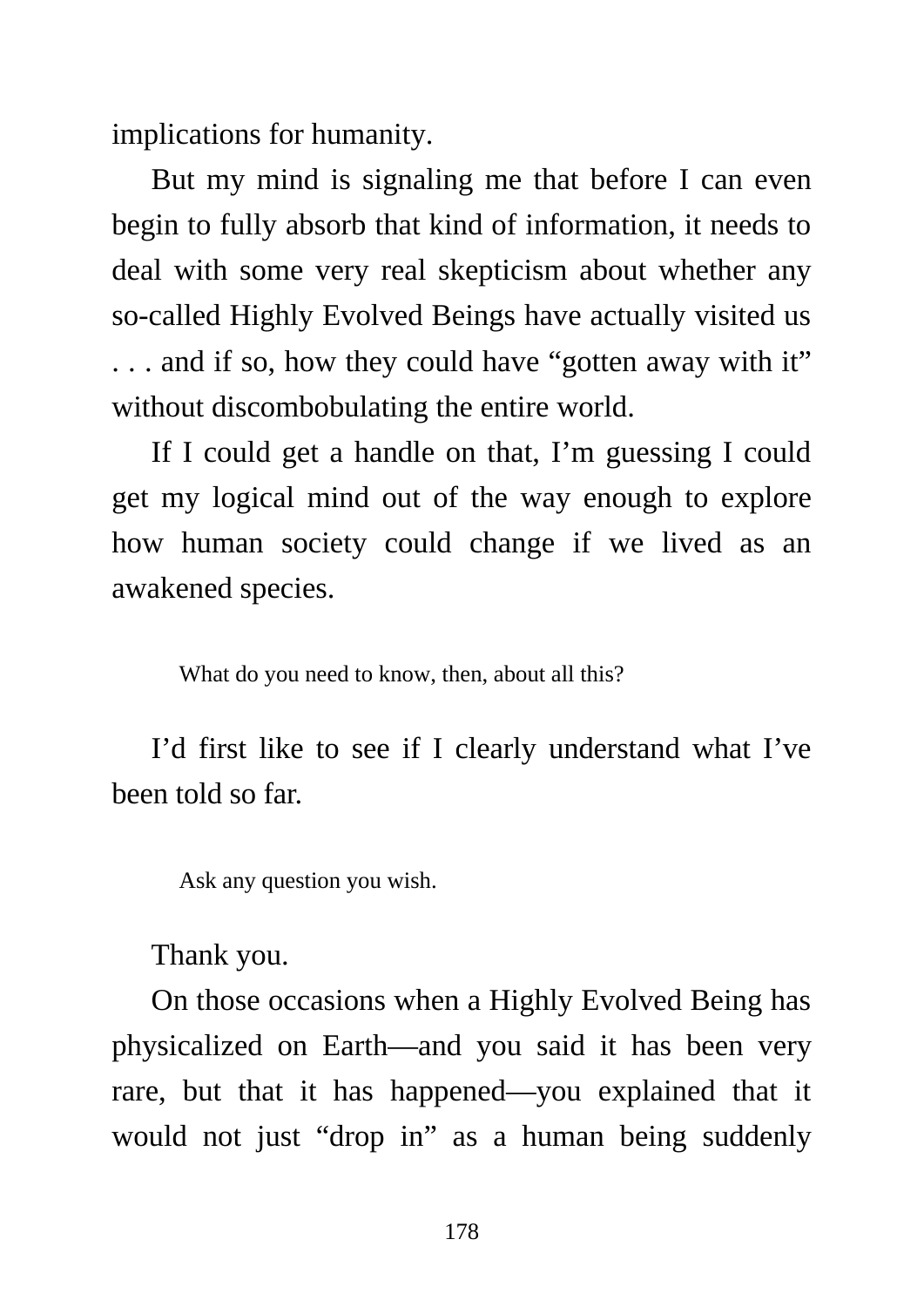implications for humanity.

But my mind is signaling me that before I can even begin to fully absorb that kind of information, it needs to deal with some very real skepticism about whether any so-called Highly Evolved Beings have actually visited us . . . and if so, how they could have "gotten away with it" without discombobulating the entire world.

If I could get a handle on that, I'm guessing I could get my logical mind out of the way enough to explore how human society could change if we lived as an awakened species.

> What do you need to know, then, about all this?

I'd first like to see if I clearly understand what I've been told so far.

> Ask any question you wish.

Thank you.

On those occasions when a Highly Evolved Being has physicalized on Earth—and you said it has been very rare, but that it has happened—you explained that it would not just "drop in" as a human being suddenly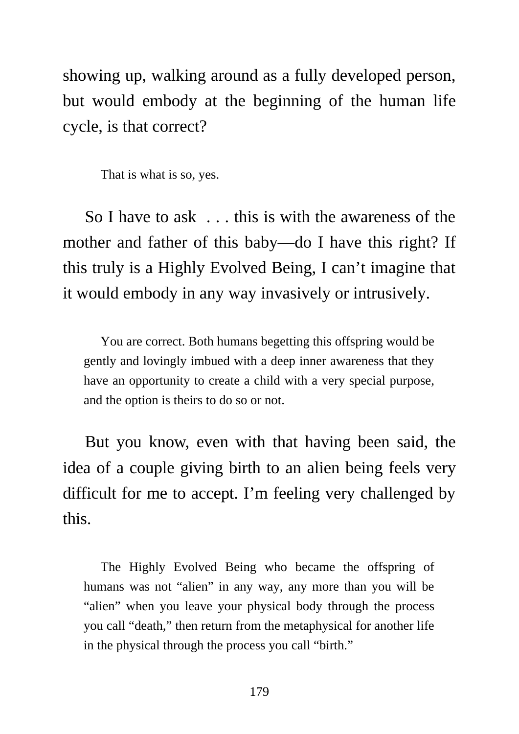showing up, walking around as a fully developed person, but would embody at the beginning of the human life cycle, is that correct?

> That is what is so, yes.

So I have to ask . . . this is with the awareness of the mother and father of this baby—do I have this right? If this truly is a Highly Evolved Being, I can't imagine that it would embody in any way invasively or intrusively.

> You are correct. Both humans begetting this offspring would be gently and lovingly imbued with a deep inner awareness that they have an opportunity to create a child with a very special purpose, and the option is theirs to do so or not.

But you know, even with that having been said, the idea of a couple giving birth to an alien being feels very difficult for me to accept. I'm feeling very challenged by this.

> The Highly Evolved Being who became the offspring of humans was not "alien" in any way, any more than you will be "alien" when you leave your physical body through the process you call "death," then return from the metaphysical for another life in the physical through the process you call "birth."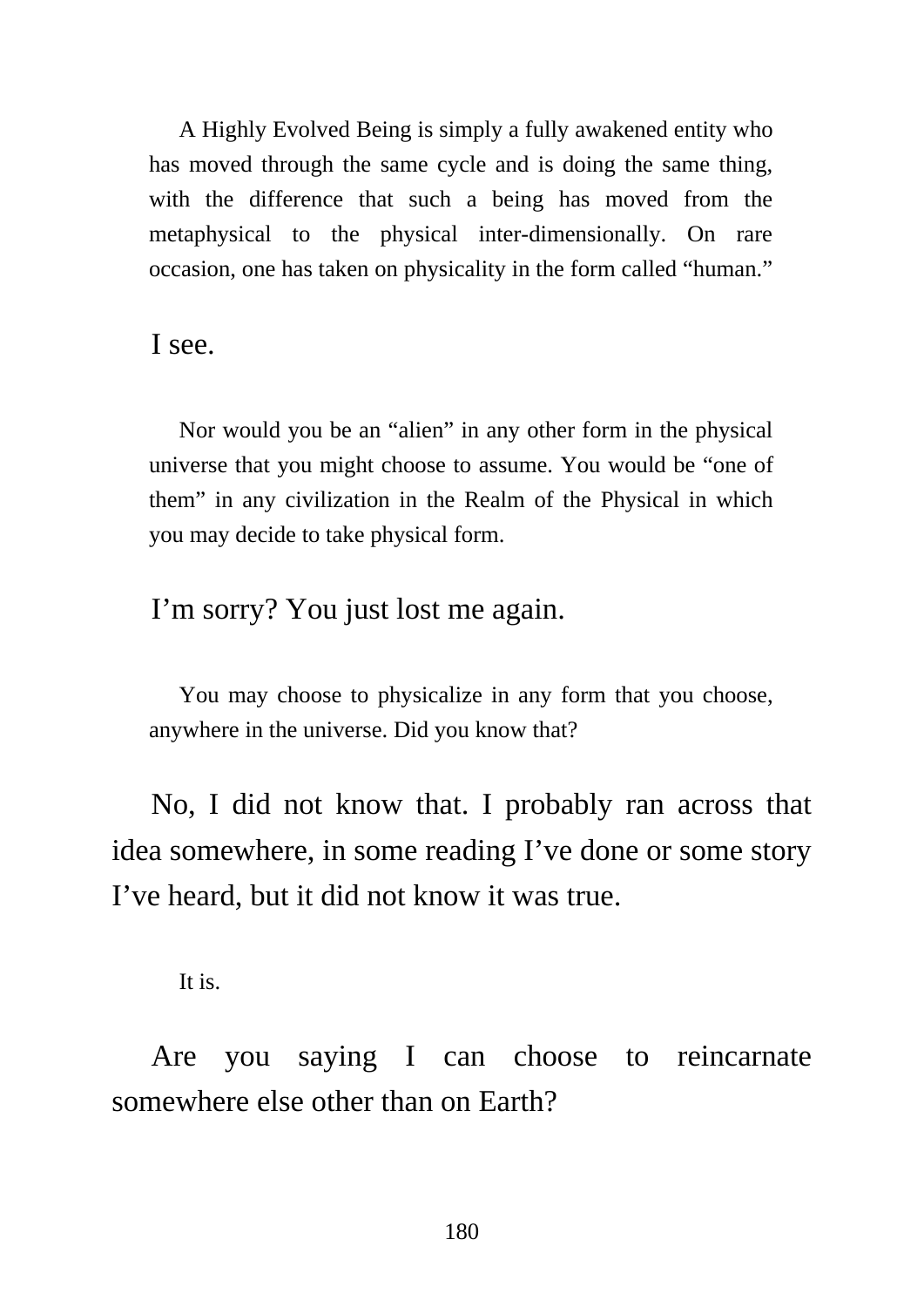A Highly Evolved Being is simply a fully awakened entity who has moved through the same cycle and is doing the same thing, with the difference that such a being has moved from the metaphysical to the physical inter-dimensionally. On rare occasion, one has taken on physicality in the form called "human."

I see.

Nor would you be an "alien" in any other form in the physical universe that you might choose to assume. You would be "one of them" in any civilization in the Realm of the Physical in which you may decide to take physical form.

I'm sorry? You just lost me again.

You may choose to physicalize in any form that you choose, anywhere in the universe. Did you know that?

No, I did not know that. I probably ran across that idea somewhere, in some reading I've done or some story I've heard, but it did not know it was true.

It is.

Are you saying I can choose to reincarnate somewhere else other than on Earth?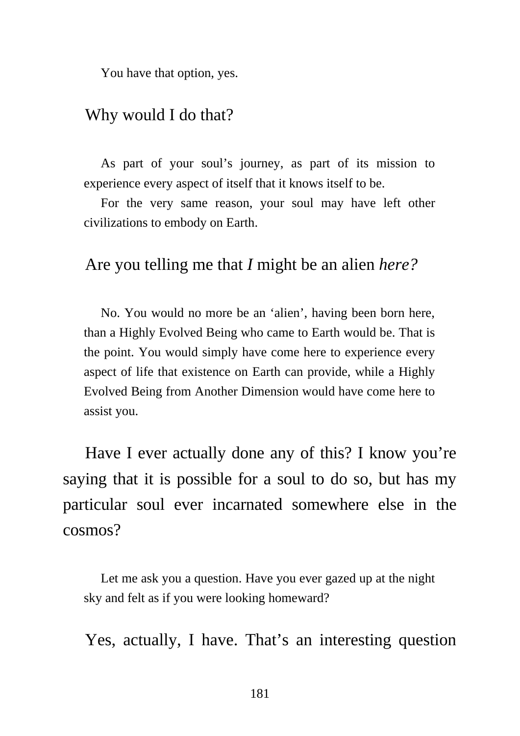You have that option, yes.

Why would I do that?

As part of your soul's journey, as part of its mission to experience every aspect of itself that it knows itself to be.

For the very same reason, your soul may have left other civilizations to embody on Earth.

Are you telling me that *I* might be an alien *here?*

No. You would no more be an 'alien', having been born here, than a Highly Evolved Being who came to Earth would be. That is the point. You would simply have come here to experience every aspect of life that existence on Earth can provide, while a Highly Evolved Being from Another Dimension would have come here to assist you.

Have I ever actually done any of this? I know you're saying that it is possible for a soul to do so, but has my particular soul ever incarnated somewhere else in the cosmos?

Let me ask you a question. Have you ever gazed up at the night sky and felt as if you were looking homeward?

Yes, actually, I have. That's an interesting question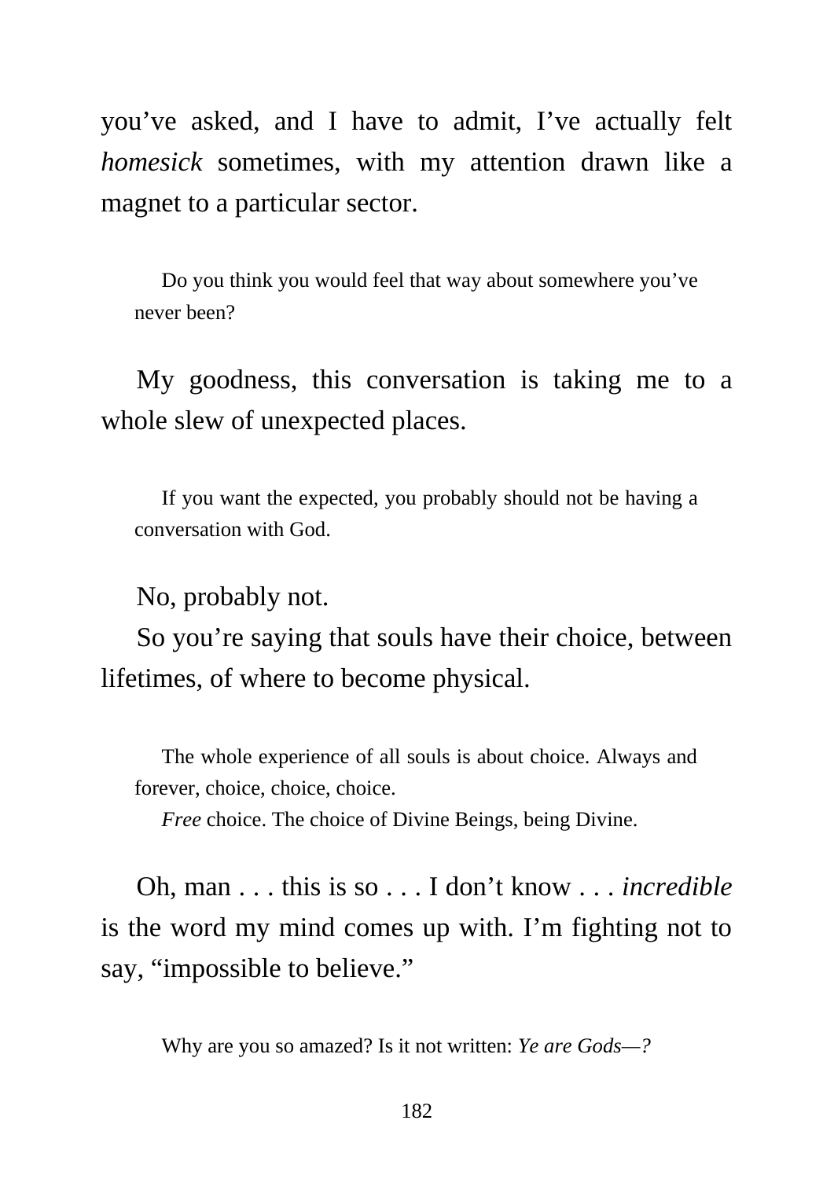you've asked, and I have to admit, I've actually felt *homesick* sometimes, with my attention drawn like a magnet to a particular sector.

> Do you think you would feel that way about somewhere you've never been?

My goodness, this conversation is taking me to a whole slew of unexpected places.

> If you want the expected, you probably should not be having a conversation with God.

No, probably not.

So you're saying that souls have their choice, between lifetimes, of where to become physical.

> The whole experience of all souls is about choice. Always and forever, choice, choice, choice.
>
> *Free* choice. The choice of Divine Beings, being Divine.

Oh, man . . . this is so . . . I don't know . . . *incredible* is the word my mind comes up with. I'm fighting not to say, "impossible to believe."

> Why are you so amazed? Is it not written: *Ye are Gods—?*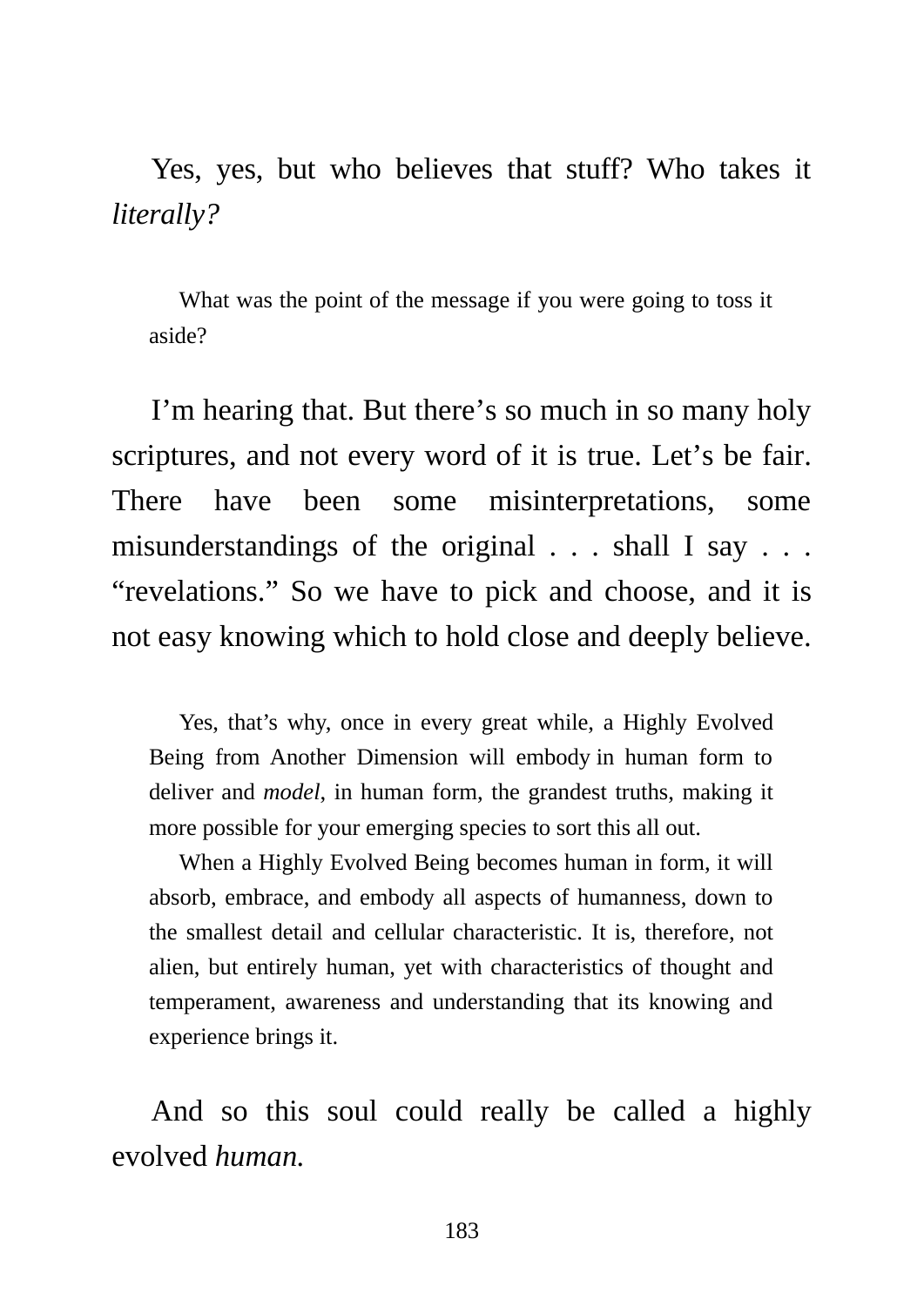Yes, yes, but who believes that stuff? Who takes it *literally?*

> What was the point of the message if you were going to toss it aside?

I'm hearing that. But there's so much in so many holy scriptures, and not every word of it is true. Let's be fair. There have been some misinterpretations, some misunderstandings of the original . . . shall I say . . . "revelations." So we have to pick and choose, and it is not easy knowing which to hold close and deeply believe.

> Yes, that's why, once in every great while, a Highly Evolved Being from Another Dimension will embody in human form to deliver and *model*, in human form, the grandest truths, making it more possible for your emerging species to sort this all out.
>
> When a Highly Evolved Being becomes human in form, it will absorb, embrace, and embody all aspects of humanness, down to the smallest detail and cellular characteristic. It is, therefore, not alien, but entirely human, yet with characteristics of thought and temperament, awareness and understanding that its knowing and experience brings it.

And so this soul could really be called a highly evolved *human.*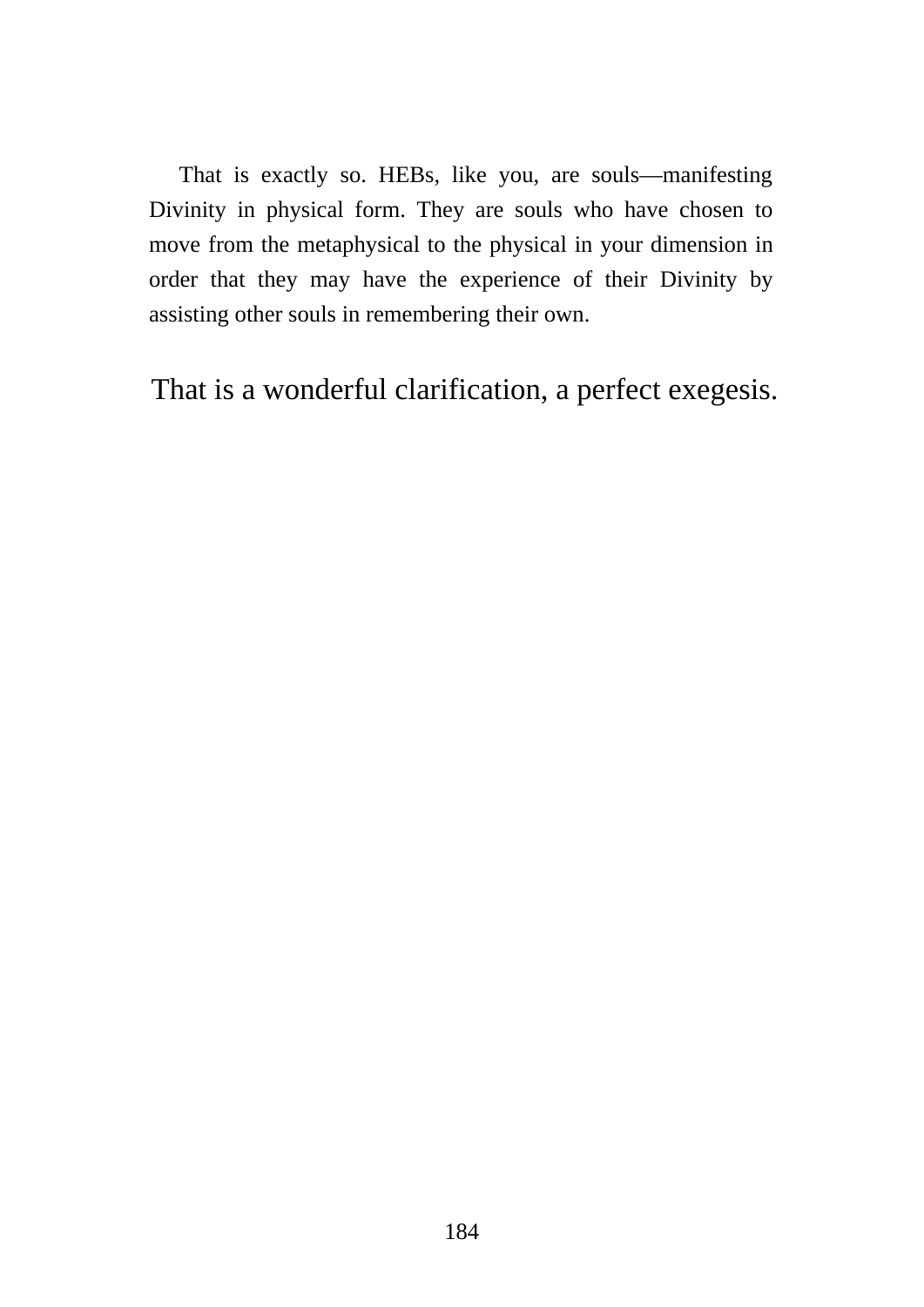That is exactly so. HEBs, like you, are souls—manifesting Divinity in physical form. They are souls who have chosen to move from the metaphysical to the physical in your dimension in order that they may have the experience of their Divinity by assisting other souls in remembering their own.

That is a wonderful clarification, a perfect exegesis.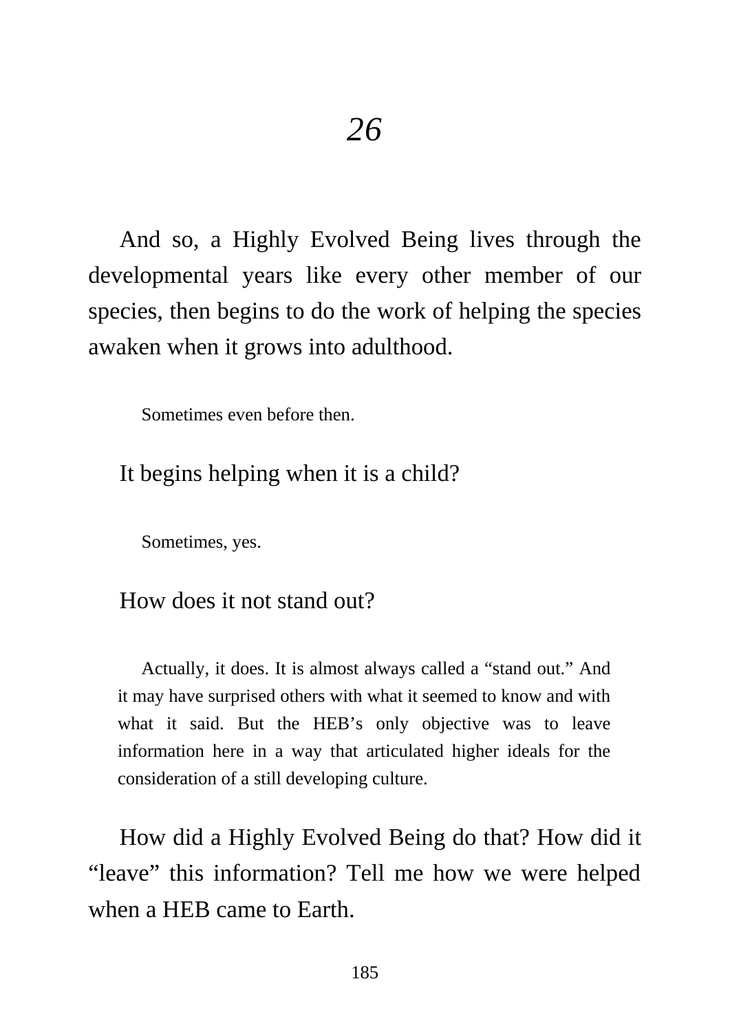# *26*

And so, a Highly Evolved Being lives through the developmental years like every other member of our species, then begins to do the work of helping the species awaken when it grows into adulthood.

> Sometimes even before then.

It begins helping when it is a child?

> Sometimes, yes.

How does it not stand out?

> Actually, it does. It is almost always called a "stand out." And it may have surprised others with what it seemed to know and with what it said. But the HEB's only objective was to leave information here in a way that articulated higher ideals for the consideration of a still developing culture.

How did a Highly Evolved Being do that? How did it "leave" this information? Tell me how we were helped when a HEB came to Earth.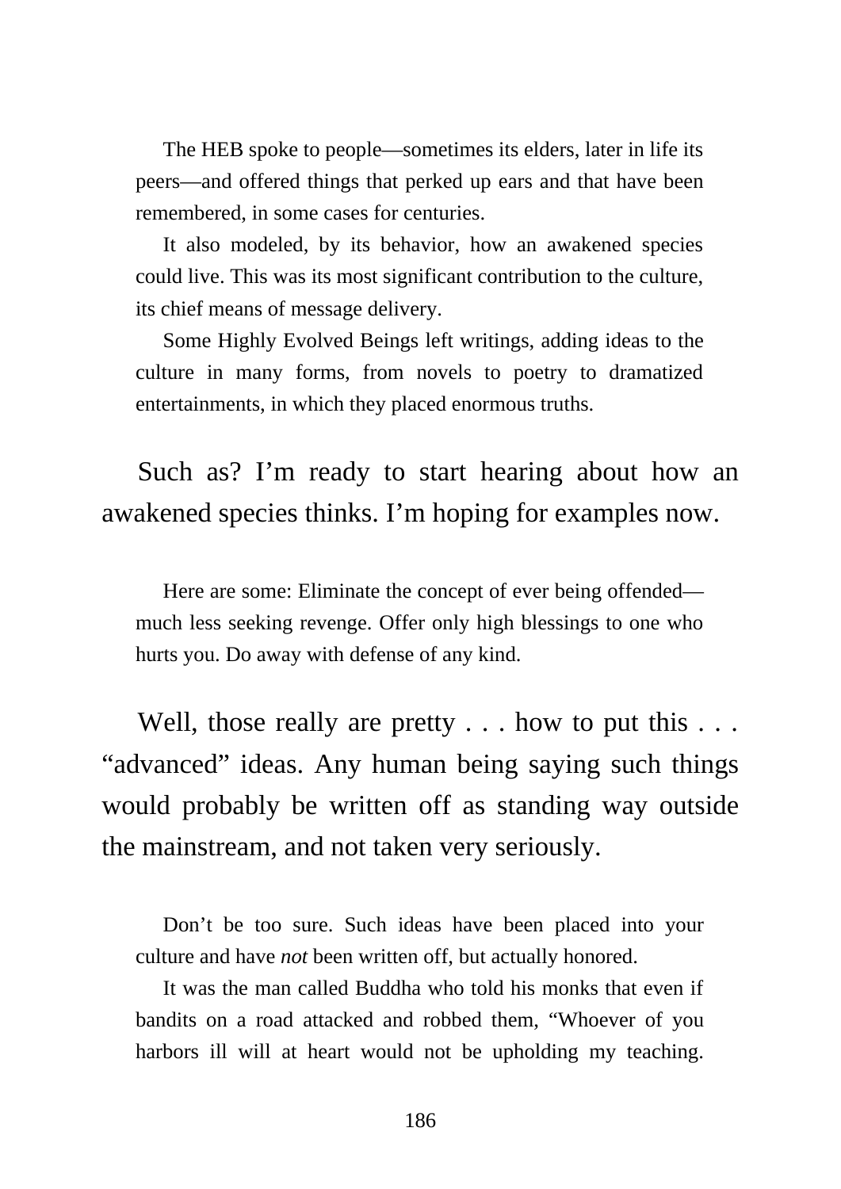The HEB spoke to people—sometimes its elders, later in life its peers—and offered things that perked up ears and that have been remembered, in some cases for centuries.

It also modeled, by its behavior, how an awakened species could live. This was its most significant contribution to the culture, its chief means of message delivery.

Some Highly Evolved Beings left writings, adding ideas to the culture in many forms, from novels to poetry to dramatized entertainments, in which they placed enormous truths.

Such as? I'm ready to start hearing about how an awakened species thinks. I'm hoping for examples now.

Here are some: Eliminate the concept of ever being offended—much less seeking revenge. Offer only high blessings to one who hurts you. Do away with defense of any kind.

Well, those really are pretty . . . how to put this . . . "advanced" ideas. Any human being saying such things would probably be written off as standing way outside the mainstream, and not taken very seriously.

Don't be too sure. Such ideas have been placed into your culture and have *not* been written off, but actually honored.

It was the man called Buddha who told his monks that even if bandits on a road attacked and robbed them, "Whoever of you harbors ill will at heart would not be upholding my teaching.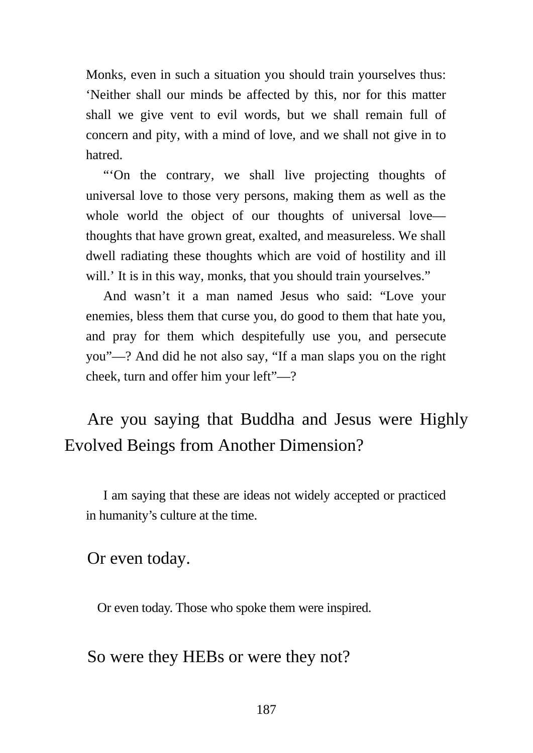Monks, even in such a situation you should train yourselves thus: 'Neither shall our minds be affected by this, nor for this matter shall we give vent to evil words, but we shall remain full of concern and pity, with a mind of love, and we shall not give in to hatred.

"'On the contrary, we shall live projecting thoughts of universal love to those very persons, making them as well as the whole world the object of our thoughts of universal love—thoughts that have grown great, exalted, and measureless. We shall dwell radiating these thoughts which are void of hostility and ill will.' It is in this way, monks, that you should train yourselves."

And wasn't it a man named Jesus who said: "Love your enemies, bless them that curse you, do good to them that hate you, and pray for them which despitefully use you, and persecute you"—? And did he not also say, "If a man slaps you on the right cheek, turn and offer him your left"—?

Are you saying that Buddha and Jesus were Highly Evolved Beings from Another Dimension?

I am saying that these are ideas not widely accepted or practiced in humanity's culture at the time.

Or even today.

Or even today. Those who spoke them were inspired.

So were they HEBs or were they not?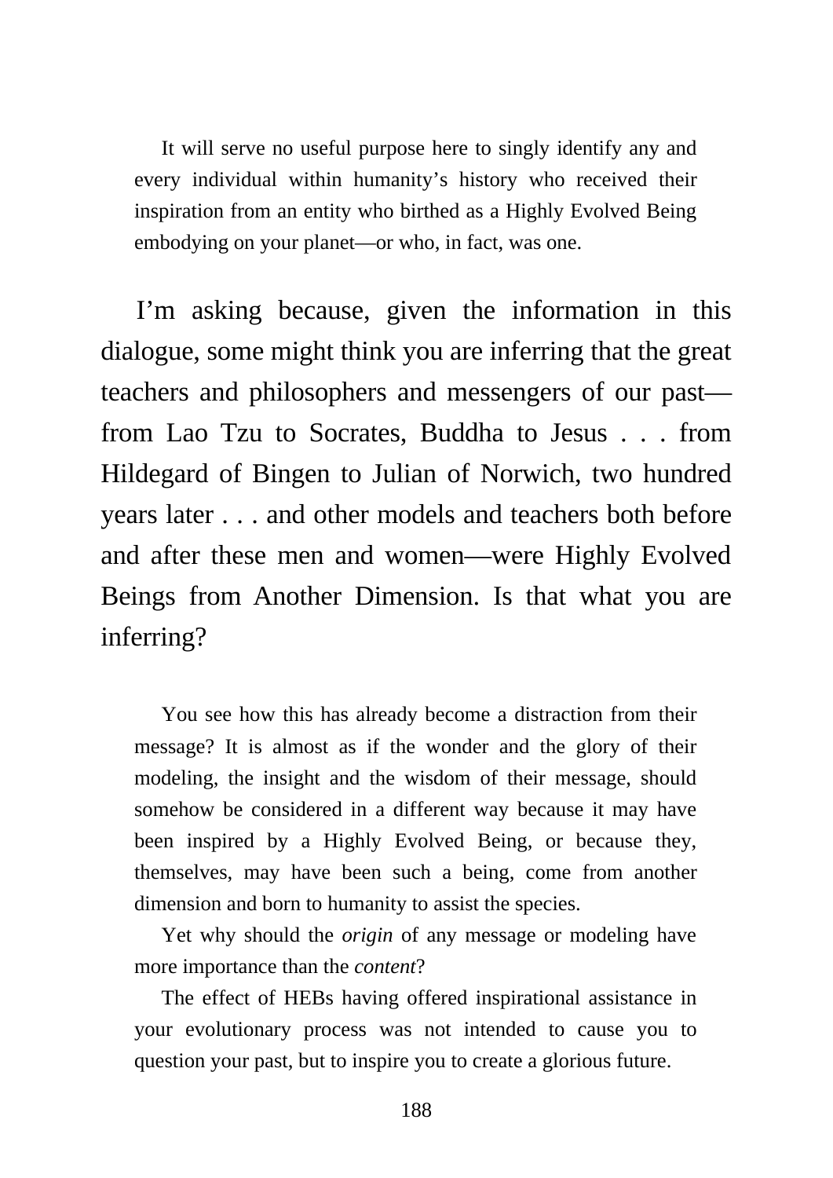It will serve no useful purpose here to singly identify any and every individual within humanity's history who received their inspiration from an entity who birthed as a Highly Evolved Being embodying on your planet—or who, in fact, was one.

I'm asking because, given the information in this dialogue, some might think you are inferring that the great teachers and philosophers and messengers of our past—from Lao Tzu to Socrates, Buddha to Jesus . . . from Hildegard of Bingen to Julian of Norwich, two hundred years later . . . and other models and teachers both before and after these men and women—were Highly Evolved Beings from Another Dimension. Is that what you are inferring?

You see how this has already become a distraction from their message? It is almost as if the wonder and the glory of their modeling, the insight and the wisdom of their message, should somehow be considered in a different way because it may have been inspired by a Highly Evolved Being, or because they, themselves, may have been such a being, come from another dimension and born to humanity to assist the species.

Yet why should the *origin* of any message or modeling have more importance than the *content*?

The effect of HEBs having offered inspirational assistance in your evolutionary process was not intended to cause you to question your past, but to inspire you to create a glorious future.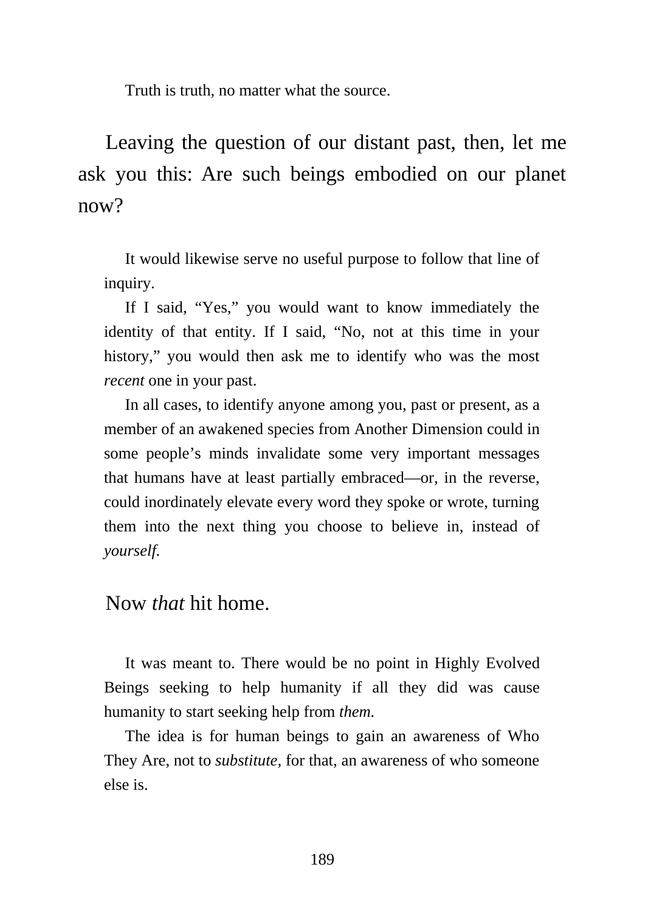Truth is truth, no matter what the source.

Leaving the question of our distant past, then, let me ask you this: Are such beings embodied on our planet now?

It would likewise serve no useful purpose to follow that line of inquiry.

If I said, "Yes," you would want to know immediately the identity of that entity. If I said, "No, not at this time in your history," you would then ask me to identify who was the most *recent* one in your past.

In all cases, to identify anyone among you, past or present, as a member of an awakened species from Another Dimension could in some people's minds invalidate some very important messages that humans have at least partially embraced—or, in the reverse, could inordinately elevate every word they spoke or wrote, turning them into the next thing you choose to believe in, instead of *yourself.*

Now *that* hit home.

It was meant to. There would be no point in Highly Evolved Beings seeking to help humanity if all they did was cause humanity to start seeking help from *them.*

The idea is for human beings to gain an awareness of Who They Are, not to *substitute*, for that, an awareness of who someone else is.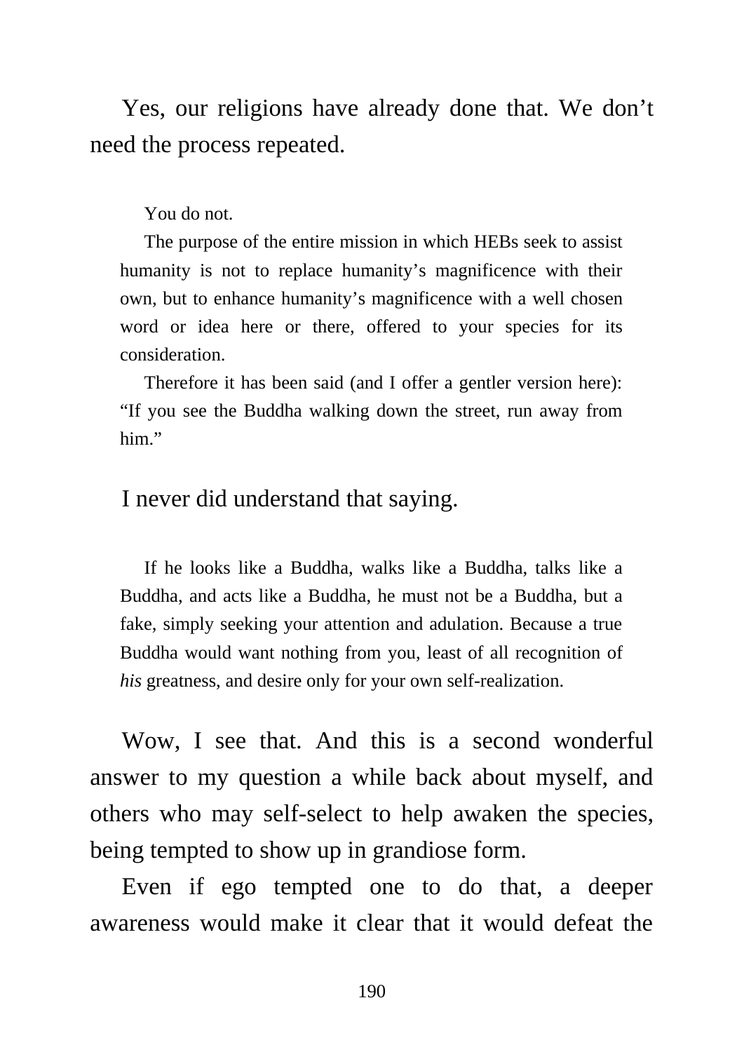Yes, our religions have already done that. We don't need the process repeated.

> You do not.
>
> The purpose of the entire mission in which HEBs seek to assist humanity is not to replace humanity's magnificence with their own, but to enhance humanity's magnificence with a well chosen word or idea here or there, offered to your species for its consideration.
>
> Therefore it has been said (and I offer a gentler version here): "If you see the Buddha walking down the street, run away from him."

I never did understand that saying.

> If he looks like a Buddha, walks like a Buddha, talks like a Buddha, and acts like a Buddha, he must not be a Buddha, but a fake, simply seeking your attention and adulation. Because a true Buddha would want nothing from you, least of all recognition of *his* greatness, and desire only for your own self-realization.

Wow, I see that. And this is a second wonderful answer to my question a while back about myself, and others who may self-select to help awaken the species, being tempted to show up in grandiose form.

Even if ego tempted one to do that, a deeper awareness would make it clear that it would defeat the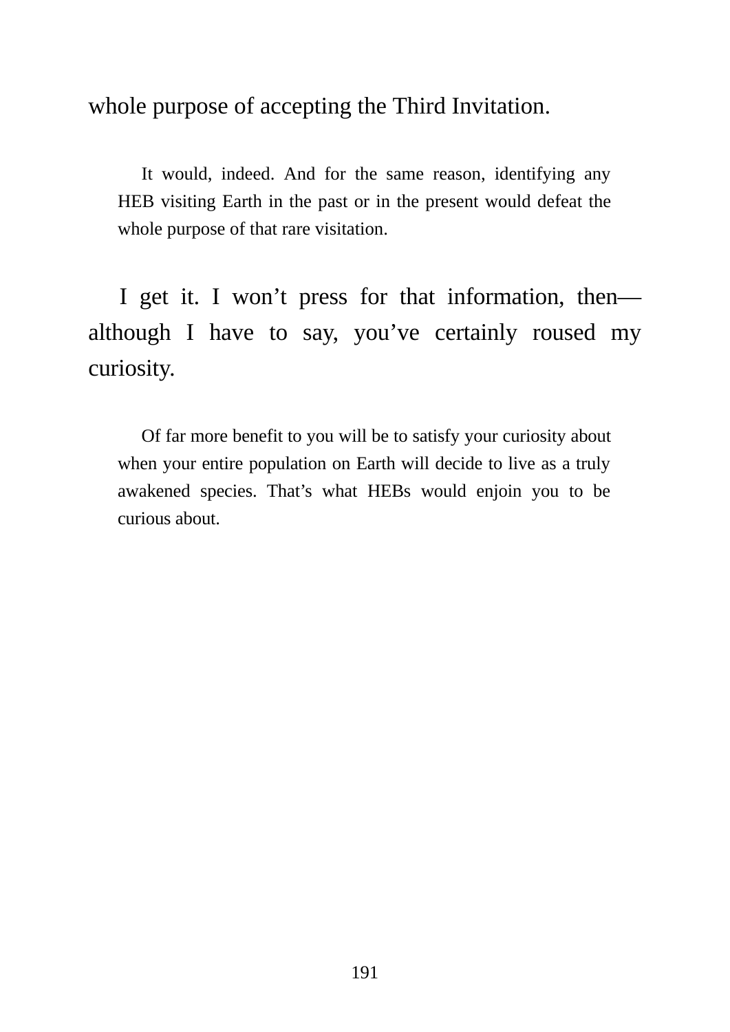whole purpose of accepting the Third Invitation.

> It would, indeed. And for the same reason, identifying any HEB visiting Earth in the past or in the present would defeat the whole purpose of that rare visitation.

I get it. I won't press for that information, then—although I have to say, you've certainly roused my curiosity.

> Of far more benefit to you will be to satisfy your curiosity about when your entire population on Earth will decide to live as a truly awakened species. That's what HEBs would enjoin you to be curious about.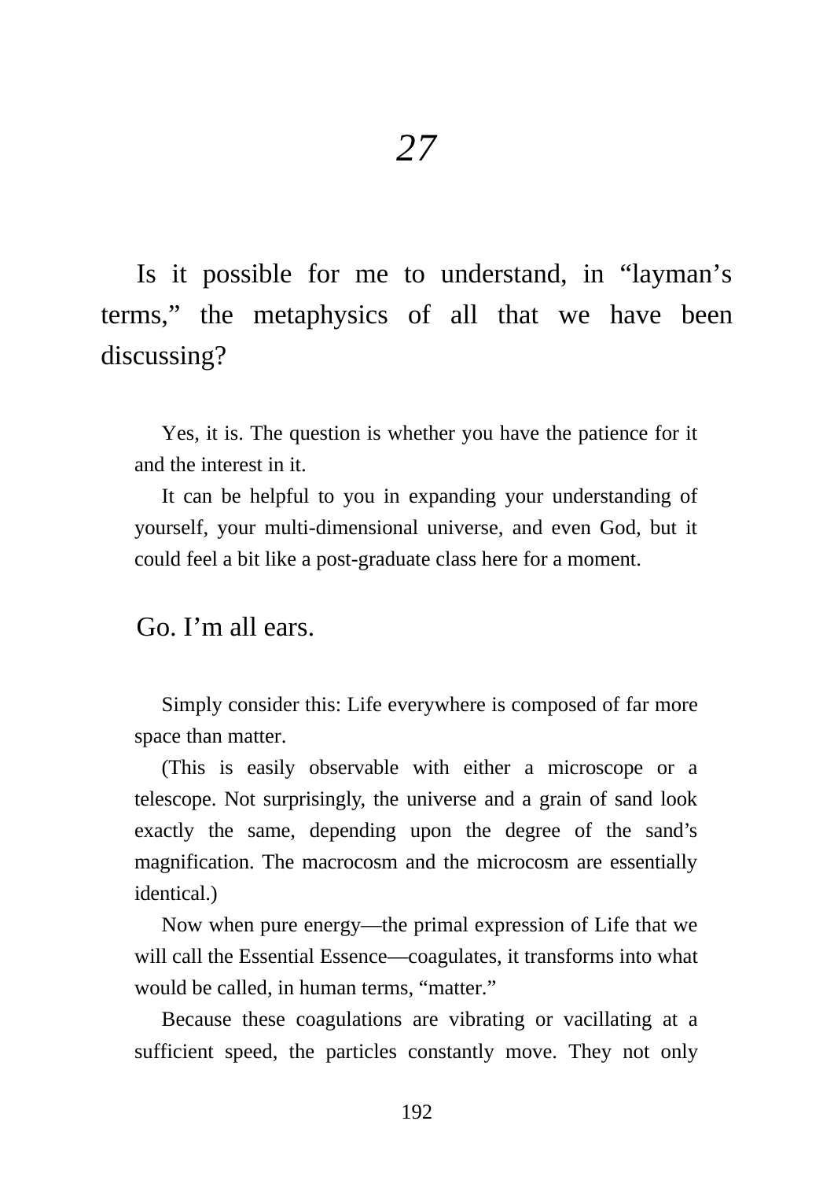# *27*

Is it possible for me to understand, in "layman's terms," the metaphysics of all that we have been discussing?

Yes, it is. The question is whether you have the patience for it and the interest in it.

It can be helpful to you in expanding your understanding of yourself, your multi-dimensional universe, and even God, but it could feel a bit like a post-graduate class here for a moment.

Go. I'm all ears.

Simply consider this: Life everywhere is composed of far more space than matter.

(This is easily observable with either a microscope or a telescope. Not surprisingly, the universe and a grain of sand look exactly the same, depending upon the degree of the sand's magnification. The macrocosm and the microcosm are essentially identical.)

Now when pure energy—the primal expression of Life that we will call the Essential Essence—coagulates, it transforms into what would be called, in human terms, "matter."

Because these coagulations are vibrating or vacillating at a sufficient speed, the particles constantly move. They not only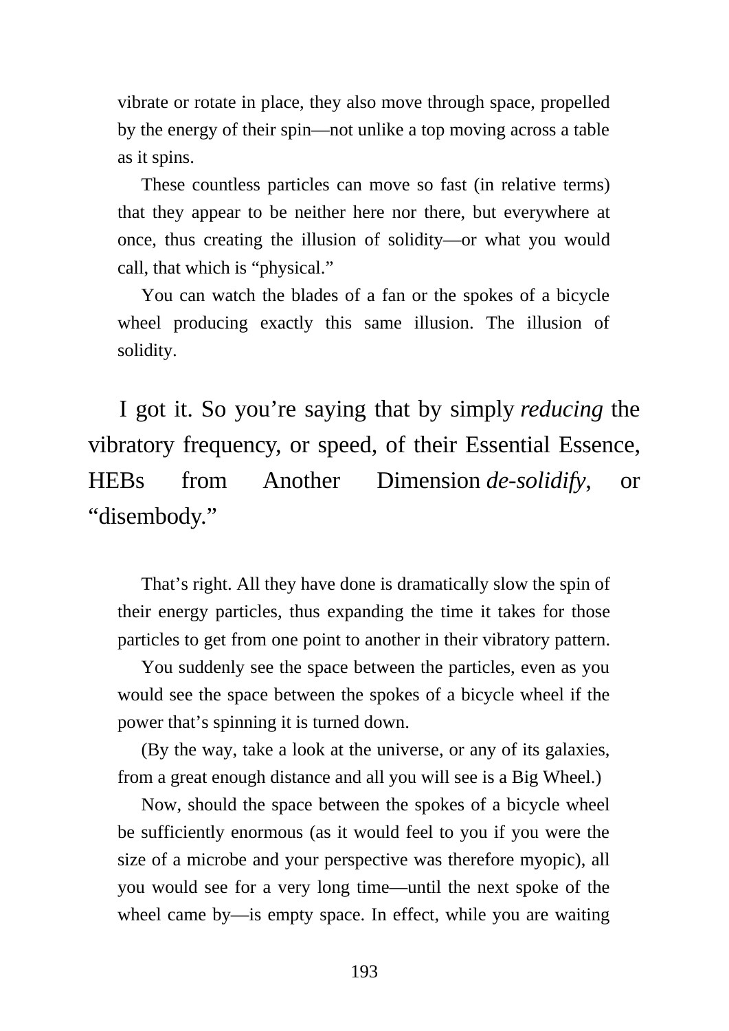vibrate or rotate in place, they also move through space, propelled by the energy of their spin—not unlike a top moving across a table as it spins.

These countless particles can move so fast (in relative terms) that they appear to be neither here nor there, but everywhere at once, thus creating the illusion of solidity—or what you would call, that which is "physical."

You can watch the blades of a fan or the spokes of a bicycle wheel producing exactly this same illusion. The illusion of solidity.

I got it. So you're saying that by simply *reducing* the vibratory frequency, or speed, of their Essential Essence, HEBs from Another Dimension *de-solidify*, or "disembody."

That's right. All they have done is dramatically slow the spin of their energy particles, thus expanding the time it takes for those particles to get from one point to another in their vibratory pattern.

You suddenly see the space between the particles, even as you would see the space between the spokes of a bicycle wheel if the power that's spinning it is turned down.

(By the way, take a look at the universe, or any of its galaxies, from a great enough distance and all you will see is a Big Wheel.)

Now, should the space between the spokes of a bicycle wheel be sufficiently enormous (as it would feel to you if you were the size of a microbe and your perspective was therefore myopic), all you would see for a very long time—until the next spoke of the wheel came by—is empty space. In effect, while you are waiting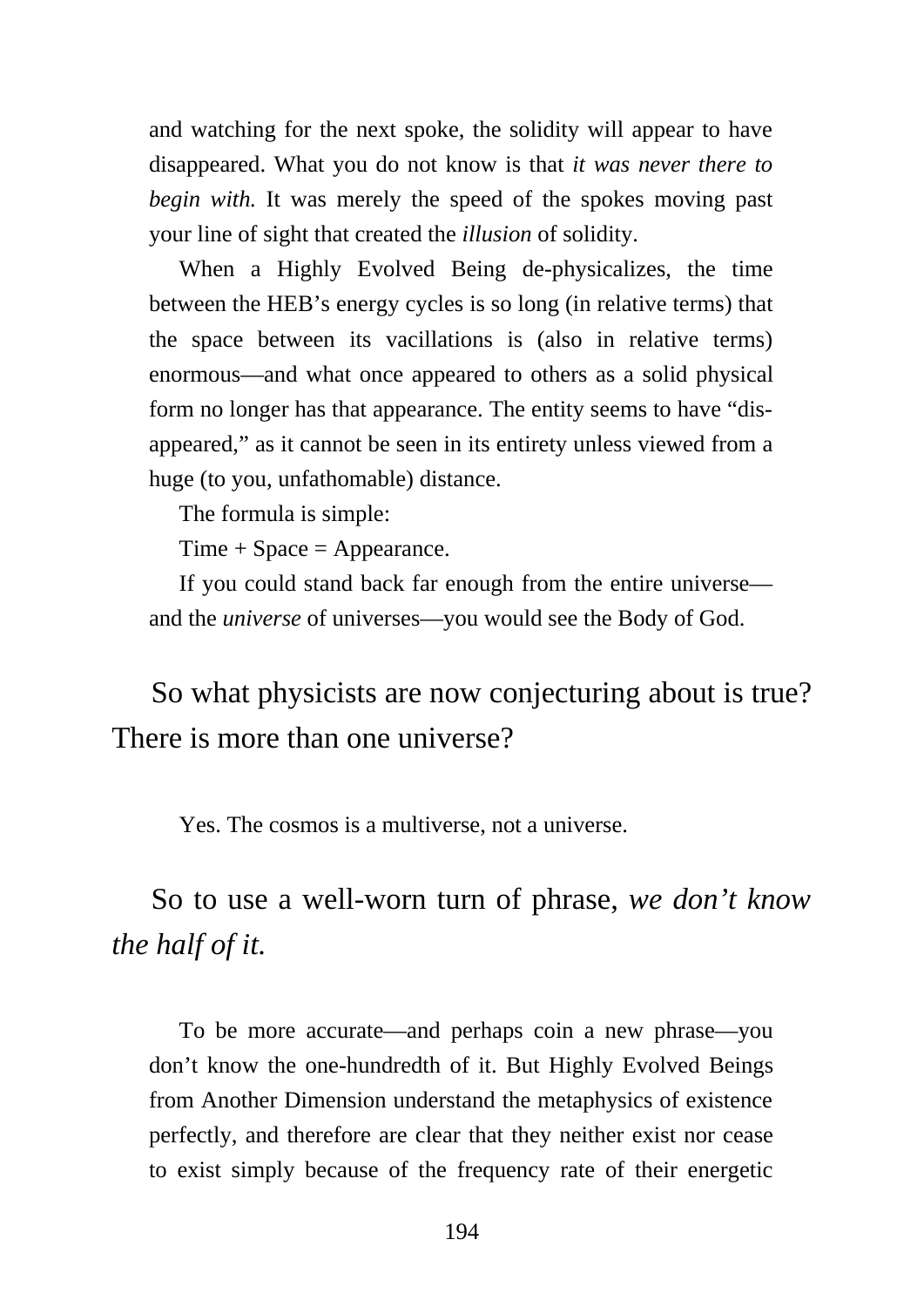and watching for the next spoke, the solidity will appear to have disappeared. What you do not know is that *it was never there to begin with.* It was merely the speed of the spokes moving past your line of sight that created the *illusion* of solidity.

When a Highly Evolved Being de-physicalizes, the time between the HEB's energy cycles is so long (in relative terms) that the space between its vacillations is (also in relative terms) enormous—and what once appeared to others as a solid physical form no longer has that appearance. The entity seems to have "disappeared," as it cannot be seen in its entirety unless viewed from a huge (to you, unfathomable) distance.

The formula is simple:

Time + Space = Appearance.

If you could stand back far enough from the entire universe—and the *universe* of universes—you would see the Body of God.

## So what physicists are now conjecturing about is true? There is more than one universe?

Yes. The cosmos is a multiverse, not a universe.

## So to use a well-worn turn of phrase, *we don't know the half of it.*

To be more accurate—and perhaps coin a new phrase—you don't know the one-hundredth of it. But Highly Evolved Beings from Another Dimension understand the metaphysics of existence perfectly, and therefore are clear that they neither exist nor cease to exist simply because of the frequency rate of their energetic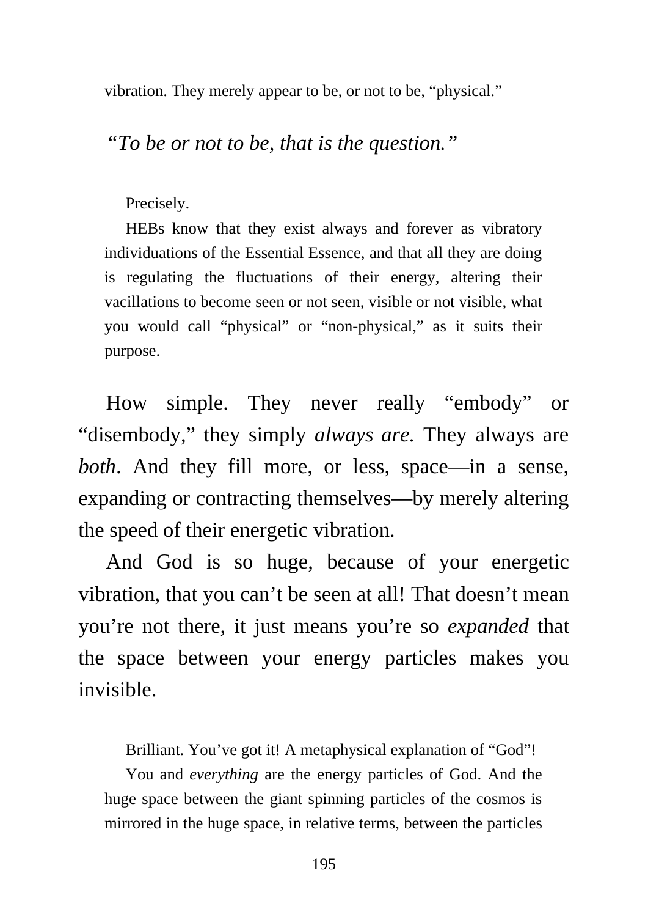vibration. They merely appear to be, or not to be, "physical."

*"To be or not to be, that is the question."*

Precisely.

HEBs know that they exist always and forever as vibratory individuations of the Essential Essence, and that all they are doing is regulating the fluctuations of their energy, altering their vacillations to become seen or not seen, visible or not visible, what you would call "physical" or "non-physical," as it suits their purpose.

How simple. They never really "embody" or "disembody," they simply *always are*. They always are *both*. And they fill more, or less, space—in a sense, expanding or contracting themselves—by merely altering the speed of their energetic vibration.

And God is so huge, because of your energetic vibration, that you can't be seen at all! That doesn't mean you're not there, it just means you're so *expanded* that the space between your energy particles makes you invisible.

Brilliant. You've got it! A metaphysical explanation of "God"!

You and *everything* are the energy particles of God. And the huge space between the giant spinning particles of the cosmos is mirrored in the huge space, in relative terms, between the particles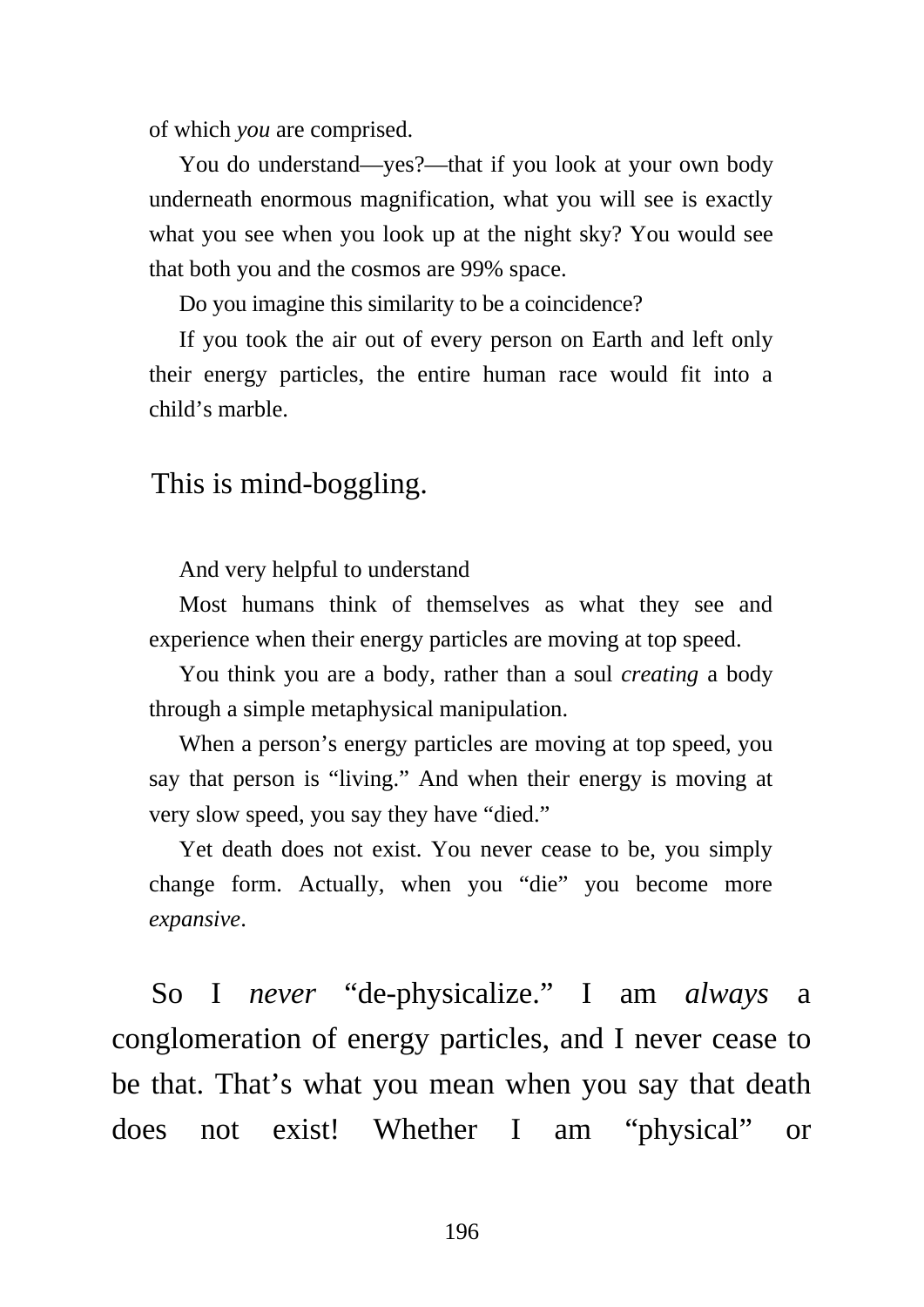of which *you* are comprised.

You do understand—yes?—that if you look at your own body underneath enormous magnification, what you will see is exactly what you see when you look up at the night sky? You would see that both you and the cosmos are 99% space.

Do you imagine this similarity to be a coincidence?

If you took the air out of every person on Earth and left only their energy particles, the entire human race would fit into a child's marble.

This is mind-boggling.

And very helpful to understand

Most humans think of themselves as what they see and experience when their energy particles are moving at top speed.

You think you are a body, rather than a soul *creating* a body through a simple metaphysical manipulation.

When a person's energy particles are moving at top speed, you say that person is "living." And when their energy is moving at very slow speed, you say they have "died."

Yet death does not exist. You never cease to be, you simply change form. Actually, when you "die" you become more *expansive*.

So I *never* "de-physicalize." I am *always* a conglomeration of energy particles, and I never cease to be that. That's what you mean when you say that death does not exist! Whether I am "physical" or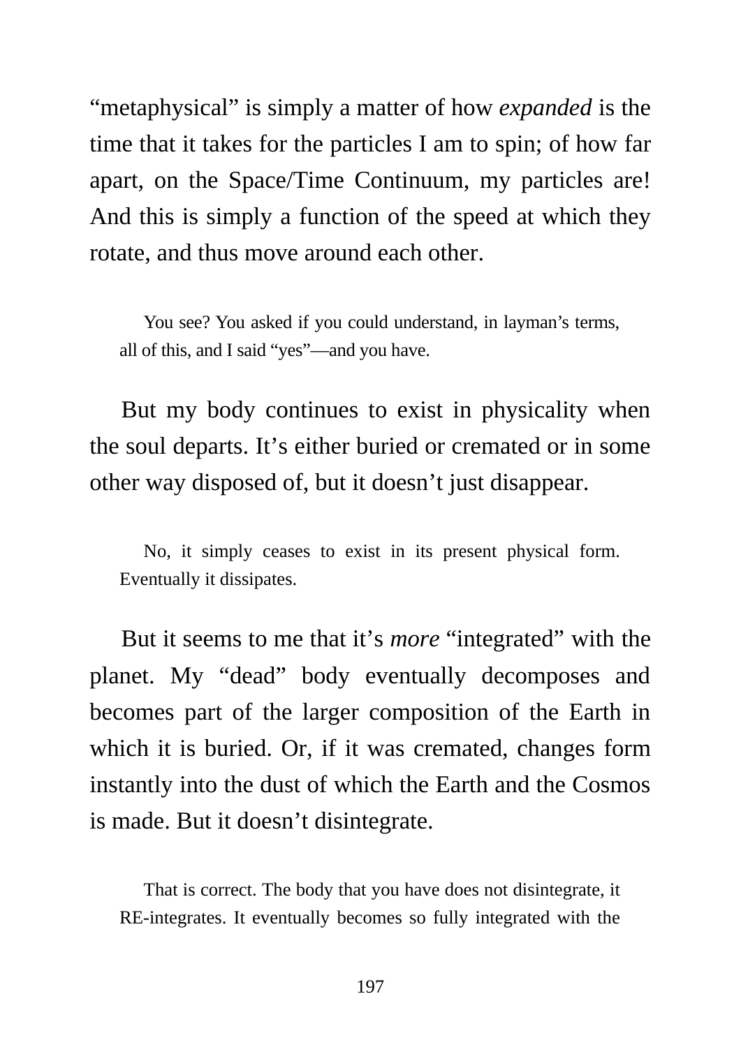"metaphysical" is simply a matter of how *expanded* is the time that it takes for the particles I am to spin; of how far apart, on the Space/Time Continuum, my particles are! And this is simply a function of the speed at which they rotate, and thus move around each other.

> You see? You asked if you could understand, in layman's terms, all of this, and I said "yes"—and you have.

But my body continues to exist in physicality when the soul departs. It's either buried or cremated or in some other way disposed of, but it doesn't just disappear.

> No, it simply ceases to exist in its present physical form. Eventually it dissipates.

But it seems to me that it's *more* "integrated" with the planet. My "dead" body eventually decomposes and becomes part of the larger composition of the Earth in which it is buried. Or, if it was cremated, changes form instantly into the dust of which the Earth and the Cosmos is made. But it doesn't disintegrate.

> That is correct. The body that you have does not disintegrate, it RE-integrates. It eventually becomes so fully integrated with the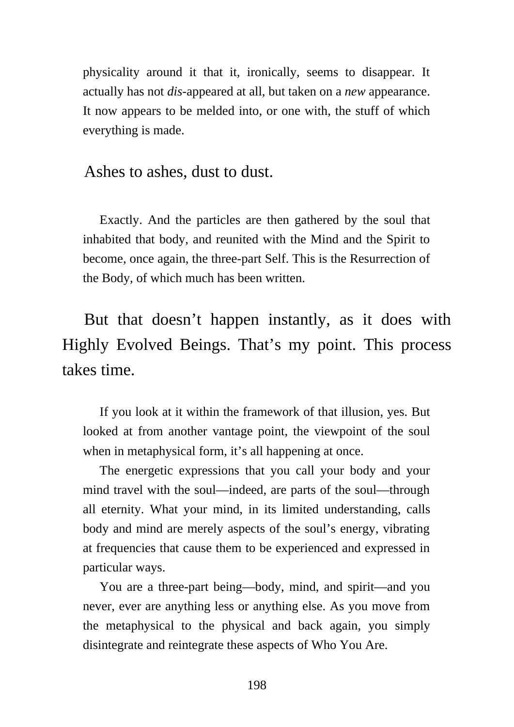physicality around it that it, ironically, seems to disappear. It actually has not *dis*-appeared at all, but taken on a *new* appearance. It now appears to be melded into, or one with, the stuff of which everything is made.

Ashes to ashes, dust to dust.

Exactly. And the particles are then gathered by the soul that inhabited that body, and reunited with the Mind and the Spirit to become, once again, the three-part Self. This is the Resurrection of the Body, of which much has been written.

But that doesn't happen instantly, as it does with Highly Evolved Beings. That's my point. This process takes time.

If you look at it within the framework of that illusion, yes. But looked at from another vantage point, the viewpoint of the soul when in metaphysical form, it's all happening at once.

The energetic expressions that you call your body and your mind travel with the soul—indeed, are parts of the soul—through all eternity. What your mind, in its limited understanding, calls body and mind are merely aspects of the soul's energy, vibrating at frequencies that cause them to be experienced and expressed in particular ways.

You are a three-part being—body, mind, and spirit—and you never, ever are anything less or anything else. As you move from the metaphysical to the physical and back again, you simply disintegrate and reintegrate these aspects of Who You Are.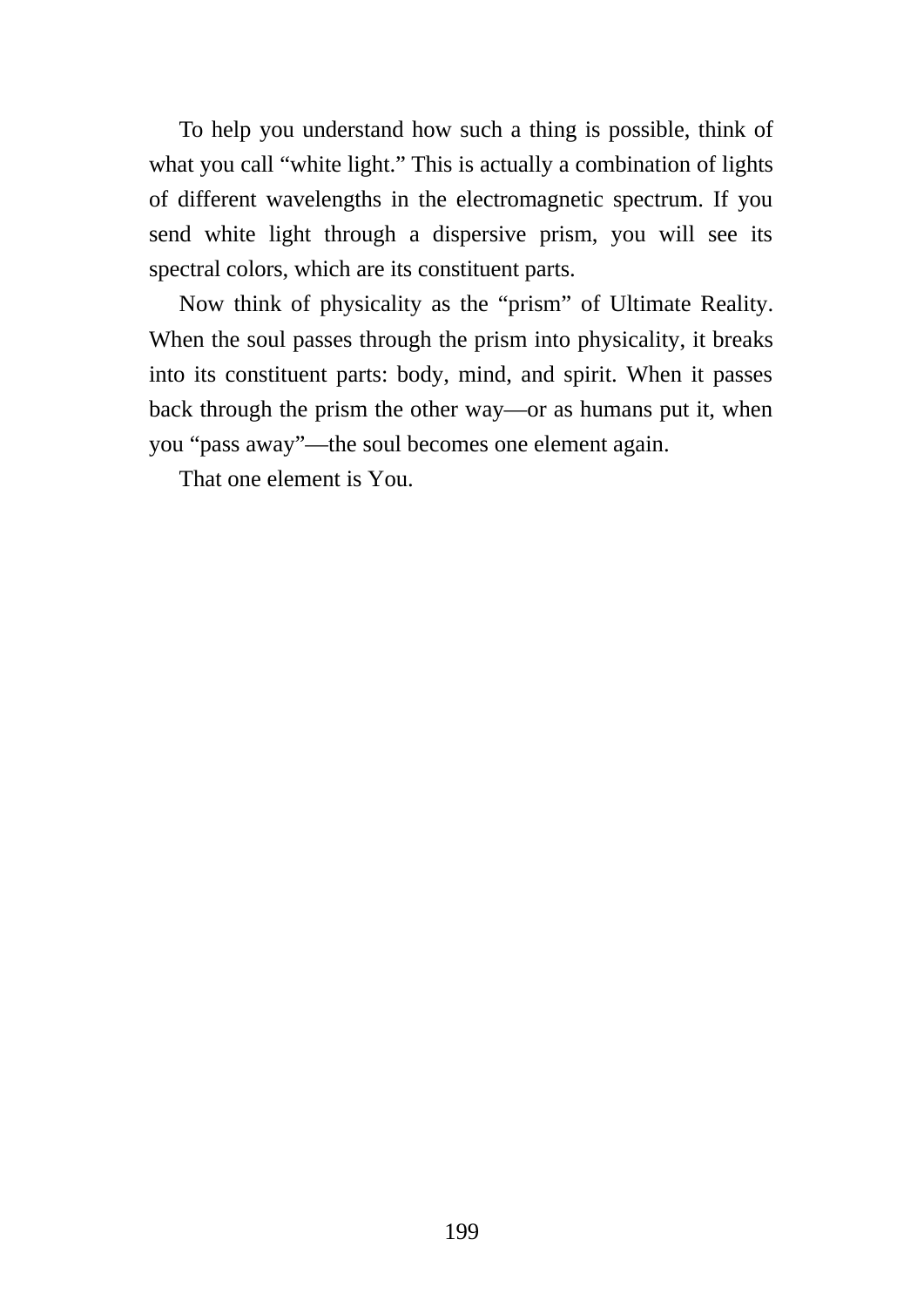To help you understand how such a thing is possible, think of what you call “white light.” This is actually a combination of lights of different wavelengths in the electromagnetic spectrum. If you send white light through a dispersive prism, you will see its spectral colors, which are its constituent parts.

Now think of physicality as the “prism” of Ultimate Reality. When the soul passes through the prism into physicality, it breaks into its constituent parts: body, mind, and spirit. When it passes back through the prism the other way—or as humans put it, when you “pass away”—the soul becomes one element again.

That one element is You.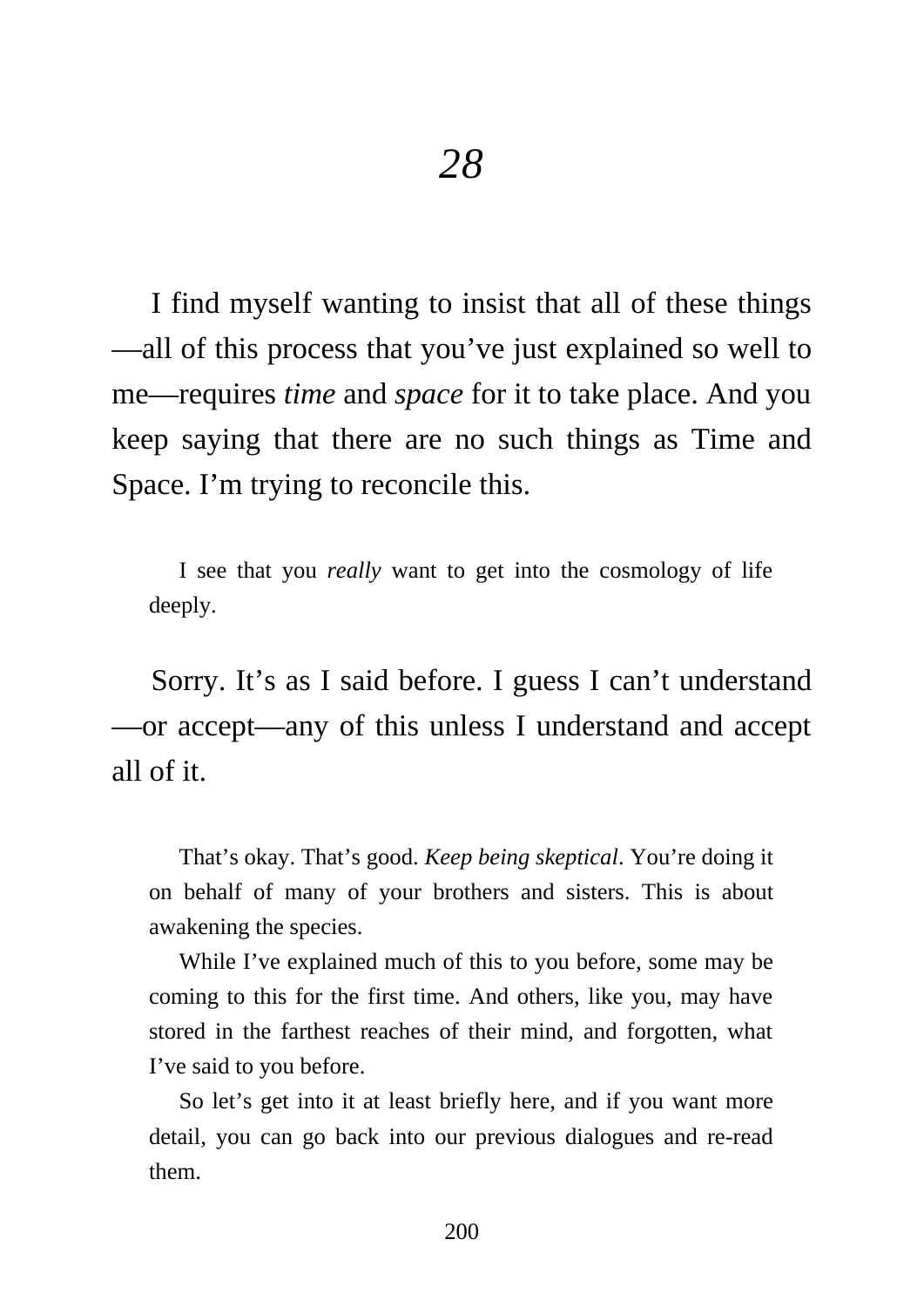# *28*

I find myself wanting to insist that all of these things—all of this process that you've just explained so well to me—requires *time* and *space* for it to take place. And you keep saying that there are no such things as Time and Space. I'm trying to reconcile this.

> I see that you *really* want to get into the cosmology of life deeply.

Sorry. It's as I said before. I guess I can't understand—or accept—any of this unless I understand and accept all of it.

> That's okay. That's good. *Keep being skeptical*. You're doing it on behalf of many of your brothers and sisters. This is about awakening the species.
>
> While I've explained much of this to you before, some may be coming to this for the first time. And others, like you, may have stored in the farthest reaches of their mind, and forgotten, what I've said to you before.
>
> So let's get into it at least briefly here, and if you want more detail, you can go back into our previous dialogues and re-read them.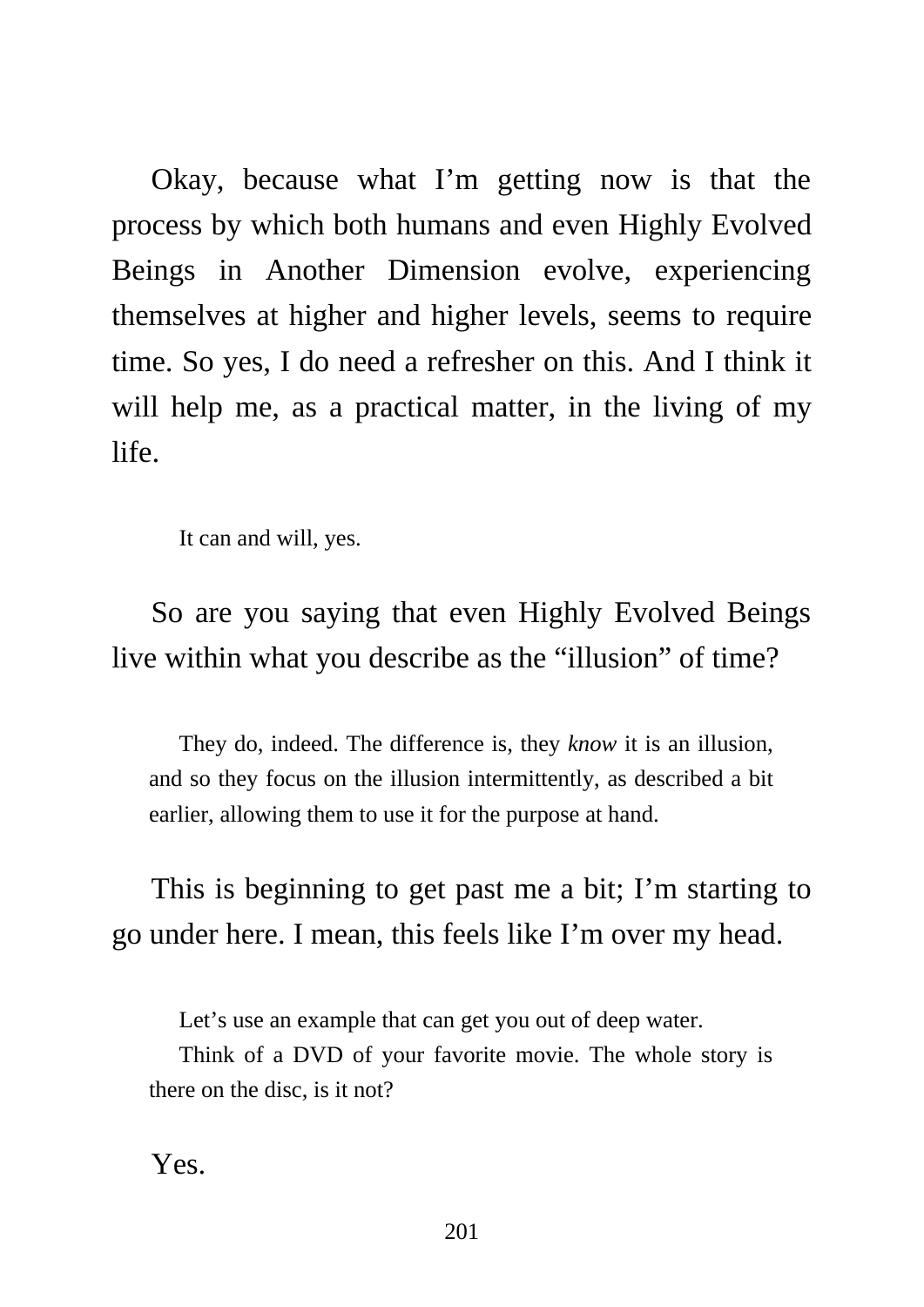Okay, because what I'm getting now is that the process by which both humans and even Highly Evolved Beings in Another Dimension evolve, experiencing themselves at higher and higher levels, seems to require time. So yes, I do need a refresher on this. And I think it will help me, as a practical matter, in the living of my life.

It can and will, yes.

So are you saying that even Highly Evolved Beings live within what you describe as the "illusion" of time?

They do, indeed. The difference is, they *know* it is an illusion, and so they focus on the illusion intermittently, as described a bit earlier, allowing them to use it for the purpose at hand.

This is beginning to get past me a bit; I'm starting to go under here. I mean, this feels like I'm over my head.

Let's use an example that can get you out of deep water.

Think of a DVD of your favorite movie. The whole story is there on the disc, is it not?

Yes.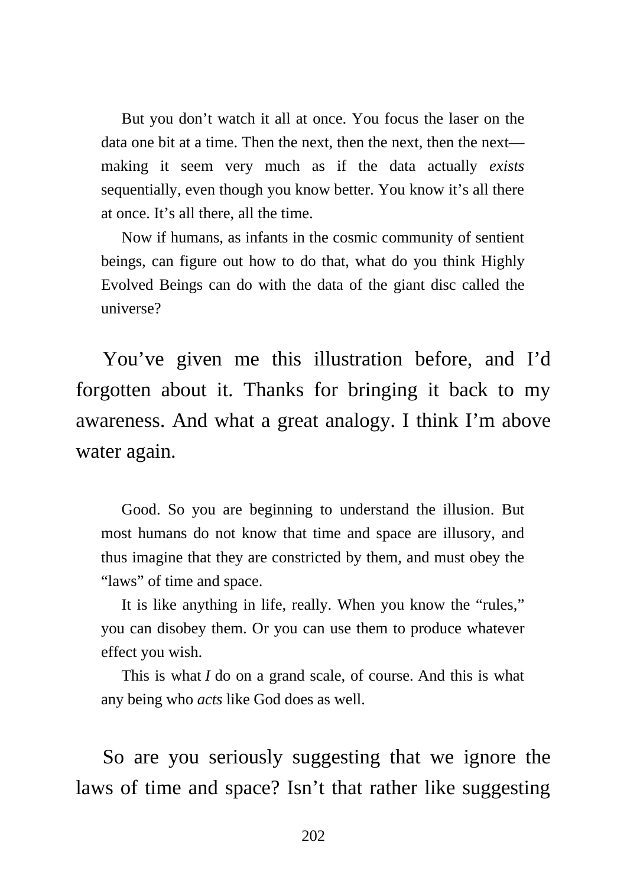But you don't watch it all at once. You focus the laser on the data one bit at a time. Then the next, then the next, then the next—making it seem very much as if the data actually *exists* sequentially, even though you know better. You know it's all there at once. It's all there, all the time.

Now if humans, as infants in the cosmic community of sentient beings, can figure out how to do that, what do you think Highly Evolved Beings can do with the data of the giant disc called the universe?

You've given me this illustration before, and I'd forgotten about it. Thanks for bringing it back to my awareness. And what a great analogy. I think I'm above water again.

Good. So you are beginning to understand the illusion. But most humans do not know that time and space are illusory, and thus imagine that they are constricted by them, and must obey the "laws" of time and space.

It is like anything in life, really. When you know the "rules," you can disobey them. Or you can use them to produce whatever effect you wish.

This is what *I* do on a grand scale, of course. And this is what any being who *acts* like God does as well.

So are you seriously suggesting that we ignore the laws of time and space? Isn't that rather like suggesting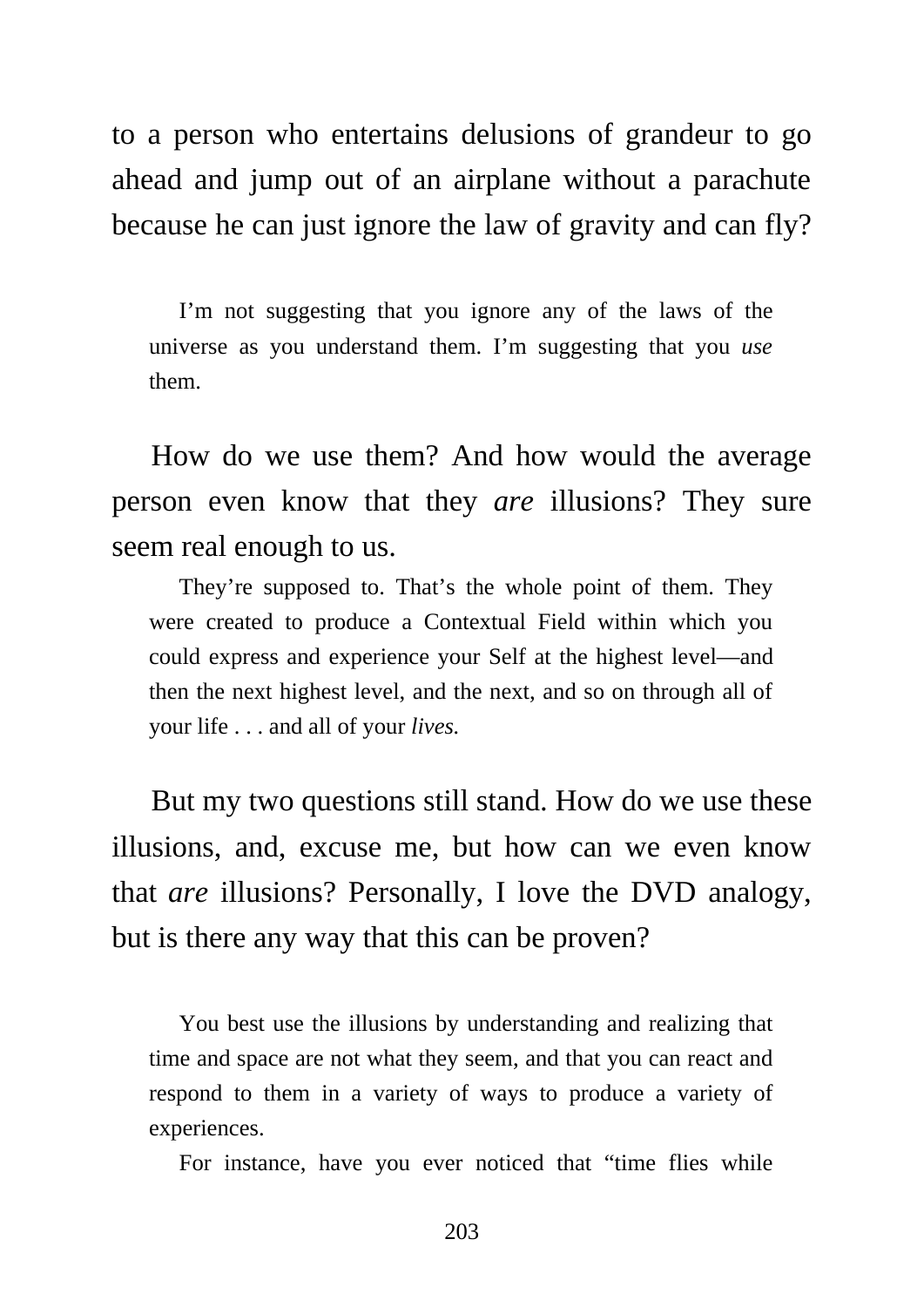to a person who entertains delusions of grandeur to go ahead and jump out of an airplane without a parachute because he can just ignore the law of gravity and can fly?

> I'm not suggesting that you ignore any of the laws of the universe as you understand them. I'm suggesting that you *use* them.

How do we use them? And how would the average person even know that they *are* illusions? They sure seem real enough to us.

> They're supposed to. That's the whole point of them. They were created to produce a Contextual Field within which you could express and experience your Self at the highest level—and then the next highest level, and the next, and so on through all of your life . . . and all of your *lives.*

But my two questions still stand. How do we use these illusions, and, excuse me, but how can we even know that *are* illusions? Personally, I love the DVD analogy, but is there any way that this can be proven?

> You best use the illusions by understanding and realizing that time and space are not what they seem, and that you can react and respond to them in a variety of ways to produce a variety of experiences.
>
> For instance, have you ever noticed that "time flies while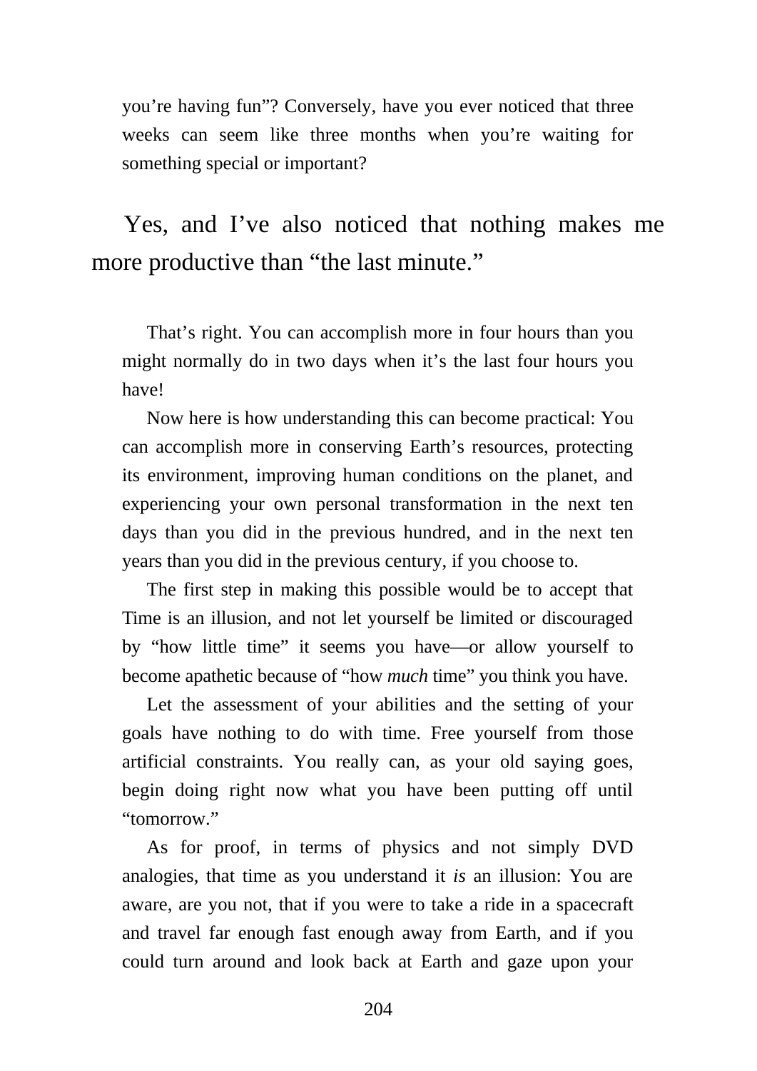you’re having fun”? Conversely, have you ever noticed that three weeks can seem like three months when you’re waiting for something special or important?

Yes, and I’ve also noticed that nothing makes me more productive than “the last minute.”

That’s right. You can accomplish more in four hours than you might normally do in two days when it’s the last four hours you have!

Now here is how understanding this can become practical: You can accomplish more in conserving Earth’s resources, protecting its environment, improving human conditions on the planet, and experiencing your own personal transformation in the next ten days than you did in the previous hundred, and in the next ten years than you did in the previous century, if you choose to.

The first step in making this possible would be to accept that Time is an illusion, and not let yourself be limited or discouraged by “how little time” it seems you have—or allow yourself to become apathetic because of “how *much* time” you think you have.

Let the assessment of your abilities and the setting of your goals have nothing to do with time. Free yourself from those artificial constraints. You really can, as your old saying goes, begin doing right now what you have been putting off until “tomorrow.”

As for proof, in terms of physics and not simply DVD analogies, that time as you understand it *is* an illusion: You are aware, are you not, that if you were to take a ride in a spacecraft and travel far enough fast enough away from Earth, and if you could turn around and look back at Earth and gaze upon your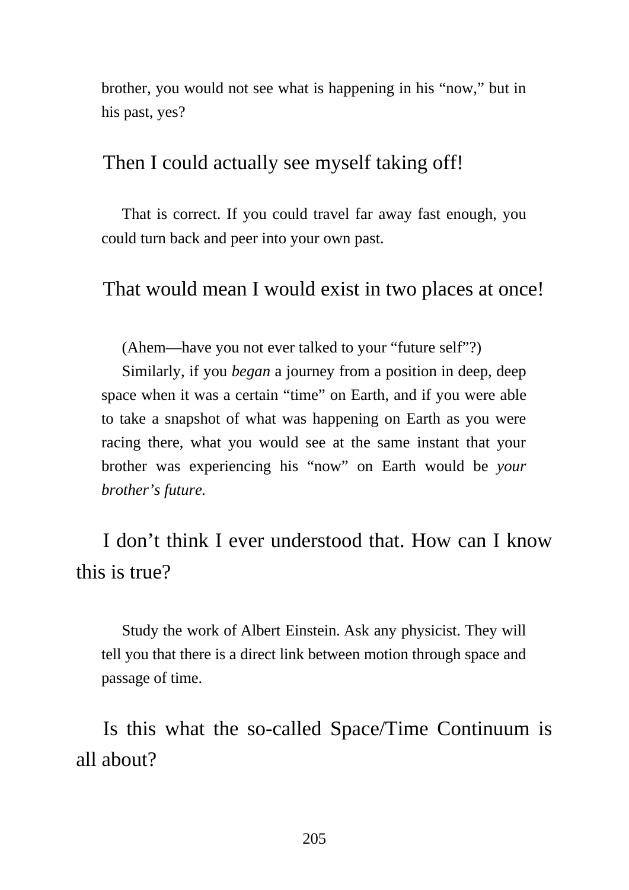brother, you would not see what is happening in his "now," but in his past, yes?

Then I could actually see myself taking off!

That is correct. If you could travel far away fast enough, you could turn back and peer into your own past.

That would mean I would exist in two places at once!

(Ahem—have you not ever talked to your "future self"?)

Similarly, if you *began* a journey from a position in deep, deep space when it was a certain "time" on Earth, and if you were able to take a snapshot of what was happening on Earth as you were racing there, what you would see at the same instant that your brother was experiencing his "now" on Earth would be *your brother's future.*

I don't think I ever understood that. How can I know this is true?

Study the work of Albert Einstein. Ask any physicist. They will tell you that there is a direct link between motion through space and passage of time.

Is this what the so-called Space/Time Continuum is all about?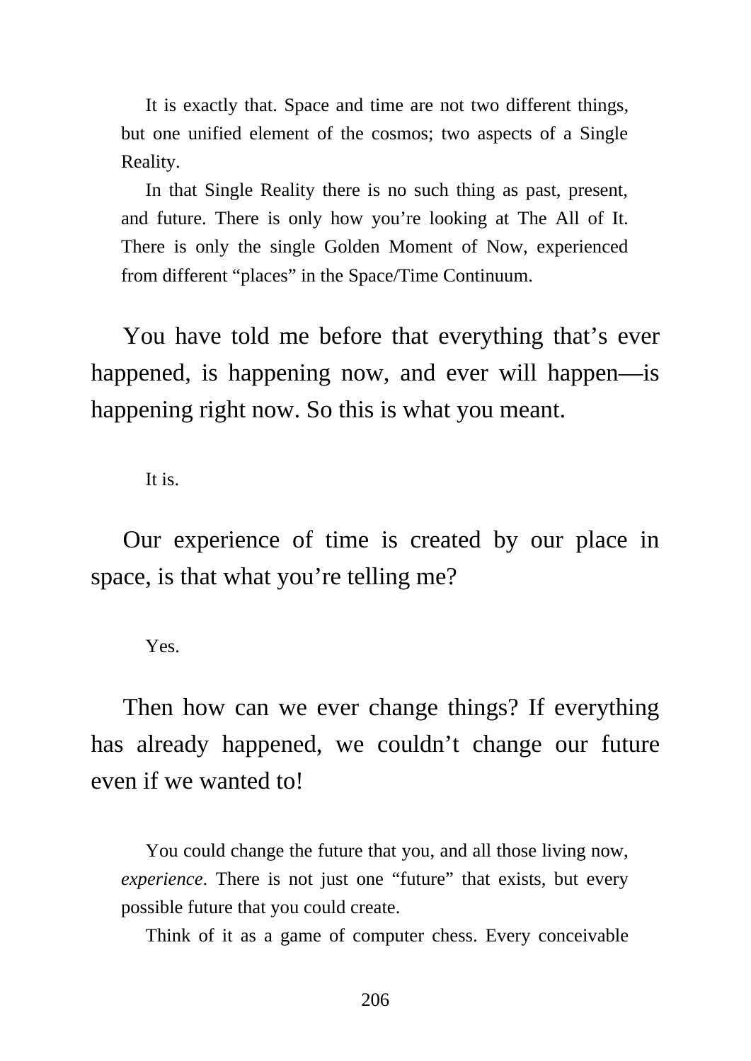It is exactly that. Space and time are not two different things, but one unified element of the cosmos; two aspects of a Single Reality.

In that Single Reality there is no such thing as past, present, and future. There is only how you're looking at The All of It. There is only the single Golden Moment of Now, experienced from different "places" in the Space/Time Continuum.

You have told me before that everything that's ever happened, is happening now, and ever will happen—is happening right now. So this is what you meant.

It is.

Our experience of time is created by our place in space, is that what you're telling me?

Yes.

Then how can we ever change things? If everything has already happened, we couldn't change our future even if we wanted to!

You could change the future that you, and all those living now, *experience*. There is not just one "future" that exists, but every possible future that you could create.

Think of it as a game of computer chess. Every conceivable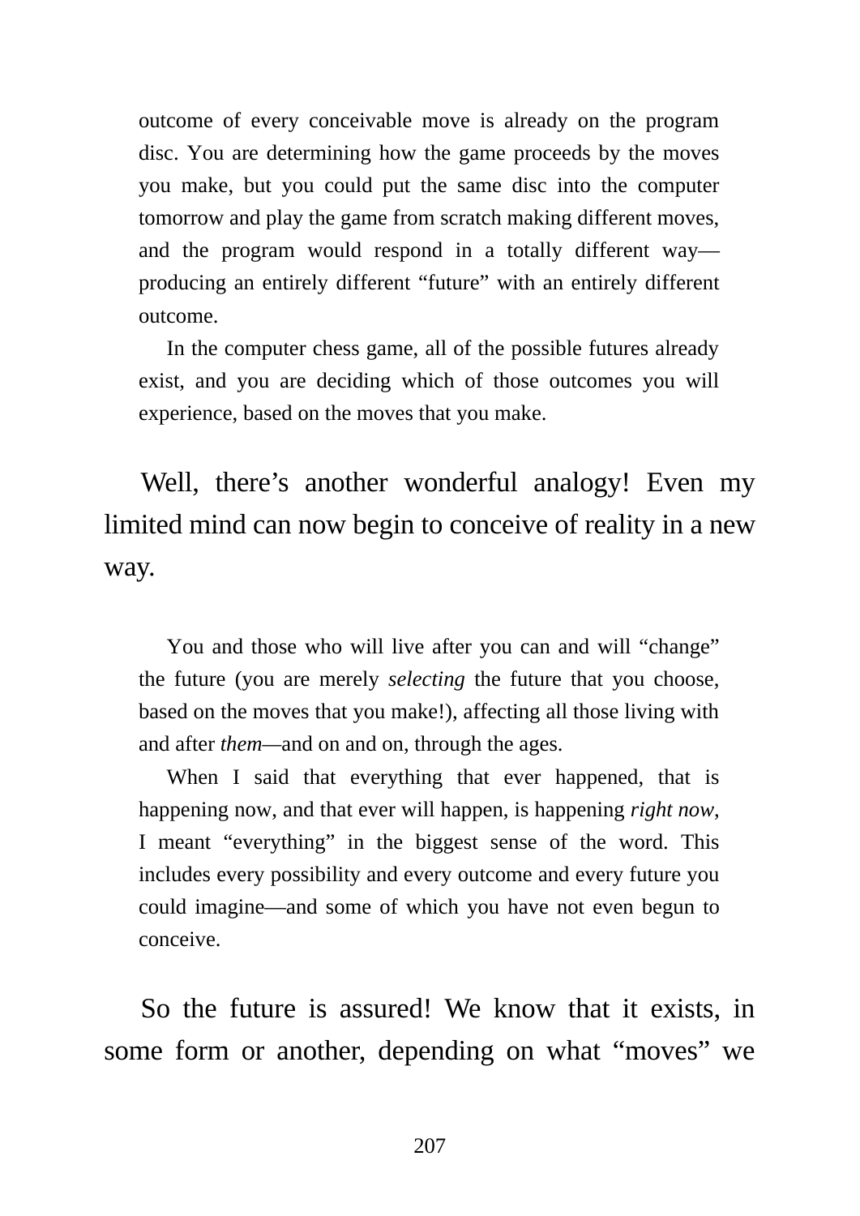outcome of every conceivable move is already on the program disc. You are determining how the game proceeds by the moves you make, but you could put the same disc into the computer tomorrow and play the game from scratch making different moves, and the program would respond in a totally different way—producing an entirely different "future" with an entirely different outcome.

> In the computer chess game, all of the possible futures already exist, and you are deciding which of those outcomes you will experience, based on the moves that you make.

Well, there's another wonderful analogy! Even my limited mind can now begin to conceive of reality in a new way.

> You and those who will live after you can and will "change" the future (you are merely *selecting* the future that you choose, based on the moves that you make!), affecting all those living with and after *them*—and on and on, through the ages.
>
> When I said that everything that ever happened, that is happening now, and that ever will happen, is happening *right now*, I meant "everything" in the biggest sense of the word. This includes every possibility and every outcome and every future you could imagine—and some of which you have not even begun to conceive.

So the future is assured! We know that it exists, in some form or another, depending on what "moves" we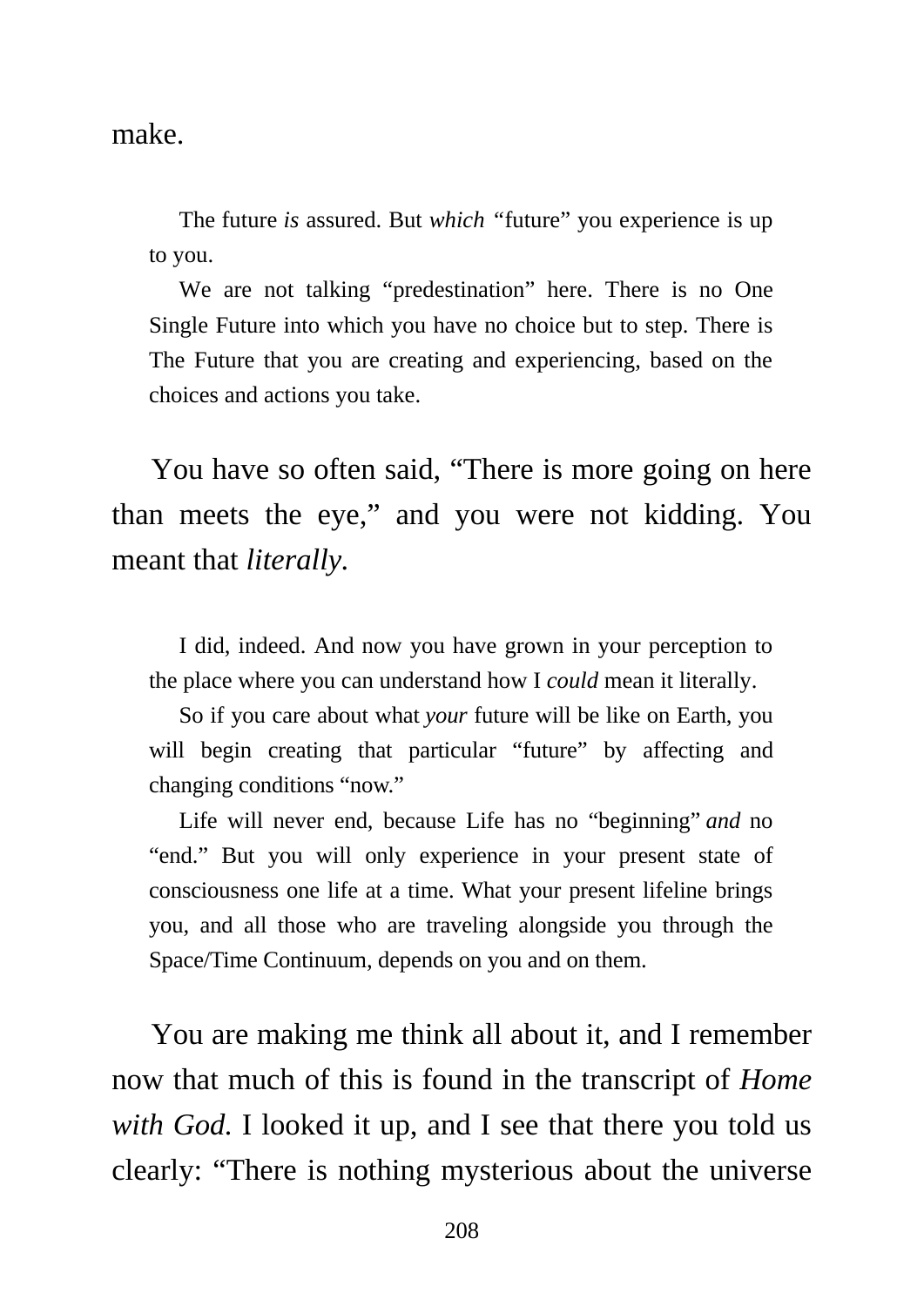make.

> The future *is* assured. But *which* "future" you experience is up to you.
>
> We are not talking "predestination" here. There is no One Single Future into which you have no choice but to step. There is The Future that you are creating and experiencing, based on the choices and actions you take.

You have so often said, "There is more going on here than meets the eye," and you were not kidding. You meant that *literally.*

> I did, indeed. And now you have grown in your perception to the place where you can understand how I *could* mean it literally.
>
> So if you care about what *your* future will be like on Earth, you will begin creating that particular "future" by affecting and changing conditions "now."
>
> Life will never end, because Life has no "beginning" *and* no "end." But you will only experience in your present state of consciousness one life at a time. What your present lifeline brings you, and all those who are traveling alongside you through the Space/Time Continuum, depends on you and on them.

You are making me think all about it, and I remember now that much of this is found in the transcript of *Home with God.* I looked it up, and I see that there you told us clearly: "There is nothing mysterious about the universe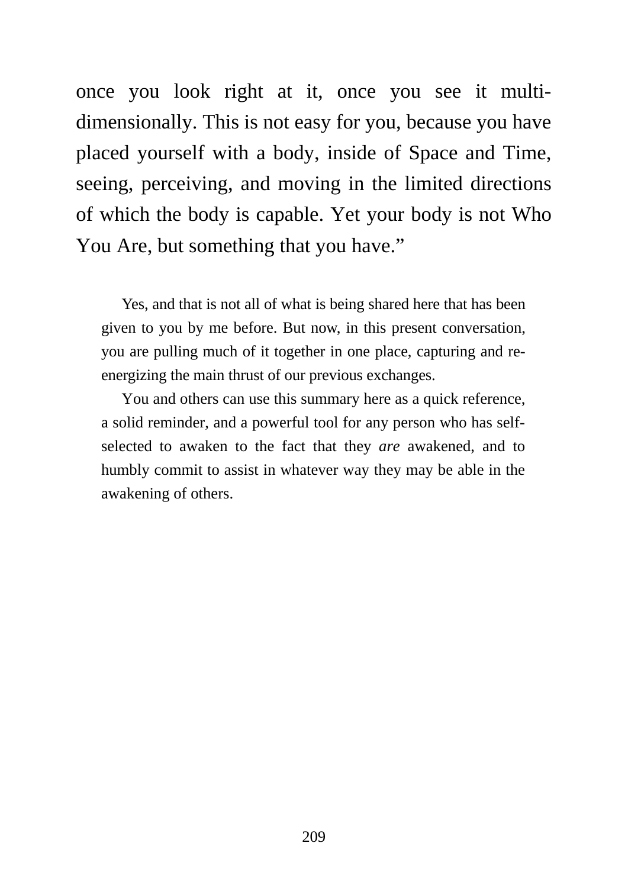once you look right at it, once you see it multi-dimensionally. This is not easy for you, because you have placed yourself with a body, inside of Space and Time, seeing, perceiving, and moving in the limited directions of which the body is capable. Yet your body is not Who You Are, but something that you have."

Yes, and that is not all of what is being shared here that has been given to you by me before. But now, in this present conversation, you are pulling much of it together in one place, capturing and re-energizing the main thrust of our previous exchanges.

You and others can use this summary here as a quick reference, a solid reminder, and a powerful tool for any person who has self-selected to awaken to the fact that they *are* awakened, and to humbly commit to assist in whatever way they may be able in the awakening of others.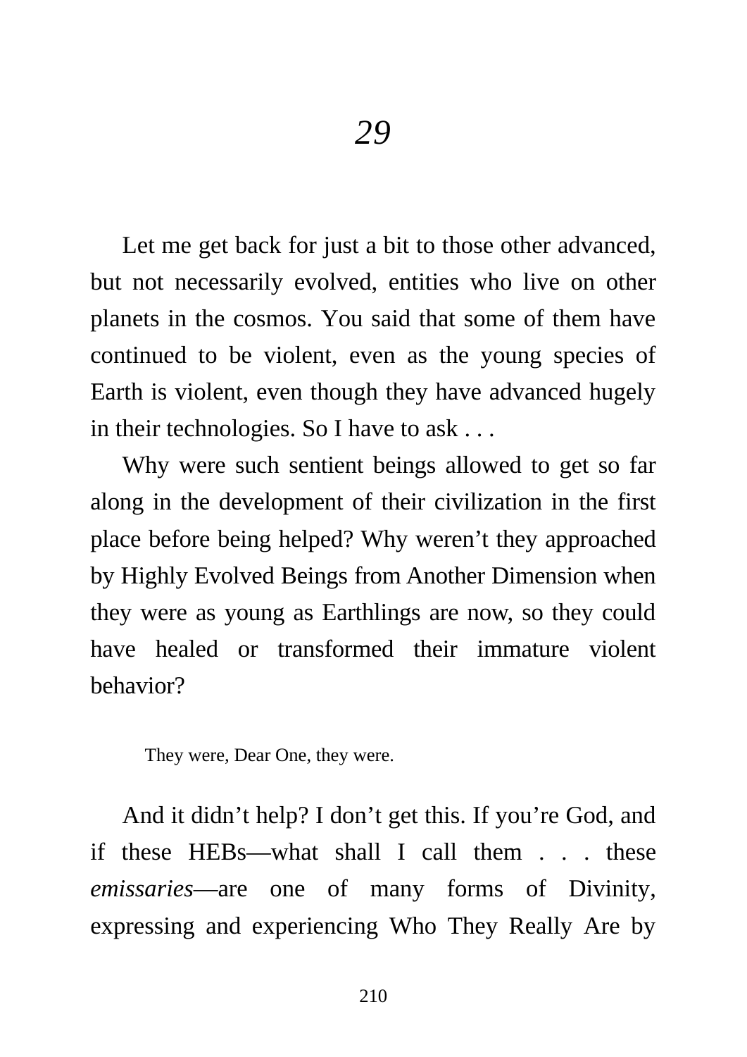# *29*

Let me get back for just a bit to those other advanced, but not necessarily evolved, entities who live on other planets in the cosmos. You said that some of them have continued to be violent, even as the young species of Earth is violent, even though they have advanced hugely in their technologies. So I have to ask . . .

Why were such sentient beings allowed to get so far along in the development of their civilization in the first place before being helped? Why weren't they approached by Highly Evolved Beings from Another Dimension when they were as young as Earthlings are now, so they could have healed or transformed their immature violent behavior?

> They were, Dear One, they were.

And it didn't help? I don't get this. If you're God, and if these HEBs—what shall I call them . . . these *emissaries*—are one of many forms of Divinity, expressing and experiencing Who They Really Are by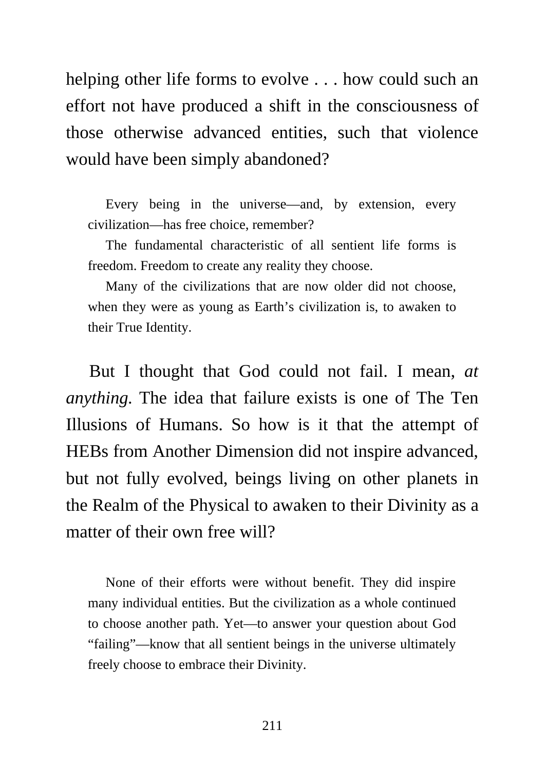helping other life forms to evolve . . . how could such an effort not have produced a shift in the consciousness of those otherwise advanced entities, such that violence would have been simply abandoned?

> Every being in the universe—and, by extension, every civilization—has free choice, remember?
>
> The fundamental characteristic of all sentient life forms is freedom. Freedom to create any reality they choose.
>
> Many of the civilizations that are now older did not choose, when they were as young as Earth's civilization is, to awaken to their True Identity.

But I thought that God could not fail. I mean, *at anything*. The idea that failure exists is one of The Ten Illusions of Humans. So how is it that the attempt of HEBs from Another Dimension did not inspire advanced, but not fully evolved, beings living on other planets in the Realm of the Physical to awaken to their Divinity as a matter of their own free will?

> None of their efforts were without benefit. They did inspire many individual entities. But the civilization as a whole continued to choose another path. Yet—to answer your question about God "failing"—know that all sentient beings in the universe ultimately freely choose to embrace their Divinity.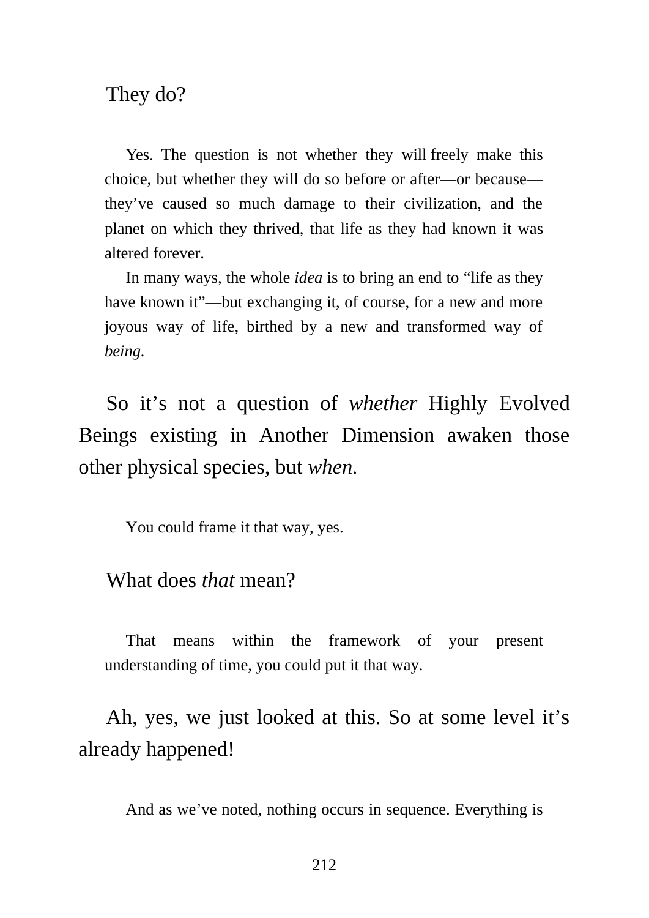They do?

Yes. The question is not whether they will freely make this choice, but whether they will do so before or after—or because—they've caused so much damage to their civilization, and the planet on which they thrived, that life as they had known it was altered forever.

In many ways, the whole *idea* is to bring an end to "life as they have known it"—but exchanging it, of course, for a new and more joyous way of life, birthed by a new and transformed way of *being.*

So it's not a question of *whether* Highly Evolved Beings existing in Another Dimension awaken those other physical species, but *when.*

You could frame it that way, yes.

What does *that* mean?

That means within the framework of your present understanding of time, you could put it that way.

Ah, yes, we just looked at this. So at some level it's already happened!

And as we've noted, nothing occurs in sequence. Everything is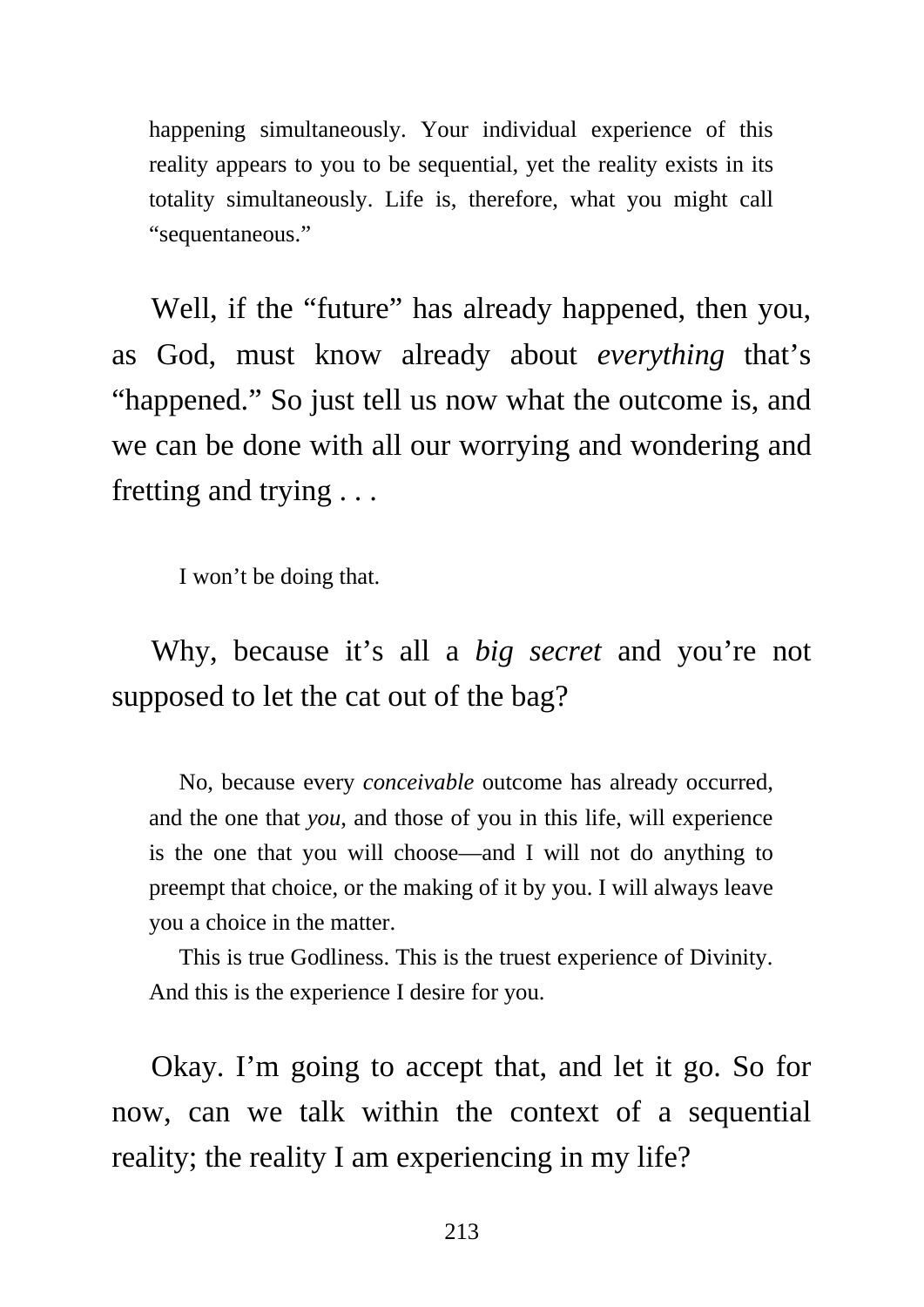happening simultaneously. Your individual experience of this reality appears to you to be sequential, yet the reality exists in its totality simultaneously. Life is, therefore, what you might call "sequentaneous."

Well, if the "future" has already happened, then you, as God, must know already about *everything* that's "happened." So just tell us now what the outcome is, and we can be done with all our worrying and wondering and fretting and trying . . .

I won't be doing that.

Why, because it's all a *big secret* and you're not supposed to let the cat out of the bag?

No, because every *conceivable* outcome has already occurred, and the one that *you*, and those of you in this life, will experience is the one that you will choose—and I will not do anything to preempt that choice, or the making of it by you. I will always leave you a choice in the matter.

This is true Godliness. This is the truest experience of Divinity. And this is the experience I desire for you.

Okay. I'm going to accept that, and let it go. So for now, can we talk within the context of a sequential reality; the reality I am experiencing in my life?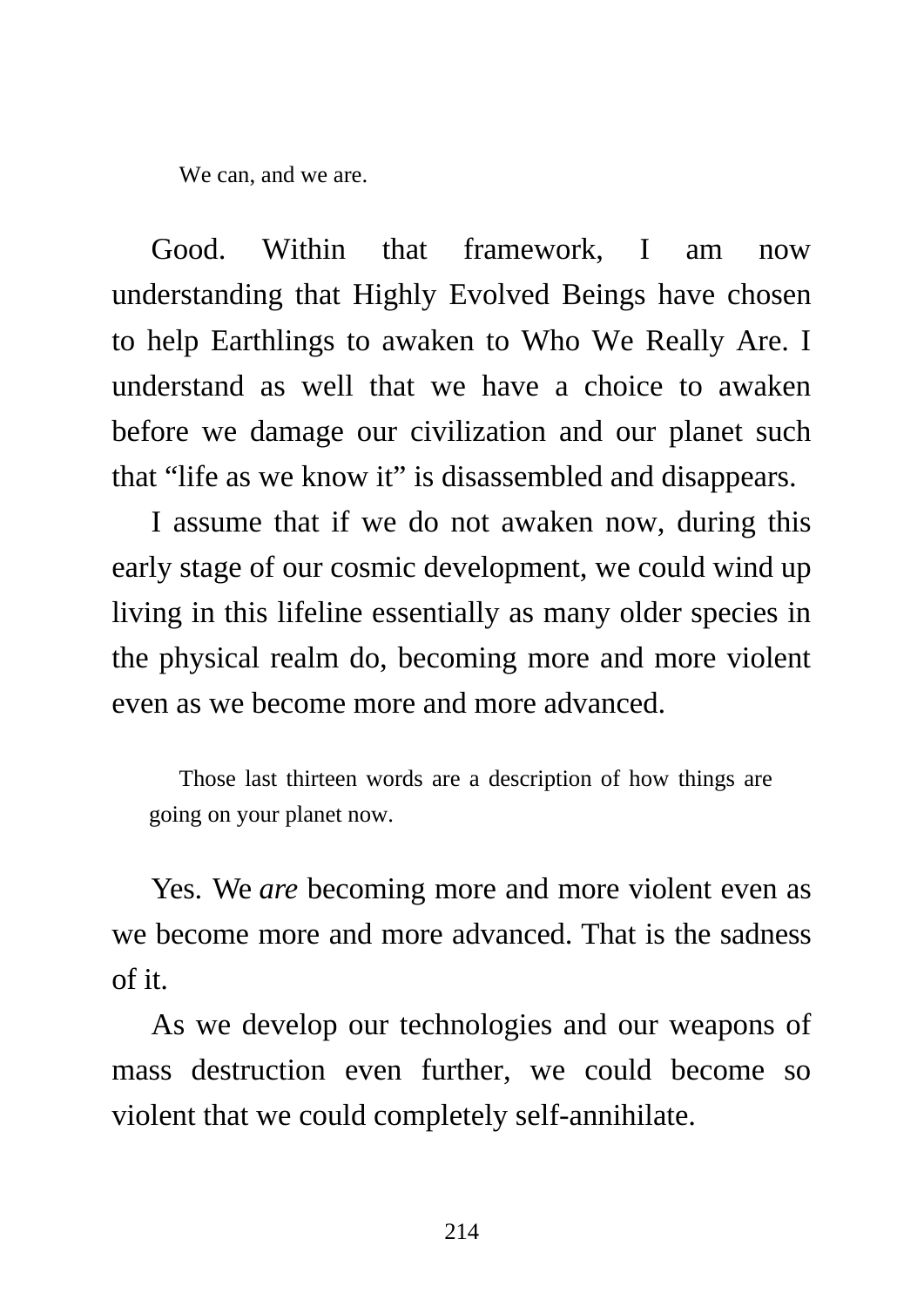We can, and we are.

Good. Within that framework, I am now understanding that Highly Evolved Beings have chosen to help Earthlings to awaken to Who We Really Are. I understand as well that we have a choice to awaken before we damage our civilization and our planet such that "life as we know it" is disassembled and disappears.

I assume that if we do not awaken now, during this early stage of our cosmic development, we could wind up living in this lifeline essentially as many older species in the physical realm do, becoming more and more violent even as we become more and more advanced.

Those last thirteen words are a description of how things are going on your planet now.

Yes. We *are* becoming more and more violent even as we become more and more advanced. That is the sadness of it.

As we develop our technologies and our weapons of mass destruction even further, we could become so violent that we could completely self-annihilate.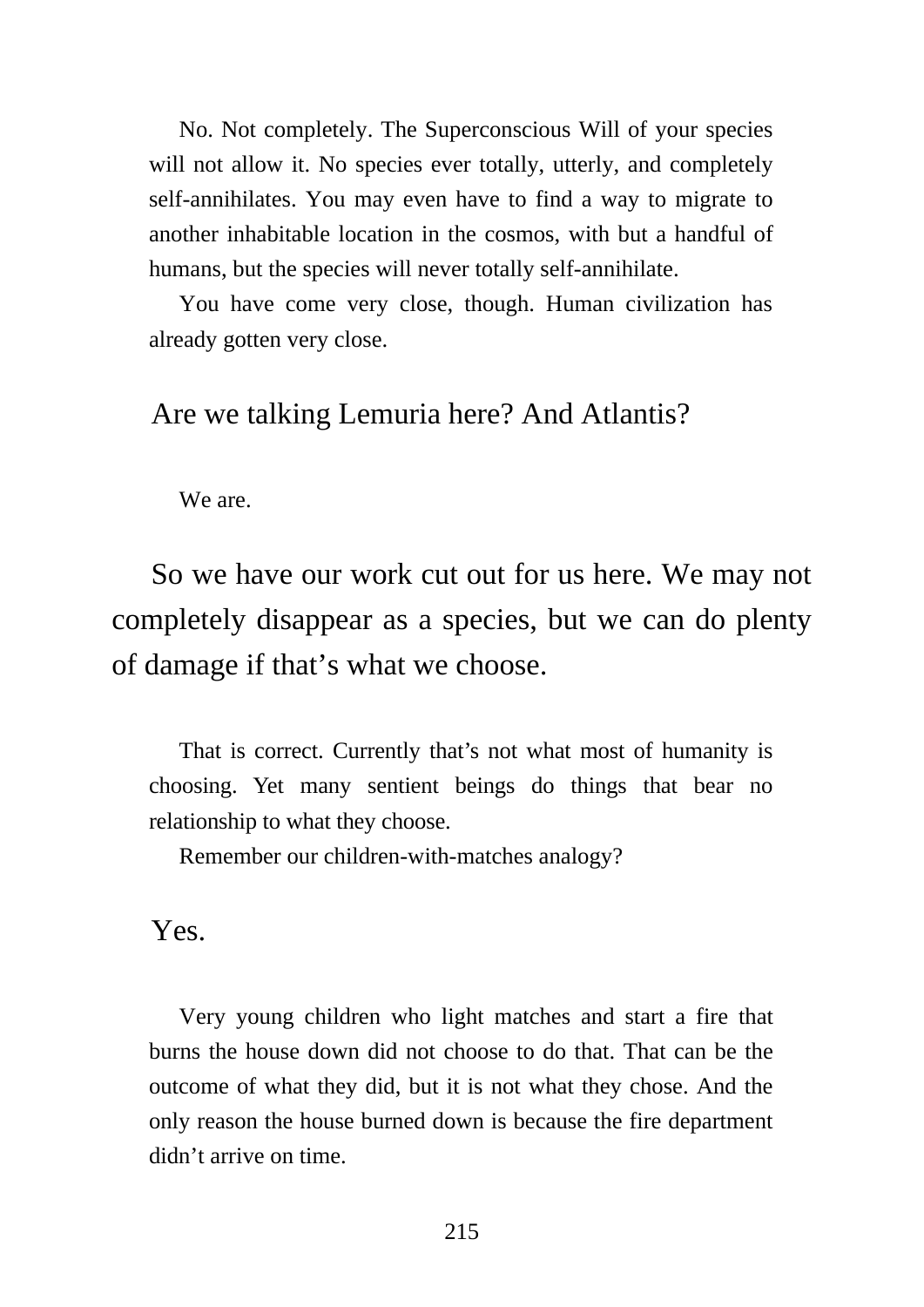No. Not completely. The Superconscious Will of your species will not allow it. No species ever totally, utterly, and completely self-annihilates. You may even have to find a way to migrate to another inhabitable location in the cosmos, with but a handful of humans, but the species will never totally self-annihilate.

You have come very close, though. Human civilization has already gotten very close.

Are we talking Lemuria here? And Atlantis?

We are.

So we have our work cut out for us here. We may not completely disappear as a species, but we can do plenty of damage if that's what we choose.

That is correct. Currently that's not what most of humanity is choosing. Yet many sentient beings do things that bear no relationship to what they choose.

Remember our children-with-matches analogy?

Yes.

Very young children who light matches and start a fire that burns the house down did not choose to do that. That can be the outcome of what they did, but it is not what they chose. And the only reason the house burned down is because the fire department didn't arrive on time.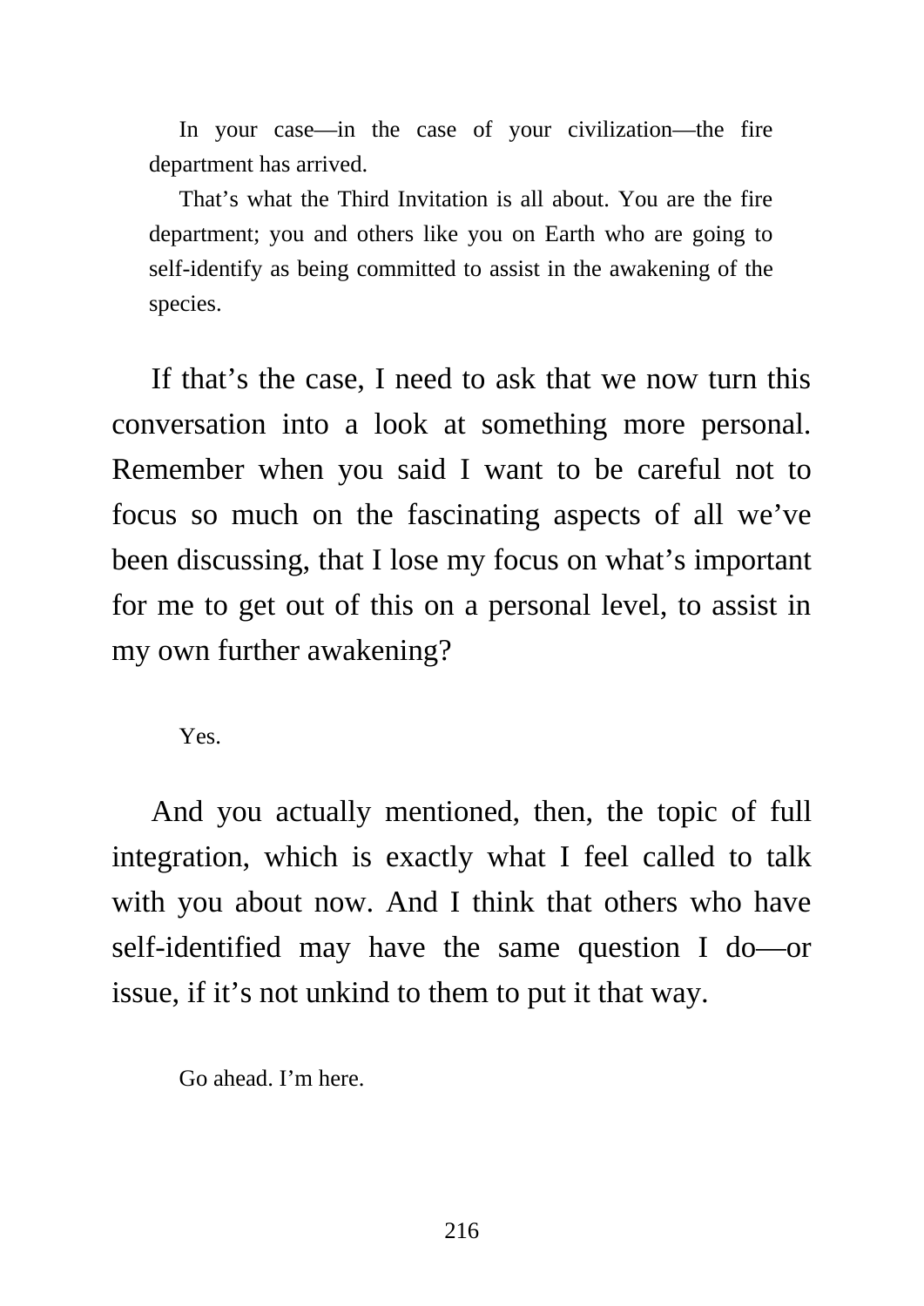In your case—in the case of your civilization—the fire department has arrived.

That's what the Third Invitation is all about. You are the fire department; you and others like you on Earth who are going to self-identify as being committed to assist in the awakening of the species.

If that's the case, I need to ask that we now turn this conversation into a look at something more personal. Remember when you said I want to be careful not to focus so much on the fascinating aspects of all we've been discussing, that I lose my focus on what's important for me to get out of this on a personal level, to assist in my own further awakening?

Yes.

And you actually mentioned, then, the topic of full integration, which is exactly what I feel called to talk with you about now. And I think that others who have self-identified may have the same question I do—or issue, if it's not unkind to them to put it that way.

Go ahead. I'm here.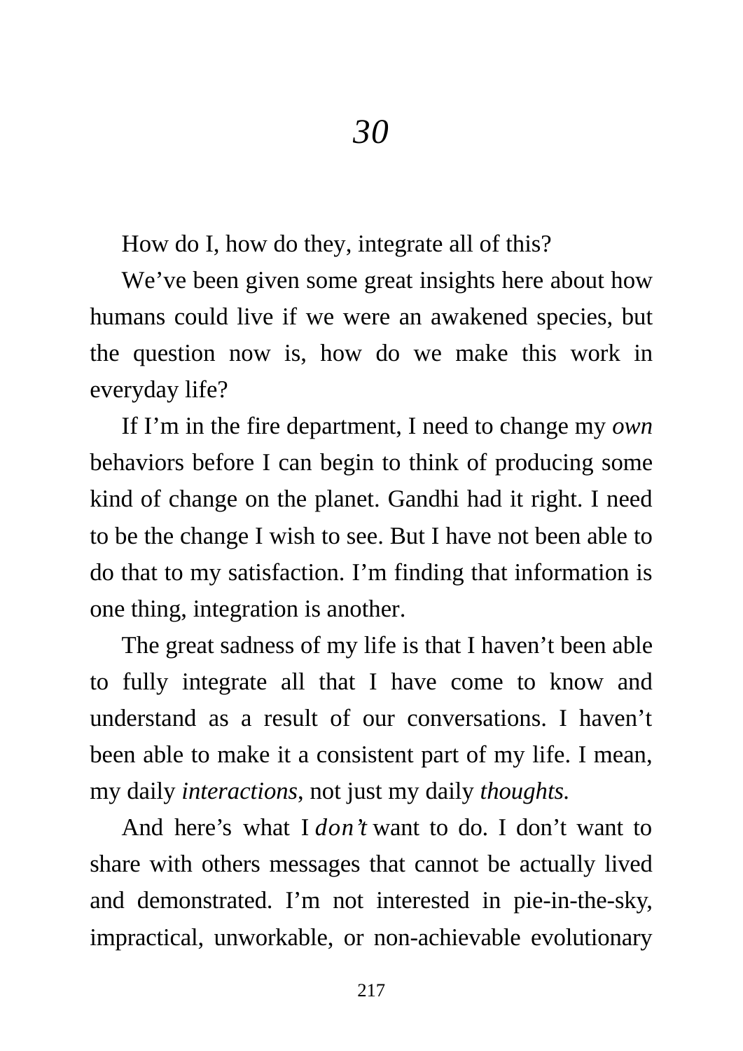# *30*

How do I, how do they, integrate all of this?

We've been given some great insights here about how humans could live if we were an awakened species, but the question now is, how do we make this work in everyday life?

If I'm in the fire department, I need to change my *own* behaviors before I can begin to think of producing some kind of change on the planet. Gandhi had it right. I need to be the change I wish to see. But I have not been able to do that to my satisfaction. I'm finding that information is one thing, integration is another.

The great sadness of my life is that I haven't been able to fully integrate all that I have come to know and understand as a result of our conversations. I haven't been able to make it a consistent part of my life. I mean, my daily *interactions,* not just my daily *thoughts.*

And here's what I *don't* want to do. I don't want to share with others messages that cannot be actually lived and demonstrated. I'm not interested in pie-in-the-sky, impractical, unworkable, or non-achievable evolutionary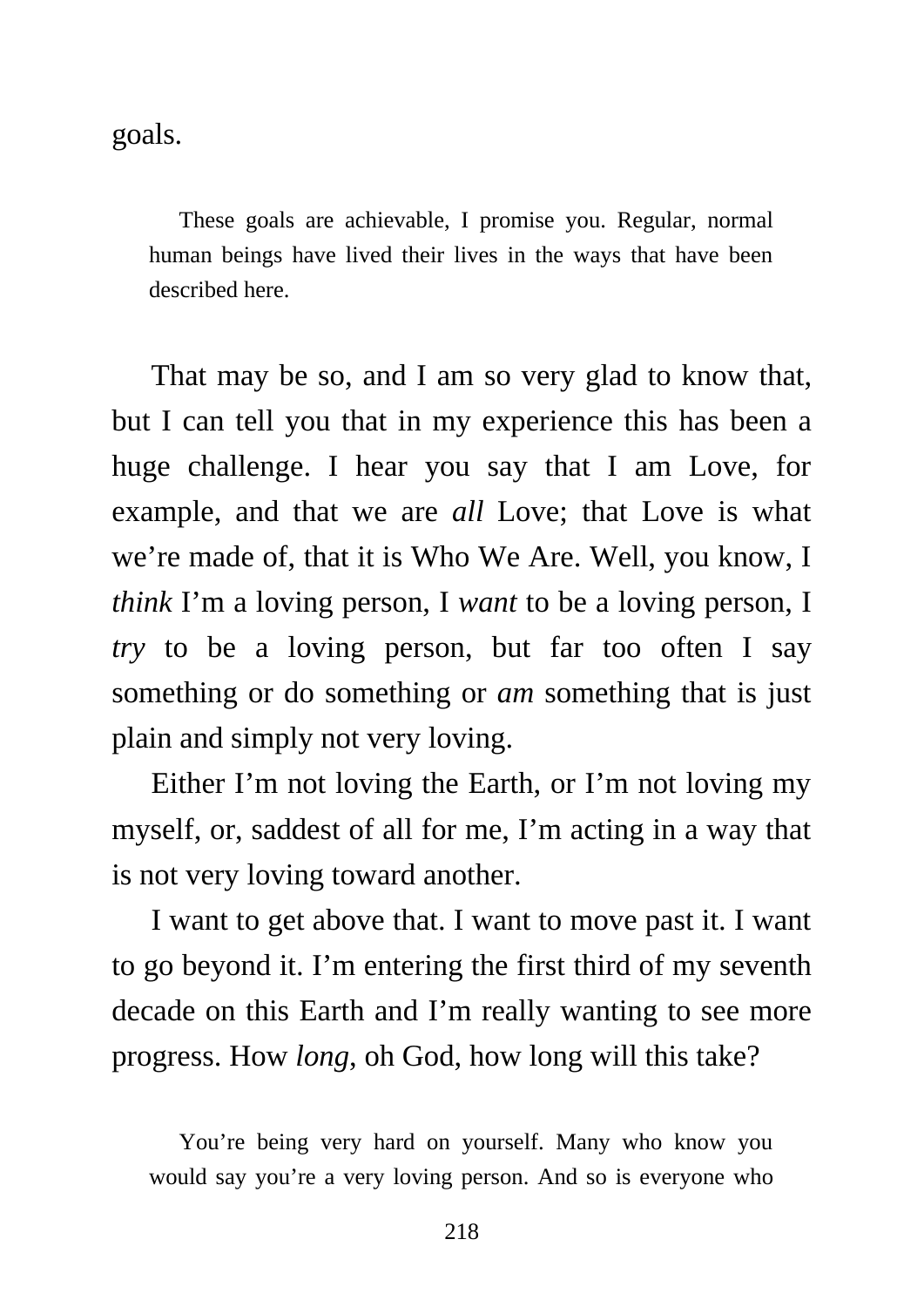goals.

> These goals are achievable, I promise you. Regular, normal human beings have lived their lives in the ways that have been described here.

That may be so, and I am so very glad to know that, but I can tell you that in my experience this has been a huge challenge. I hear you say that I am Love, for example, and that we are *all* Love; that Love is what we're made of, that it is Who We Are. Well, you know, I *think* I'm a loving person, I *want* to be a loving person, I *try* to be a loving person, but far too often I say something or do something or *am* something that is just plain and simply not very loving.

Either I'm not loving the Earth, or I'm not loving my myself, or, saddest of all for me, I'm acting in a way that is not very loving toward another.

I want to get above that. I want to move past it. I want to go beyond it. I'm entering the first third of my seventh decade on this Earth and I'm really wanting to see more progress. How *long*, oh God, how long will this take?

> You're being very hard on yourself. Many who know you would say you're a very loving person. And so is everyone who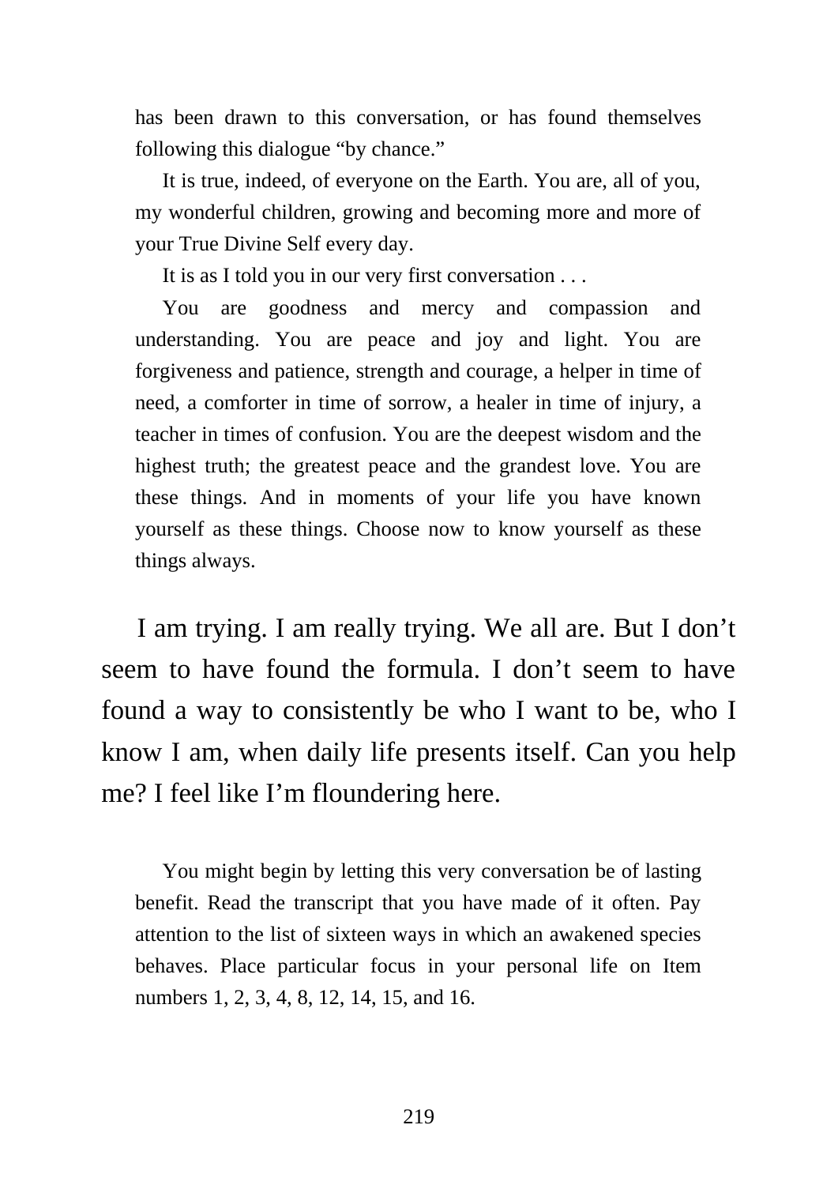has been drawn to this conversation, or has found themselves following this dialogue “by chance.”

It is true, indeed, of everyone on the Earth. You are, all of you, my wonderful children, growing and becoming more and more of your True Divine Self every day.

It is as I told you in our very first conversation . . .

You are goodness and mercy and compassion and understanding. You are peace and joy and light. You are forgiveness and patience, strength and courage, a helper in time of need, a comforter in time of sorrow, a healer in time of injury, a teacher in times of confusion. You are the deepest wisdom and the highest truth; the greatest peace and the grandest love. You are these things. And in moments of your life you have known yourself as these things. Choose now to know yourself as these things always.

I am trying. I am really trying. We all are. But I don’t seem to have found the formula. I don’t seem to have found a way to consistently be who I want to be, who I know I am, when daily life presents itself. Can you help me? I feel like I’m floundering here.

You might begin by letting this very conversation be of lasting benefit. Read the transcript that you have made of it often. Pay attention to the list of sixteen ways in which an awakened species behaves. Place particular focus in your personal life on Item numbers 1, 2, 3, 4, 8, 12, 14, 15, and 16.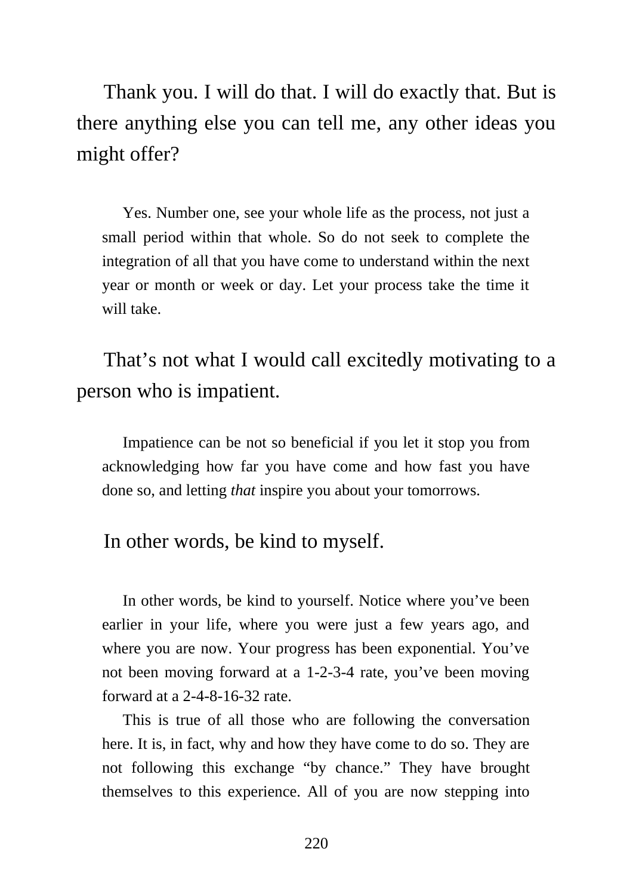Thank you. I will do that. I will do exactly that. But is there anything else you can tell me, any other ideas you might offer?

> Yes. Number one, see your whole life as the process, not just a small period within that whole. So do not seek to complete the integration of all that you have come to understand within the next year or month or week or day. Let your process take the time it will take.

That's not what I would call excitedly motivating to a person who is impatient.

> Impatience can be not so beneficial if you let it stop you from acknowledging how far you have come and how fast you have done so, and letting *that* inspire you about your tomorrows.

In other words, be kind to myself.

> In other words, be kind to yourself. Notice where you've been earlier in your life, where you were just a few years ago, and where you are now. Your progress has been exponential. You've not been moving forward at a 1-2-3-4 rate, you've been moving forward at a 2-4-8-16-32 rate.
>
> This is true of all those who are following the conversation here. It is, in fact, why and how they have come to do so. They are not following this exchange "by chance." They have brought themselves to this experience. All of you are now stepping into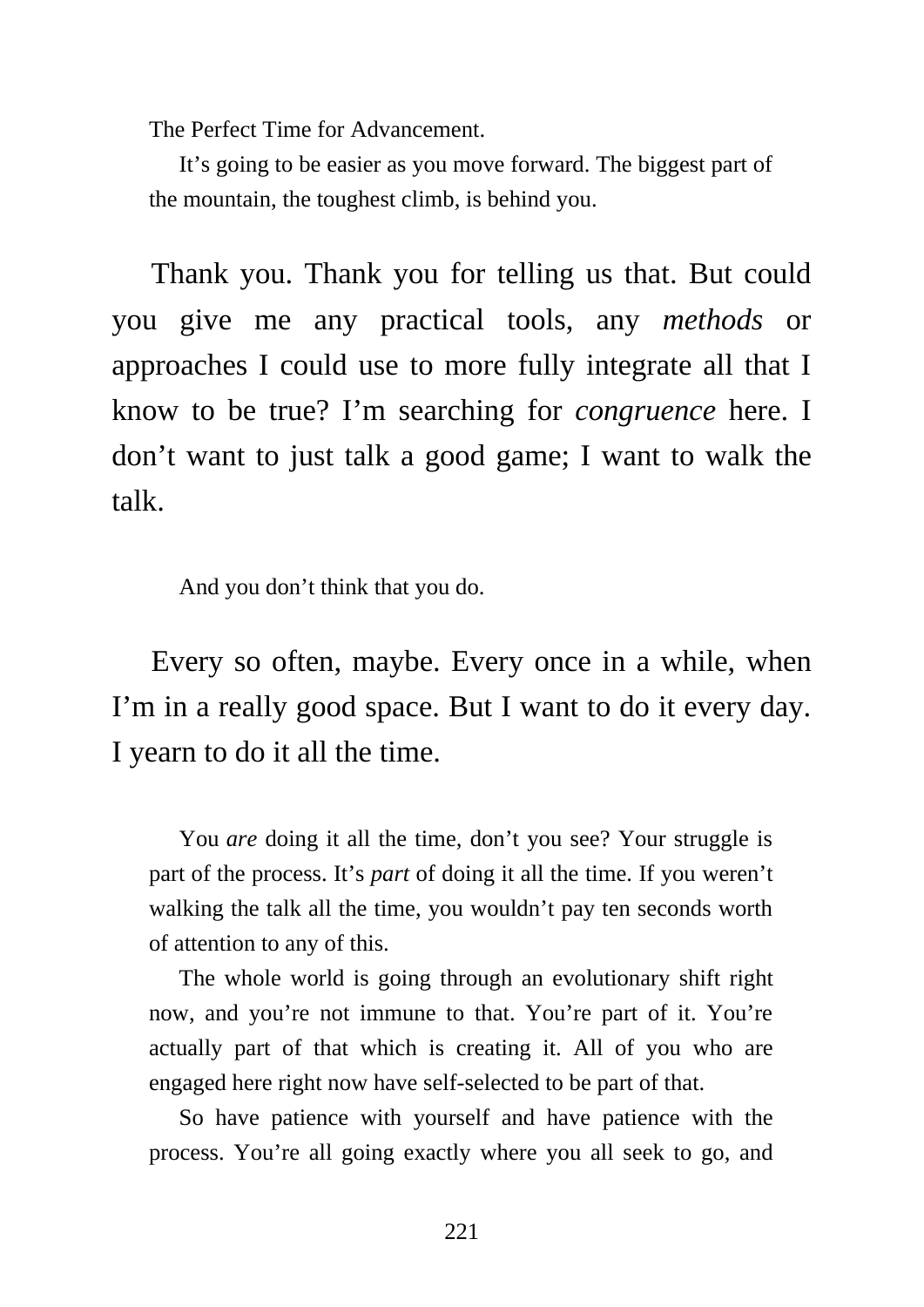The Perfect Time for Advancement.

It's going to be easier as you move forward. The biggest part of the mountain, the toughest climb, is behind you.

Thank you. Thank you for telling us that. But could you give me any practical tools, any *methods* or approaches I could use to more fully integrate all that I know to be true? I'm searching for *congruence* here. I don't want to just talk a good game; I want to walk the talk.

And you don't think that you do.

Every so often, maybe. Every once in a while, when I'm in a really good space. But I want to do it every day. I yearn to do it all the time.

You *are* doing it all the time, don't you see? Your struggle is part of the process. It's *part* of doing it all the time. If you weren't walking the talk all the time, you wouldn't pay ten seconds worth of attention to any of this.

The whole world is going through an evolutionary shift right now, and you're not immune to that. You're part of it. You're actually part of that which is creating it. All of you who are engaged here right now have self-selected to be part of that.

So have patience with yourself and have patience with the process. You're all going exactly where you all seek to go, and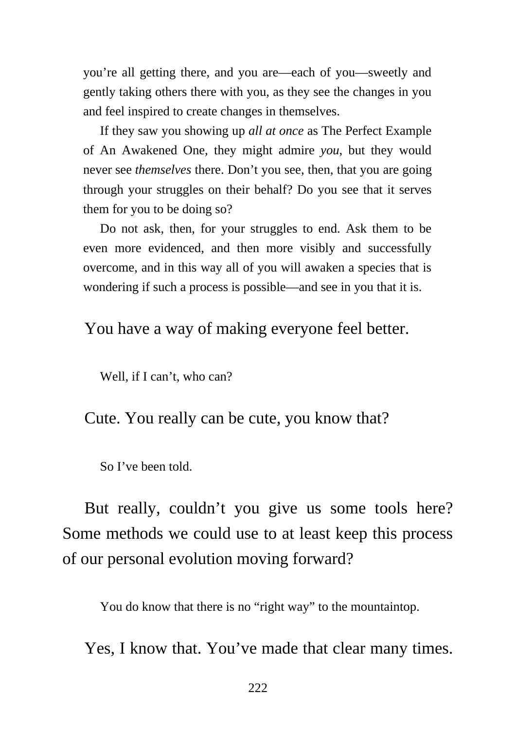you're all getting there, and you are—each of you—sweetly and gently taking others there with you, as they see the changes in you and feel inspired to create changes in themselves.

If they saw you showing up *all at once* as The Perfect Example of An Awakened One, they might admire *you*, but they would never see *themselves* there. Don't you see, then, that you are going through your struggles on their behalf? Do you see that it serves them for you to be doing so?

Do not ask, then, for your struggles to end. Ask them to be even more evidenced, and then more visibly and successfully overcome, and in this way all of you will awaken a species that is wondering if such a process is possible—and see in you that it is.

You have a way of making everyone feel better.

Well, if I can't, who can?

Cute. You really can be cute, you know that?

So I've been told.

But really, couldn't you give us some tools here? Some methods we could use to at least keep this process of our personal evolution moving forward?

You do know that there is no "right way" to the mountaintop.

Yes, I know that. You've made that clear many times.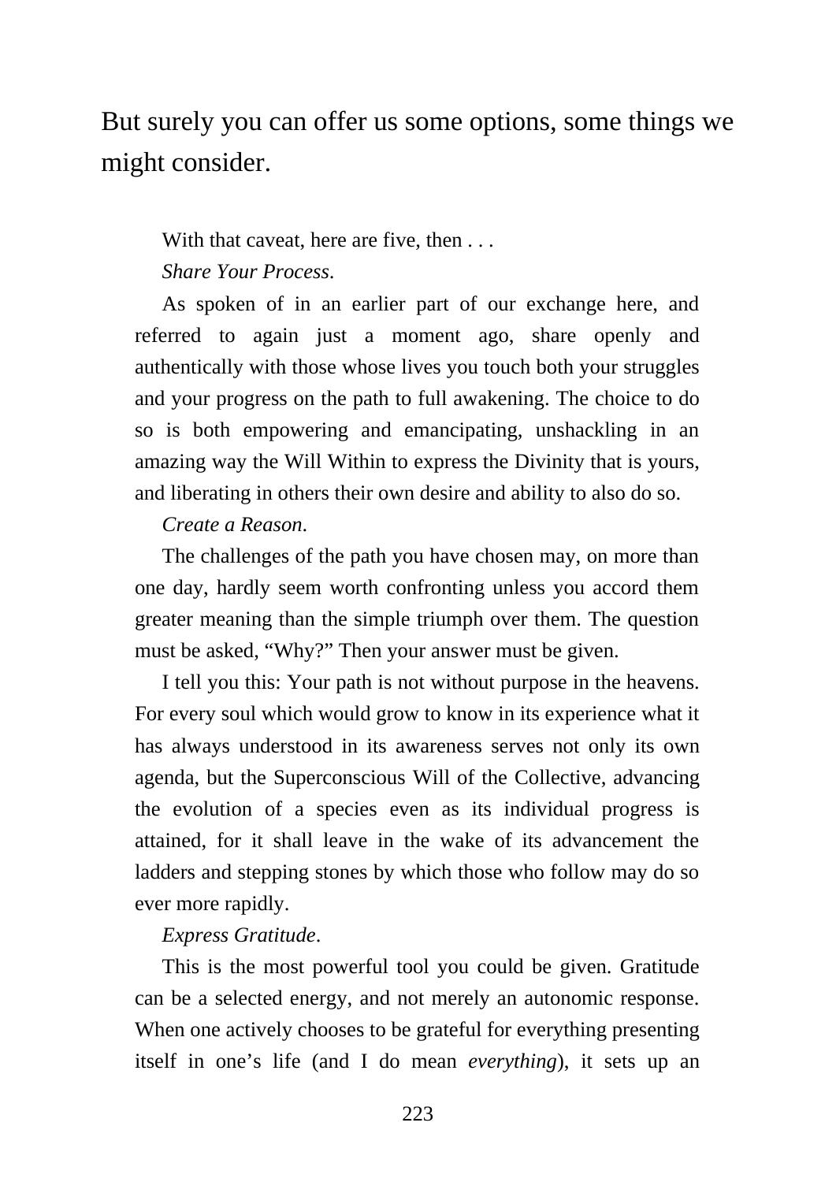But surely you can offer us some options, some things we might consider.

With that caveat, here are five, then . . .

*Share Your Process.*

As spoken of in an earlier part of our exchange here, and referred to again just a moment ago, share openly and authentically with those whose lives you touch both your struggles and your progress on the path to full awakening. The choice to do so is both empowering and emancipating, unshackling in an amazing way the Will Within to express the Divinity that is yours, and liberating in others their own desire and ability to also do so.

*Create a Reason.*

The challenges of the path you have chosen may, on more than one day, hardly seem worth confronting unless you accord them greater meaning than the simple triumph over them. The question must be asked, "Why?" Then your answer must be given.

I tell you this: Your path is not without purpose in the heavens. For every soul which would grow to know in its experience what it has always understood in its awareness serves not only its own agenda, but the Superconscious Will of the Collective, advancing the evolution of a species even as its individual progress is attained, for it shall leave in the wake of its advancement the ladders and stepping stones by which those who follow may do so ever more rapidly.

*Express Gratitude.*

This is the most powerful tool you could be given. Gratitude can be a selected energy, and not merely an autonomic response. When one actively chooses to be grateful for everything presenting itself in one's life (and I do mean *everything*), it sets up an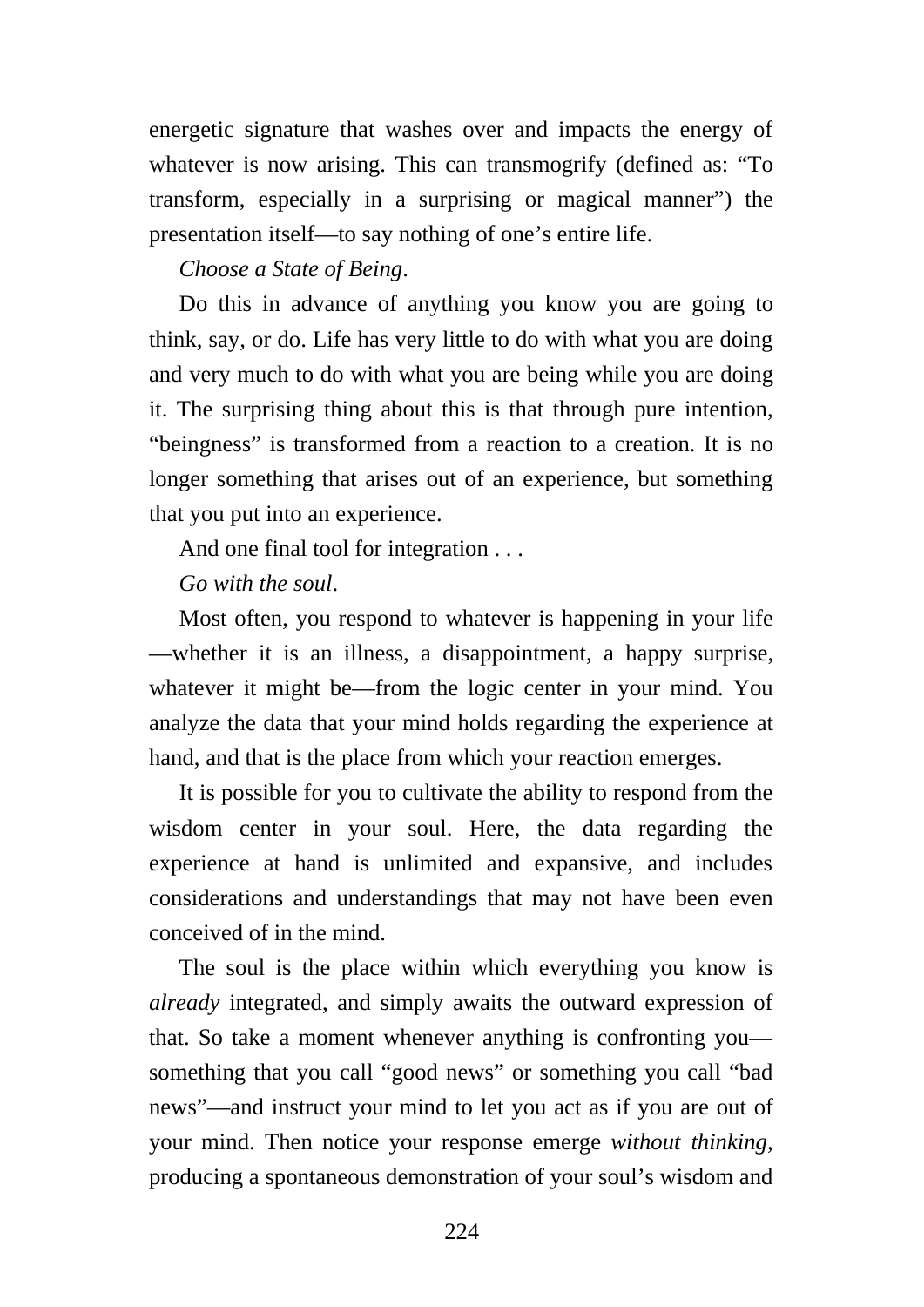energetic signature that washes over and impacts the energy of whatever is now arising. This can transmogrify (defined as: "To transform, especially in a surprising or magical manner") the presentation itself—to say nothing of one's entire life.

*Choose a State of Being*.

Do this in advance of anything you know you are going to think, say, or do. Life has very little to do with what you are doing and very much to do with what you are being while you are doing it. The surprising thing about this is that through pure intention, "beingness" is transformed from a reaction to a creation. It is no longer something that arises out of an experience, but something that you put into an experience.

And one final tool for integration . . .

*Go with the soul*.

Most often, you respond to whatever is happening in your life—whether it is an illness, a disappointment, a happy surprise, whatever it might be—from the logic center in your mind. You analyze the data that your mind holds regarding the experience at hand, and that is the place from which your reaction emerges.

It is possible for you to cultivate the ability to respond from the wisdom center in your soul. Here, the data regarding the experience at hand is unlimited and expansive, and includes considerations and understandings that may not have been even conceived of in the mind.

The soul is the place within which everything you know is *already* integrated, and simply awaits the outward expression of that. So take a moment whenever anything is confronting you—something that you call "good news" or something you call "bad news"—and instruct your mind to let you act as if you are out of your mind. Then notice your response emerge *without thinking*, producing a spontaneous demonstration of your soul's wisdom and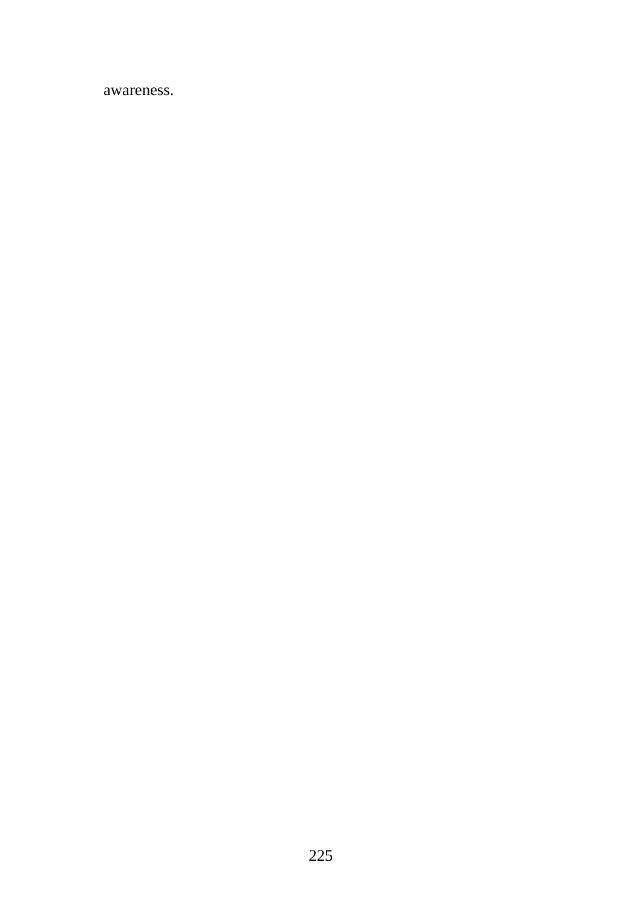awareness.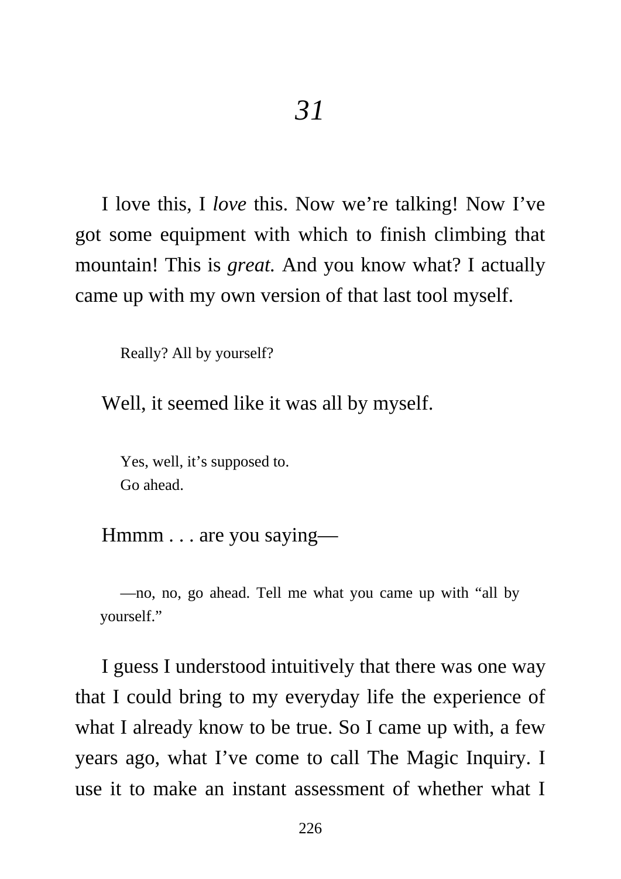# *31*

I love this, I *love* this. Now we're talking! Now I've got some equipment with which to finish climbing that mountain! This is *great.* And you know what? I actually came up with my own version of that last tool myself.

> Really? All by yourself?

Well, it seemed like it was all by myself.

> Yes, well, it's supposed to.
> Go ahead.

Hmmm . . . are you saying—

> —no, no, go ahead. Tell me what you came up with "all by yourself."

I guess I understood intuitively that there was one way that I could bring to my everyday life the experience of what I already know to be true. So I came up with, a few years ago, what I've come to call The Magic Inquiry. I use it to make an instant assessment of whether what I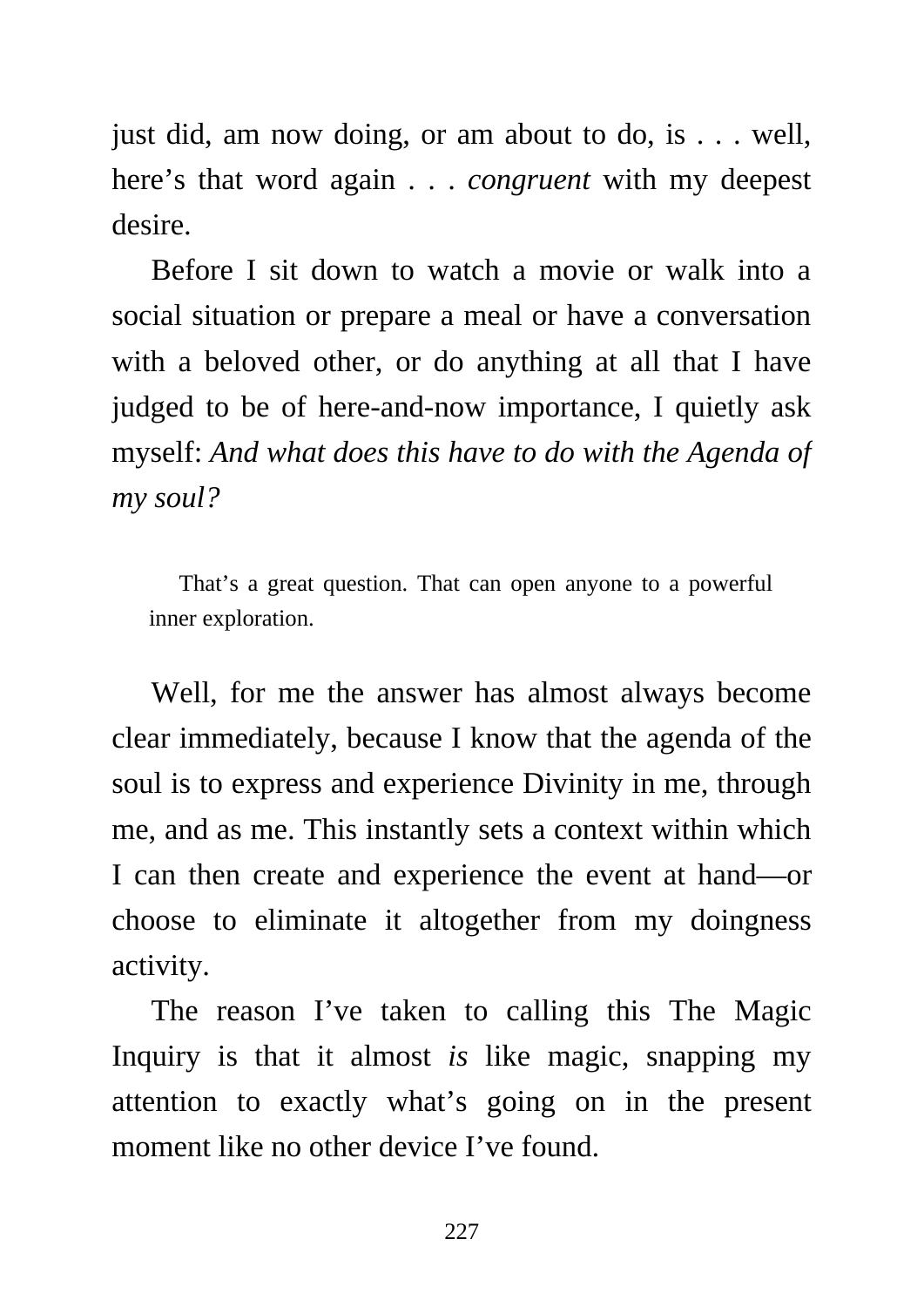just did, am now doing, or am about to do, is . . . well, here's that word again . . . *congruent* with my deepest desire.

Before I sit down to watch a movie or walk into a social situation or prepare a meal or have a conversation with a beloved other, or do anything at all that I have judged to be of here-and-now importance, I quietly ask myself: *And what does this have to do with the Agenda of my soul?*

> That's a great question. That can open anyone to a powerful inner exploration.

Well, for me the answer has almost always become clear immediately, because I know that the agenda of the soul is to express and experience Divinity in me, through me, and as me. This instantly sets a context within which I can then create and experience the event at hand—or choose to eliminate it altogether from my doingness activity.

The reason I've taken to calling this The Magic Inquiry is that it almost *is* like magic, snapping my attention to exactly what's going on in the present moment like no other device I've found.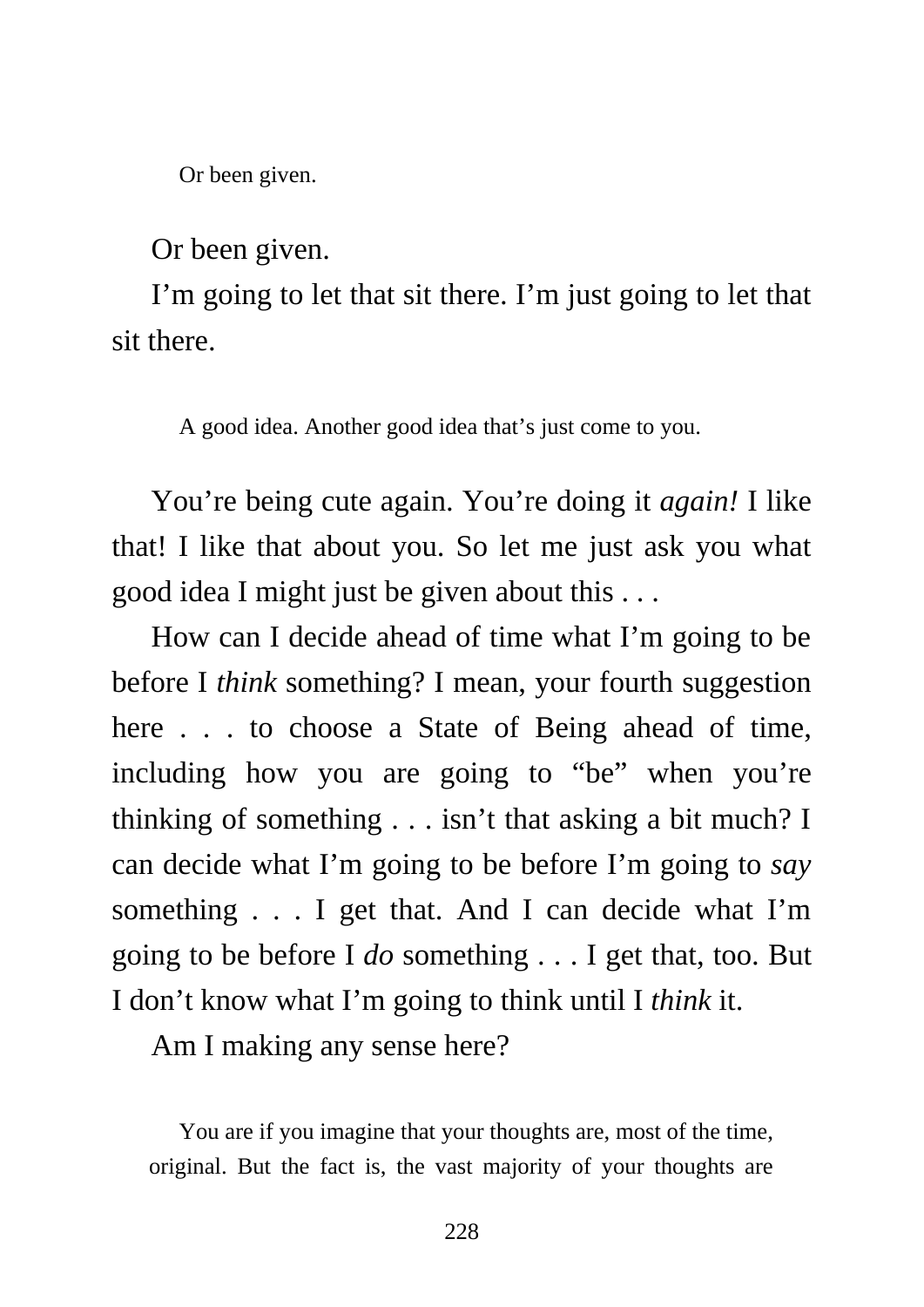Or been given.

Or been given.

I'm going to let that sit there. I'm just going to let that sit there.

A good idea. Another good idea that's just come to you.

You're being cute again. You're doing it *again!* I like that! I like that about you. So let me just ask you what good idea I might just be given about this . . .

How can I decide ahead of time what I'm going to be before I *think* something? I mean, your fourth suggestion here . . . to choose a State of Being ahead of time, including how you are going to "be" when you're thinking of something . . . isn't that asking a bit much? I can decide what I'm going to be before I'm going to *say* something . . . I get that. And I can decide what I'm going to be before I *do* something . . . I get that, too. But I don't know what I'm going to think until I *think* it.

Am I making any sense here?

You are if you imagine that your thoughts are, most of the time, original. But the fact is, the vast majority of your thoughts are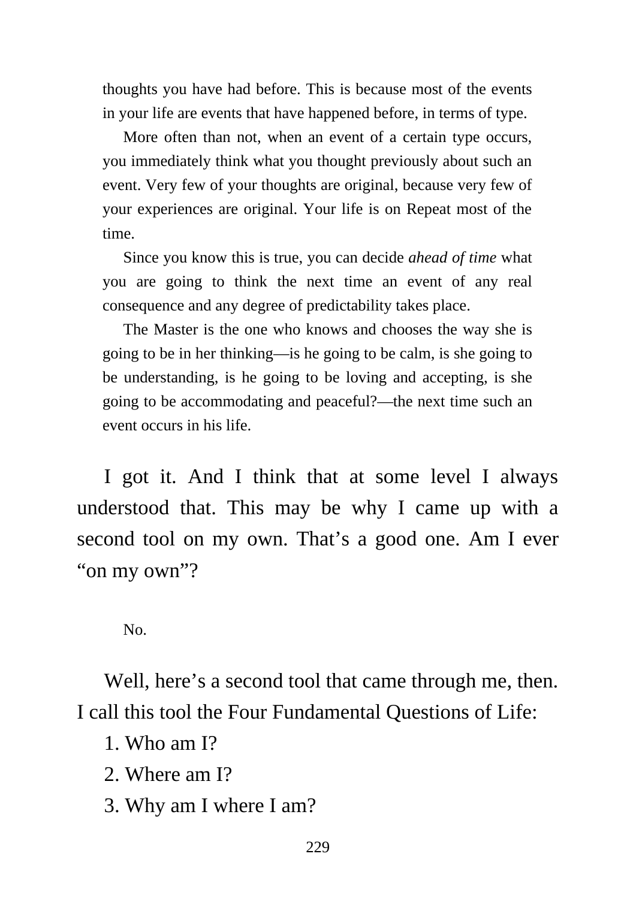thoughts you have had before. This is because most of the events in your life are events that have happened before, in terms of type.

More often than not, when an event of a certain type occurs, you immediately think what you thought previously about such an event. Very few of your thoughts are original, because very few of your experiences are original. Your life is on Repeat most of the time.

Since you know this is true, you can decide *ahead of time* what you are going to think the next time an event of any real consequence and any degree of predictability takes place.

The Master is the one who knows and chooses the way she is going to be in her thinking—is he going to be calm, is she going to be understanding, is he going to be loving and accepting, is she going to be accommodating and peaceful?—the next time such an event occurs in his life.

I got it. And I think that at some level I always understood that. This may be why I came up with a second tool on my own. That's a good one. Am I ever "on my own"?

No.

Well, here's a second tool that came through me, then. I call this tool the Four Fundamental Questions of Life:

1. Who am I?
2. Where am I?
3. Why am I where I am?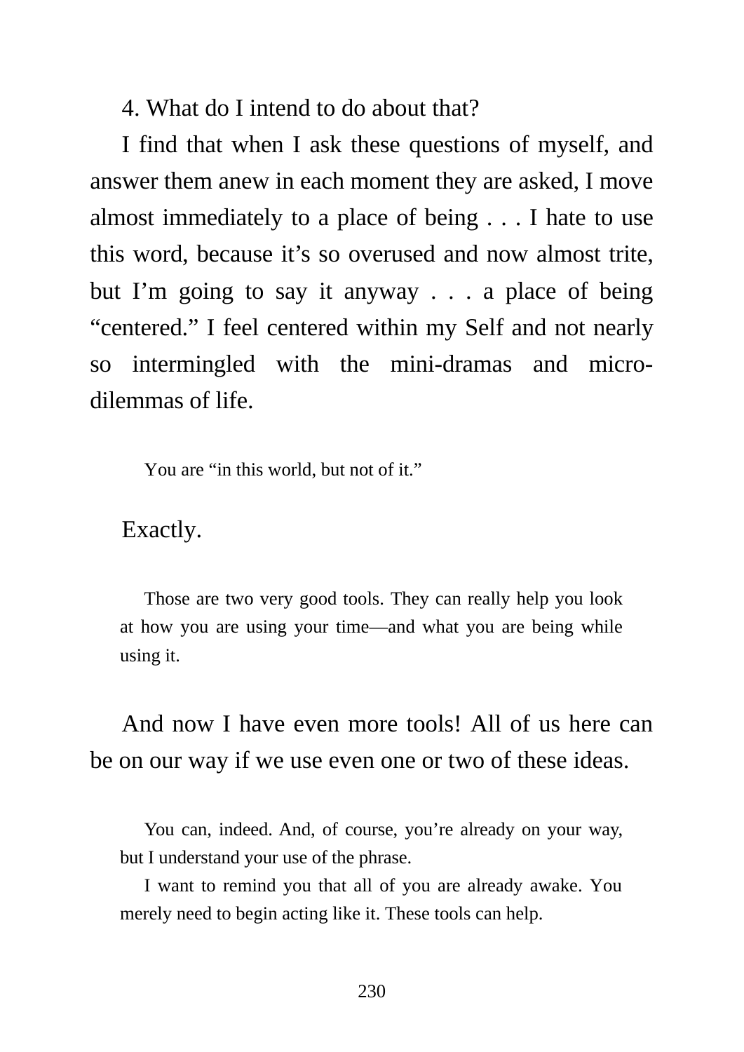4. What do I intend to do about that?

I find that when I ask these questions of myself, and answer them anew in each moment they are asked, I move almost immediately to a place of being . . . I hate to use this word, because it's so overused and now almost trite, but I'm going to say it anyway . . . a place of being "centered." I feel centered within my Self and not nearly so intermingled with the mini-dramas and micro-dilemmas of life.

> You are "in this world, but not of it."

Exactly.

> Those are two very good tools. They can really help you look at how you are using your time—and what you are being while using it.

And now I have even more tools! All of us here can be on our way if we use even one or two of these ideas.

> You can, indeed. And, of course, you're already on your way, but I understand your use of the phrase.
>
> I want to remind you that all of you are already awake. You merely need to begin acting like it. These tools can help.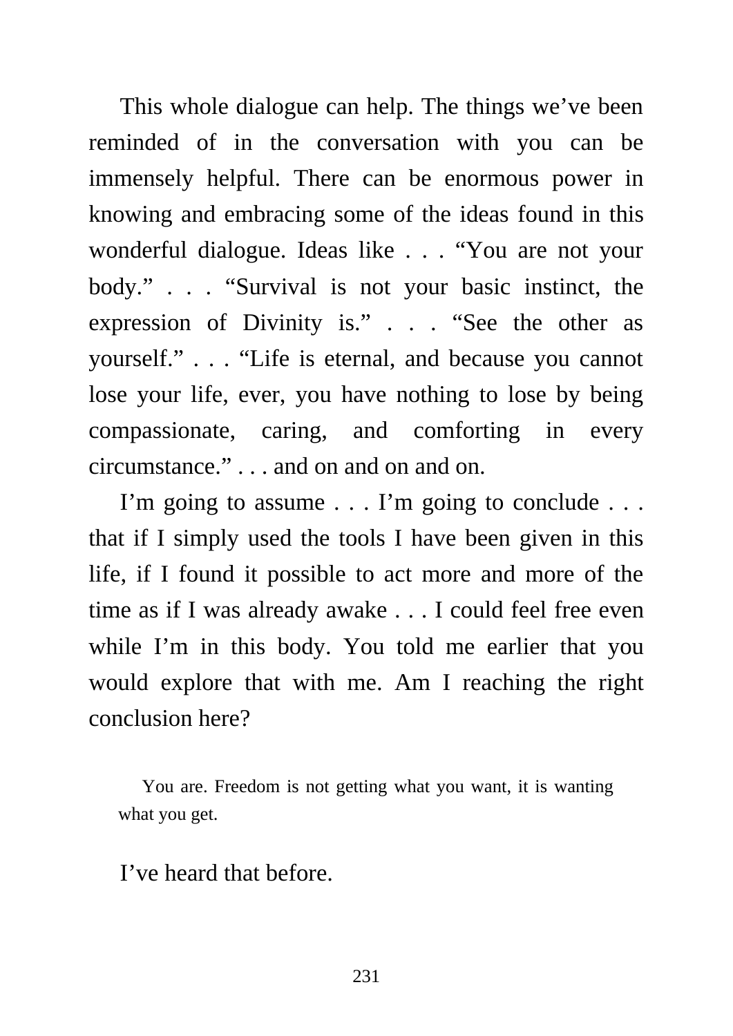This whole dialogue can help. The things we've been reminded of in the conversation with you can be immensely helpful. There can be enormous power in knowing and embracing some of the ideas found in this wonderful dialogue. Ideas like . . . "You are not your body." . . . "Survival is not your basic instinct, the expression of Divinity is." . . . "See the other as yourself." . . . "Life is eternal, and because you cannot lose your life, ever, you have nothing to lose by being compassionate, caring, and comforting in every circumstance." . . . and on and on and on.

I'm going to assume . . . I'm going to conclude . . . that if I simply used the tools I have been given in this life, if I found it possible to act more and more of the time as if I was already awake . . . I could feel free even while I'm in this body. You told me earlier that you would explore that with me. Am I reaching the right conclusion here?

> You are. Freedom is not getting what you want, it is wanting what you get.

I've heard that before.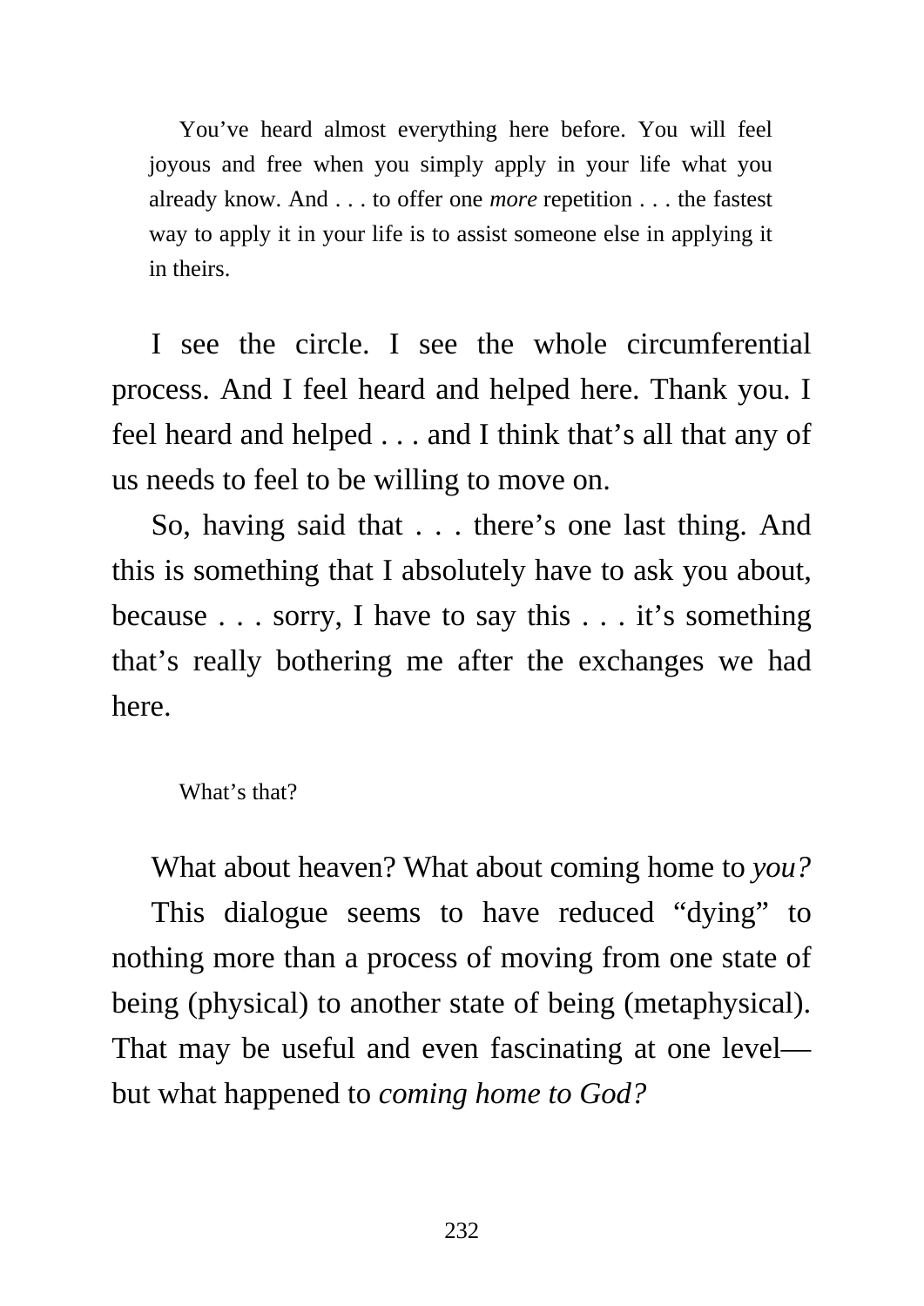You've heard almost everything here before. You will feel joyous and free when you simply apply in your life what you already know. And . . . to offer one *more* repetition . . . the fastest way to apply it in your life is to assist someone else in applying it in theirs.

I see the circle. I see the whole circumferential process. And I feel heard and helped here. Thank you. I feel heard and helped . . . and I think that's all that any of us needs to feel to be willing to move on.

So, having said that . . . there's one last thing. And this is something that I absolutely have to ask you about, because . . . sorry, I have to say this . . . it's something that's really bothering me after the exchanges we had here.

What's that?

What about heaven? What about coming home to *you?*

This dialogue seems to have reduced "dying" to nothing more than a process of moving from one state of being (physical) to another state of being (metaphysical). That may be useful and even fascinating at one level—but what happened to *coming home to God?*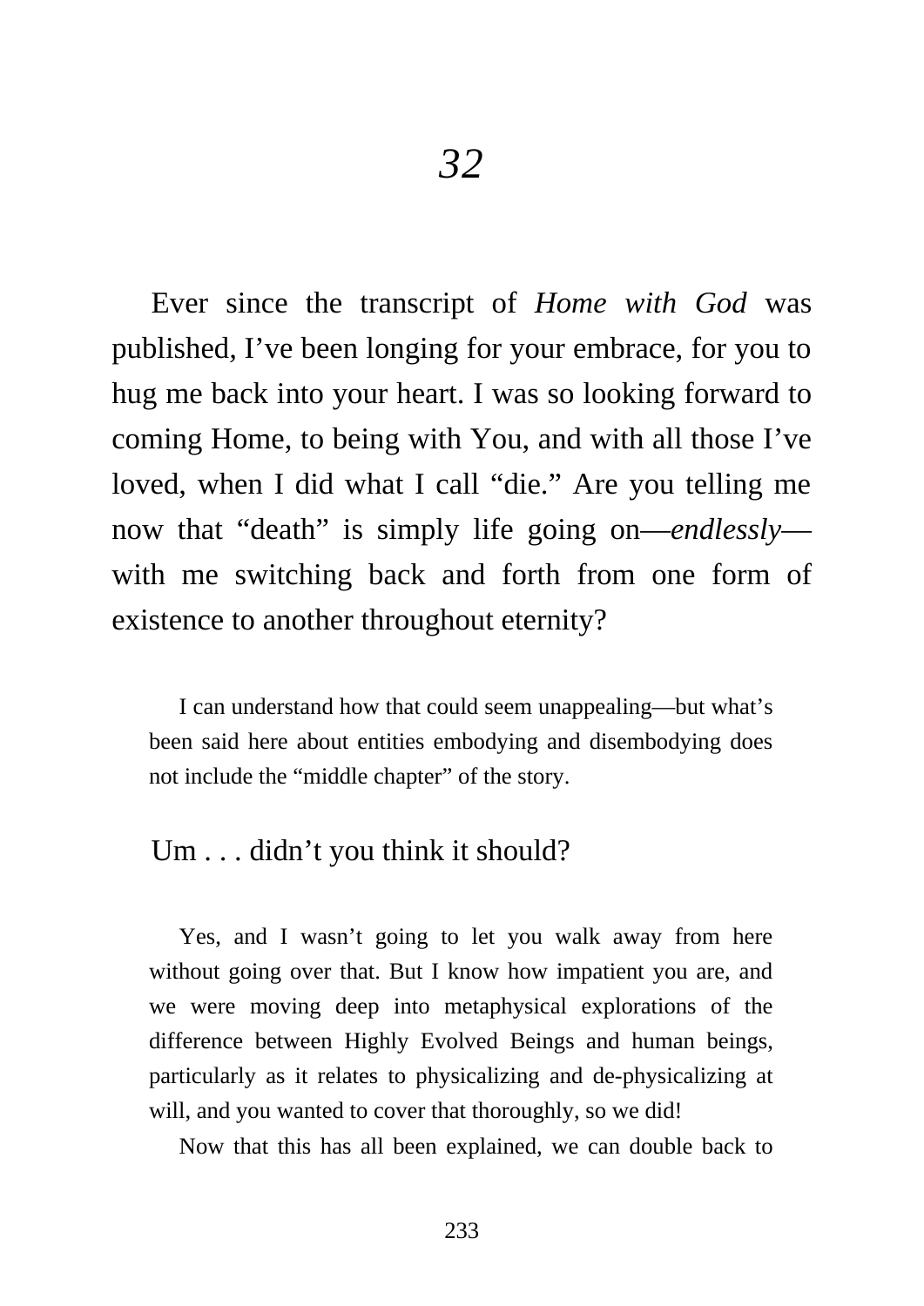# *32*

Ever since the transcript of *Home with God* was published, I've been longing for your embrace, for you to hug me back into your heart. I was so looking forward to coming Home, to being with You, and with all those I've loved, when I did what I call "die." Are you telling me now that "death" is simply life going on—*endlessly*—with me switching back and forth from one form of existence to another throughout eternity?

I can understand how that could seem unappealing—but what's been said here about entities embodying and disembodying does not include the "middle chapter" of the story.

Um . . . didn't you think it should?

Yes, and I wasn't going to let you walk away from here without going over that. But I know how impatient you are, and we were moving deep into metaphysical explorations of the difference between Highly Evolved Beings and human beings, particularly as it relates to physicalizing and de-physicalizing at will, and you wanted to cover that thoroughly, so we did!

Now that this has all been explained, we can double back to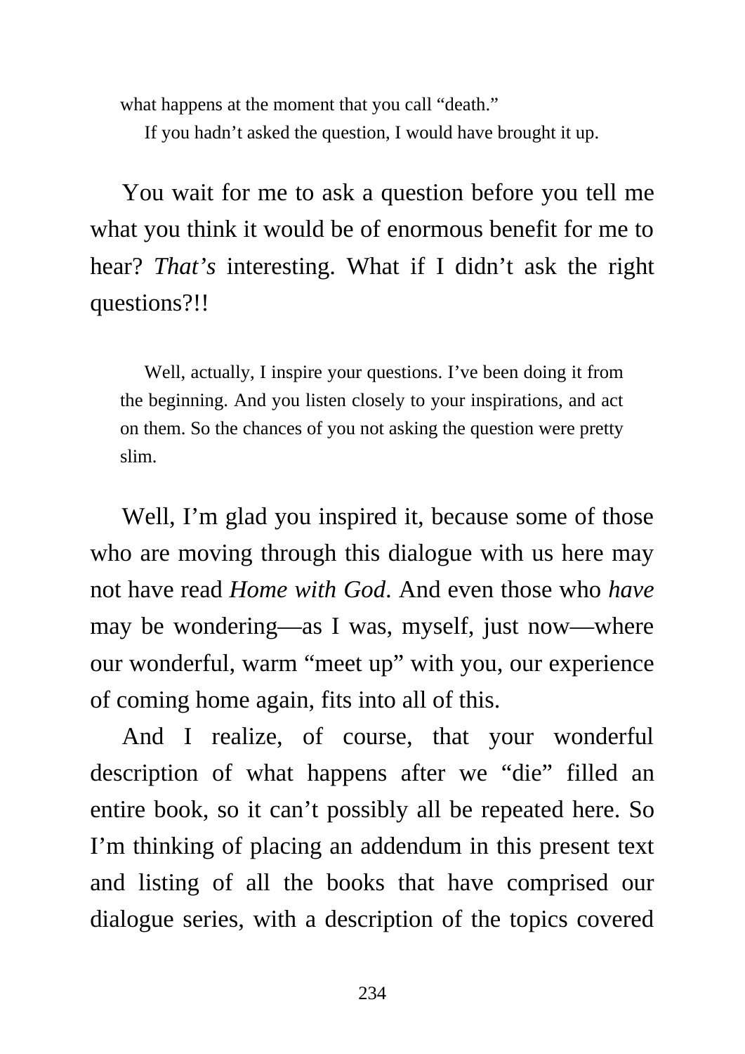what happens at the moment that you call "death."

If you hadn't asked the question, I would have brought it up.

You wait for me to ask a question before you tell me what you think it would be of enormous benefit for me to hear? *That's* interesting. What if I didn't ask the right questions?!!

Well, actually, I inspire your questions. I've been doing it from the beginning. And you listen closely to your inspirations, and act on them. So the chances of you not asking the question were pretty slim.

Well, I'm glad you inspired it, because some of those who are moving through this dialogue with us here may not have read *Home with God*. And even those who *have* may be wondering—as I was, myself, just now—where our wonderful, warm "meet up" with you, our experience of coming home again, fits into all of this.

And I realize, of course, that your wonderful description of what happens after we "die" filled an entire book, so it can't possibly all be repeated here. So I'm thinking of placing an addendum in this present text and listing of all the books that have comprised our dialogue series, with a description of the topics covered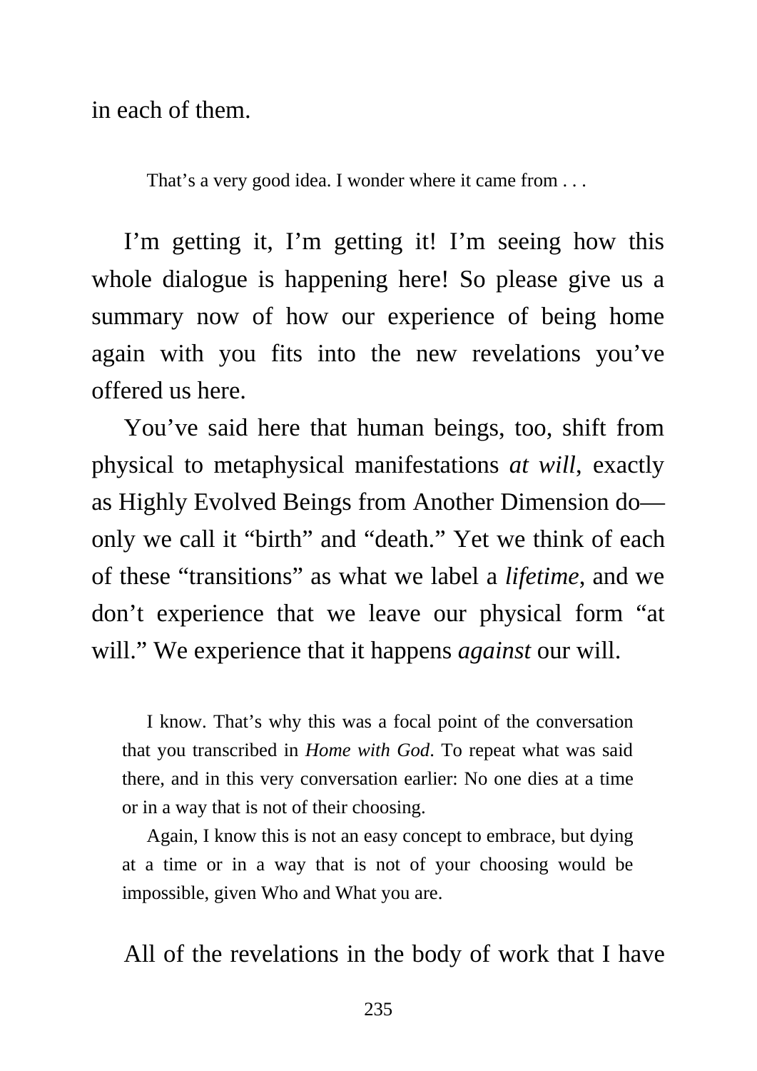in each of them.

That's a very good idea. I wonder where it came from . . .

I'm getting it, I'm getting it! I'm seeing how this whole dialogue is happening here! So please give us a summary now of how our experience of being home again with you fits into the new revelations you've offered us here.

You've said here that human beings, too, shift from physical to metaphysical manifestations *at will*, exactly as Highly Evolved Beings from Another Dimension do—only we call it "birth" and "death." Yet we think of each of these "transitions" as what we label a *lifetime*, and we don't experience that we leave our physical form "at will." We experience that it happens *against* our will.

I know. That's why this was a focal point of the conversation that you transcribed in *Home with God*. To repeat what was said there, and in this very conversation earlier: No one dies at a time or in a way that is not of their choosing.

Again, I know this is not an easy concept to embrace, but dying at a time or in a way that is not of your choosing would be impossible, given Who and What you are.

All of the revelations in the body of work that I have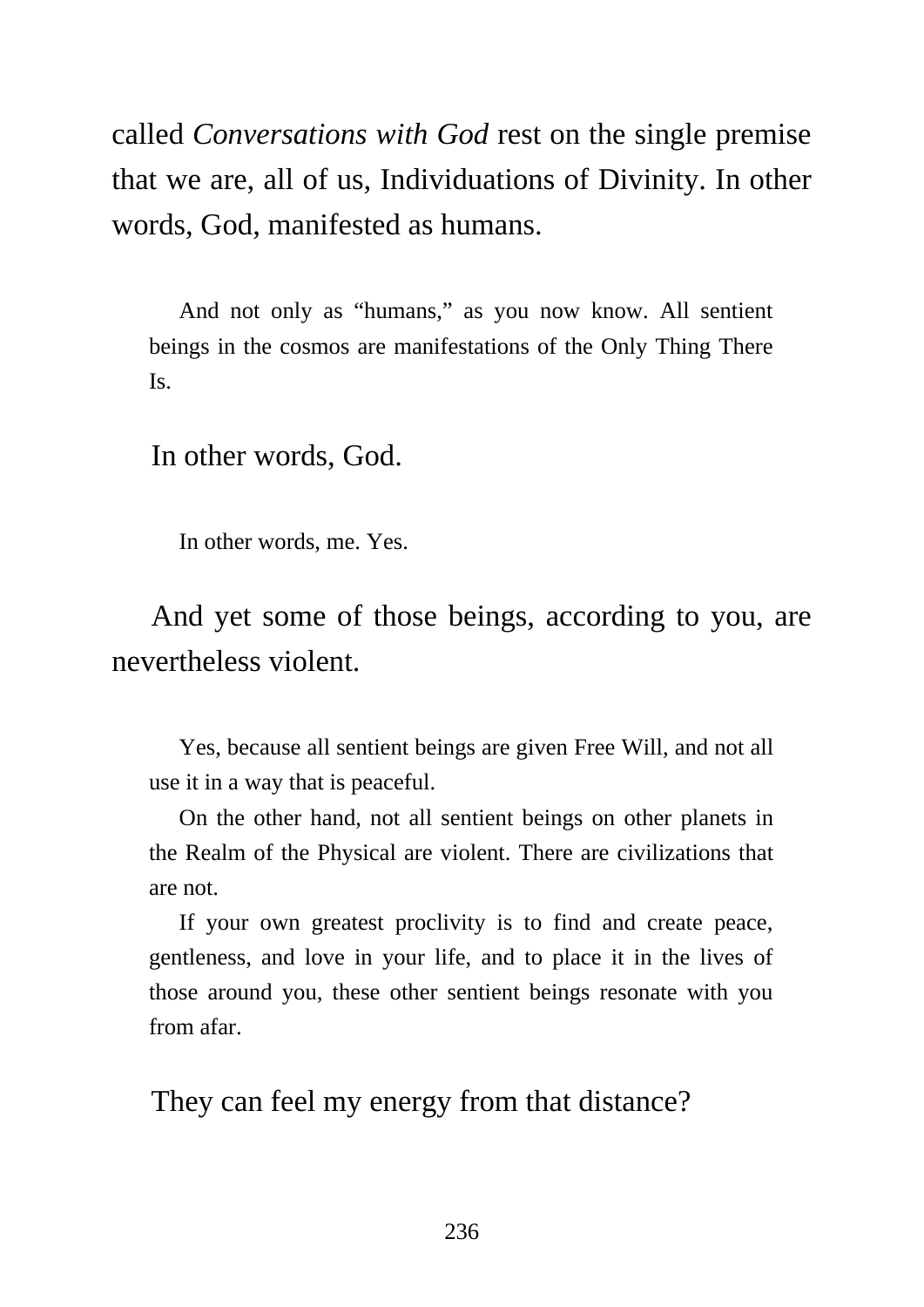called *Conversations with God* rest on the single premise that we are, all of us, Individuations of Divinity. In other words, God, manifested as humans.

> And not only as "humans," as you now know. All sentient beings in the cosmos are manifestations of the Only Thing There Is.

In other words, God.

> In other words, me. Yes.

And yet some of those beings, according to you, are nevertheless violent.

> Yes, because all sentient beings are given Free Will, and not all use it in a way that is peaceful.
>
> On the other hand, not all sentient beings on other planets in the Realm of the Physical are violent. There are civilizations that are not.
>
> If your own greatest proclivity is to find and create peace, gentleness, and love in your life, and to place it in the lives of those around you, these other sentient beings resonate with you from afar.

They can feel my energy from that distance?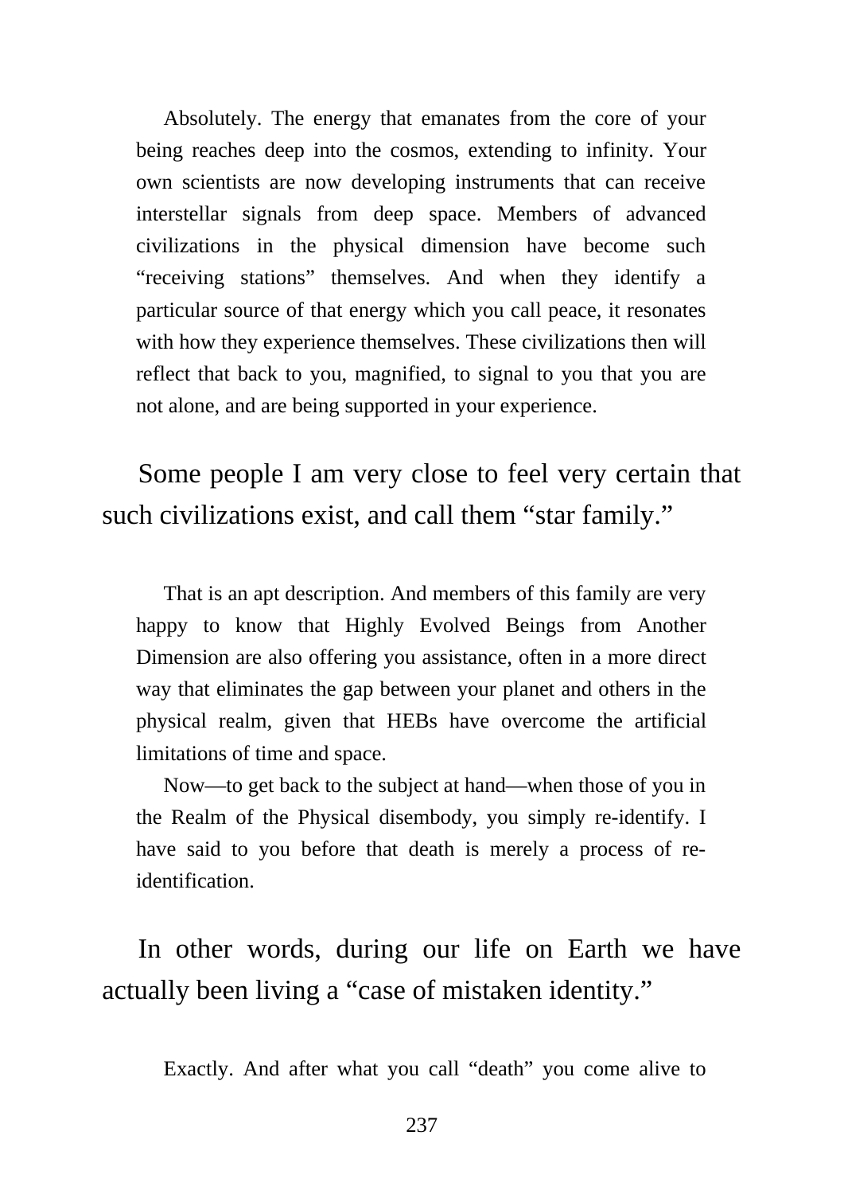Absolutely. The energy that emanates from the core of your being reaches deep into the cosmos, extending to infinity. Your own scientists are now developing instruments that can receive interstellar signals from deep space. Members of advanced civilizations in the physical dimension have become such "receiving stations" themselves. And when they identify a particular source of that energy which you call peace, it resonates with how they experience themselves. These civilizations then will reflect that back to you, magnified, to signal to you that you are not alone, and are being supported in your experience.

Some people I am very close to feel very certain that such civilizations exist, and call them "star family."

That is an apt description. And members of this family are very happy to know that Highly Evolved Beings from Another Dimension are also offering you assistance, often in a more direct way that eliminates the gap between your planet and others in the physical realm, given that HEBs have overcome the artificial limitations of time and space.

Now—to get back to the subject at hand—when those of you in the Realm of the Physical disembody, you simply re-identify. I have said to you before that death is merely a process of re-identification.

In other words, during our life on Earth we have actually been living a "case of mistaken identity."

Exactly. And after what you call "death" you come alive to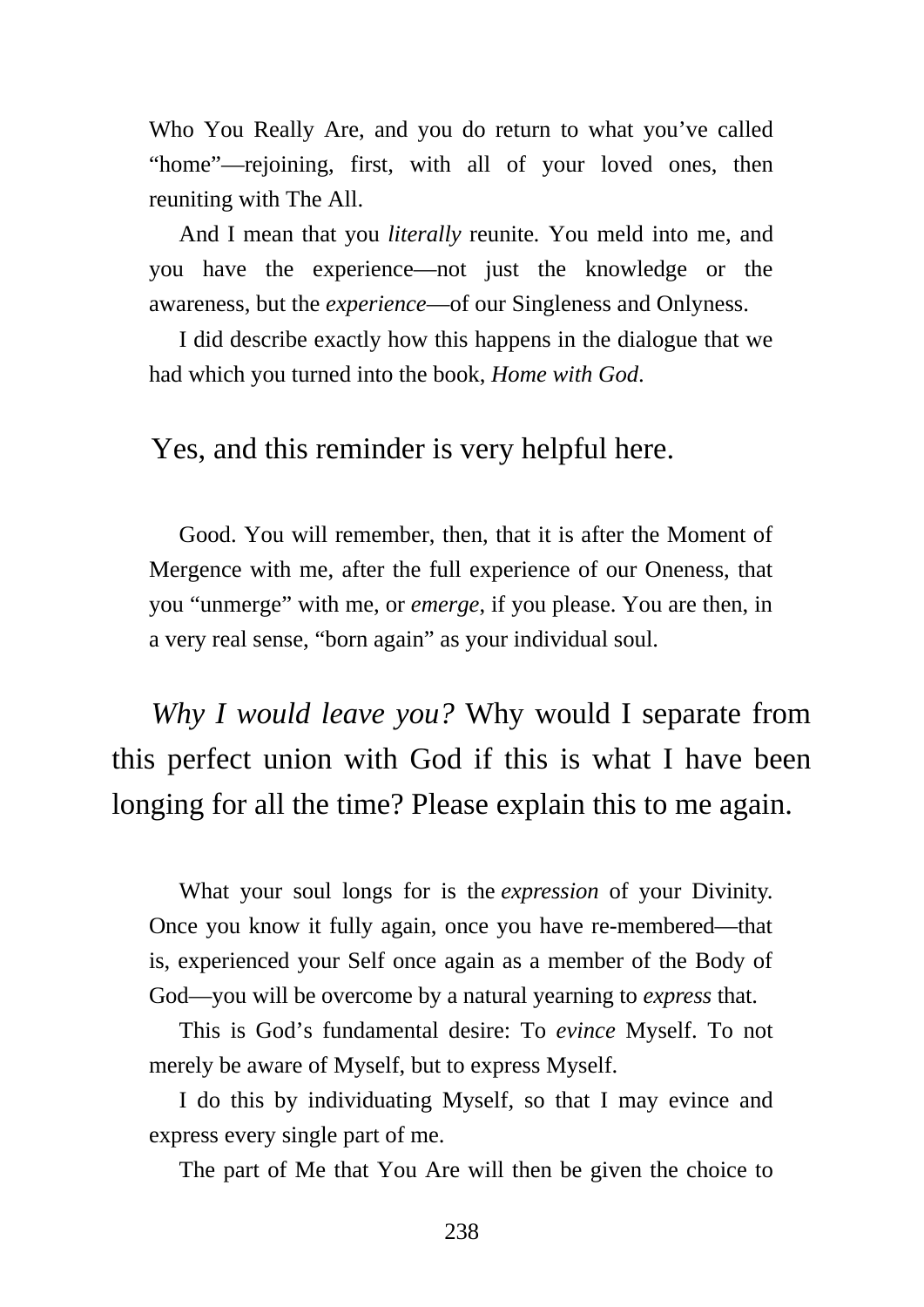Who You Really Are, and you do return to what you've called "home"—rejoining, first, with all of your loved ones, then reuniting with The All.

And I mean that you *literally* reunite. You meld into me, and you have the experience—not just the knowledge or the awareness, but the *experience*—of our Singleness and Onlyness.

I did describe exactly how this happens in the dialogue that we had which you turned into the book, *Home with God*.

Yes, and this reminder is very helpful here.

Good. You will remember, then, that it is after the Moment of Mergence with me, after the full experience of our Oneness, that you "unmerge" with me, or *emerge*, if you please. You are then, in a very real sense, "born again" as your individual soul.

*Why I would leave you?* Why would I separate from this perfect union with God if this is what I have been longing for all the time? Please explain this to me again.

What your soul longs for is the *expression* of your Divinity. Once you know it fully again, once you have re-membered—that is, experienced your Self once again as a member of the Body of God—you will be overcome by a natural yearning to *express* that.

This is God's fundamental desire: To *evince* Myself. To not merely be aware of Myself, but to express Myself.

I do this by individuating Myself, so that I may evince and express every single part of me.

The part of Me that You Are will then be given the choice to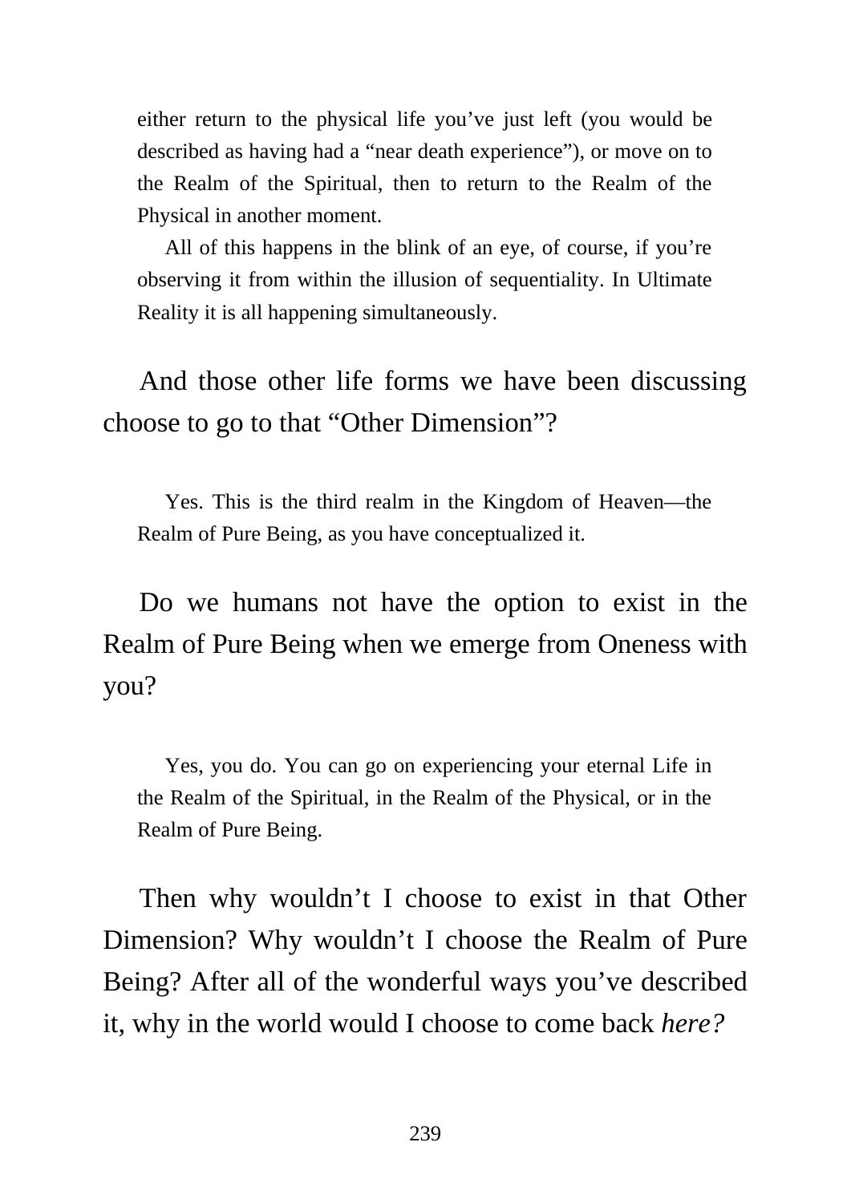either return to the physical life you've just left (you would be described as having had a "near death experience"), or move on to the Realm of the Spiritual, then to return to the Realm of the Physical in another moment.

All of this happens in the blink of an eye, of course, if you're observing it from within the illusion of sequentiality. In Ultimate Reality it is all happening simultaneously.

And those other life forms we have been discussing choose to go to that "Other Dimension"?

Yes. This is the third realm in the Kingdom of Heaven—the Realm of Pure Being, as you have conceptualized it.

Do we humans not have the option to exist in the Realm of Pure Being when we emerge from Oneness with you?

Yes, you do. You can go on experiencing your eternal Life in the Realm of the Spiritual, in the Realm of the Physical, or in the Realm of Pure Being.

Then why wouldn't I choose to exist in that Other Dimension? Why wouldn't I choose the Realm of Pure Being? After all of the wonderful ways you've described it, why in the world would I choose to come back *here?*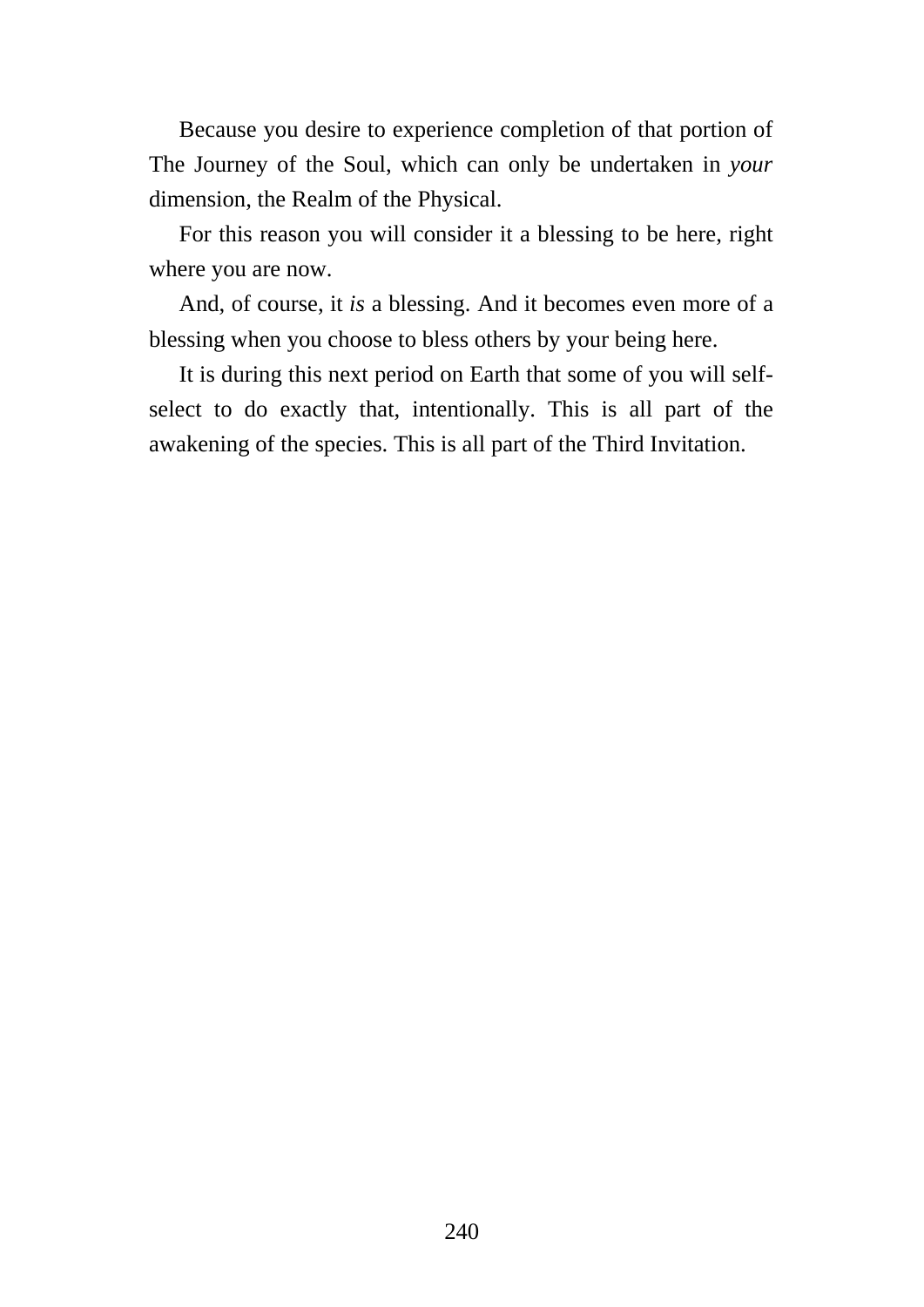Because you desire to experience completion of that portion of The Journey of the Soul, which can only be undertaken in *your* dimension, the Realm of the Physical.

For this reason you will consider it a blessing to be here, right where you are now.

And, of course, it *is* a blessing. And it becomes even more of a blessing when you choose to bless others by your being here.

It is during this next period on Earth that some of you will self-select to do exactly that, intentionally. This is all part of the awakening of the species. This is all part of the Third Invitation.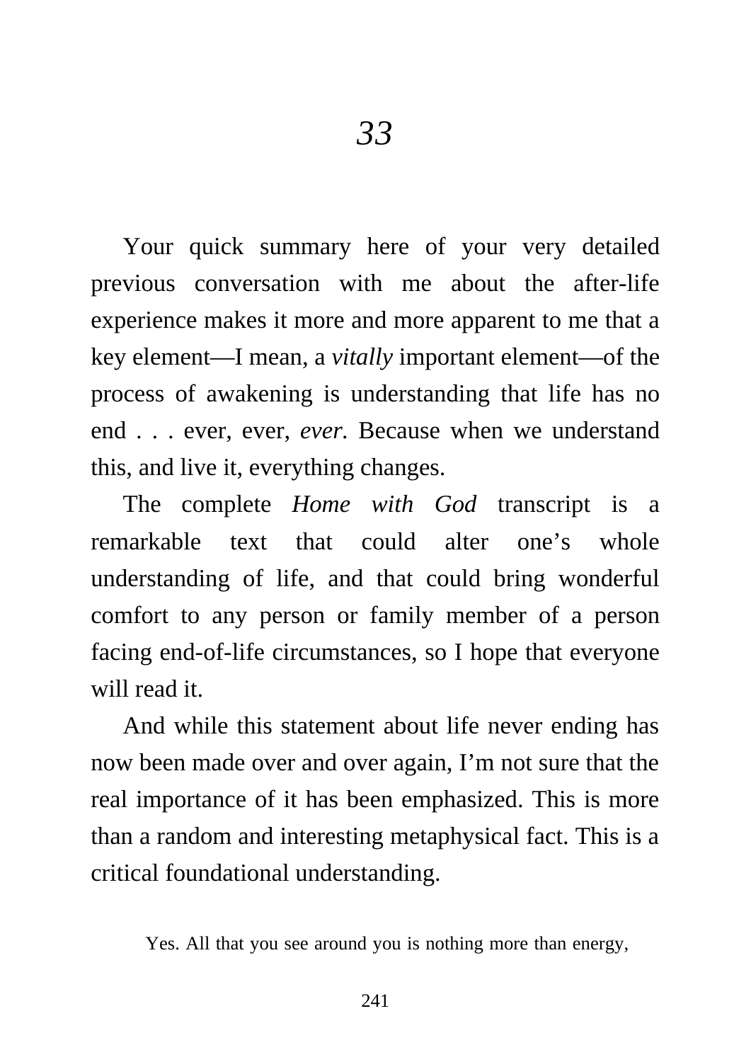# *33*

Your quick summary here of your very detailed previous conversation with me about the after-life experience makes it more and more apparent to me that a key element—I mean, a *vitally* important element—of the process of awakening is understanding that life has no end . . . ever, ever, *ever*. Because when we understand this, and live it, everything changes.

The complete *Home with God* transcript is a remarkable text that could alter one's whole understanding of life, and that could bring wonderful comfort to any person or family member of a person facing end-of-life circumstances, so I hope that everyone will read it.

And while this statement about life never ending has now been made over and over again, I'm not sure that the real importance of it has been emphasized. This is more than a random and interesting metaphysical fact. This is a critical foundational understanding.

Yes. All that you see around you is nothing more than energy,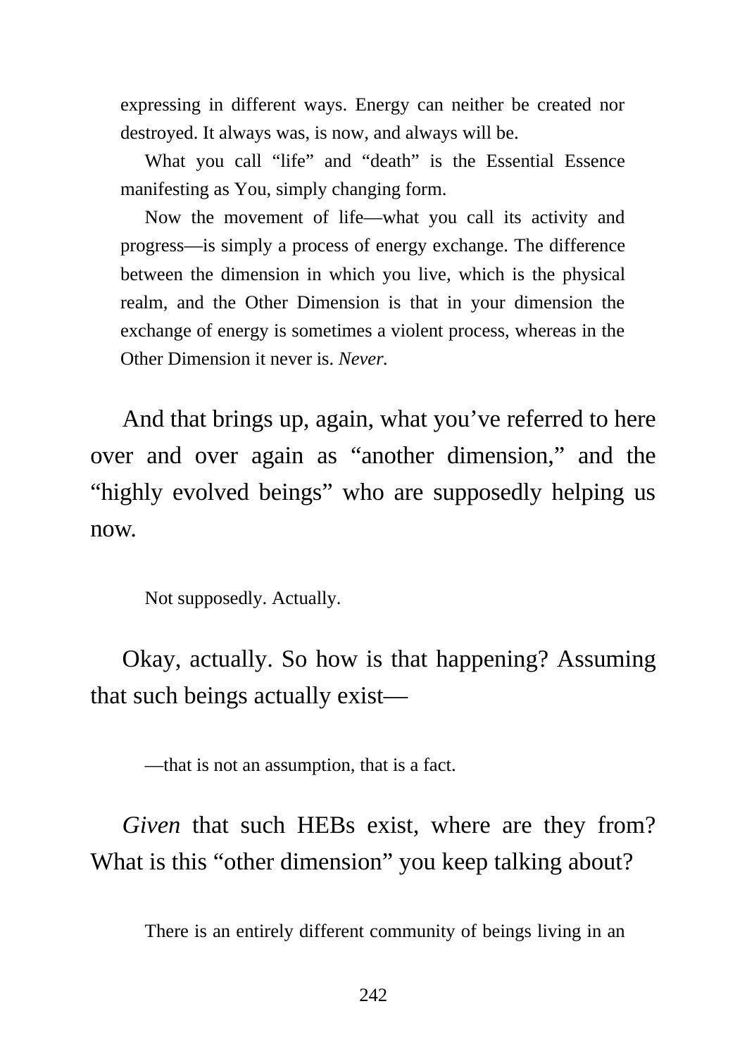expressing in different ways. Energy can neither be created nor destroyed. It always was, is now, and always will be.

What you call "life" and "death" is the Essential Essence manifesting as You, simply changing form.

Now the movement of life—what you call its activity and progress—is simply a process of energy exchange. The difference between the dimension in which you live, which is the physical realm, and the Other Dimension is that in your dimension the exchange of energy is sometimes a violent process, whereas in the Other Dimension it never is. *Never.*

And that brings up, again, what you've referred to here over and over again as "another dimension," and the "highly evolved beings" who are supposedly helping us now.

Not supposedly. Actually.

Okay, actually. So how is that happening? Assuming that such beings actually exist—

—that is not an assumption, that is a fact.

*Given* that such HEBs exist, where are they from? What is this "other dimension" you keep talking about?

There is an entirely different community of beings living in an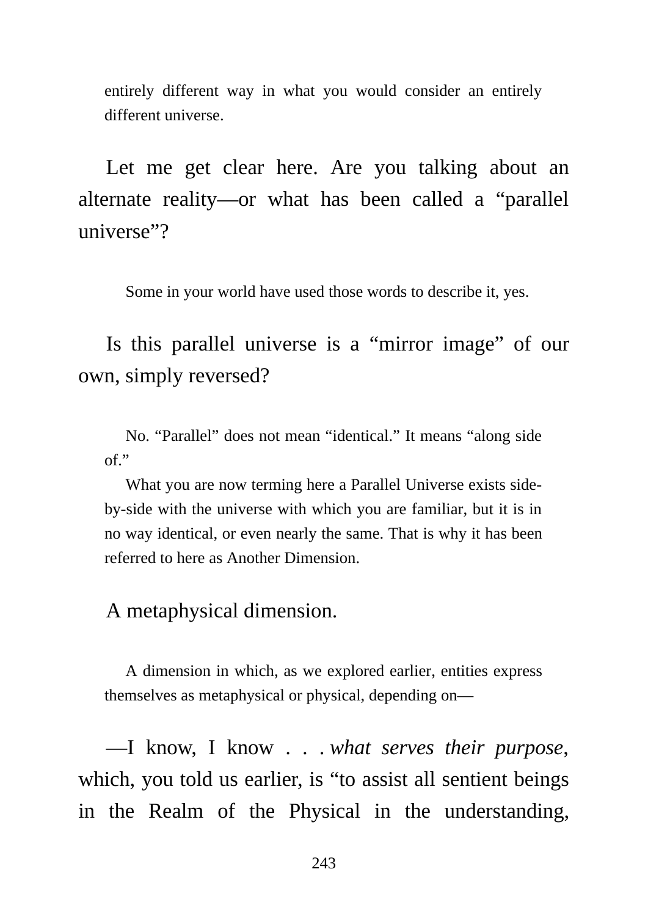entirely different way in what you would consider an entirely different universe.

Let me get clear here. Are you talking about an alternate reality—or what has been called a "parallel universe"?

Some in your world have used those words to describe it, yes.

Is this parallel universe is a "mirror image" of our own, simply reversed?

No. "Parallel" does not mean "identical." It means "along side of."

What you are now terming here a Parallel Universe exists side-by-side with the universe with which you are familiar, but it is in no way identical, or even nearly the same. That is why it has been referred to here as Another Dimension.

A metaphysical dimension.

A dimension in which, as we explored earlier, entities express themselves as metaphysical or physical, depending on—

—I know, I know . . . *what serves their purpose*, which, you told us earlier, is "to assist all sentient beings in the Realm of the Physical in the understanding,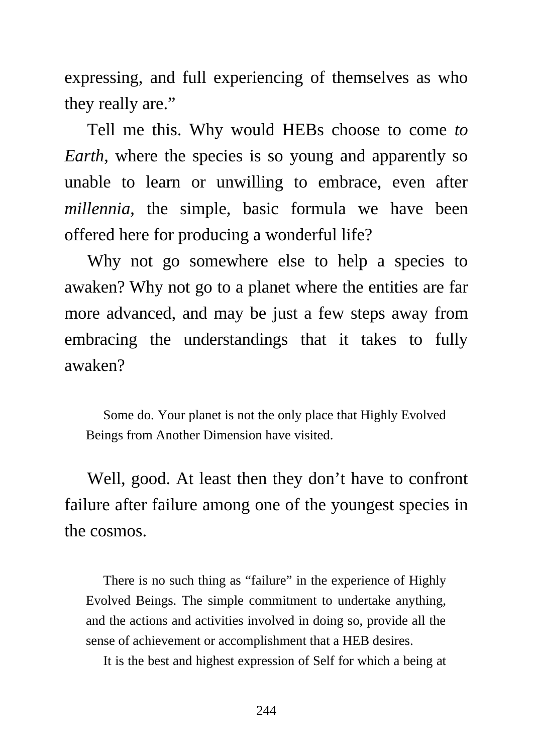expressing, and full experiencing of themselves as who they really are."

Tell me this. Why would HEBs choose to come *to Earth*, where the species is so young and apparently so unable to learn or unwilling to embrace, even after *millennia*, the simple, basic formula we have been offered here for producing a wonderful life?

Why not go somewhere else to help a species to awaken? Why not go to a planet where the entities are far more advanced, and may be just a few steps away from embracing the understandings that it takes to fully awaken?

> Some do. Your planet is not the only place that Highly Evolved Beings from Another Dimension have visited.

Well, good. At least then they don't have to confront failure after failure among one of the youngest species in the cosmos.

> There is no such thing as "failure" in the experience of Highly Evolved Beings. The simple commitment to undertake anything, and the actions and activities involved in doing so, provide all the sense of achievement or accomplishment that a HEB desires.
>
> It is the best and highest expression of Self for which a being at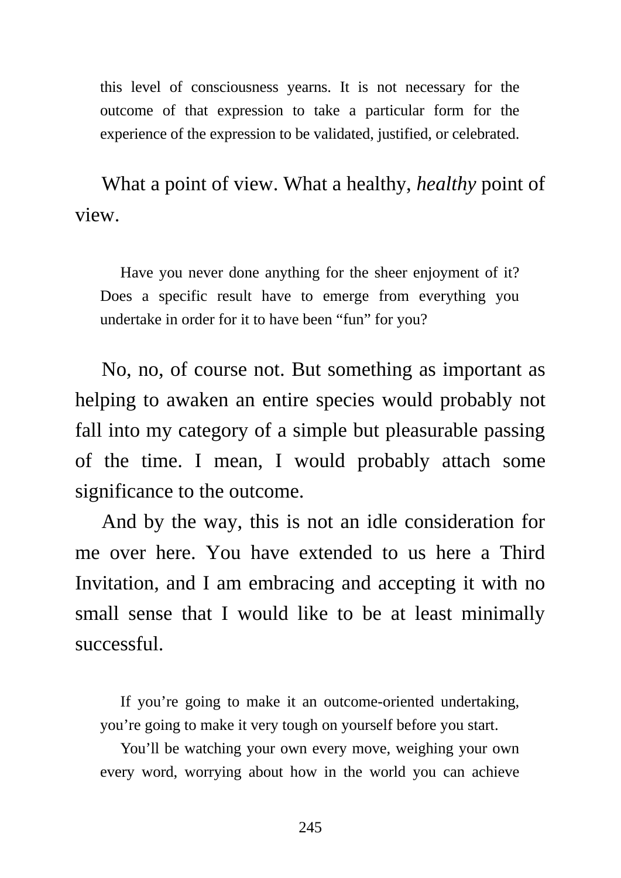this level of consciousness yearns. It is not necessary for the outcome of that expression to take a particular form for the experience of the expression to be validated, justified, or celebrated.

What a point of view. What a healthy, *healthy* point of view.

Have you never done anything for the sheer enjoyment of it? Does a specific result have to emerge from everything you undertake in order for it to have been "fun" for you?

No, no, of course not. But something as important as helping to awaken an entire species would probably not fall into my category of a simple but pleasurable passing of the time. I mean, I would probably attach some significance to the outcome.

And by the way, this is not an idle consideration for me over here. You have extended to us here a Third Invitation, and I am embracing and accepting it with no small sense that I would like to be at least minimally successful.

If you're going to make it an outcome-oriented undertaking, you're going to make it very tough on yourself before you start.

You'll be watching your own every move, weighing your own every word, worrying about how in the world you can achieve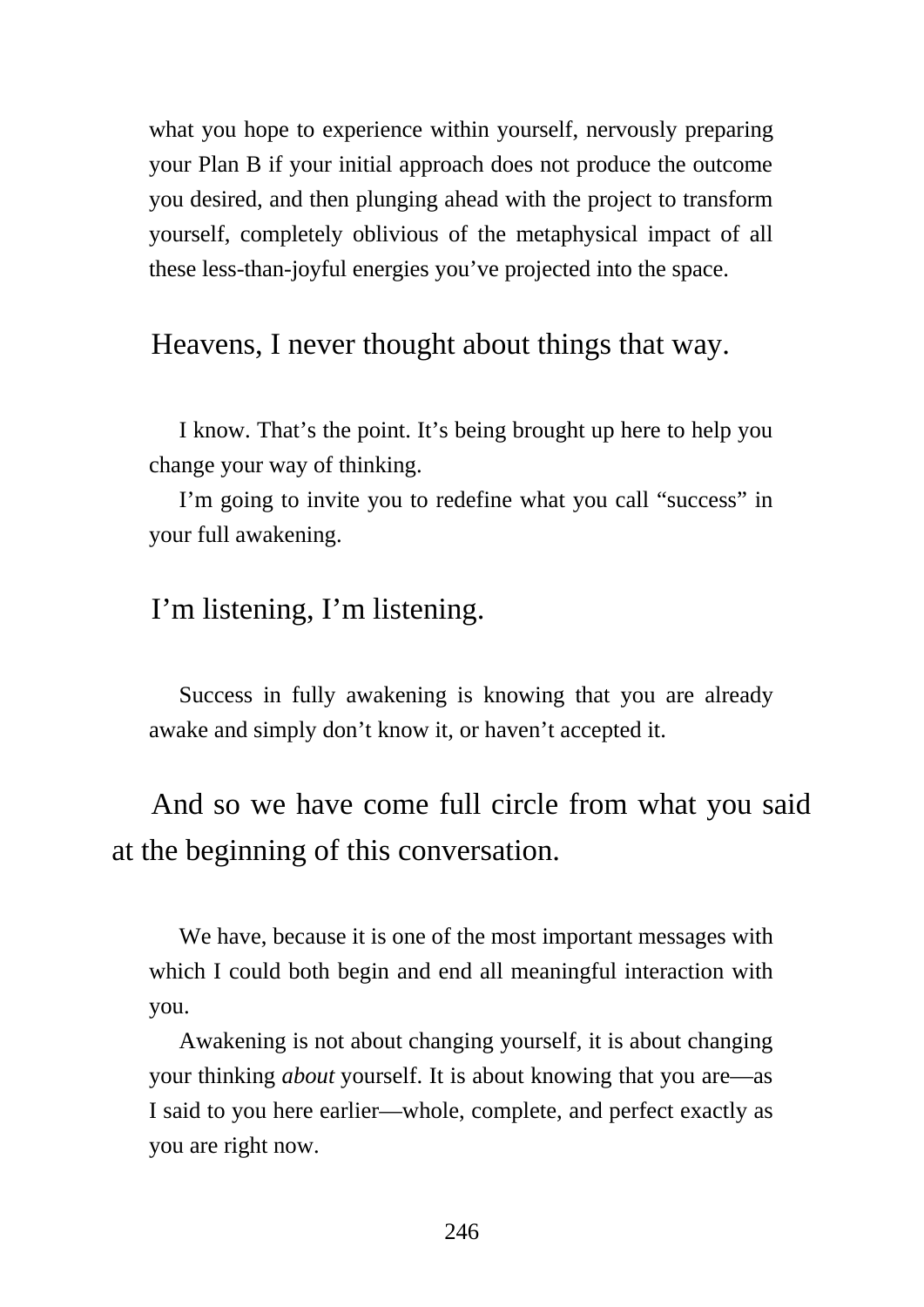what you hope to experience within yourself, nervously preparing your Plan B if your initial approach does not produce the outcome you desired, and then plunging ahead with the project to transform yourself, completely oblivious of the metaphysical impact of all these less-than-joyful energies you've projected into the space.

Heavens, I never thought about things that way.

I know. That's the point. It's being brought up here to help you change your way of thinking.

I'm going to invite you to redefine what you call "success" in your full awakening.

I'm listening, I'm listening.

Success in fully awakening is knowing that you are already awake and simply don't know it, or haven't accepted it.

And so we have come full circle from what you said at the beginning of this conversation.

We have, because it is one of the most important messages with which I could both begin and end all meaningful interaction with you.

Awakening is not about changing yourself, it is about changing your thinking *about* yourself. It is about knowing that you are—as I said to you here earlier—whole, complete, and perfect exactly as you are right now.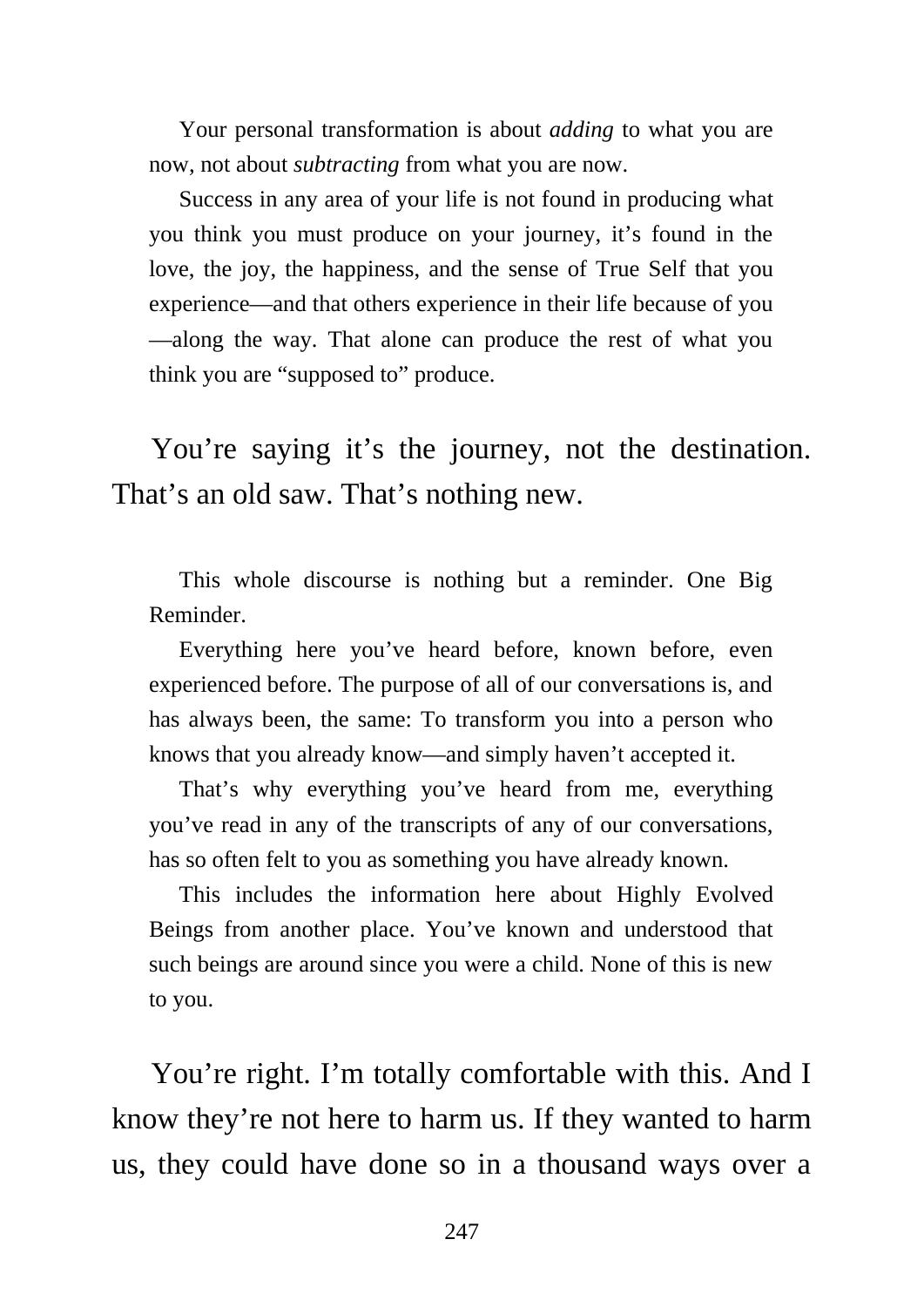Your personal transformation is about *adding* to what you are now, not about *subtracting* from what you are now.

Success in any area of your life is not found in producing what you think you must produce on your journey, it's found in the love, the joy, the happiness, and the sense of True Self that you experience—and that others experience in their life because of you—along the way. That alone can produce the rest of what you think you are "supposed to" produce.

You're saying it's the journey, not the destination. That's an old saw. That's nothing new.

This whole discourse is nothing but a reminder. One Big Reminder.

Everything here you've heard before, known before, even experienced before. The purpose of all of our conversations is, and has always been, the same: To transform you into a person who knows that you already know—and simply haven't accepted it.

That's why everything you've heard from me, everything you've read in any of the transcripts of any of our conversations, has so often felt to you as something you have already known.

This includes the information here about Highly Evolved Beings from another place. You've known and understood that such beings are around since you were a child. None of this is new to you.

You're right. I'm totally comfortable with this. And I know they're not here to harm us. If they wanted to harm us, they could have done so in a thousand ways over a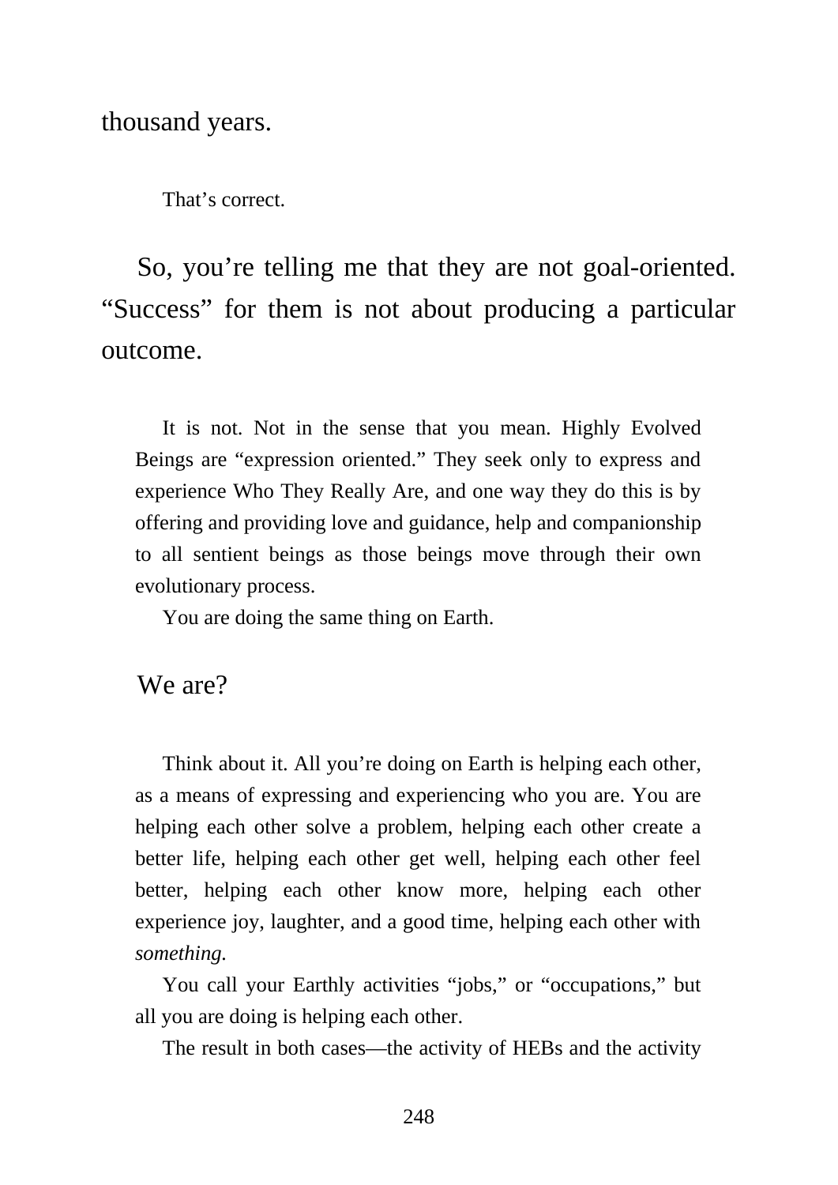thousand years.

That's correct.

So, you're telling me that they are not goal-oriented. "Success" for them is not about producing a particular outcome.

It is not. Not in the sense that you mean. Highly Evolved Beings are "expression oriented." They seek only to express and experience Who They Really Are, and one way they do this is by offering and providing love and guidance, help and companionship to all sentient beings as those beings move through their own evolutionary process.

You are doing the same thing on Earth.

We are?

Think about it. All you're doing on Earth is helping each other, as a means of expressing and experiencing who you are. You are helping each other solve a problem, helping each other create a better life, helping each other get well, helping each other feel better, helping each other know more, helping each other experience joy, laughter, and a good time, helping each other with *something.*

You call your Earthly activities "jobs," or "occupations," but all you are doing is helping each other.

The result in both cases—the activity of HEBs and the activity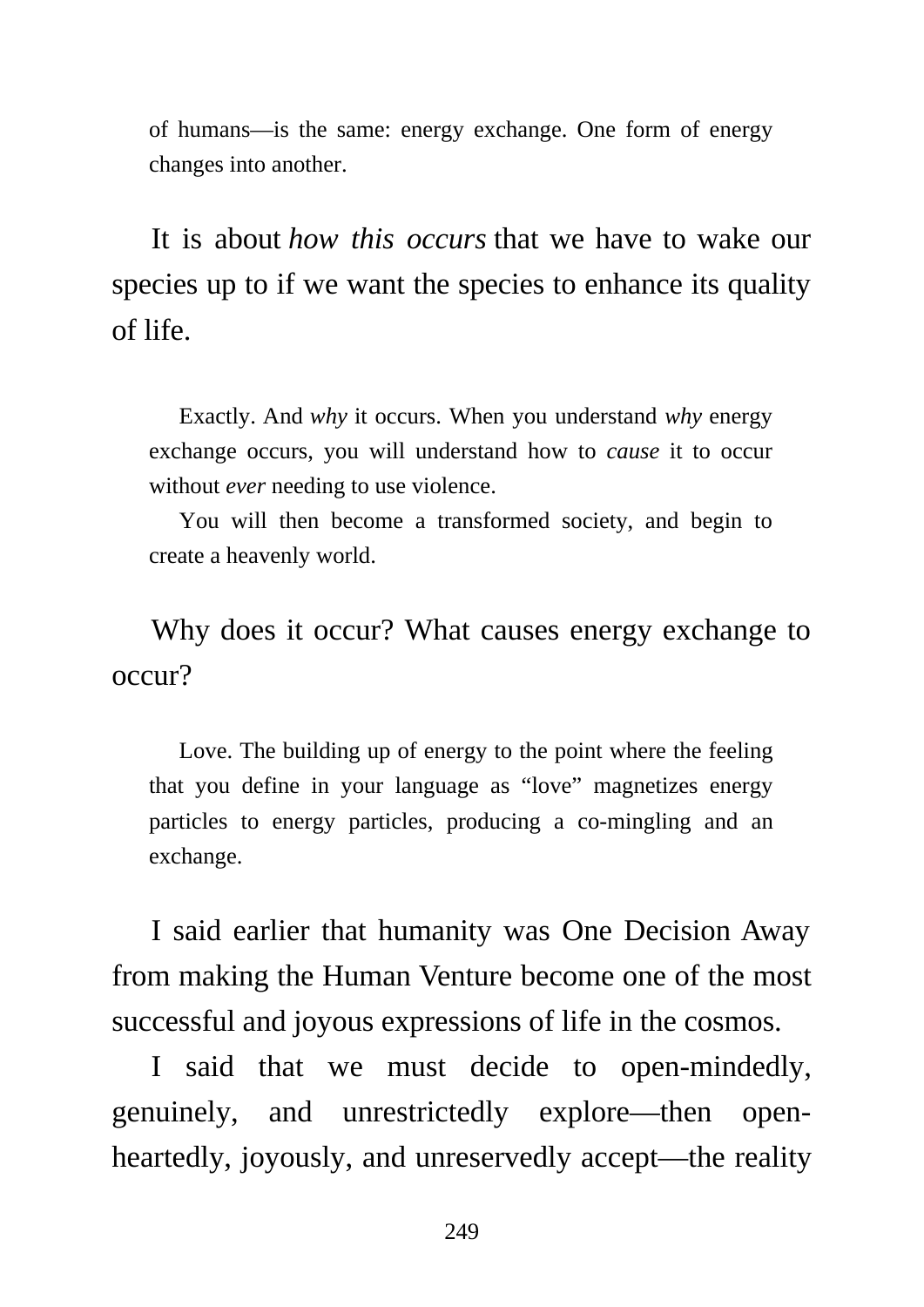of humans—is the same: energy exchange. One form of energy changes into another.

It is about *how this occurs* that we have to wake our species up to if we want the species to enhance its quality of life.

> Exactly. And *why* it occurs. When you understand *why* energy exchange occurs, you will understand how to *cause* it to occur without *ever* needing to use violence.
>
> You will then become a transformed society, and begin to create a heavenly world.

Why does it occur? What causes energy exchange to occur?

> Love. The building up of energy to the point where the feeling that you define in your language as "love" magnetizes energy particles to energy particles, producing a co-mingling and an exchange.

I said earlier that humanity was One Decision Away from making the Human Venture become one of the most successful and joyous expressions of life in the cosmos.

I said that we must decide to open-mindedly, genuinely, and unrestrictedly explore—then open-heartedly, joyously, and unreservedly accept—the reality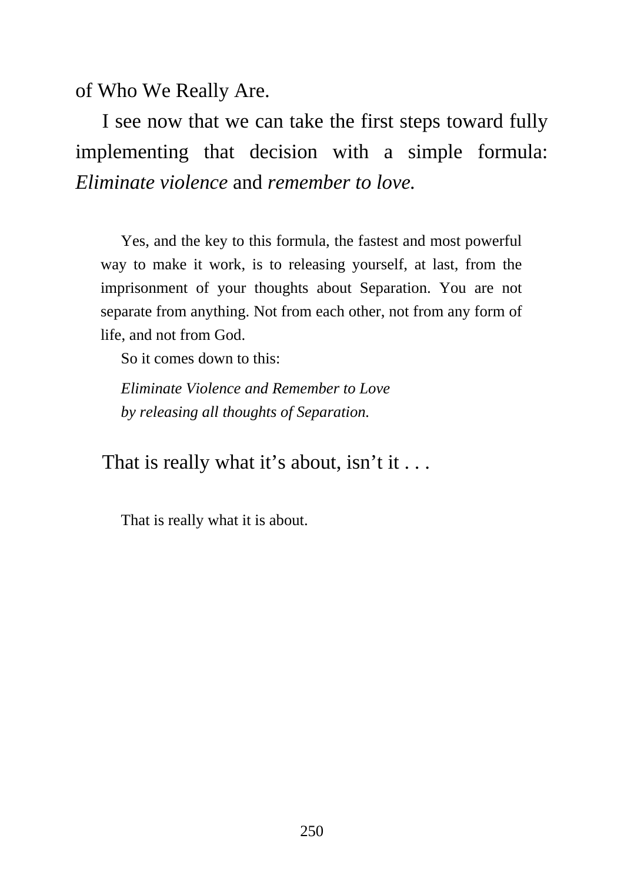of Who We Really Are.

I see now that we can take the first steps toward fully implementing that decision with a simple formula: *Eliminate violence* and *remember to love.*

> Yes, and the key to this formula, the fastest and most powerful way to make it work, is to releasing yourself, at last, from the imprisonment of your thoughts about Separation. You are not separate from anything. Not from each other, not from any form of life, and not from God.
>
> So it comes down to this:
>
> *Eliminate Violence and Remember to Love*
> *by releasing all thoughts of Separation.*

That is really what it's about, isn't it . . .

> That is really what it is about.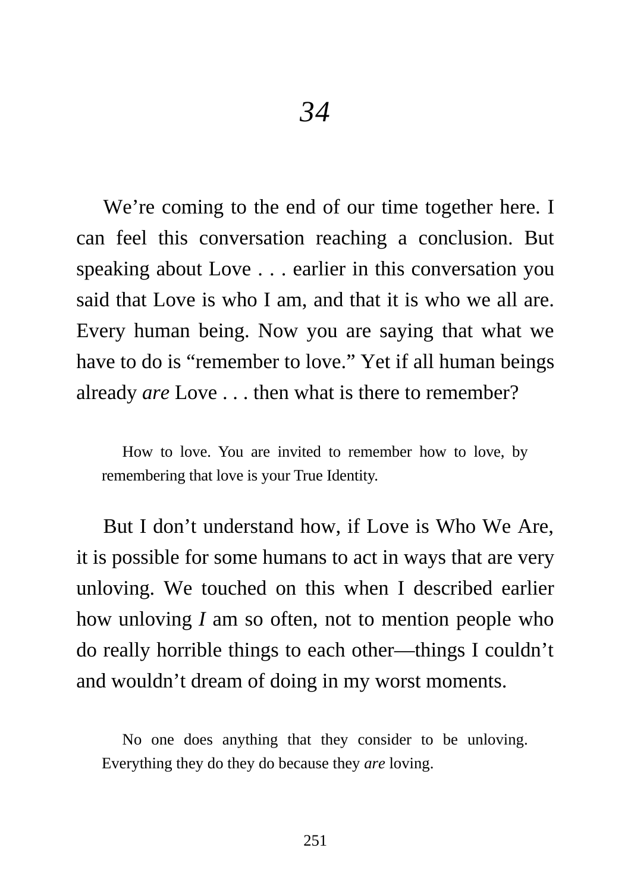# *34*

We're coming to the end of our time together here. I can feel this conversation reaching a conclusion. But speaking about Love . . . earlier in this conversation you said that Love is who I am, and that it is who we all are. Every human being. Now you are saying that what we have to do is "remember to love." Yet if all human beings already *are* Love . . . then what is there to remember?

> How to love. You are invited to remember how to love, by remembering that love is your True Identity.

But I don't understand how, if Love is Who We Are, it is possible for some humans to act in ways that are very unloving. We touched on this when I described earlier how unloving *I* am so often, not to mention people who do really horrible things to each other—things I couldn't and wouldn't dream of doing in my worst moments.

> No one does anything that they consider to be unloving. Everything they do they do because they *are* loving.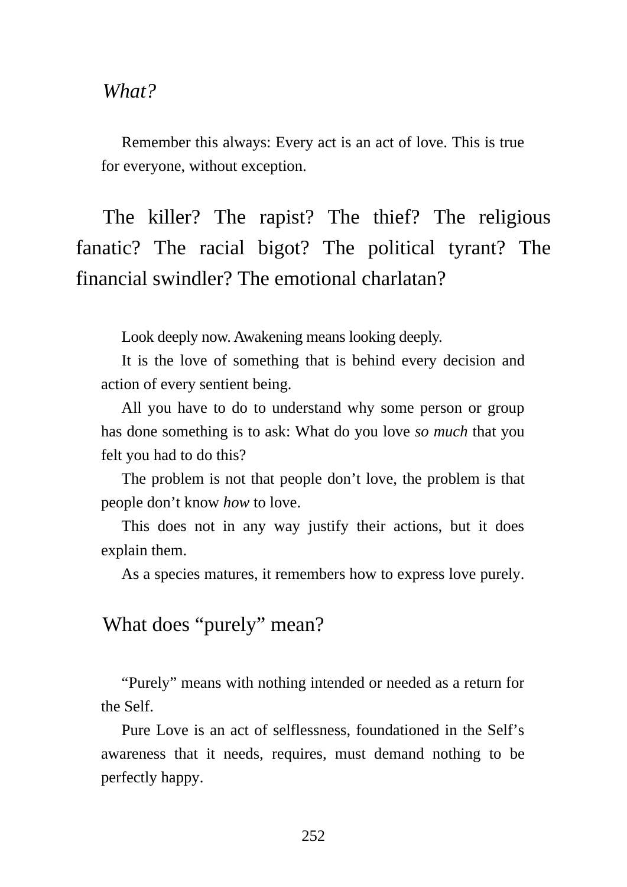*What?*

Remember this always: Every act is an act of love. This is true for everyone, without exception.

The killer? The rapist? The thief? The religious fanatic? The racial bigot? The political tyrant? The financial swindler? The emotional charlatan?

Look deeply now. Awakening means looking deeply.

It is the love of something that is behind every decision and action of every sentient being.

All you have to do to understand why some person or group has done something is to ask: What do you love *so much* that you felt you had to do this?

The problem is not that people don't love, the problem is that people don't know *how* to love.

This does not in any way justify their actions, but it does explain them.

As a species matures, it remembers how to express love purely.

What does "purely" mean?

"Purely" means with nothing intended or needed as a return for the Self.

Pure Love is an act of selflessness, foundationed in the Self's awareness that it needs, requires, must demand nothing to be perfectly happy.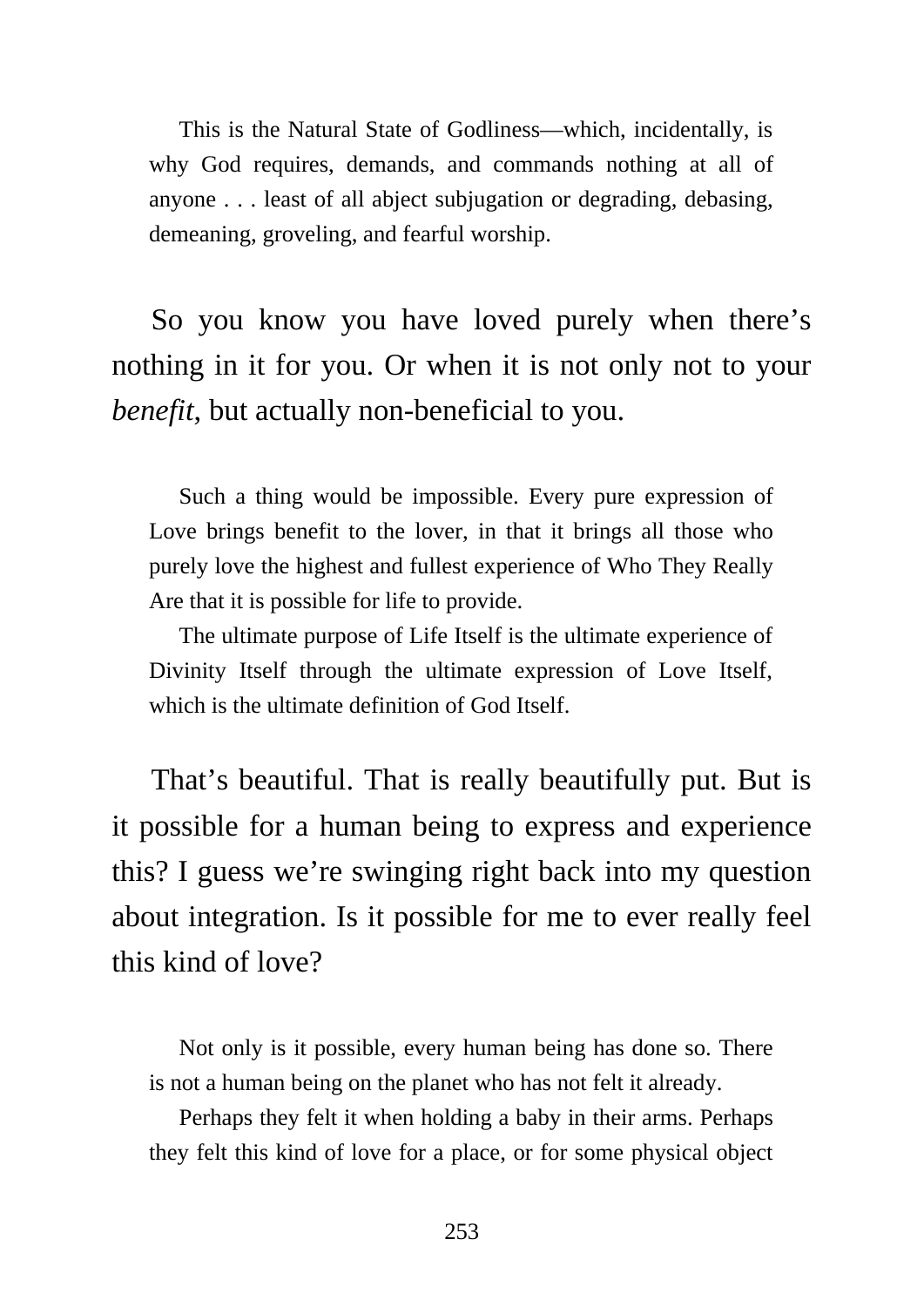This is the Natural State of Godliness—which, incidentally, is why God requires, demands, and commands nothing at all of anyone . . . least of all abject subjugation or degrading, debasing, demeaning, groveling, and fearful worship.

So you know you have loved purely when there's nothing in it for you. Or when it is not only not to your *benefit*, but actually non-beneficial to you.

Such a thing would be impossible. Every pure expression of Love brings benefit to the lover, in that it brings all those who purely love the highest and fullest experience of Who They Really Are that it is possible for life to provide.

The ultimate purpose of Life Itself is the ultimate experience of Divinity Itself through the ultimate expression of Love Itself, which is the ultimate definition of God Itself.

That's beautiful. That is really beautifully put. But is it possible for a human being to express and experience this? I guess we're swinging right back into my question about integration. Is it possible for me to ever really feel this kind of love?

Not only is it possible, every human being has done so. There is not a human being on the planet who has not felt it already.

Perhaps they felt it when holding a baby in their arms. Perhaps they felt this kind of love for a place, or for some physical object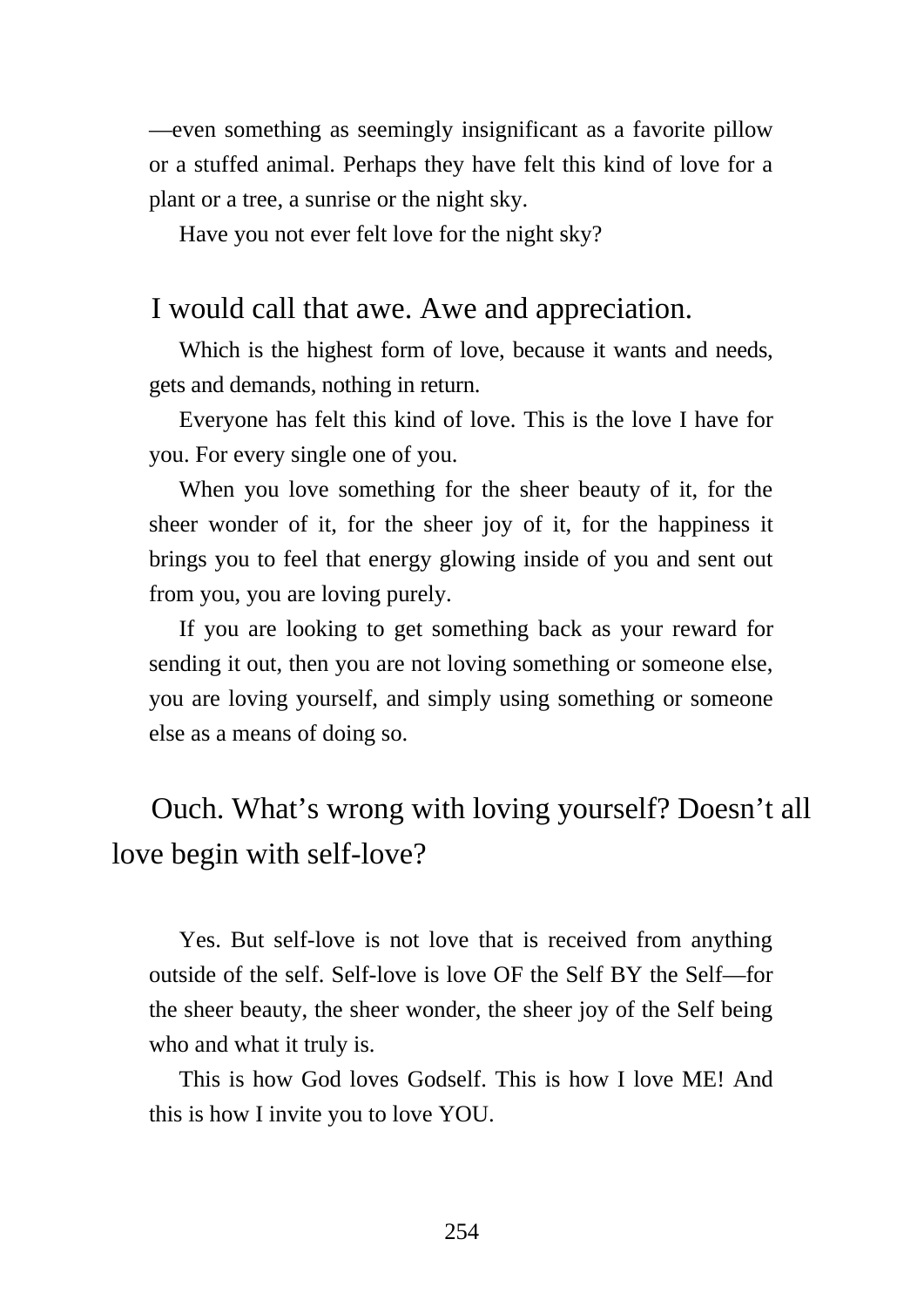—even something as seemingly insignificant as a favorite pillow or a stuffed animal. Perhaps they have felt this kind of love for a plant or a tree, a sunrise or the night sky.

Have you not ever felt love for the night sky?

I would call that awe. Awe and appreciation.

Which is the highest form of love, because it wants and needs, gets and demands, nothing in return.

Everyone has felt this kind of love. This is the love I have for you. For every single one of you.

When you love something for the sheer beauty of it, for the sheer wonder of it, for the sheer joy of it, for the happiness it brings you to feel that energy glowing inside of you and sent out from you, you are loving purely.

If you are looking to get something back as your reward for sending it out, then you are not loving something or someone else, you are loving yourself, and simply using something or someone else as a means of doing so.

Ouch. What's wrong with loving yourself? Doesn't all love begin with self-love?

Yes. But self-love is not love that is received from anything outside of the self. Self-love is love OF the Self BY the Self—for the sheer beauty, the sheer wonder, the sheer joy of the Self being who and what it truly is.

This is how God loves Godself. This is how I love ME! And this is how I invite you to love YOU.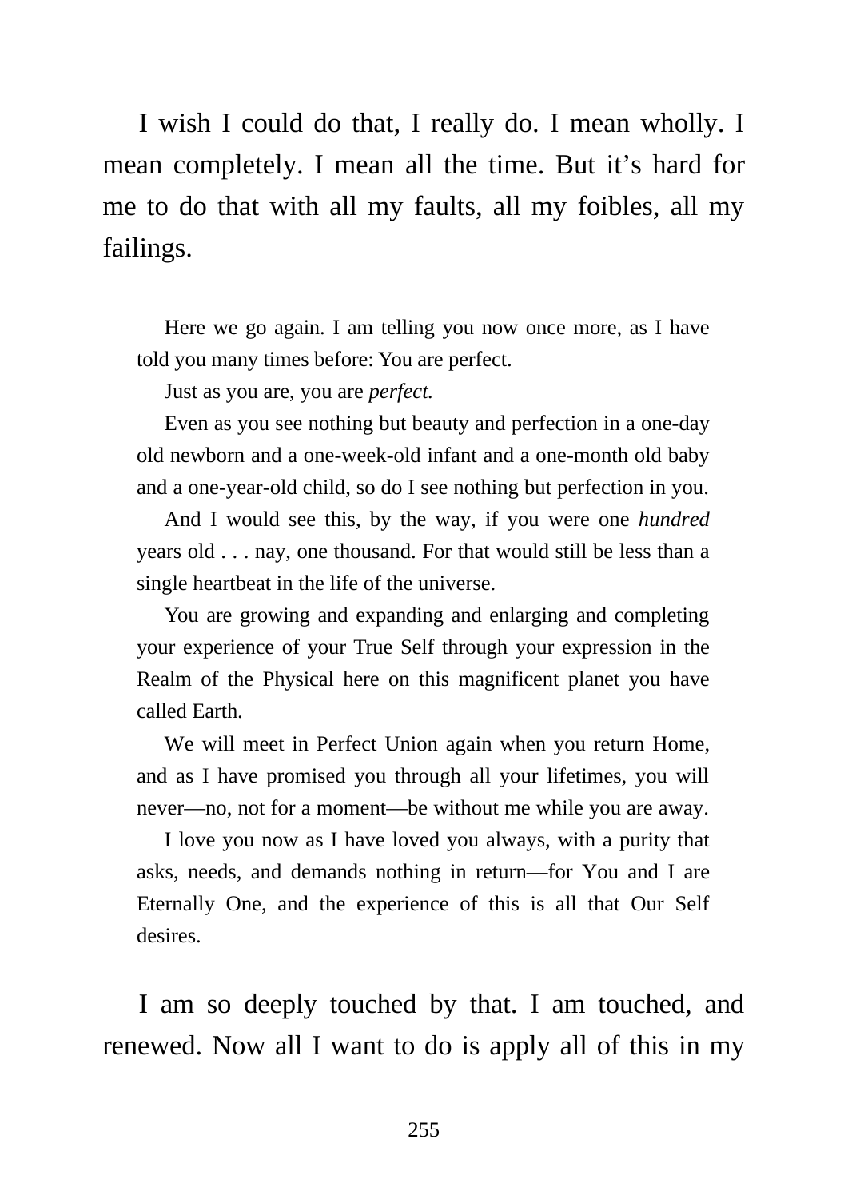I wish I could do that, I really do. I mean wholly. I mean completely. I mean all the time. But it's hard for me to do that with all my faults, all my foibles, all my failings.

> Here we go again. I am telling you now once more, as I have told you many times before: You are perfect.
>
> Just as you are, you are *perfect.*
>
> Even as you see nothing but beauty and perfection in a one-day old newborn and a one-week-old infant and a one-month old baby and a one-year-old child, so do I see nothing but perfection in you.
>
> And I would see this, by the way, if you were one *hundred* years old . . . nay, one thousand. For that would still be less than a single heartbeat in the life of the universe.
>
> You are growing and expanding and enlarging and completing your experience of your True Self through your expression in the Realm of the Physical here on this magnificent planet you have called Earth.
>
> We will meet in Perfect Union again when you return Home, and as I have promised you through all your lifetimes, you will never—no, not for a moment—be without me while you are away.
>
> I love you now as I have loved you always, with a purity that asks, needs, and demands nothing in return—for You and I are Eternally One, and the experience of this is all that Our Self desires.

I am so deeply touched by that. I am touched, and renewed. Now all I want to do is apply all of this in my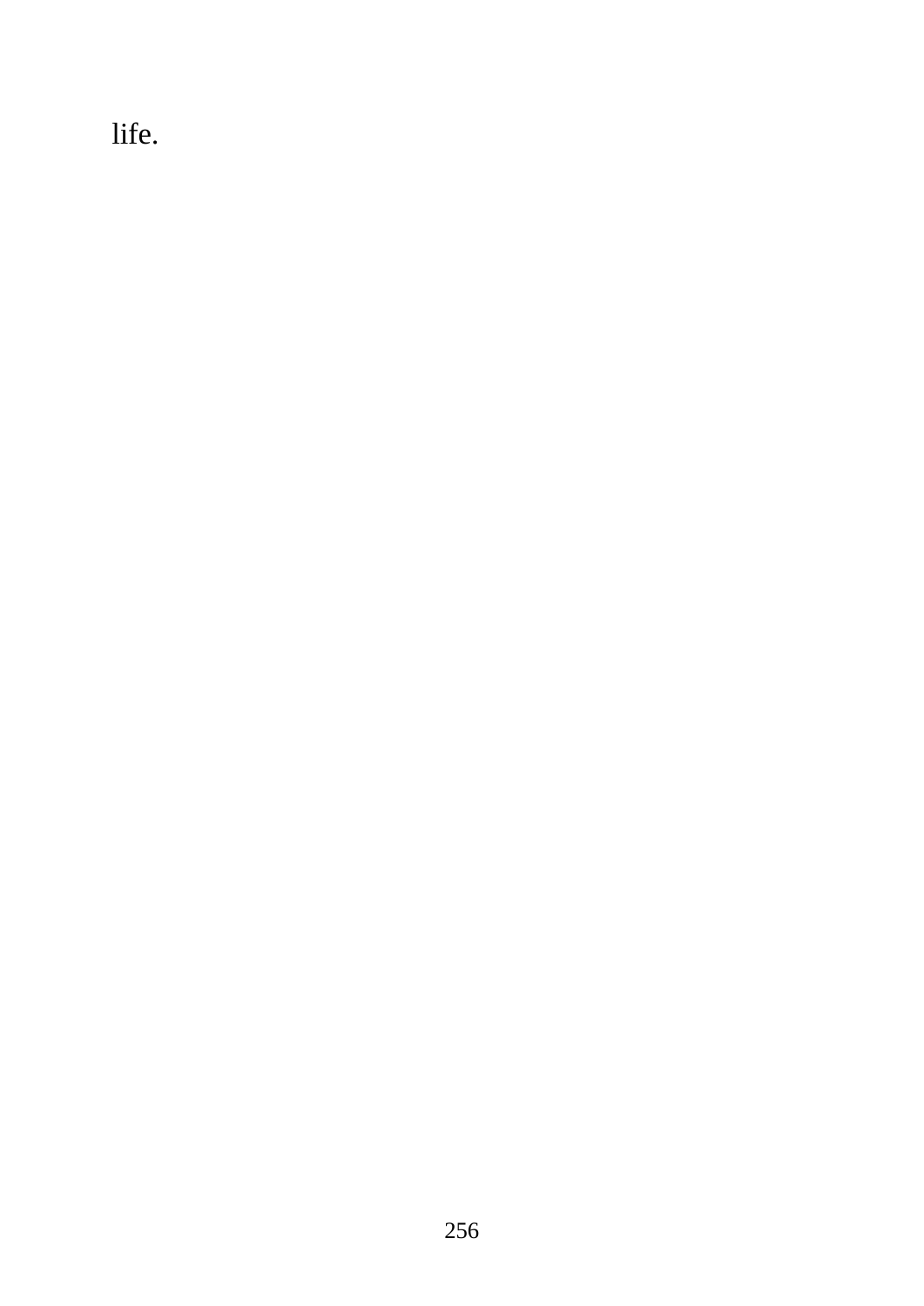life.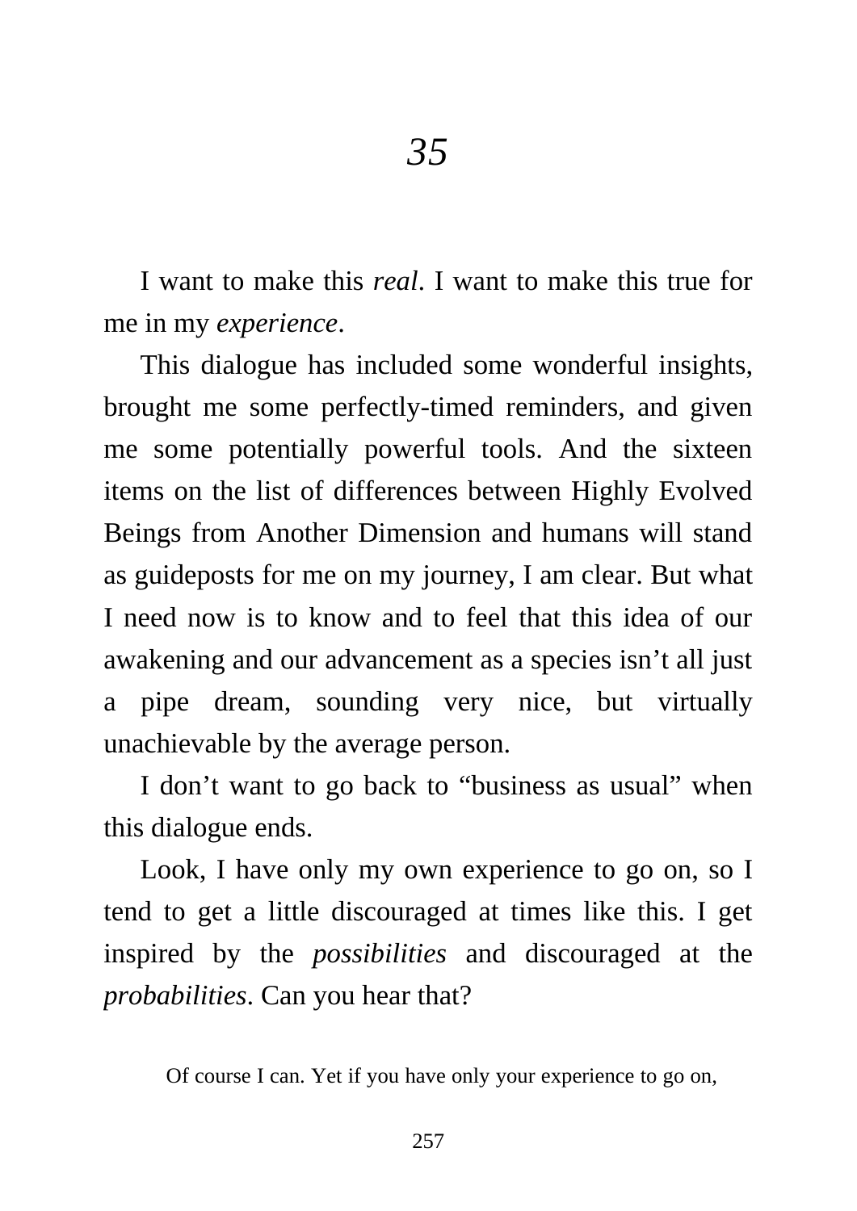# *35*

I want to make this *real*. I want to make this true for me in my *experience*.

This dialogue has included some wonderful insights, brought me some perfectly-timed reminders, and given me some potentially powerful tools. And the sixteen items on the list of differences between Highly Evolved Beings from Another Dimension and humans will stand as guideposts for me on my journey, I am clear. But what I need now is to know and to feel that this idea of our awakening and our advancement as a species isn't all just a pipe dream, sounding very nice, but virtually unachievable by the average person.

I don't want to go back to "business as usual" when this dialogue ends.

Look, I have only my own experience to go on, so I tend to get a little discouraged at times like this. I get inspired by the *possibilities* and discouraged at the *probabilities*. Can you hear that?

Of course I can. Yet if you have only your experience to go on,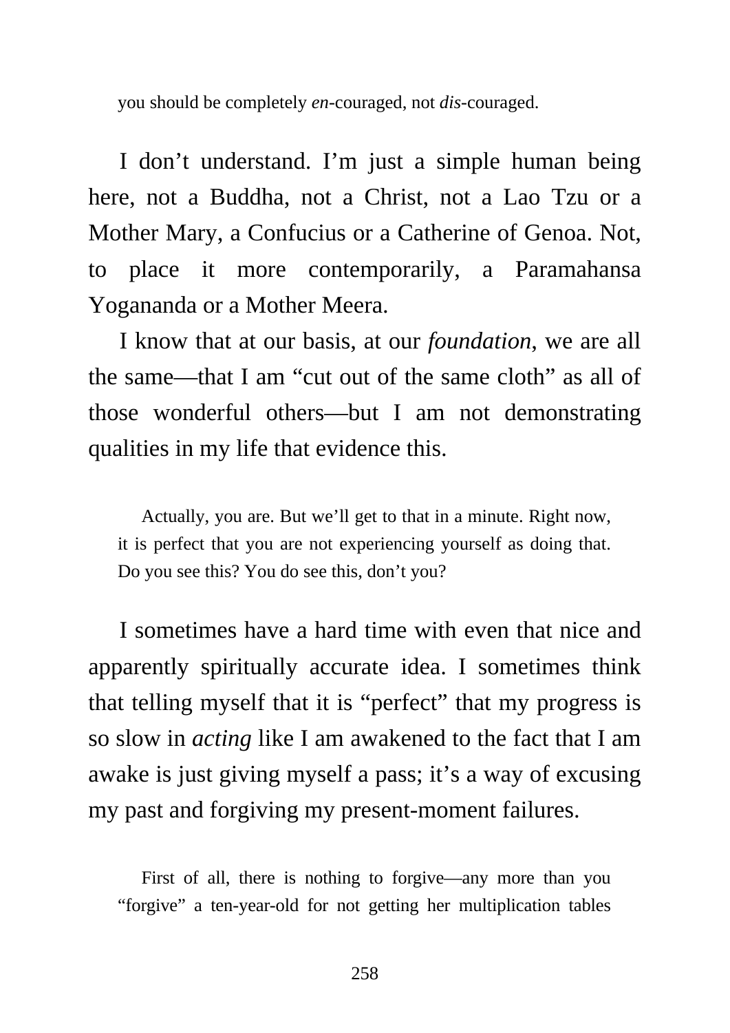you should be completely *en*-couraged, not *dis*-couraged.

I don't understand. I'm just a simple human being here, not a Buddha, not a Christ, not a Lao Tzu or a Mother Mary, a Confucius or a Catherine of Genoa. Not, to place it more contemporarily, a Paramahansa Yogananda or a Mother Meera.

I know that at our basis, at our *foundation*, we are all the same—that I am "cut out of the same cloth" as all of those wonderful others—but I am not demonstrating qualities in my life that evidence this.

Actually, you are. But we'll get to that in a minute. Right now, it is perfect that you are not experiencing yourself as doing that. Do you see this? You do see this, don't you?

I sometimes have a hard time with even that nice and apparently spiritually accurate idea. I sometimes think that telling myself that it is "perfect" that my progress is so slow in *acting* like I am awakened to the fact that I am awake is just giving myself a pass; it's a way of excusing my past and forgiving my present-moment failures.

First of all, there is nothing to forgive—any more than you "forgive" a ten-year-old for not getting her multiplication tables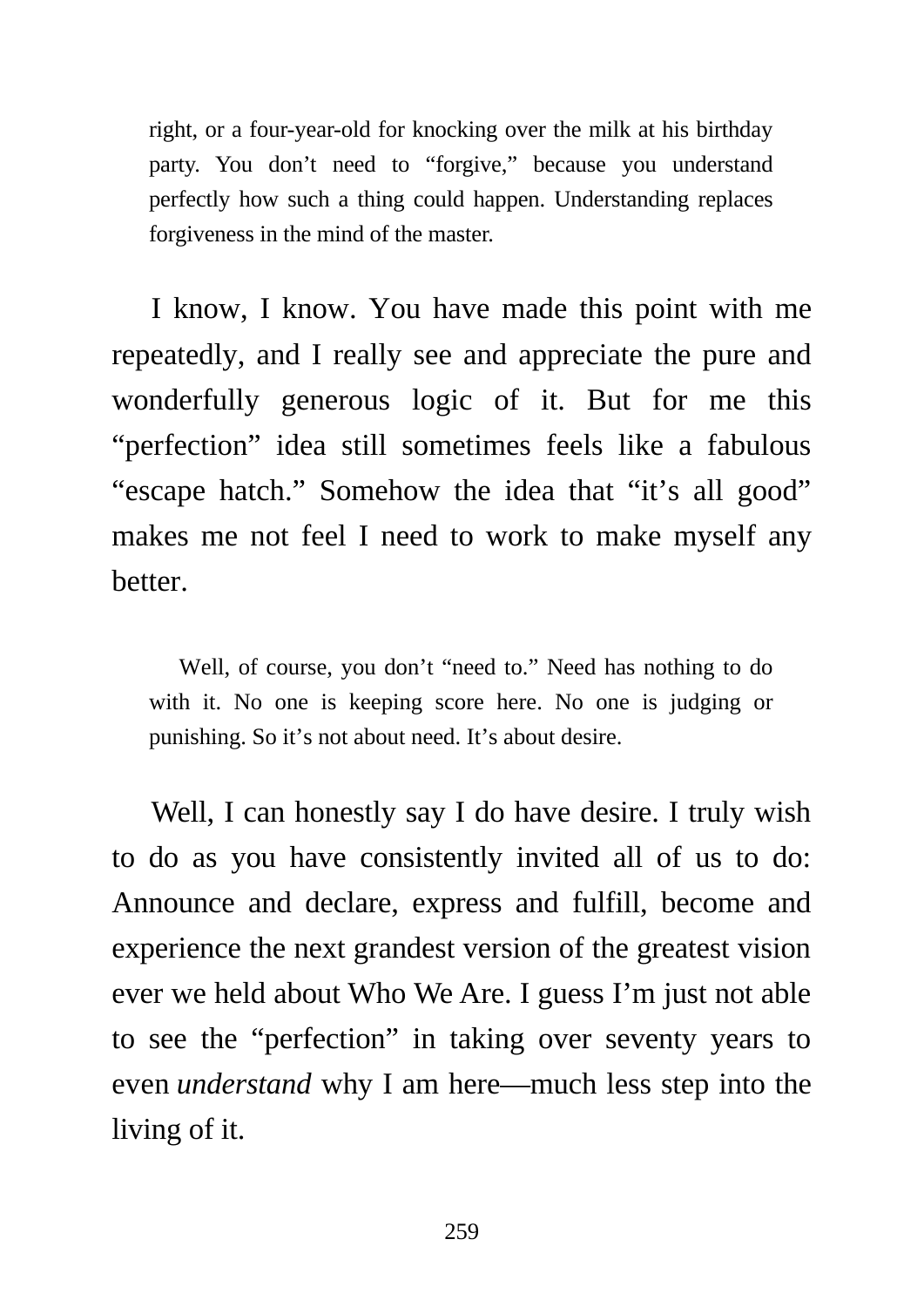right, or a four-year-old for knocking over the milk at his birthday party. You don't need to "forgive," because you understand perfectly how such a thing could happen. Understanding replaces forgiveness in the mind of the master.

I know, I know. You have made this point with me repeatedly, and I really see and appreciate the pure and wonderfully generous logic of it. But for me this "perfection" idea still sometimes feels like a fabulous "escape hatch." Somehow the idea that "it's all good" makes me not feel I need to work to make myself any better.

Well, of course, you don't "need to." Need has nothing to do with it. No one is keeping score here. No one is judging or punishing. So it's not about need. It's about desire.

Well, I can honestly say I do have desire. I truly wish to do as you have consistently invited all of us to do: Announce and declare, express and fulfill, become and experience the next grandest version of the greatest vision ever we held about Who We Are. I guess I'm just not able to see the "perfection" in taking over seventy years to even *understand* why I am here—much less step into the living of it.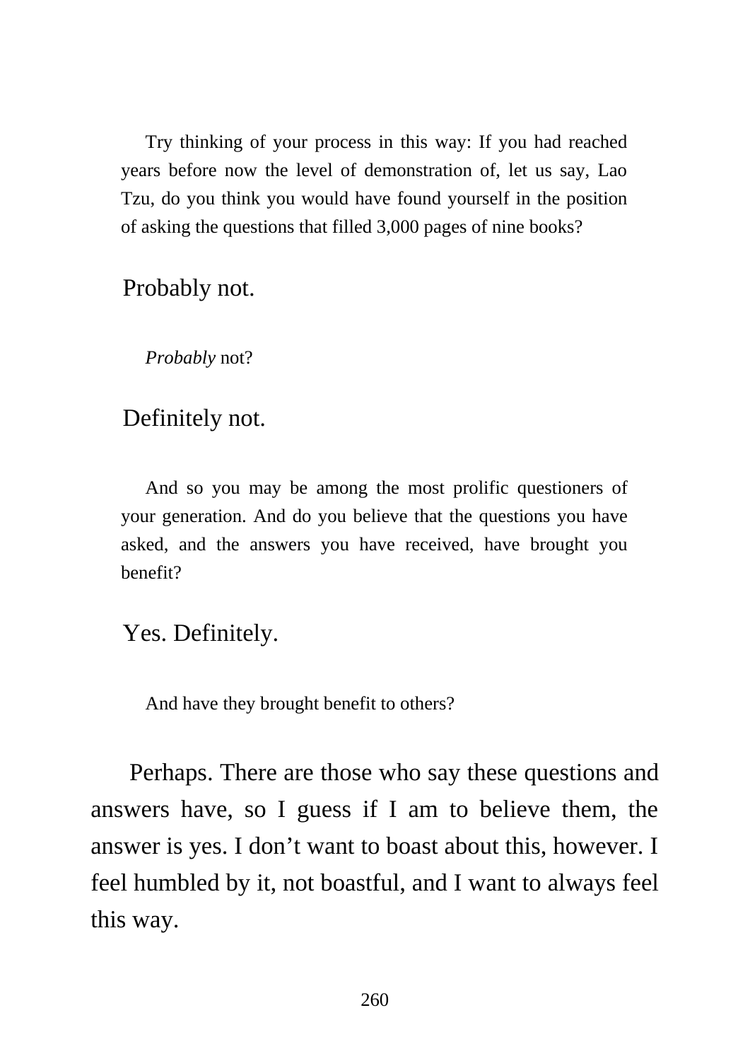Try thinking of your process in this way: If you had reached years before now the level of demonstration of, let us say, Lao Tzu, do you think you would have found yourself in the position of asking the questions that filled 3,000 pages of nine books?

Probably not.

*Probably* not?

Definitely not.

And so you may be among the most prolific questioners of your generation. And do you believe that the questions you have asked, and the answers you have received, have brought you benefit?

Yes. Definitely.

And have they brought benefit to others?

Perhaps. There are those who say these questions and answers have, so I guess if I am to believe them, the answer is yes. I don't want to boast about this, however. I feel humbled by it, not boastful, and I want to always feel this way.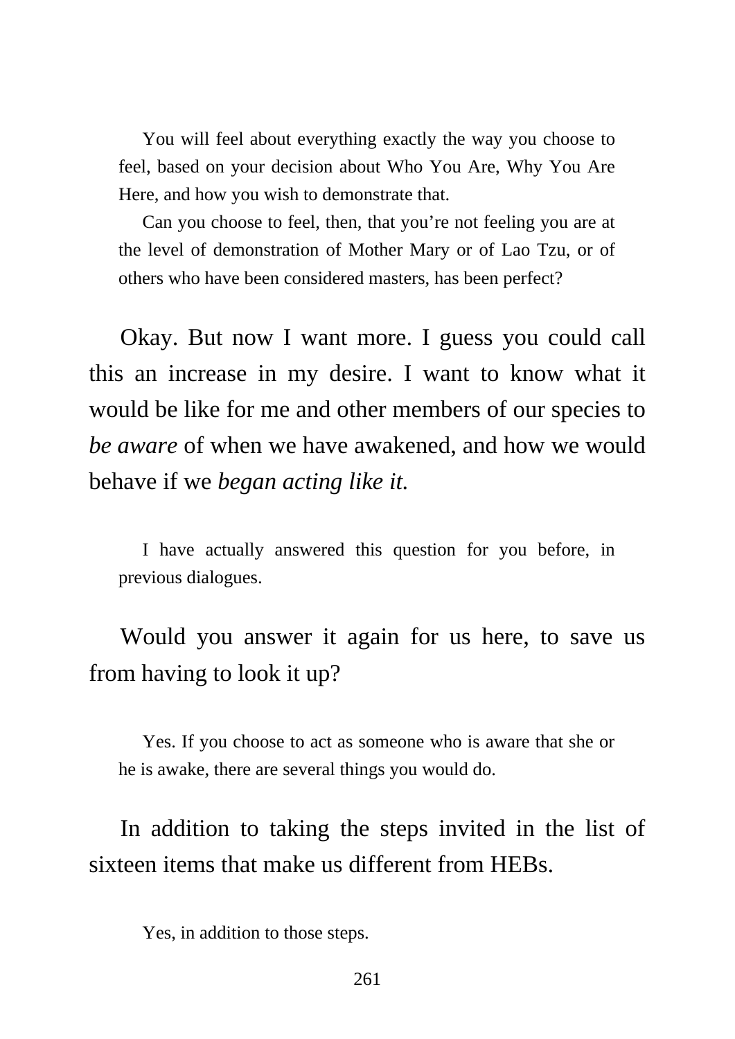You will feel about everything exactly the way you choose to feel, based on your decision about Who You Are, Why You Are Here, and how you wish to demonstrate that.

Can you choose to feel, then, that you're not feeling you are at the level of demonstration of Mother Mary or of Lao Tzu, or of others who have been considered masters, has been perfect?

Okay. But now I want more. I guess you could call this an increase in my desire. I want to know what it would be like for me and other members of our species to *be aware* of when we have awakened, and how we would behave if we *began acting like it.*

I have actually answered this question for you before, in previous dialogues.

Would you answer it again for us here, to save us from having to look it up?

Yes. If you choose to act as someone who is aware that she or he is awake, there are several things you would do.

In addition to taking the steps invited in the list of sixteen items that make us different from HEBs.

Yes, in addition to those steps.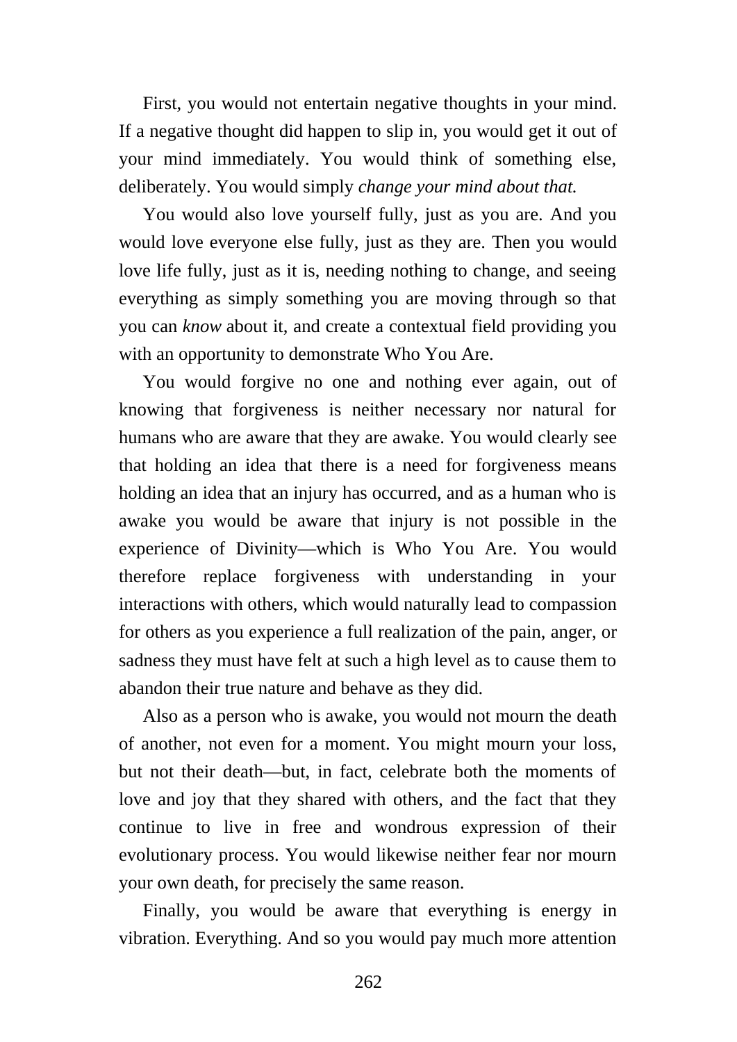First, you would not entertain negative thoughts in your mind. If a negative thought did happen to slip in, you would get it out of your mind immediately. You would think of something else, deliberately. You would simply *change your mind about that.*

You would also love yourself fully, just as you are. And you would love everyone else fully, just as they are. Then you would love life fully, just as it is, needing nothing to change, and seeing everything as simply something you are moving through so that you can *know* about it, and create a contextual field providing you with an opportunity to demonstrate Who You Are.

You would forgive no one and nothing ever again, out of knowing that forgiveness is neither necessary nor natural for humans who are aware that they are awake. You would clearly see that holding an idea that there is a need for forgiveness means holding an idea that an injury has occurred, and as a human who is awake you would be aware that injury is not possible in the experience of Divinity—which is Who You Are. You would therefore replace forgiveness with understanding in your interactions with others, which would naturally lead to compassion for others as you experience a full realization of the pain, anger, or sadness they must have felt at such a high level as to cause them to abandon their true nature and behave as they did.

Also as a person who is awake, you would not mourn the death of another, not even for a moment. You might mourn your loss, but not their death—but, in fact, celebrate both the moments of love and joy that they shared with others, and the fact that they continue to live in free and wondrous expression of their evolutionary process. You would likewise neither fear nor mourn your own death, for precisely the same reason.

Finally, you would be aware that everything is energy in vibration. Everything. And so you would pay much more attention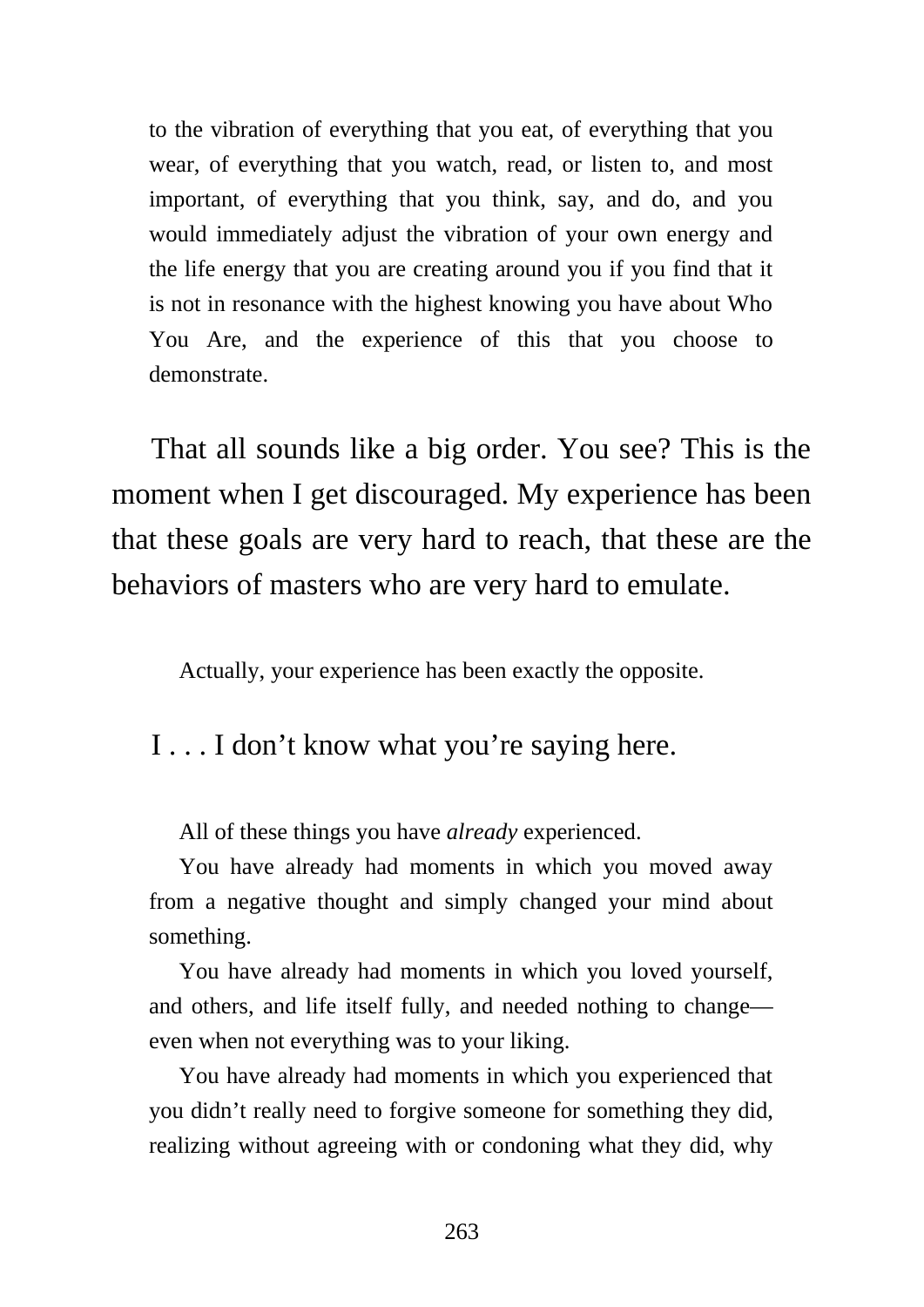to the vibration of everything that you eat, of everything that you wear, of everything that you watch, read, or listen to, and most important, of everything that you think, say, and do, and you would immediately adjust the vibration of your own energy and the life energy that you are creating around you if you find that it is not in resonance with the highest knowing you have about Who You Are, and the experience of this that you choose to demonstrate.

That all sounds like a big order. You see? This is the moment when I get discouraged. My experience has been that these goals are very hard to reach, that these are the behaviors of masters who are very hard to emulate.

Actually, your experience has been exactly the opposite.

I . . . I don't know what you're saying here.

All of these things you have *already* experienced.

You have already had moments in which you moved away from a negative thought and simply changed your mind about something.

You have already had moments in which you loved yourself, and others, and life itself fully, and needed nothing to change—even when not everything was to your liking.

You have already had moments in which you experienced that you didn't really need to forgive someone for something they did, realizing without agreeing with or condoning what they did, why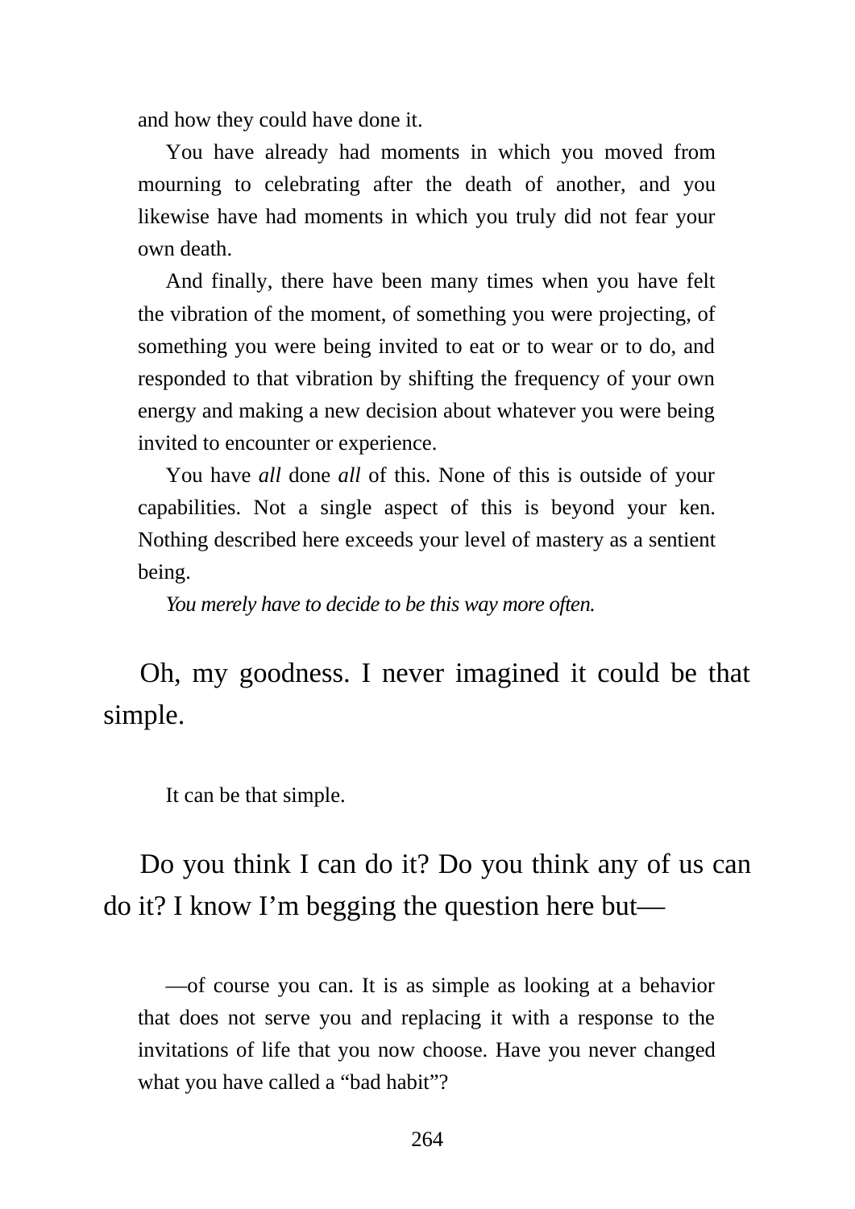and how they could have done it.

You have already had moments in which you moved from mourning to celebrating after the death of another, and you likewise have had moments in which you truly did not fear your own death.

And finally, there have been many times when you have felt the vibration of the moment, of something you were projecting, of something you were being invited to eat or to wear or to do, and responded to that vibration by shifting the frequency of your own energy and making a new decision about whatever you were being invited to encounter or experience.

You have *all* done *all* of this. None of this is outside of your capabilities. Not a single aspect of this is beyond your ken. Nothing described here exceeds your level of mastery as a sentient being.

*You merely have to decide to be this way more often.*

Oh, my goodness. I never imagined it could be that simple.

It can be that simple.

Do you think I can do it? Do you think any of us can do it? I know I'm begging the question here but—

—of course you can. It is as simple as looking at a behavior that does not serve you and replacing it with a response to the invitations of life that you now choose. Have you never changed what you have called a "bad habit"?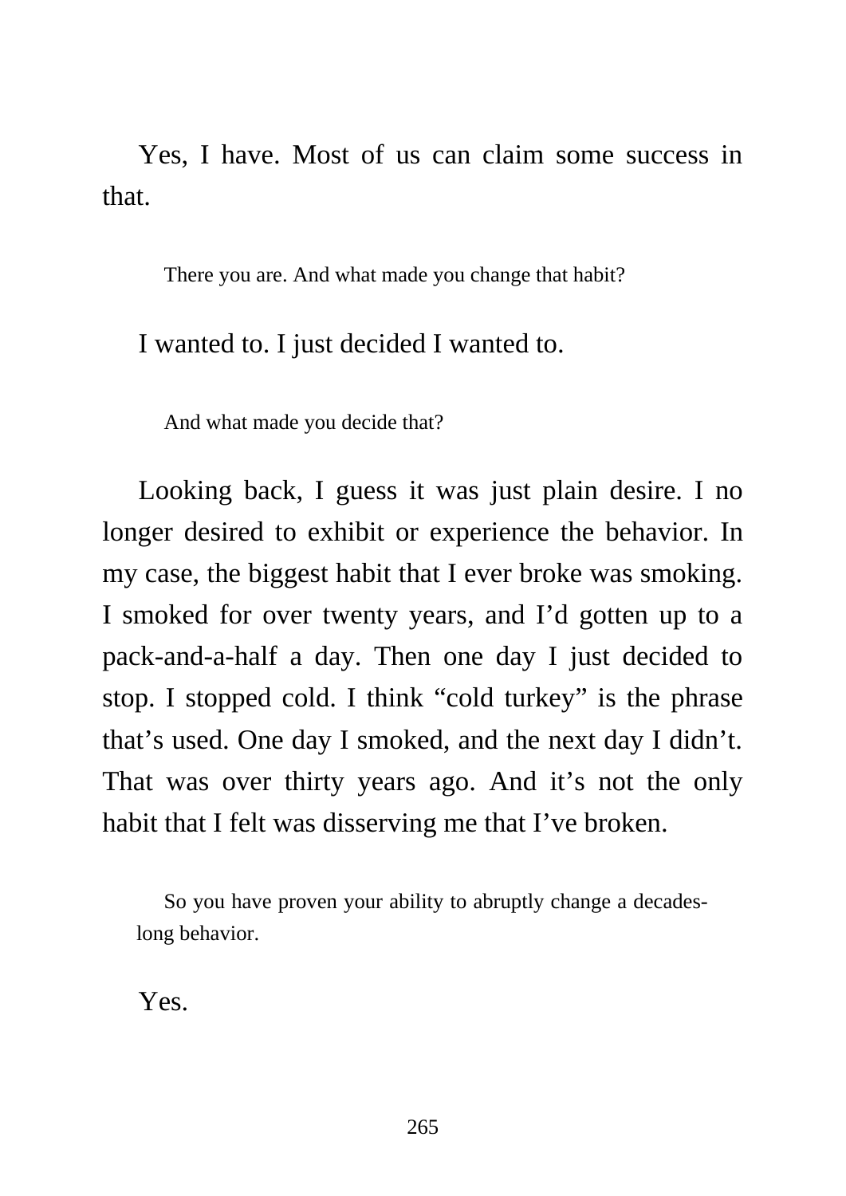Yes, I have. Most of us can claim some success in that.

> There you are. And what made you change that habit?

I wanted to. I just decided I wanted to.

> And what made you decide that?

Looking back, I guess it was just plain desire. I no longer desired to exhibit or experience the behavior. In my case, the biggest habit that I ever broke was smoking. I smoked for over twenty years, and I'd gotten up to a pack-and-a-half a day. Then one day I just decided to stop. I stopped cold. I think "cold turkey" is the phrase that's used. One day I smoked, and the next day I didn't. That was over thirty years ago. And it's not the only habit that I felt was disserving me that I've broken.

> So you have proven your ability to abruptly change a decades-long behavior.

Yes.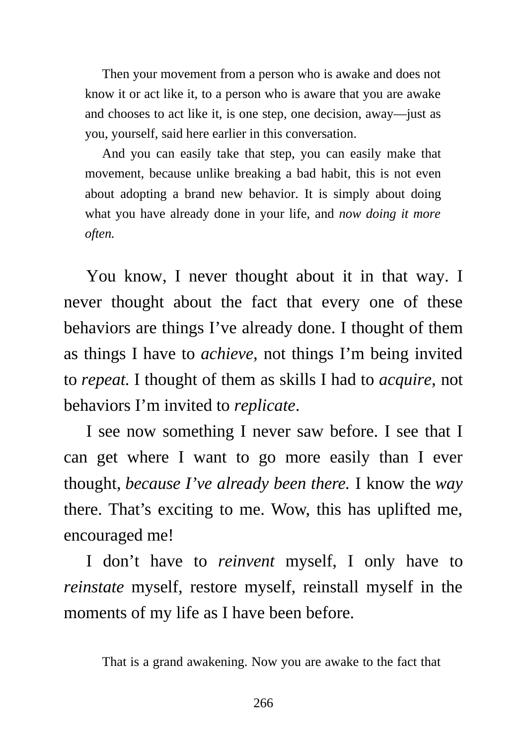Then your movement from a person who is awake and does not know it or act like it, to a person who is aware that you are awake and chooses to act like it, is one step, one decision, away—just as you, yourself, said here earlier in this conversation.

And you can easily take that step, you can easily make that movement, because unlike breaking a bad habit, this is not even about adopting a brand new behavior. It is simply about doing what you have already done in your life, and *now doing it more often.*

You know, I never thought about it in that way. I never thought about the fact that every one of these behaviors are things I've already done. I thought of them as things I have to *achieve,* not things I'm being invited to *repeat.* I thought of them as skills I had to *acquire,* not behaviors I'm invited to *replicate*.

I see now something I never saw before. I see that I can get where I want to go more easily than I ever thought, *because I've already been there.* I know the *way* there. That's exciting to me. Wow, this has uplifted me, encouraged me!

I don't have to *reinvent* myself, I only have to *reinstate* myself, restore myself, reinstall myself in the moments of my life as I have been before.

That is a grand awakening. Now you are awake to the fact that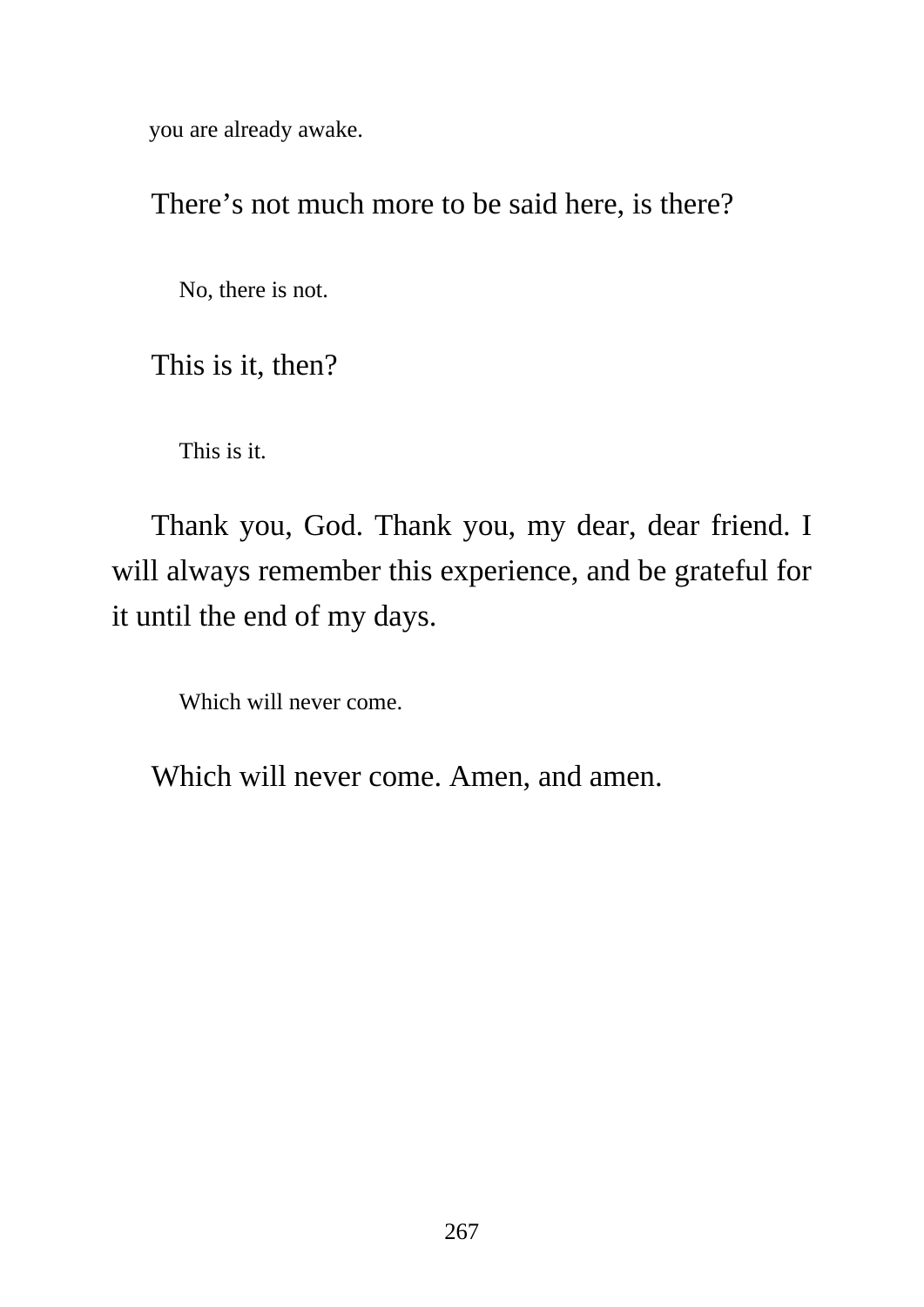you are already awake.

There's not much more to be said here, is there?

No, there is not.

This is it, then?

This is it.

Thank you, God. Thank you, my dear, dear friend. I will always remember this experience, and be grateful for it until the end of my days.

Which will never come.

Which will never come. Amen, and amen.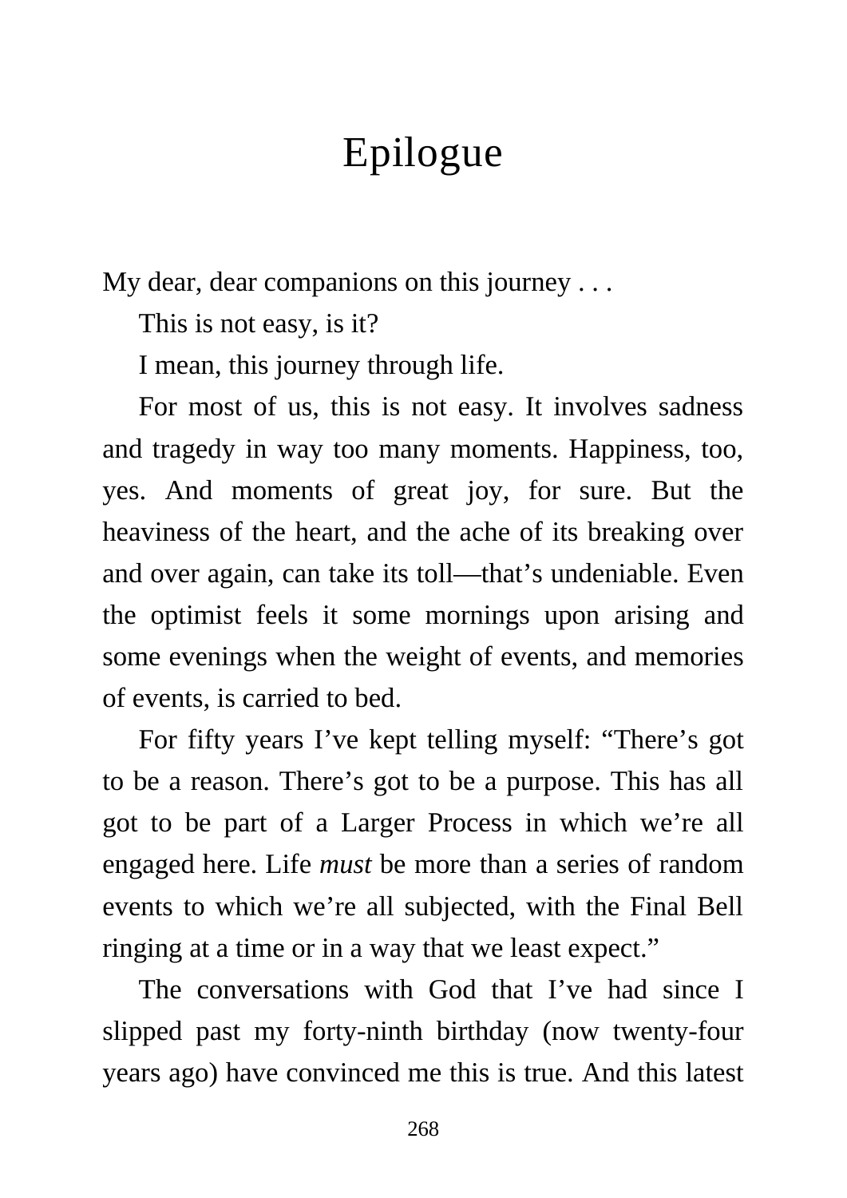# Epilogue

My dear, dear companions on this journey . . .

This is not easy, is it?

I mean, this journey through life.

For most of us, this is not easy. It involves sadness and tragedy in way too many moments. Happiness, too, yes. And moments of great joy, for sure. But the heaviness of the heart, and the ache of its breaking over and over again, can take its toll—that's undeniable. Even the optimist feels it some mornings upon arising and some evenings when the weight of events, and memories of events, is carried to bed.

For fifty years I've kept telling myself: "There's got to be a reason. There's got to be a purpose. This has all got to be part of a Larger Process in which we're all engaged here. Life *must* be more than a series of random events to which we're all subjected, with the Final Bell ringing at a time or in a way that we least expect."

The conversations with God that I've had since I slipped past my forty-ninth birthday (now twenty-four years ago) have convinced me this is true. And this latest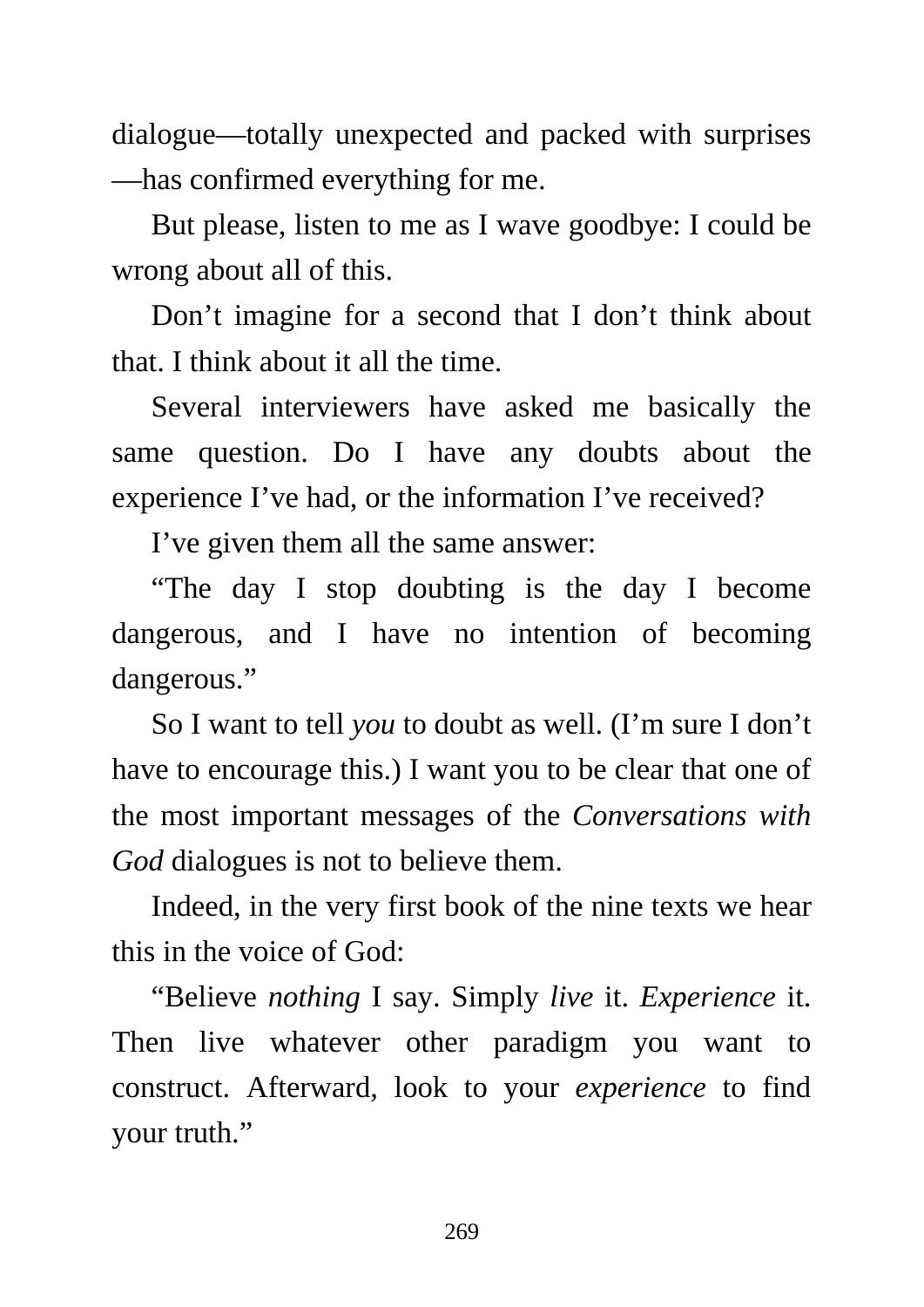dialogue—totally unexpected and packed with surprises—has confirmed everything for me.

But please, listen to me as I wave goodbye: I could be wrong about all of this.

Don't imagine for a second that I don't think about that. I think about it all the time.

Several interviewers have asked me basically the same question. Do I have any doubts about the experience I've had, or the information I've received?

I've given them all the same answer:

"The day I stop doubting is the day I become dangerous, and I have no intention of becoming dangerous."

So I want to tell *you* to doubt as well. (I'm sure I don't have to encourage this.) I want you to be clear that one of the most important messages of the *Conversations with God* dialogues is not to believe them.

Indeed, in the very first book of the nine texts we hear this in the voice of God:

"Believe *nothing* I say. Simply *live* it. *Experience* it. Then live whatever other paradigm you want to construct. Afterward, look to your *experience* to find your truth."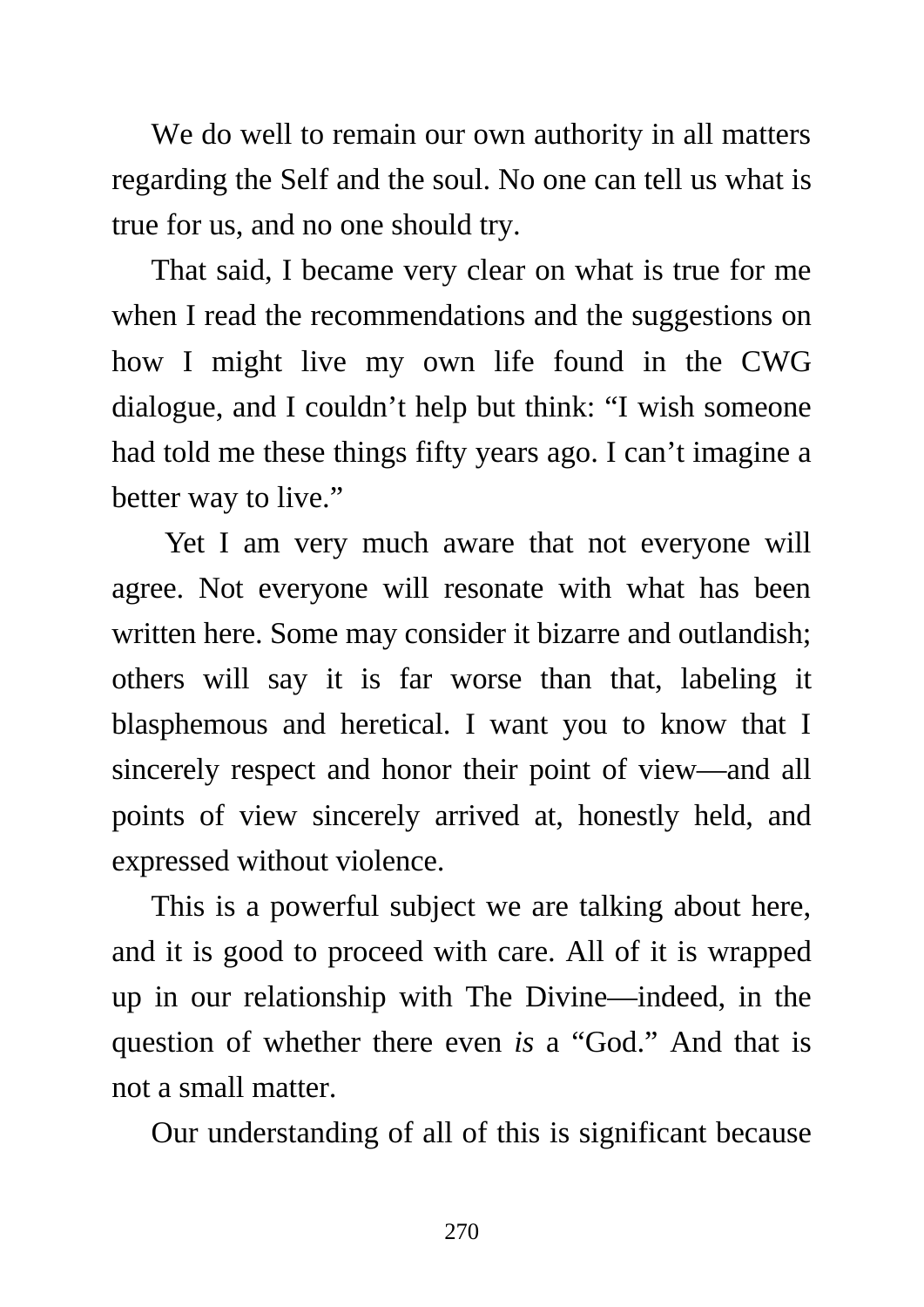We do well to remain our own authority in all matters regarding the Self and the soul. No one can tell us what is true for us, and no one should try.

That said, I became very clear on what is true for me when I read the recommendations and the suggestions on how I might live my own life found in the CWG dialogue, and I couldn't help but think: "I wish someone had told me these things fifty years ago. I can't imagine a better way to live."

Yet I am very much aware that not everyone will agree. Not everyone will resonate with what has been written here. Some may consider it bizarre and outlandish; others will say it is far worse than that, labeling it blasphemous and heretical. I want you to know that I sincerely respect and honor their point of view—and all points of view sincerely arrived at, honestly held, and expressed without violence.

This is a powerful subject we are talking about here, and it is good to proceed with care. All of it is wrapped up in our relationship with The Divine—indeed, in the question of whether there even *is* a "God." And that is not a small matter.

Our understanding of all of this is significant because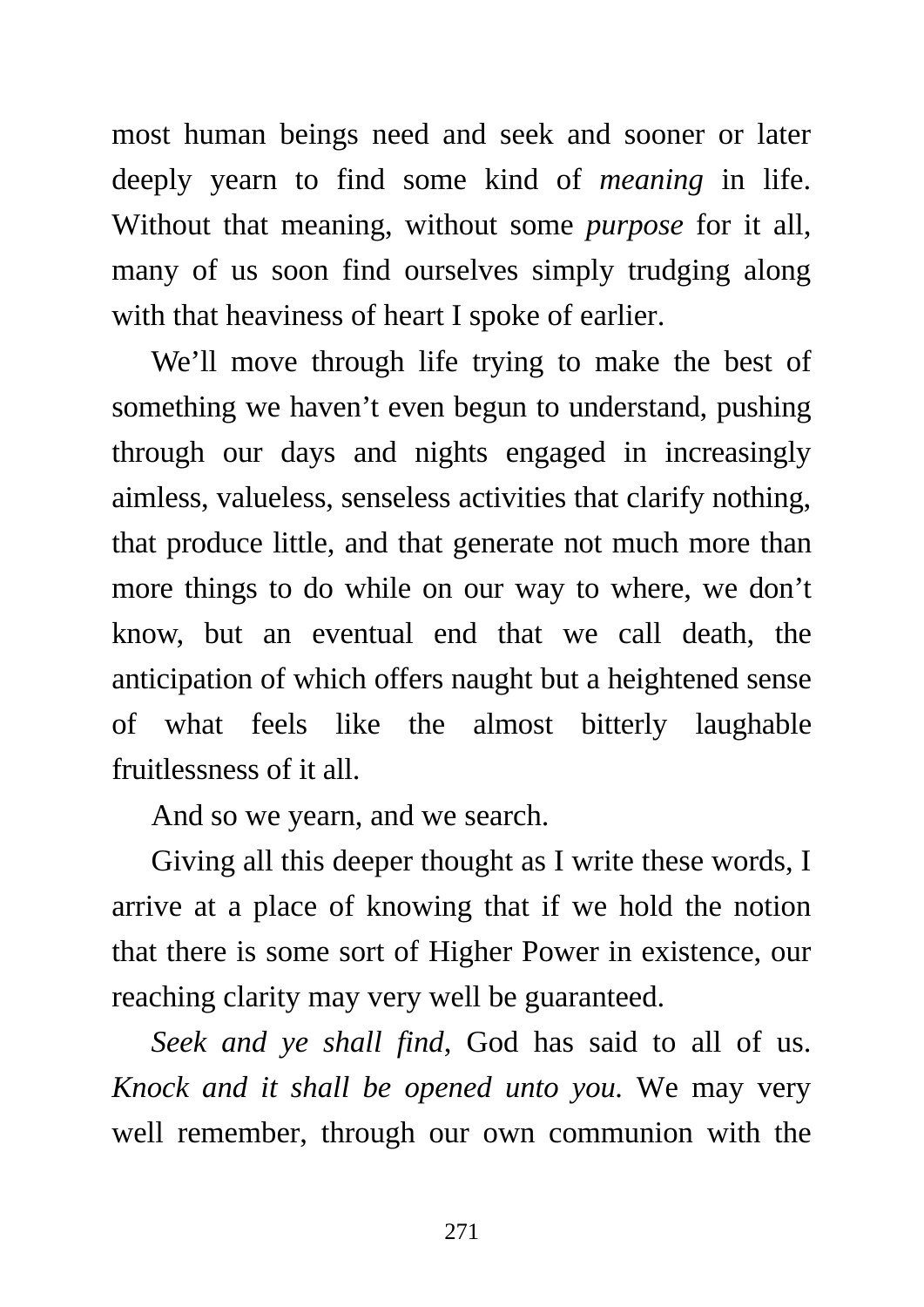most human beings need and seek and sooner or later deeply yearn to find some kind of *meaning* in life. Without that meaning, without some *purpose* for it all, many of us soon find ourselves simply trudging along with that heaviness of heart I spoke of earlier.

We'll move through life trying to make the best of something we haven't even begun to understand, pushing through our days and nights engaged in increasingly aimless, valueless, senseless activities that clarify nothing, that produce little, and that generate not much more than more things to do while on our way to where, we don't know, but an eventual end that we call death, the anticipation of which offers naught but a heightened sense of what feels like the almost bitterly laughable fruitlessness of it all.

And so we yearn, and we search.

Giving all this deeper thought as I write these words, I arrive at a place of knowing that if we hold the notion that there is some sort of Higher Power in existence, our reaching clarity may very well be guaranteed.

*Seek and ye shall find*, God has said to all of us. *Knock and it shall be opened unto you.* We may very well remember, through our own communion with the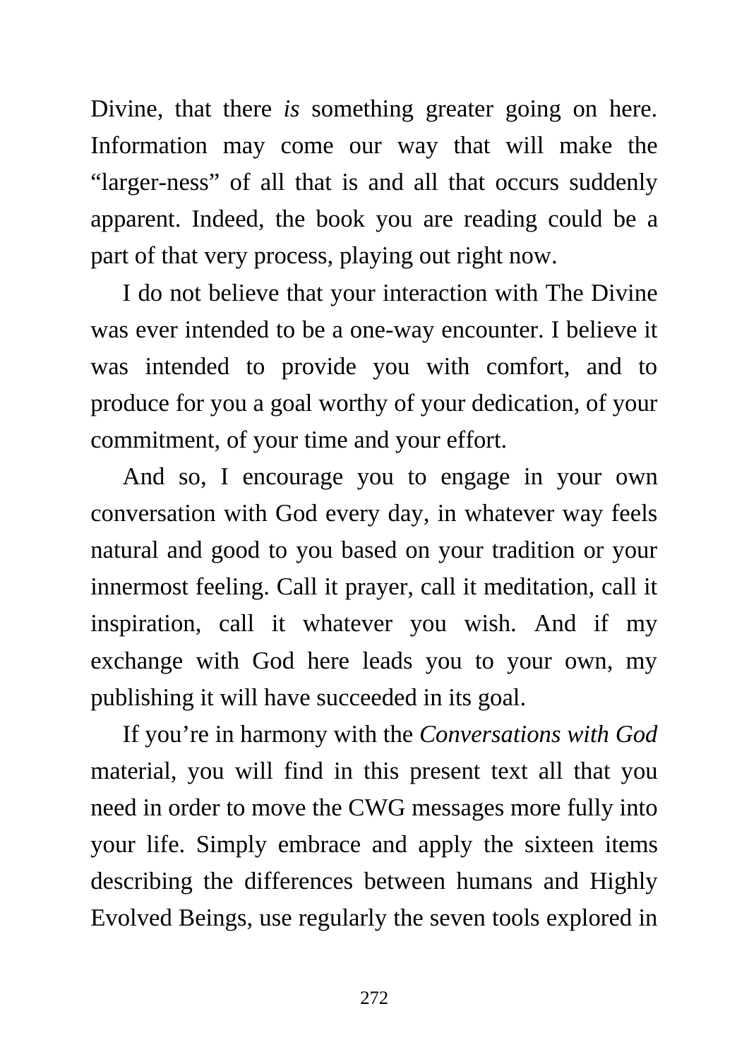Divine, that there *is* something greater going on here. Information may come our way that will make the "larger-ness" of all that is and all that occurs suddenly apparent. Indeed, the book you are reading could be a part of that very process, playing out right now.

I do not believe that your interaction with The Divine was ever intended to be a one-way encounter. I believe it was intended to provide you with comfort, and to produce for you a goal worthy of your dedication, of your commitment, of your time and your effort.

And so, I encourage you to engage in your own conversation with God every day, in whatever way feels natural and good to you based on your tradition or your innermost feeling. Call it prayer, call it meditation, call it inspiration, call it whatever you wish. And if my exchange with God here leads you to your own, my publishing it will have succeeded in its goal.

If you're in harmony with the *Conversations with God* material, you will find in this present text all that you need in order to move the CWG messages more fully into your life. Simply embrace and apply the sixteen items describing the differences between humans and Highly Evolved Beings, use regularly the seven tools explored in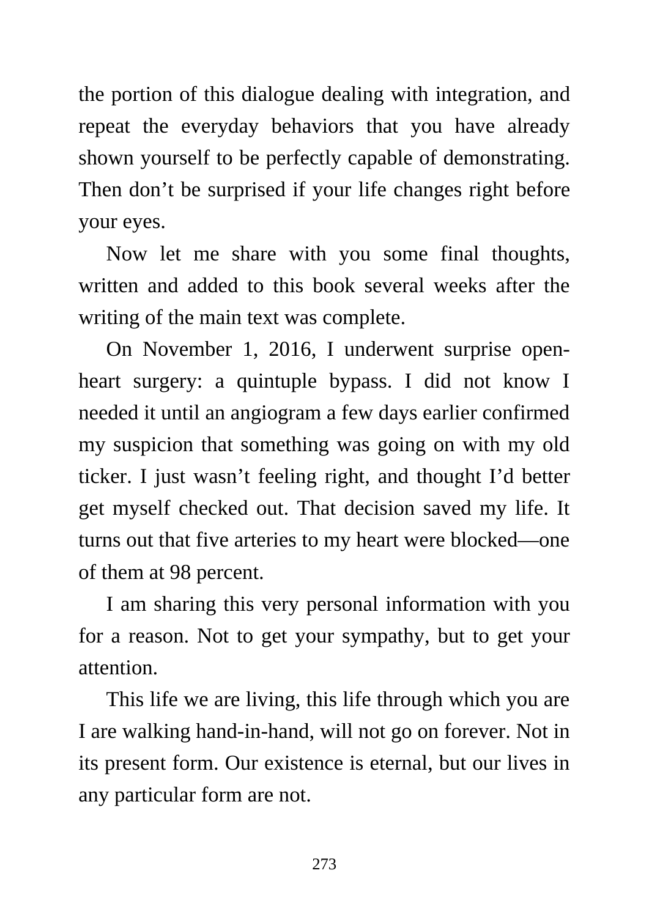the portion of this dialogue dealing with integration, and repeat the everyday behaviors that you have already shown yourself to be perfectly capable of demonstrating. Then don't be surprised if your life changes right before your eyes.

Now let me share with you some final thoughts, written and added to this book several weeks after the writing of the main text was complete.

On November 1, 2016, I underwent surprise open-heart surgery: a quintuple bypass. I did not know I needed it until an angiogram a few days earlier confirmed my suspicion that something was going on with my old ticker. I just wasn't feeling right, and thought I'd better get myself checked out. That decision saved my life. It turns out that five arteries to my heart were blocked—one of them at 98 percent.

I am sharing this very personal information with you for a reason. Not to get your sympathy, but to get your attention.

This life we are living, this life through which you are I are walking hand-in-hand, will not go on forever. Not in its present form. Our existence is eternal, but our lives in any particular form are not.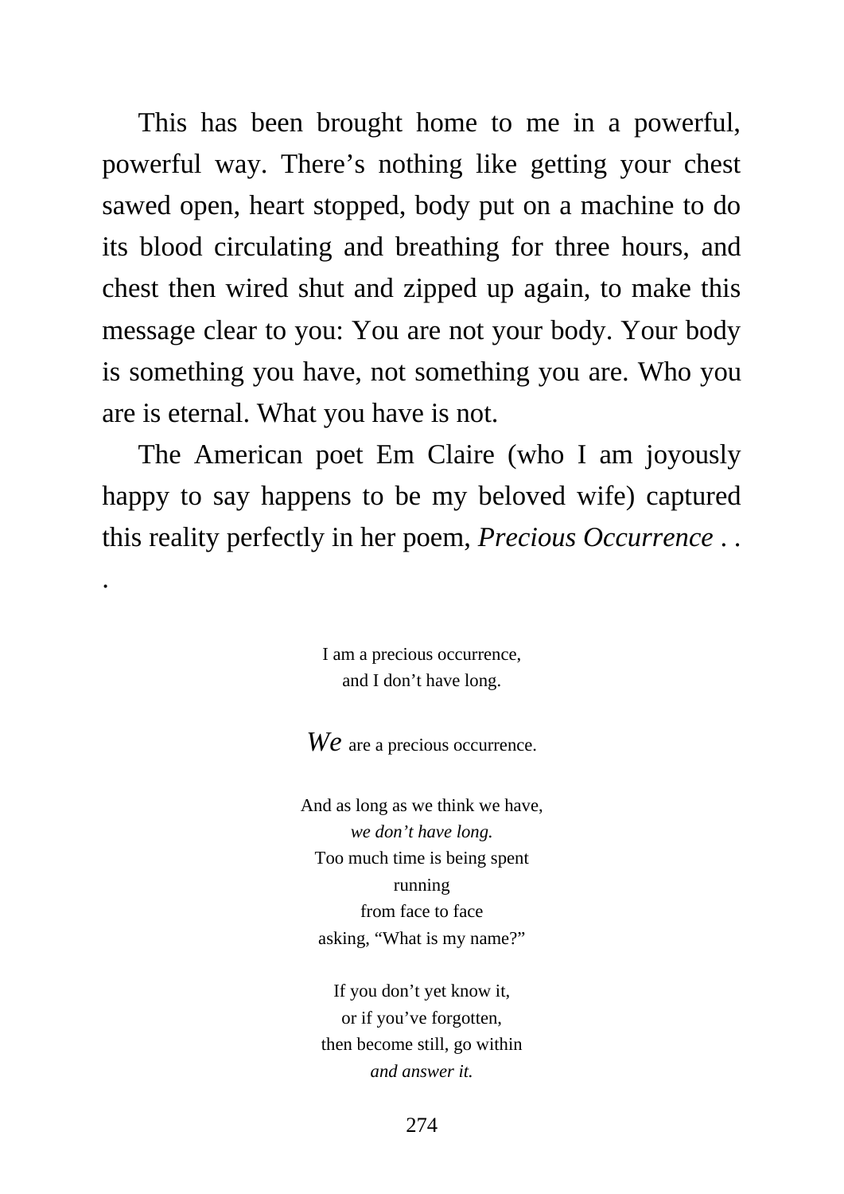This has been brought home to me in a powerful, powerful way. There's nothing like getting your chest sawed open, heart stopped, body put on a machine to do its blood circulating and breathing for three hours, and chest then wired shut and zipped up again, to make this message clear to you: You are not your body. Your body is something you have, not something you are. Who you are is eternal. What you have is not.

The American poet Em Claire (who I am joyously happy to say happens to be my beloved wife) captured this reality perfectly in her poem, *Precious Occurrence* . . .

I am a precious occurrence,  
and I don't have long.

*We* are a precious occurrence.

And as long as we think we have,  
*we don't have long.*  
Too much time is being spent  
running  
from face to face  
asking, "What is my name?"

If you don't yet know it,  
or if you've forgotten,  
then become still, go within  
*and answer it.*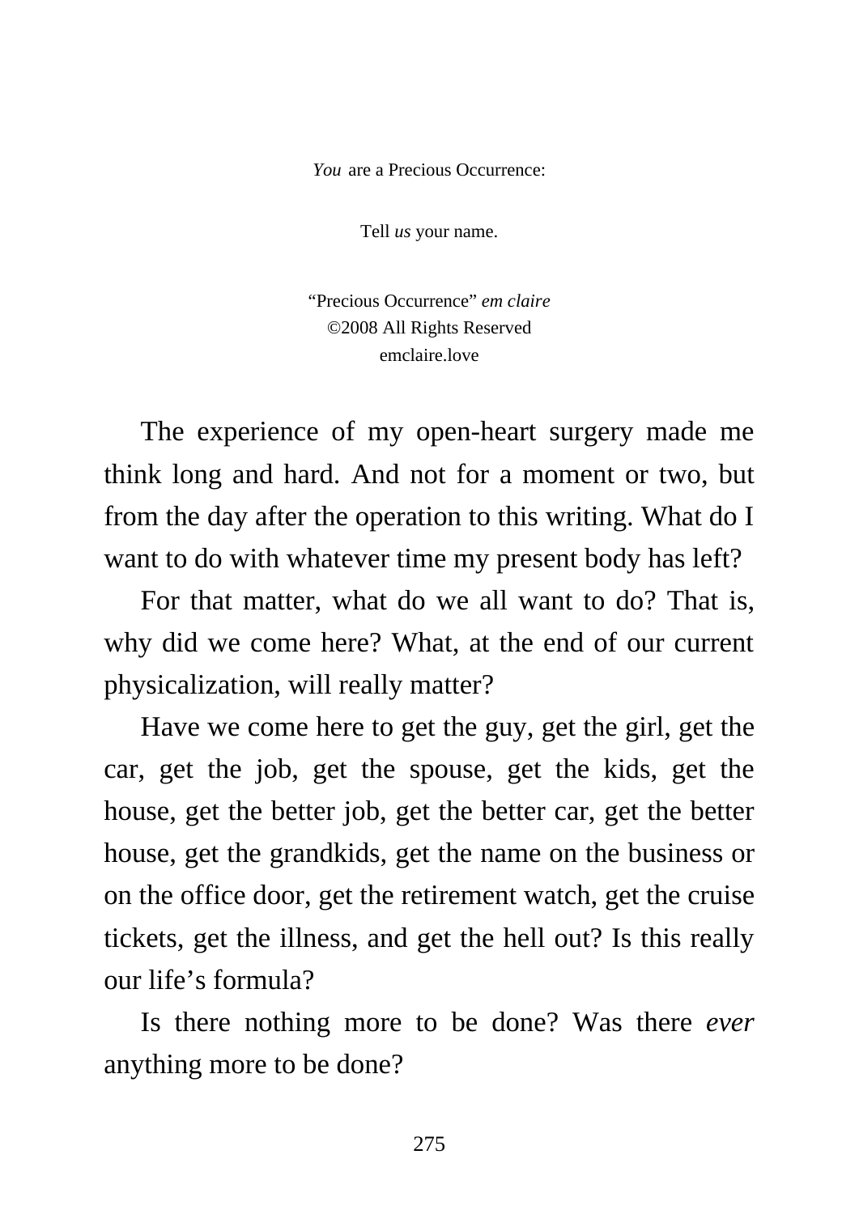*You* are a Precious Occurrence:

Tell *us* your name.

"Precious Occurrence" *em claire*
©2008 All Rights Reserved
emclaire.love

The experience of my open-heart surgery made me think long and hard. And not for a moment or two, but from the day after the operation to this writing. What do I want to do with whatever time my present body has left?

For that matter, what do we all want to do? That is, why did we come here? What, at the end of our current physicalization, will really matter?

Have we come here to get the guy, get the girl, get the car, get the job, get the spouse, get the kids, get the house, get the better job, get the better car, get the better house, get the grandkids, get the name on the business or on the office door, get the retirement watch, get the cruise tickets, get the illness, and get the hell out? Is this really our life's formula?

Is there nothing more to be done? Was there *ever* anything more to be done?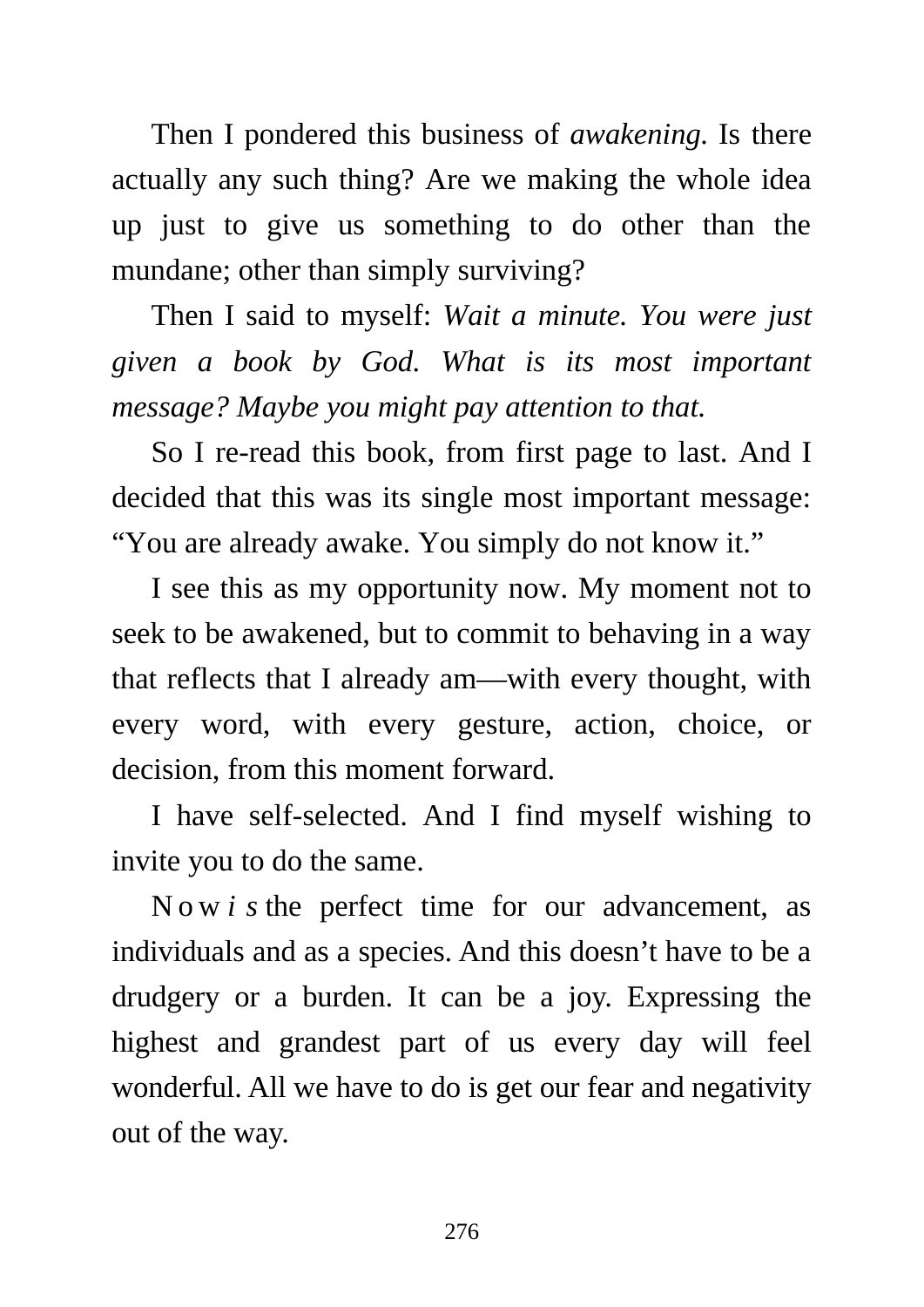Then I pondered this business of *awakening.* Is there actually any such thing? Are we making the whole idea up just to give us something to do other than the mundane; other than simply surviving?

Then I said to myself: *Wait a minute. You were just given a book by God. What is its most important message? Maybe you might pay attention to that.*

So I re-read this book, from first page to last. And I decided that this was its single most important message: "You are already awake. You simply do not know it."

I see this as my opportunity now. My moment not to seek to be awakened, but to commit to behaving in a way that reflects that I already am—with every thought, with every word, with every gesture, action, choice, or decision, from this moment forward.

I have self-selected. And I find myself wishing to invite you to do the same.

Now *is* the perfect time for our advancement, as individuals and as a species. And this doesn't have to be a drudgery or a burden. It can be a joy. Expressing the highest and grandest part of us every day will feel wonderful. All we have to do is get our fear and negativity out of the way.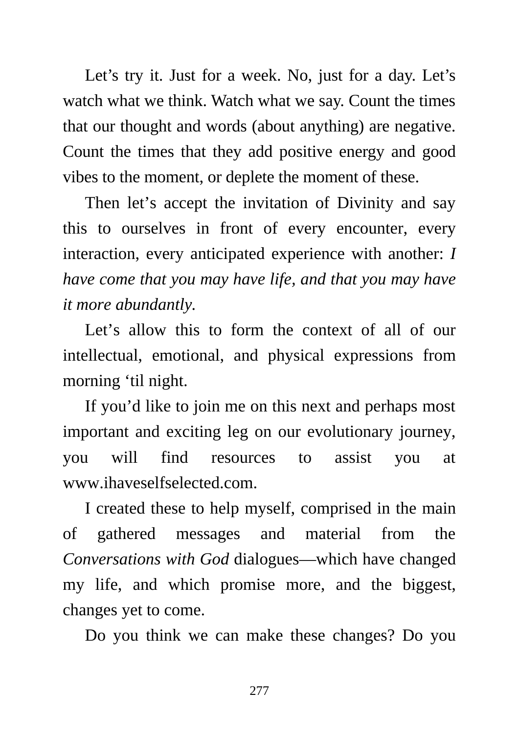Let's try it. Just for a week. No, just for a day. Let's watch what we think. Watch what we say. Count the times that our thought and words (about anything) are negative. Count the times that they add positive energy and good vibes to the moment, or deplete the moment of these.

Then let's accept the invitation of Divinity and say this to ourselves in front of every encounter, every interaction, every anticipated experience with another: *I have come that you may have life, and that you may have it more abundantly.*

Let's allow this to form the context of all of our intellectual, emotional, and physical expressions from morning 'til night.

If you'd like to join me on this next and perhaps most important and exciting leg on our evolutionary journey, you will find resources to assist you at www.ihaveselfselected.com.

I created these to help myself, comprised in the main of gathered messages and material from the *Conversations with God* dialogues—which have changed my life, and which promise more, and the biggest, changes yet to come.

Do you think we can make these changes? Do you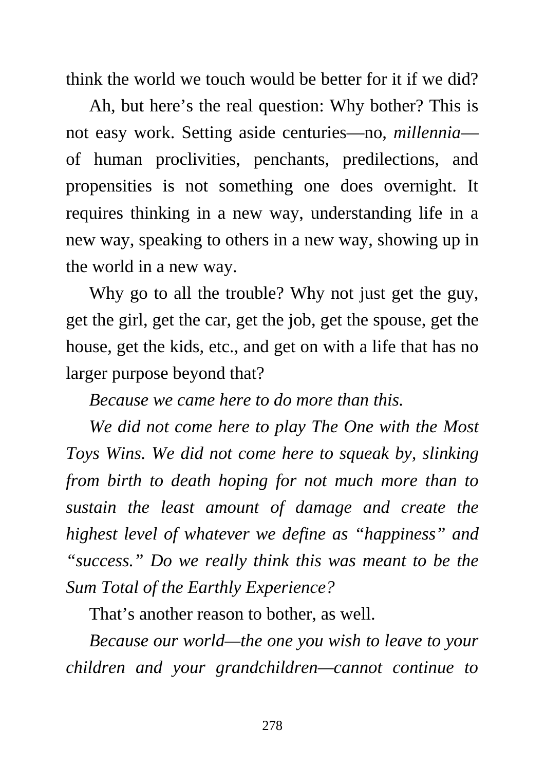think the world we touch would be better for it if we did?

Ah, but here's the real question: Why bother? This is not easy work. Setting aside centuries—no, *millennia*—of human proclivities, penchants, predilections, and propensities is not something one does overnight. It requires thinking in a new way, understanding life in a new way, speaking to others in a new way, showing up in the world in a new way.

Why go to all the trouble? Why not just get the guy, get the girl, get the car, get the job, get the spouse, get the house, get the kids, etc., and get on with a life that has no larger purpose beyond that?

*Because we came here to do more than this.*

*We did not come here to play The One with the Most Toys Wins. We did not come here to squeak by, slinking from birth to death hoping for not much more than to sustain the least amount of damage and create the highest level of whatever we define as "happiness" and "success." Do we really think this was meant to be the Sum Total of the Earthly Experience?*

That's another reason to bother, as well.

*Because our world—the one you wish to leave to your children and your grandchildren—cannot continue to*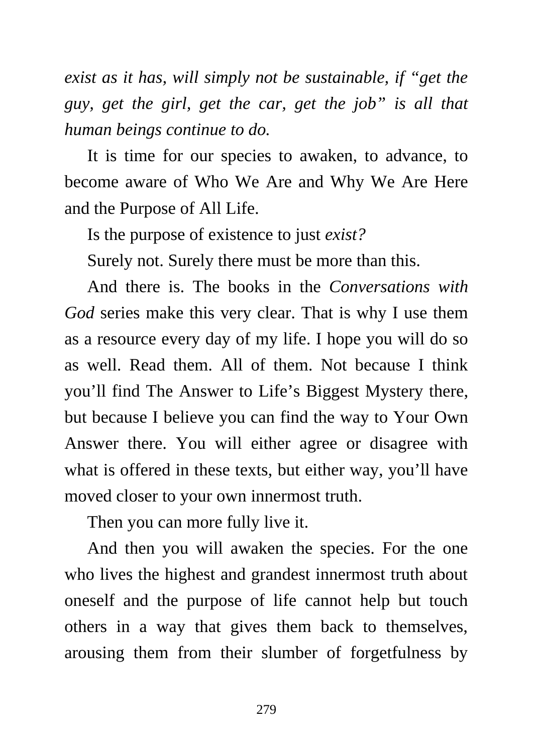*exist as it has, will simply not be sustainable, if "get the guy, get the girl, get the car, get the job" is all that human beings continue to do.*

It is time for our species to awaken, to advance, to become aware of Who We Are and Why We Are Here and the Purpose of All Life.

Is the purpose of existence to just *exist?*

Surely not. Surely there must be more than this.

And there is. The books in the *Conversations with God* series make this very clear. That is why I use them as a resource every day of my life. I hope you will do so as well. Read them. All of them. Not because I think you'll find The Answer to Life's Biggest Mystery there, but because I believe you can find the way to Your Own Answer there. You will either agree or disagree with what is offered in these texts, but either way, you'll have moved closer to your own innermost truth.

Then you can more fully live it.

And then you will awaken the species. For the one who lives the highest and grandest innermost truth about oneself and the purpose of life cannot help but touch others in a way that gives them back to themselves, arousing them from their slumber of forgetfulness by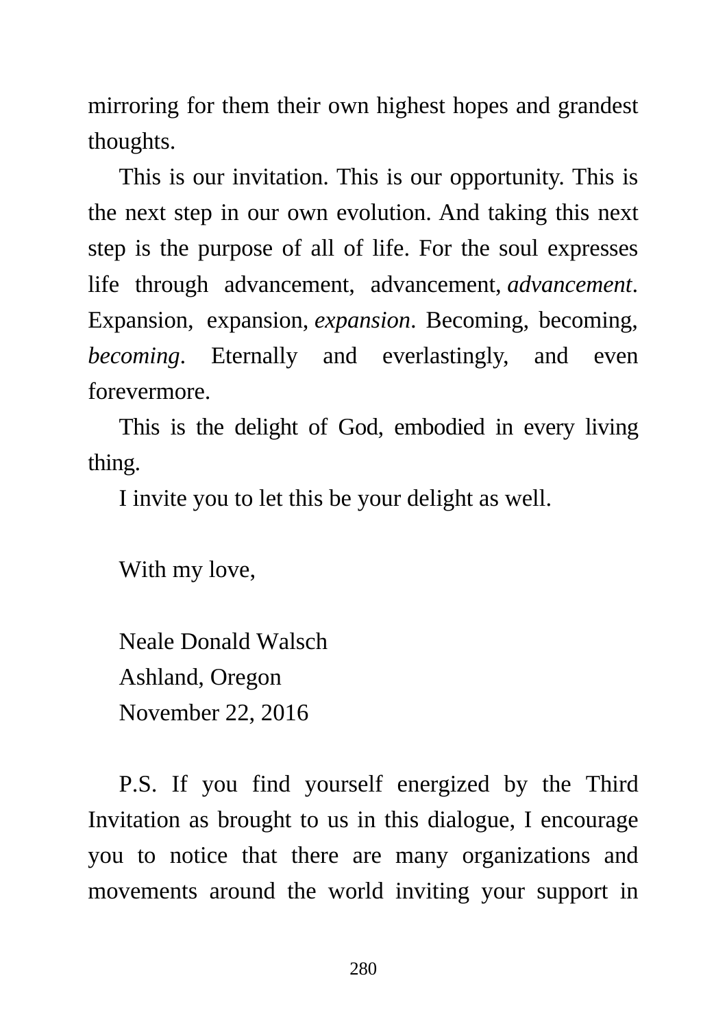mirroring for them their own highest hopes and grandest thoughts.

This is our invitation. This is our opportunity. This is the next step in our own evolution. And taking this next step is the purpose of all of life. For the soul expresses life through advancement, advancement, *advancement*. Expansion, expansion, *expansion*. Becoming, becoming, *becoming*. Eternally and everlastingly, and even forevermore.

This is the delight of God, embodied in every living thing.

I invite you to let this be your delight as well.

With my love,

Neale Donald Walsch
Ashland, Oregon
November 22, 2016

P.S. If you find yourself energized by the Third Invitation as brought to us in this dialogue, I encourage you to notice that there are many organizations and movements around the world inviting your support in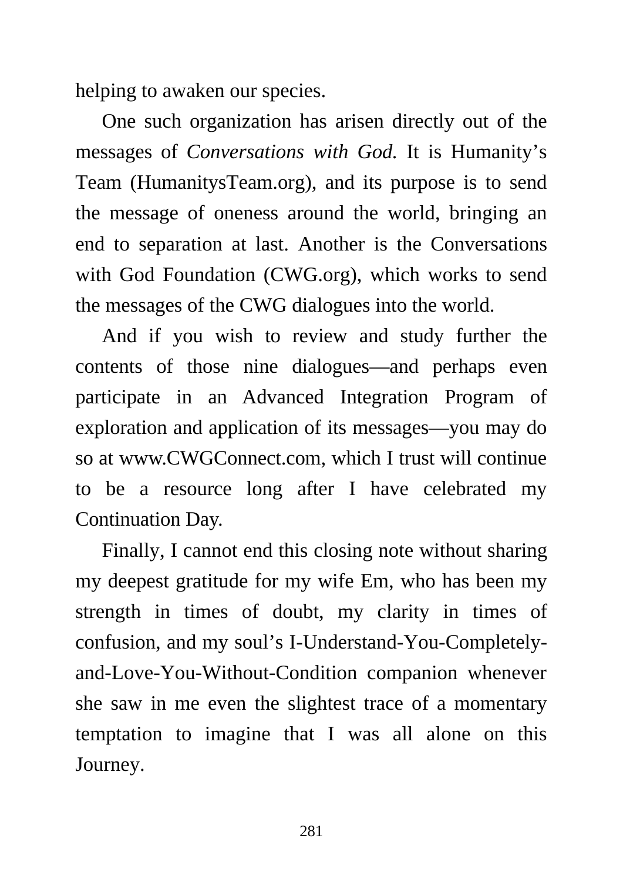helping to awaken our species.

One such organization has arisen directly out of the messages of *Conversations with God.* It is Humanity's Team (HumanitysTeam.org), and its purpose is to send the message of oneness around the world, bringing an end to separation at last. Another is the Conversations with God Foundation (CWG.org), which works to send the messages of the CWG dialogues into the world.

And if you wish to review and study further the contents of those nine dialogues—and perhaps even participate in an Advanced Integration Program of exploration and application of its messages—you may do so at www.CWGConnect.com, which I trust will continue to be a resource long after I have celebrated my Continuation Day.

Finally, I cannot end this closing note without sharing my deepest gratitude for my wife Em, who has been my strength in times of doubt, my clarity in times of confusion, and my soul's I-Understand-You-Completely-and-Love-You-Without-Condition companion whenever she saw in me even the slightest trace of a momentary temptation to imagine that I was all alone on this Journey.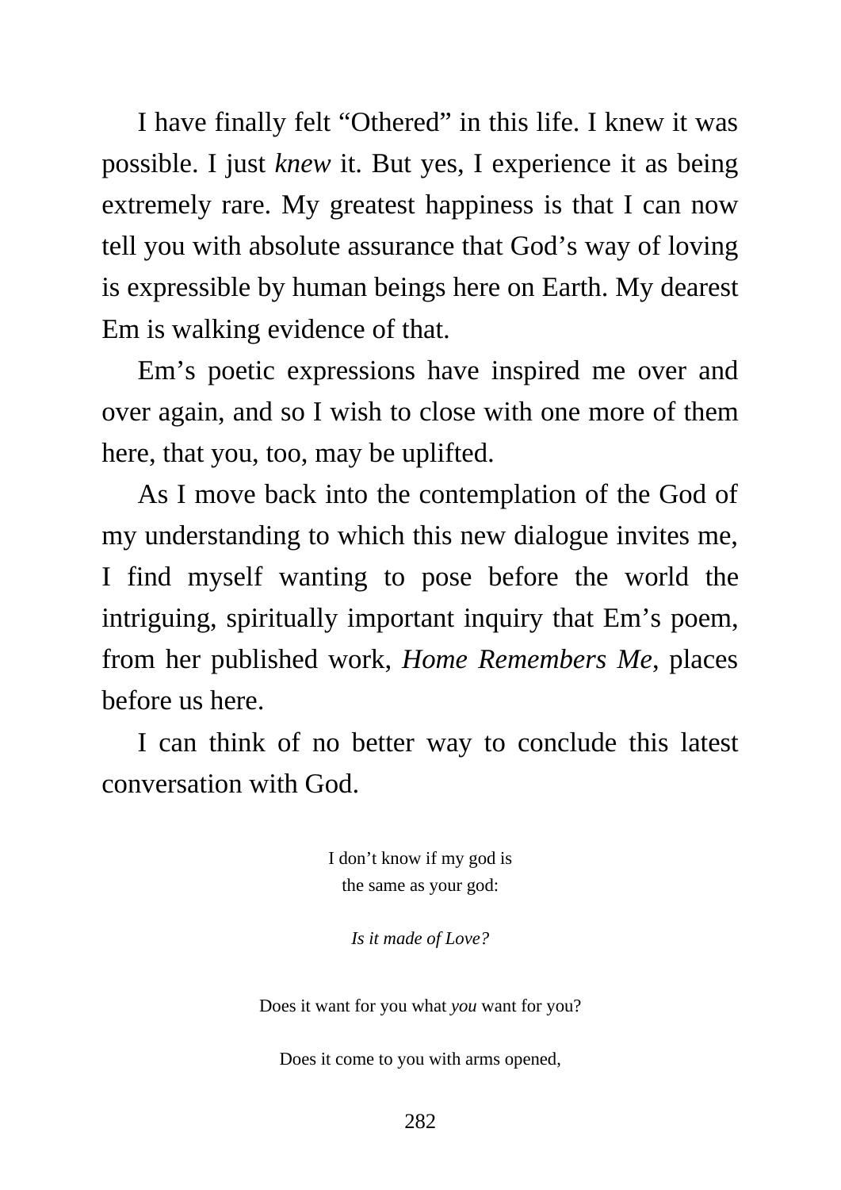I have finally felt "Othered" in this life. I knew it was possible. I just *knew* it. But yes, I experience it as being extremely rare. My greatest happiness is that I can now tell you with absolute assurance that God's way of loving is expressible by human beings here on Earth. My dearest Em is walking evidence of that.

Em's poetic expressions have inspired me over and over again, and so I wish to close with one more of them here, that you, too, may be uplifted.

As I move back into the contemplation of the God of my understanding to which this new dialogue invites me, I find myself wanting to pose before the world the intriguing, spiritually important inquiry that Em's poem, from her published work, *Home Remembers Me*, places before us here.

I can think of no better way to conclude this latest conversation with God.

I don't know if my god is
the same as your god:

*Is it made of Love?*

Does it want for you what *you* want for you?

Does it come to you with arms opened,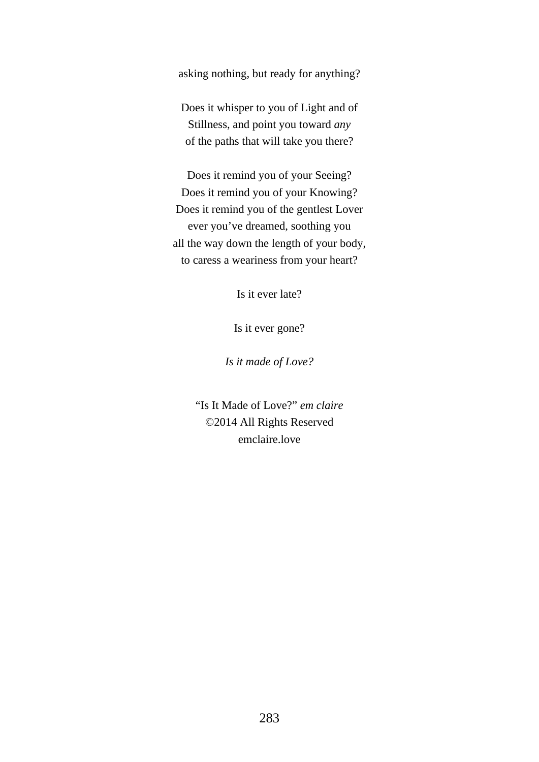asking nothing, but ready for anything?

Does it whisper to you of Light and of  
Stillness, and point you toward *any*  
of the paths that will take you there?

Does it remind you of your Seeing?  
Does it remind you of your Knowing?  
Does it remind you of the gentlest Lover  
ever you've dreamed, soothing you  
all the way down the length of your body,  
to caress a weariness from your heart?

Is it ever late?

Is it ever gone?

*Is it made of Love?*

"Is It Made of Love?" *em claire*  
©2014 All Rights Reserved  
emclaire.love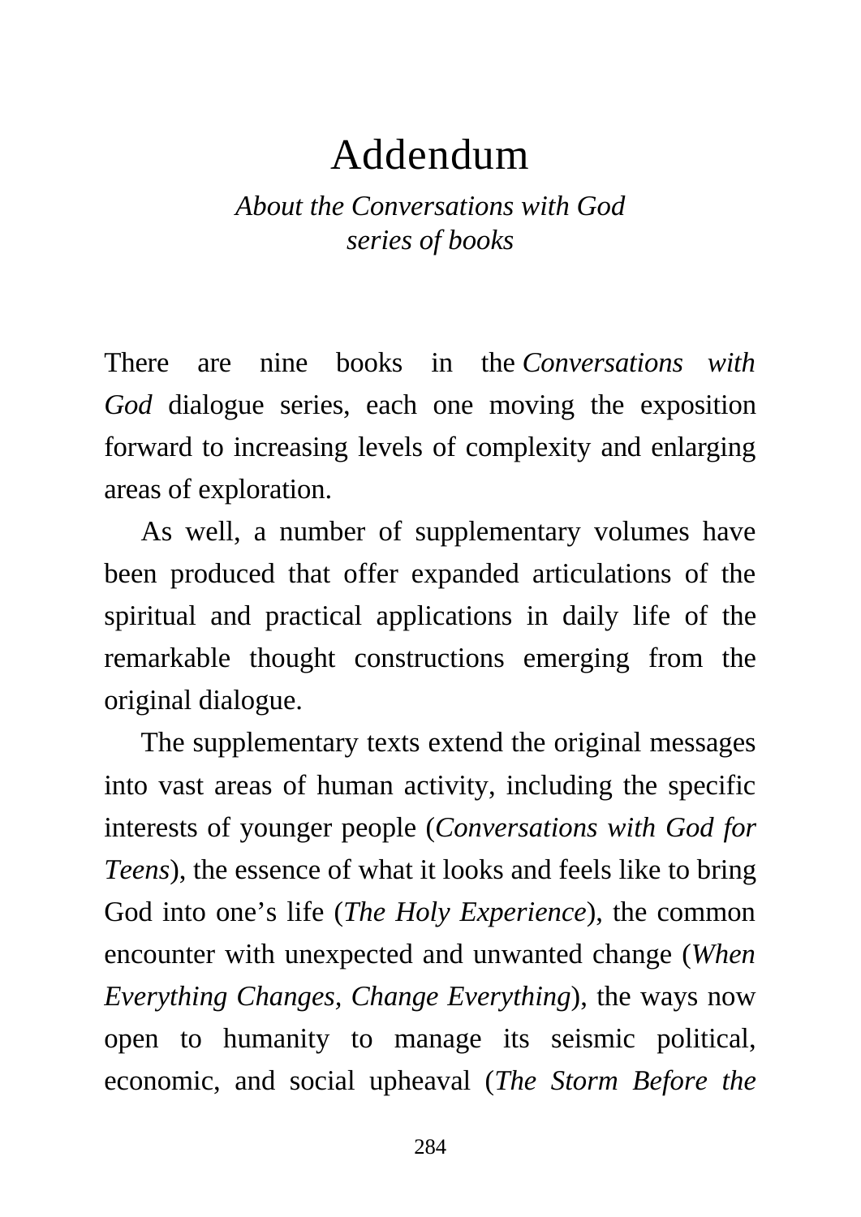# Addendum

*About the Conversations with God series of books*

There are nine books in the *Conversations with God* dialogue series, each one moving the exposition forward to increasing levels of complexity and enlarging areas of exploration.

As well, a number of supplementary volumes have been produced that offer expanded articulations of the spiritual and practical applications in daily life of the remarkable thought constructions emerging from the original dialogue.

The supplementary texts extend the original messages into vast areas of human activity, including the specific interests of younger people (*Conversations with God for Teens*), the essence of what it looks and feels like to bring God into one's life (*The Holy Experience*), the common encounter with unexpected and unwanted change (*When Everything Changes, Change Everything*), the ways now open to humanity to manage its seismic political, economic, and social upheaval (*The Storm Before the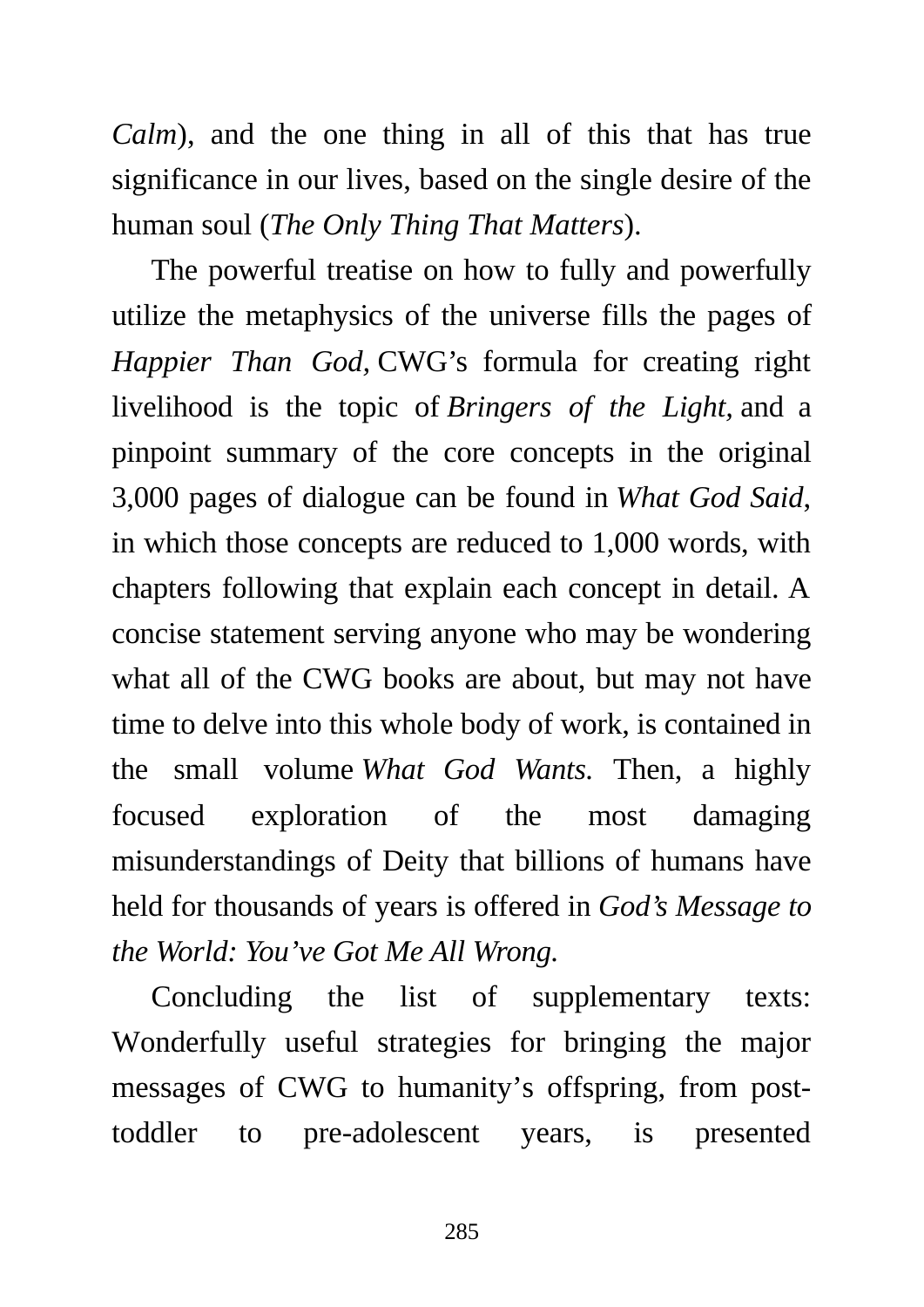*Calm*), and the one thing in all of this that has true significance in our lives, based on the single desire of the human soul (*The Only Thing That Matters*).

The powerful treatise on how to fully and powerfully utilize the metaphysics of the universe fills the pages of *Happier Than God,* CWG's formula for creating right livelihood is the topic of *Bringers of the Light,* and a pinpoint summary of the core concepts in the original 3,000 pages of dialogue can be found in *What God Said*, in which those concepts are reduced to 1,000 words, with chapters following that explain each concept in detail. A concise statement serving anyone who may be wondering what all of the CWG books are about, but may not have time to delve into this whole body of work, is contained in the small volume *What God Wants.* Then, a highly focused exploration of the most damaging misunderstandings of Deity that billions of humans have held for thousands of years is offered in *God's Message to the World: You've Got Me All Wrong.*

Concluding the list of supplementary texts: Wonderfully useful strategies for bringing the major messages of CWG to humanity's offspring, from post-toddler to pre-adolescent years, is presented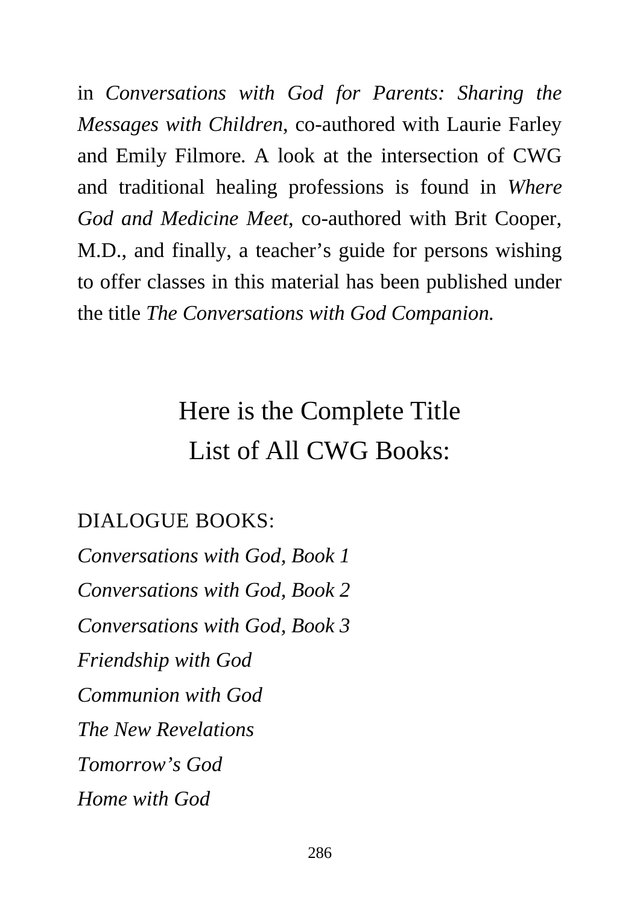in *Conversations with God for Parents: Sharing the Messages with Children*, co-authored with Laurie Farley and Emily Filmore. A look at the intersection of CWG and traditional healing professions is found in *Where God and Medicine Meet*, co-authored with Brit Cooper, M.D., and finally, a teacher's guide for persons wishing to offer classes in this material has been published under the title *The Conversations with God Companion.*

## Here is the Complete Title List of All CWG Books:

DIALOGUE BOOKS:

*Conversations with God, Book 1*

*Conversations with God, Book 2*

*Conversations with God, Book 3*

*Friendship with God*

*Communion with God*

*The New Revelations*

*Tomorrow's God*

*Home with God*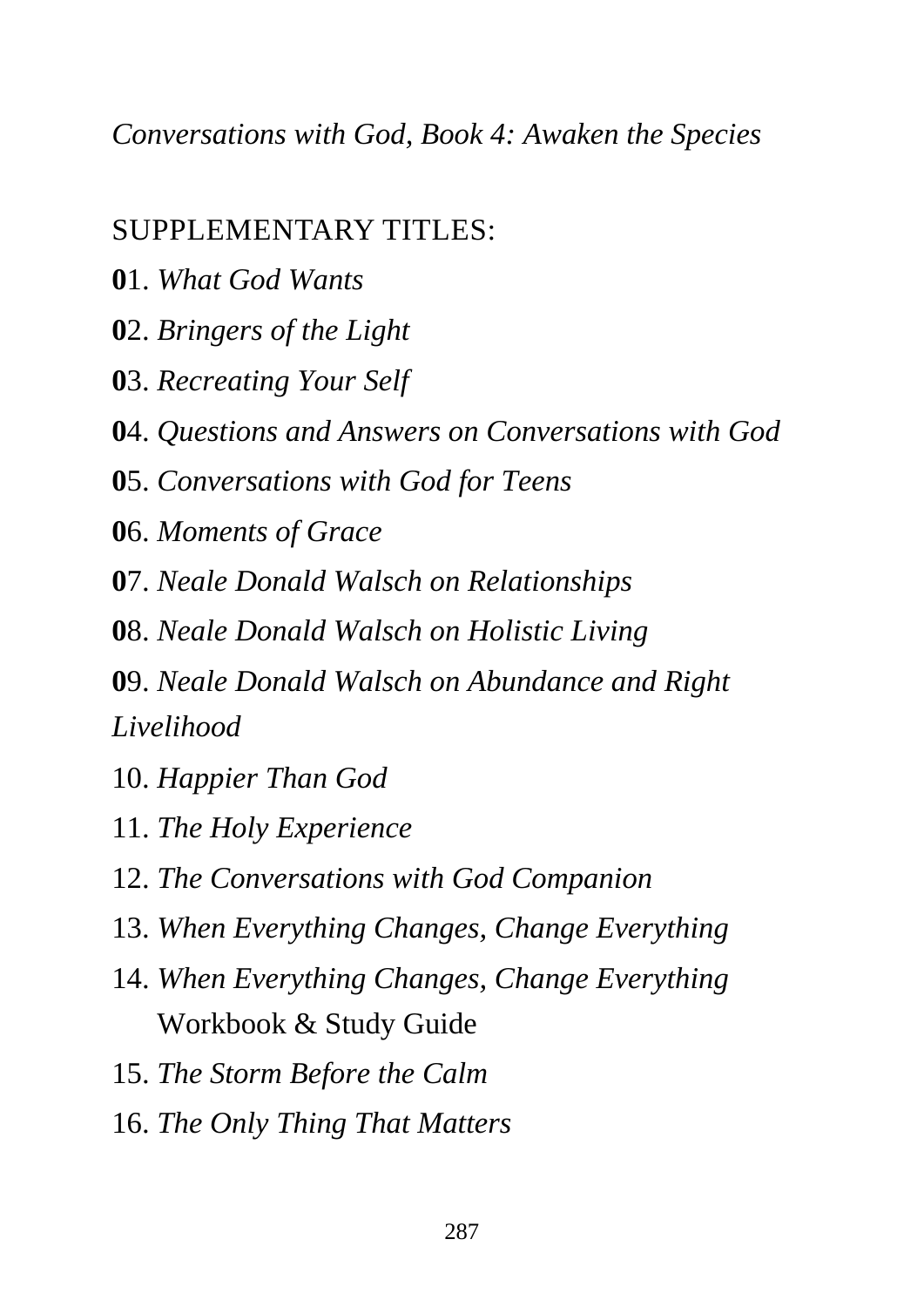*Conversations with God, Book 4: Awaken the Species*

SUPPLEMENTARY TITLES:

**0**1. *What God Wants*

**0**2. *Bringers of the Light*

**0**3. *Recreating Your Self*

**0**4. *Questions and Answers on Conversations with God*

**0**5. *Conversations with God for Teens*

**0**6. *Moments of Grace*

**0**7. *Neale Donald Walsch on Relationships*

**0**8. *Neale Donald Walsch on Holistic Living*

**0**9. *Neale Donald Walsch on Abundance and Right Livelihood*

10. *Happier Than God*

11. *The Holy Experience*

12. *The Conversations with God Companion*

13. *When Everything Changes, Change Everything*

14. *When Everything Changes, Change Everything* Workbook & Study Guide

15. *The Storm Before the Calm*

16. *The Only Thing That Matters*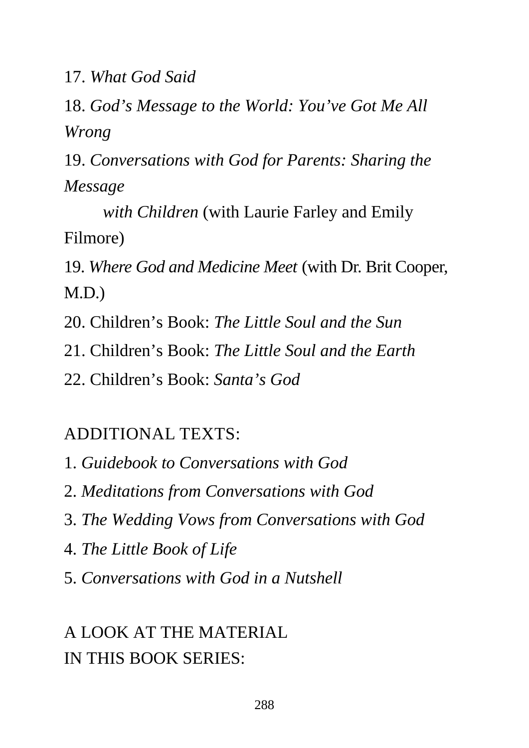17. *What God Said*

18. *God's Message to the World: You've Got Me All Wrong*

19. *Conversations with God for Parents: Sharing the Message with Children* (with Laurie Farley and Emily Filmore)

19. *Where God and Medicine Meet* (with Dr. Brit Cooper, M.D.)

20. Children's Book: *The Little Soul and the Sun*

21. Children's Book: *The Little Soul and the Earth*

22. Children's Book: *Santa's God*

ADDITIONAL TEXTS:

1. *Guidebook to Conversations with God*

2. *Meditations from Conversations with God*

3. *The Wedding Vows from Conversations with God*

4. *The Little Book of Life*

5. *Conversations with God in a Nutshell*

A LOOK AT THE MATERIAL
IN THIS BOOK SERIES: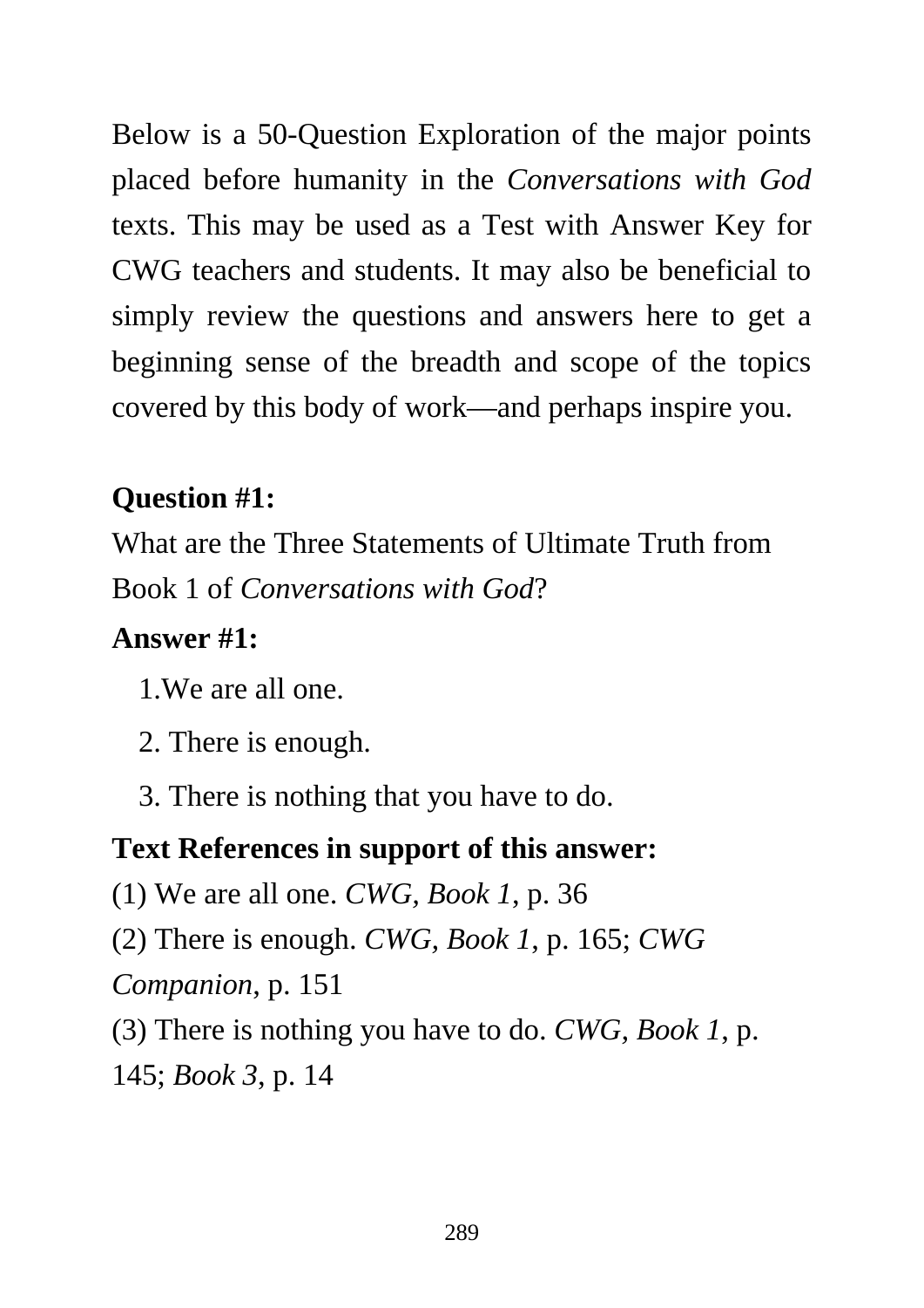Below is a 50-Question Exploration of the major points placed before humanity in the *Conversations with God* texts. This may be used as a Test with Answer Key for CWG teachers and students. It may also be beneficial to simply review the questions and answers here to get a beginning sense of the breadth and scope of the topics covered by this body of work—and perhaps inspire you.

**Question #1:**
What are the Three Statements of Ultimate Truth from Book 1 of *Conversations with God*?

**Answer #1:**

1. We are all one.
2. There is enough.
3. There is nothing that you have to do.

**Text References in support of this answer:**
(1) We are all one. *CWG, Book 1,* p. 36
(2) There is enough. *CWG, Book 1,* p. 165; *CWG Companion*, p. 151
(3) There is nothing you have to do. *CWG, Book 1,* p. 145; *Book 3*, p. 14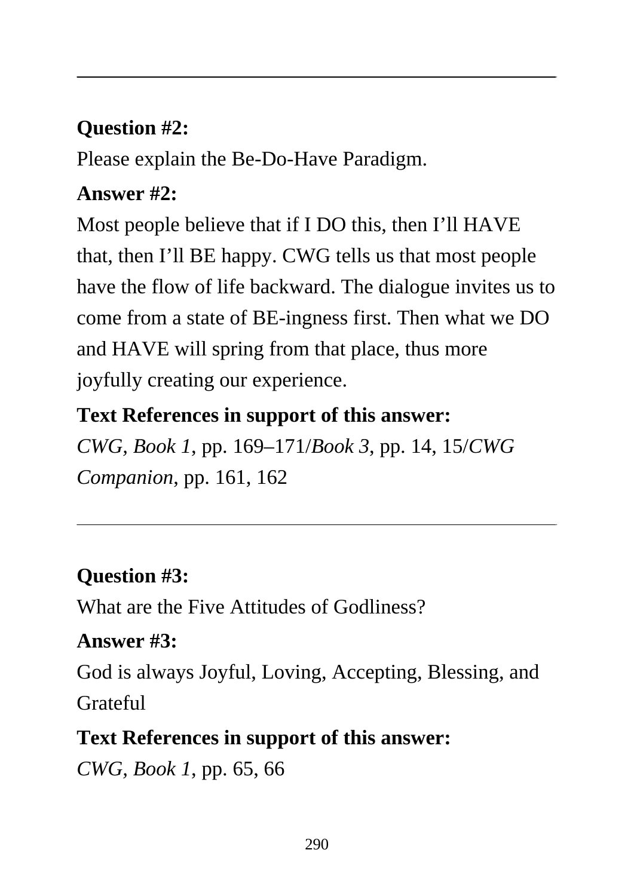---

**Question #2:**

Please explain the Be-Do-Have Paradigm.

**Answer #2:**

Most people believe that if I DO this, then I'll HAVE that, then I'll BE happy. CWG tells us that most people have the flow of life backward. The dialogue invites us to come from a state of BE-ingness first. Then what we DO and HAVE will spring from that place, thus more joyfully creating our experience.

**Text References in support of this answer:**

*CWG, Book 1*, pp. 169–171/*Book 3*, pp. 14, 15/*CWG Companion*, pp. 161, 162

---

**Question #3:**

What are the Five Attitudes of Godliness?

**Answer #3:**

God is always Joyful, Loving, Accepting, Blessing, and Grateful

**Text References in support of this answer:**

*CWG, Book 1*, pp. 65, 66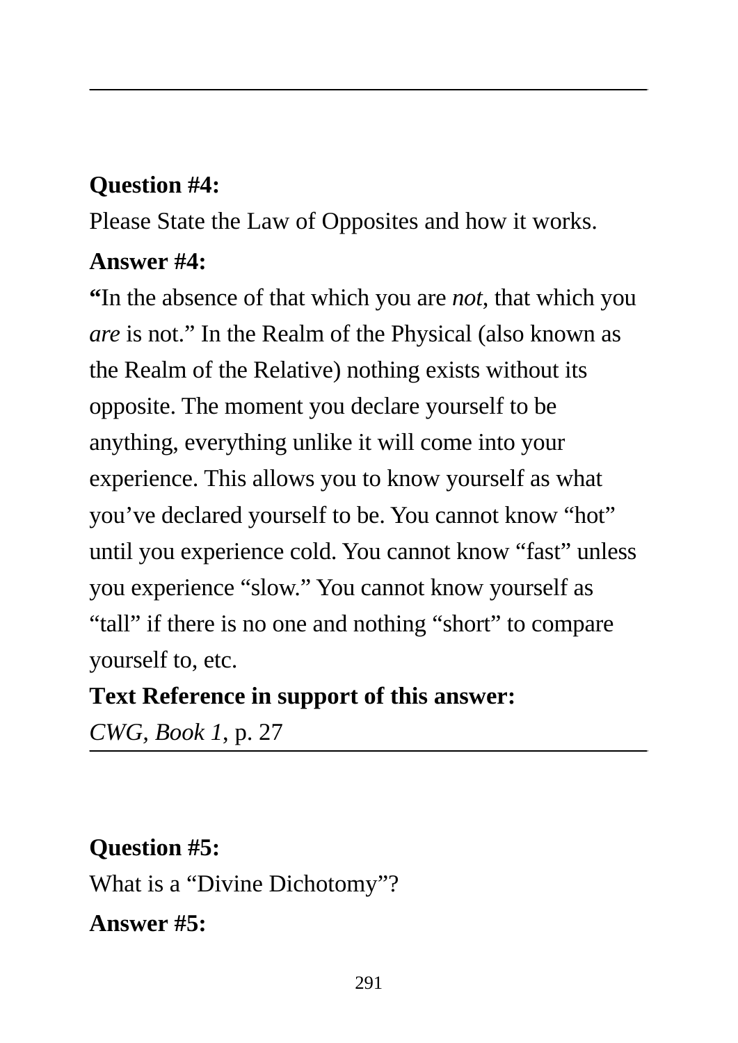---

**Question #4:**

Please State the Law of Opposites and how it works.

**Answer #4:**

**"**In the absence of that which you are *not*, that which you *are* is not." In the Realm of the Physical (also known as the Realm of the Relative) nothing exists without its opposite. The moment you declare yourself to be anything, everything unlike it will come into your experience. This allows you to know yourself as what you've declared yourself to be. You cannot know "hot" until you experience cold. You cannot know "fast" unless you experience "slow." You cannot know yourself as "tall" if there is no one and nothing "short" to compare yourself to, etc.

**Text Reference in support of this answer:**

*CWG, Book 1*, p. 27

---

**Question #5:**

What is a "Divine Dichotomy"?

**Answer #5:**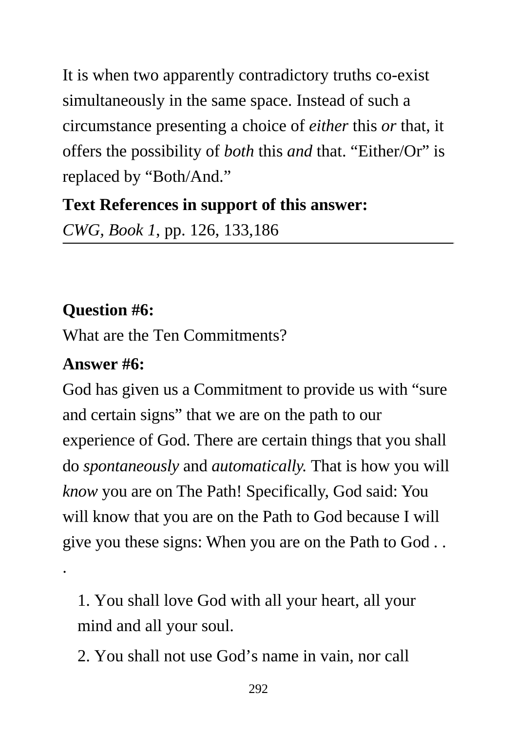It is when two apparently contradictory truths co-exist simultaneously in the same space. Instead of such a circumstance presenting a choice of *either* this *or* that, it offers the possibility of *both* this *and* that. "Either/Or" is replaced by "Both/And."

**Text References in support of this answer:**

*CWG, Book 1*, pp. 126, 133,186

---

**Question #6:**

What are the Ten Commitments?

**Answer #6:**

God has given us a Commitment to provide us with "sure and certain signs" that we are on the path to our experience of God. There are certain things that you shall do *spontaneously* and *automatically.* That is how you will *know* you are on The Path! Specifically, God said: You will know that you are on the Path to God because I will give you these signs: When you are on the Path to God . . .

1. You shall love God with all your heart, all your mind and all your soul.
2. You shall not use God's name in vain, nor call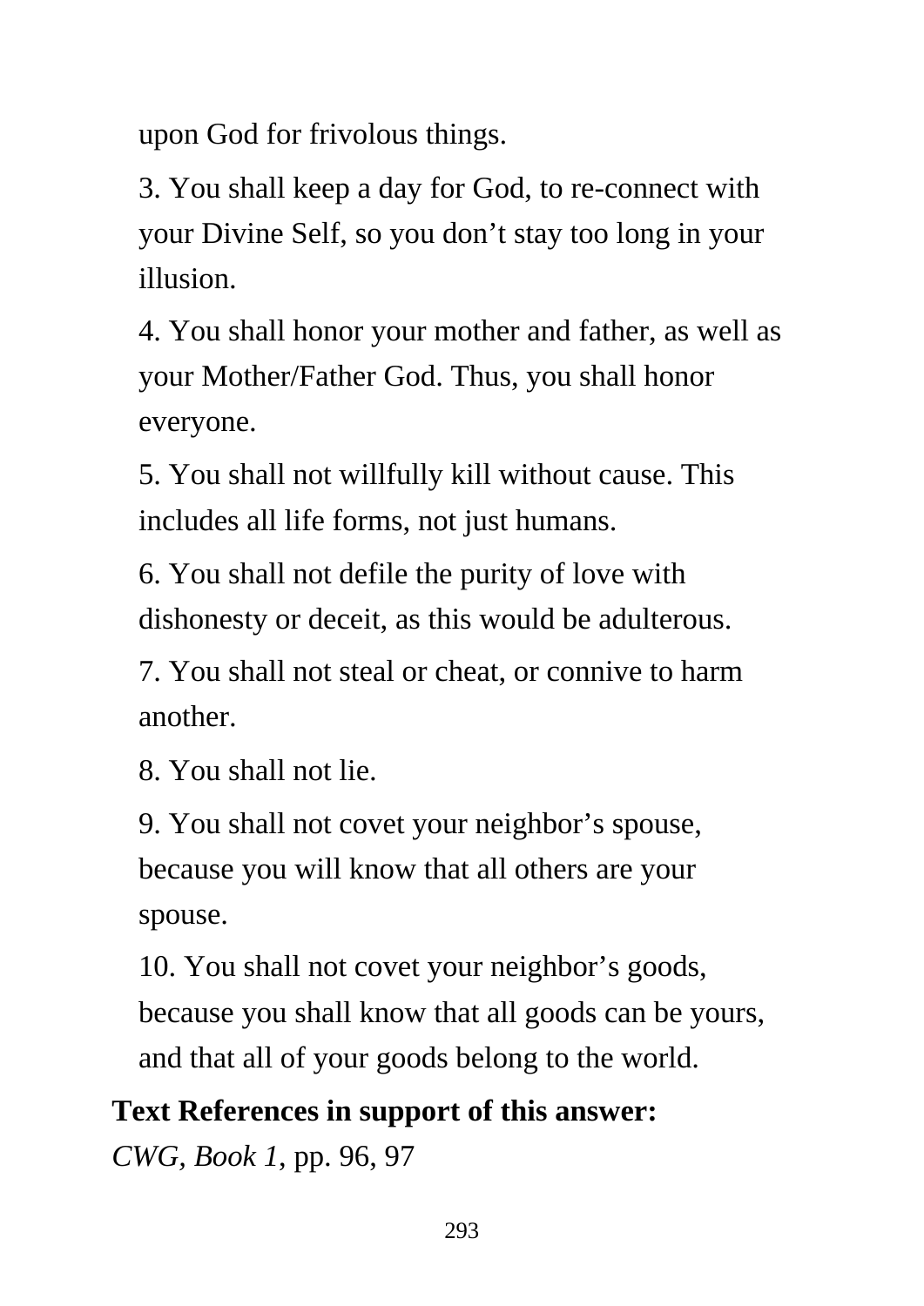upon God for frivolous things.

3. You shall keep a day for God, to re-connect with your Divine Self, so you don’t stay too long in your illusion.

4. You shall honor your mother and father, as well as your Mother/Father God. Thus, you shall honor everyone.

5. You shall not willfully kill without cause. This includes all life forms, not just humans.

6. You shall not defile the purity of love with dishonesty or deceit, as this would be adulterous.

7. You shall not steal or cheat, or connive to harm another.

8. You shall not lie.

9. You shall not covet your neighbor’s spouse, because you will know that all others are your spouse.

10. You shall not covet your neighbor’s goods, because you shall know that all goods can be yours, and that all of your goods belong to the world.

**Text References in support of this answer:**

*CWG, Book 1*, pp. 96, 97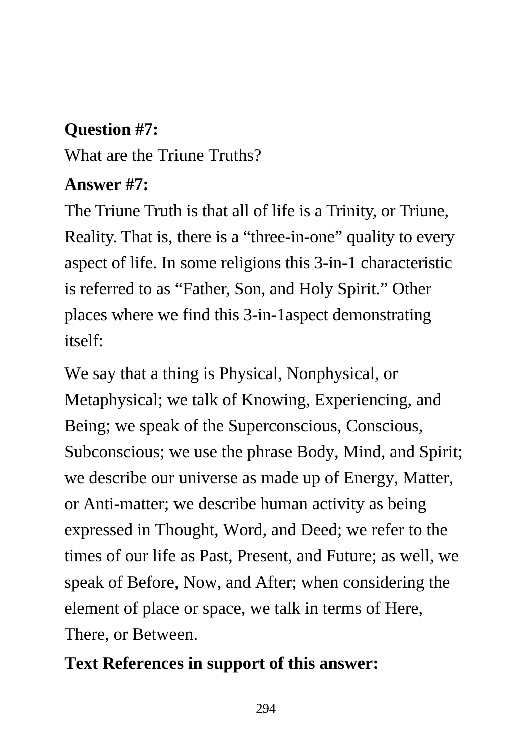**Question #7:**

What are the Triune Truths?

**Answer #7:**

The Triune Truth is that all of life is a Trinity, or Triune, Reality. That is, there is a “three-in-one” quality to every aspect of life. In some religions this 3-in-1 characteristic is referred to as “Father, Son, and Holy Spirit.” Other places where we find this 3-in-1aspect demonstrating itself:

We say that a thing is Physical, Nonphysical, or Metaphysical; we talk of Knowing, Experiencing, and Being; we speak of the Superconscious, Conscious, Subconscious; we use the phrase Body, Mind, and Spirit; we describe our universe as made up of Energy, Matter, or Anti-matter; we describe human activity as being expressed in Thought, Word, and Deed; we refer to the times of our life as Past, Present, and Future; as well, we speak of Before, Now, and After; when considering the element of place or space, we talk in terms of Here, There, or Between.

**Text References in support of this answer:**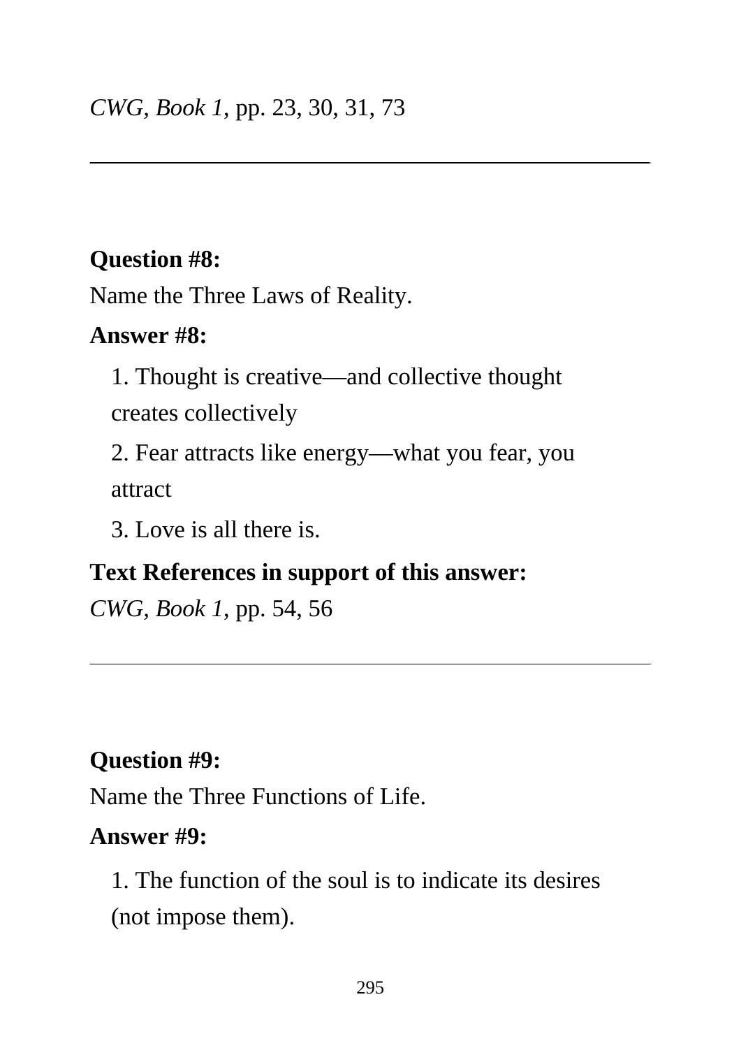*CWG, Book 1*, pp. 23, 30, 31, 73

---

**Question #8:**

Name the Three Laws of Reality.

**Answer #8:**

1. Thought is creative—and collective thought creates collectively
2. Fear attracts like energy—what you fear, you attract
3. Love is all there is.

**Text References in support of this answer:**

*CWG, Book 1*, pp. 54, 56

---

**Question #9:**

Name the Three Functions of Life.

**Answer #9:**

1. The function of the soul is to indicate its desires (not impose them).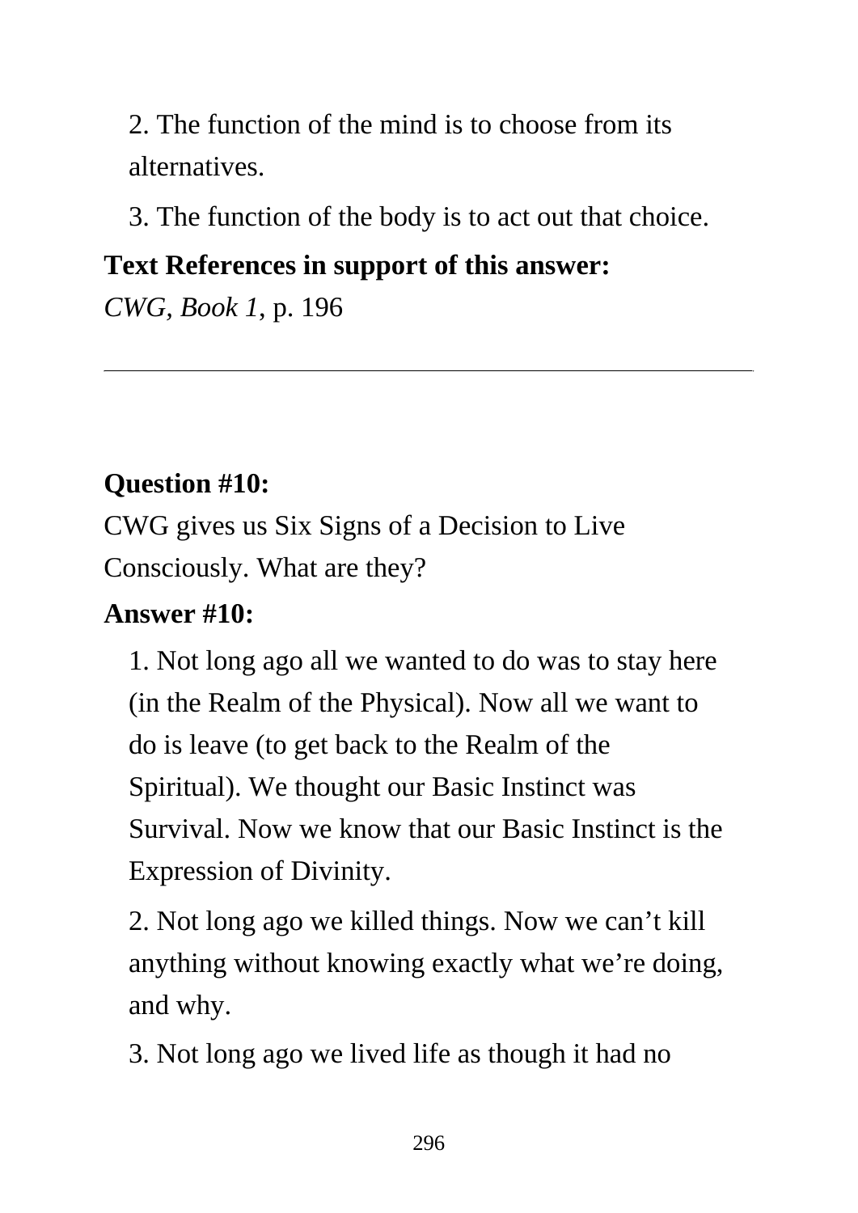2. The function of the mind is to choose from its alternatives.

3. The function of the body is to act out that choice.

**Text References in support of this answer:**

*CWG*, *Book 1*, p. 196

---

**Question #10:**

CWG gives us Six Signs of a Decision to Live Consciously. What are they?

**Answer #10:**

1. Not long ago all we wanted to do was to stay here (in the Realm of the Physical). Now all we want to do is leave (to get back to the Realm of the Spiritual). We thought our Basic Instinct was Survival. Now we know that our Basic Instinct is the Expression of Divinity.

2. Not long ago we killed things. Now we can't kill anything without knowing exactly what we're doing, and why.

3. Not long ago we lived life as though it had no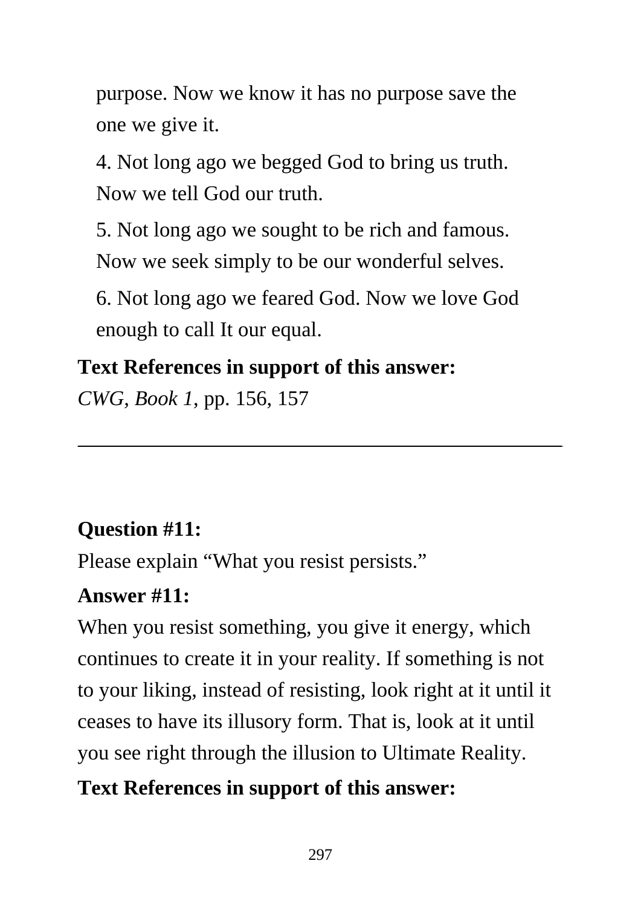purpose. Now we know it has no purpose save the one we give it.

4. Not long ago we begged God to bring us truth. Now we tell God our truth.

5. Not long ago we sought to be rich and famous. Now we seek simply to be our wonderful selves.

6. Not long ago we feared God. Now we love God enough to call It our equal.

**Text References in support of this answer:**
*CWG, Book 1*, pp. 156, 157

---

**Question #11:**
Please explain "What you resist persists."

**Answer #11:**
When you resist something, you give it energy, which continues to create it in your reality. If something is not to your liking, instead of resisting, look right at it until it ceases to have its illusory form. That is, look at it until you see right through the illusion to Ultimate Reality.

**Text References in support of this answer:**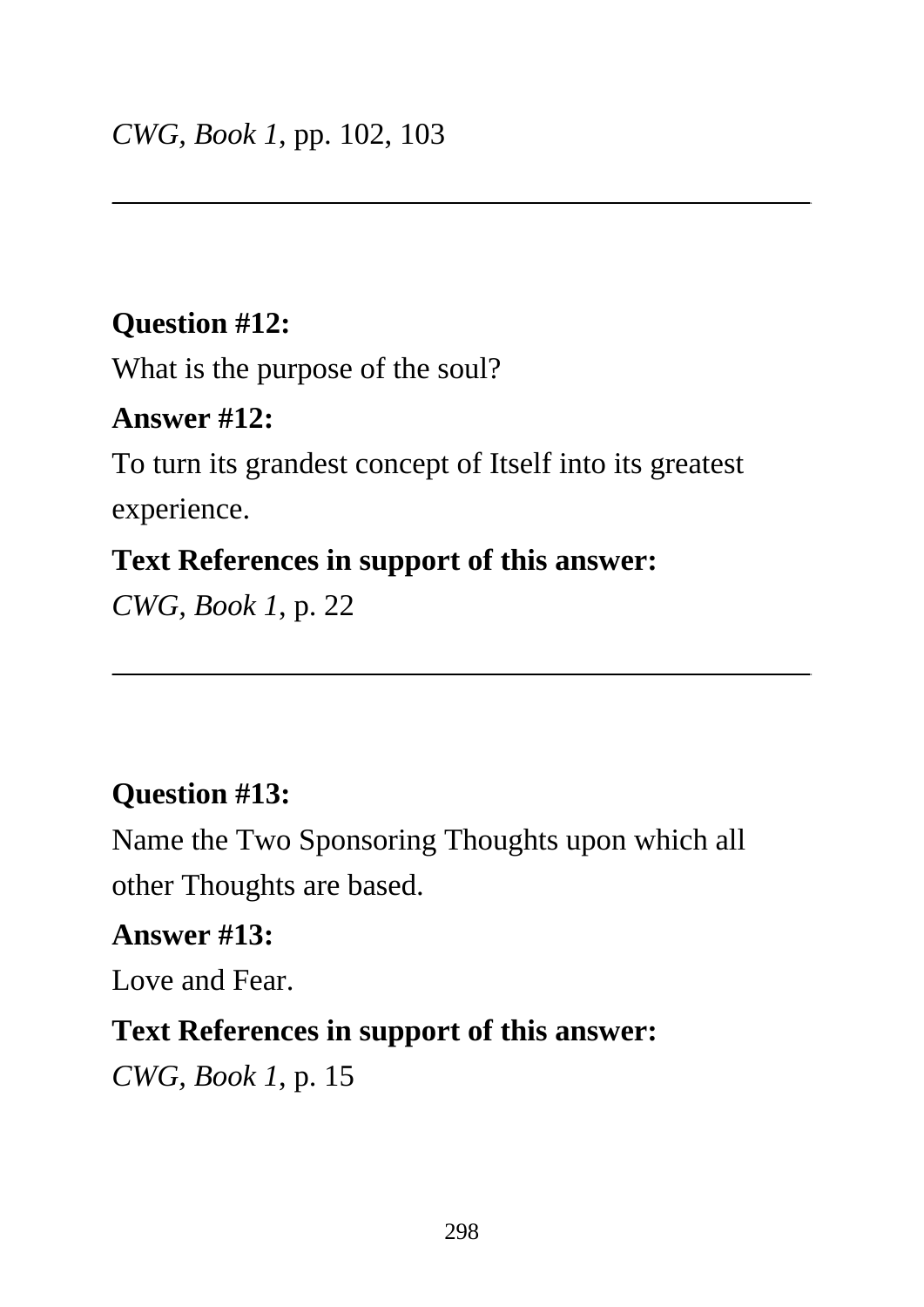*CWG, Book 1*, pp. 102, 103

---

**Question #12:**

What is the purpose of the soul?

**Answer #12:**

To turn its grandest concept of Itself into its greatest experience.

**Text References in support of this answer:**

*CWG, Book 1*, p. 22

---

**Question #13:**

Name the Two Sponsoring Thoughts upon which all other Thoughts are based.

**Answer #13:**

Love and Fear.

**Text References in support of this answer:**

*CWG, Book 1*, p. 15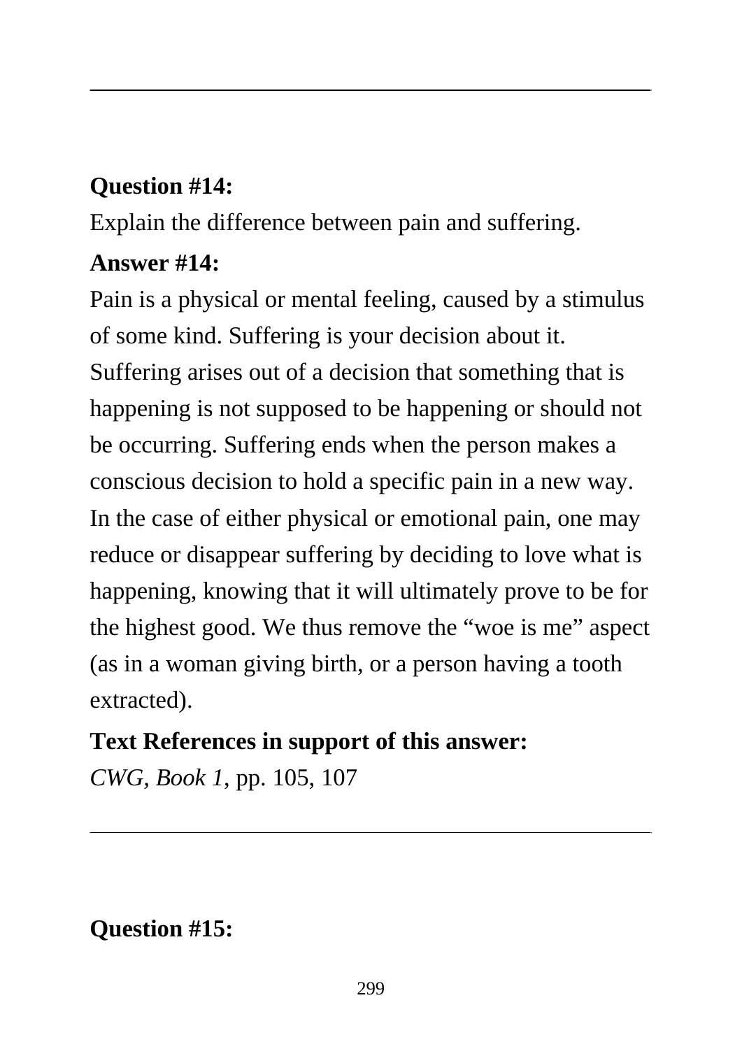---

**Question #14:**

Explain the difference between pain and suffering.

**Answer #14:**

Pain is a physical or mental feeling, caused by a stimulus of some kind. Suffering is your decision about it. Suffering arises out of a decision that something that is happening is not supposed to be happening or should not be occurring. Suffering ends when the person makes a conscious decision to hold a specific pain in a new way. In the case of either physical or emotional pain, one may reduce or disappear suffering by deciding to love what is happening, knowing that it will ultimately prove to be for the highest good. We thus remove the "woe is me" aspect (as in a woman giving birth, or a person having a tooth extracted).

**Text References in support of this answer:**

*CWG, Book 1*, pp. 105, 107

---

**Question #15:**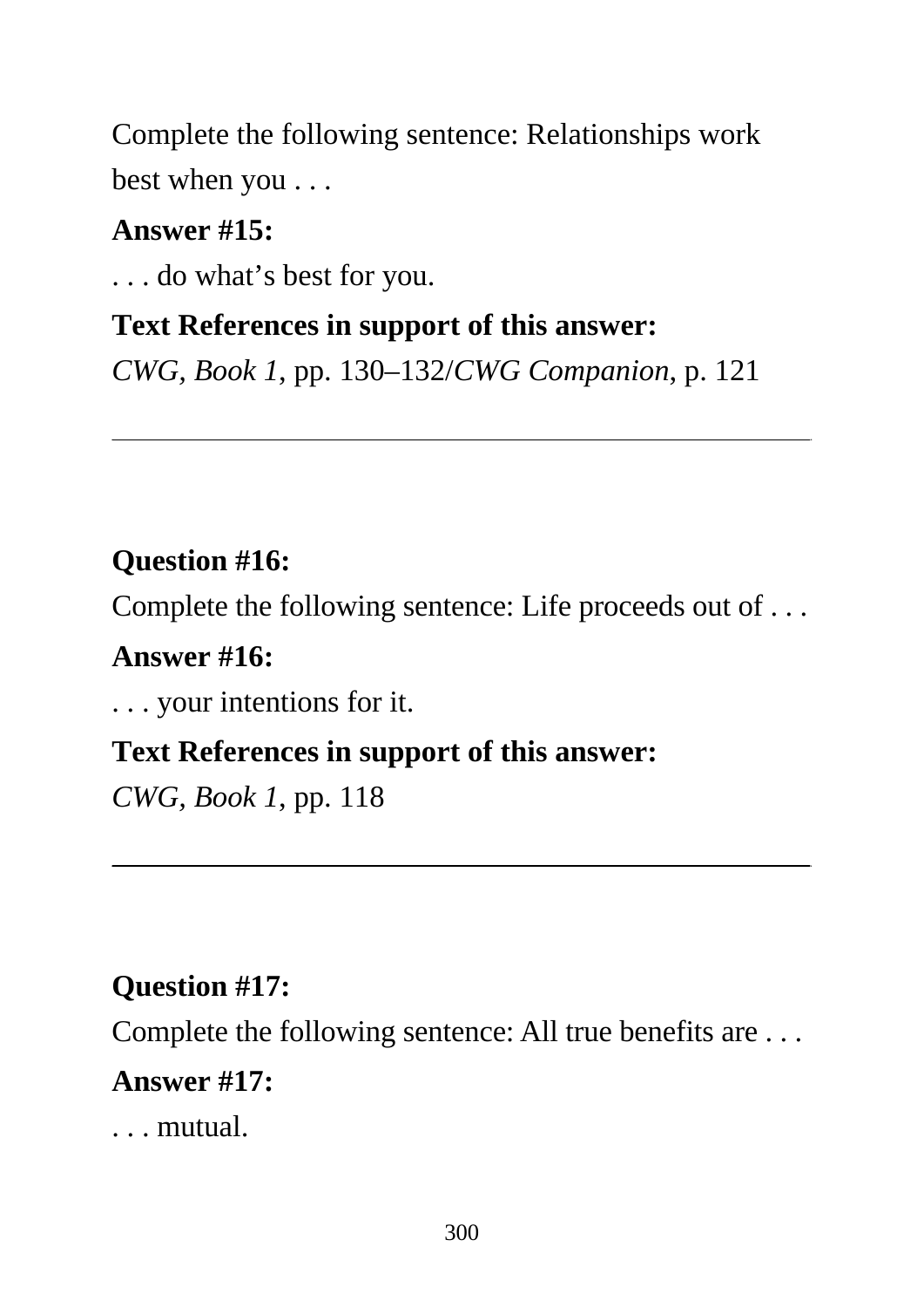Complete the following sentence: Relationships work best when you . . .

**Answer #15:**

. . . do what's best for you.

**Text References in support of this answer:**

*CWG, Book 1*, pp. 130–132/*CWG Companion*, p. 121

---

**Question #16:**

Complete the following sentence: Life proceeds out of . . .

**Answer #16:**

. . . your intentions for it.

**Text References in support of this answer:**

*CWG, Book 1*, pp. 118

---

**Question #17:**

Complete the following sentence: All true benefits are . . .

**Answer #17:**

. . . mutual.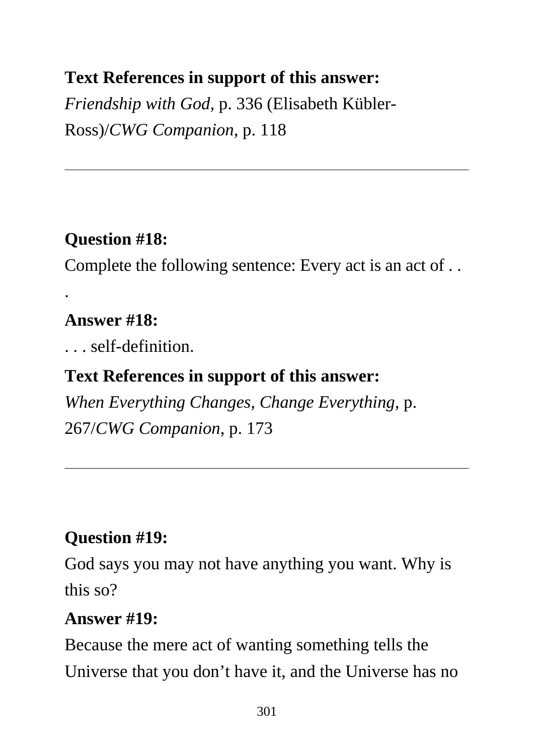**Text References in support of this answer:**
*Friendship with God*, p. 336 (Elisabeth Kübler-Ross)/*CWG Companion*, p. 118

---

**Question #18:**
Complete the following sentence: Every act is an act of . . .

**Answer #18:**
. . . self-definition.

**Text References in support of this answer:**
*When Everything Changes, Change Everything*, p. 267/*CWG Companion*, p. 173

---

**Question #19:**
God says you may not have anything you want. Why is this so?

**Answer #19:**
Because the mere act of wanting something tells the Universe that you don't have it, and the Universe has no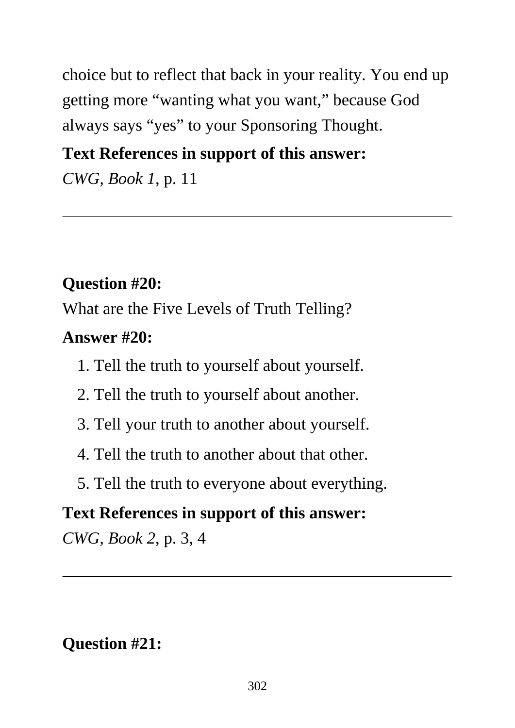choice but to reflect that back in your reality. You end up getting more "wanting what you want," because God always says "yes" to your Sponsoring Thought.

**Text References in support of this answer:**

*CWG, Book 1*, p. 11

---

**Question #20:**

What are the Five Levels of Truth Telling?

**Answer #20:**

1. Tell the truth to yourself about yourself.
2. Tell the truth to yourself about another.
3. Tell your truth to another about yourself.
4. Tell the truth to another about that other.
5. Tell the truth to everyone about everything.

**Text References in support of this answer:**

*CWG, Book 2*, p. 3, 4

---

**Question #21:**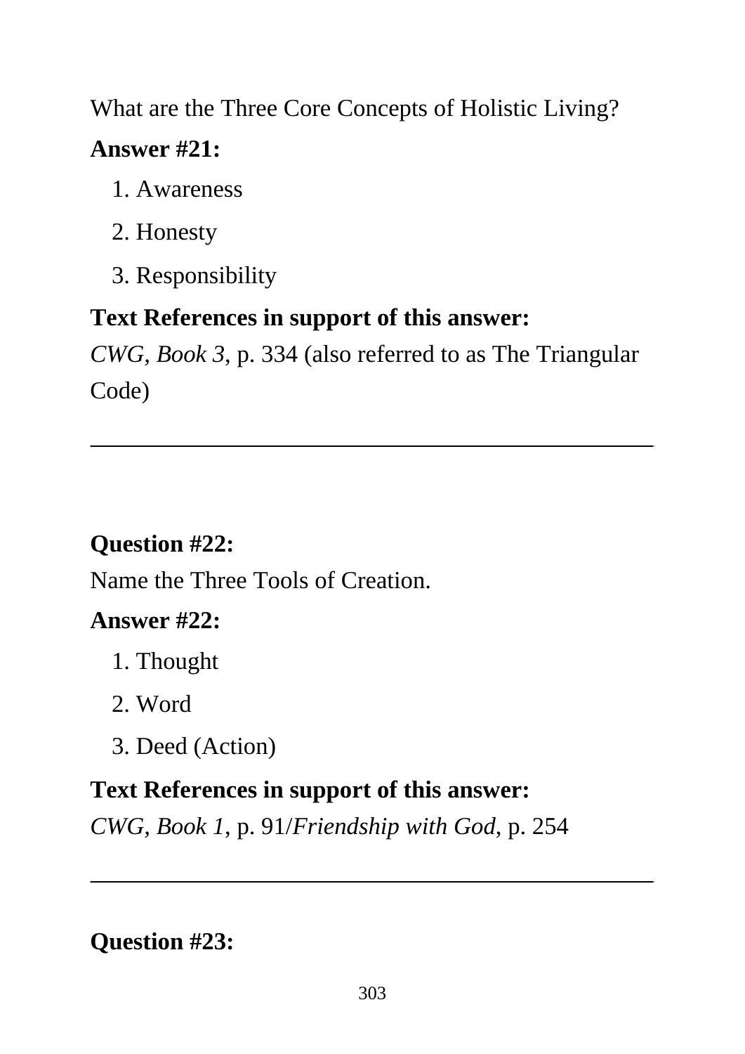What are the Three Core Concepts of Holistic Living?

**Answer #21:**

1. Awareness
2. Honesty
3. Responsibility

**Text References in support of this answer:**

*CWG, Book 3*, p. 334 (also referred to as The Triangular Code)

---

**Question #22:**

Name the Three Tools of Creation.

**Answer #22:**

1. Thought
2. Word
3. Deed (Action)

**Text References in support of this answer:**

*CWG, Book 1*, p. 91/*Friendship with God*, p. 254

---

**Question #23:**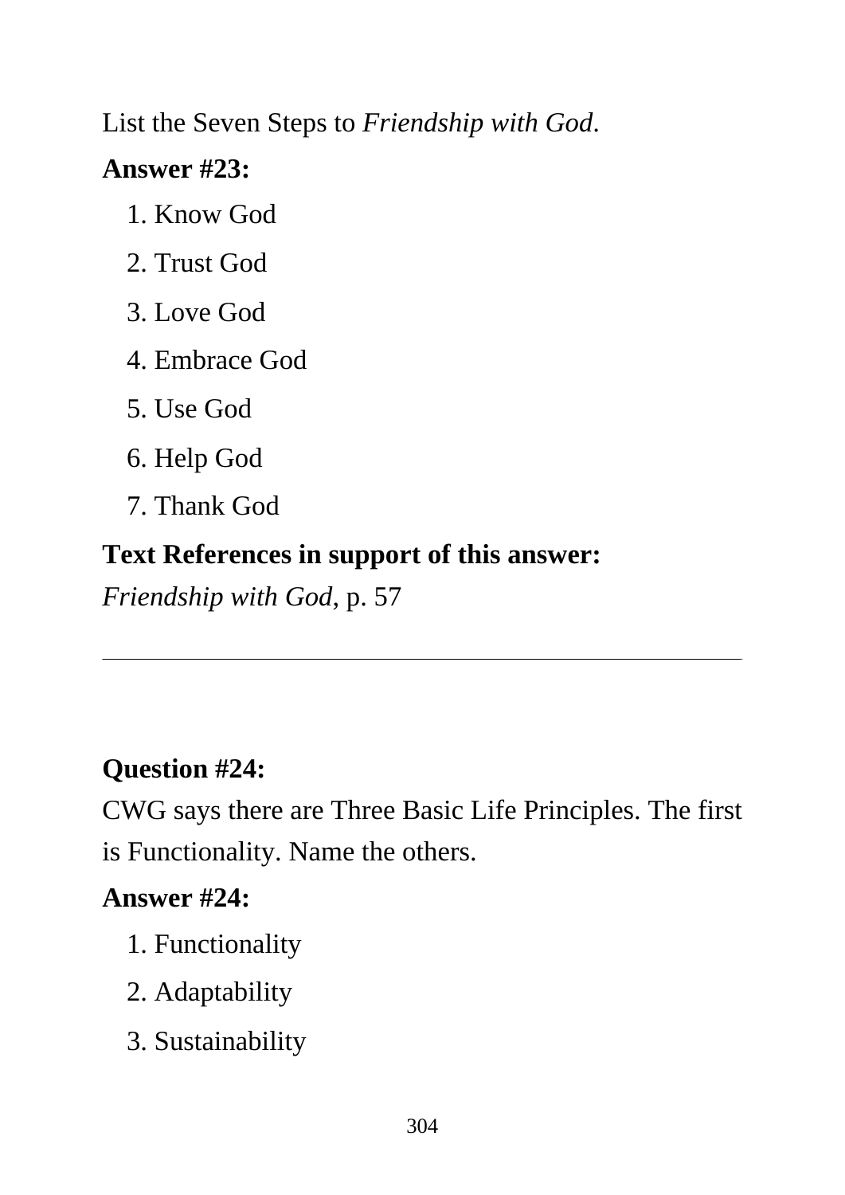List the Seven Steps to *Friendship with God*.

**Answer #23:**

1. Know God
2. Trust God
3. Love God
4. Embrace God
5. Use God
6. Help God
7. Thank God

**Text References in support of this answer:**

*Friendship with God*, p. 57

---

**Question #24:**

CWG says there are Three Basic Life Principles. The first is Functionality. Name the others.

**Answer #24:**

1. Functionality
2. Adaptability
3. Sustainability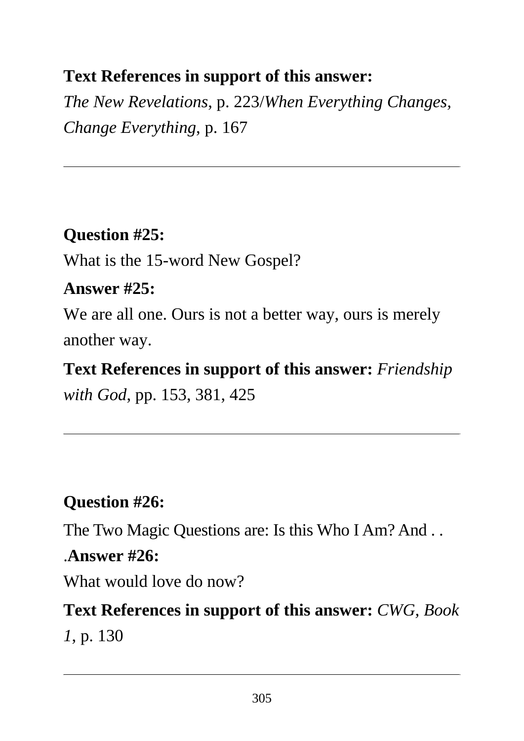**Text References in support of this answer:**
*The New Revelations*, p. 223/*When Everything Changes, Change Everything*, p. 167

---

**Question #25:**

What is the 15-word New Gospel?

**Answer #25:**

We are all one. Ours is not a better way, ours is merely another way.

**Text References in support of this answer:** *Friendship with God*, pp. 153, 381, 425

---

**Question #26:**

The Two Magic Questions are: Is this Who I Am? And . . .

**Answer #26:**

What would love do now?

**Text References in support of this answer:** *CWG, Book 1*, p. 130

---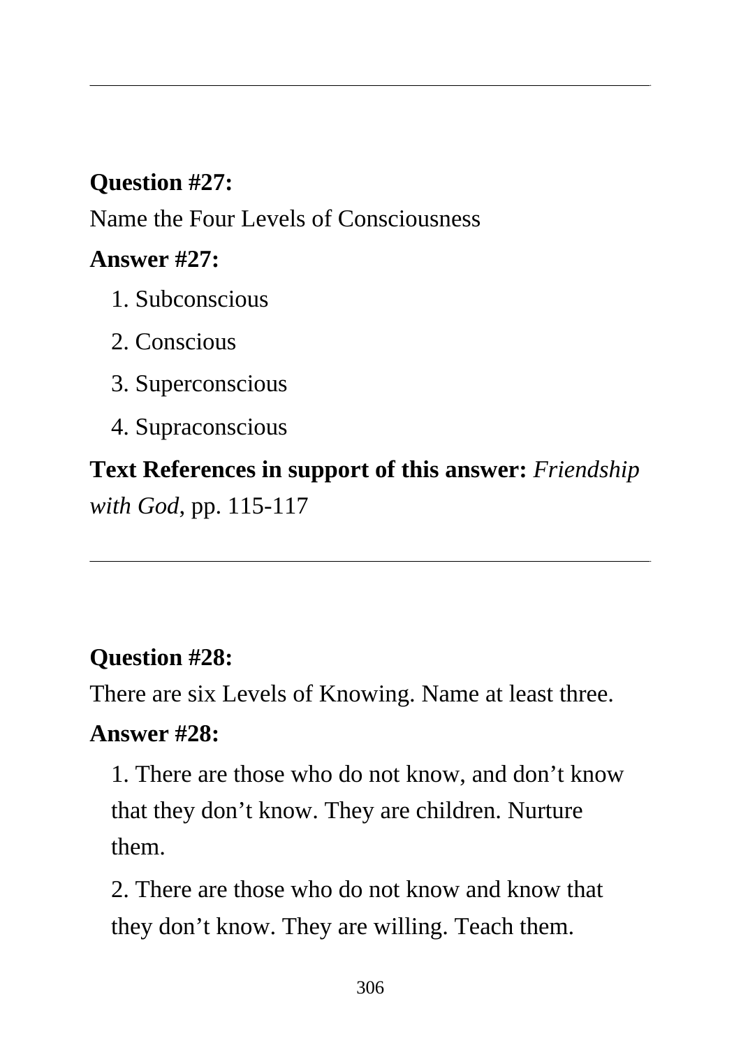---

**Question #27:**

Name the Four Levels of Consciousness

**Answer #27:**

1. Subconscious
2. Conscious
3. Superconscious
4. Supraconscious

**Text References in support of this answer:** *Friendship with God*, pp. 115-117

---

**Question #28:**

There are six Levels of Knowing. Name at least three.

**Answer #28:**

1. There are those who do not know, and don't know that they don't know. They are children. Nurture them.

2. There are those who do not know and know that they don't know. They are willing. Teach them.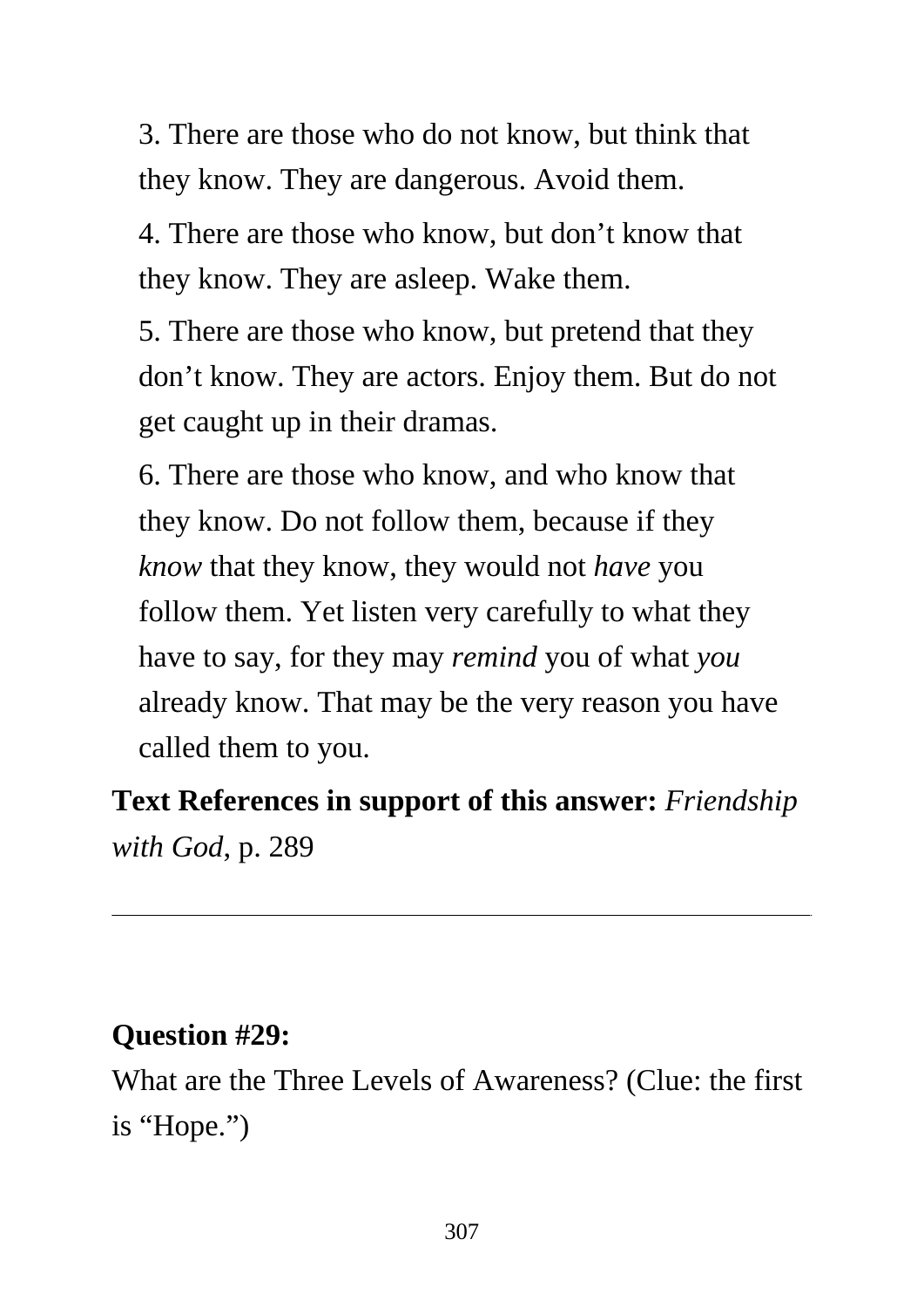3. There are those who do not know, but think that they know. They are dangerous. Avoid them.

4. There are those who know, but don't know that they know. They are asleep. Wake them.

5. There are those who know, but pretend that they don't know. They are actors. Enjoy them. But do not get caught up in their dramas.

6. There are those who know, and who know that they know. Do not follow them, because if they *know* that they know, they would not *have* you follow them. Yet listen very carefully to what they have to say, for they may *remind* you of what *you* already know. That may be the very reason you have called them to you.

**Text References in support of this answer:** *Friendship with God*, p. 289

---

**Question #29:**

What are the Three Levels of Awareness? (Clue: the first is "Hope.")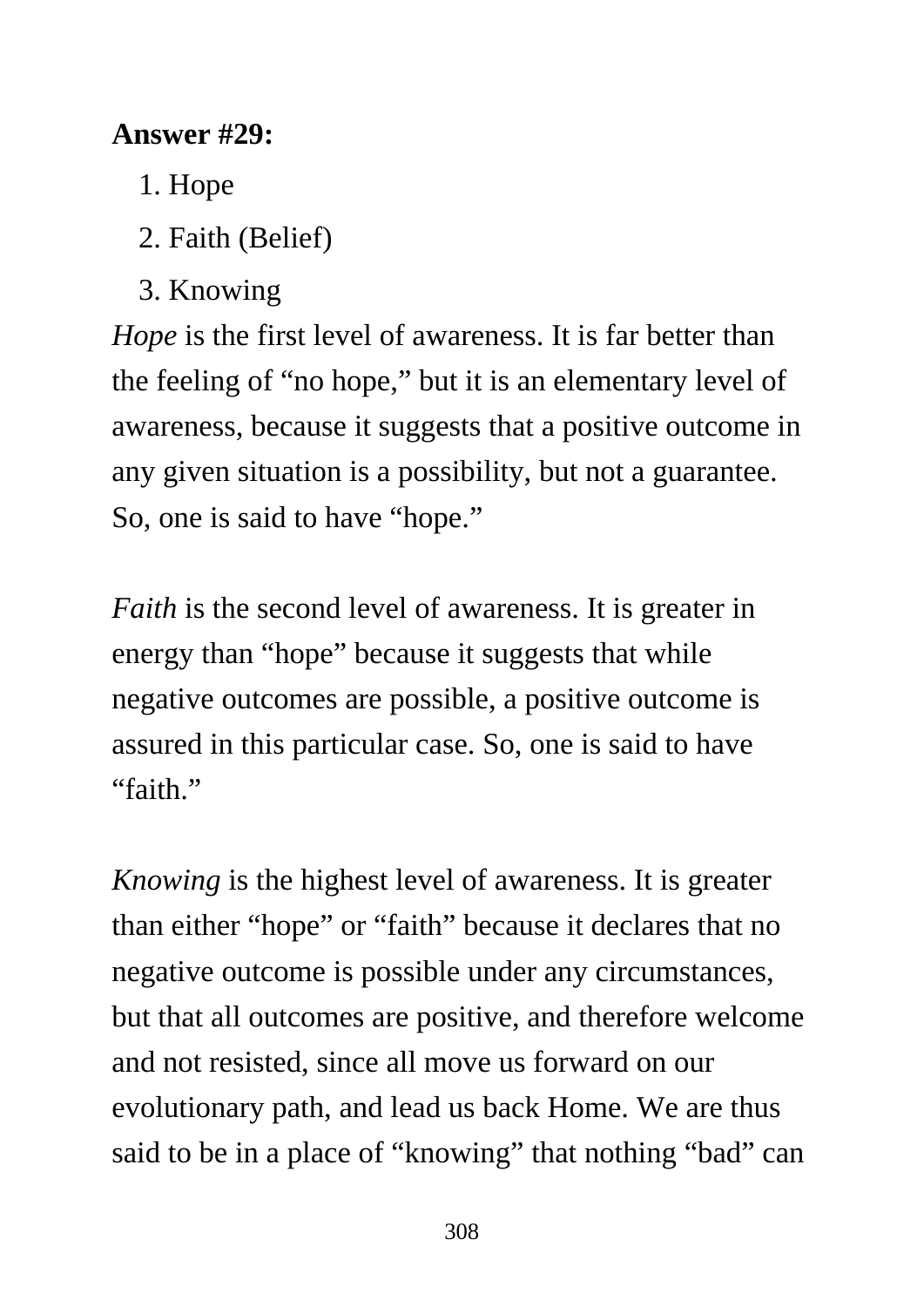**Answer #29:**

1. Hope
2. Faith (Belief)
3. Knowing

*Hope* is the first level of awareness. It is far better than the feeling of "no hope," but it is an elementary level of awareness, because it suggests that a positive outcome in any given situation is a possibility, but not a guarantee. So, one is said to have "hope."

*Faith* is the second level of awareness. It is greater in energy than "hope" because it suggests that while negative outcomes are possible, a positive outcome is assured in this particular case. So, one is said to have "faith."

*Knowing* is the highest level of awareness. It is greater than either "hope" or "faith" because it declares that no negative outcome is possible under any circumstances, but that all outcomes are positive, and therefore welcome and not resisted, since all move us forward on our evolutionary path, and lead us back Home. We are thus said to be in a place of "knowing" that nothing "bad" can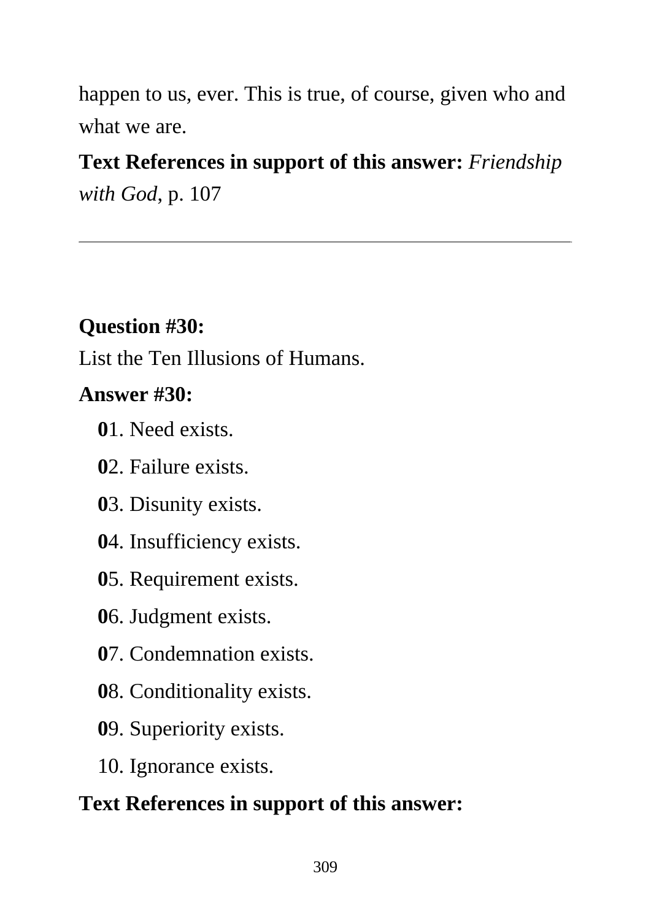happen to us, ever. This is true, of course, given who and what we are.

**Text References in support of this answer:** *Friendship with God,* p. 107

---

**Question #30:**

List the Ten Illusions of Humans.

**Answer #30:**

**0**1. Need exists.

**0**2. Failure exists.

**0**3. Disunity exists.

**0**4. Insufficiency exists.

**0**5. Requirement exists.

**0**6. Judgment exists.

**0**7. Condemnation exists.

**0**8. Conditionality exists.

**0**9. Superiority exists.

10. Ignorance exists.

**Text References in support of this answer:**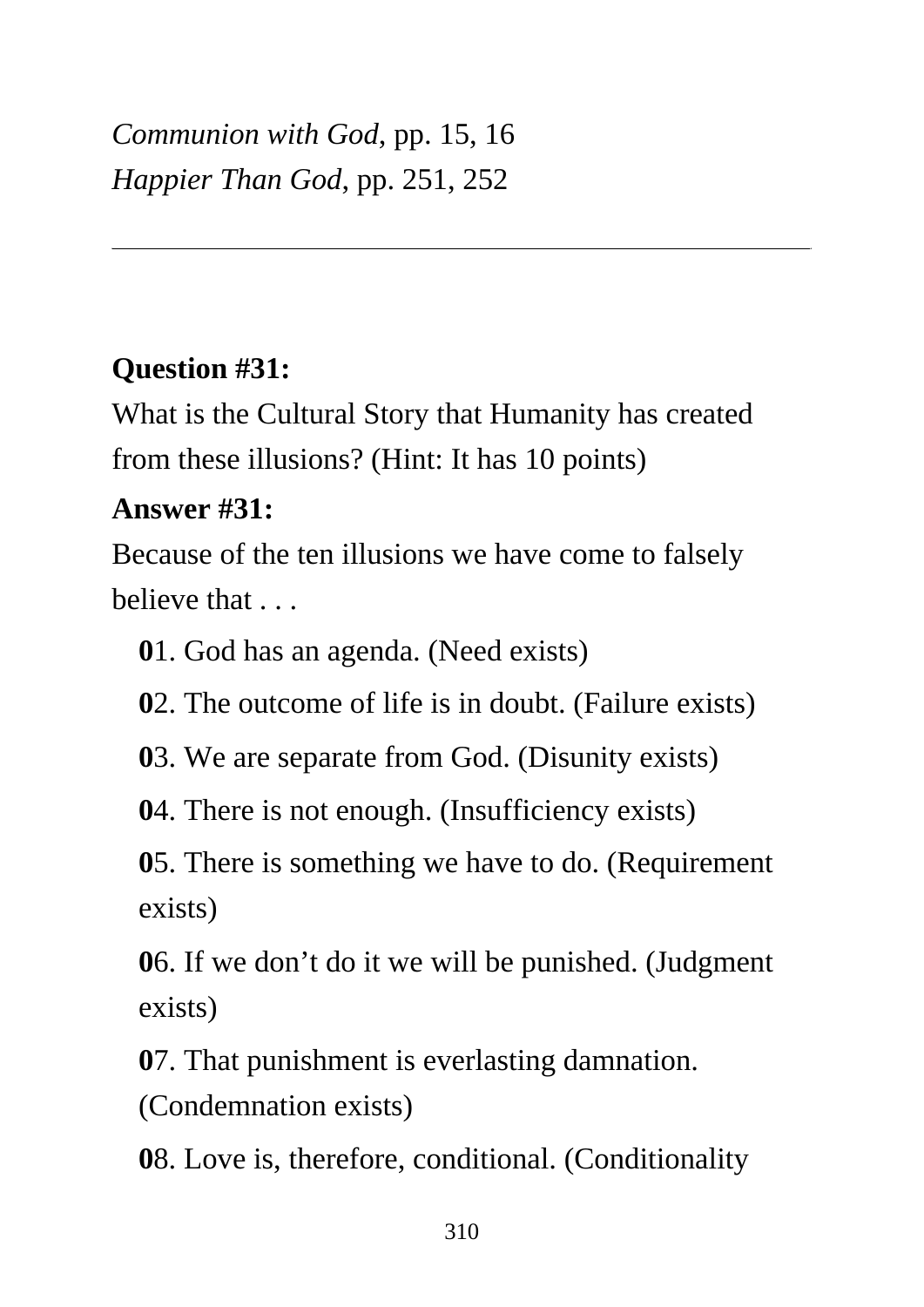*Communion with God*, pp. 15, 16
*Happier Than God*, pp. 251, 252

---

**Question #31:**

What is the Cultural Story that Humanity has created from these illusions? (Hint: It has 10 points)

**Answer #31:**

Because of the ten illusions we have come to falsely believe that . . .

**0**1. God has an agenda. (Need exists)

**0**2. The outcome of life is in doubt. (Failure exists)

**0**3. We are separate from God. (Disunity exists)

**0**4. There is not enough. (Insufficiency exists)

**0**5. There is something we have to do. (Requirement exists)

**0**6. If we don't do it we will be punished. (Judgment exists)

**0**7. That punishment is everlasting damnation. (Condemnation exists)

**0**8. Love is, therefore, conditional. (Conditionality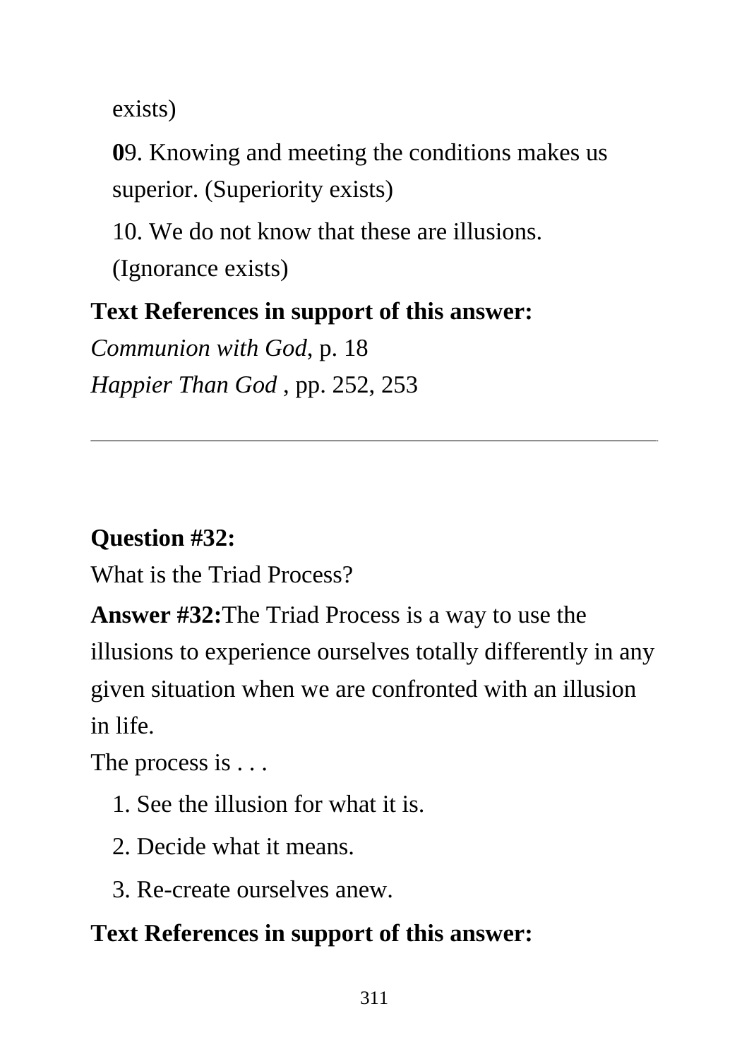exists)

**0**9. Knowing and meeting the conditions makes us superior. (Superiority exists)

10. We do not know that these are illusions. (Ignorance exists)

**Text References in support of this answer:**

*Communion with God*, p. 18
*Happier Than God* , pp. 252, 253

---

**Question #32:**

What is the Triad Process?

**Answer #32:**The Triad Process is a way to use the illusions to experience ourselves totally differently in any given situation when we are confronted with an illusion in life.

The process is . . .

1. See the illusion for what it is.
2. Decide what it means.
3. Re-create ourselves anew.

**Text References in support of this answer:**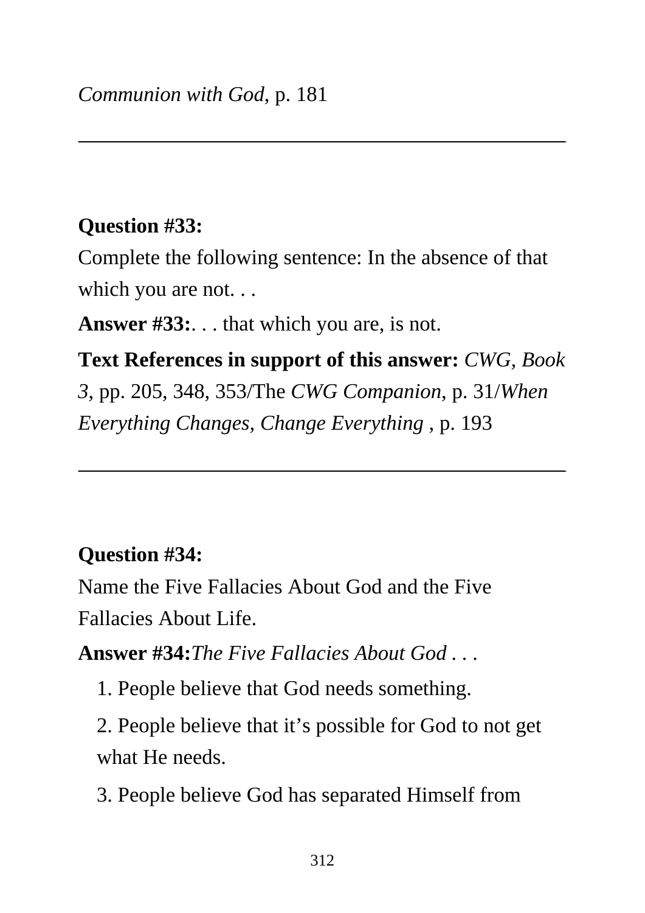*Communion with God*, p. 181

---

**Question #33:**

Complete the following sentence: In the absence of that which you are not. . .

**Answer #33:**. . . that which you are, is not.

**Text References in support of this answer:** *CWG, Book 3*, pp. 205, 348, 353/The *CWG Companion*, p. 31/*When Everything Changes, Change Everything* , p. 193

---

**Question #34:**

Name the Five Fallacies About God and the Five Fallacies About Life.

**Answer #34:***The Five Fallacies About God* . . .

1. People believe that God needs something.
2. People believe that it's possible for God to not get what He needs.
3. People believe God has separated Himself from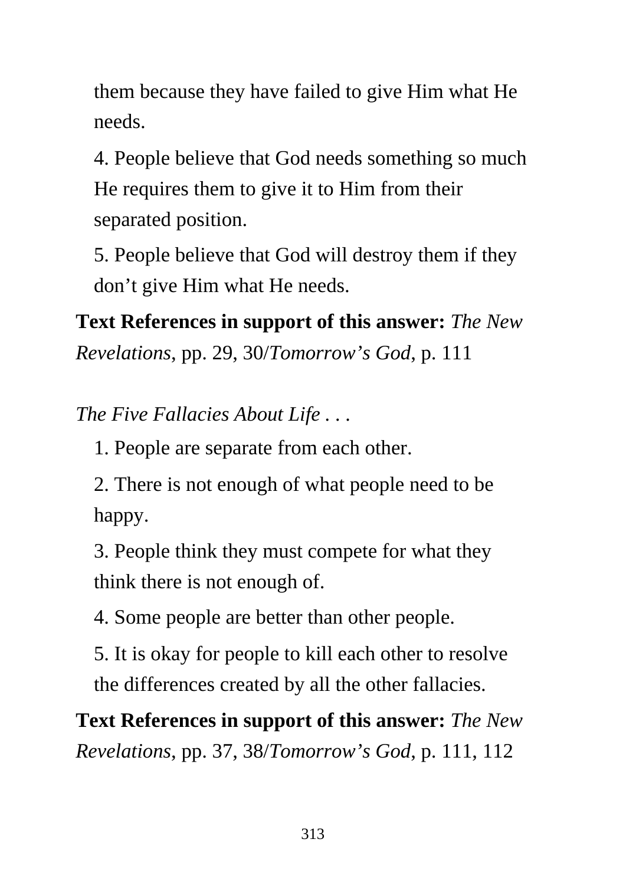them because they have failed to give Him what He needs.

4. People believe that God needs something so much He requires them to give it to Him from their separated position.

5. People believe that God will destroy them if they don't give Him what He needs.

**Text References in support of this answer:** *The New Revelations*, pp. 29, 30/*Tomorrow's God*, p. 111

*The Five Fallacies About Life . . .*

1. People are separate from each other.

2. There is not enough of what people need to be happy.

3. People think they must compete for what they think there is not enough of.

4. Some people are better than other people.

5. It is okay for people to kill each other to resolve the differences created by all the other fallacies.

**Text References in support of this answer:** *The New Revelations*, pp. 37, 38/*Tomorrow's God*, p. 111, 112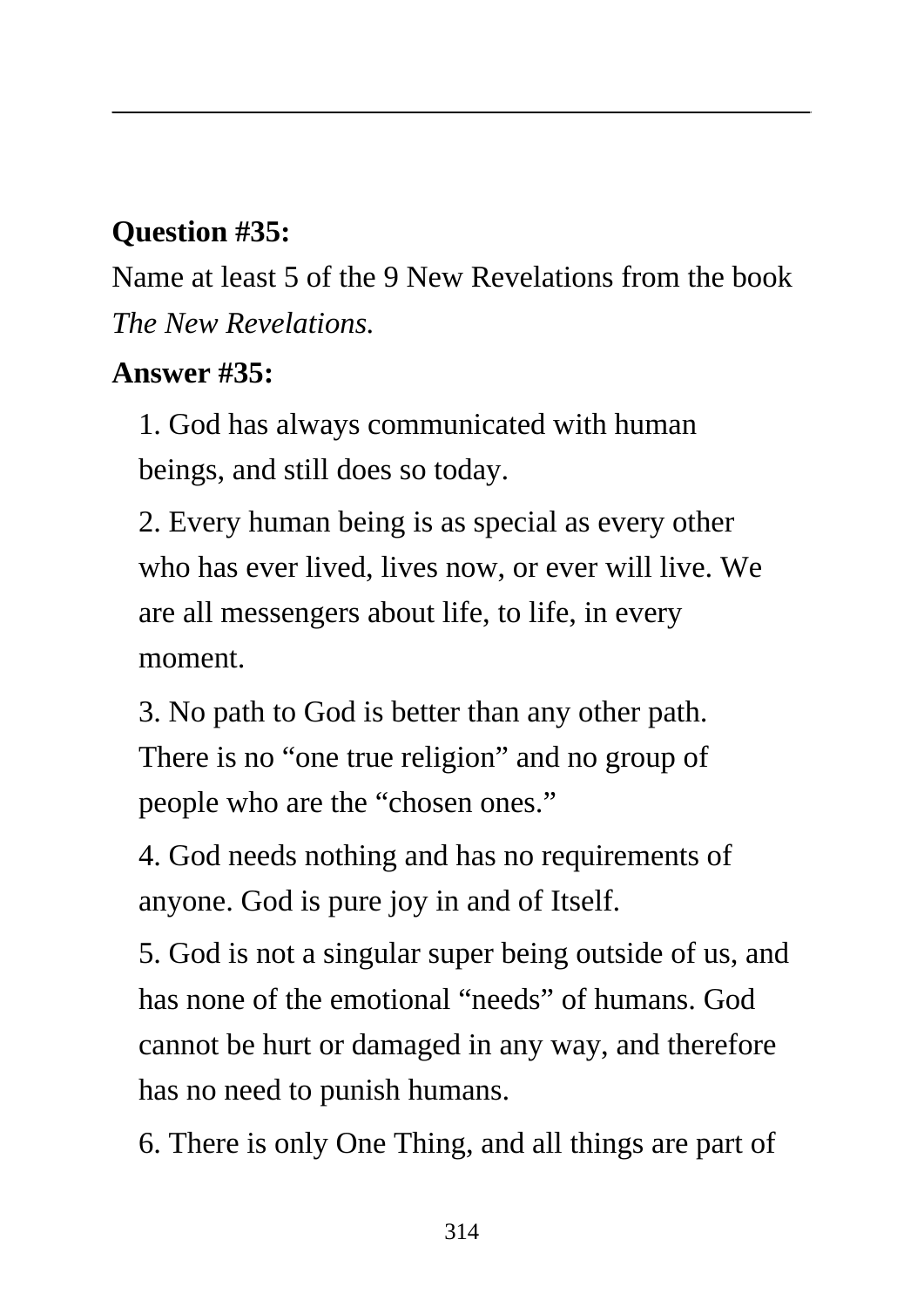**Question #35:**

Name at least 5 of the 9 New Revelations from the book *The New Revelations.*

**Answer #35:**

1. God has always communicated with human beings, and still does so today.
2. Every human being is as special as every other who has ever lived, lives now, or ever will live. We are all messengers about life, to life, in every moment.
3. No path to God is better than any other path. There is no "one true religion" and no group of people who are the "chosen ones."
4. God needs nothing and has no requirements of anyone. God is pure joy in and of Itself.
5. God is not a singular super being outside of us, and has none of the emotional "needs" of humans. God cannot be hurt or damaged in any way, and therefore has no need to punish humans.
6. There is only One Thing, and all things are part of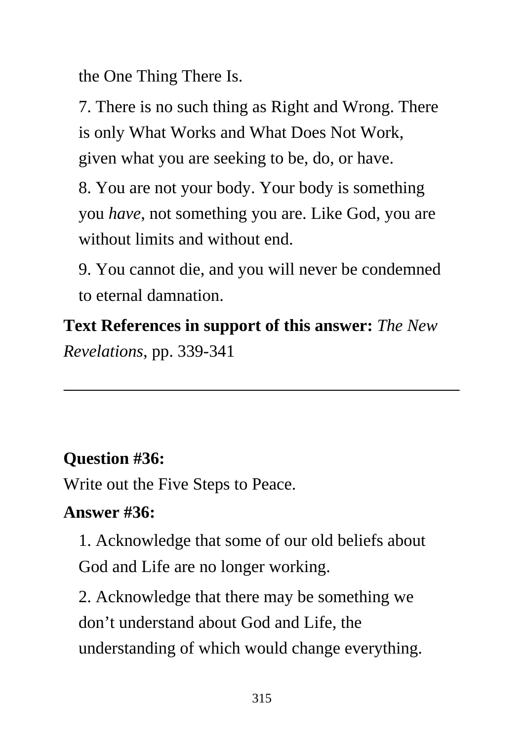the One Thing There Is.

7. There is no such thing as Right and Wrong. There is only What Works and What Does Not Work, given what you are seeking to be, do, or have.

8. You are not your body. Your body is something you *have*, not something you are. Like God, you are without limits and without end.

9. You cannot die, and you will never be condemned to eternal damnation.

**Text References in support of this answer:** *The New Revelations*, pp. 339-341

---

**Question #36:**

Write out the Five Steps to Peace.

**Answer #36:**

1. Acknowledge that some of our old beliefs about God and Life are no longer working.

2. Acknowledge that there may be something we don’t understand about God and Life, the understanding of which would change everything.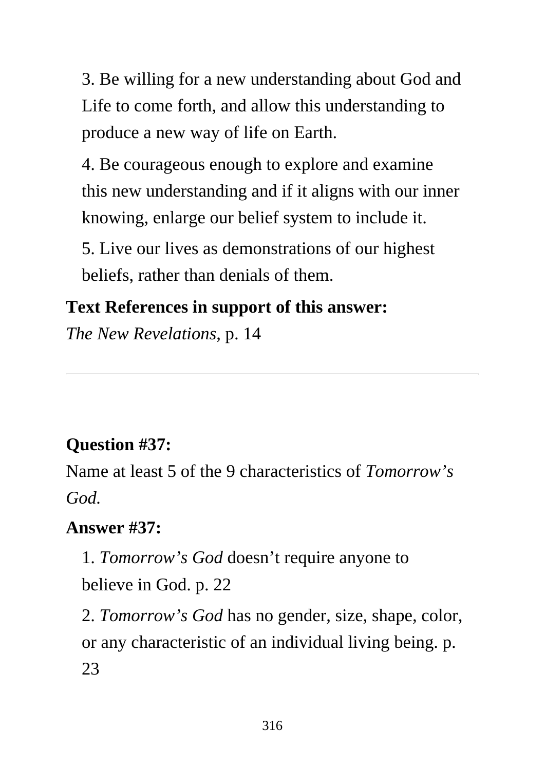3. Be willing for a new understanding about God and Life to come forth, and allow this understanding to produce a new way of life on Earth.

4. Be courageous enough to explore and examine this new understanding and if it aligns with our inner knowing, enlarge our belief system to include it.

5. Live our lives as demonstrations of our highest beliefs, rather than denials of them.

**Text References in support of this answer:**

*The New Revelations*, p. 14

---

**Question #37:**

Name at least 5 of the 9 characteristics of *Tomorrow's God.*

**Answer #37:**

1. *Tomorrow's God* doesn't require anyone to believe in God. p. 22

2. *Tomorrow's God* has no gender, size, shape, color, or any characteristic of an individual living being. p. 23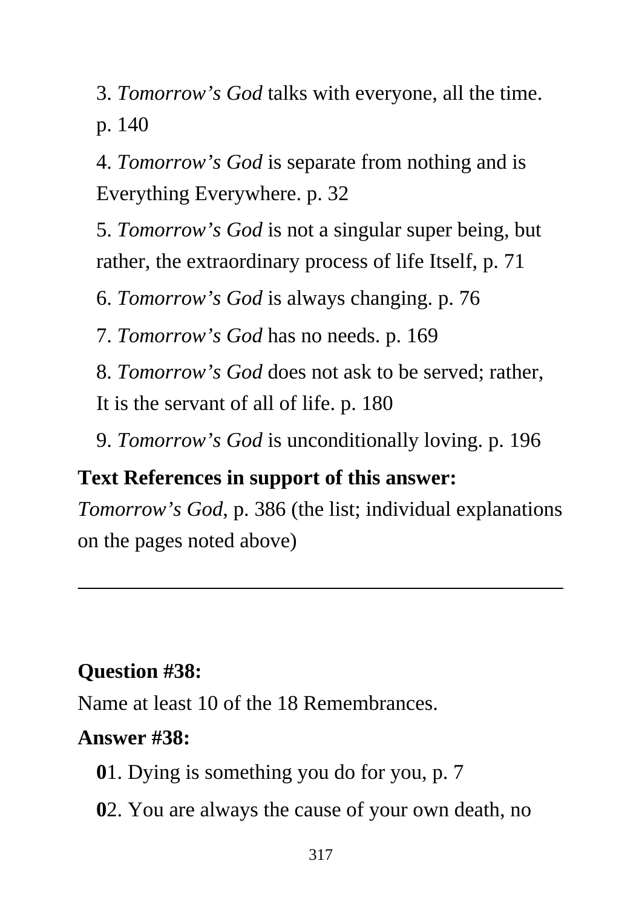3. *Tomorrow's God* talks with everyone, all the time. p. 140

4. *Tomorrow's God* is separate from nothing and is Everything Everywhere. p. 32

5. *Tomorrow's God* is not a singular super being, but rather, the extraordinary process of life Itself, p. 71

6. *Tomorrow's God* is always changing. p. 76

7. *Tomorrow's God* has no needs. p. 169

8. *Tomorrow's God* does not ask to be served; rather, It is the servant of all of life. p. 180

9. *Tomorrow's God* is unconditionally loving. p. 196

**Text References in support of this answer:**
*Tomorrow's God*, p. 386 (the list; individual explanations on the pages noted above)

---

**Question #38:**
Name at least 10 of the 18 Remembrances.

**Answer #38:**

**0**1. Dying is something you do for you, p. 7

**0**2. You are always the cause of your own death, no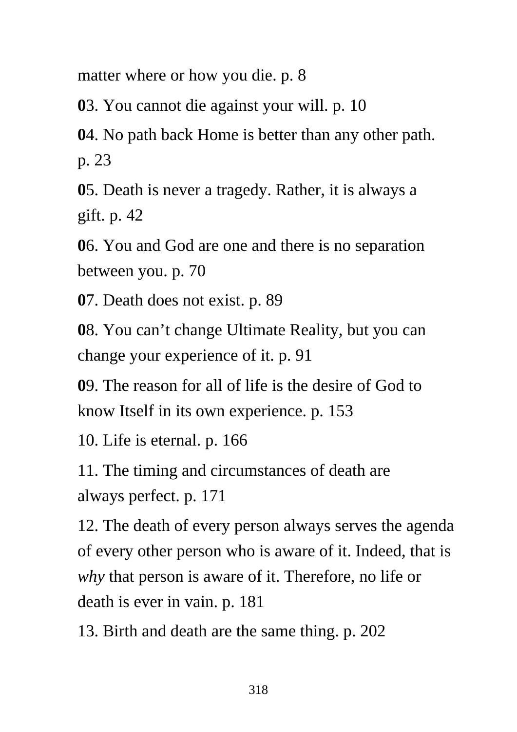matter where or how you die. p. 8

**0**3. You cannot die against your will. p. 10

**0**4. No path back Home is better than any other path. p. 23

**0**5. Death is never a tragedy. Rather, it is always a gift. p. 42

**0**6. You and God are one and there is no separation between you. p. 70

**0**7. Death does not exist. p. 89

**0**8. You can't change Ultimate Reality, but you can change your experience of it. p. 91

**0**9. The reason for all of life is the desire of God to know Itself in its own experience. p. 153

10. Life is eternal. p. 166

11. The timing and circumstances of death are always perfect. p. 171

12. The death of every person always serves the agenda of every other person who is aware of it. Indeed, that is *why* that person is aware of it. Therefore, no life or death is ever in vain. p. 181

13. Birth and death are the same thing. p. 202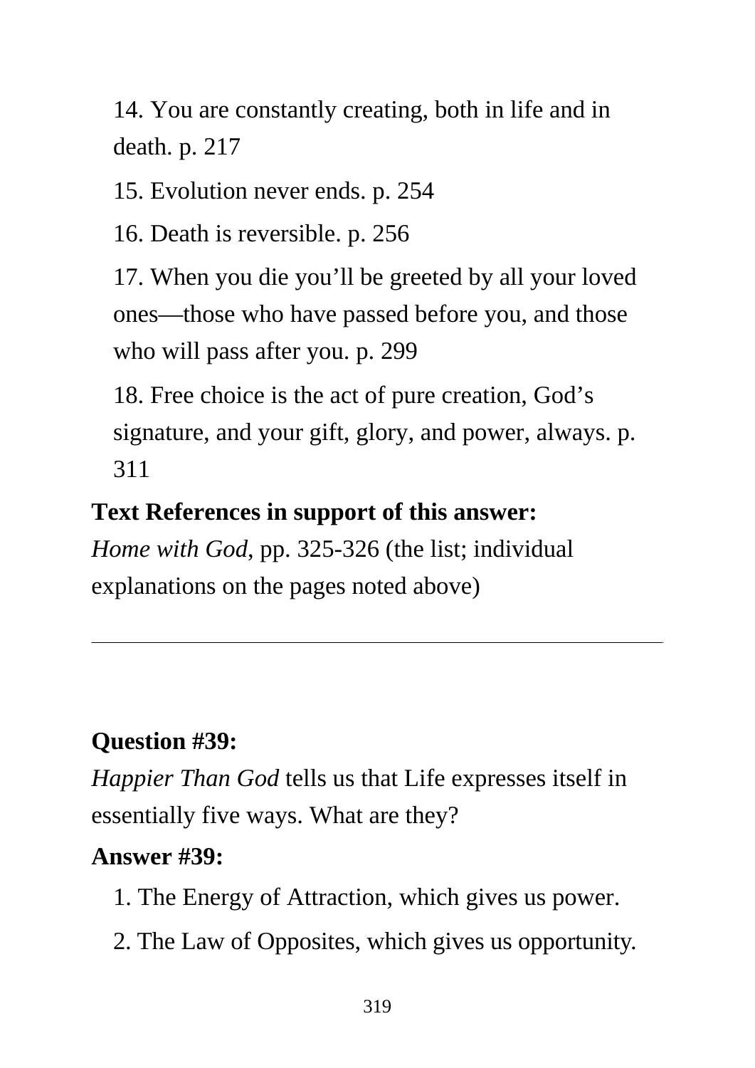14. You are constantly creating, both in life and in death. p. 217

15. Evolution never ends. p. 254

16. Death is reversible. p. 256

17. When you die you'll be greeted by all your loved ones—those who have passed before you, and those who will pass after you. p. 299

18. Free choice is the act of pure creation, God's signature, and your gift, glory, and power, always. p. 311

**Text References in support of this answer:**
*Home with God*, pp. 325-326 (the list; individual explanations on the pages noted above)

---

**Question #39:**
*Happier Than God* tells us that Life expresses itself in essentially five ways. What are they?

**Answer #39:**

1. The Energy of Attraction, which gives us power.
2. The Law of Opposites, which gives us opportunity.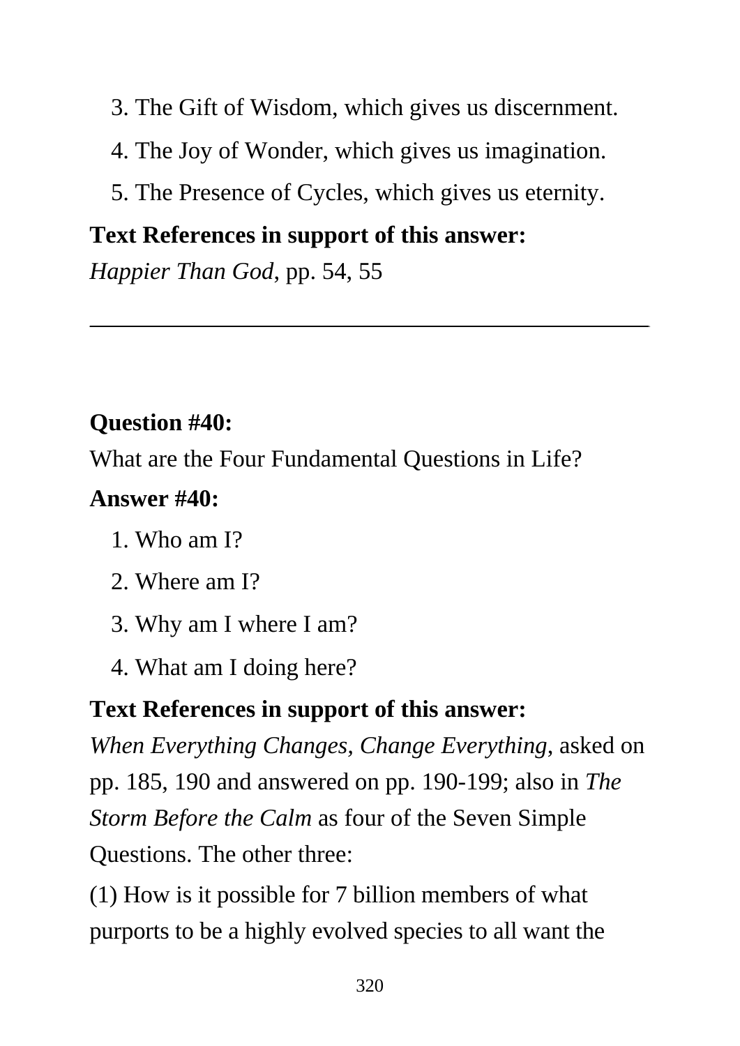3. The Gift of Wisdom, which gives us discernment.
4. The Joy of Wonder, which gives us imagination.
5. The Presence of Cycles, which gives us eternity.

**Text References in support of this answer:**

*Happier Than God*, pp. 54, 55

---

**Question #40:**

What are the Four Fundamental Questions in Life?

**Answer #40:**

1. Who am I?
2. Where am I?
3. Why am I where I am?
4. What am I doing here?

**Text References in support of this answer:**

*When Everything Changes, Change Everything*, asked on pp. 185, 190 and answered on pp. 190-199; also in *The Storm Before the Calm* as four of the Seven Simple Questions. The other three:

(1) How is it possible for 7 billion members of what purports to be a highly evolved species to all want the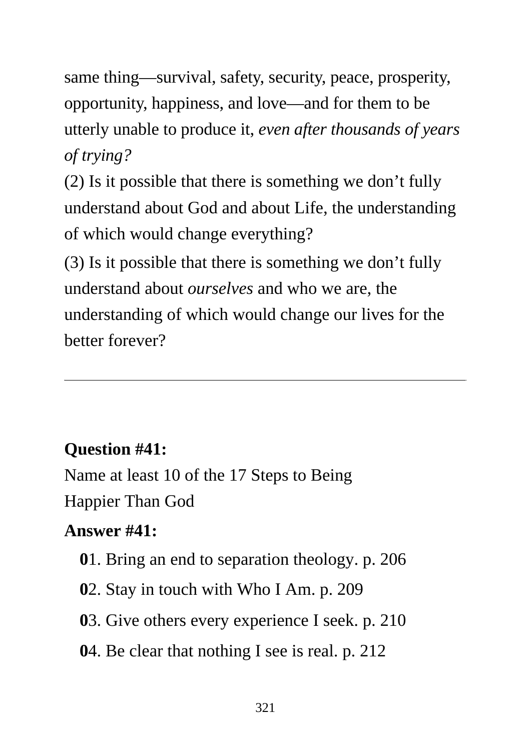same thing—survival, safety, security, peace, prosperity, opportunity, happiness, and love—and for them to be utterly unable to produce it, *even after thousands of years of trying?*

(2) Is it possible that there is something we don't fully understand about God and about Life, the understanding of which would change everything?

(3) Is it possible that there is something we don't fully understand about *ourselves* and who we are, the understanding of which would change our lives for the better forever?

---

**Question #41:**

Name at least 10 of the 17 Steps to Being Happier Than God

**Answer #41:**

**0**1. Bring an end to separation theology. p. 206

**0**2. Stay in touch with Who I Am. p. 209

**0**3. Give others every experience I seek. p. 210

**0**4. Be clear that nothing I see is real. p. 212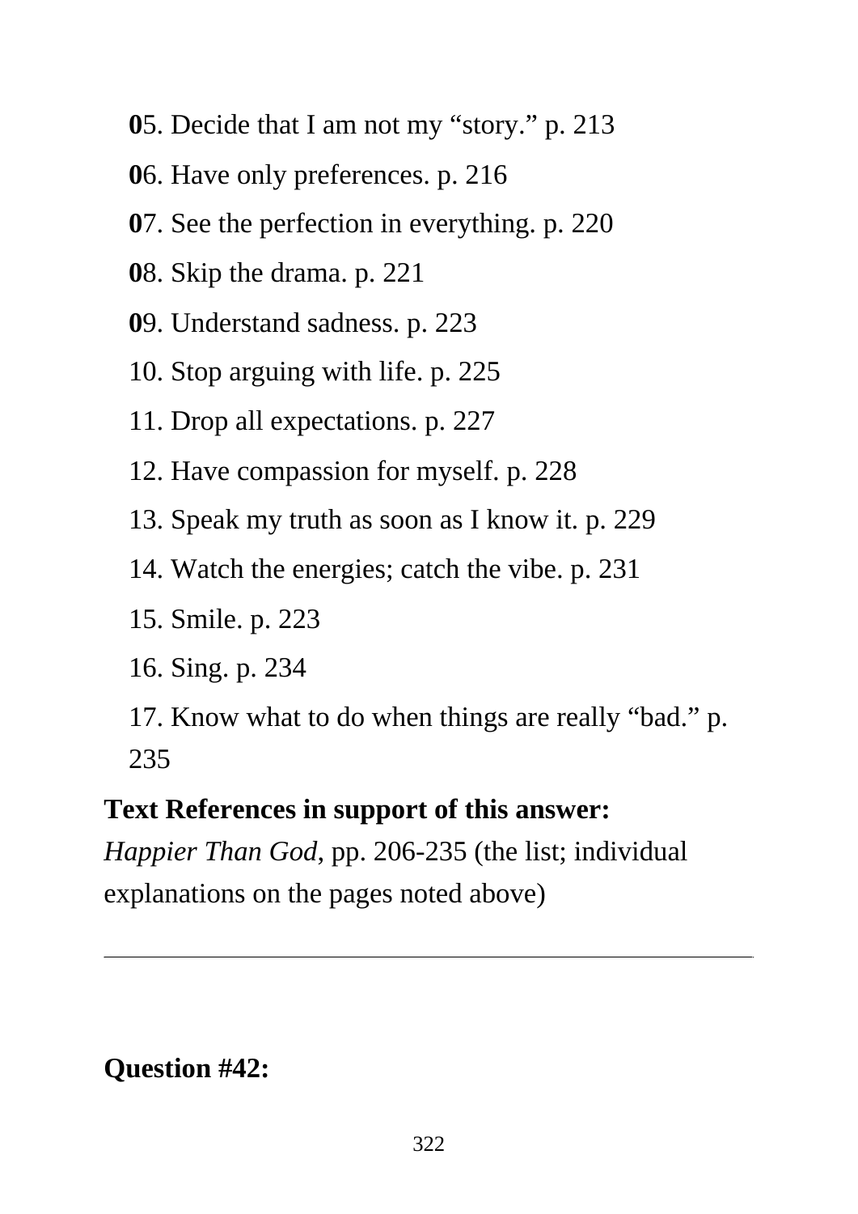**0**5. Decide that I am not my “story.” p. 213

**0**6. Have only preferences. p. 216

**0**7. See the perfection in everything. p. 220

**0**8. Skip the drama. p. 221

**0**9. Understand sadness. p. 223

10. Stop arguing with life. p. 225

11. Drop all expectations. p. 227

12. Have compassion for myself. p. 228

13. Speak my truth as soon as I know it. p. 229

14. Watch the energies; catch the vibe. p. 231

15. Smile. p. 223

16. Sing. p. 234

17. Know what to do when things are really “bad.” p. 235

**Text References in support of this answer:**
*Happier Than God*, pp. 206-235 (the list; individual explanations on the pages noted above)

---

**Question #42:**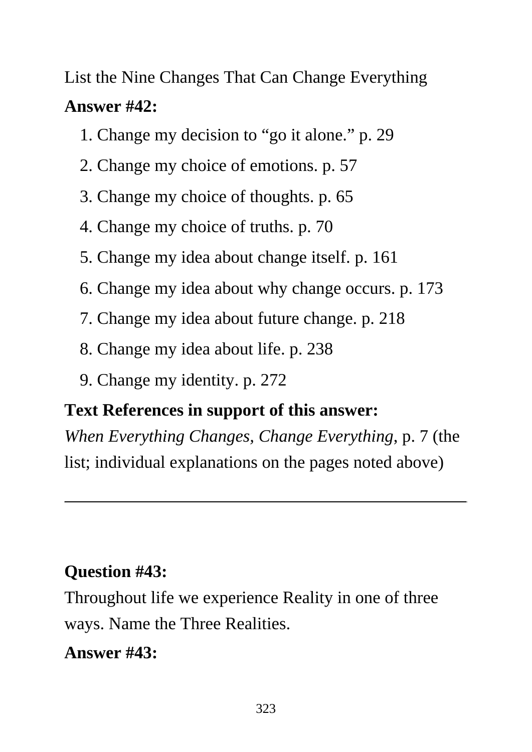List the Nine Changes That Can Change Everything

**Answer #42:**

1. Change my decision to "go it alone." p. 29
2. Change my choice of emotions. p. 57
3. Change my choice of thoughts. p. 65
4. Change my choice of truths. p. 70
5. Change my idea about change itself. p. 161
6. Change my idea about why change occurs. p. 173
7. Change my idea about future change. p. 218
8. Change my idea about life. p. 238
9. Change my identity. p. 272

**Text References in support of this answer:**

*When Everything Changes, Change Everything*, p. 7 (the list; individual explanations on the pages noted above)

---

**Question #43:**

Throughout life we experience Reality in one of three ways. Name the Three Realities.

**Answer #43:**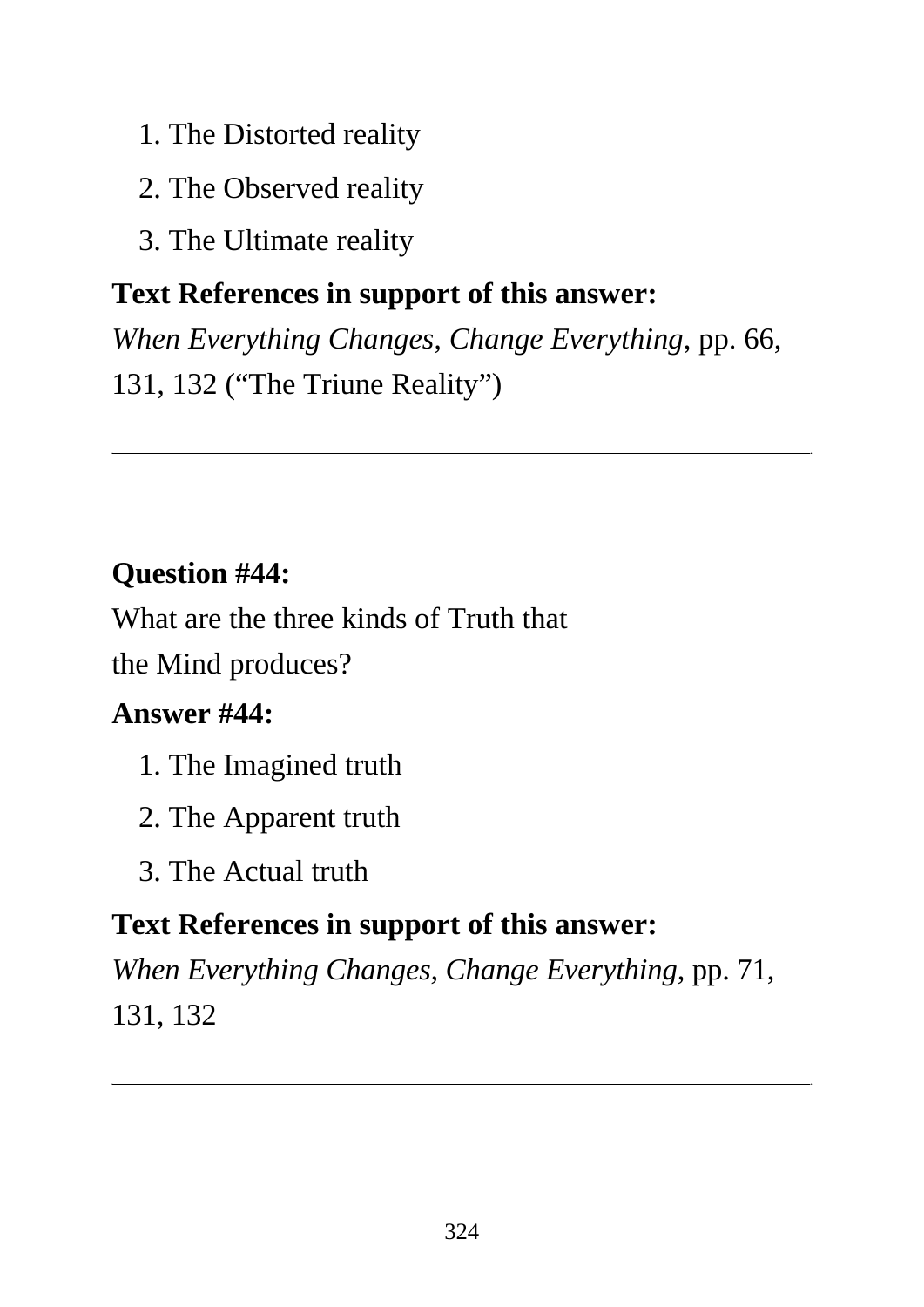1. The Distorted reality
2. The Observed reality
3. The Ultimate reality

**Text References in support of this answer:**

*When Everything Changes, Change Everything*, pp. 66, 131, 132 ("The Triune Reality")

---

**Question #44:**

What are the three kinds of Truth that the Mind produces?

**Answer #44:**

1. The Imagined truth
2. The Apparent truth
3. The Actual truth

**Text References in support of this answer:**

*When Everything Changes, Change Everything*, pp. 71, 131, 132

---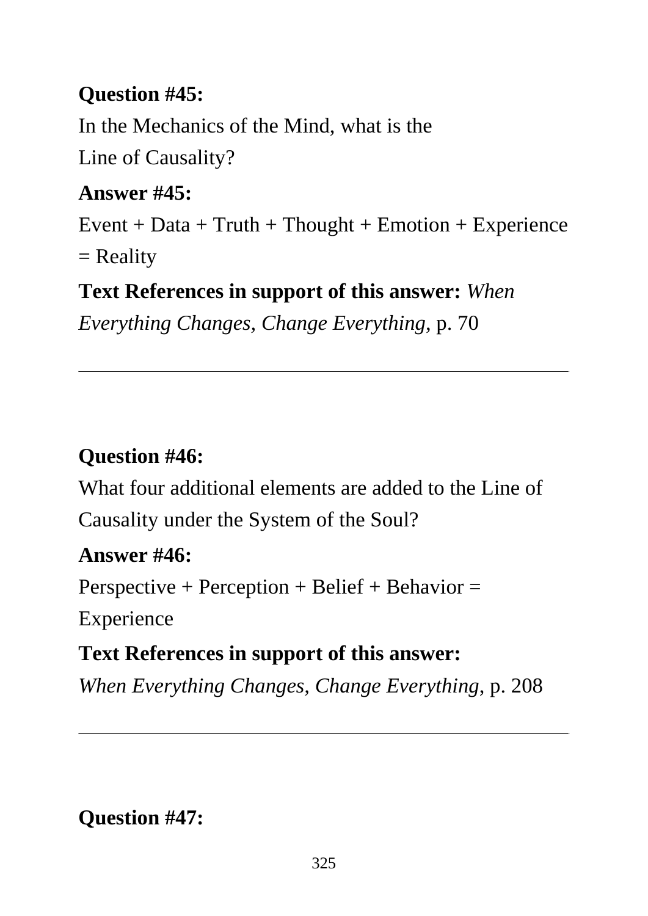**Question #45:**

In the Mechanics of the Mind, what is the Line of Causality?

**Answer #45:**

Event + Data + Truth + Thought + Emotion + Experience = Reality

**Text References in support of this answer:** *When Everything Changes, Change Everything*, p. 70

---

**Question #46:**

What four additional elements are added to the Line of Causality under the System of the Soul?

**Answer #46:**

Perspective + Perception + Belief + Behavior = Experience

**Text References in support of this answer:** *When Everything Changes, Change Everything*, p. 208

---

**Question #47:**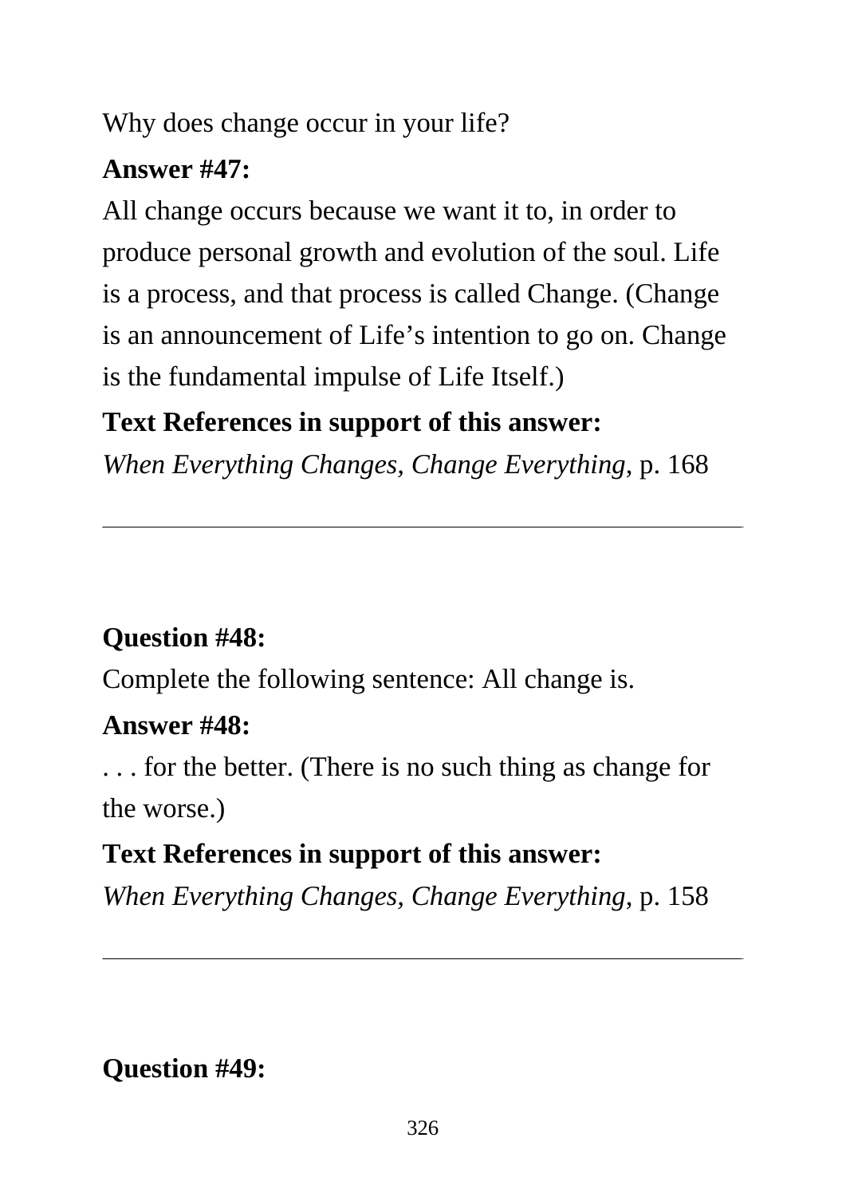Why does change occur in your life?

**Answer #47:**

All change occurs because we want it to, in order to produce personal growth and evolution of the soul. Life is a process, and that process is called Change. (Change is an announcement of Life's intention to go on. Change is the fundamental impulse of Life Itself.)

**Text References in support of this answer:**

*When Everything Changes, Change Everything*, p. 168

---

**Question #48:**

Complete the following sentence: All change is.

**Answer #48:**

. . . for the better. (There is no such thing as change for the worse.)

**Text References in support of this answer:**

*When Everything Changes, Change Everything*, p. 158

---

**Question #49:**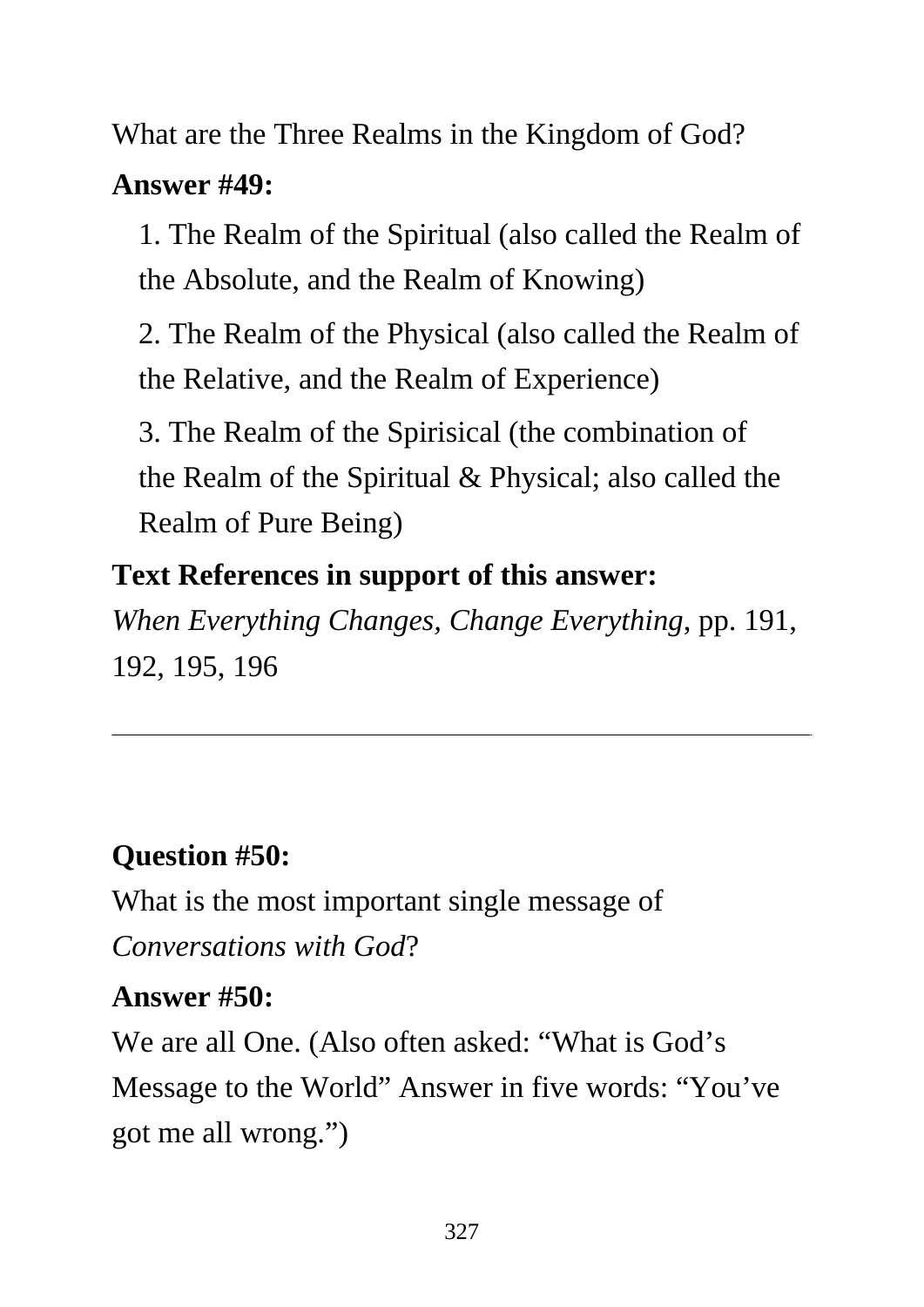What are the Three Realms in the Kingdom of God?

**Answer #49:**

1. The Realm of the Spiritual (also called the Realm of the Absolute, and the Realm of Knowing)
2. The Realm of the Physical (also called the Realm of the Relative, and the Realm of Experience)
3. The Realm of the Spirisical (the combination of the Realm of the Spiritual & Physical; also called the Realm of Pure Being)

**Text References in support of this answer:**
*When Everything Changes, Change Everything*, pp. 191, 192, 195, 196

---

**Question #50:**

What is the most important single message of *Conversations with God*?

**Answer #50:**

We are all One. (Also often asked: “What is God’s Message to the World” Answer in five words: “You’ve got me all wrong.”)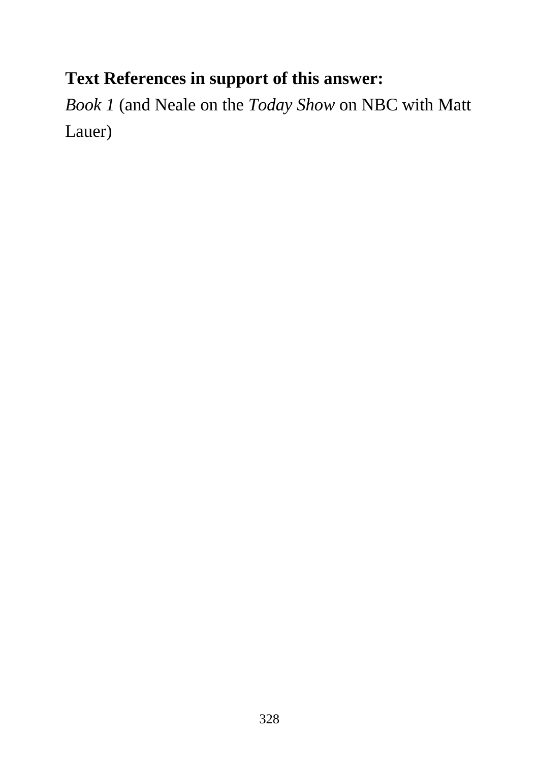**Text References in support of this answer:**

*Book 1* (and Neale on the *Today Show* on NBC with Matt Lauer)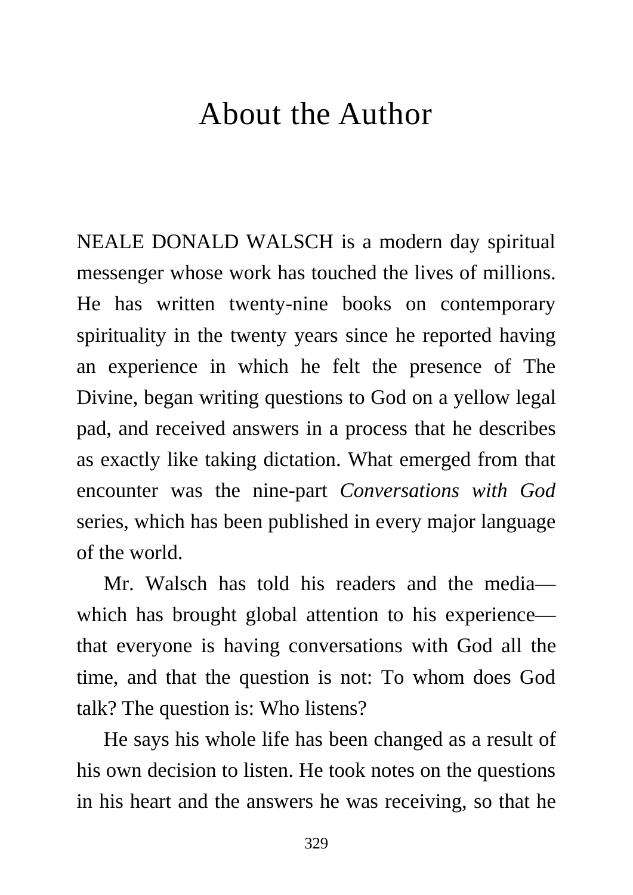# About the Author

NEALE DONALD WALSCH is a modern day spiritual messenger whose work has touched the lives of millions. He has written twenty-nine books on contemporary spirituality in the twenty years since he reported having an experience in which he felt the presence of The Divine, began writing questions to God on a yellow legal pad, and received answers in a process that he describes as exactly like taking dictation. What emerged from that encounter was the nine-part *Conversations with God* series, which has been published in every major language of the world.

Mr. Walsch has told his readers and the media—which has brought global attention to his experience—that everyone is having conversations with God all the time, and that the question is not: To whom does God talk? The question is: Who listens?

He says his whole life has been changed as a result of his own decision to listen. He took notes on the questions in his heart and the answers he was receiving, so that he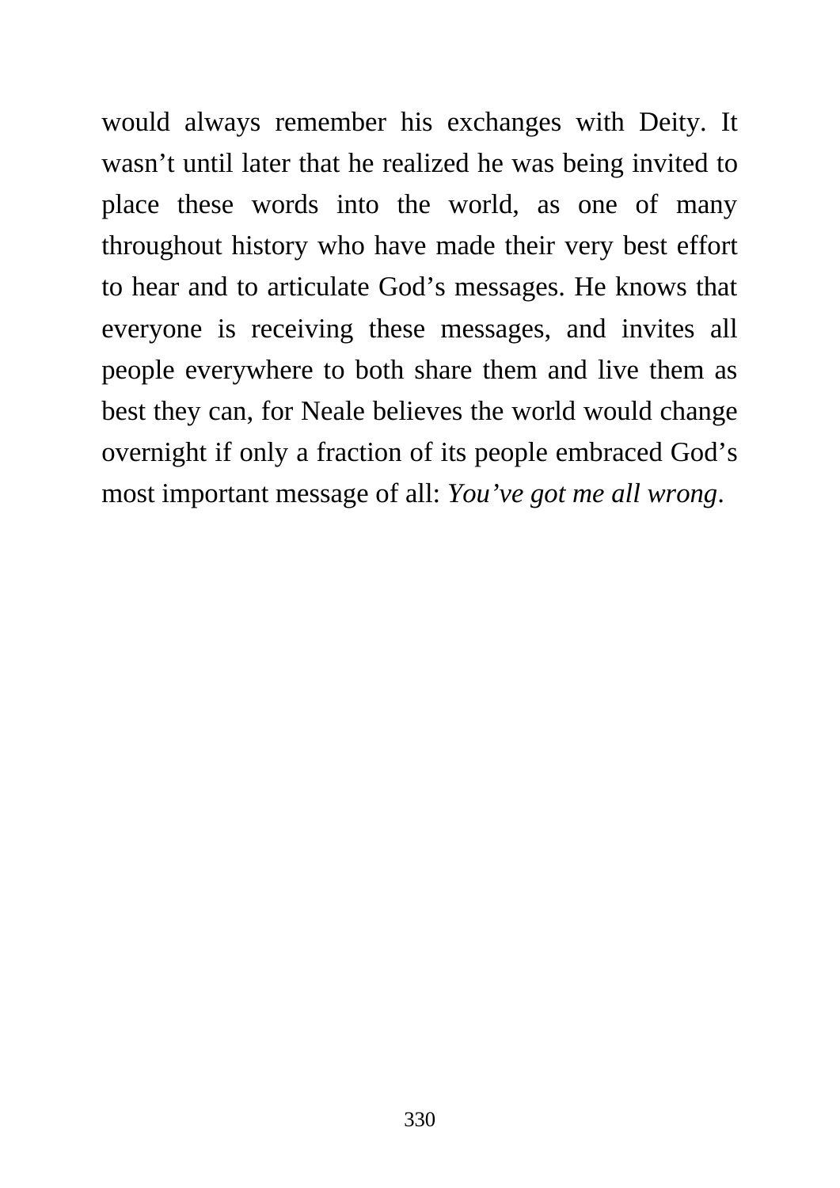would always remember his exchanges with Deity. It wasn’t until later that he realized he was being invited to place these words into the world, as one of many throughout history who have made their very best effort to hear and to articulate God’s messages. He knows that everyone is receiving these messages, and invites all people everywhere to both share them and live them as best they can, for Neale believes the world would change overnight if only a fraction of its people embraced God’s most important message of all: *You’ve got me all wrong*.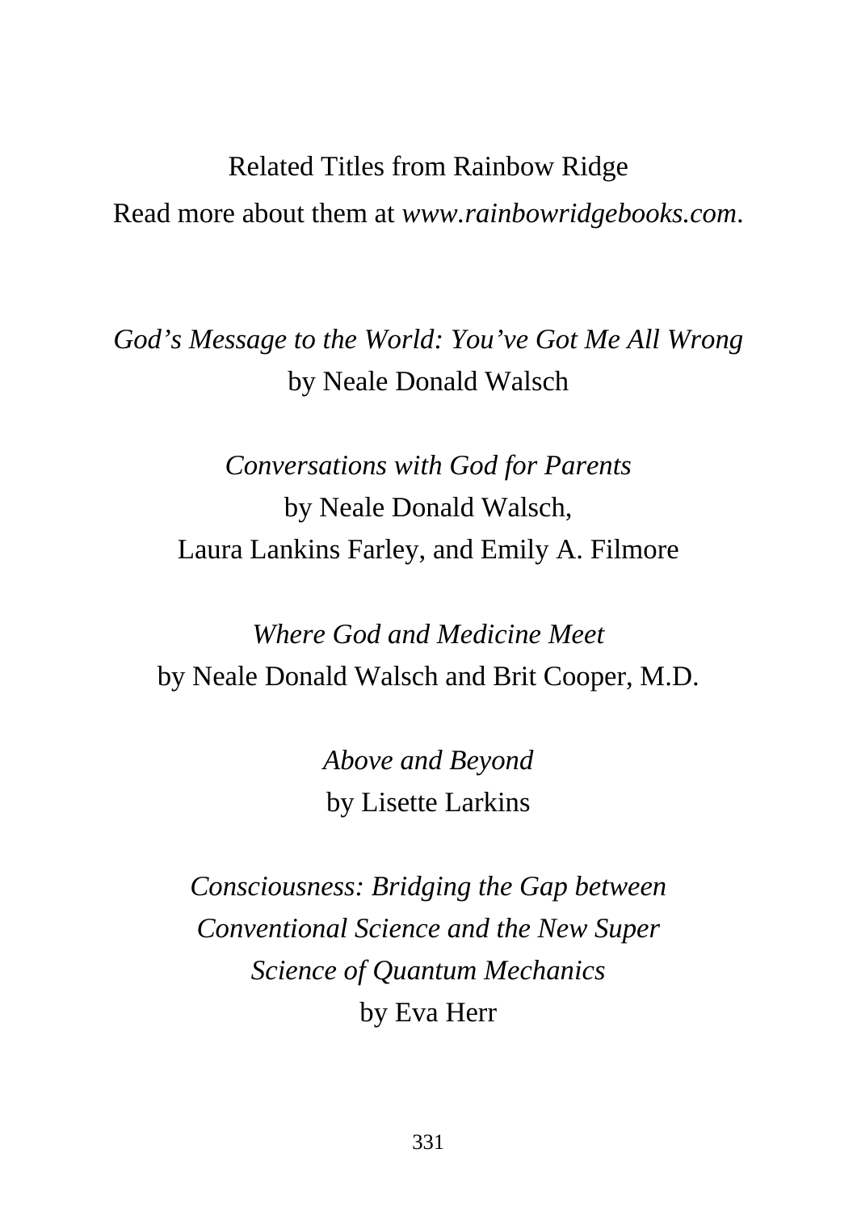Related Titles from Rainbow Ridge

Read more about them at *www.rainbowridgebooks.com*.

*God's Message to the World: You've Got Me All Wrong*
by Neale Donald Walsch

*Conversations with God for Parents*
by Neale Donald Walsch,
Laura Lankins Farley, and Emily A. Filmore

*Where God and Medicine Meet*
by Neale Donald Walsch and Brit Cooper, M.D.

*Above and Beyond*
by Lisette Larkins

*Consciousness: Bridging the Gap between Conventional Science and the New Super Science of Quantum Mechanics*
by Eva Herr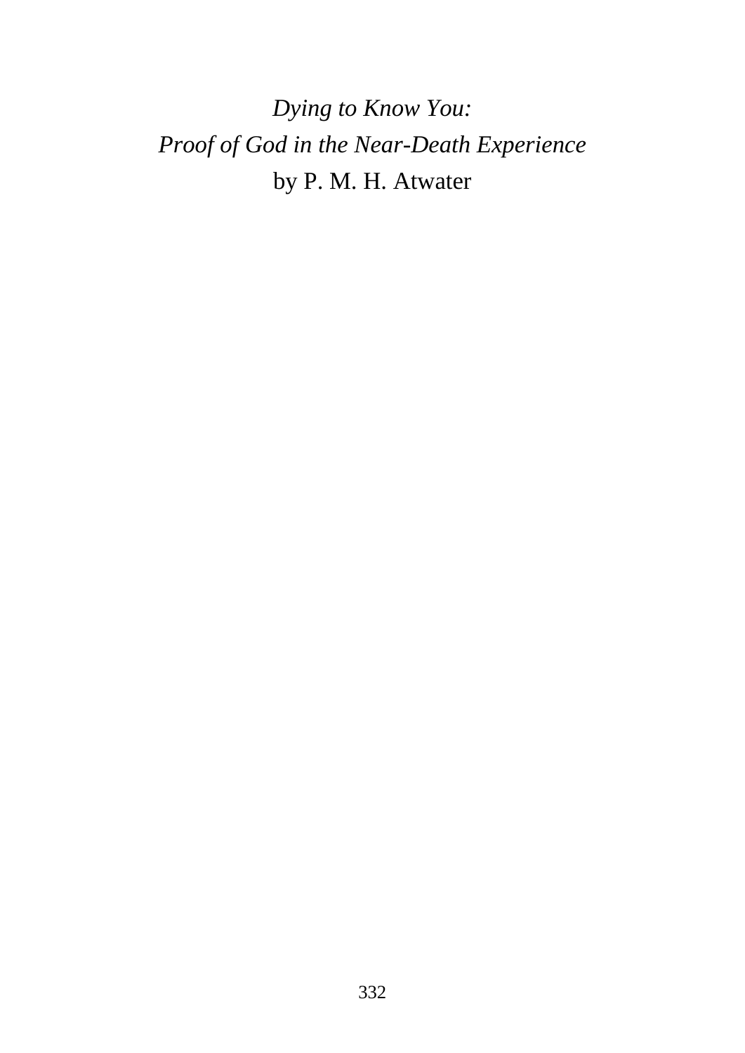*Dying to Know You:*
*Proof of God in the Near-Death Experience*
by P. M. H. Atwater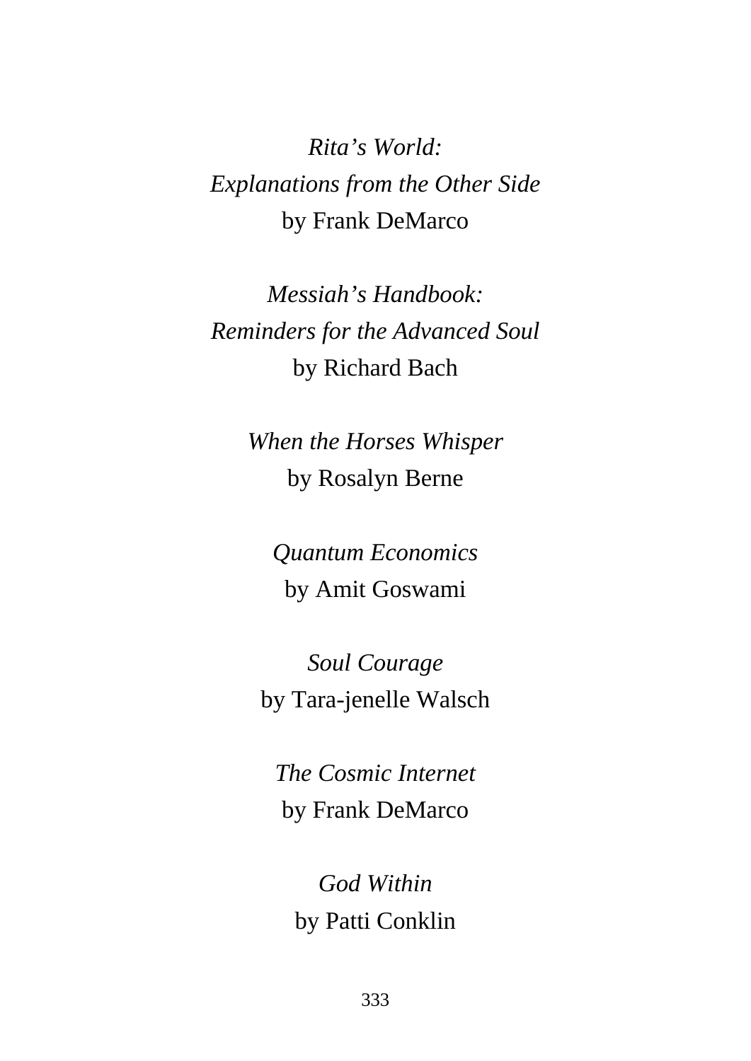*Rita's World:*
*Explanations from the Other Side*
by Frank DeMarco

*Messiah's Handbook:*
*Reminders for the Advanced Soul*
by Richard Bach

*When the Horses Whisper*
by Rosalyn Berne

*Quantum Economics*
by Amit Goswami

*Soul Courage*
by Tara-jenelle Walsch

*The Cosmic Internet*
by Frank DeMarco

*God Within*
by Patti Conklin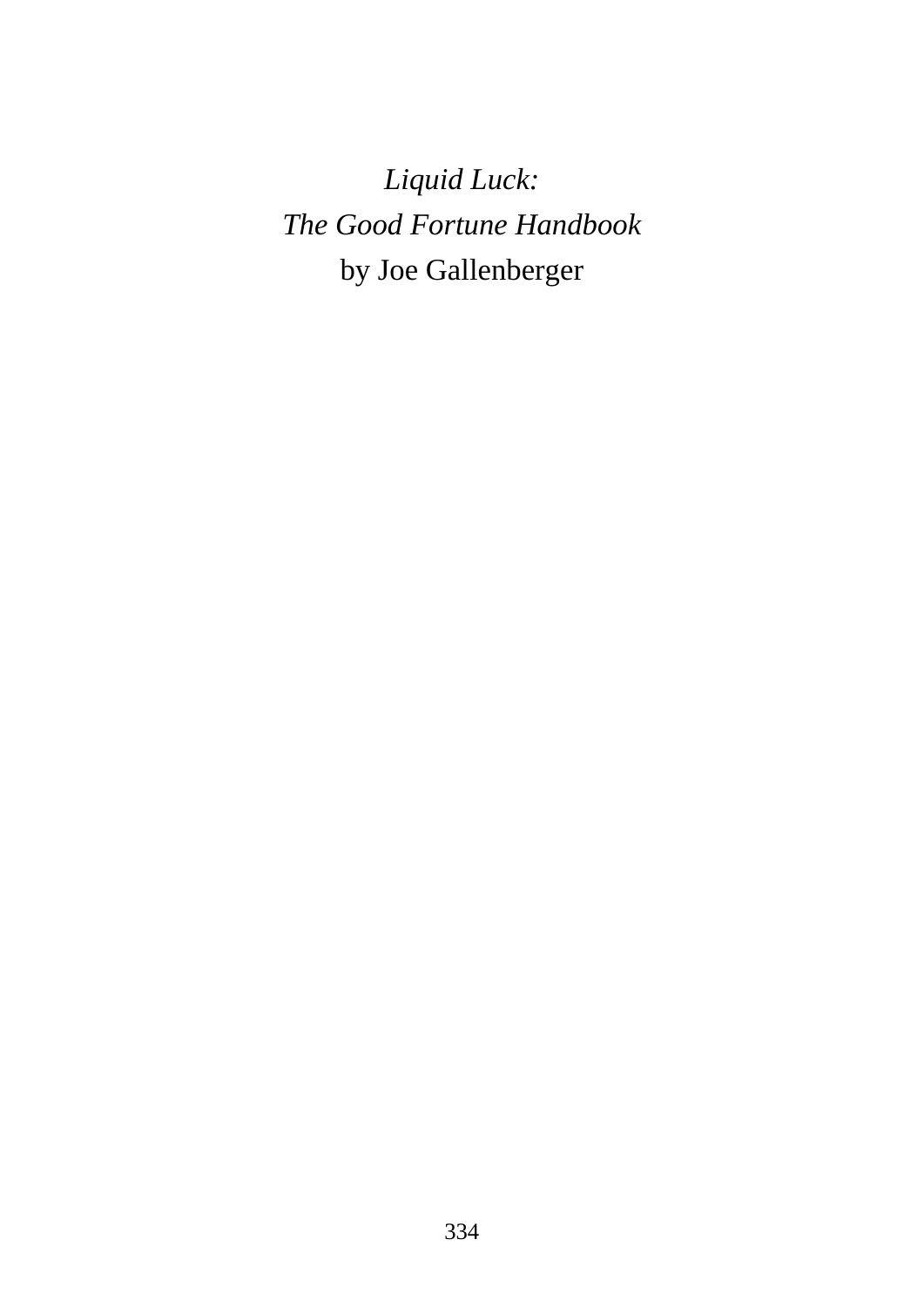*Liquid Luck:*
*The Good Fortune Handbook*
by Joe Gallenberger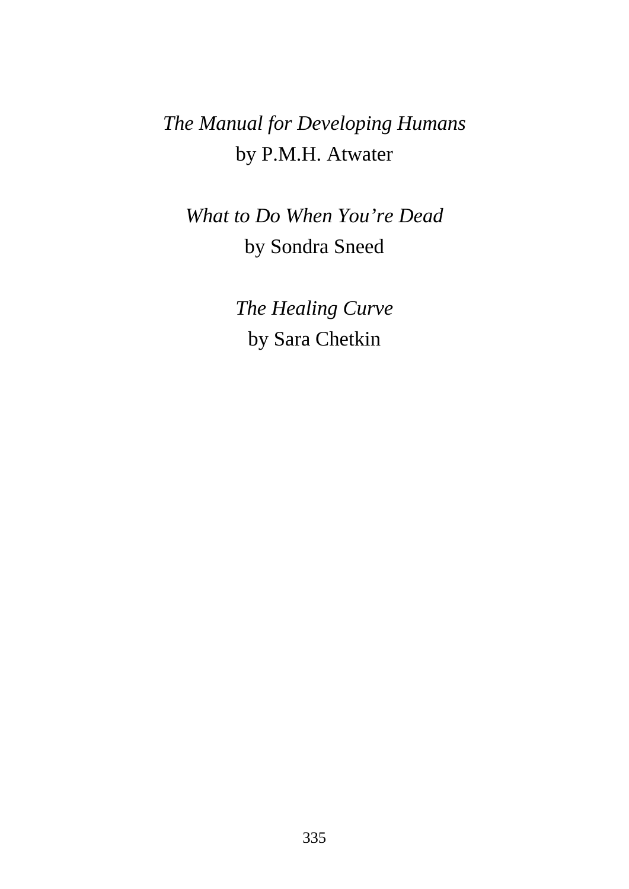*The Manual for Developing Humans*
by P.M.H. Atwater

*What to Do When You're Dead*
by Sondra Sneed

*The Healing Curve*
by Sara Chetkin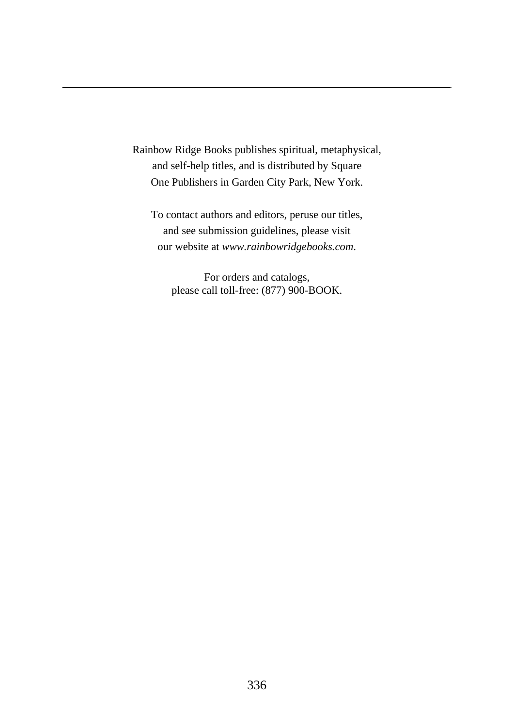Rainbow Ridge Books publishes spiritual, metaphysical, and self-help titles, and is distributed by Square One Publishers in Garden City Park, New York.

To contact authors and editors, peruse our titles, and see submission guidelines, please visit our website at *www.rainbowridgebooks.com*.

For orders and catalogs, please call toll-free: (877) 900-BOOK.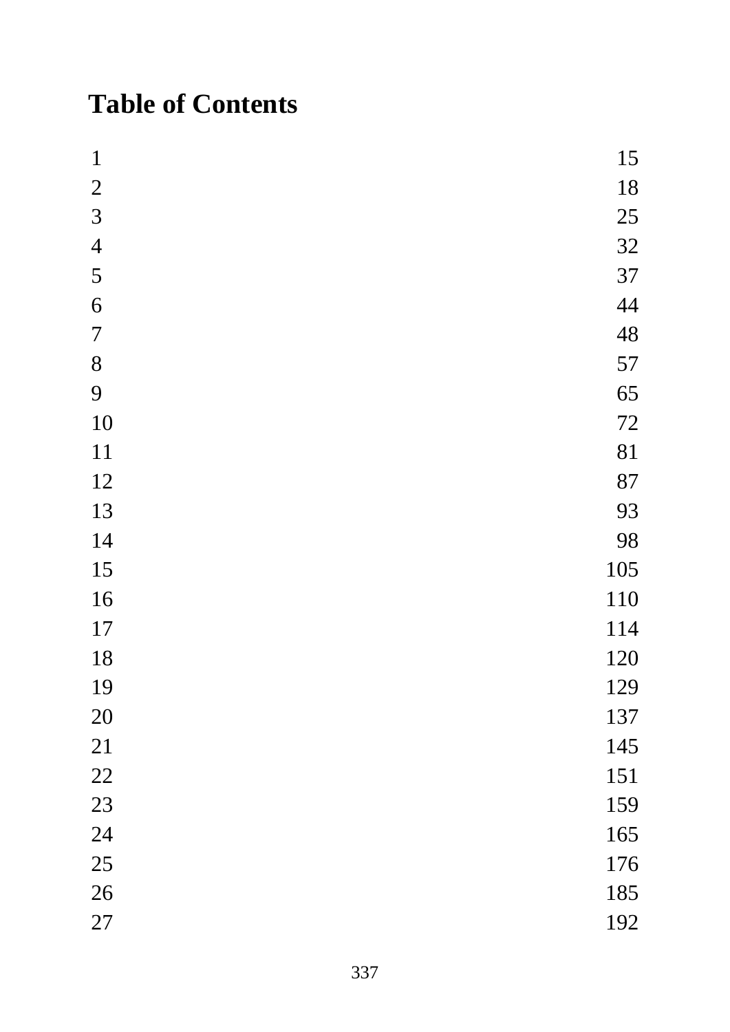# Table of Contents

| | |
|---|---|
| 1 | 15 |
| 2 | 18 |
| 3 | 25 |
| 4 | 32 |
| 5 | 37 |
| 6 | 44 |
| 7 | 48 |
| 8 | 57 |
| 9 | 65 |
| 10 | 72 |
| 11 | 81 |
| 12 | 87 |
| 13 | 93 |
| 14 | 98 |
| 15 | 105 |
| 16 | 110 |
| 17 | 114 |
| 18 | 120 |
| 19 | 129 |
| 20 | 137 |
| 21 | 145 |
| 22 | 151 |
| 23 | 159 |
| 24 | 165 |
| 25 | 176 |
| 26 | 185 |
| 27 | 192 |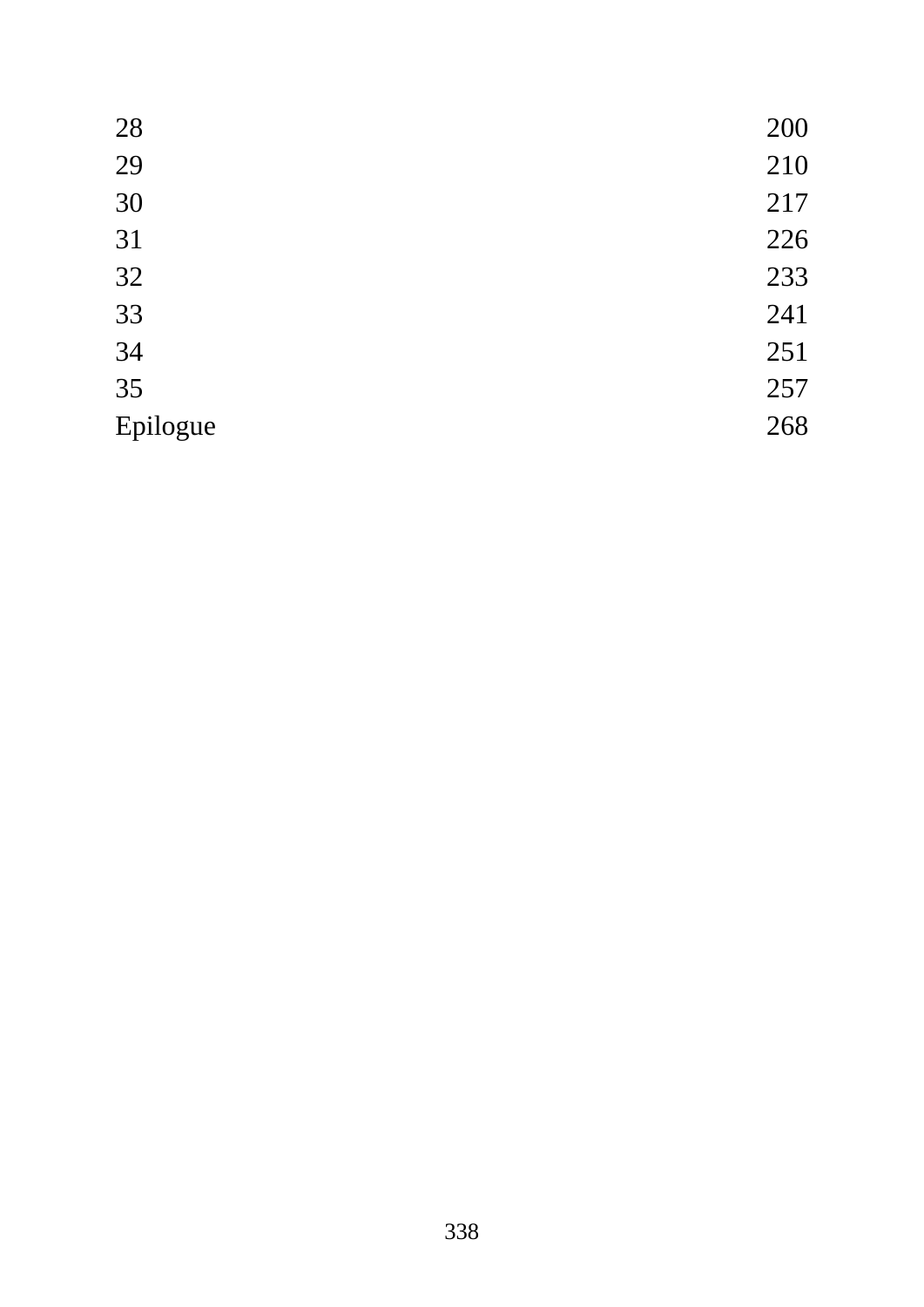| | |
|---|---|
| 28 | 200 |
| 29 | 210 |
| 30 | 217 |
| 31 | 226 |
| 32 | 233 |
| 33 | 241 |
| 34 | 251 |
| 35 | 257 |
| Epilogue | 268 |